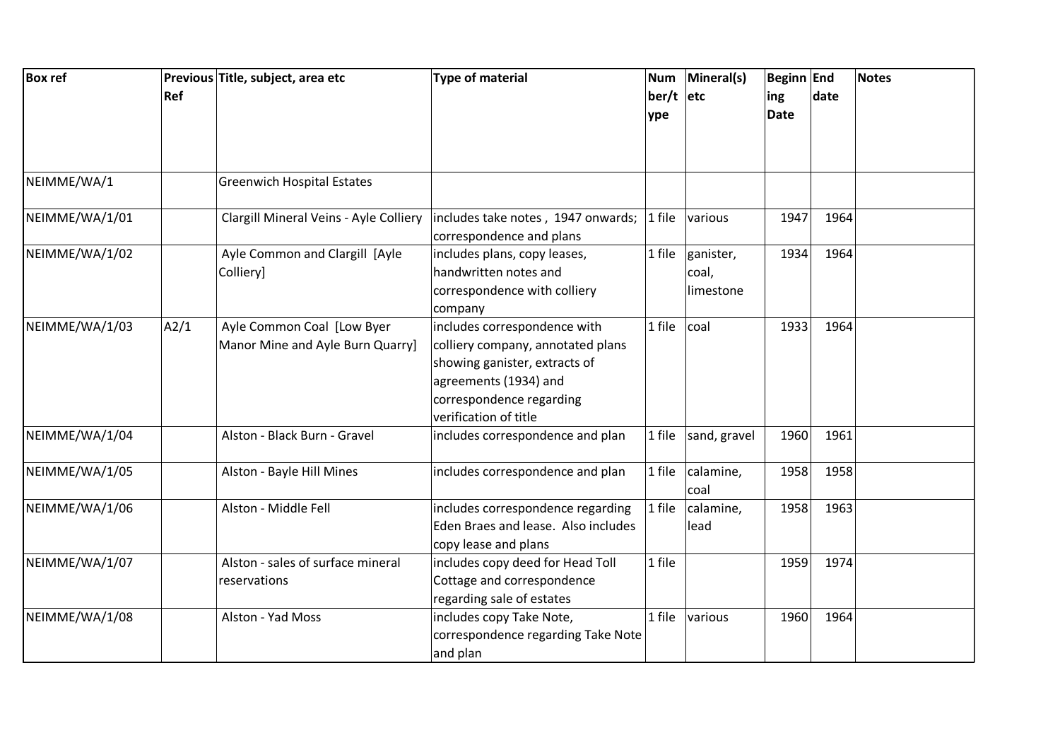| Box ref | Previous Ref | Title, subject, area etc | Type of material | Number/type | Mineral(s) etc | Beginning Date | End date | Notes |
|---|---|---|---|---|---|---|---|---|
| NEIMME/WA/1 | | Greenwich Hospital Estates | | | | | | |
| NEIMME/WA/1/01 | | Clargill Mineral Veins - Ayle Colliery | includes take notes , 1947 onwards; correspondence and plans | 1 file | various | 1947 | 1964 | |
| NEIMME/WA/1/02 | | Ayle Common and Clargill [Ayle Colliery] | includes plans, copy leases, handwritten notes and correspondence with colliery company | 1 file | ganister, coal, limestone | 1934 | 1964 | |
| NEIMME/WA/1/03 | A2/1 | Ayle Common Coal [Low Byer Manor Mine and Ayle Burn Quarry] | includes correspondence with colliery company, annotated plans showing ganister, extracts of agreements (1934) and correspondence regarding verification of title | 1 file | coal | 1933 | 1964 | |
| NEIMME/WA/1/04 | | Alston - Black Burn - Gravel | includes correspondence and plan | 1 file | sand, gravel | 1960 | 1961 | |
| NEIMME/WA/1/05 | | Alston - Bayle Hill Mines | includes correspondence and plan | 1 file | calamine, coal | 1958 | 1958 | |
| NEIMME/WA/1/06 | | Alston - Middle Fell | includes correspondence regarding Eden Braes and lease. Also includes copy lease and plans | 1 file | calamine, lead | 1958 | 1963 | |
| NEIMME/WA/1/07 | | Alston - sales of surface mineral reservations | includes copy deed for Head Toll Cottage and correspondence regarding sale of estates | 1 file | | 1959 | 1974 | |
| NEIMME/WA/1/08 | | Alston - Yad Moss | includes copy Take Note, correspondence regarding Take Note and plan | 1 file | various | 1960 | 1964 | |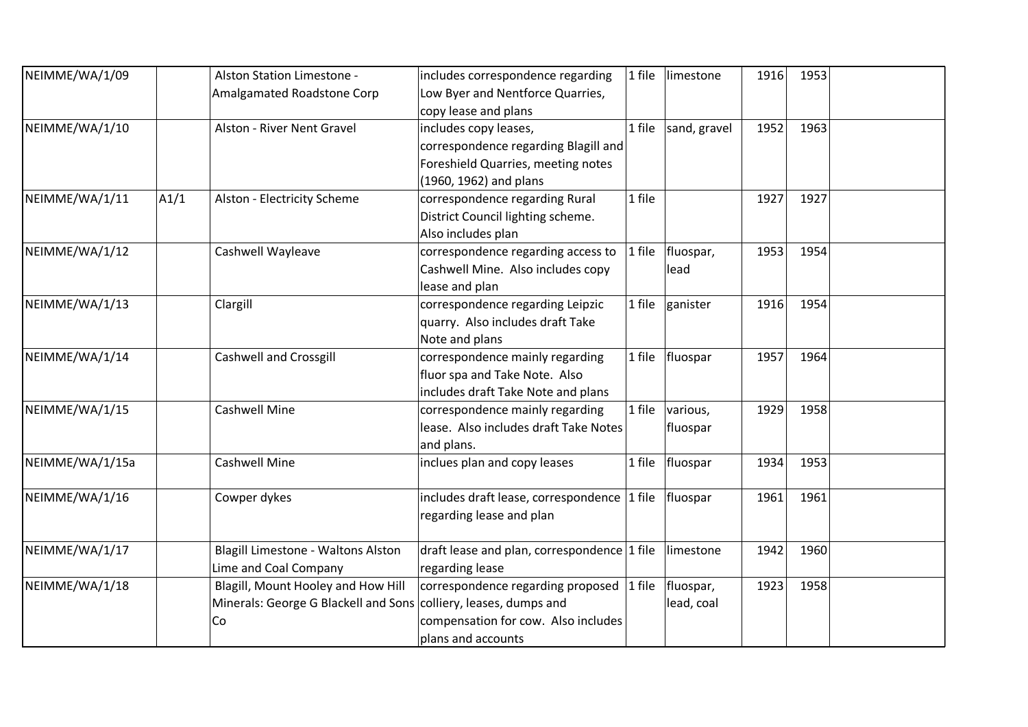| | | | | | | | | |
|---|---|---|---|---|---|---|---|---|
| NEIMME/WA/1/09 | | Alston Station Limestone - Amalgamated Roadstone Corp | includes correspondence regarding Low Byer and Nentforce Quarries, copy lease and plans | 1 file | limestone | 1916 | 1953 | |
| NEIMME/WA/1/10 | | Alston - River Nent Gravel | includes copy leases, correspondence regarding Blagill and Foreshield Quarries, meeting notes (1960, 1962) and plans | 1 file | sand, gravel | 1952 | 1963 | |
| NEIMME/WA/1/11 | A1/1 | Alston - Electricity Scheme | correspondence regarding Rural District Council lighting scheme. Also includes plan | 1 file | | 1927 | 1927 | |
| NEIMME/WA/1/12 | | Cashwell Wayleave | correspondence regarding access to Cashwell Mine. Also includes copy lease and plan | 1 file | fluospar, lead | 1953 | 1954 | |
| NEIMME/WA/1/13 | | Clargill | correspondence regarding Leipzic quarry. Also includes draft Take Note and plans | 1 file | ganister | 1916 | 1954 | |
| NEIMME/WA/1/14 | | Cashwell and Crossgill | correspondence mainly regarding fluor spa and Take Note. Also includes draft Take Note and plans | 1 file | fluospar | 1957 | 1964 | |
| NEIMME/WA/1/15 | | Cashwell Mine | correspondence mainly regarding lease. Also includes draft Take Notes and plans. | 1 file | various, fluospar | 1929 | 1958 | |
| NEIMME/WA/1/15a | | Cashwell Mine | inclues plan and copy leases | 1 file | fluospar | 1934 | 1953 | |
| NEIMME/WA/1/16 | | Cowper dykes | includes draft lease, correspondence regarding lease and plan | 1 file | fluospar | 1961 | 1961 | |
| NEIMME/WA/1/17 | | Blagill Limestone - Waltons Alston Lime and Coal Company | draft lease and plan, correspondence regarding lease | 1 file | limestone | 1942 | 1960 | |
| NEIMME/WA/1/18 | | Blagill, Mount Hooley and How Hill Minerals: George G Blackell and Sons Co | correspondence regarding proposed colliery, leases, dumps and compensation for cow. Also includes plans and accounts | 1 file | fluospar, lead, coal | 1923 | 1958 | |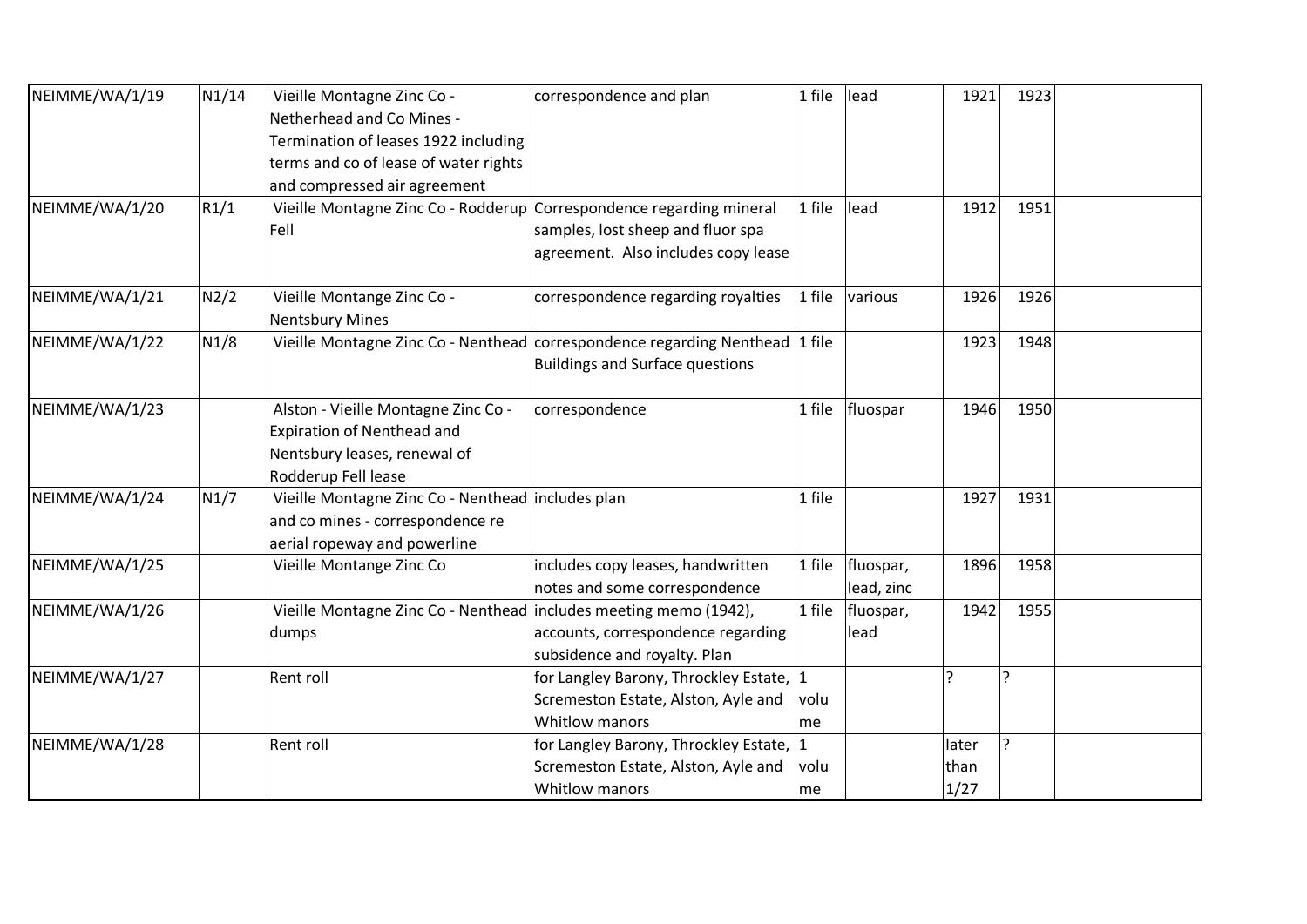| | | | | | | | | |
|---|---|---|---|---|---|---|---|---|
| NEIMME/WA/1/19 | N1/14 | Vieille Montagne Zinc Co - Netherhead and Co Mines - Termination of leases 1922 including terms and co of lease of water rights and compressed air agreement | correspondence and plan | 1 file | lead | 1921 | 1923 | |
| NEIMME/WA/1/20 | R1/1 | Vieille Montagne Zinc Co - Rodderup Fell | Correspondence regarding mineral samples, lost sheep and fluor spa agreement. Also includes copy lease | 1 file | lead | 1912 | 1951 | |
| NEIMME/WA/1/21 | N2/2 | Vieille Montange Zinc Co - Nentsbury Mines | correspondence regarding royalties | 1 file | various | 1926 | 1926 | |
| NEIMME/WA/1/22 | N1/8 | Vieille Montagne Zinc Co - Nenthead | correspondence regarding Nenthead Buildings and Surface questions | 1 file | | 1923 | 1948 | |
| NEIMME/WA/1/23 | | Alston - Vieille Montagne Zinc Co - Expiration of Nenthead and Nentsbury leases, renewal of Rodderup Fell lease | correspondence | 1 file | fluospar | 1946 | 1950 | |
| NEIMME/WA/1/24 | N1/7 | Vieille Montagne Zinc Co - Nenthead and co mines - correspondence re aerial ropeway and powerline | includes plan | 1 file | | 1927 | 1931 | |
| NEIMME/WA/1/25 | | Vieille Montange Zinc Co | includes copy leases, handwritten notes and some correspondence | 1 file | fluospar, lead, zinc | 1896 | 1958 | |
| NEIMME/WA/1/26 | | Vieille Montagne Zinc Co - Nenthead dumps | includes meeting memo (1942), accounts, correspondence regarding subsidence and royalty. Plan | 1 file | fluospar, lead | 1942 | 1955 | |
| NEIMME/WA/1/27 | | Rent roll | for Langley Barony, Throckley Estate, Scremeston Estate, Alston, Ayle and Whitlow manors | 1 volume | | ? | ? | |
| NEIMME/WA/1/28 | | Rent roll | for Langley Barony, Throckley Estate, Scremeston Estate, Alston, Ayle and Whitlow manors | 1 volume | | later than 1/27 | ? | |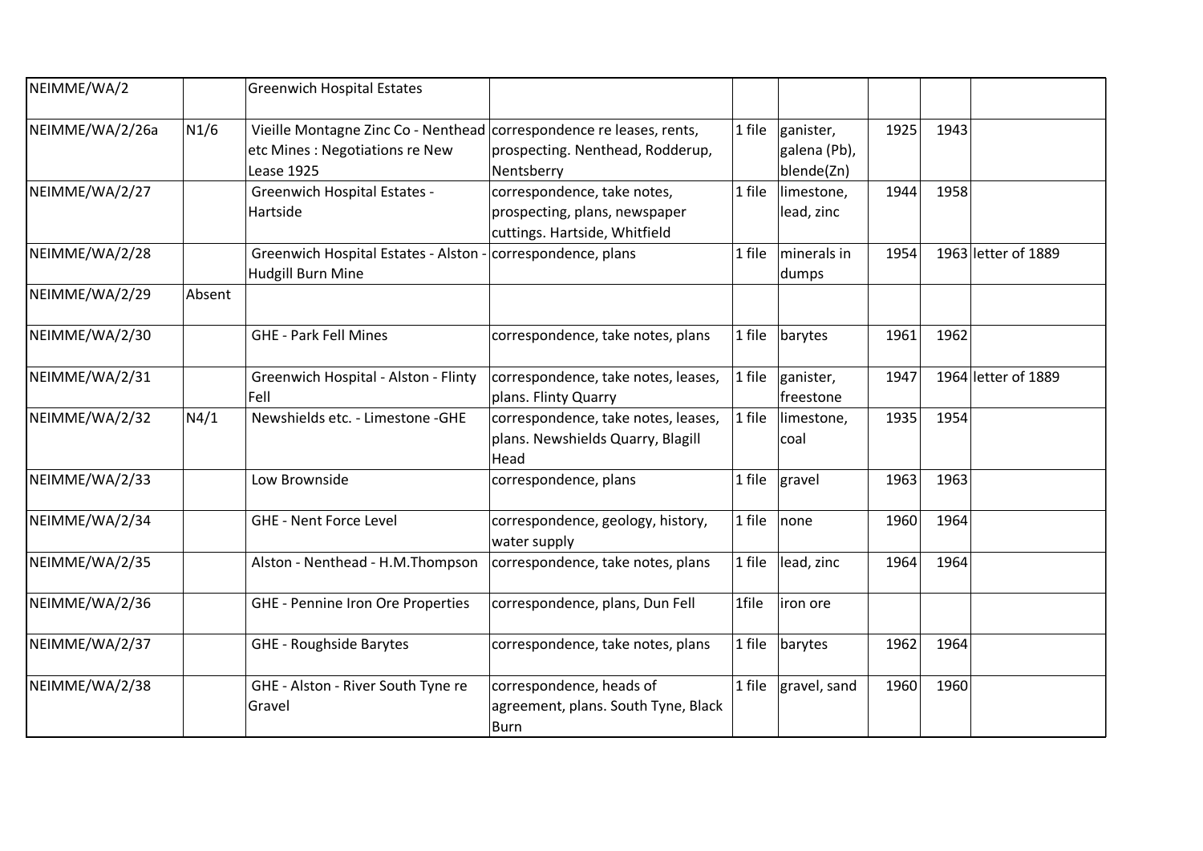| | | | | | | | | |
|---|---|---|---|---|---|---|---|---|
| NEIMME/WA/2 | | Greenwich Hospital Estates | | | | | | |
| NEIMME/WA/2/26a | N1/6 | Vieille Montagne Zinc Co - Nenthead etc Mines : Negotiations re New Lease 1925 | correspondence re leases, rents, prospecting. Nenthead, Rodderup, Nentsberry | 1 file | ganister, galena (Pb), blende(Zn) | 1925 | 1943 | |
| NEIMME/WA/2/27 | | Greenwich Hospital Estates - Hartside | correspondence, take notes, prospecting, plans, newspaper cuttings. Hartside, Whitfield | 1 file | limestone, lead, zinc | 1944 | 1958 | |
| NEIMME/WA/2/28 | | Greenwich Hospital Estates - Alston - Hudgill Burn Mine | correspondence, plans | 1 file | minerals in dumps | 1954 | 1963 | letter of 1889 |
| NEIMME/WA/2/29 | Absent | | | | | | | |
| NEIMME/WA/2/30 | | GHE - Park Fell Mines | correspondence, take notes, plans | 1 file | barytes | 1961 | 1962 | |
| NEIMME/WA/2/31 | | Greenwich Hospital - Alston - Flinty Fell | correspondence, take notes, leases, plans. Flinty Quarry | 1 file | ganister, freestone | 1947 | 1964 | letter of 1889 |
| NEIMME/WA/2/32 | N4/1 | Newshields etc. - Limestone -GHE | correspondence, take notes, leases, plans. Newshields Quarry, Blagill Head | 1 file | limestone, coal | 1935 | 1954 | |
| NEIMME/WA/2/33 | | Low Brownside | correspondence, plans | 1 file | gravel | 1963 | 1963 | |
| NEIMME/WA/2/34 | | GHE - Nent Force Level | correspondence, geology, history, water supply | 1 file | none | 1960 | 1964 | |
| NEIMME/WA/2/35 | | Alston - Nenthead - H.M.Thompson | correspondence, take notes, plans | 1 file | lead, zinc | 1964 | 1964 | |
| NEIMME/WA/2/36 | | GHE - Pennine Iron Ore Properties | correspondence, plans, Dun Fell | 1file | iron ore | | | |
| NEIMME/WA/2/37 | | GHE - Roughside Barytes | correspondence, take notes, plans | 1 file | barytes | 1962 | 1964 | |
| NEIMME/WA/2/38 | | GHE - Alston - River South Tyne re Gravel | correspondence, heads of agreement, plans. South Tyne, Black Burn | 1 file | gravel, sand | 1960 | 1960 | |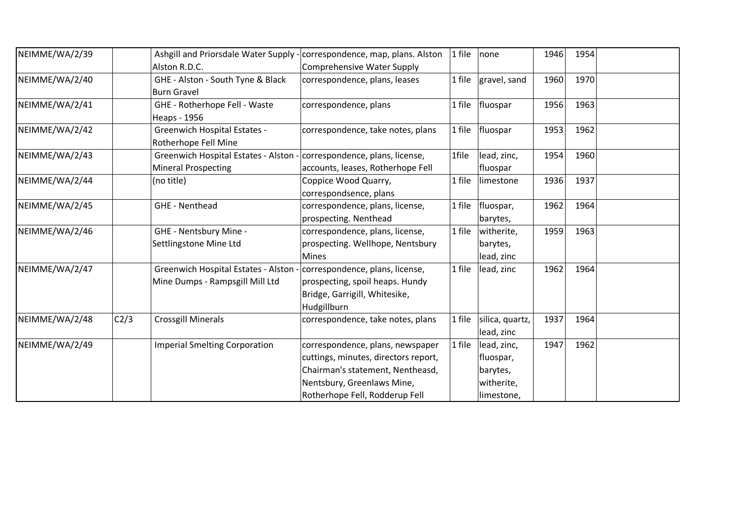| | | | | | | | | |
|---|---|---|---|---|---|---|---|---|
| NEIMME/WA/2/39 | | Ashgill and Priorsdale Water Supply - Alston R.D.C. | correspondence, map, plans. Alston Comprehensive Water Supply | 1 file | none | 1946 | 1954 | |
| NEIMME/WA/2/40 | | GHE - Alston - South Tyne & Black Burn Gravel | correspondence, plans, leases | 1 file | gravel, sand | 1960 | 1970 | |
| NEIMME/WA/2/41 | | GHE - Rotherhope Fell - Waste Heaps - 1956 | correspondence, plans | 1 file | fluospar | 1956 | 1963 | |
| NEIMME/WA/2/42 | | Greenwich Hospital Estates - Rotherhope Fell Mine | correspondence, take notes, plans | 1 file | fluospar | 1953 | 1962 | |
| NEIMME/WA/2/43 | | Greenwich Hospital Estates - Alston - Mineral Prospecting | correspondence, plans, license, accounts, leases, Rotherhope Fell | 1file | lead, zinc, fluospar | 1954 | 1960 | |
| NEIMME/WA/2/44 | | (no title) | Coppice Wood Quarry, correspondsence, plans | 1 file | limestone | 1936 | 1937 | |
| NEIMME/WA/2/45 | | GHE - Nenthead | correspondence, plans, license, prospecting. Nenthead | 1 file | fluospar, barytes, | 1962 | 1964 | |
| NEIMME/WA/2/46 | | GHE - Nentsbury Mine - Settlingstone Mine Ltd | correspondence, plans, license, prospecting. Wellhope, Nentsbury Mines | 1 file | witherite, barytes, lead, zinc | 1959 | 1963 | |
| NEIMME/WA/2/47 | | Greenwich Hospital Estates - Alston - Mine Dumps - Rampsgill Mill Ltd | correspondence, plans, license, prospecting, spoil heaps. Hundy Bridge, Garrigill, Whitesike, Hudgillburn | 1 file | lead, zinc | 1962 | 1964 | |
| NEIMME/WA/2/48 | C2/3 | Crossgill Minerals | correspondence, take notes, plans | 1 file | silica, quartz, lead, zinc | 1937 | 1964 | |
| NEIMME/WA/2/49 | | Imperial Smelting Corporation | correspondence, plans, newspaper cuttings, minutes, directors report, Chairman's statement, Nentheasd, Nentsbury, Greenlaws Mine, Rotherhope Fell, Rodderup Fell | 1 file | lead, zinc, fluospar, barytes, witherite, limestone, | 1947 | 1962 | |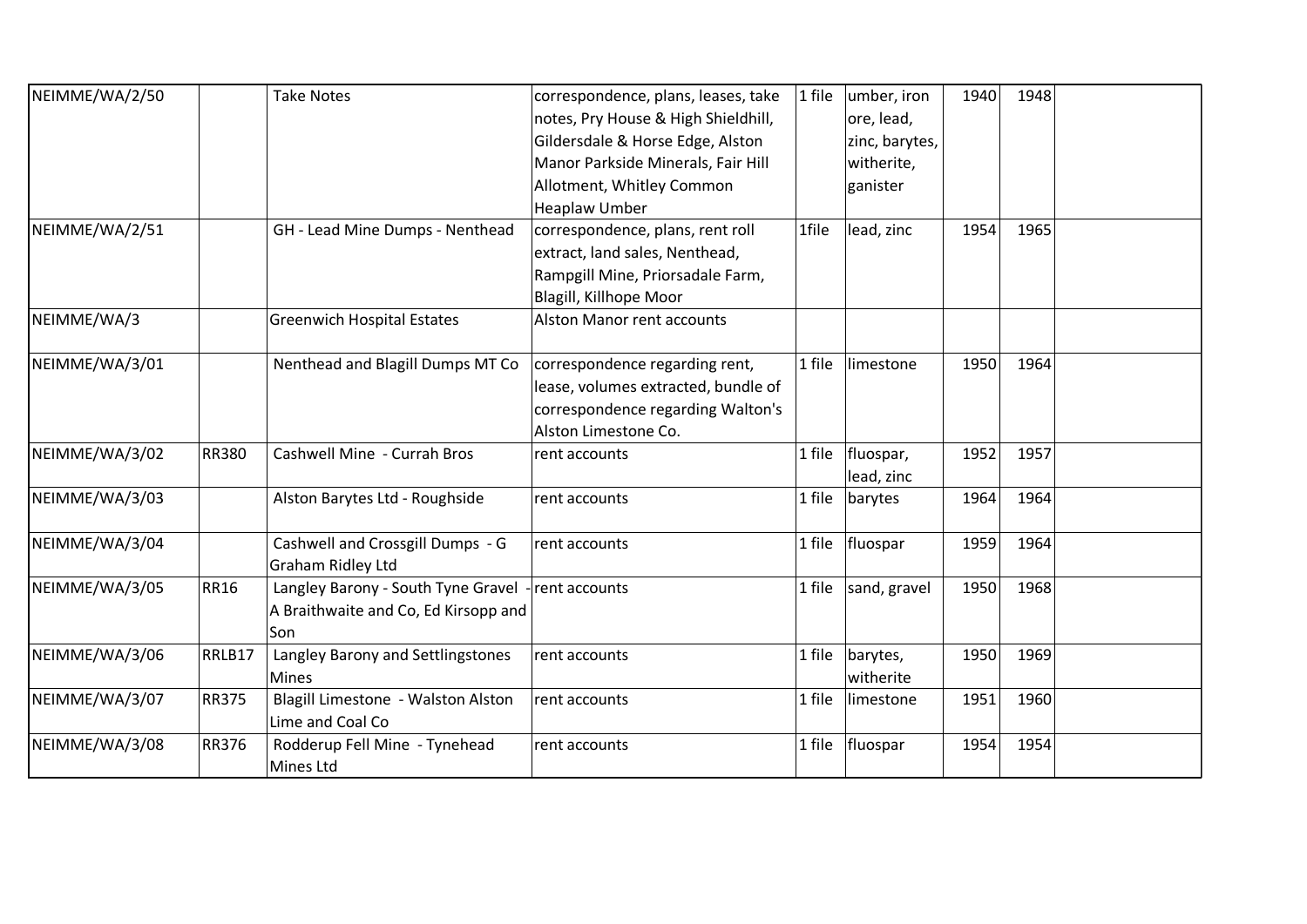| | | | | | | | | |
|---|---|---|---|---|---|---|---|---|
| NEIMME/WA/2/50 | | Take Notes | correspondence, plans, leases, take notes, Pry House & High Shieldhill, Gildersdale & Horse Edge, Alston Manor Parkside Minerals, Fair Hill Allotment, Whitley Common Heaplaw Umber | 1 file | umber, iron ore, lead, zinc, barytes, witherite, ganister | 1940 | 1948 | |
| NEIMME/WA/2/51 | | GH - Lead Mine Dumps - Nenthead | correspondence, plans, rent roll extract, land sales, Nenthead, Rampgill Mine, Priorsadale Farm, Blagill, Killhope Moor | 1file | lead, zinc | 1954 | 1965 | |
| NEIMME/WA/3 | | Greenwich Hospital Estates | Alston Manor rent accounts | | | | | |
| NEIMME/WA/3/01 | | Nenthead and Blagill Dumps MT Co | correspondence regarding rent, lease, volumes extracted, bundle of correspondence regarding Walton's Alston Limestone Co. | 1 file | limestone | 1950 | 1964 | |
| NEIMME/WA/3/02 | RR380 | Cashwell Mine - Currah Bros | rent accounts | 1 file | fluospar, lead, zinc | 1952 | 1957 | |
| NEIMME/WA/3/03 | | Alston Barytes Ltd - Roughside | rent accounts | 1 file | barytes | 1964 | 1964 | |
| NEIMME/WA/3/04 | | Cashwell and Crossgill Dumps - G Graham Ridley Ltd | rent accounts | 1 file | fluospar | 1959 | 1964 | |
| NEIMME/WA/3/05 | RR16 | Langley Barony - South Tyne Gravel - A Braithwaite and Co, Ed Kirsopp and Son | rent accounts | 1 file | sand, gravel | 1950 | 1968 | |
| NEIMME/WA/3/06 | RRLB17 | Langley Barony and Settlingstones Mines | rent accounts | 1 file | barytes, witherite | 1950 | 1969 | |
| NEIMME/WA/3/07 | RR375 | Blagill Limestone - Walston Alston Lime and Coal Co | rent accounts | 1 file | limestone | 1951 | 1960 | |
| NEIMME/WA/3/08 | RR376 | Rodderup Fell Mine - Tynehead Mines Ltd | rent accounts | 1 file | fluospar | 1954 | 1954 | |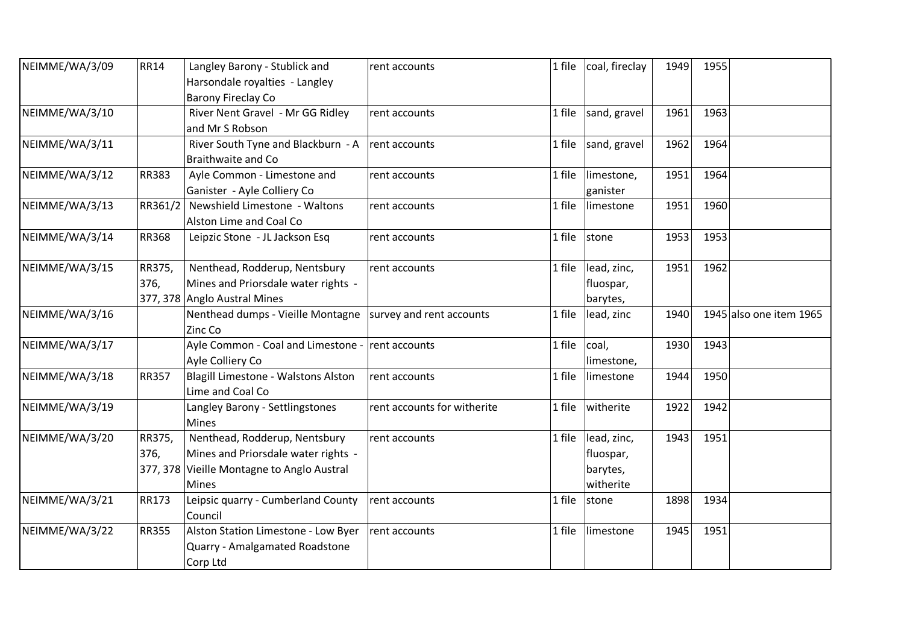| NEIMME/WA/3/09 | RR14 | Langley Barony - Stublick and Harsondale royalties - Langley Barony Fireclay Co | rent accounts | 1 file | coal, fireclay | 1949 | 1955 | |
|---|---|---|---|---|---|---|---|---|
| NEIMME/WA/3/10 | | River Nent Gravel - Mr GG Ridley and Mr S Robson | rent accounts | 1 file | sand, gravel | 1961 | 1963 | |
| NEIMME/WA/3/11 | | River South Tyne and Blackburn - A Braithwaite and Co | rent accounts | 1 file | sand, gravel | 1962 | 1964 | |
| NEIMME/WA/3/12 | RR383 | Ayle Common - Limestone and Ganister - Ayle Colliery Co | rent accounts | 1 file | limestone, ganister | 1951 | 1964 | |
| NEIMME/WA/3/13 | RR361/2 | Newshield Limestone - Waltons Alston Lime and Coal Co | rent accounts | 1 file | limestone | 1951 | 1960 | |
| NEIMME/WA/3/14 | RR368 | Leipzic Stone - JL Jackson Esq | rent accounts | 1 file | stone | 1953 | 1953 | |
| NEIMME/WA/3/15 | RR375, 376, 377, 378 | Nenthead, Rodderup, Nentsbury Mines and Priorsdale water rights - Anglo Austral Mines | rent accounts | 1 file | lead, zinc, fluospar, barytes, | 1951 | 1962 | |
| NEIMME/WA/3/16 | | Nenthead dumps - Vieille Montagne Zinc Co | survey and rent accounts | 1 file | lead, zinc | 1940 | 1945 | also one item 1965 |
| NEIMME/WA/3/17 | | Ayle Common - Coal and Limestone - Ayle Colliery Co | rent accounts | 1 file | coal, limestone, | 1930 | 1943 | |
| NEIMME/WA/3/18 | RR357 | Blagill Limestone - Walstons Alston Lime and Coal Co | rent accounts | 1 file | limestone | 1944 | 1950 | |
| NEIMME/WA/3/19 | | Langley Barony - Settlingstones Mines | rent accounts for witherite | 1 file | witherite | 1922 | 1942 | |
| NEIMME/WA/3/20 | RR375, 376, 377, 378 | Nenthead, Rodderup, Nentsbury Mines and Priorsdale water rights - Vieille Montagne to Anglo Austral Mines | rent accounts | 1 file | lead, zinc, fluospar, barytes, witherite | 1943 | 1951 | |
| NEIMME/WA/3/21 | RR173 | Leipsic quarry - Cumberland County Council | rent accounts | 1 file | stone | 1898 | 1934 | |
| NEIMME/WA/3/22 | RR355 | Alston Station Limestone - Low Byer Quarry - Amalgamated Roadstone Corp Ltd | rent accounts | 1 file | limestone | 1945 | 1951 | |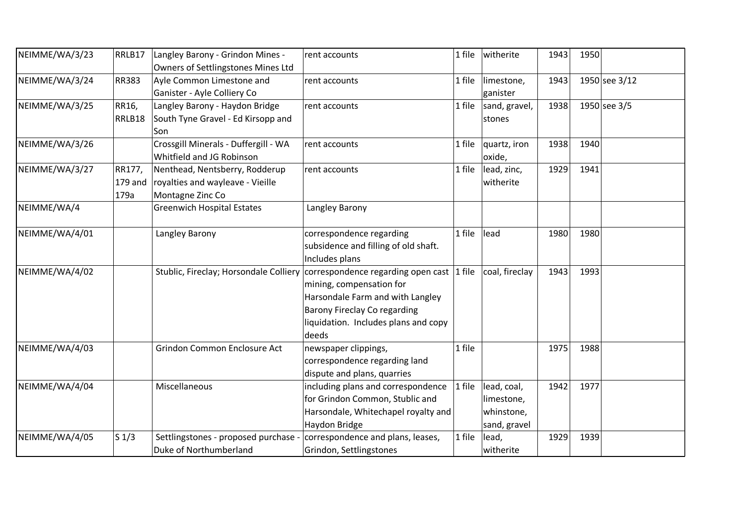| | | | | | | | | |
|---|---|---|---|---|---|---|---|---|
| NEIMME/WA/3/23 | RRLB17 | Langley Barony - Grindon Mines - Owners of Settlingstones Mines Ltd | rent accounts | 1 file | witherite | 1943 | 1950 | |
| NEIMME/WA/3/24 | RR383 | Ayle Common Limestone and Ganister - Ayle Colliery Co | rent accounts | 1 file | limestone, ganister | 1943 | 1950 | see 3/12 |
| NEIMME/WA/3/25 | RR16, RRLB18 | Langley Barony - Haydon Bridge South Tyne Gravel - Ed Kirsopp and Son | rent accounts | 1 file | sand, gravel, stones | 1938 | 1950 | see 3/5 |
| NEIMME/WA/3/26 | | Crossgill Minerals - Duffergill - WA Whitfield and JG Robinson | rent accounts | 1 file | quartz, iron oxide, | 1938 | 1940 | |
| NEIMME/WA/3/27 | RR177, 179 and 179a | Nenthead, Nentsberry, Rodderup royalties and wayleave - Vieille Montagne Zinc Co | rent accounts | 1 file | lead, zinc, witherite | 1929 | 1941 | |
| NEIMME/WA/4 | | Greenwich Hospital Estates | Langley Barony | | | | | |
| NEIMME/WA/4/01 | | Langley Barony | correspondence regarding subsidence and filling of old shaft. Includes plans | 1 file | lead | 1980 | 1980 | |
| NEIMME/WA/4/02 | | Stublic, Fireclay; Horsondale Colliery | correspondence regarding open cast mining, compensation for Harsondale Farm and with Langley Barony Fireclay Co regarding liquidation. Includes plans and copy deeds | 1 file | coal, fireclay | 1943 | 1993 | |
| NEIMME/WA/4/03 | | Grindon Common Enclosure Act | newspaper clippings, correspondence regarding land dispute and plans, quarries | 1 file | | 1975 | 1988 | |
| NEIMME/WA/4/04 | | Miscellaneous | including plans and correspondence for Grindon Common, Stublic and Harsondale, Whitechapel royalty and Haydon Bridge | 1 file | lead, coal, limestone, whinstone, sand, gravel | 1942 | 1977 | |
| NEIMME/WA/4/05 | S 1/3 | Settlingstones - proposed purchase - Duke of Northumberland | correspondence and plans, leases, Grindon, Settlingstones | 1 file | lead, witherite | 1929 | 1939 | |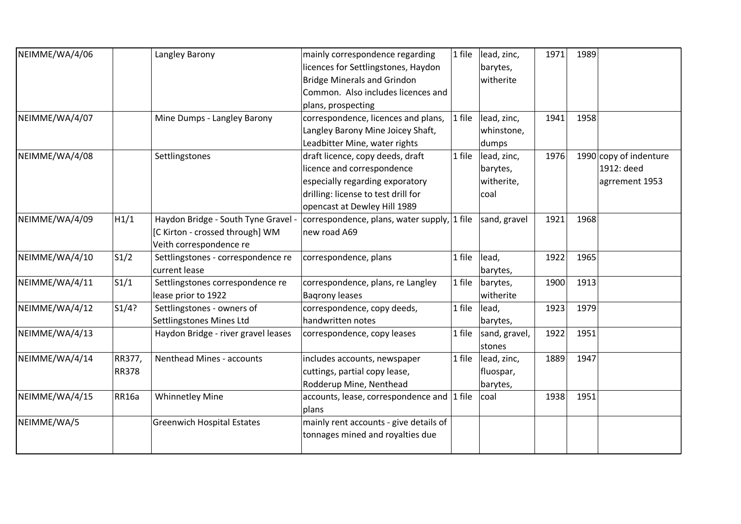| | | | | | | | | |
|---|---|---|---|---|---|---|---|---|
| NEIMME/WA/4/06 | | Langley Barony | mainly correspondence regarding licences for Settlingstones, Haydon Bridge Minerals and Grindon Common. Also includes licences and plans, prospecting | 1 file | lead, zinc, barytes, witherite | 1971 | 1989 | |
| NEIMME/WA/4/07 | | Mine Dumps - Langley Barony | correspondence, licences and plans, Langley Barony Mine Joicey Shaft, Leadbitter Mine, water rights | 1 file | lead, zinc, whinstone, dumps | 1941 | 1958 | |
| NEIMME/WA/4/08 | | Settlingstones | draft licence, copy deeds, draft licence and correspondence especially regarding exporatory drilling: license to test drill for opencast at Dewley Hill 1989 | 1 file | lead, zinc, barytes, witherite, coal | 1976 | 1990 | copy of indenture 1912: deed agrrement 1953 |
| NEIMME/WA/4/09 | H1/1 | Haydon Bridge - South Tyne Gravel - [C Kirton - crossed through] WM Veith correspondence re | correspondence, plans, water supply, new road A69 | 1 file | sand, gravel | 1921 | 1968 | |
| NEIMME/WA/4/10 | S1/2 | Settlingstones - correspondence re current lease | correspondence, plans | 1 file | lead, barytes, | 1922 | 1965 | |
| NEIMME/WA/4/11 | S1/1 | Settlingstones correspondence re lease prior to 1922 | correspondence, plans, re Langley Baqrony leases | 1 file | barytes, witherite | 1900 | 1913 | |
| NEIMME/WA/4/12 | S1/4? | Settlingstones - owners of Settlingstones Mines Ltd | correspondence, copy deeds, handwritten notes | 1 file | lead, barytes, | 1923 | 1979 | |
| NEIMME/WA/4/13 | | Haydon Bridge - river gravel leases | correspondence, copy leases | 1 file | sand, gravel, stones | 1922 | 1951 | |
| NEIMME/WA/4/14 | RR377, RR378 | Nenthead Mines - accounts | includes accounts, newspaper cuttings, partial copy lease, Rodderup Mine, Nenthead | 1 file | lead, zinc, fluospar, barytes, | 1889 | 1947 | |
| NEIMME/WA/4/15 | RR16a | Whinnetley Mine | accounts, lease, correspondence and plans | 1 file | coal | 1938 | 1951 | |
| NEIMME/WA/5 | | Greenwich Hospital Estates | mainly rent accounts - give details of tonnages mined and royalties due | | | | | |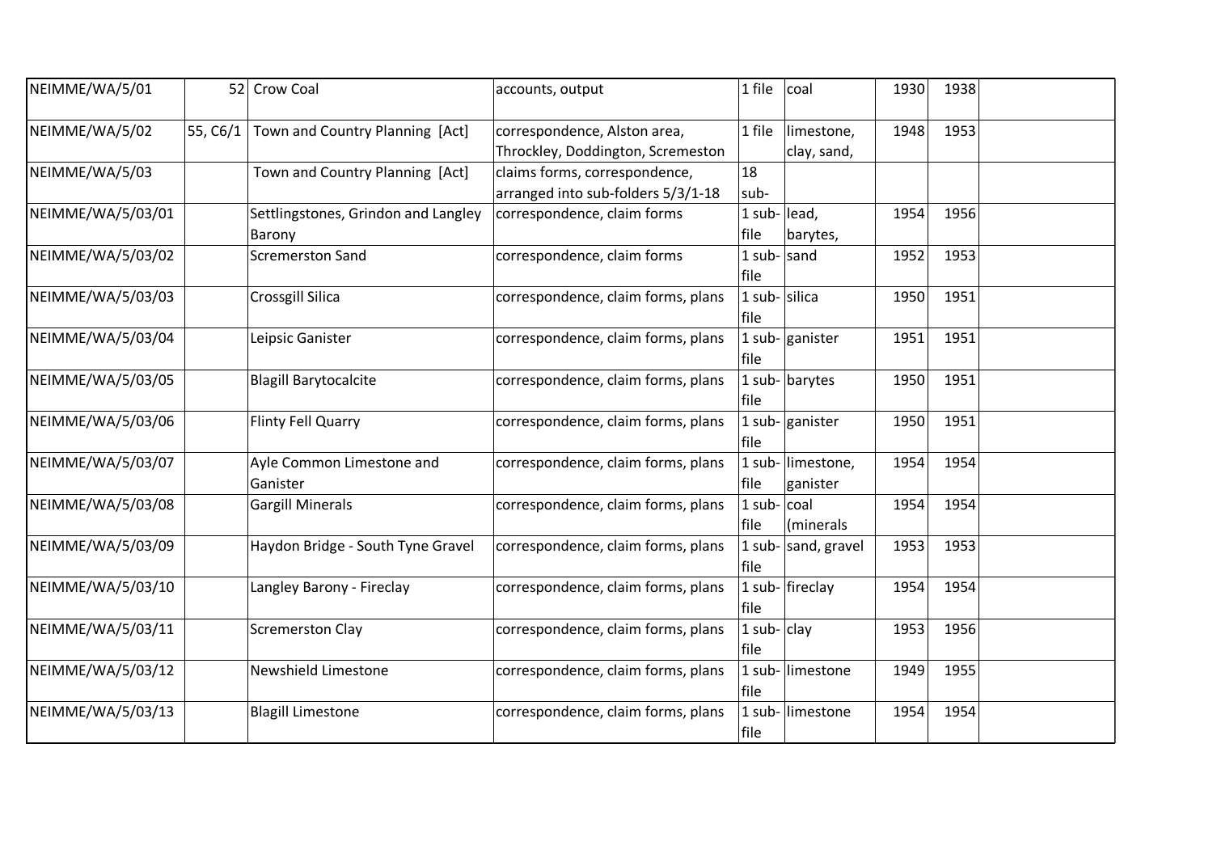| | | | | | | | | |
|---|---|---|---|---|---|---|---|---|
| NEIMME/WA/5/01 | 52 | Crow Coal | accounts, output | 1 file | coal | 1930 | 1938 | |
| NEIMME/WA/5/02 | 55, C6/1 | Town and Country Planning [Act] | correspondence, Alston area, Throckley, Doddington, Scremeston | 1 file | limestone, clay, sand, | 1948 | 1953 | |
| NEIMME/WA/5/03 | | Town and Country Planning [Act] | claims forms, correspondence, arranged into sub-folders 5/3/1-18 | 18 sub- | | | | |
| NEIMME/WA/5/03/01 | | Settlingstones, Grindon and Langley Barony | correspondence, claim forms | 1 sub-file | lead, barytes, | 1954 | 1956 | |
| NEIMME/WA/5/03/02 | | Scremerston Sand | correspondence, claim forms | 1 sub-file | sand | 1952 | 1953 | |
| NEIMME/WA/5/03/03 | | Crossgill Silica | correspondence, claim forms, plans | 1 sub-file | silica | 1950 | 1951 | |
| NEIMME/WA/5/03/04 | | Leipsic Ganister | correspondence, claim forms, plans | 1 sub-file | ganister | 1951 | 1951 | |
| NEIMME/WA/5/03/05 | | Blagill Barytocalcite | correspondence, claim forms, plans | 1 sub-file | barytes | 1950 | 1951 | |
| NEIMME/WA/5/03/06 | | Flinty Fell Quarry | correspondence, claim forms, plans | 1 sub-file | ganister | 1950 | 1951 | |
| NEIMME/WA/5/03/07 | | Ayle Common Limestone and Ganister | correspondence, claim forms, plans | 1 sub-file | limestone, ganister | 1954 | 1954 | |
| NEIMME/WA/5/03/08 | | Gargill Minerals | correspondence, claim forms, plans | 1 sub-file | coal (minerals | 1954 | 1954 | |
| NEIMME/WA/5/03/09 | | Haydon Bridge - South Tyne Gravel | correspondence, claim forms, plans | 1 sub-file | sand, gravel | 1953 | 1953 | |
| NEIMME/WA/5/03/10 | | Langley Barony - Fireclay | correspondence, claim forms, plans | 1 sub-file | fireclay | 1954 | 1954 | |
| NEIMME/WA/5/03/11 | | Scremerston Clay | correspondence, claim forms, plans | 1 sub-file | clay | 1953 | 1956 | |
| NEIMME/WA/5/03/12 | | Newshield Limestone | correspondence, claim forms, plans | 1 sub-file | limestone | 1949 | 1955 | |
| NEIMME/WA/5/03/13 | | Blagill Limestone | correspondence, claim forms, plans | 1 sub-file | limestone | 1954 | 1954 | |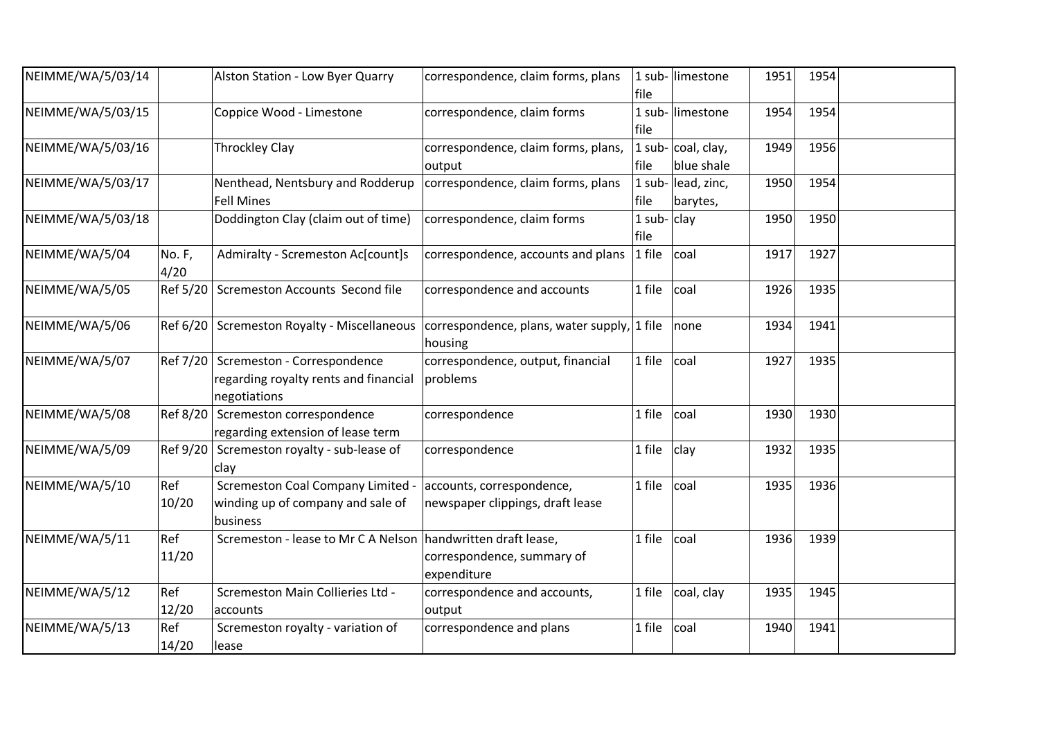| | | | | | | | | |
|---|---|---|---|---|---|---|---|---|
| NEIMME/WA/5/03/14 | | Alston Station - Low Byer Quarry | correspondence, claim forms, plans | 1 sub-file | limestone | 1951 | 1954 | |
| NEIMME/WA/5/03/15 | | Coppice Wood - Limestone | correspondence, claim forms | 1 sub-file | limestone | 1954 | 1954 | |
| NEIMME/WA/5/03/16 | | Throckley Clay | correspondence, claim forms, plans, output | 1 sub-file | coal, clay, blue shale | 1949 | 1956 | |
| NEIMME/WA/5/03/17 | | Nenthead, Nentsbury and Rodderup Fell Mines | correspondence, claim forms, plans | 1 sub-file | lead, zinc, barytes, | 1950 | 1954 | |
| NEIMME/WA/5/03/18 | | Doddington Clay (claim out of time) | correspondence, claim forms | 1 sub-file | clay | 1950 | 1950 | |
| NEIMME/WA/5/04 | No. F, 4/20 | Admiralty - Scremeston Ac[count]s | correspondence, accounts and plans | 1 file | coal | 1917 | 1927 | |
| NEIMME/WA/5/05 | Ref 5/20 | Scremeston Accounts Second file | correspondence and accounts | 1 file | coal | 1926 | 1935 | |
| NEIMME/WA/5/06 | Ref 6/20 | Scremeston Royalty - Miscellaneous | correspondence, plans, water supply, housing | 1 file | none | 1934 | 1941 | |
| NEIMME/WA/5/07 | Ref 7/20 | Scremeston - Correspondence regarding royalty rents and financial negotiations | correspondence, output, financial problems | 1 file | coal | 1927 | 1935 | |
| NEIMME/WA/5/08 | Ref 8/20 | Scremeston correspondence regarding extension of lease term | correspondence | 1 file | coal | 1930 | 1930 | |
| NEIMME/WA/5/09 | Ref 9/20 | Scremeston royalty - sub-lease of clay | correspondence | 1 file | clay | 1932 | 1935 | |
| NEIMME/WA/5/10 | Ref 10/20 | Scremeston Coal Company Limited - winding up of company and sale of business | accounts, correspondence, newspaper clippings, draft lease | 1 file | coal | 1935 | 1936 | |
| NEIMME/WA/5/11 | Ref 11/20 | Scremeston - lease to Mr C A Nelson | handwritten draft lease, correspondence, summary of expenditure | 1 file | coal | 1936 | 1939 | |
| NEIMME/WA/5/12 | Ref 12/20 | Scremeston Main Collieries Ltd - accounts | correspondence and accounts, output | 1 file | coal, clay | 1935 | 1945 | |
| NEIMME/WA/5/13 | Ref 14/20 | Scremeston royalty - variation of lease | correspondence and plans | 1 file | coal | 1940 | 1941 | |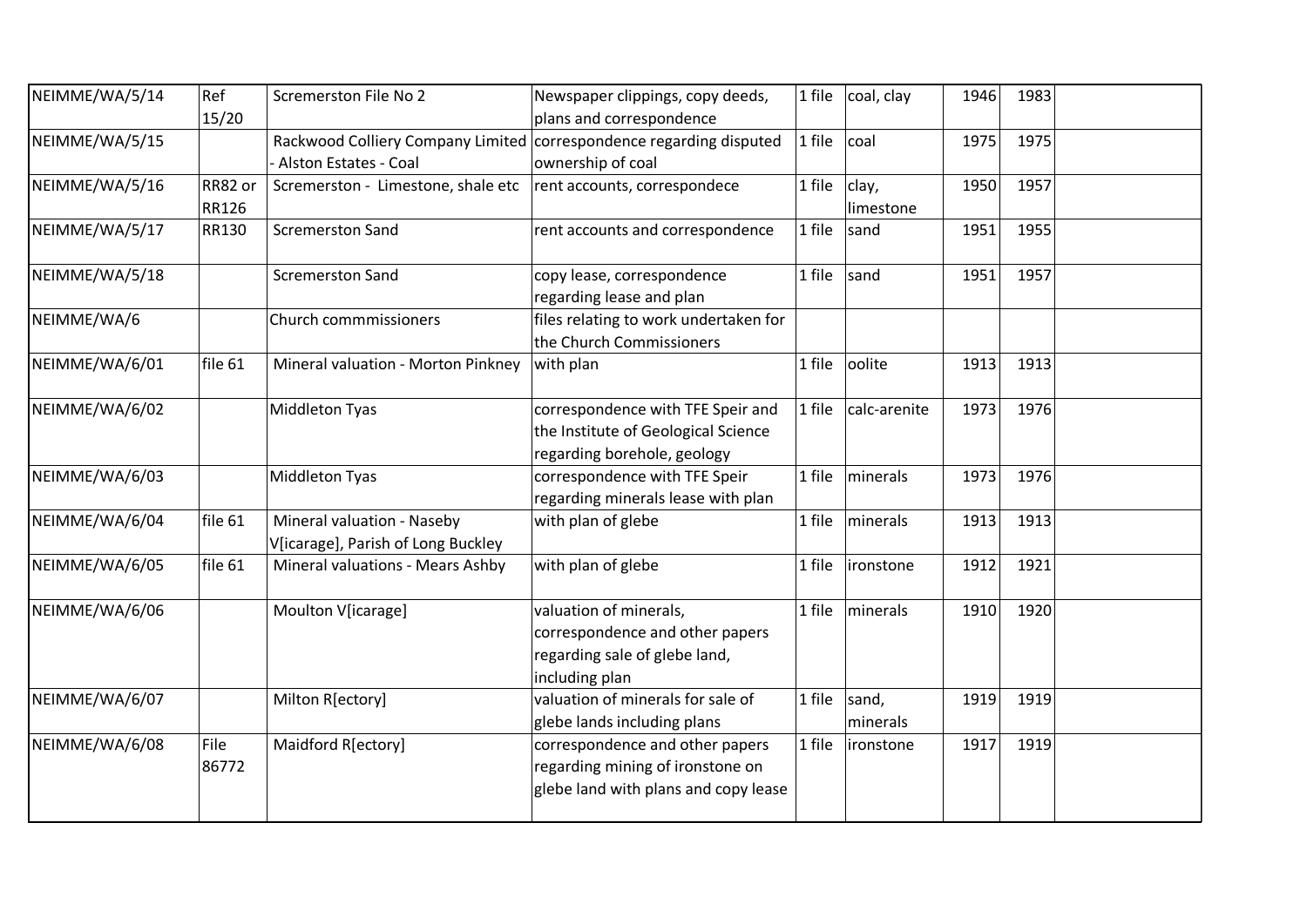| NEIMME/WA/5/14 | Ref 15/20 | Scremerston File No 2 | Newspaper clippings, copy deeds, plans and correspondence | 1 file | coal, clay | 1946 | 1983 | |
|---|---|---|---|---|---|---|---|---|
| NEIMME/WA/5/15 | | Rackwood Colliery Company Limited - Alston Estates - Coal | correspondence regarding disputed ownership of coal | 1 file | coal | 1975 | 1975 | |
| NEIMME/WA/5/16 | RR82 or RR126 | Scremerston - Limestone, shale etc | rent accounts, correspondece | 1 file | clay, limestone | 1950 | 1957 | |
| NEIMME/WA/5/17 | RR130 | Scremerston Sand | rent accounts and correspondence | 1 file | sand | 1951 | 1955 | |
| NEIMME/WA/5/18 | | Scremerston Sand | copy lease, correspondence regarding lease and plan | 1 file | sand | 1951 | 1957 | |
| NEIMME/WA/6 | | Church commmissioners | files relating to work undertaken for the Church Commissioners | | | | | |
| NEIMME/WA/6/01 | file 61 | Mineral valuation - Morton Pinkney | with plan | 1 file | oolite | 1913 | 1913 | |
| NEIMME/WA/6/02 | | Middleton Tyas | correspondence with TFE Speir and the Institute of Geological Science regarding borehole, geology | 1 file | calc-arenite | 1973 | 1976 | |
| NEIMME/WA/6/03 | | Middleton Tyas | correspondence with TFE Speir regarding minerals lease with plan | 1 file | minerals | 1973 | 1976 | |
| NEIMME/WA/6/04 | file 61 | Mineral valuation - Naseby V[icarage], Parish of Long Buckley | with plan of glebe | 1 file | minerals | 1913 | 1913 | |
| NEIMME/WA/6/05 | file 61 | Mineral valuations - Mears Ashby | with plan of glebe | 1 file | ironstone | 1912 | 1921 | |
| NEIMME/WA/6/06 | | Moulton V[icarage] | valuation of minerals, correspondence and other papers regarding sale of glebe land, including plan | 1 file | minerals | 1910 | 1920 | |
| NEIMME/WA/6/07 | | Milton R[ectory] | valuation of minerals for sale of glebe lands including plans | 1 file | sand, minerals | 1919 | 1919 | |
| NEIMME/WA/6/08 | File 86772 | Maidford R[ectory] | correspondence and other papers regarding mining of ironstone on glebe land with plans and copy lease | 1 file | ironstone | 1917 | 1919 | |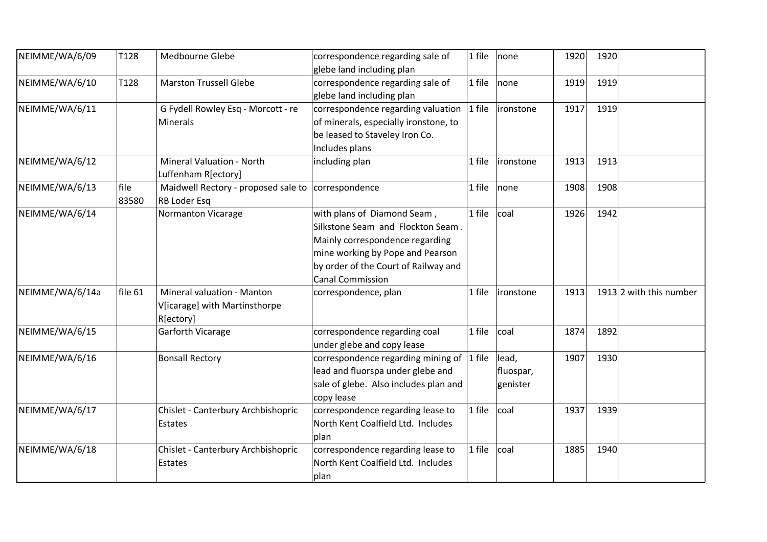| | | | | | | | | |
|---|---|---|---|---|---|---|---|---|
| NEIMME/WA/6/09 | T128 | Medbourne Glebe | correspondence regarding sale of glebe land including plan | 1 file | none | 1920 | 1920 | |
| NEIMME/WA/6/10 | T128 | Marston Trussell Glebe | correspondence regarding sale of glebe land including plan | 1 file | none | 1919 | 1919 | |
| NEIMME/WA/6/11 | | G Fydell Rowley Esq - Morcott - re Minerals | correspondence regarding valuation of minerals, especially ironstone, to be leased to Staveley Iron Co. Includes plans | 1 file | ironstone | 1917 | 1919 | |
| NEIMME/WA/6/12 | | Mineral Valuation - North Luffenham R[ectory] | including plan | 1 file | ironstone | 1913 | 1913 | |
| NEIMME/WA/6/13 | file 83580 | Maidwell Rectory - proposed sale to RB Loder Esq | correspondence | 1 file | none | 1908 | 1908 | |
| NEIMME/WA/6/14 | | Normanton Vicarage | with plans of Diamond Seam , Silkstone Seam and Flockton Seam . Mainly correspondence regarding mine working by Pope and Pearson by order of the Court of Railway and Canal Commission | 1 file | coal | 1926 | 1942 | |
| NEIMME/WA/6/14a | file 61 | Mineral valuation - Manton V[icarage] with Martinsthorpe R[ectory] | correspondence, plan | 1 file | ironstone | 1913 | 1913 | 2 with this number |
| NEIMME/WA/6/15 | | Garforth Vicarage | correspondence regarding coal under glebe and copy lease | 1 file | coal | 1874 | 1892 | |
| NEIMME/WA/6/16 | | Bonsall Rectory | correspondence regarding mining of lead and fluorspa under glebe and sale of glebe. Also includes plan and copy lease | 1 file | lead, fluospar, genister | 1907 | 1930 | |
| NEIMME/WA/6/17 | | Chislet - Canterbury Archbishopric Estates | correspondence regarding lease to North Kent Coalfield Ltd. Includes plan | 1 file | coal | 1937 | 1939 | |
| NEIMME/WA/6/18 | | Chislet - Canterbury Archbishopric Estates | correspondence regarding lease to North Kent Coalfield Ltd. Includes plan | 1 file | coal | 1885 | 1940 | |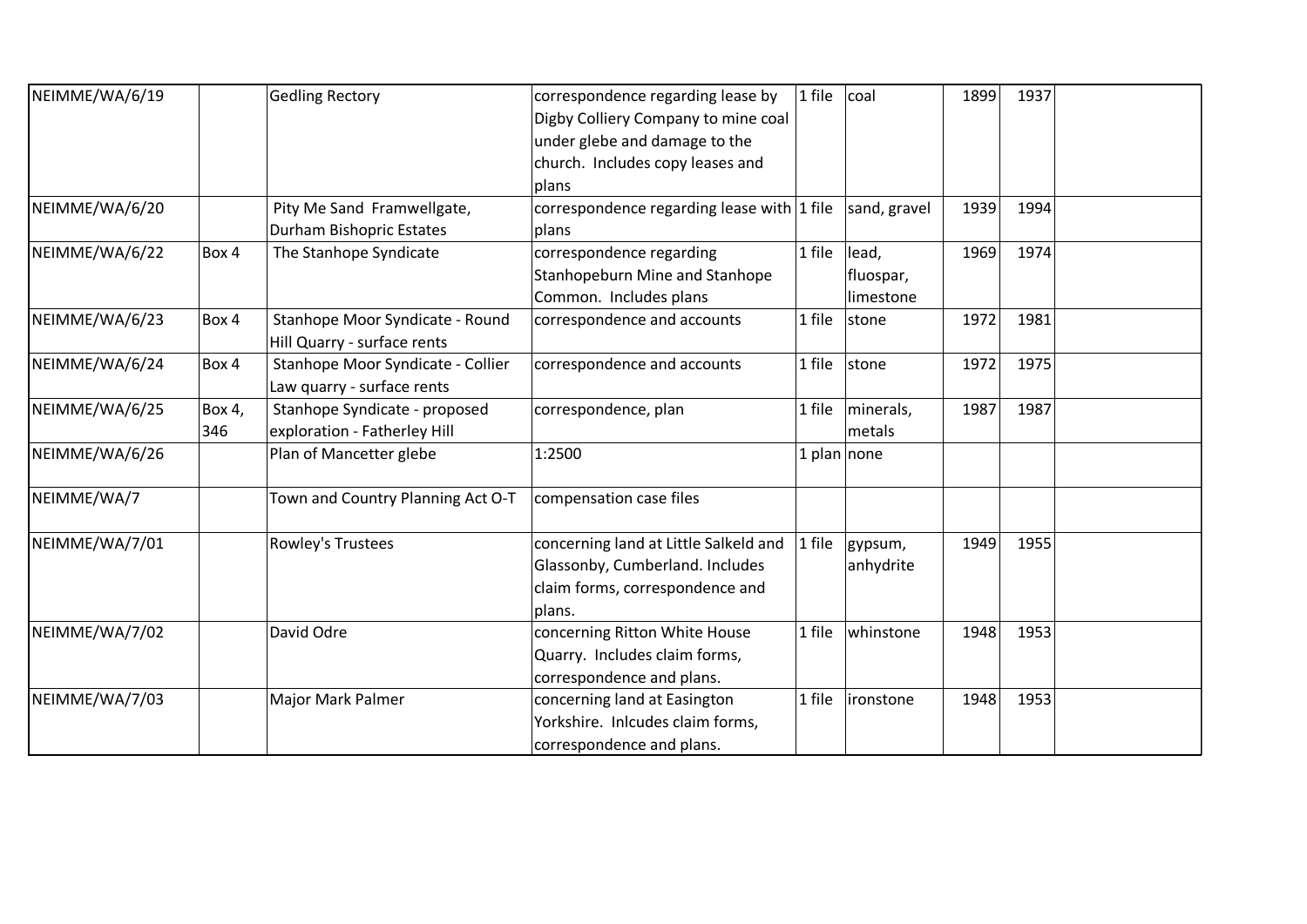| | | | | | | | | |
|---|---|---|---|---|---|---|---|---|
| NEIMME/WA/6/19 | | Gedling Rectory | correspondence regarding lease by Digby Colliery Company to mine coal under glebe and damage to the church. Includes copy leases and plans | 1 file | coal | 1899 | 1937 | |
| NEIMME/WA/6/20 | | Pity Me Sand Framwellgate, Durham Bishopric Estates | correspondence regarding lease with plans | 1 file | sand, gravel | 1939 | 1994 | |
| NEIMME/WA/6/22 | Box 4 | The Stanhope Syndicate | correspondence regarding Stanhopeburn Mine and Stanhope Common. Includes plans | 1 file | lead, fluospar, limestone | 1969 | 1974 | |
| NEIMME/WA/6/23 | Box 4 | Stanhope Moor Syndicate - Round Hill Quarry - surface rents | correspondence and accounts | 1 file | stone | 1972 | 1981 | |
| NEIMME/WA/6/24 | Box 4 | Stanhope Moor Syndicate - Collier Law quarry - surface rents | correspondence and accounts | 1 file | stone | 1972 | 1975 | |
| NEIMME/WA/6/25 | Box 4, 346 | Stanhope Syndicate - proposed exploration - Fatherley Hill | correspondence, plan | 1 file | minerals, metals | 1987 | 1987 | |
| NEIMME/WA/6/26 | | Plan of Mancetter glebe | 1:2500 | 1 plan | none | | | |
| NEIMME/WA/7 | | Town and Country Planning Act O-T | compensation case files | | | | | |
| NEIMME/WA/7/01 | | Rowley's Trustees | concerning land at Little Salkeld and Glassonby, Cumberland. Includes claim forms, correspondence and plans. | 1 file | gypsum, anhydrite | 1949 | 1955 | |
| NEIMME/WA/7/02 | | David Odre | concerning Ritton White House Quarry. Includes claim forms, correspondence and plans. | 1 file | whinstone | 1948 | 1953 | |
| NEIMME/WA/7/03 | | Major Mark Palmer | concerning land at Easington Yorkshire. Inlcudes claim forms, correspondence and plans. | 1 file | ironstone | 1948 | 1953 | |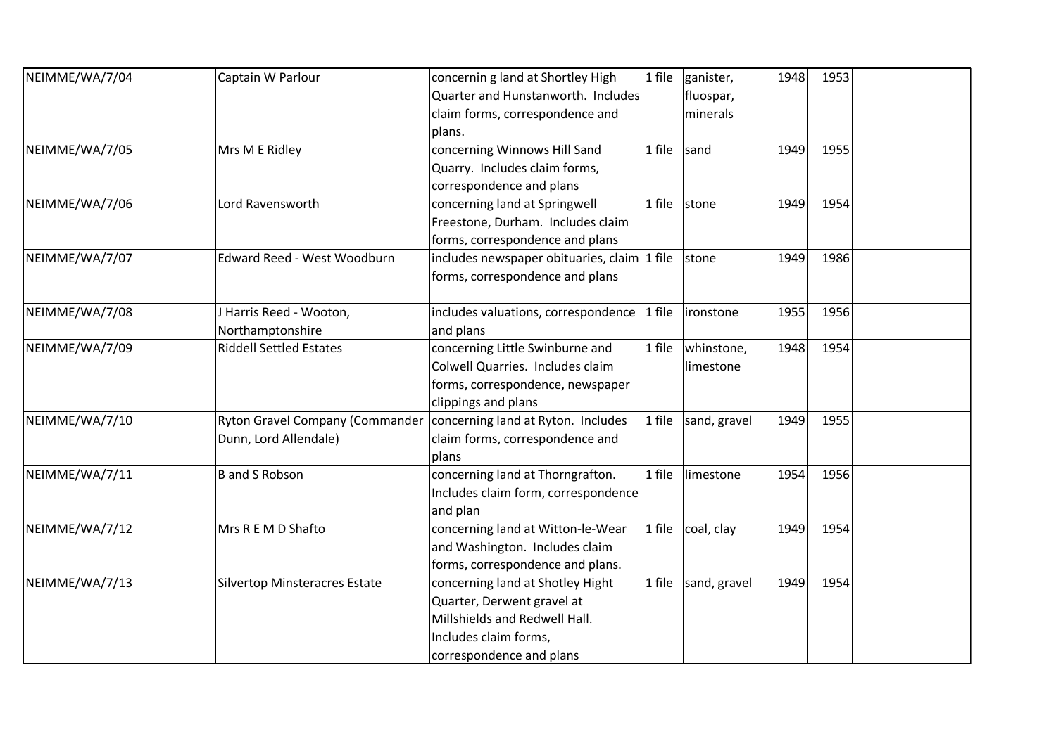| | | | | | | | | |
|---|---|---|---|---|---|---|---|---|
| NEIMME/WA/7/04 | | Captain W Parlour | concernin g land at Shortley High Quarter and Hunstanworth. Includes claim forms, correspondence and plans. | 1 file | ganister, fluospar, minerals | 1948 | 1953 | |
| NEIMME/WA/7/05 | | Mrs M E Ridley | concerning Winnows Hill Sand Quarry. Includes claim forms, correspondence and plans | 1 file | sand | 1949 | 1955 | |
| NEIMME/WA/7/06 | | Lord Ravensworth | concerning land at Springwell Freestone, Durham. Includes claim forms, correspondence and plans | 1 file | stone | 1949 | 1954 | |
| NEIMME/WA/7/07 | | Edward Reed - West Woodburn | includes newspaper obituaries, claim forms, correspondence and plans | 1 file | stone | 1949 | 1986 | |
| NEIMME/WA/7/08 | | J Harris Reed - Wooton, Northamptonshire | includes valuations, correspondence and plans | 1 file | ironstone | 1955 | 1956 | |
| NEIMME/WA/7/09 | | Riddell Settled Estates | concerning Little Swinburne and Colwell Quarries. Includes claim forms, correspondence, newspaper clippings and plans | 1 file | whinstone, limestone | 1948 | 1954 | |
| NEIMME/WA/7/10 | | Ryton Gravel Company (Commander Dunn, Lord Allendale) | concerning land at Ryton. Includes claim forms, correspondence and plans | 1 file | sand, gravel | 1949 | 1955 | |
| NEIMME/WA/7/11 | | B and S Robson | concerning land at Thorngrafton. Includes claim form, correspondence and plan | 1 file | limestone | 1954 | 1956 | |
| NEIMME/WA/7/12 | | Mrs R E M D Shafto | concerning land at Witton-le-Wear and Washington. Includes claim forms, correspondence and plans. | 1 file | coal, clay | 1949 | 1954 | |
| NEIMME/WA/7/13 | | Silvertop Minsteracres Estate | concerning land at Shotley Hight Quarter, Derwent gravel at Millshields and Redwell Hall. Includes claim forms, correspondence and plans | 1 file | sand, gravel | 1949 | 1954 | |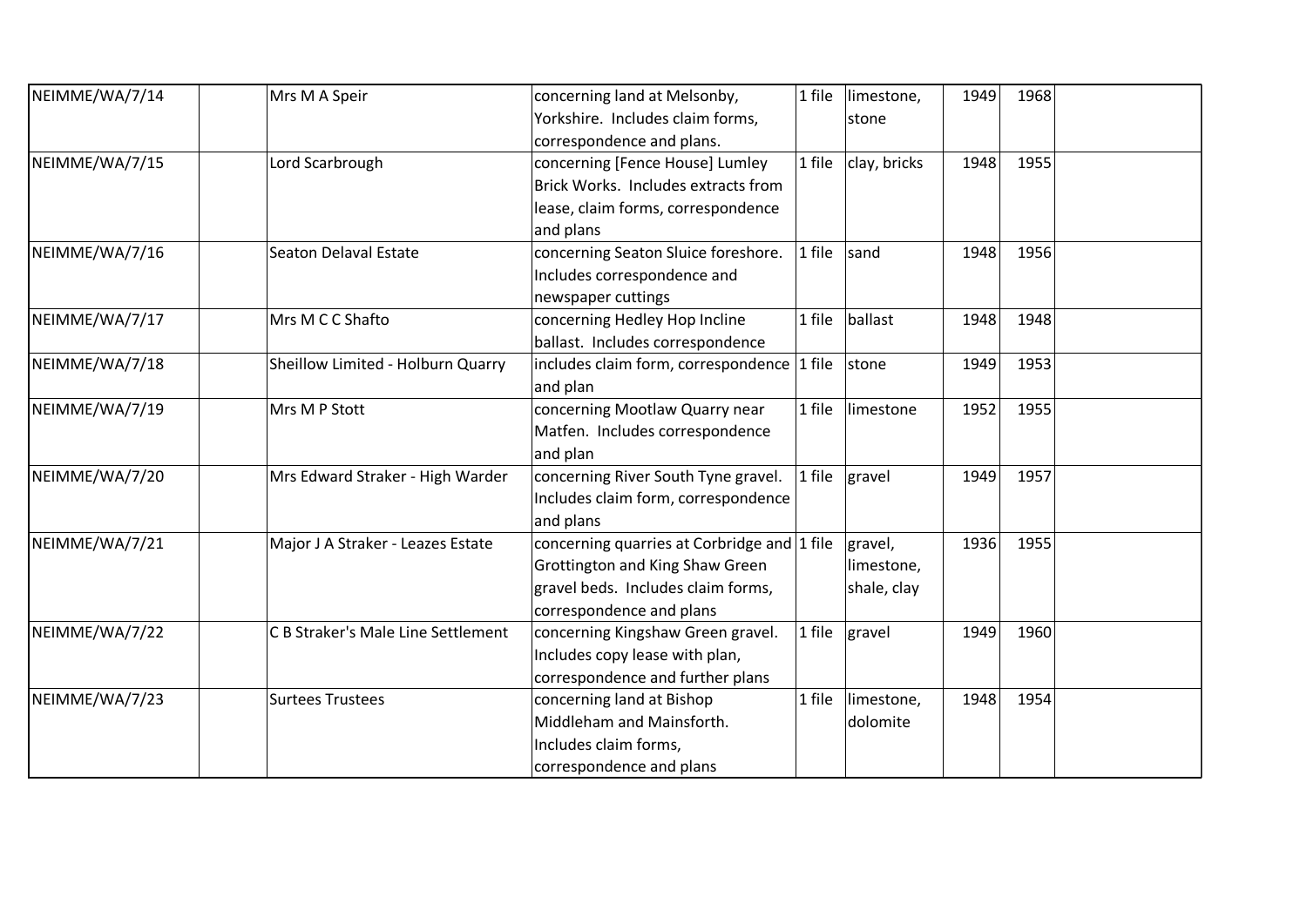| | | | | | | | | |
|---|---|---|---|---|---|---|---|---|
| NEIMME/WA/7/14 | | Mrs M A Speir | concerning land at Melsonby, Yorkshire. Includes claim forms, correspondence and plans. | 1 file | limestone, stone | 1949 | 1968 | |
| NEIMME/WA/7/15 | | Lord Scarbrough | concerning [Fence House] Lumley Brick Works. Includes extracts from lease, claim forms, correspondence and plans | 1 file | clay, bricks | 1948 | 1955 | |
| NEIMME/WA/7/16 | | Seaton Delaval Estate | concerning Seaton Sluice foreshore. Includes correspondence and newspaper cuttings | 1 file | sand | 1948 | 1956 | |
| NEIMME/WA/7/17 | | Mrs M C C Shafto | concerning Hedley Hop Incline ballast. Includes correspondence | 1 file | ballast | 1948 | 1948 | |
| NEIMME/WA/7/18 | | Sheillow Limited - Holburn Quarry | includes claim form, correspondence and plan | 1 file | stone | 1949 | 1953 | |
| NEIMME/WA/7/19 | | Mrs M P Stott | concerning Mootlaw Quarry near Matfen. Includes correspondence and plan | 1 file | limestone | 1952 | 1955 | |
| NEIMME/WA/7/20 | | Mrs Edward Straker - High Warder | concerning River South Tyne gravel. Includes claim form, correspondence and plans | 1 file | gravel | 1949 | 1957 | |
| NEIMME/WA/7/21 | | Major J A Straker - Leazes Estate | concerning quarries at Corbridge and Grottington and King Shaw Green gravel beds. Includes claim forms, correspondence and plans | 1 file | gravel, limestone, shale, clay | 1936 | 1955 | |
| NEIMME/WA/7/22 | | C B Straker's Male Line Settlement | concerning Kingshaw Green gravel. Includes copy lease with plan, correspondence and further plans | 1 file | gravel | 1949 | 1960 | |
| NEIMME/WA/7/23 | | Surtees Trustees | concerning land at Bishop Middleham and Mainsforth. Includes claim forms, correspondence and plans | 1 file | limestone, dolomite | 1948 | 1954 | |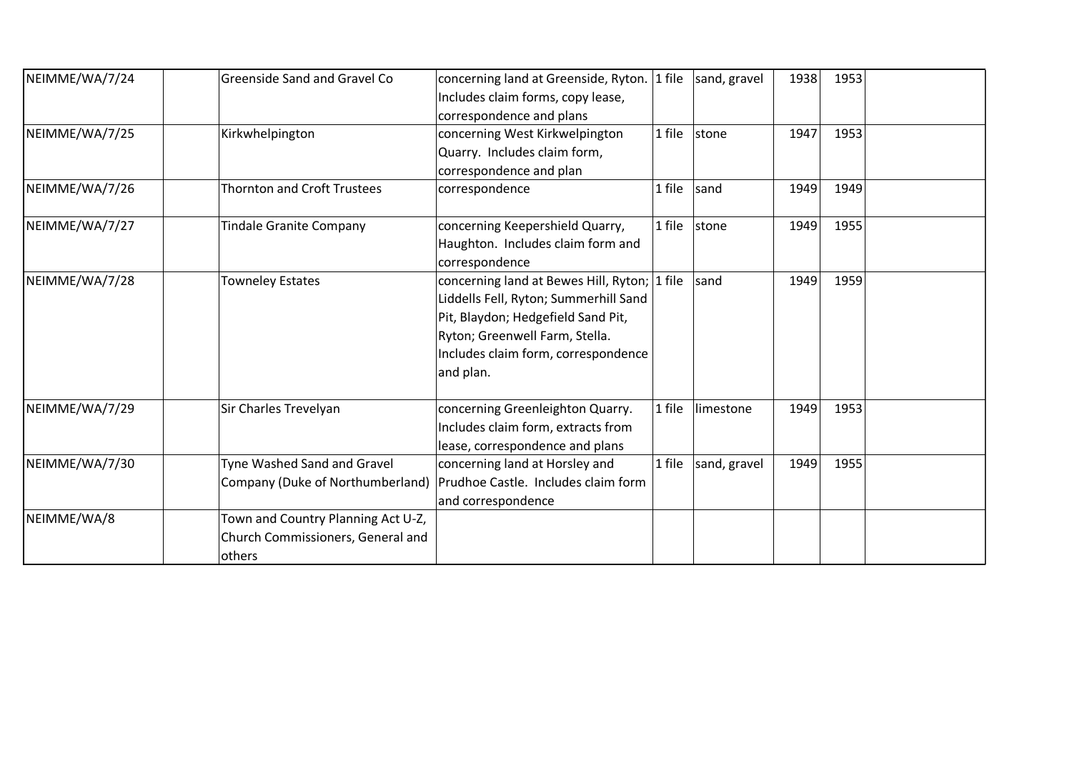| | | | | | | | | |
|---|---|---|---|---|---|---|---|---|
| NEIMME/WA/7/24 | | Greenside Sand and Gravel Co | concerning land at Greenside, Ryton. Includes claim forms, copy lease, correspondence and plans | 1 file | sand, gravel | 1938 | 1953 | |
| NEIMME/WA/7/25 | | Kirkwhelpington | concerning West Kirkwelpington Quarry. Includes claim form, correspondence and plan | 1 file | stone | 1947 | 1953 | |
| NEIMME/WA/7/26 | | Thornton and Croft Trustees | correspondence | 1 file | sand | 1949 | 1949 | |
| NEIMME/WA/7/27 | | Tindale Granite Company | concerning Keepershield Quarry, Haughton. Includes claim form and correspondence | 1 file | stone | 1949 | 1955 | |
| NEIMME/WA/7/28 | | Towneley Estates | concerning land at Bewes Hill, Ryton; Liddells Fell, Ryton; Summerhill Sand Pit, Blaydon; Hedgefield Sand Pit, Ryton; Greenwell Farm, Stella. Includes claim form, correspondence and plan. | 1 file | sand | 1949 | 1959 | |
| NEIMME/WA/7/29 | | Sir Charles Trevelyan | concerning Greenleighton Quarry. Includes claim form, extracts from lease, correspondence and plans | 1 file | limestone | 1949 | 1953 | |
| NEIMME/WA/7/30 | | Tyne Washed Sand and Gravel Company (Duke of Northumberland) | concerning land at Horsley and Prudhoe Castle. Includes claim form and correspondence | 1 file | sand, gravel | 1949 | 1955 | |
| NEIMME/WA/8 | | Town and Country Planning Act U-Z, Church Commissioners, General and others | | | | | | |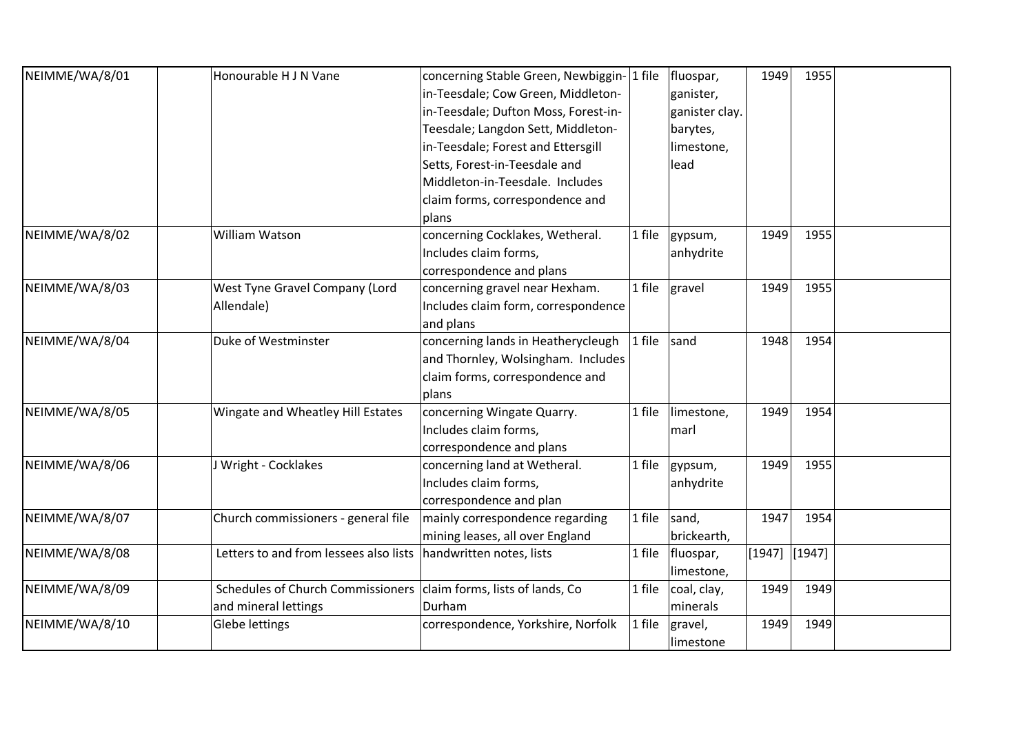| | | | | | | | | |
|---|---|---|---|---|---|---|---|---|
| NEIMME/WA/8/01 | | Honourable H J N Vane | concerning Stable Green, Newbiggin-in-Teesdale; Cow Green, Middleton-in-Teesdale; Dufton Moss, Forest-in-Teesdale; Langdon Sett, Middleton-in-Teesdale; Forest and Ettersgill Setts, Forest-in-Teesdale and Middleton-in-Teesdale. Includes claim forms, correspondence and plans | 1 file | fluospar, ganister, ganister clay. barytes, limestone, lead | 1949 | 1955 | |
| NEIMME/WA/8/02 | | William Watson | concerning Cocklakes, Wetheral. Includes claim forms, correspondence and plans | 1 file | gypsum, anhydrite | 1949 | 1955 | |
| NEIMME/WA/8/03 | | West Tyne Gravel Company (Lord Allendale) | concerning gravel near Hexham. Includes claim form, correspondence and plans | 1 file | gravel | 1949 | 1955 | |
| NEIMME/WA/8/04 | | Duke of Westminster | concerning lands in Heatherycleugh and Thornley, Wolsingham. Includes claim forms, correspondence and plans | 1 file | sand | 1948 | 1954 | |
| NEIMME/WA/8/05 | | Wingate and Wheatley Hill Estates | concerning Wingate Quarry. Includes claim forms, correspondence and plans | 1 file | limestone, marl | 1949 | 1954 | |
| NEIMME/WA/8/06 | | J Wright - Cocklakes | concerning land at Wetheral. Includes claim forms, correspondence and plan | 1 file | gypsum, anhydrite | 1949 | 1955 | |
| NEIMME/WA/8/07 | | Church commissioners - general file | mainly correspondence regarding mining leases, all over England | 1 file | sand, brickearth, | 1947 | 1954 | |
| NEIMME/WA/8/08 | | Letters to and from lessees also lists | handwritten notes, lists | 1 file | fluospar, limestone, | [1947] | [1947] | |
| NEIMME/WA/8/09 | | Schedules of Church Commissioners and mineral lettings | claim forms, lists of lands, Co Durham | 1 file | coal, clay, minerals | 1949 | 1949 | |
| NEIMME/WA/8/10 | | Glebe lettings | correspondence, Yorkshire, Norfolk | 1 file | gravel, limestone | 1949 | 1949 | |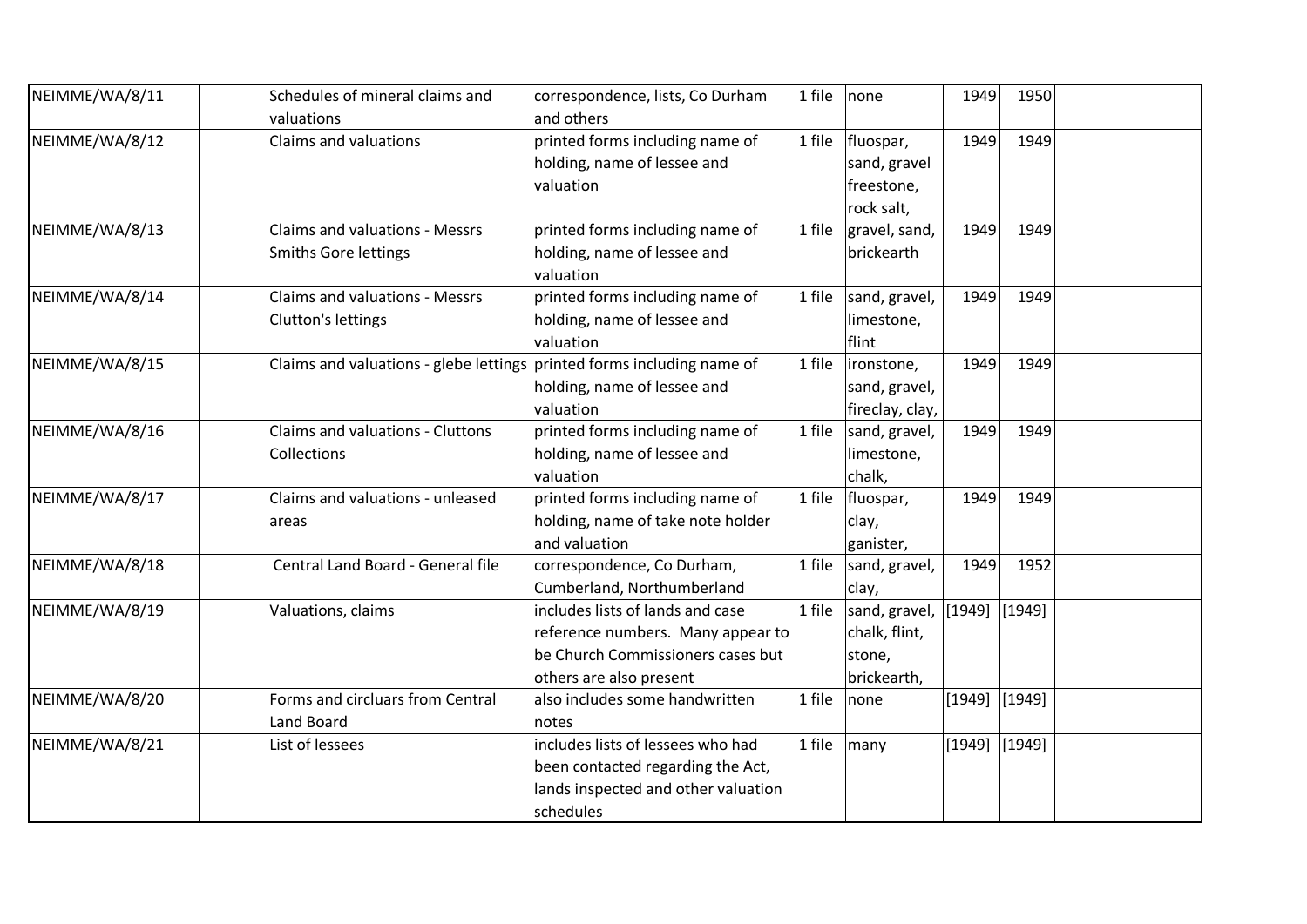| | | | | | | | | |
|---|---|---|---|---|---|---|---|---|
| NEIMME/WA/8/11 | | Schedules of mineral claims and valuations | correspondence, lists, Co Durham and others | 1 file | none | 1949 | 1950 | |
| NEIMME/WA/8/12 | | Claims and valuations | printed forms including name of holding, name of lessee and valuation | 1 file | fluospar, sand, gravel freestone, rock salt, | 1949 | 1949 | |
| NEIMME/WA/8/13 | | Claims and valuations - Messrs Smiths Gore lettings | printed forms including name of holding, name of lessee and valuation | 1 file | gravel, sand, brickearth | 1949 | 1949 | |
| NEIMME/WA/8/14 | | Claims and valuations - Messrs Clutton's lettings | printed forms including name of holding, name of lessee and valuation | 1 file | sand, gravel, limestone, flint | 1949 | 1949 | |
| NEIMME/WA/8/15 | | Claims and valuations - glebe lettings | printed forms including name of holding, name of lessee and valuation | 1 file | ironstone, sand, gravel, fireclay, clay, | 1949 | 1949 | |
| NEIMME/WA/8/16 | | Claims and valuations - Cluttons Collections | printed forms including name of holding, name of lessee and valuation | 1 file | sand, gravel, limestone, chalk, | 1949 | 1949 | |
| NEIMME/WA/8/17 | | Claims and valuations - unleased areas | printed forms including name of holding, name of take note holder and valuation | 1 file | fluospar, clay, ganister, | 1949 | 1949 | |
| NEIMME/WA/8/18 | | Central Land Board - General file | correspondence, Co Durham, Cumberland, Northumberland | 1 file | sand, gravel, clay, | 1949 | 1952 | |
| NEIMME/WA/8/19 | | Valuations, claims | includes lists of lands and case reference numbers. Many appear to be Church Commissioners cases but others are also present | 1 file | sand, gravel, chalk, flint, stone, brickearth, | [1949] | [1949] | |
| NEIMME/WA/8/20 | | Forms and circluars from Central Land Board | also includes some handwritten notes | 1 file | none | [1949] | [1949] | |
| NEIMME/WA/8/21 | | List of lessees | includes lists of lessees who had been contacted regarding the Act, lands inspected and other valuation schedules | 1 file | many | [1949] | [1949] | |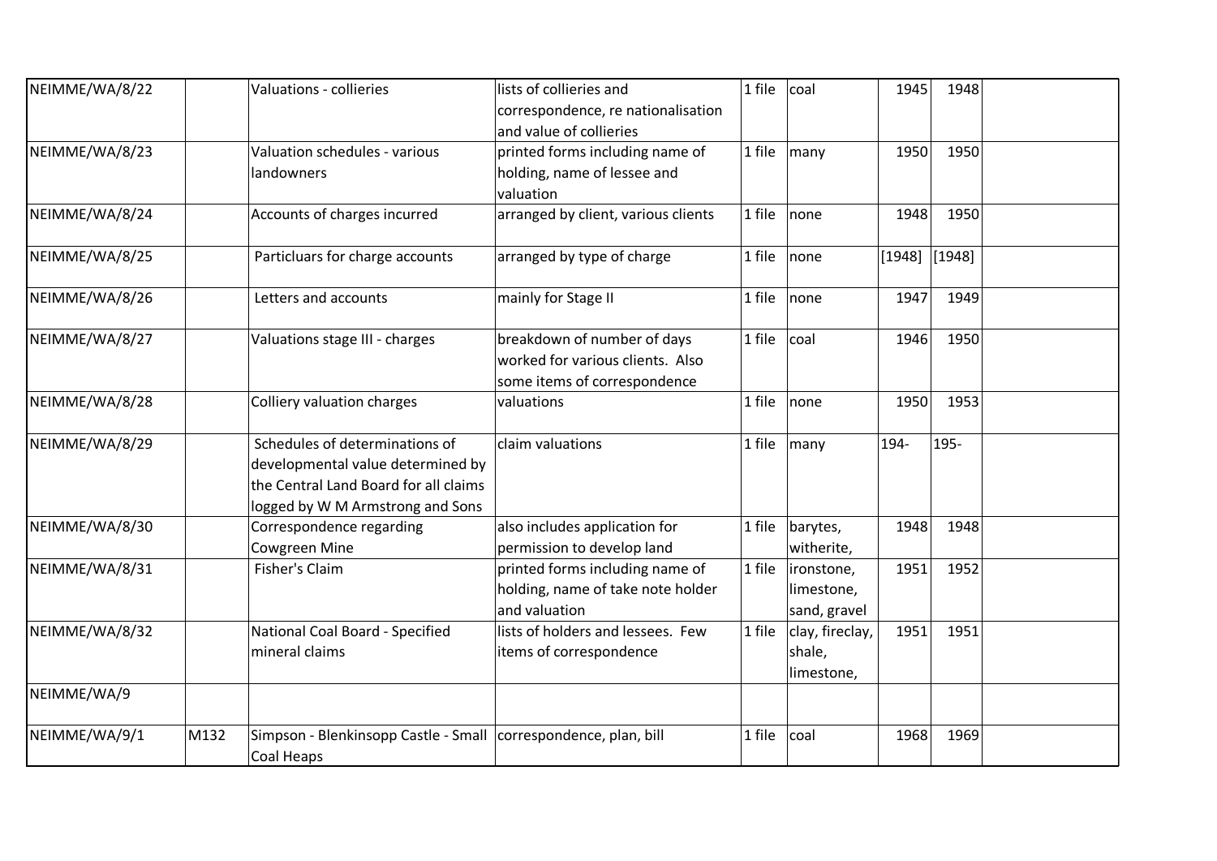| | | | | | | | | |
|---|---|---|---|---|---|---|---|---|
| NEIMME/WA/8/22 | | Valuations - collieries | lists of collieries and correspondence, re nationalisation and value of collieries | 1 file | coal | 1945 | 1948 | |
| NEIMME/WA/8/23 | | Valuation schedules - various landowners | printed forms including name of holding, name of lessee and valuation | 1 file | many | 1950 | 1950 | |
| NEIMME/WA/8/24 | | Accounts of charges incurred | arranged by client, various clients | 1 file | none | 1948 | 1950 | |
| NEIMME/WA/8/25 | | Particluars for charge accounts | arranged by type of charge | 1 file | none | [1948] | [1948] | |
| NEIMME/WA/8/26 | | Letters and accounts | mainly for Stage II | 1 file | none | 1947 | 1949 | |
| NEIMME/WA/8/27 | | Valuations stage III - charges | breakdown of number of days worked for various clients. Also some items of correspondence | 1 file | coal | 1946 | 1950 | |
| NEIMME/WA/8/28 | | Colliery valuation charges | valuations | 1 file | none | 1950 | 1953 | |
| NEIMME/WA/8/29 | | Schedules of determinations of developmental value determined by the Central Land Board for all claims logged by W M Armstrong and Sons | claim valuations | 1 file | many | 194- | 195- | |
| NEIMME/WA/8/30 | | Correspondence regarding Cowgreen Mine | also includes application for permission to develop land | 1 file | barytes, witherite, | 1948 | 1948 | |
| NEIMME/WA/8/31 | | Fisher's Claim | printed forms including name of holding, name of take note holder and valuation | 1 file | ironstone, limestone, sand, gravel | 1951 | 1952 | |
| NEIMME/WA/8/32 | | National Coal Board - Specified mineral claims | lists of holders and lessees. Few items of correspondence | 1 file | clay, fireclay, shale, limestone, | 1951 | 1951 | |
| NEIMME/WA/9 | | | | | | | | |
| NEIMME/WA/9/1 | M132 | Simpson - Blenkinsopp Castle - Small Coal Heaps | correspondence, plan, bill | 1 file | coal | 1968 | 1969 | |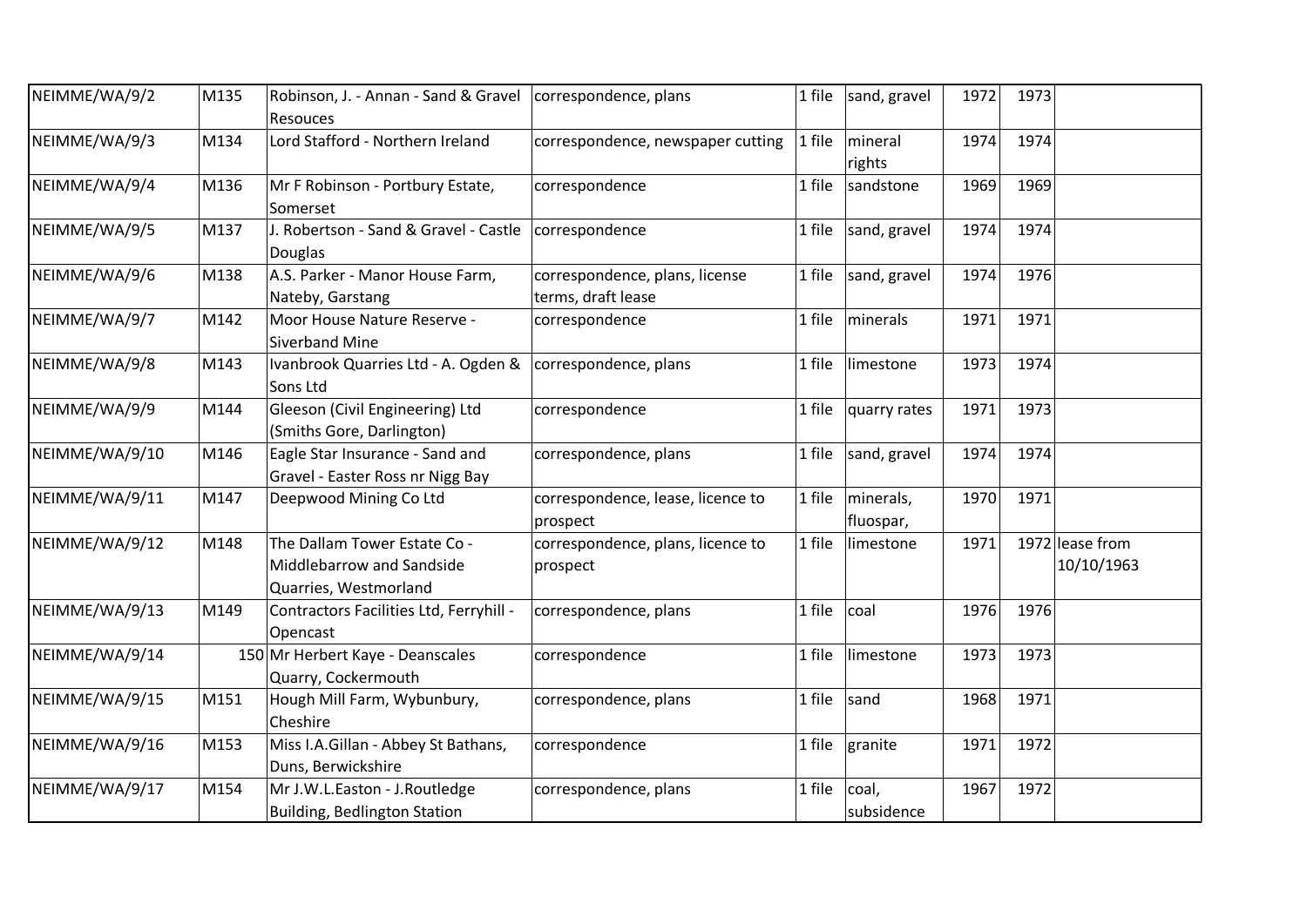| NEIMME/WA/9/2 | M135 | Robinson, J. - Annan - Sand & Gravel Resouces | correspondence, plans | 1 file | sand, gravel | 1972 | 1973 | |
|---|---|---|---|---|---|---|---|---|
| NEIMME/WA/9/3 | M134 | Lord Stafford - Northern Ireland | correspondence, newspaper cutting | 1 file | mineral rights | 1974 | 1974 | |
| NEIMME/WA/9/4 | M136 | Mr F Robinson - Portbury Estate, Somerset | correspondence | 1 file | sandstone | 1969 | 1969 | |
| NEIMME/WA/9/5 | M137 | J. Robertson - Sand & Gravel - Castle Douglas | correspondence | 1 file | sand, gravel | 1974 | 1974 | |
| NEIMME/WA/9/6 | M138 | A.S. Parker - Manor House Farm, Nateby, Garstang | correspondence, plans, license terms, draft lease | 1 file | sand, gravel | 1974 | 1976 | |
| NEIMME/WA/9/7 | M142 | Moor House Nature Reserve - Siverband Mine | correspondence | 1 file | minerals | 1971 | 1971 | |
| NEIMME/WA/9/8 | M143 | Ivanbrook Quarries Ltd - A. Ogden & Sons Ltd | correspondence, plans | 1 file | limestone | 1973 | 1974 | |
| NEIMME/WA/9/9 | M144 | Gleeson (Civil Engineering) Ltd (Smiths Gore, Darlington) | correspondence | 1 file | quarry rates | 1971 | 1973 | |
| NEIMME/WA/9/10 | M146 | Eagle Star Insurance - Sand and Gravel - Easter Ross nr Nigg Bay | correspondence, plans | 1 file | sand, gravel | 1974 | 1974 | |
| NEIMME/WA/9/11 | M147 | Deepwood Mining Co Ltd | correspondence, lease, licence to prospect | 1 file | minerals, fluospar, | 1970 | 1971 | |
| NEIMME/WA/9/12 | M148 | The Dallam Tower Estate Co - Middlebarrow and Sandside Quarries, Westmorland | correspondence, plans, licence to prospect | 1 file | limestone | 1971 | 1972 | lease from 10/10/1963 |
| NEIMME/WA/9/13 | M149 | Contractors Facilities Ltd, Ferryhill - Opencast | correspondence, plans | 1 file | coal | 1976 | 1976 | |
| NEIMME/WA/9/14 | 150 | Mr Herbert Kaye - Deanscales Quarry, Cockermouth | correspondence | 1 file | limestone | 1973 | 1973 | |
| NEIMME/WA/9/15 | M151 | Hough Mill Farm, Wybunbury, Cheshire | correspondence, plans | 1 file | sand | 1968 | 1971 | |
| NEIMME/WA/9/16 | M153 | Miss I.A.Gillan - Abbey St Bathans, Duns, Berwickshire | correspondence | 1 file | granite | 1971 | 1972 | |
| NEIMME/WA/9/17 | M154 | Mr J.W.L.Easton - J.Routledge Building, Bedlington Station | correspondence, plans | 1 file | coal, subsidence | 1967 | 1972 | |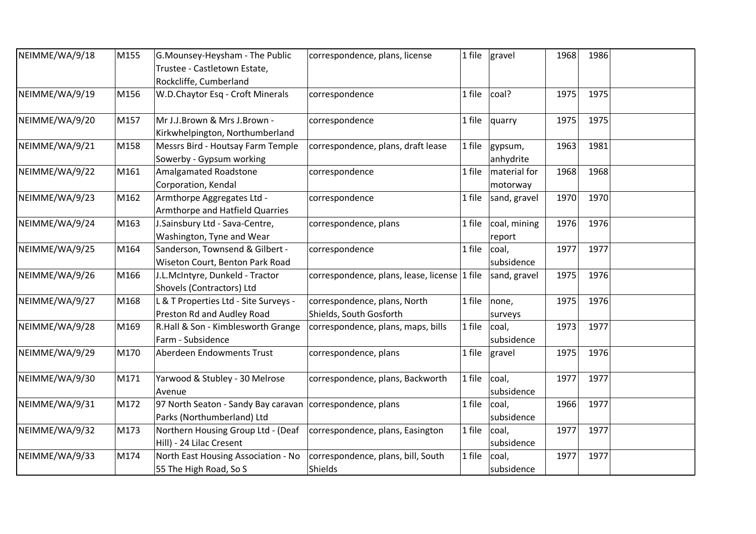| | | | | | | | | |
|---|---|---|---|---|---|---|---|---|
| NEIMME/WA/9/18 | M155 | G.Mounsey-Heysham - The Public Trustee - Castletown Estate, Rockcliffe, Cumberland | correspondence, plans, license | 1 file | gravel | 1968 | 1986 | |
| NEIMME/WA/9/19 | M156 | W.D.Chaytor Esq - Croft Minerals | correspondence | 1 file | coal? | 1975 | 1975 | |
| NEIMME/WA/9/20 | M157 | Mr J.J.Brown & Mrs J.Brown - Kirkwhelpington, Northumberland | correspondence | 1 file | quarry | 1975 | 1975 | |
| NEIMME/WA/9/21 | M158 | Messrs Bird - Houtsay Farm Temple Sowerby - Gypsum working | correspondence, plans, draft lease | 1 file | gypsum, anhydrite | 1963 | 1981 | |
| NEIMME/WA/9/22 | M161 | Amalgamated Roadstone Corporation, Kendal | correspondence | 1 file | material for motorway | 1968 | 1968 | |
| NEIMME/WA/9/23 | M162 | Armthorpe Aggregates Ltd - Armthorpe and Hatfield Quarries | correspondence | 1 file | sand, gravel | 1970 | 1970 | |
| NEIMME/WA/9/24 | M163 | J.Sainsbury Ltd - Sava-Centre, Washington, Tyne and Wear | correspondence, plans | 1 file | coal, mining report | 1976 | 1976 | |
| NEIMME/WA/9/25 | M164 | Sanderson, Townsend & Gilbert - Wiseton Court, Benton Park Road | correspondence | 1 file | coal, subsidence | 1977 | 1977 | |
| NEIMME/WA/9/26 | M166 | J.L.McIntyre, Dunkeld - Tractor Shovels (Contractors) Ltd | correspondence, plans, lease, license | 1 file | sand, gravel | 1975 | 1976 | |
| NEIMME/WA/9/27 | M168 | L & T Properties Ltd - Site Surveys - Preston Rd and Audley Road | correspondence, plans, North Shields, South Gosforth | 1 file | none, surveys | 1975 | 1976 | |
| NEIMME/WA/9/28 | M169 | R.Hall & Son - Kimblesworth Grange Farm - Subsidence | correspondence, plans, maps, bills | 1 file | coal, subsidence | 1973 | 1977 | |
| NEIMME/WA/9/29 | M170 | Aberdeen Endowments Trust | correspondence, plans | 1 file | gravel | 1975 | 1976 | |
| NEIMME/WA/9/30 | M171 | Yarwood & Stubley - 30 Melrose Avenue | correspondence, plans, Backworth | 1 file | coal, subsidence | 1977 | 1977 | |
| NEIMME/WA/9/31 | M172 | 97 North Seaton - Sandy Bay caravan Parks (Northumberland) Ltd | correspondence, plans | 1 file | coal, subsidence | 1966 | 1977 | |
| NEIMME/WA/9/32 | M173 | Northern Housing Group Ltd - (Deaf Hill) - 24 Lilac Cresent | correspondence, plans, Easington | 1 file | coal, subsidence | 1977 | 1977 | |
| NEIMME/WA/9/33 | M174 | North East Housing Association - No 55 The High Road, So S | correspondence, plans, bill, South Shields | 1 file | coal, subsidence | 1977 | 1977 | |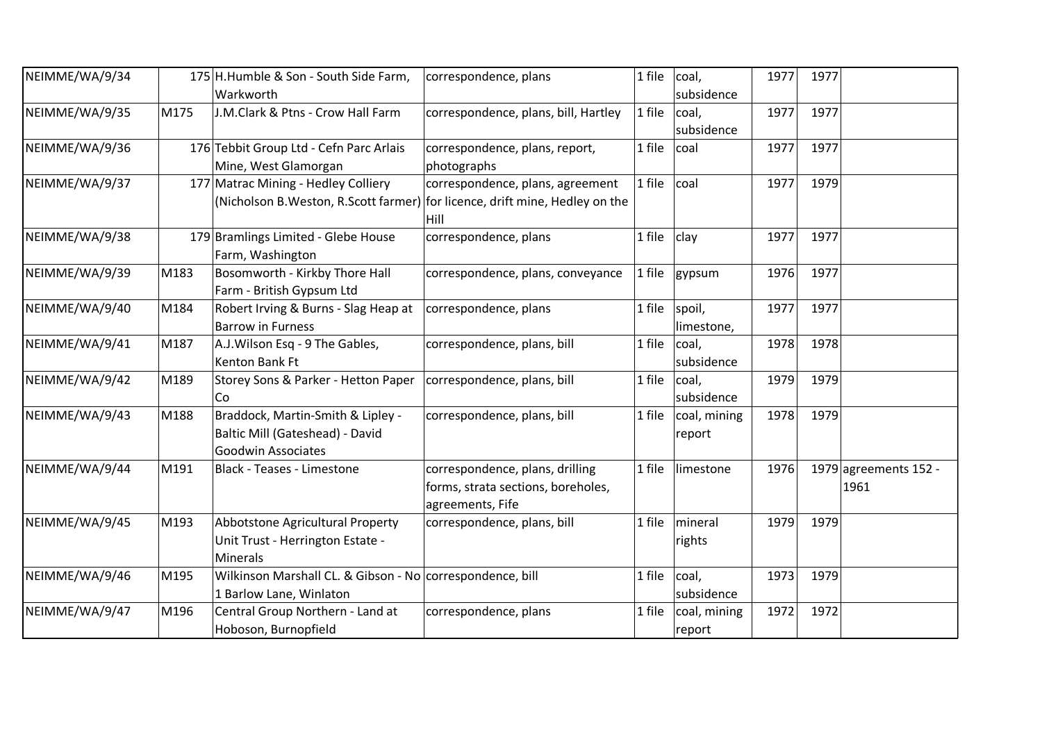| | | | | | | | | |
|---|---|---|---|---|---|---|---|---|
| NEIMME/WA/9/34 | 175 | H.Humble & Son - South Side Farm, Warkworth | correspondence, plans | 1 file | coal, subsidence | 1977 | 1977 | |
| NEIMME/WA/9/35 | M175 | J.M.Clark & Ptns - Crow Hall Farm | correspondence, plans, bill, Hartley | 1 file | coal, subsidence | 1977 | 1977 | |
| NEIMME/WA/9/36 | 176 | Tebbit Group Ltd - Cefn Parc Arlais Mine, West Glamorgan | correspondence, plans, report, photographs | 1 file | coal | 1977 | 1977 | |
| NEIMME/WA/9/37 | 177 | Matrac Mining - Hedley Colliery (Nicholson B.Weston, R.Scott farmer) | correspondence, plans, agreement for licence, drift mine, Hedley on the Hill | 1 file | coal | 1977 | 1979 | |
| NEIMME/WA/9/38 | 179 | Bramlings Limited - Glebe House Farm, Washington | correspondence, plans | 1 file | clay | 1977 | 1977 | |
| NEIMME/WA/9/39 | M183 | Bosomworth - Kirkby Thore Hall Farm - British Gypsum Ltd | correspondence, plans, conveyance | 1 file | gypsum | 1976 | 1977 | |
| NEIMME/WA/9/40 | M184 | Robert Irving & Burns - Slag Heap at Barrow in Furness | correspondence, plans | 1 file | spoil, limestone, | 1977 | 1977 | |
| NEIMME/WA/9/41 | M187 | A.J.Wilson Esq - 9 The Gables, Kenton Bank Ft | correspondence, plans, bill | 1 file | coal, subsidence | 1978 | 1978 | |
| NEIMME/WA/9/42 | M189 | Storey Sons & Parker - Hetton Paper Co | correspondence, plans, bill | 1 file | coal, subsidence | 1979 | 1979 | |
| NEIMME/WA/9/43 | M188 | Braddock, Martin-Smith & Lipley - Baltic Mill (Gateshead) - David Goodwin Associates | correspondence, plans, bill | 1 file | coal, mining report | 1978 | 1979 | |
| NEIMME/WA/9/44 | M191 | Black - Teases - Limestone | correspondence, plans, drilling forms, strata sections, boreholes, agreements, Fife | 1 file | limestone | 1976 | 1979 | agreements 152 - 1961 |
| NEIMME/WA/9/45 | M193 | Abbotstone Agricultural Property Unit Trust - Herrington Estate - Minerals | correspondence, plans, bill | 1 file | mineral rights | 1979 | 1979 | |
| NEIMME/WA/9/46 | M195 | Wilkinson Marshall CL. & Gibson - No 1 Barlow Lane, Winlaton | correspondence, bill | 1 file | coal, subsidence | 1973 | 1979 | |
| NEIMME/WA/9/47 | M196 | Central Group Northern - Land at Hoboson, Burnopfield | correspondence, plans | 1 file | coal, mining report | 1972 | 1972 | |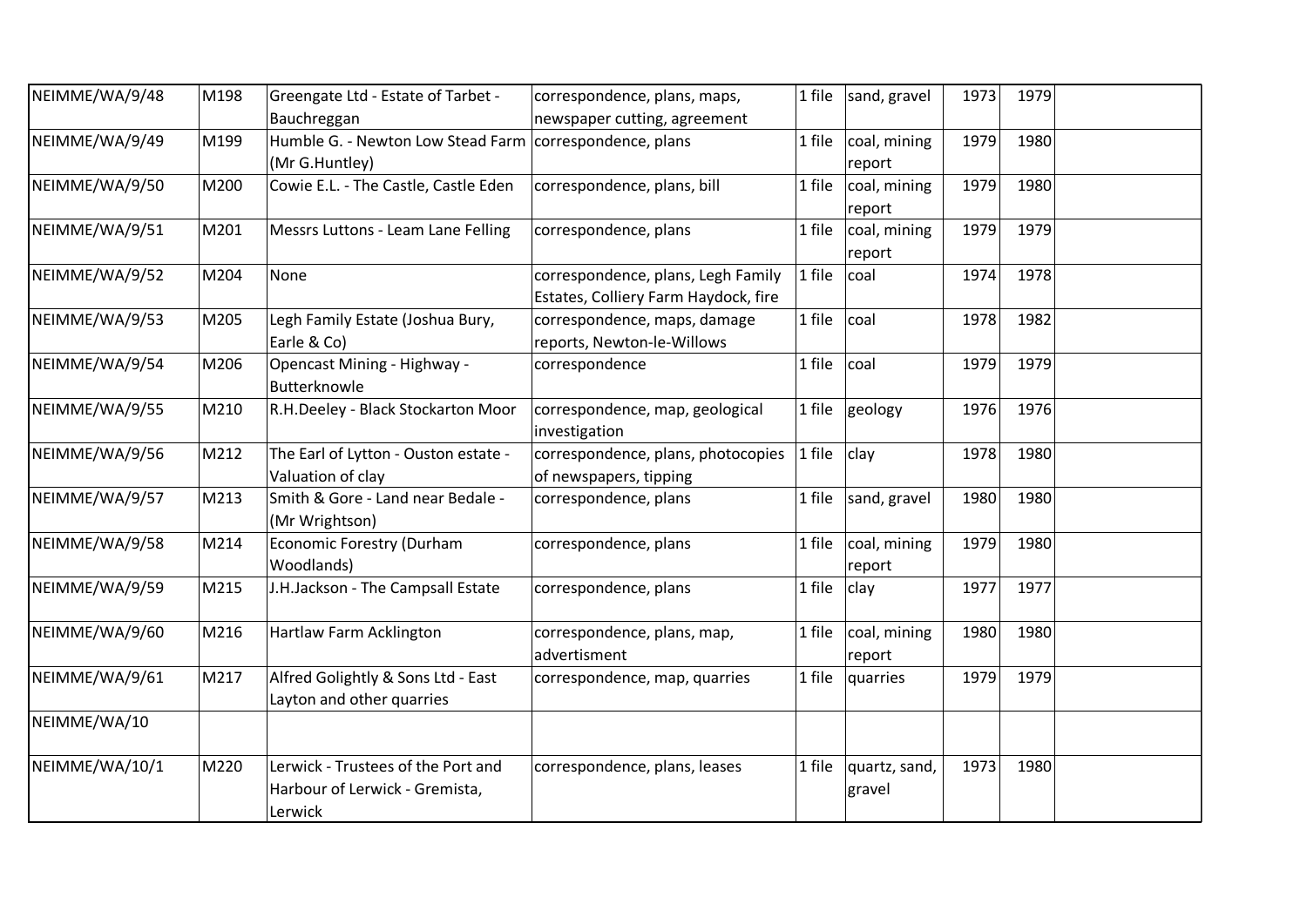| | | | | | | | | |
|---|---|---|---|---|---|---|---|---|
| NEIMME/WA/9/48 | M198 | Greengate Ltd - Estate of Tarbet - Bauchreggan | correspondence, plans, maps, newspaper cutting, agreement | 1 file | sand, gravel | 1973 | 1979 | |
| NEIMME/WA/9/49 | M199 | Humble G. - Newton Low Stead Farm (Mr G.Huntley) | correspondence, plans | 1 file | coal, mining report | 1979 | 1980 | |
| NEIMME/WA/9/50 | M200 | Cowie E.L. - The Castle, Castle Eden | correspondence, plans, bill | 1 file | coal, mining report | 1979 | 1980 | |
| NEIMME/WA/9/51 | M201 | Messrs Luttons - Leam Lane Felling | correspondence, plans | 1 file | coal, mining report | 1979 | 1979 | |
| NEIMME/WA/9/52 | M204 | None | correspondence, plans, Legh Family Estates, Colliery Farm Haydock, fire | 1 file | coal | 1974 | 1978 | |
| NEIMME/WA/9/53 | M205 | Legh Family Estate (Joshua Bury, Earle & Co) | correspondence, maps, damage reports, Newton-le-Willows | 1 file | coal | 1978 | 1982 | |
| NEIMME/WA/9/54 | M206 | Opencast Mining - Highway - Butterknowle | correspondence | 1 file | coal | 1979 | 1979 | |
| NEIMME/WA/9/55 | M210 | R.H.Deeley - Black Stockarton Moor | correspondence, map, geological investigation | 1 file | geology | 1976 | 1976 | |
| NEIMME/WA/9/56 | M212 | The Earl of Lytton - Ouston estate - Valuation of clay | correspondence, plans, photocopies of newspapers, tipping | 1 file | clay | 1978 | 1980 | |
| NEIMME/WA/9/57 | M213 | Smith & Gore - Land near Bedale - (Mr Wrightson) | correspondence, plans | 1 file | sand, gravel | 1980 | 1980 | |
| NEIMME/WA/9/58 | M214 | Economic Forestry (Durham Woodlands) | correspondence, plans | 1 file | coal, mining report | 1979 | 1980 | |
| NEIMME/WA/9/59 | M215 | J.H.Jackson - The Campsall Estate | correspondence, plans | 1 file | clay | 1977 | 1977 | |
| NEIMME/WA/9/60 | M216 | Hartlaw Farm Acklington | correspondence, plans, map, advertisment | 1 file | coal, mining report | 1980 | 1980 | |
| NEIMME/WA/9/61 | M217 | Alfred Golightly & Sons Ltd - East Layton and other quarries | correspondence, map, quarries | 1 file | quarries | 1979 | 1979 | |
| NEIMME/WA/10 | | | | | | | | |
| NEIMME/WA/10/1 | M220 | Lerwick - Trustees of the Port and Harbour of Lerwick - Gremista, Lerwick | correspondence, plans, leases | 1 file | quartz, sand, gravel | 1973 | 1980 | |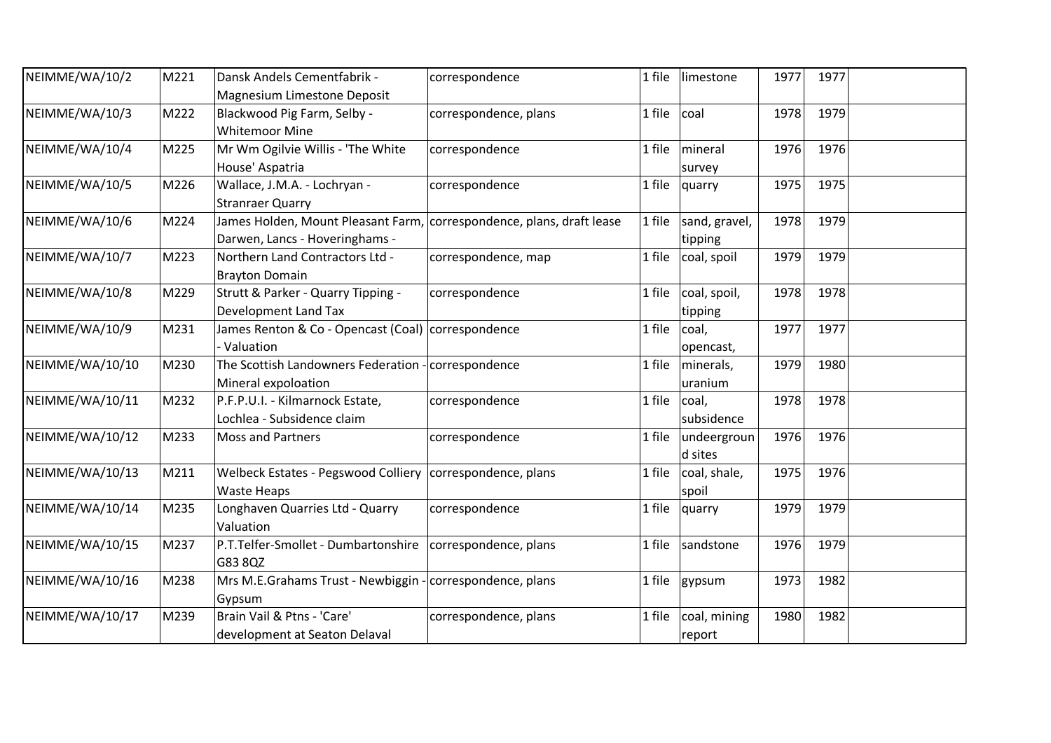| | | | | | | | | |
|---|---|---|---|---|---|---|---|---|
| NEIMME/WA/10/2 | M221 | Dansk Andels Cementfabrik - Magnesium Limestone Deposit | correspondence | 1 file | limestone | 1977 | 1977 | |
| NEIMME/WA/10/3 | M222 | Blackwood Pig Farm, Selby - Whitemoor Mine | correspondence, plans | 1 file | coal | 1978 | 1979 | |
| NEIMME/WA/10/4 | M225 | Mr Wm Ogilvie Willis - 'The White House' Aspatria | correspondence | 1 file | mineral survey | 1976 | 1976 | |
| NEIMME/WA/10/5 | M226 | Wallace, J.M.A. - Lochryan - Stranraer Quarry | correspondence | 1 file | quarry | 1975 | 1975 | |
| NEIMME/WA/10/6 | M224 | James Holden, Mount Pleasant Farm, Darwen, Lancs - Hoveringhams - | correspondence, plans, draft lease | 1 file | sand, gravel, tipping | 1978 | 1979 | |
| NEIMME/WA/10/7 | M223 | Northern Land Contractors Ltd - Brayton Domain | correspondence, map | 1 file | coal, spoil | 1979 | 1979 | |
| NEIMME/WA/10/8 | M229 | Strutt & Parker - Quarry Tipping - Development Land Tax | correspondence | 1 file | coal, spoil, tipping | 1978 | 1978 | |
| NEIMME/WA/10/9 | M231 | James Renton & Co - Opencast (Coal) - Valuation | correspondence | 1 file | coal, opencast, | 1977 | 1977 | |
| NEIMME/WA/10/10 | M230 | The Scottish Landowners Federation - Mineral expoloation | correspondence | 1 file | minerals, uranium | 1979 | 1980 | |
| NEIMME/WA/10/11 | M232 | P.F.P.U.I. - Kilmarnock Estate, Lochlea - Subsidence claim | correspondence | 1 file | coal, subsidence | 1978 | 1978 | |
| NEIMME/WA/10/12 | M233 | Moss and Partners | correspondence | 1 file | undeerground sites | 1976 | 1976 | |
| NEIMME/WA/10/13 | M211 | Welbeck Estates - Pegswood Colliery Waste Heaps | correspondence, plans | 1 file | coal, shale, spoil | 1975 | 1976 | |
| NEIMME/WA/10/14 | M235 | Longhaven Quarries Ltd - Quarry Valuation | correspondence | 1 file | quarry | 1979 | 1979 | |
| NEIMME/WA/10/15 | M237 | P.T.Telfer-Smollet - Dumbartonshire G83 8QZ | correspondence, plans | 1 file | sandstone | 1976 | 1979 | |
| NEIMME/WA/10/16 | M238 | Mrs M.E.Grahams Trust - Newbiggin - Gypsum | correspondence, plans | 1 file | gypsum | 1973 | 1982 | |
| NEIMME/WA/10/17 | M239 | Brain Vail & Ptns - 'Care' development at Seaton Delaval | correspondence, plans | 1 file | coal, mining report | 1980 | 1982 | |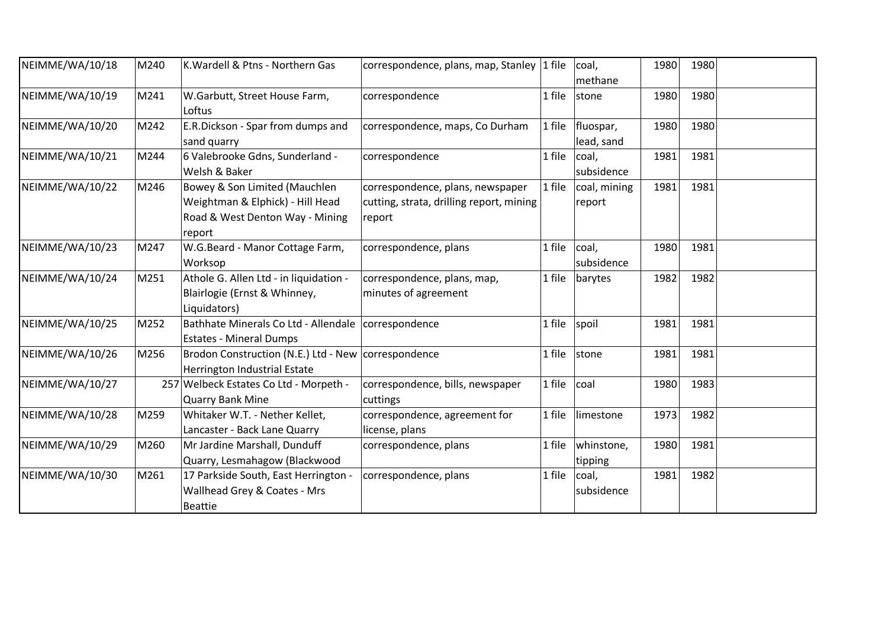| NEIMME/WA/10/18 | M240 | K.Wardell & Ptns - Northern Gas | correspondence, plans, map, Stanley | 1 file | coal, methane | 1980 | 1980 | |
|---|---|---|---|---|---|---|---|---|
| NEIMME/WA/10/19 | M241 | W.Garbutt, Street House Farm, Loftus | correspondence | 1 file | stone | 1980 | 1980 | |
| NEIMME/WA/10/20 | M242 | E.R.Dickson - Spar from dumps and sand quarry | correspondence, maps, Co Durham | 1 file | fluospar, lead, sand | 1980 | 1980 | |
| NEIMME/WA/10/21 | M244 | 6 Valebrooke Gdns, Sunderland - Welsh & Baker | correspondence | 1 file | coal, subsidence | 1981 | 1981 | |
| NEIMME/WA/10/22 | M246 | Bowey & Son Limited (Mauchlen Weightman & Elphick) - Hill Head Road & West Denton Way - Mining report | correspondence, plans, newspaper cutting, strata, drilling report, mining report | 1 file | coal, mining report | 1981 | 1981 | |
| NEIMME/WA/10/23 | M247 | W.G.Beard - Manor Cottage Farm, Worksop | correspondence, plans | 1 file | coal, subsidence | 1980 | 1981 | |
| NEIMME/WA/10/24 | M251 | Athole G. Allen Ltd - in liquidation - Blairlogie (Ernst & Whinney, Liquidators) | correspondence, plans, map, minutes of agreement | 1 file | barytes | 1982 | 1982 | |
| NEIMME/WA/10/25 | M252 | Bathhate Minerals Co Ltd - Allendale Estates - Mineral Dumps | correspondence | 1 file | spoil | 1981 | 1981 | |
| NEIMME/WA/10/26 | M256 | Brodon Construction (N.E.) Ltd - New Herrington Industrial Estate | correspondence | 1 file | stone | 1981 | 1981 | |
| NEIMME/WA/10/27 | 257 | Welbeck Estates Co Ltd - Morpeth - Quarry Bank Mine | correspondence, bills, newspaper cuttings | 1 file | coal | 1980 | 1983 | |
| NEIMME/WA/10/28 | M259 | Whitaker W.T. - Nether Kellet, Lancaster - Back Lane Quarry | correspondence, agreement for license, plans | 1 file | limestone | 1973 | 1982 | |
| NEIMME/WA/10/29 | M260 | Mr Jardine Marshall, Dunduff Quarry, Lesmahagow (Blackwood | correspondence, plans | 1 file | whinstone, tipping | 1980 | 1981 | |
| NEIMME/WA/10/30 | M261 | 17 Parkside South, East Herrington - Wallhead Grey & Coates - Mrs Beattie | correspondence, plans | 1 file | coal, subsidence | 1981 | 1982 | |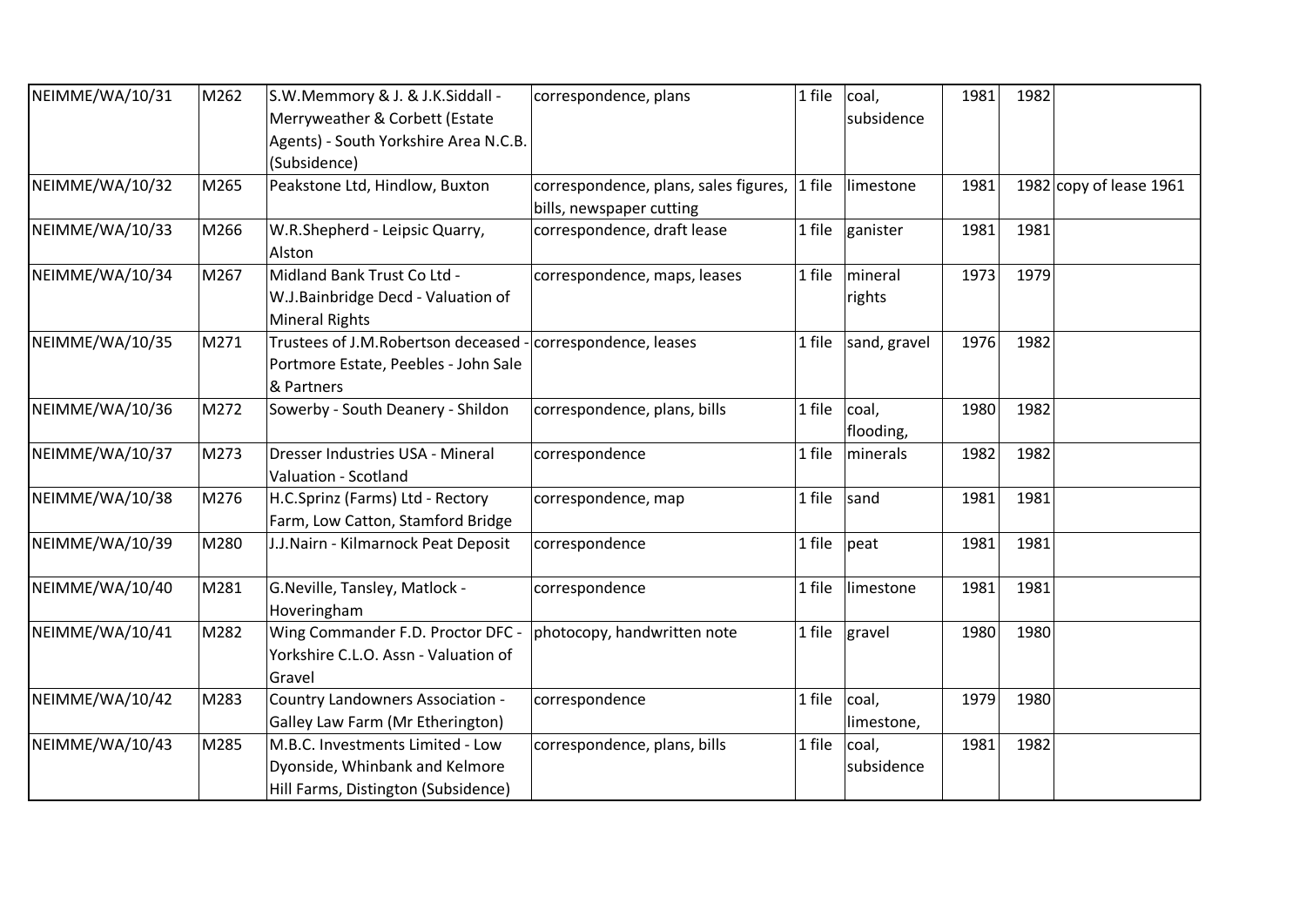| | | | | | | | | |
|---|---|---|---|---|---|---|---|---|
| NEIMME/WA/10/31 | M262 | S.W.Memmory & J. & J.K.Siddall - Merryweather & Corbett (Estate Agents) - South Yorkshire Area N.C.B. (Subsidence) | correspondence, plans | 1 file | coal, subsidence | 1981 | 1982 | |
| NEIMME/WA/10/32 | M265 | Peakstone Ltd, Hindlow, Buxton | correspondence, plans, sales figures, bills, newspaper cutting | 1 file | limestone | 1981 | 1982 | copy of lease 1961 |
| NEIMME/WA/10/33 | M266 | W.R.Shepherd - Leipsic Quarry, Alston | correspondence, draft lease | 1 file | ganister | 1981 | 1981 | |
| NEIMME/WA/10/34 | M267 | Midland Bank Trust Co Ltd - W.J.Bainbridge Decd - Valuation of Mineral Rights | correspondence, maps, leases | 1 file | mineral rights | 1973 | 1979 | |
| NEIMME/WA/10/35 | M271 | Trustees of J.M.Robertson deceased - Portmore Estate, Peebles - John Sale & Partners | correspondence, leases | 1 file | sand, gravel | 1976 | 1982 | |
| NEIMME/WA/10/36 | M272 | Sowerby - South Deanery - Shildon | correspondence, plans, bills | 1 file | coal, flooding, | 1980 | 1982 | |
| NEIMME/WA/10/37 | M273 | Dresser Industries USA - Mineral Valuation - Scotland | correspondence | 1 file | minerals | 1982 | 1982 | |
| NEIMME/WA/10/38 | M276 | H.C.Sprinz (Farms) Ltd - Rectory Farm, Low Catton, Stamford Bridge | correspondence, map | 1 file | sand | 1981 | 1981 | |
| NEIMME/WA/10/39 | M280 | J.J.Nairn - Kilmarnock Peat Deposit | correspondence | 1 file | peat | 1981 | 1981 | |
| NEIMME/WA/10/40 | M281 | G.Neville, Tansley, Matlock - Hoveringham | correspondence | 1 file | limestone | 1981 | 1981 | |
| NEIMME/WA/10/41 | M282 | Wing Commander F.D. Proctor DFC - Yorkshire C.L.O. Assn - Valuation of Gravel | photocopy, handwritten note | 1 file | gravel | 1980 | 1980 | |
| NEIMME/WA/10/42 | M283 | Country Landowners Association - Galley Law Farm (Mr Etherington) | correspondence | 1 file | coal, limestone, | 1979 | 1980 | |
| NEIMME/WA/10/43 | M285 | M.B.C. Investments Limited - Low Dyonside, Whinbank and Kelmore Hill Farms, Distington (Subsidence) | correspondence, plans, bills | 1 file | coal, subsidence | 1981 | 1982 | |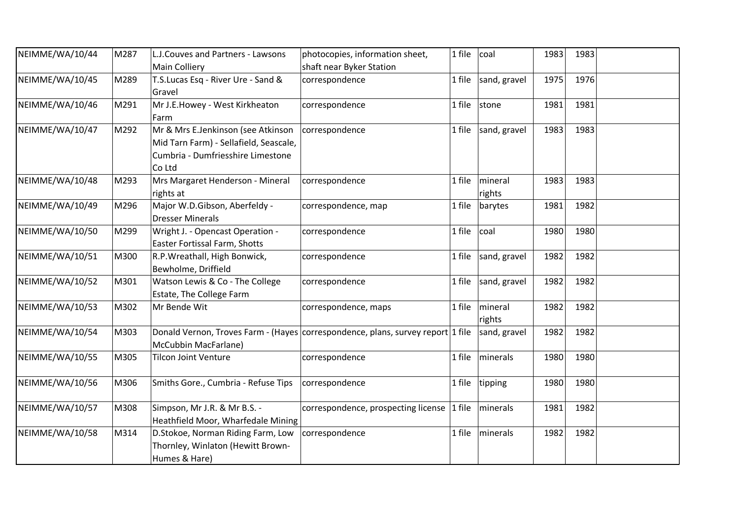| | | | | | | | | |
|---|---|---|---|---|---|---|---|---|
| NEIMME/WA/10/44 | M287 | L.J.Couves and Partners - Lawsons Main Colliery | photocopies, information sheet, shaft near Byker Station | 1 file | coal | 1983 | 1983 | |
| NEIMME/WA/10/45 | M289 | T.S.Lucas Esq - River Ure - Sand & Gravel | correspondence | 1 file | sand, gravel | 1975 | 1976 | |
| NEIMME/WA/10/46 | M291 | Mr J.E.Howey - West Kirkheaton Farm | correspondence | 1 file | stone | 1981 | 1981 | |
| NEIMME/WA/10/47 | M292 | Mr & Mrs E.Jenkinson (see Atkinson Mid Tarn Farm) - Sellafield, Seascale, Cumbria - Dumfriesshire Limestone Co Ltd | correspondence | 1 file | sand, gravel | 1983 | 1983 | |
| NEIMME/WA/10/48 | M293 | Mrs Margaret Henderson - Mineral rights at | correspondence | 1 file | mineral rights | 1983 | 1983 | |
| NEIMME/WA/10/49 | M296 | Major W.D.Gibson, Aberfeldy - Dresser Minerals | correspondence, map | 1 file | barytes | 1981 | 1982 | |
| NEIMME/WA/10/50 | M299 | Wright J. - Opencast Operation - Easter Fortissal Farm, Shotts | correspondence | 1 file | coal | 1980 | 1980 | |
| NEIMME/WA/10/51 | M300 | R.P.Wreathall, High Bonwick, Bewholme, Driffield | correspondence | 1 file | sand, gravel | 1982 | 1982 | |
| NEIMME/WA/10/52 | M301 | Watson Lewis & Co - The College Estate, The College Farm | correspondence | 1 file | sand, gravel | 1982 | 1982 | |
| NEIMME/WA/10/53 | M302 | Mr Bende Wit | correspondence, maps | 1 file | mineral rights | 1982 | 1982 | |
| NEIMME/WA/10/54 | M303 | Donald Vernon, Troves Farm - (Hayes McCubbin MacFarlane) | correspondence, plans, survey report | 1 file | sand, gravel | 1982 | 1982 | |
| NEIMME/WA/10/55 | M305 | Tilcon Joint Venture | correspondence | 1 file | minerals | 1980 | 1980 | |
| NEIMME/WA/10/56 | M306 | Smiths Gore., Cumbria - Refuse Tips | correspondence | 1 file | tipping | 1980 | 1980 | |
| NEIMME/WA/10/57 | M308 | Simpson, Mr J.R. & Mr B.S. - Heathfield Moor, Wharfedale Mining | correspondence, prospecting license | 1 file | minerals | 1981 | 1982 | |
| NEIMME/WA/10/58 | M314 | D.Stokoe, Norman Riding Farm, Low Thornley, Winlaton (Hewitt Brown-Humes & Hare) | correspondence | 1 file | minerals | 1982 | 1982 | |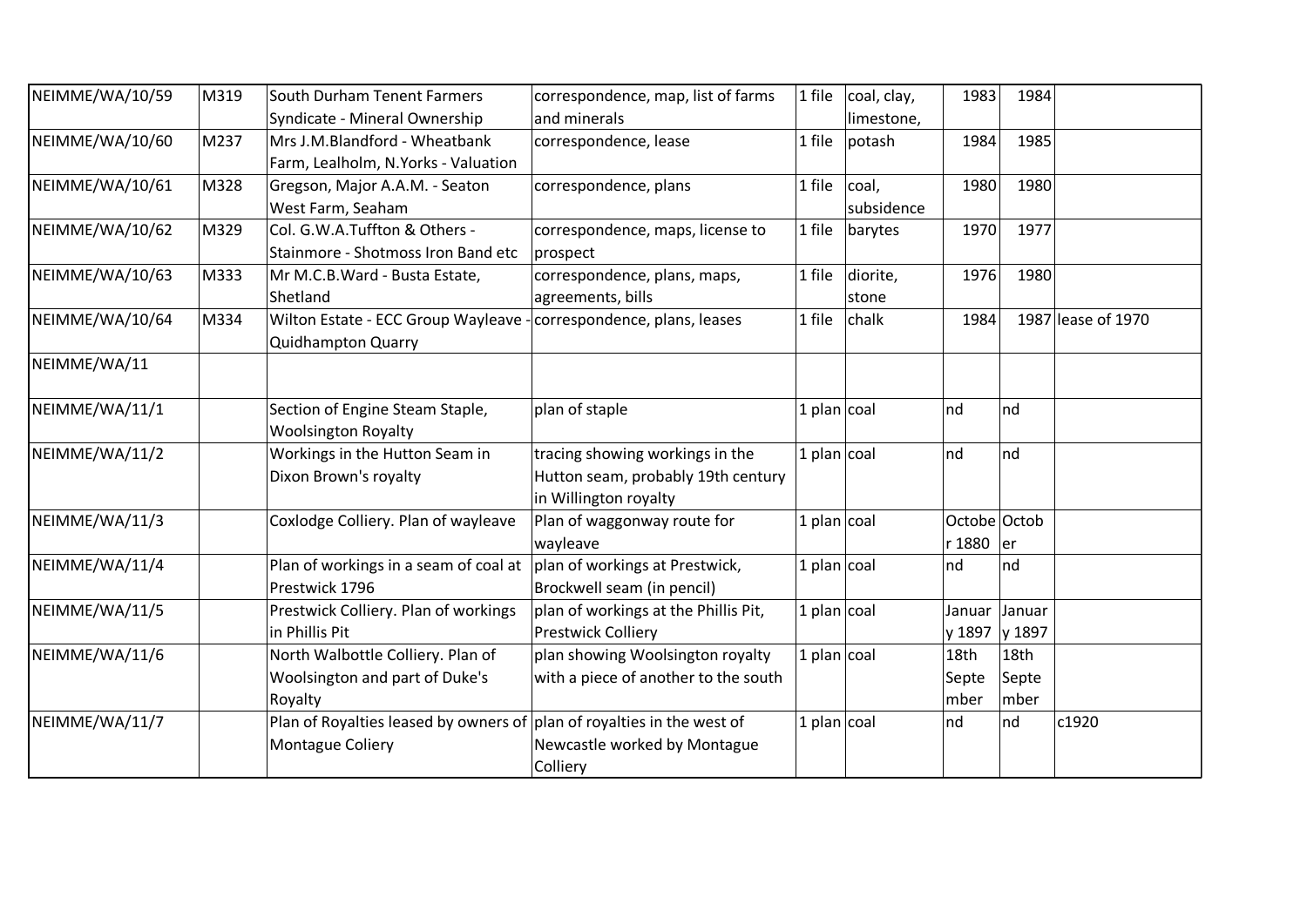| NEIMME/WA/10/59 | M319 | South Durham Tenent Farmers Syndicate - Mineral Ownership | correspondence, map, list of farms and minerals | 1 file | coal, clay, limestone, | 1983 | 1984 | |
|---|---|---|---|---|---|---|---|---|
| NEIMME/WA/10/60 | M237 | Mrs J.M.Blandford - Wheatbank Farm, Lealholm, N.Yorks - Valuation | correspondence, lease | 1 file | potash | 1984 | 1985 | |
| NEIMME/WA/10/61 | M328 | Gregson, Major A.A.M. - Seaton West Farm, Seaham | correspondence, plans | 1 file | coal, subsidence | 1980 | 1980 | |
| NEIMME/WA/10/62 | M329 | Col. G.W.A.Tuffton & Others - Stainmore - Shotmoss Iron Band etc | correspondence, maps, license to prospect | 1 file | barytes | 1970 | 1977 | |
| NEIMME/WA/10/63 | M333 | Mr M.C.B.Ward - Busta Estate, Shetland | correspondence, plans, maps, agreements, bills | 1 file | diorite, stone | 1976 | 1980 | |
| NEIMME/WA/10/64 | M334 | Wilton Estate - ECC Group Wayleave - Quidhampton Quarry | correspondence, plans, leases | 1 file | chalk | 1984 | 1987 | lease of 1970 |
| NEIMME/WA/11 | | | | | | | | |
| NEIMME/WA/11/1 | | Section of Engine Steam Staple, Woolsington Royalty | plan of staple | 1 plan | coal | nd | nd | |
| NEIMME/WA/11/2 | | Workings in the Hutton Seam in Dixon Brown's royalty | tracing showing workings in the Hutton seam, probably 19th century in Willington royalty | 1 plan | coal | nd | nd | |
| NEIMME/WA/11/3 | | Coxlodge Colliery. Plan of wayleave | Plan of waggonway route for wayleave | 1 plan | coal | October 1880 | October | |
| NEIMME/WA/11/4 | | Plan of workings in a seam of coal at Prestwick 1796 | plan of workings at Prestwick, Brockwell seam (in pencil) | 1 plan | coal | nd | nd | |
| NEIMME/WA/11/5 | | Prestwick Colliery. Plan of workings in Phillis Pit | plan of workings at the Phillis Pit, Prestwick Colliery | 1 plan | coal | January 1897 | January 1897 | |
| NEIMME/WA/11/6 | | North Walbottle Colliery. Plan of Woolsington and part of Duke's Royalty | plan showing Woolsington royalty with a piece of another to the south | 1 plan | coal | 18th September | 18th September | |
| NEIMME/WA/11/7 | | Plan of Royalties leased by owners of Montague Coliery | plan of royalties in the west of Newcastle worked by Montague Colliery | 1 plan | coal | nd | nd | c1920 |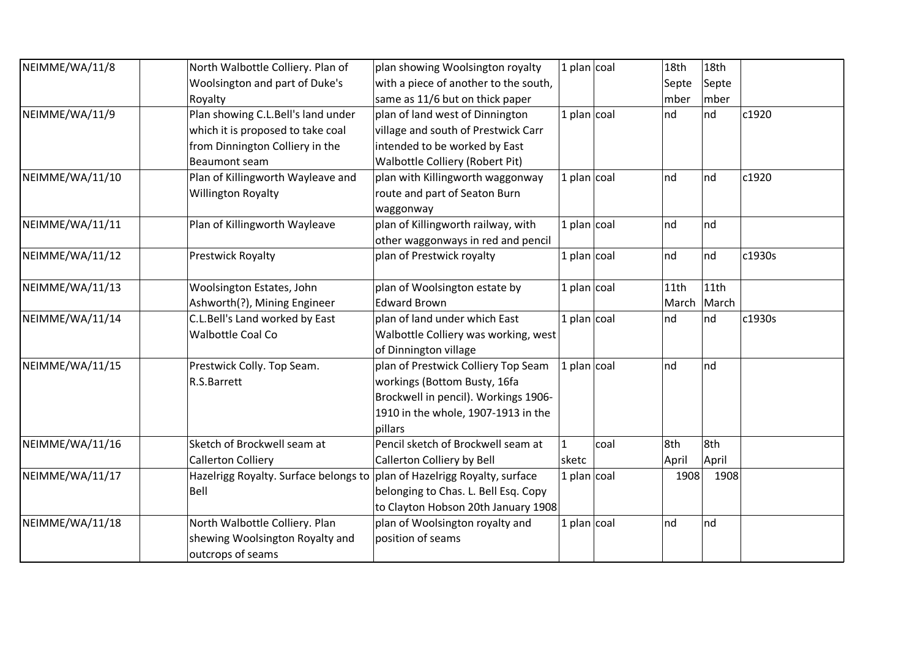| NEIMME/WA/11/8 | | North Walbottle Colliery. Plan of Woolsington and part of Duke's Royalty | plan showing Woolsington royalty with a piece of another to the south, same as 11/6 but on thick paper | 1 plan | coal | 18th Septe mber | 18th Septe mber | |
|---|---|---|---|---|---|---|---|---|
| NEIMME/WA/11/9 | | Plan showing C.L.Bell's land under which it is proposed to take coal from Dinnington Colliery in the Beaumont seam | plan of land west of Dinnington village and south of Prestwick Carr intended to be worked by East Walbottle Colliery (Robert Pit) | 1 plan | coal | nd | nd | c1920 |
| NEIMME/WA/11/10 | | Plan of Killingworth Wayleave and Willington Royalty | plan with Killingworth waggonway route and part of Seaton Burn waggonway | 1 plan | coal | nd | nd | c1920 |
| NEIMME/WA/11/11 | | Plan of Killingworth Wayleave | plan of Killingworth railway, with other waggonways in red and pencil | 1 plan | coal | nd | nd | |
| NEIMME/WA/11/12 | | Prestwick Royalty | plan of Prestwick royalty | 1 plan | coal | nd | nd | c1930s |
| NEIMME/WA/11/13 | | Woolsington Estates, John Ashworth(?), Mining Engineer | plan of Woolsington estate by Edward Brown | 1 plan | coal | 11th March | 11th March | |
| NEIMME/WA/11/14 | | C.L.Bell's Land worked by East Walbottle Coal Co | plan of land under which East Walbottle Colliery was working, west of Dinnington village | 1 plan | coal | nd | nd | c1930s |
| NEIMME/WA/11/15 | | Prestwick Colly. Top Seam. R.S.Barrett | plan of Prestwick Colliery Top Seam workings (Bottom Busty, 16fa Brockwell in pencil). Workings 1906-1910 in the whole, 1907-1913 in the pillars | 1 plan | coal | nd | nd | |
| NEIMME/WA/11/16 | | Sketch of Brockwell seam at Callerton Colliery | Pencil sketch of Brockwell seam at Callerton Colliery by Bell | 1 sketc | coal | 8th April | 8th April | |
| NEIMME/WA/11/17 | | Hazelrigg Royalty. Surface belongs to Bell | plan of Hazelrigg Royalty, surface belonging to Chas. L. Bell Esq. Copy to Clayton Hobson 20th January 1908 | 1 plan | coal | 1908 | 1908 | |
| NEIMME/WA/11/18 | | North Walbottle Colliery. Plan shewing Woolsington Royalty and outcrops of seams | plan of Woolsington royalty and position of seams | 1 plan | coal | nd | nd | |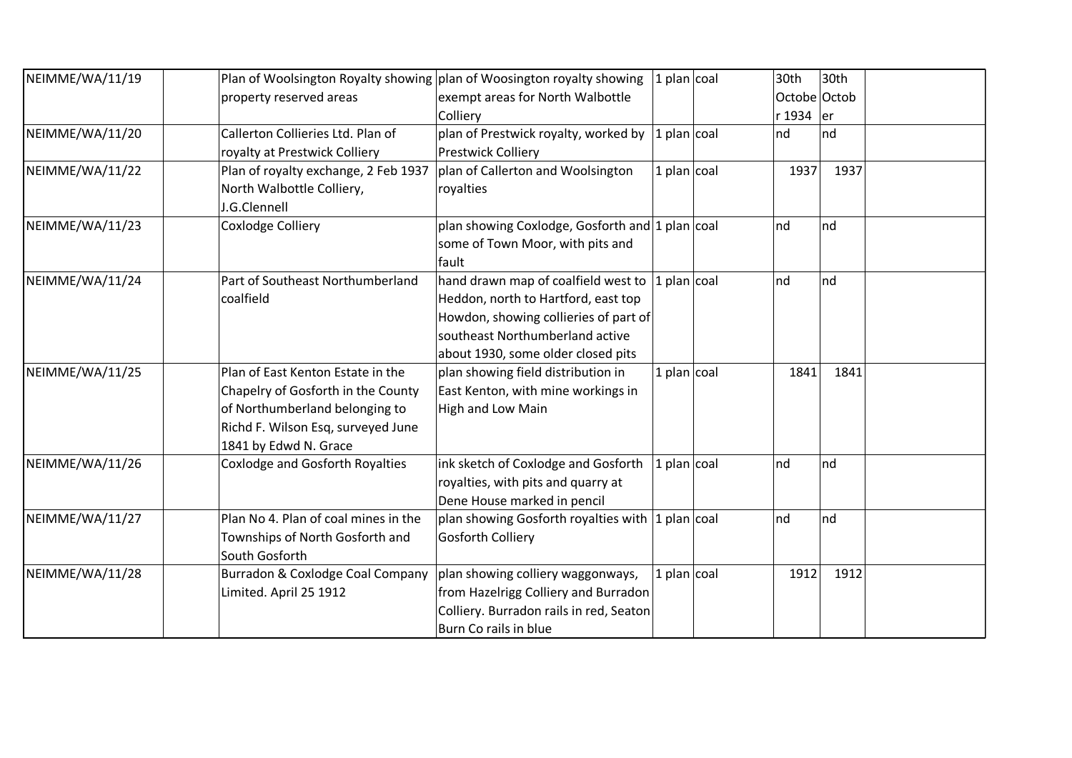| | | | | | | | | |
|---|---|---|---|---|---|---|---|---|
| NEIMME/WA/11/19 | | Plan of Woolsington Royalty showing property reserved areas | plan of Woosington royalty showing exempt areas for North Walbottle Colliery | 1 plan | coal | 30th October 1934 | 30th October | |
| NEIMME/WA/11/20 | | Callerton Collieries Ltd. Plan of royalty at Prestwick Colliery | plan of Prestwick royalty, worked by Prestwick Colliery | 1 plan | coal | nd | nd | |
| NEIMME/WA/11/22 | | Plan of royalty exchange, 2 Feb 1937 North Walbottle Colliery, J.G.Clennell | plan of Callerton and Woolsington royalties | 1 plan | coal | 1937 | 1937 | |
| NEIMME/WA/11/23 | | Coxlodge Colliery | plan showing Coxlodge, Gosforth and some of Town Moor, with pits and fault | 1 plan | coal | nd | nd | |
| NEIMME/WA/11/24 | | Part of Southeast Northumberland coalfield | hand drawn map of coalfield west to Heddon, north to Hartford, east top Howdon, showing collieries of part of southeast Northumberland active about 1930, some older closed pits | 1 plan | coal | nd | nd | |
| NEIMME/WA/11/25 | | Plan of East Kenton Estate in the Chapelry of Gosforth in the County of Northumberland belonging to Richd F. Wilson Esq, surveyed June 1841 by Edwd N. Grace | plan showing field distribution in East Kenton, with mine workings in High and Low Main | 1 plan | coal | 1841 | 1841 | |
| NEIMME/WA/11/26 | | Coxlodge and Gosforth Royalties | ink sketch of Coxlodge and Gosforth royalties, with pits and quarry at Dene House marked in pencil | 1 plan | coal | nd | nd | |
| NEIMME/WA/11/27 | | Plan No 4. Plan of coal mines in the Townships of North Gosforth and South Gosforth | plan showing Gosforth royalties with Gosforth Colliery | 1 plan | coal | nd | nd | |
| NEIMME/WA/11/28 | | Burradon & Coxlodge Coal Company Limited. April 25 1912 | plan showing colliery waggonways, from Hazelrigg Colliery and Burradon Colliery. Burradon rails in red, Seaton Burn Co rails in blue | 1 plan | coal | 1912 | 1912 | |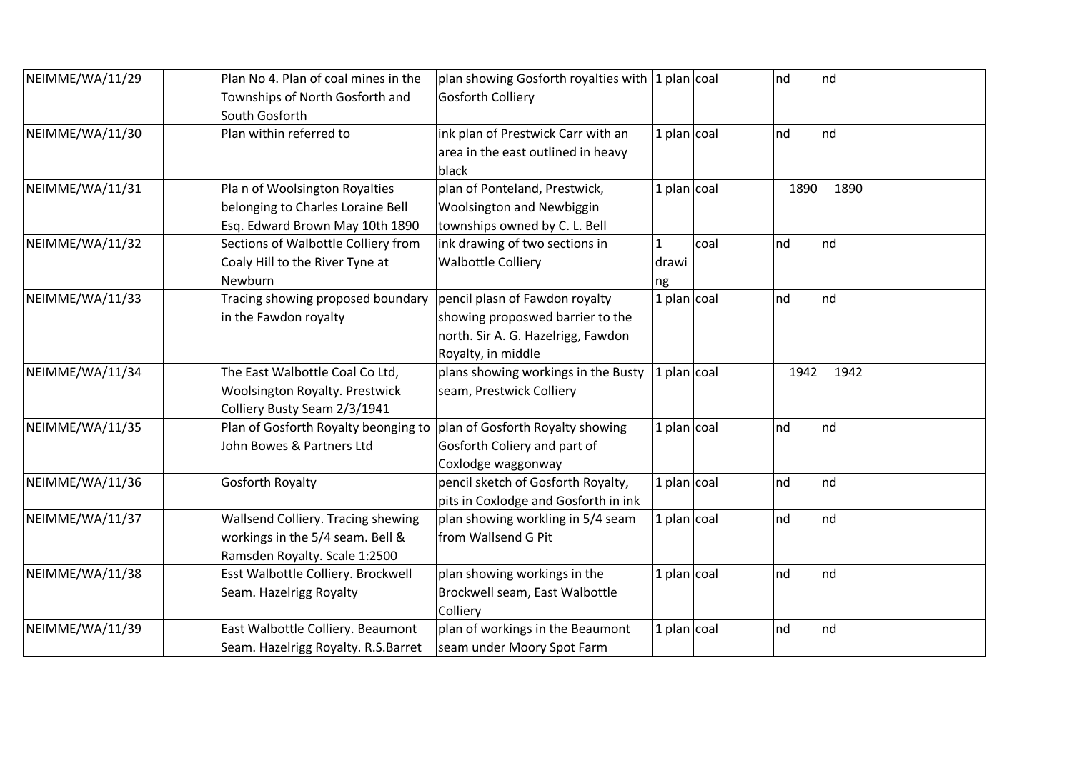| | | | | | | | | |
|---|---|---|---|---|---|---|---|---|
| NEIMME/WA/11/29 | | Plan No 4. Plan of coal mines in the Townships of North Gosforth and South Gosforth | plan showing Gosforth royalties with Gosforth Colliery | 1 plan | coal | nd | nd | |
| NEIMME/WA/11/30 | | Plan within referred to | ink plan of Prestwick Carr with an area in the east outlined in heavy black | 1 plan | coal | nd | nd | |
| NEIMME/WA/11/31 | | Pla n of Woolsington Royalties belonging to Charles Loraine Bell Esq. Edward Brown May 10th 1890 | plan of Ponteland, Prestwick, Woolsington and Newbiggin townships owned by C. L. Bell | 1 plan | coal | 1890 | 1890 | |
| NEIMME/WA/11/32 | | Sections of Walbottle Colliery from Coaly Hill to the River Tyne at Newburn | ink drawing of two sections in Walbottle Colliery | 1 drawing | coal | nd | nd | |
| NEIMME/WA/11/33 | | Tracing showing proposed boundary in the Fawdon royalty | pencil plasn of Fawdon royalty showing proposwed barrier to the north. Sir A. G. Hazelrigg, Fawdon Royalty, in middle | 1 plan | coal | nd | nd | |
| NEIMME/WA/11/34 | | The East Walbottle Coal Co Ltd, Woolsington Royalty. Prestwick Colliery Busty Seam 2/3/1941 | plans showing workings in the Busty seam, Prestwick Colliery | 1 plan | coal | 1942 | 1942 | |
| NEIMME/WA/11/35 | | Plan of Gosforth Royalty beonging to John Bowes & Partners Ltd | plan of Gosforth Royalty showing Gosforth Coliery and part of Coxlodge waggonway | 1 plan | coal | nd | nd | |
| NEIMME/WA/11/36 | | Gosforth Royalty | pencil sketch of Gosforth Royalty, pits in Coxlodge and Gosforth in ink | 1 plan | coal | nd | nd | |
| NEIMME/WA/11/37 | | Wallsend Colliery. Tracing shewing workings in the 5/4 seam. Bell & Ramsden Royalty. Scale 1:2500 | plan showing workling in 5/4 seam from Wallsend G Pit | 1 plan | coal | nd | nd | |
| NEIMME/WA/11/38 | | Esst Walbottle Colliery. Brockwell Seam. Hazelrigg Royalty | plan showing workings in the Brockwell seam, East Walbottle Colliery | 1 plan | coal | nd | nd | |
| NEIMME/WA/11/39 | | East Walbottle Colliery. Beaumont Seam. Hazelrigg Royalty. R.S.Barret | plan of workings in the Beaumont seam under Moory Spot Farm | 1 plan | coal | nd | nd | |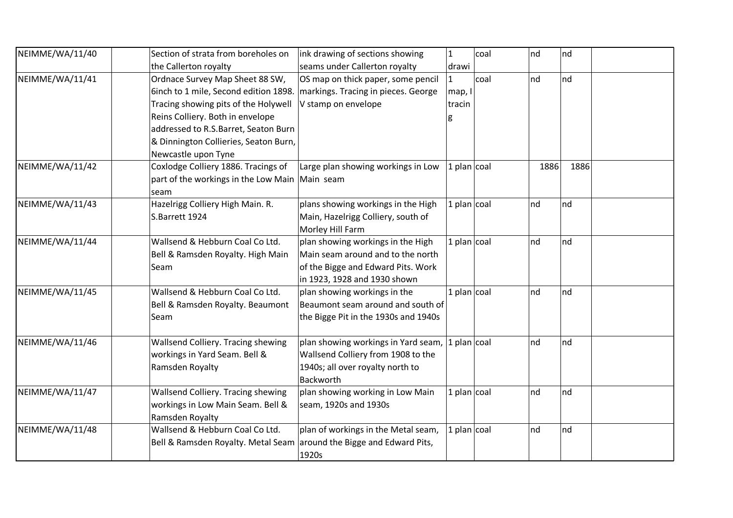| | | | | | | | | |
|---|---|---|---|---|---|---|---|---|
| NEIMME/WA/11/40 | | Section of strata from boreholes on the Callerton royalty | ink drawing of sections showing seams under Callerton royalty | 1 drawi | coal | nd | nd | |
| NEIMME/WA/11/41 | | Ordnace Survey Map Sheet 88 SW, 6inch to 1 mile, Second edition 1898. Tracing showing pits of the Holywell Reins Colliery. Both in envelope addressed to R.S.Barret, Seaton Burn & Dinnington Collieries, Seaton Burn, Newcastle upon Tyne | OS map on thick paper, some pencil markings. Tracing in pieces. George V stamp on envelope | 1 map, l tracin g | coal | nd | nd | |
| NEIMME/WA/11/42 | | Coxlodge Colliery 1886. Tracings of part of the workings in the Low Main seam | Large plan showing workings in Low Main seam | 1 plan | coal | 1886 | 1886 | |
| NEIMME/WA/11/43 | | Hazelrigg Colliery High Main. R. S.Barrett 1924 | plans showing workings in the High Main, Hazelrigg Colliery, south of Morley Hill Farm | 1 plan | coal | nd | nd | |
| NEIMME/WA/11/44 | | Wallsend & Hebburn Coal Co Ltd. Bell & Ramsden Royalty. High Main Seam | plan showing workings in the High Main seam around and to the north of the Bigge and Edward Pits. Work in 1923, 1928 and 1930 shown | 1 plan | coal | nd | nd | |
| NEIMME/WA/11/45 | | Wallsend & Hebburn Coal Co Ltd. Bell & Ramsden Royalty. Beaumont Seam | plan showing workings in the Beaumont seam around and south of the Bigge Pit in the 1930s and 1940s | 1 plan | coal | nd | nd | |
| NEIMME/WA/11/46 | | Wallsend Colliery. Tracing shewing workings in Yard Seam. Bell & Ramsden Royalty | plan showing workings in Yard seam, Wallsend Colliery from 1908 to the 1940s; all over royalty north to Backworth | 1 plan | coal | nd | nd | |
| NEIMME/WA/11/47 | | Wallsend Colliery. Tracing shewing workings in Low Main Seam. Bell & Ramsden Royalty | plan showing working in Low Main seam, 1920s and 1930s | 1 plan | coal | nd | nd | |
| NEIMME/WA/11/48 | | Wallsend & Hebburn Coal Co Ltd. Bell & Ramsden Royalty. Metal Seam | plan of workings in the Metal seam, around the Bigge and Edward Pits, 1920s | 1 plan | coal | nd | nd | |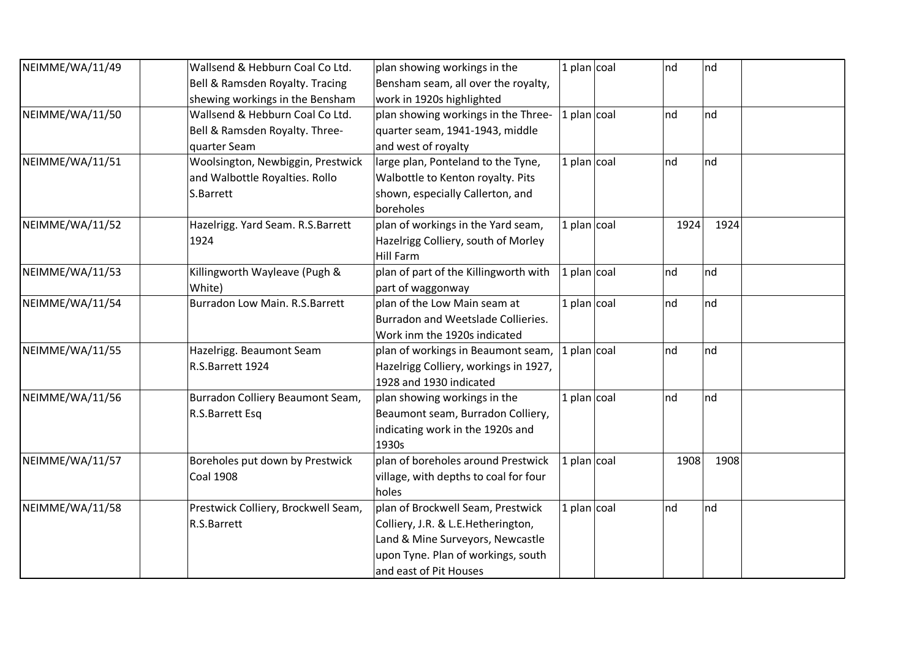| | | | | | | | | |
|---|---|---|---|---|---|---|---|---|
| NEIMME/WA/11/49 | | Wallsend & Hebburn Coal Co Ltd. Bell & Ramsden Royalty. Tracing shewing workings in the Bensham | plan showing workings in the Bensham seam, all over the royalty, work in 1920s highlighted | 1 plan | coal | nd | nd | |
| NEIMME/WA/11/50 | | Wallsend & Hebburn Coal Co Ltd. Bell & Ramsden Royalty. Three-quarter Seam | plan showing workings in the Three-quarter seam, 1941-1943, middle and west of royalty | 1 plan | coal | nd | nd | |
| NEIMME/WA/11/51 | | Woolsington, Newbiggin, Prestwick and Walbottle Royalties. Rollo S.Barrett | large plan, Ponteland to the Tyne, Walbottle to Kenton royalty. Pits shown, especially Callerton, and boreholes | 1 plan | coal | nd | nd | |
| NEIMME/WA/11/52 | | Hazelrigg. Yard Seam. R.S.Barrett 1924 | plan of workings in the Yard seam, Hazelrigg Colliery, south of Morley Hill Farm | 1 plan | coal | 1924 | 1924 | |
| NEIMME/WA/11/53 | | Killingworth Wayleave (Pugh & White) | plan of part of the Killingworth with part of waggonway | 1 plan | coal | nd | nd | |
| NEIMME/WA/11/54 | | Burradon Low Main. R.S.Barrett | plan of the Low Main seam at Burradon and Weetslade Collieries. Work inm the 1920s indicated | 1 plan | coal | nd | nd | |
| NEIMME/WA/11/55 | | Hazelrigg. Beaumont Seam R.S.Barrett 1924 | plan of workings in Beaumont seam, Hazelrigg Colliery, workings in 1927, 1928 and 1930 indicated | 1 plan | coal | nd | nd | |
| NEIMME/WA/11/56 | | Burradon Colliery Beaumont Seam, R.S.Barrett Esq | plan showing workings in the Beaumont seam, Burradon Colliery, indicating work in the 1920s and 1930s | 1 plan | coal | nd | nd | |
| NEIMME/WA/11/57 | | Boreholes put down by Prestwick Coal 1908 | plan of boreholes around Prestwick village, with depths to coal for four holes | 1 plan | coal | 1908 | 1908 | |
| NEIMME/WA/11/58 | | Prestwick Colliery, Brockwell Seam, R.S.Barrett | plan of Brockwell Seam, Prestwick Colliery, J.R. & L.E.Hetherington, Land & Mine Surveyors, Newcastle upon Tyne. Plan of workings, south and east of Pit Houses | 1 plan | coal | nd | nd | |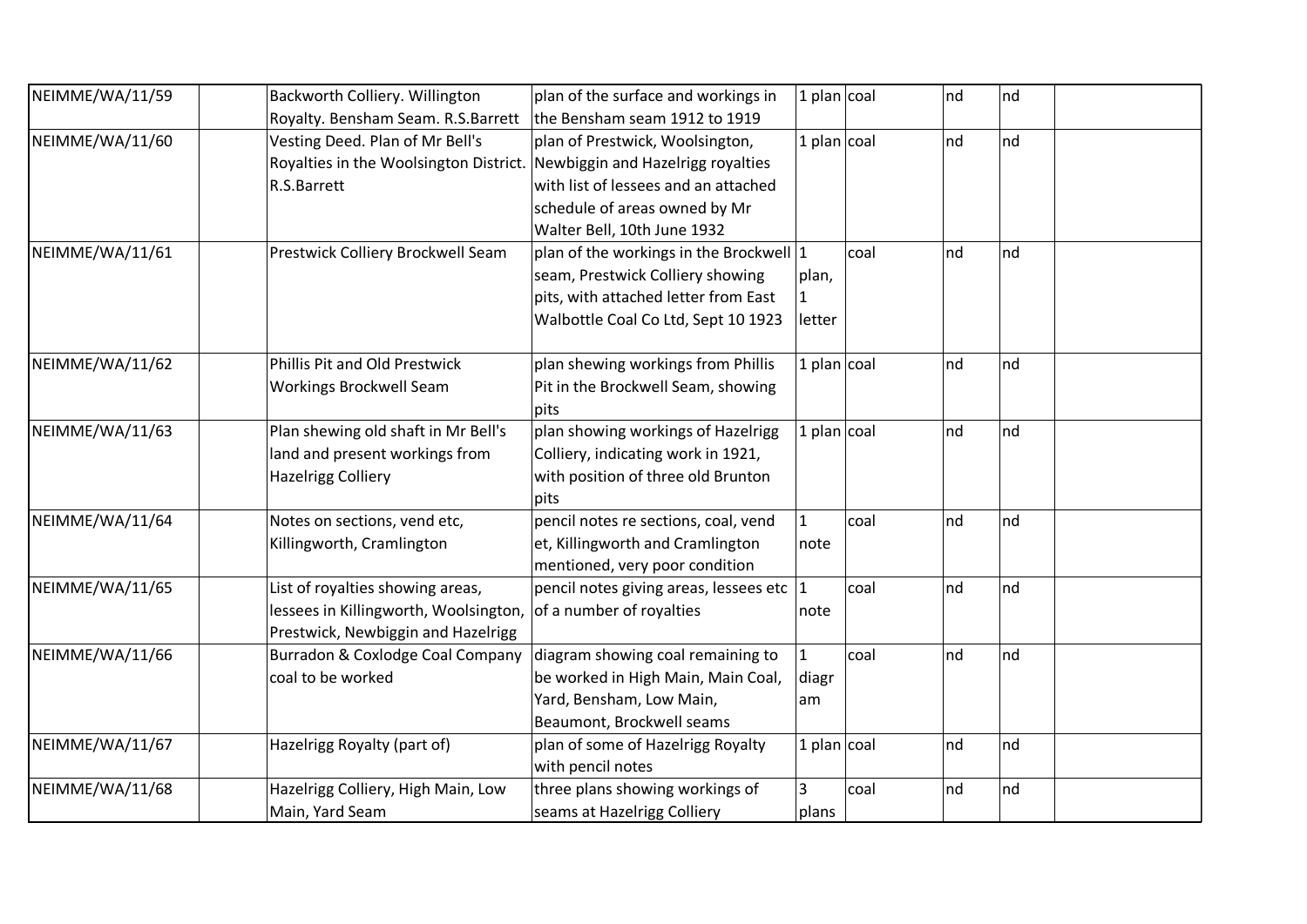| | | | | | | | | |
|---|---|---|---|---|---|---|---|---|
| NEIMME/WA/11/59 | | Backworth Colliery. Willington Royalty. Bensham Seam. R.S.Barrett | plan of the surface and workings in the Bensham seam 1912 to 1919 | 1 plan | coal | nd | nd | |
| NEIMME/WA/11/60 | | Vesting Deed. Plan of Mr Bell's Royalties in the Woolsington District. R.S.Barrett | plan of Prestwick, Woolsington, Newbiggin and Hazelrigg royalties with list of lessees and an attached schedule of areas owned by Mr Walter Bell, 10th June 1932 | 1 plan | coal | nd | nd | |
| NEIMME/WA/11/61 | | Prestwick Colliery Brockwell Seam | plan of the workings in the Brockwell seam, Prestwick Colliery showing pits, with attached letter from East Walbottle Coal Co Ltd, Sept 10 1923 | 1 plan, 1 letter | coal | nd | nd | |
| NEIMME/WA/11/62 | | Phillis Pit and Old Prestwick Workings Brockwell Seam | plan shewing workings from Phillis Pit in the Brockwell Seam, showing pits | 1 plan | coal | nd | nd | |
| NEIMME/WA/11/63 | | Plan shewing old shaft in Mr Bell's land and present workings from Hazelrigg Colliery | plan showing workings of Hazelrigg Colliery, indicating work in 1921, with position of three old Brunton pits | 1 plan | coal | nd | nd | |
| NEIMME/WA/11/64 | | Notes on sections, vend etc, Killingworth, Cramlington | pencil notes re sections, coal, vend et, Killingworth and Cramlington mentioned, very poor condition | 1 note | coal | nd | nd | |
| NEIMME/WA/11/65 | | List of royalties showing areas, lessees in Killingworth, Woolsington, Prestwick, Newbiggin and Hazelrigg | pencil notes giving areas, lessees etc of a number of royalties | 1 note | coal | nd | nd | |
| NEIMME/WA/11/66 | | Burradon & Coxlodge Coal Company coal to be worked | diagram showing coal remaining to be worked in High Main, Main Coal, Yard, Bensham, Low Main, Beaumont, Brockwell seams | 1 diagram | coal | nd | nd | |
| NEIMME/WA/11/67 | | Hazelrigg Royalty (part of) | plan of some of Hazelrigg Royalty with pencil notes | 1 plan | coal | nd | nd | |
| NEIMME/WA/11/68 | | Hazelrigg Colliery, High Main, Low Main, Yard Seam | three plans showing workings of seams at Hazelrigg Colliery | 3 plans | coal | nd | nd | |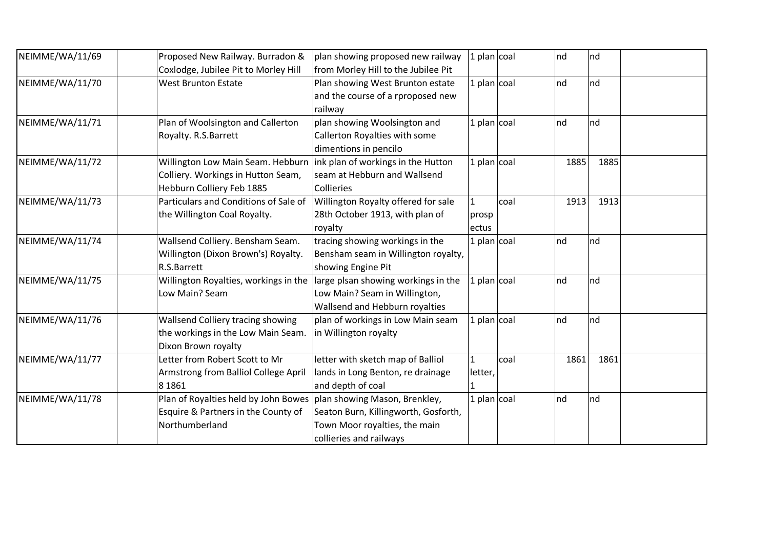| NEIMME/WA/11/69 | | Proposed New Railway. Burradon & Coxlodge, Jubilee Pit to Morley Hill | plan showing proposed new railway from Morley Hill to the Jubilee Pit | 1 plan | coal | nd | nd | |
|---|---|---|---|---|---|---|---|---|
| NEIMME/WA/11/70 | | West Brunton Estate | Plan showing West Brunton estate and the course of a rproposed new railway | 1 plan | coal | nd | nd | |
| NEIMME/WA/11/71 | | Plan of Woolsington and Callerton Royalty. R.S.Barrett | plan showing Woolsington and Callerton Royalties with some dimentions in pencilo | 1 plan | coal | nd | nd | |
| NEIMME/WA/11/72 | | Willington Low Main Seam. Hebburn Colliery. Workings in Hutton Seam, Hebburn Colliery Feb 1885 | ink plan of workings in the Hutton seam at Hebburn and Wallsend Collieries | 1 plan | coal | 1885 | 1885 | |
| NEIMME/WA/11/73 | | Particulars and Conditions of Sale of the Willington Coal Royalty. | Willington Royalty offered for sale 28th October 1913, with plan of royalty | 1 prospectus | coal | 1913 | 1913 | |
| NEIMME/WA/11/74 | | Wallsend Colliery. Bensham Seam. Willington (Dixon Brown's) Royalty. R.S.Barrett | tracing showing workings in the Bensham seam in Willington royalty, showing Engine Pit | 1 plan | coal | nd | nd | |
| NEIMME/WA/11/75 | | Willington Royalties, workings in the Low Main? Seam | large plsan showing workings in the Low Main? Seam in Willington, Wallsend and Hebburn royalties | 1 plan | coal | nd | nd | |
| NEIMME/WA/11/76 | | Wallsend Colliery tracing showing the workings in the Low Main Seam. Dixon Brown royalty | plan of workings in Low Main seam in Willington royalty | 1 plan | coal | nd | nd | |
| NEIMME/WA/11/77 | | Letter from Robert Scott to Mr Armstrong from Balliol College April 8 1861 | letter with sketch map of Balliol lands in Long Benton, re drainage and depth of coal | 1 letter, 1 | coal | 1861 | 1861 | |
| NEIMME/WA/11/78 | | Plan of Royalties held by John Bowes Esquire & Partners in the County of Northumberland | plan showing Mason, Brenkley, Seaton Burn, Killingworth, Gosforth, Town Moor royalties, the main collieries and railways | 1 plan | coal | nd | nd | |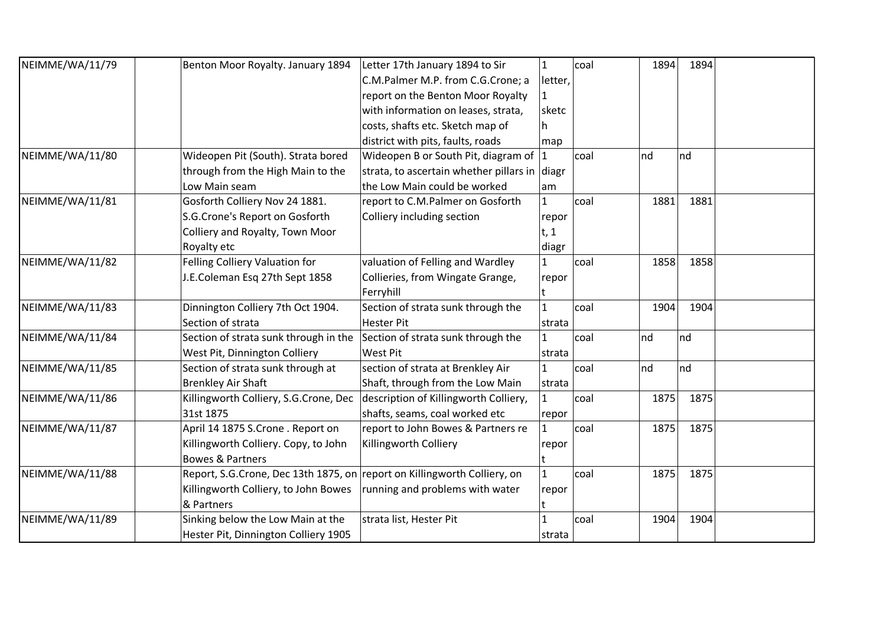| | | | | | | | | |
|---|---|---|---|---|---|---|---|---|
| NEIMME/WA/11/79 | | Benton Moor Royalty. January 1894 | Letter 17th January 1894 to Sir C.M.Palmer M.P. from C.G.Crone; a report on the Benton Moor Royalty with information on leases, strata, costs, shafts etc. Sketch map of district with pits, faults, roads | 1 letter, 1 sketch map | coal | 1894 | 1894 | |
| NEIMME/WA/11/80 | | Wideopen Pit (South). Strata bored through from the High Main to the Low Main seam | Wideopen B or South Pit, diagram of strata, to ascertain whether pillars in the Low Main could be worked | 1 diagram | coal | nd | nd | |
| NEIMME/WA/11/81 | | Gosforth Colliery Nov 24 1881. S.G.Crone's Report on Gosforth Colliery and Royalty, Town Moor Royalty etc | report to C.M.Palmer on Gosforth Colliery including section | 1 report, 1 diagr | coal | 1881 | 1881 | |
| NEIMME/WA/11/82 | | Felling Colliery Valuation for J.E.Coleman Esq 27th Sept 1858 | valuation of Felling and Wardley Collieries, from Wingate Grange, Ferryhill | 1 report | coal | 1858 | 1858 | |
| NEIMME/WA/11/83 | | Dinnington Colliery 7th Oct 1904. Section of strata | Section of strata sunk through the Hester Pit | 1 strata | coal | 1904 | 1904 | |
| NEIMME/WA/11/84 | | Section of strata sunk through in the West Pit, Dinnington Colliery | Section of strata sunk through the West Pit | 1 strata | coal | nd | nd | |
| NEIMME/WA/11/85 | | Section of strata sunk through at Brenkley Air Shaft | section of strata at Brenkley Air Shaft, through from the Low Main | 1 strata | coal | nd | nd | |
| NEIMME/WA/11/86 | | Killingworth Colliery, S.G.Crone, Dec 31st 1875 | description of Killingworth Colliery, shafts, seams, coal worked etc | 1 repor | coal | 1875 | 1875 | |
| NEIMME/WA/11/87 | | April 14 1875 S.Crone . Report on Killingworth Colliery. Copy, to John Bowes & Partners | report to John Bowes & Partners re Killingworth Colliery | 1 report | coal | 1875 | 1875 | |
| NEIMME/WA/11/88 | | Report, S.G.Crone, Dec 13th 1875, on Killingworth Colliery, to John Bowes & Partners | report on Killingworth Colliery, on running and problems with water | 1 report | coal | 1875 | 1875 | |
| NEIMME/WA/11/89 | | Sinking below the Low Main at the Hester Pit, Dinnington Colliery 1905 | strata list, Hester Pit | 1 strata | coal | 1904 | 1904 | |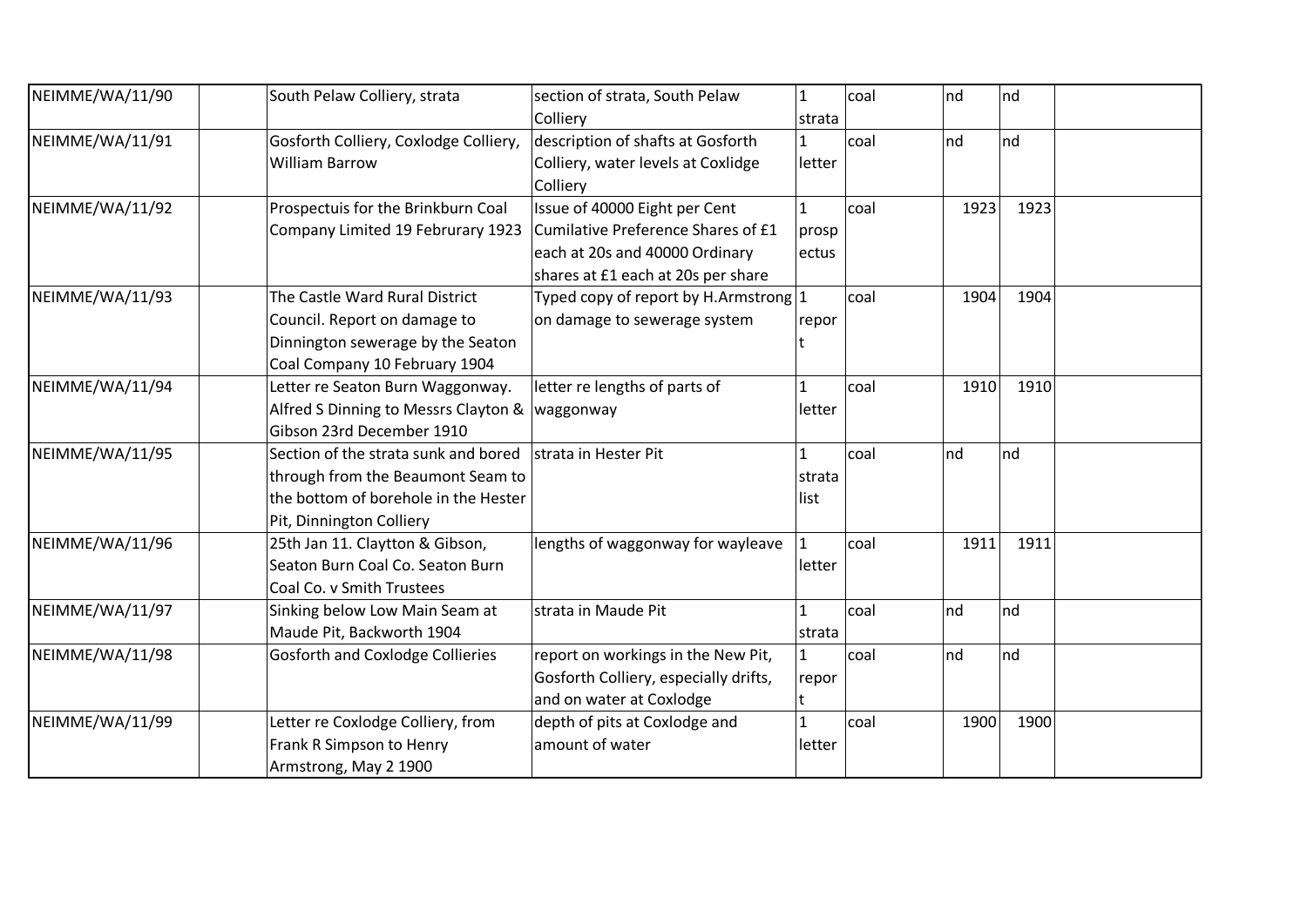| NEIMME/WA/11/90 | | South Pelaw Colliery, strata | section of strata, South Pelaw Colliery | 1 strata | coal | nd | nd | |
|---|---|---|---|---|---|---|---|---|
| NEIMME/WA/11/91 | | Gosforth Colliery, Coxlodge Colliery, William Barrow | description of shafts at Gosforth Colliery, water levels at Coxlidge Colliery | 1 letter | coal | nd | nd | |
| NEIMME/WA/11/92 | | Prospectuis for the Brinkburn Coal Company Limited 19 Februrary 1923 | Issue of 40000 Eight per Cent Cumilative Preference Shares of £1 each at 20s and 40000 Ordinary shares at £1 each at 20s per share | 1 prosp ectus | coal | 1923 | 1923 | |
| NEIMME/WA/11/93 | | The Castle Ward Rural District Council. Report on damage to Dinnington sewerage by the Seaton Coal Company 10 February 1904 | Typed copy of report by H.Armstrong on damage to sewerage system | 1 repor t | coal | 1904 | 1904 | |
| NEIMME/WA/11/94 | | Letter re Seaton Burn Waggonway. Alfred S Dinning to Messrs Clayton & Gibson 23rd December 1910 | letter re lengths of parts of waggonway | 1 letter | coal | 1910 | 1910 | |
| NEIMME/WA/11/95 | | Section of the strata sunk and bored through from the Beaumont Seam to the bottom of borehole in the Hester Pit, Dinnington Colliery | strata in Hester Pit | 1 strata list | coal | nd | nd | |
| NEIMME/WA/11/96 | | 25th Jan 11. Claytton & Gibson, Seaton Burn Coal Co. Seaton Burn Coal Co. v Smith Trustees | lengths of waggonway for wayleave | 1 letter | coal | 1911 | 1911 | |
| NEIMME/WA/11/97 | | Sinking below Low Main Seam at Maude Pit, Backworth 1904 | strata in Maude Pit | 1 strata | coal | nd | nd | |
| NEIMME/WA/11/98 | | Gosforth and Coxlodge Collieries | report on workings in the New Pit, Gosforth Colliery, especially drifts, and on water at Coxlodge | 1 repor t | coal | nd | nd | |
| NEIMME/WA/11/99 | | Letter re Coxlodge Colliery, from Frank R Simpson to Henry Armstrong, May 2 1900 | depth of pits at Coxlodge and amount of water | 1 letter | coal | 1900 | 1900 | |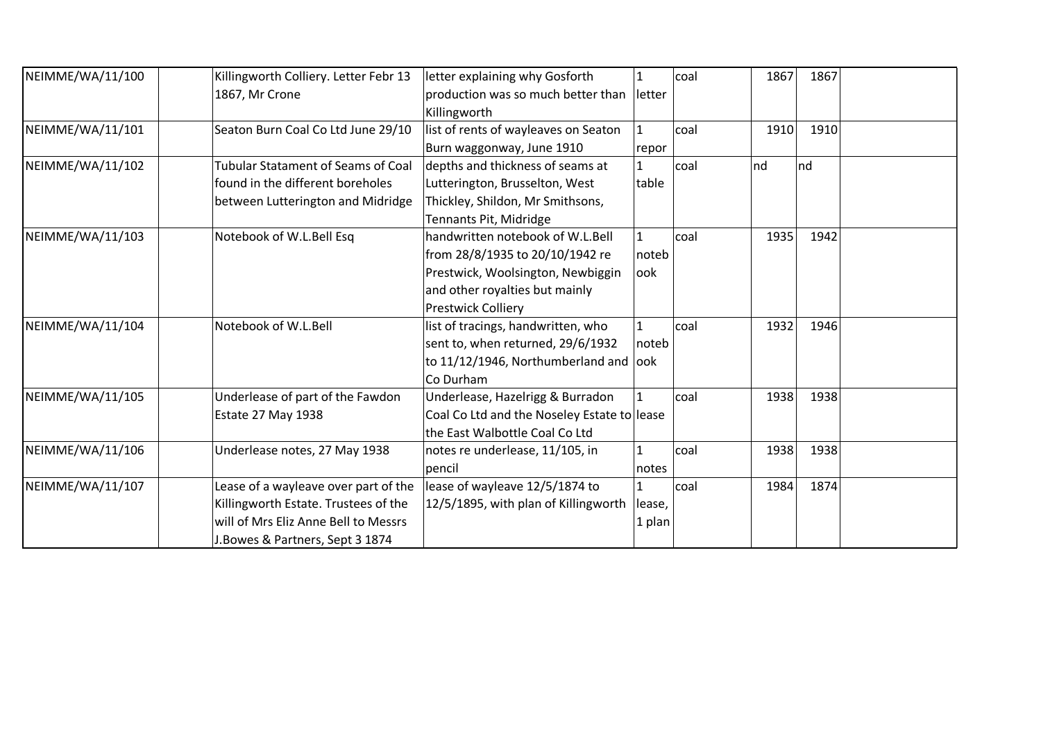| | | | | | | | | |
|---|---|---|---|---|---|---|---|---|
| NEIMME/WA/11/100 | | Killingworth Colliery. Letter Febr 13 1867, Mr Crone | letter explaining why Gosforth production was so much better than Killingworth | 1 letter | coal | 1867 | 1867 | |
| NEIMME/WA/11/101 | | Seaton Burn Coal Co Ltd June 29/10 | list of rents of wayleaves on Seaton Burn waggonway, June 1910 | 1 repor | coal | 1910 | 1910 | |
| NEIMME/WA/11/102 | | Tubular Satament of Seams of Coal found in the different boreholes between Lutterington and Midridge | depths and thickness of seams at Lutterington, Brusselton, West Thickley, Shildon, Mr Smithsons, Tennants Pit, Midridge | 1 table | coal | nd | nd | |
| NEIMME/WA/11/103 | | Notebook of W.L.Bell Esq | handwritten notebook of W.L.Bell from 28/8/1935 to 20/10/1942 re Prestwick, Woolsington, Newbiggin and other royalties but mainly Prestwick Colliery | 1 notebook | coal | 1935 | 1942 | |
| NEIMME/WA/11/104 | | Notebook of W.L.Bell | list of tracings, handwritten, who sent to, when returned, 29/6/1932 to 11/12/1946, Northumberland and Co Durham | 1 notebook | coal | 1932 | 1946 | |
| NEIMME/WA/11/105 | | Underlease of part of the Fawdon Estate 27 May 1938 | Underlease, Hazelrigg & Burradon Coal Co Ltd and the Noseley Estate to the East Walbottle Coal Co Ltd | 1 lease | coal | 1938 | 1938 | |
| NEIMME/WA/11/106 | | Underlease notes, 27 May 1938 | notes re underlease, 11/105, in pencil | 1 notes | coal | 1938 | 1938 | |
| NEIMME/WA/11/107 | | Lease of a wayleave over part of the Killingworth Estate. Trustees of the will of Mrs Eliz Anne Bell to Messrs J.Bowes & Partners, Sept 3 1874 | lease of wayleave 12/5/1874 to 12/5/1895, with plan of Killingworth | 1 lease, 1 plan | coal | 1984 | 1874 | |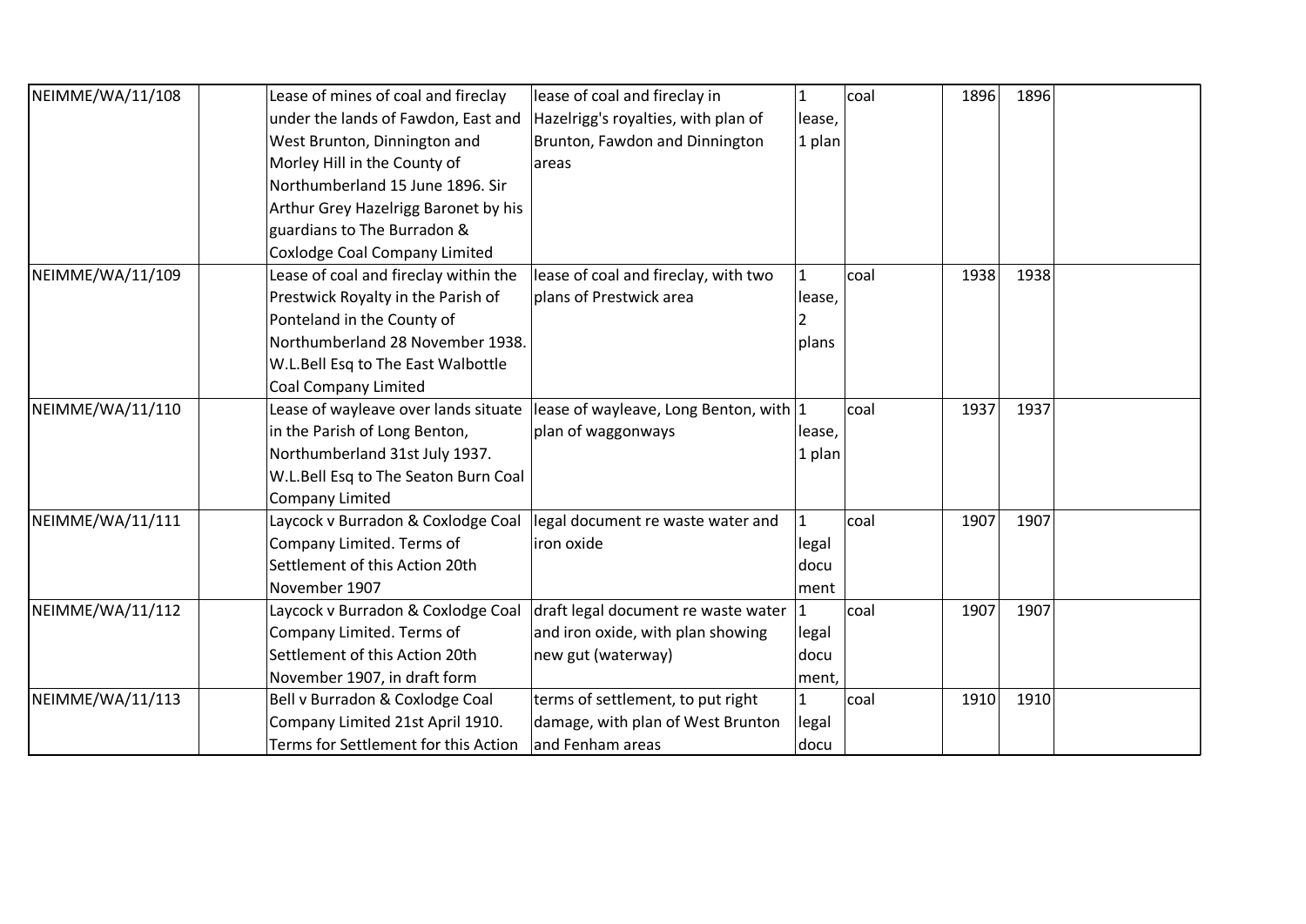| | | | | | | | | |
|---|---|---|---|---|---|---|---|---|
| NEIMME/WA/11/108 | | Lease of mines of coal and fireclay under the lands of Fawdon, East and West Brunton, Dinnington and Morley Hill in the County of Northumberland 15 June 1896. Sir Arthur Grey Hazelrigg Baronet by his guardians to The Burradon & Coxlodge Coal Company Limited | lease of coal and fireclay in Hazelrigg's royalties, with plan of Brunton, Fawdon and Dinnington areas | 1 lease, 1 plan | coal | 1896 | 1896 | |
| NEIMME/WA/11/109 | | Lease of coal and fireclay within the Prestwick Royalty in the Parish of Ponteland in the County of Northumberland 28 November 1938. W.L.Bell Esq to The East Walbottle Coal Company Limited | lease of coal and fireclay, with two plans of Prestwick area | 1 lease, 2 plans | coal | 1938 | 1938 | |
| NEIMME/WA/11/110 | | Lease of wayleave over lands situate in the Parish of Long Benton, Northumberland 31st July 1937. W.L.Bell Esq to The Seaton Burn Coal Company Limited | lease of wayleave, Long Benton, with plan of waggonways | 1 lease, 1 plan | coal | 1937 | 1937 | |
| NEIMME/WA/11/111 | | Laycock v Burradon & Coxlodge Coal Company Limited. Terms of Settlement of this Action 20th November 1907 | legal document re waste water and iron oxide | 1 legal docu ment | coal | 1907 | 1907 | |
| NEIMME/WA/11/112 | | Laycock v Burradon & Coxlodge Coal Company Limited. Terms of Settlement of this Action 20th November 1907, in draft form | draft legal document re waste water and iron oxide, with plan showing new gut (waterway) | 1 legal docu ment, | coal | 1907 | 1907 | |
| NEIMME/WA/11/113 | | Bell v Burradon & Coxlodge Coal Company Limited 21st April 1910. Terms for Settlement for this Action | terms of settlement, to put right damage, with plan of West Brunton and Fenham areas | 1 legal docu | coal | 1910 | 1910 | |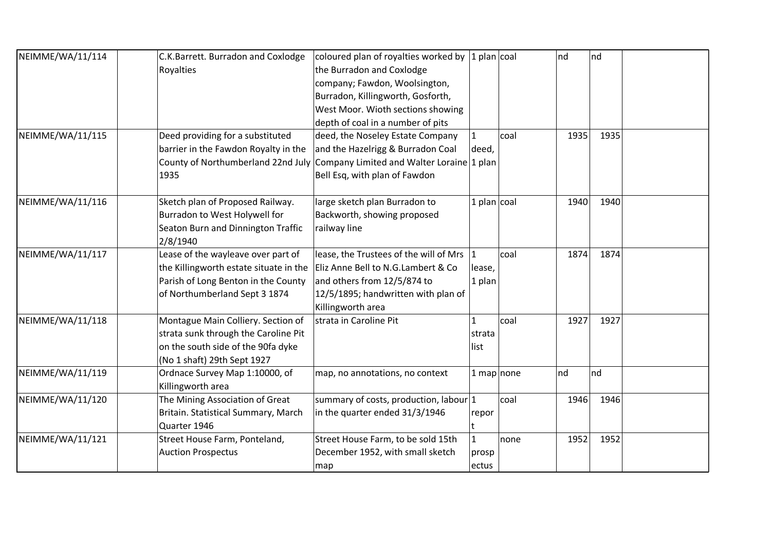| | | | | | | | | |
|---|---|---|---|---|---|---|---|---|
| NEIMME/WA/11/114 | | C.K.Barrett. Burradon and Coxlodge Royalties | coloured plan of royalties worked by the Burradon and Coxlodge company; Fawdon, Woolsington, Burradon, Killingworth, Gosforth, West Moor. Wioth sections showing depth of coal in a number of pits | 1 plan | coal | nd | nd | |
| NEIMME/WA/11/115 | | Deed providing for a substituted barrier in the Fawdon Royalty in the County of Northumberland 22nd July 1935 | deed, the Noseley Estate Company and the Hazelrigg & Burradon Coal Company Limited and Walter Loraine Bell Esq, with plan of Fawdon | 1 deed, 1 plan | coal | 1935 | 1935 | |
| NEIMME/WA/11/116 | | Sketch plan of Proposed Railway. Burradon to West Holywell for Seaton Burn and Dinnington Traffic 2/8/1940 | large sketch plan Burradon to Backworth, showing proposed railway line | 1 plan | coal | 1940 | 1940 | |
| NEIMME/WA/11/117 | | Lease of the wayleave over part of the Killingworth estate situate in the Parish of Long Benton in the County of Northumberland Sept 3 1874 | lease, the Trustees of the will of Mrs Eliz Anne Bell to N.G.Lambert & Co and others from 12/5/874 to 12/5/1895; handwritten with plan of Killingworth area | 1 lease, 1 plan | coal | 1874 | 1874 | |
| NEIMME/WA/11/118 | | Montague Main Colliery. Section of strata sunk through the Caroline Pit on the south side of the 90fa dyke (No 1 shaft) 29th Sept 1927 | strata in Caroline Pit | 1 strata list | coal | 1927 | 1927 | |
| NEIMME/WA/11/119 | | Ordnace Survey Map 1:10000, of Killingworth area | map, no annotations, no context | 1 map | none | nd | nd | |
| NEIMME/WA/11/120 | | The Mining Association of Great Britain. Statistical Summary, March Quarter 1946 | summary of costs, production, labour in the quarter ended 31/3/1946 | 1 report | coal | 1946 | 1946 | |
| NEIMME/WA/11/121 | | Street House Farm, Ponteland, Auction Prospectus | Street House Farm, to be sold 15th December 1952, with small sketch map | 1 prospectus | none | 1952 | 1952 | |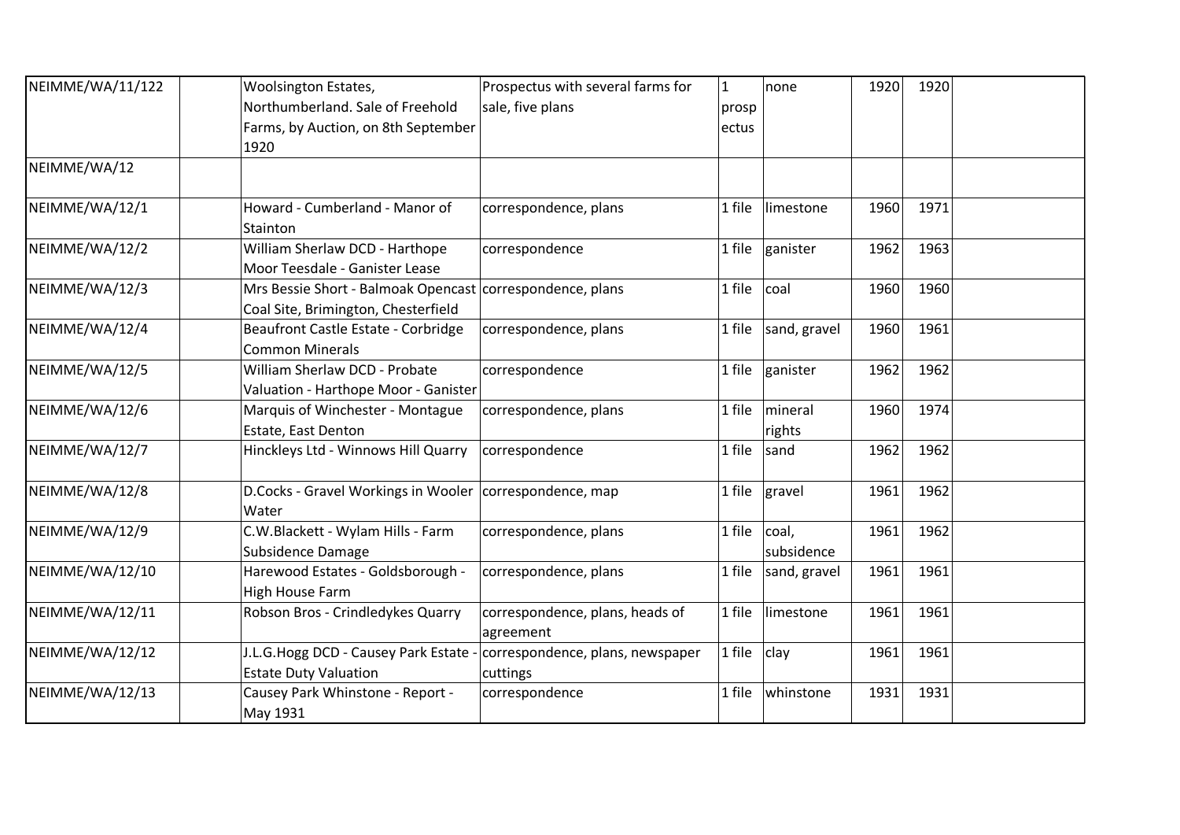| | | | | | | | | |
|---|---|---|---|---|---|---|---|---|
| NEIMME/WA/11/122 | | Woolsington Estates, Northumberland. Sale of Freehold Farms, by Auction, on 8th September 1920 | Prospectus with several farms for sale, five plans | 1 prospectus | none | 1920 | 1920 | |
| NEIMME/WA/12 | | | | | | | | |
| NEIMME/WA/12/1 | | Howard - Cumberland - Manor of Stainton | correspondence, plans | 1 file | limestone | 1960 | 1971 | |
| NEIMME/WA/12/2 | | William Sherlaw DCD - Harthope Moor Teesdale - Ganister Lease | correspondence | 1 file | ganister | 1962 | 1963 | |
| NEIMME/WA/12/3 | | Mrs Bessie Short - Balmoak Opencast Coal Site, Brimington, Chesterfield | correspondence, plans | 1 file | coal | 1960 | 1960 | |
| NEIMME/WA/12/4 | | Beaufront Castle Estate - Corbridge Common Minerals | correspondence, plans | 1 file | sand, gravel | 1960 | 1961 | |
| NEIMME/WA/12/5 | | William Sherlaw DCD - Probate Valuation - Harthope Moor - Ganister | correspondence | 1 file | ganister | 1962 | 1962 | |
| NEIMME/WA/12/6 | | Marquis of Winchester - Montague Estate, East Denton | correspondence, plans | 1 file | mineral rights | 1960 | 1974 | |
| NEIMME/WA/12/7 | | Hinckleys Ltd - Winnows Hill Quarry | correspondence | 1 file | sand | 1962 | 1962 | |
| NEIMME/WA/12/8 | | D.Cocks - Gravel Workings in Wooler Water | correspondence, map | 1 file | gravel | 1961 | 1962 | |
| NEIMME/WA/12/9 | | C.W.Blackett - Wylam Hills - Farm Subsidence Damage | correspondence, plans | 1 file | coal, subsidence | 1961 | 1962 | |
| NEIMME/WA/12/10 | | Harewood Estates - Goldsborough - High House Farm | correspondence, plans | 1 file | sand, gravel | 1961 | 1961 | |
| NEIMME/WA/12/11 | | Robson Bros - Crindledykes Quarry | correspondence, plans, heads of agreement | 1 file | limestone | 1961 | 1961 | |
| NEIMME/WA/12/12 | | J.L.G.Hogg DCD - Causey Park Estate - Estate Duty Valuation | correspondence, plans, newspaper cuttings | 1 file | clay | 1961 | 1961 | |
| NEIMME/WA/12/13 | | Causey Park Whinstone - Report - May 1931 | correspondence | 1 file | whinstone | 1931 | 1931 | |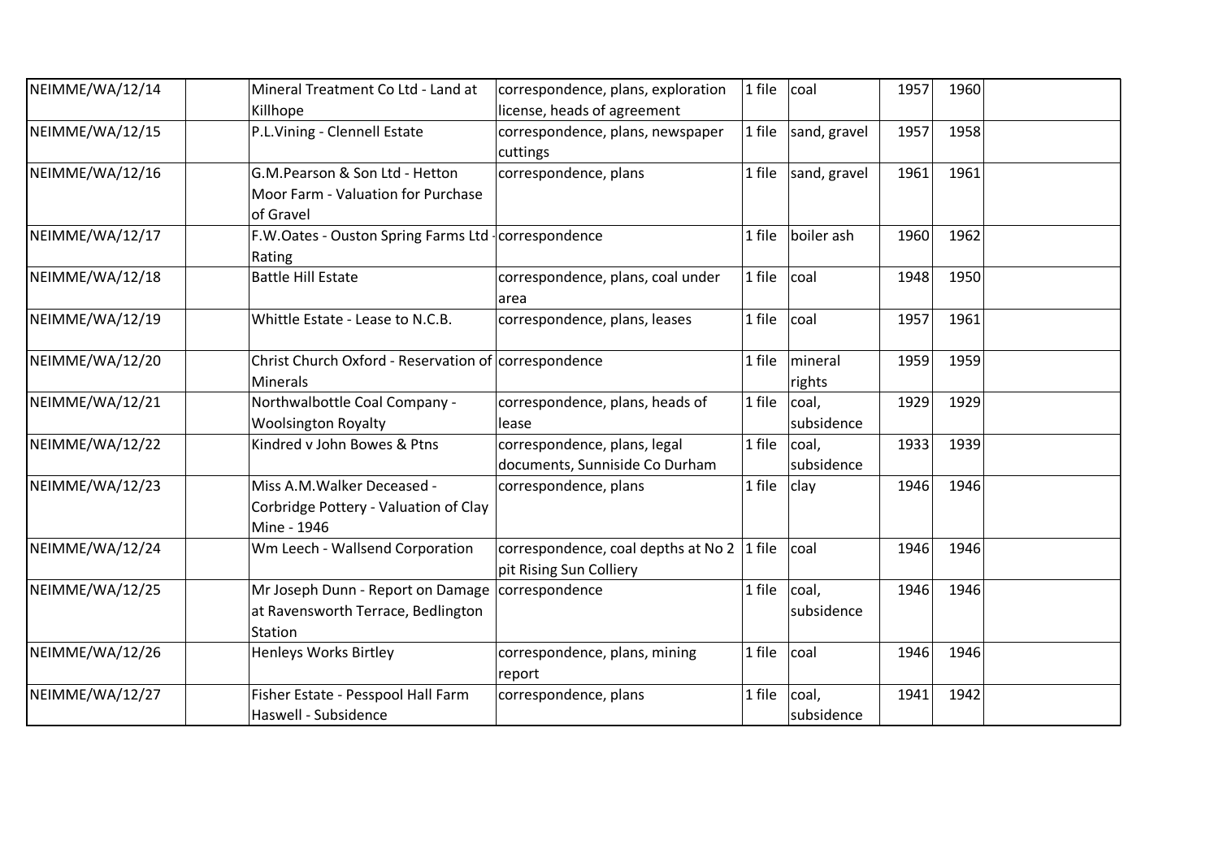| | | | | | | | | |
|---|---|---|---|---|---|---|---|---|
| NEIMME/WA/12/14 | | Mineral Treatment Co Ltd - Land at Killhope | correspondence, plans, exploration license, heads of agreement | 1 file | coal | 1957 | 1960 | |
| NEIMME/WA/12/15 | | P.L.Vining - Clennell Estate | correspondence, plans, newspaper cuttings | 1 file | sand, gravel | 1957 | 1958 | |
| NEIMME/WA/12/16 | | G.M.Pearson & Son Ltd - Hetton Moor Farm - Valuation for Purchase of Gravel | correspondence, plans | 1 file | sand, gravel | 1961 | 1961 | |
| NEIMME/WA/12/17 | | F.W.Oates - Ouston Spring Farms Ltd - Rating | correspondence | 1 file | boiler ash | 1960 | 1962 | |
| NEIMME/WA/12/18 | | Battle Hill Estate | correspondence, plans, coal under area | 1 file | coal | 1948 | 1950 | |
| NEIMME/WA/12/19 | | Whittle Estate - Lease to N.C.B. | correspondence, plans, leases | 1 file | coal | 1957 | 1961 | |
| NEIMME/WA/12/20 | | Christ Church Oxford - Reservation of Minerals | correspondence | 1 file | mineral rights | 1959 | 1959 | |
| NEIMME/WA/12/21 | | Northwalbottle Coal Company - Woolsington Royalty | correspondence, plans, heads of lease | 1 file | coal, subsidence | 1929 | 1929 | |
| NEIMME/WA/12/22 | | Kindred v John Bowes & Ptns | correspondence, plans, legal documents, Sunniside Co Durham | 1 file | coal, subsidence | 1933 | 1939 | |
| NEIMME/WA/12/23 | | Miss A.M.Walker Deceased - Corbridge Pottery - Valuation of Clay Mine - 1946 | correspondence, plans | 1 file | clay | 1946 | 1946 | |
| NEIMME/WA/12/24 | | Wm Leech - Wallsend Corporation | correspondence, coal depths at No 2 pit Rising Sun Colliery | 1 file | coal | 1946 | 1946 | |
| NEIMME/WA/12/25 | | Mr Joseph Dunn - Report on Damage at Ravensworth Terrace, Bedlington Station | correspondence | 1 file | coal, subsidence | 1946 | 1946 | |
| NEIMME/WA/12/26 | | Henleys Works Birtley | correspondence, plans, mining report | 1 file | coal | 1946 | 1946 | |
| NEIMME/WA/12/27 | | Fisher Estate - Pesspool Hall Farm Haswell - Subsidence | correspondence, plans | 1 file | coal, subsidence | 1941 | 1942 | |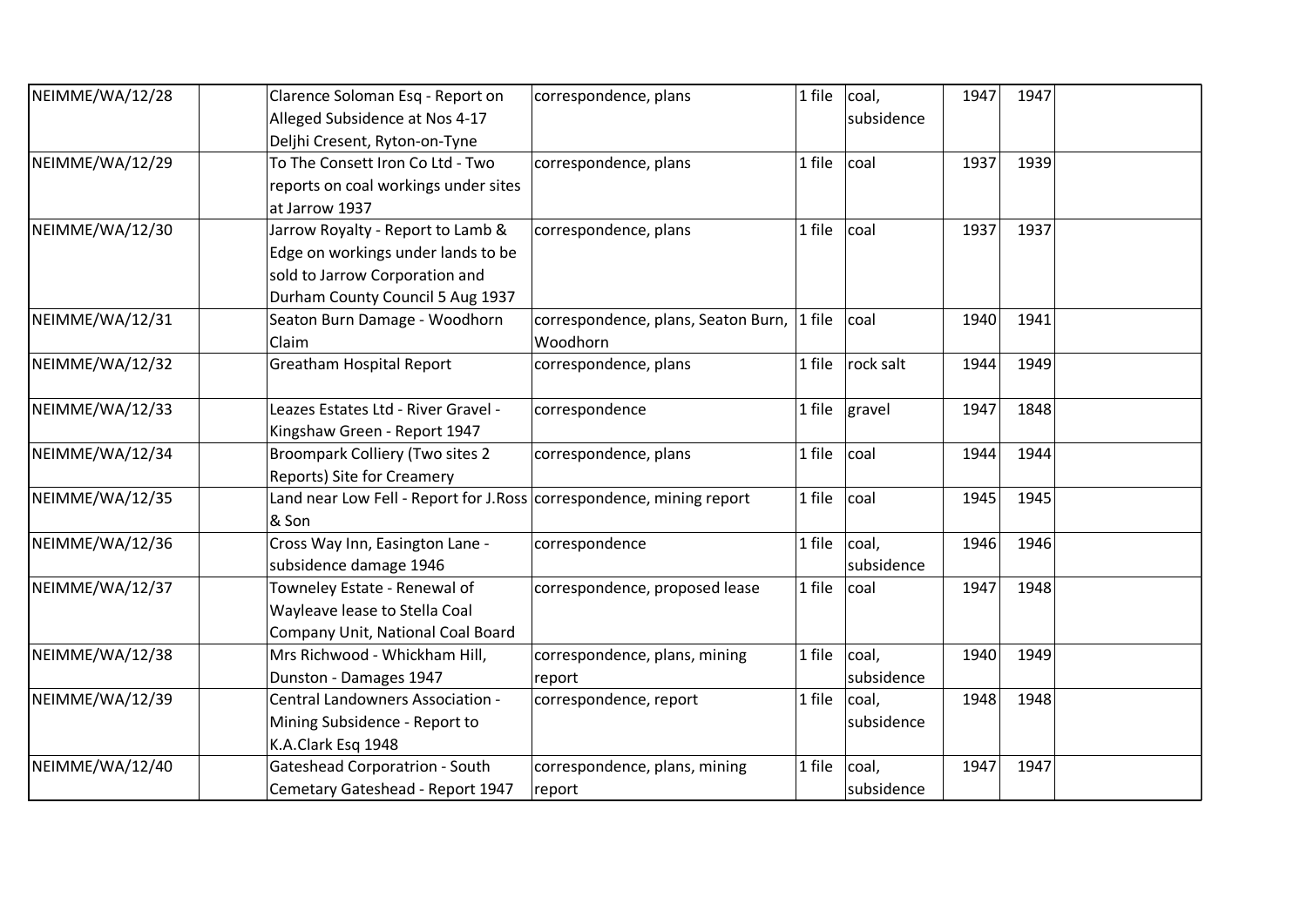| | | | | | | | | |
|---|---|---|---|---|---|---|---|---|
| NEIMME/WA/12/28 | | Clarence Soloman Esq - Report on Alleged Subsidence at Nos 4-17 Deljhi Cresent, Ryton-on-Tyne | correspondence, plans | 1 file | coal, subsidence | 1947 | 1947 | |
| NEIMME/WA/12/29 | | To The Consett Iron Co Ltd - Two reports on coal workings under sites at Jarrow 1937 | correspondence, plans | 1 file | coal | 1937 | 1939 | |
| NEIMME/WA/12/30 | | Jarrow Royalty - Report to Lamb & Edge on workings under lands to be sold to Jarrow Corporation and Durham County Council 5 Aug 1937 | correspondence, plans | 1 file | coal | 1937 | 1937 | |
| NEIMME/WA/12/31 | | Seaton Burn Damage - Woodhorn Claim | correspondence, plans, Seaton Burn, Woodhorn | 1 file | coal | 1940 | 1941 | |
| NEIMME/WA/12/32 | | Greatham Hospital Report | correspondence, plans | 1 file | rock salt | 1944 | 1949 | |
| NEIMME/WA/12/33 | | Leazes Estates Ltd - River Gravel - Kingshaw Green - Report 1947 | correspondence | 1 file | gravel | 1947 | 1848 | |
| NEIMME/WA/12/34 | | Broompark Colliery (Two sites 2 Reports) Site for Creamery | correspondence, plans | 1 file | coal | 1944 | 1944 | |
| NEIMME/WA/12/35 | | Land near Low Fell - Report for J.Ross & Son | correspondence, mining report | 1 file | coal | 1945 | 1945 | |
| NEIMME/WA/12/36 | | Cross Way Inn, Easington Lane - subsidence damage 1946 | correspondence | 1 file | coal, subsidence | 1946 | 1946 | |
| NEIMME/WA/12/37 | | Towneley Estate - Renewal of Wayleave lease to Stella Coal Company Unit, National Coal Board | correspondence, proposed lease | 1 file | coal | 1947 | 1948 | |
| NEIMME/WA/12/38 | | Mrs Richwood - Whickham Hill, Dunston - Damages 1947 | correspondence, plans, mining report | 1 file | coal, subsidence | 1940 | 1949 | |
| NEIMME/WA/12/39 | | Central Landowners Association - Mining Subsidence - Report to K.A.Clark Esq 1948 | correspondence, report | 1 file | coal, subsidence | 1948 | 1948 | |
| NEIMME/WA/12/40 | | Gateshead Corporatrion - South Cemetary Gateshead - Report 1947 | correspondence, plans, mining report | 1 file | coal, subsidence | 1947 | 1947 | |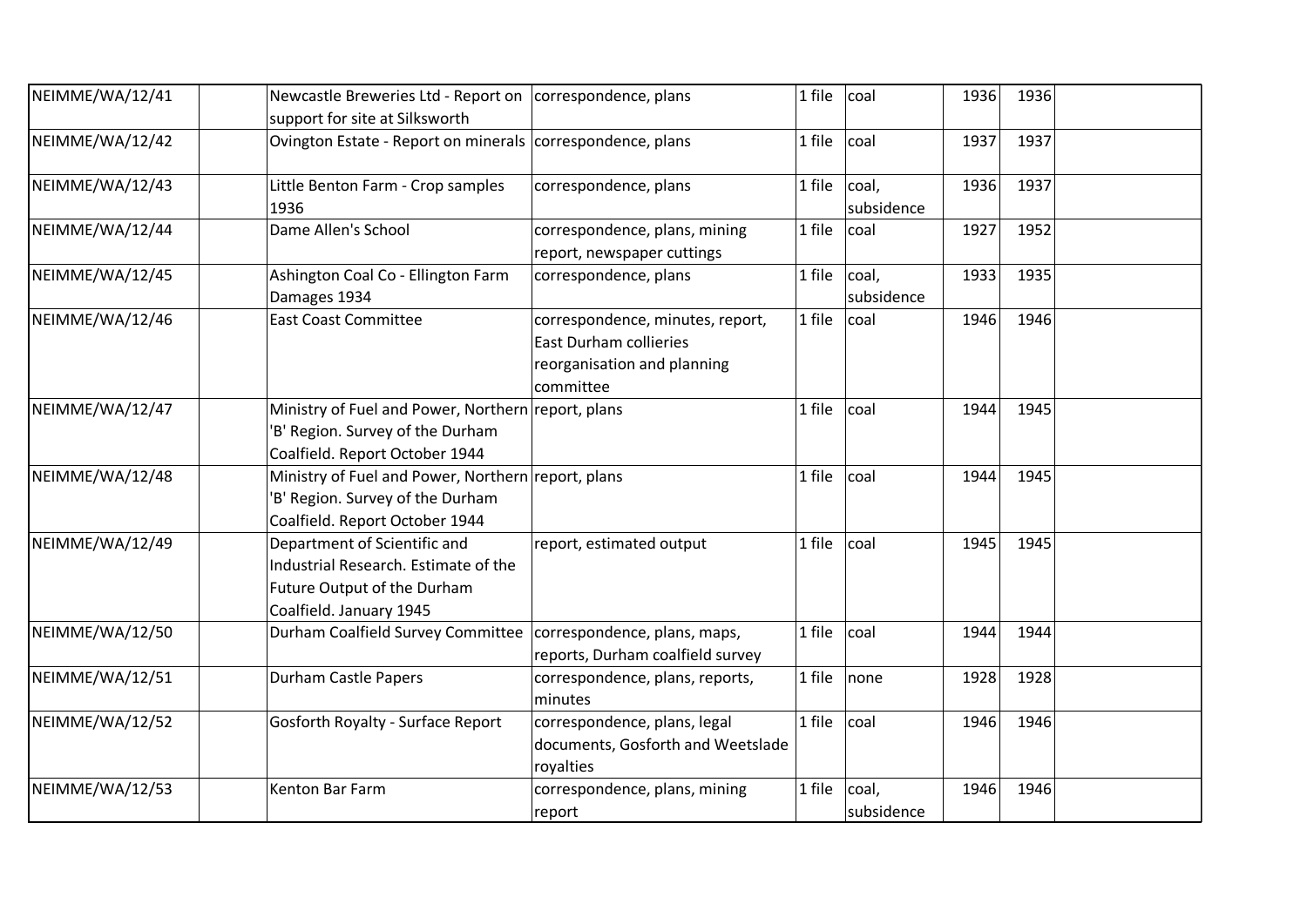| | | | | | | | | |
|---|---|---|---|---|---|---|---|---|
| NEIMME/WA/12/41 | | Newcastle Breweries Ltd - Report on support for site at Silksworth | correspondence, plans | 1 file | coal | 1936 | 1936 | |
| NEIMME/WA/12/42 | | Ovington Estate - Report on minerals | correspondence, plans | 1 file | coal | 1937 | 1937 | |
| NEIMME/WA/12/43 | | Little Benton Farm - Crop samples 1936 | correspondence, plans | 1 file | coal, subsidence | 1936 | 1937 | |
| NEIMME/WA/12/44 | | Dame Allen's School | correspondence, plans, mining report, newspaper cuttings | 1 file | coal | 1927 | 1952 | |
| NEIMME/WA/12/45 | | Ashington Coal Co - Ellington Farm Damages 1934 | correspondence, plans | 1 file | coal, subsidence | 1933 | 1935 | |
| NEIMME/WA/12/46 | | East Coast Committee | correspondence, minutes, report, East Durham collieries reorganisation and planning committee | 1 file | coal | 1946 | 1946 | |
| NEIMME/WA/12/47 | | Ministry of Fuel and Power, Northern 'B' Region. Survey of the Durham Coalfield. Report October 1944 | report, plans | 1 file | coal | 1944 | 1945 | |
| NEIMME/WA/12/48 | | Ministry of Fuel and Power, Northern 'B' Region. Survey of the Durham Coalfield. Report October 1944 | report, plans | 1 file | coal | 1944 | 1945 | |
| NEIMME/WA/12/49 | | Department of Scientific and Industrial Research. Estimate of the Future Output of the Durham Coalfield. January 1945 | report, estimated output | 1 file | coal | 1945 | 1945 | |
| NEIMME/WA/12/50 | | Durham Coalfield Survey Committee | correspondence, plans, maps, reports, Durham coalfield survey | 1 file | coal | 1944 | 1944 | |
| NEIMME/WA/12/51 | | Durham Castle Papers | correspondence, plans, reports, minutes | 1 file | none | 1928 | 1928 | |
| NEIMME/WA/12/52 | | Gosforth Royalty - Surface Report | correspondence, plans, legal documents, Gosforth and Weetslade royalties | 1 file | coal | 1946 | 1946 | |
| NEIMME/WA/12/53 | | Kenton Bar Farm | correspondence, plans, mining report | 1 file | coal, subsidence | 1946 | 1946 | |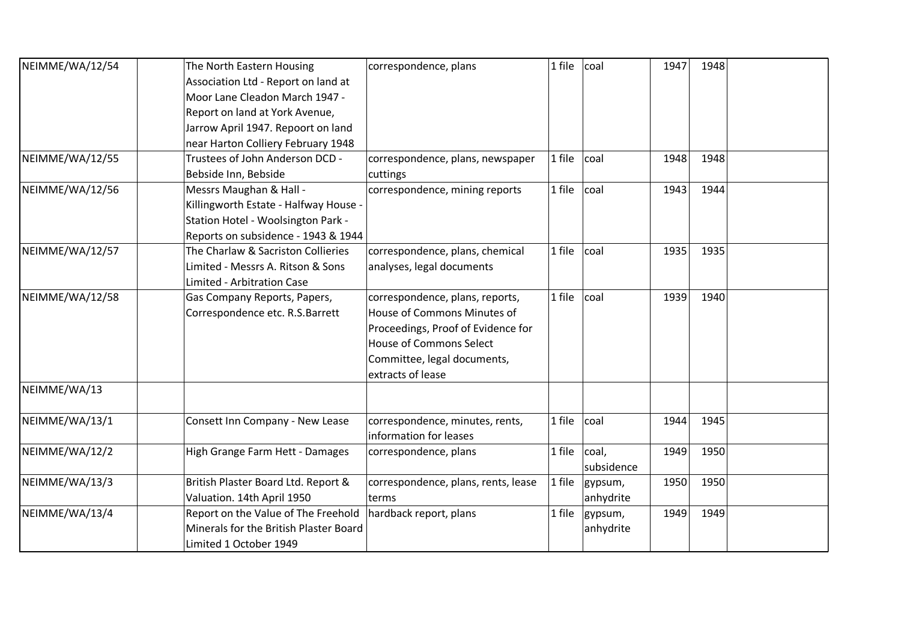| | | | | | | | | |
|---|---|---|---|---|---|---|---|---|
| NEIMME/WA/12/54 | | The North Eastern Housing Association Ltd - Report on land at Moor Lane Cleadon March 1947 - Report on land at York Avenue, Jarrow April 1947. Repoort on land near Harton Colliery February 1948 | correspondence, plans | 1 file | coal | 1947 | 1948 | |
| NEIMME/WA/12/55 | | Trustees of John Anderson DCD - Bebside Inn, Bebside | correspondence, plans, newspaper cuttings | 1 file | coal | 1948 | 1948 | |
| NEIMME/WA/12/56 | | Messrs Maughan & Hall - Killingworth Estate - Halfway House - Station Hotel - Woolsington Park - Reports on subsidence - 1943 & 1944 | correspondence, mining reports | 1 file | coal | 1943 | 1944 | |
| NEIMME/WA/12/57 | | The Charlaw & Sacriston Collieries Limited - Messrs A. Ritson & Sons Limited - Arbitration Case | correspondence, plans, chemical analyses, legal documents | 1 file | coal | 1935 | 1935 | |
| NEIMME/WA/12/58 | | Gas Company Reports, Papers, Correspondence etc. R.S.Barrett | correspondence, plans, reports, House of Commons Minutes of Proceedings, Proof of Evidence for House of Commons Select Committee, legal documents, extracts of lease | 1 file | coal | 1939 | 1940 | |
| NEIMME/WA/13 | | | | | | | | |
| NEIMME/WA/13/1 | | Consett Inn Company - New Lease | correspondence, minutes, rents, information for leases | 1 file | coal | 1944 | 1945 | |
| NEIMME/WA/12/2 | | High Grange Farm Hett - Damages | correspondence, plans | 1 file | coal, subsidence | 1949 | 1950 | |
| NEIMME/WA/13/3 | | British Plaster Board Ltd. Report & Valuation. 14th April 1950 | correspondence, plans, rents, lease terms | 1 file | gypsum, anhydrite | 1950 | 1950 | |
| NEIMME/WA/13/4 | | Report on the Value of The Freehold Minerals for the British Plaster Board Limited 1 October 1949 | hardback report, plans | 1 file | gypsum, anhydrite | 1949 | 1949 | |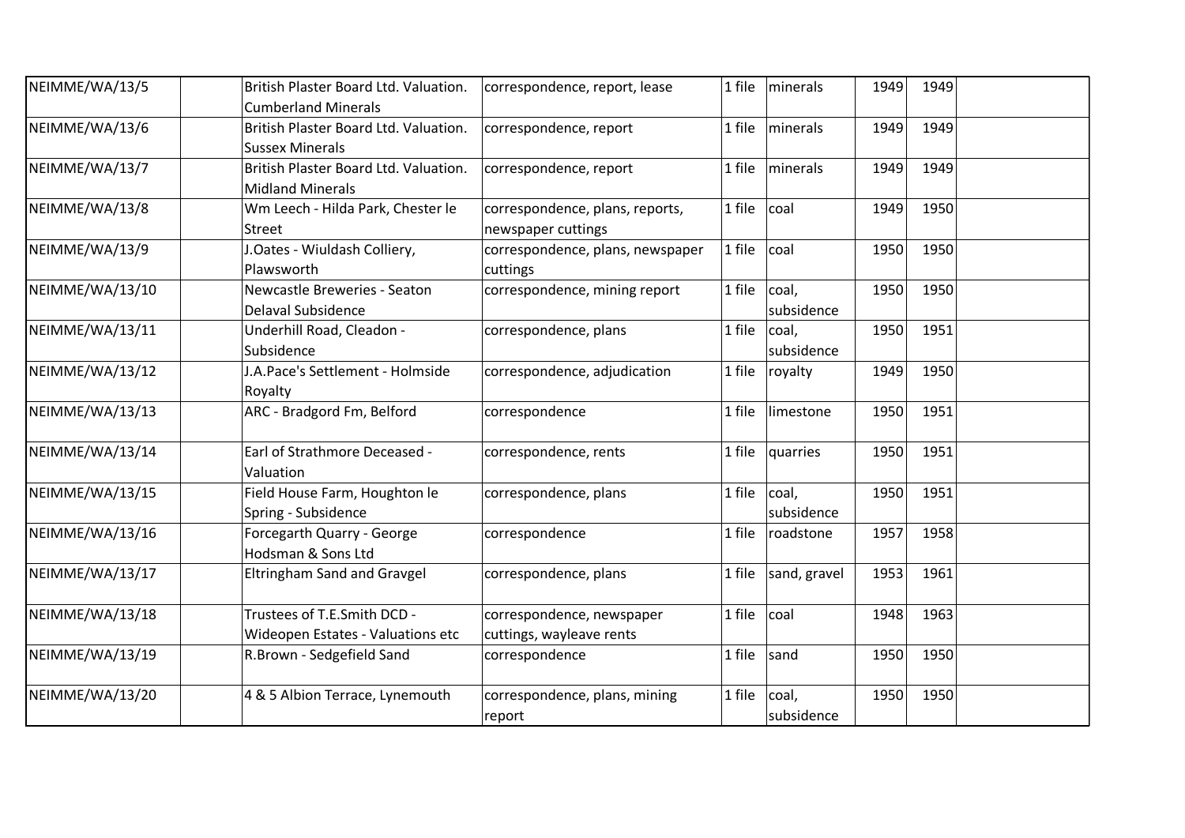| NEIMME/WA/13/5 | | British Plaster Board Ltd. Valuation. Cumberland Minerals | correspondence, report, lease | 1 file | minerals | 1949 | 1949 | |
|---|---|---|---|---|---|---|---|---|
| NEIMME/WA/13/6 | | British Plaster Board Ltd. Valuation. Sussex Minerals | correspondence, report | 1 file | minerals | 1949 | 1949 | |
| NEIMME/WA/13/7 | | British Plaster Board Ltd. Valuation. Midland Minerals | correspondence, report | 1 file | minerals | 1949 | 1949 | |
| NEIMME/WA/13/8 | | Wm Leech - Hilda Park, Chester le Street | correspondence, plans, reports, newspaper cuttings | 1 file | coal | 1949 | 1950 | |
| NEIMME/WA/13/9 | | J.Oates - Wiuldash Colliery, Plawsworth | correspondence, plans, newspaper cuttings | 1 file | coal | 1950 | 1950 | |
| NEIMME/WA/13/10 | | Newcastle Breweries - Seaton Delaval Subsidence | correspondence, mining report | 1 file | coal, subsidence | 1950 | 1950 | |
| NEIMME/WA/13/11 | | Underhill Road, Cleadon - Subsidence | correspondence, plans | 1 file | coal, subsidence | 1950 | 1951 | |
| NEIMME/WA/13/12 | | J.A.Pace's Settlement - Holmside Royalty | correspondence, adjudication | 1 file | royalty | 1949 | 1950 | |
| NEIMME/WA/13/13 | | ARC - Bradgord Fm, Belford | correspondence | 1 file | limestone | 1950 | 1951 | |
| NEIMME/WA/13/14 | | Earl of Strathmore Deceased - Valuation | correspondence, rents | 1 file | quarries | 1950 | 1951 | |
| NEIMME/WA/13/15 | | Field House Farm, Houghton le Spring - Subsidence | correspondence, plans | 1 file | coal, subsidence | 1950 | 1951 | |
| NEIMME/WA/13/16 | | Forcegarth Quarry - George Hodsman & Sons Ltd | correspondence | 1 file | roadstone | 1957 | 1958 | |
| NEIMME/WA/13/17 | | Eltringham Sand and Gravgel | correspondence, plans | 1 file | sand, gravel | 1953 | 1961 | |
| NEIMME/WA/13/18 | | Trustees of T.E.Smith DCD - Wideopen Estates - Valuations etc | correspondence, newspaper cuttings, wayleave rents | 1 file | coal | 1948 | 1963 | |
| NEIMME/WA/13/19 | | R.Brown - Sedgefield Sand | correspondence | 1 file | sand | 1950 | 1950 | |
| NEIMME/WA/13/20 | | 4 & 5 Albion Terrace, Lynemouth | correspondence, plans, mining report | 1 file | coal, subsidence | 1950 | 1950 | |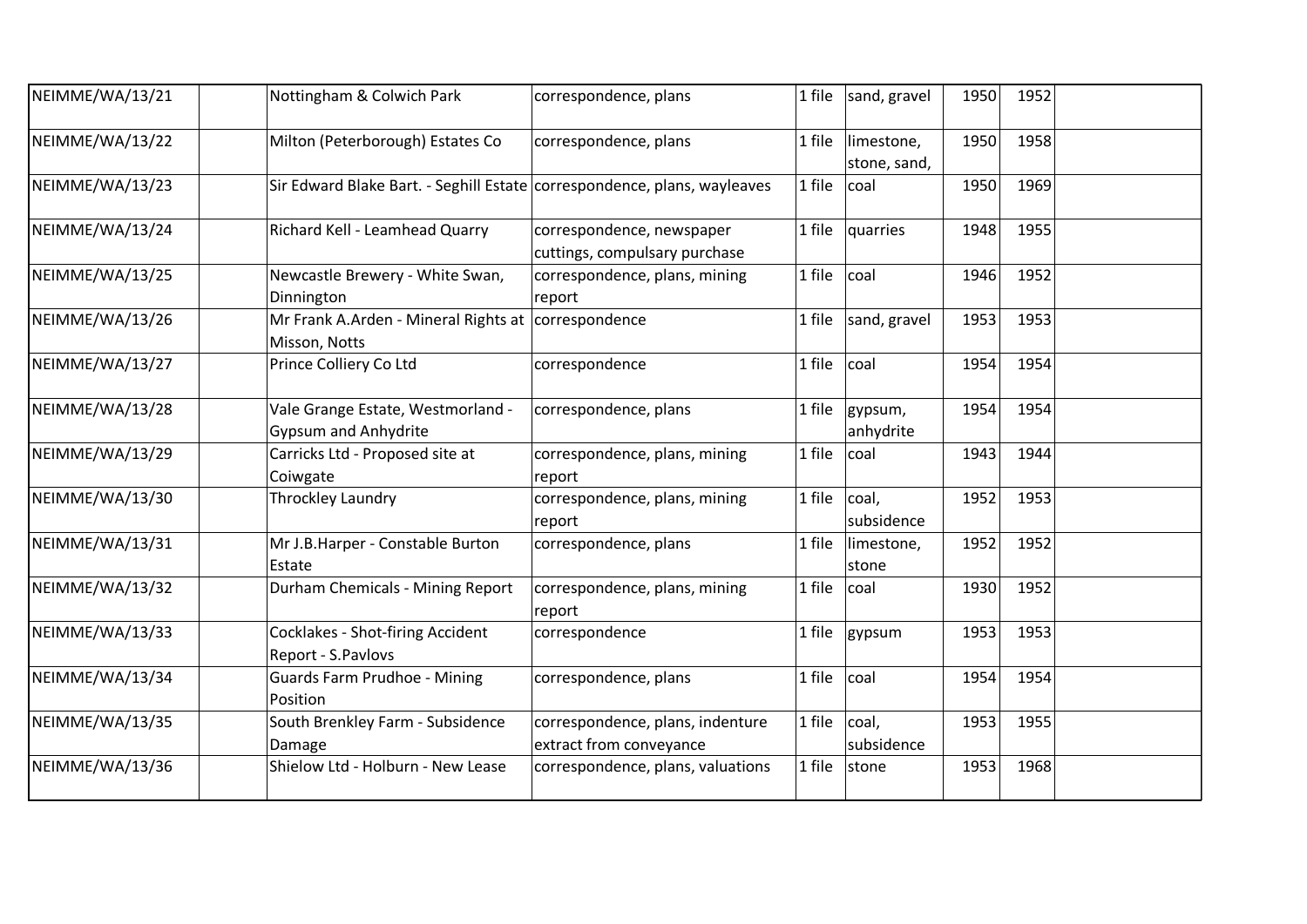| | | | | | | | | |
|---|---|---|---|---|---|---|---|---|
| NEIMME/WA/13/21 | | Nottingham & Colwich Park | correspondence, plans | 1 file | sand, gravel | 1950 | 1952 | |
| NEIMME/WA/13/22 | | Milton (Peterborough) Estates Co | correspondence, plans | 1 file | limestone, stone, sand, | 1950 | 1958 | |
| NEIMME/WA/13/23 | | Sir Edward Blake Bart. - Seghill Estate | correspondence, plans, wayleaves | 1 file | coal | 1950 | 1969 | |
| NEIMME/WA/13/24 | | Richard Kell - Leamhead Quarry | correspondence, newspaper cuttings, compulsary purchase | 1 file | quarries | 1948 | 1955 | |
| NEIMME/WA/13/25 | | Newcastle Brewery - White Swan, Dinnington | correspondence, plans, mining report | 1 file | coal | 1946 | 1952 | |
| NEIMME/WA/13/26 | | Mr Frank A.Arden - Mineral Rights at Misson, Notts | correspondence | 1 file | sand, gravel | 1953 | 1953 | |
| NEIMME/WA/13/27 | | Prince Colliery Co Ltd | correspondence | 1 file | coal | 1954 | 1954 | |
| NEIMME/WA/13/28 | | Vale Grange Estate, Westmorland - Gypsum and Anhydrite | correspondence, plans | 1 file | gypsum, anhydrite | 1954 | 1954 | |
| NEIMME/WA/13/29 | | Carricks Ltd - Proposed site at Coiwgate | correspondence, plans, mining report | 1 file | coal | 1943 | 1944 | |
| NEIMME/WA/13/30 | | Throckley Laundry | correspondence, plans, mining report | 1 file | coal, subsidence | 1952 | 1953 | |
| NEIMME/WA/13/31 | | Mr J.B.Harper - Constable Burton Estate | correspondence, plans | 1 file | limestone, stone | 1952 | 1952 | |
| NEIMME/WA/13/32 | | Durham Chemicals - Mining Report | correspondence, plans, mining report | 1 file | coal | 1930 | 1952 | |
| NEIMME/WA/13/33 | | Cocklakes - Shot-firing Accident Report - S.Pavlovs | correspondence | 1 file | gypsum | 1953 | 1953 | |
| NEIMME/WA/13/34 | | Guards Farm Prudhoe - Mining Position | correspondence, plans | 1 file | coal | 1954 | 1954 | |
| NEIMME/WA/13/35 | | South Brenkley Farm - Subsidence Damage | correspondence, plans, indenture extract from conveyance | 1 file | coal, subsidence | 1953 | 1955 | |
| NEIMME/WA/13/36 | | Shielow Ltd - Holburn - New Lease | correspondence, plans, valuations | 1 file | stone | 1953 | 1968 | |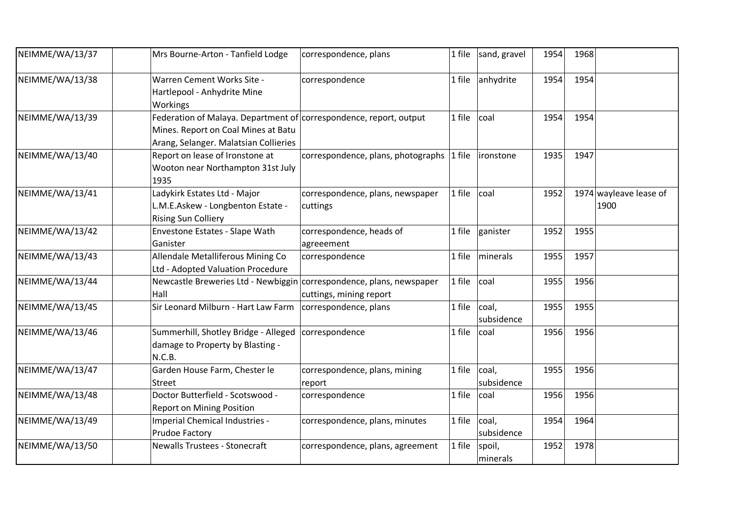| | | | | | | | | |
|---|---|---|---|---|---|---|---|---|
| NEIMME/WA/13/37 | | Mrs Bourne-Arton - Tanfield Lodge | correspondence, plans | 1 file | sand, gravel | 1954 | 1968 | |
| NEIMME/WA/13/38 | | Warren Cement Works Site - Hartlepool - Anhydrite Mine Workings | correspondence | 1 file | anhydrite | 1954 | 1954 | |
| NEIMME/WA/13/39 | | Federation of Malaya. Department of Mines. Report on Coal Mines at Batu Arang, Selanger. Malatsian Collieries | correspondence, report, output | 1 file | coal | 1954 | 1954 | |
| NEIMME/WA/13/40 | | Report on lease of Ironstone at Wooton near Northampton 31st July 1935 | correspondence, plans, photographs | 1 file | ironstone | 1935 | 1947 | |
| NEIMME/WA/13/41 | | Ladykirk Estates Ltd - Major L.M.E.Askew - Longbenton Estate - Rising Sun Colliery | correspondence, plans, newspaper cuttings | 1 file | coal | 1952 | 1974 | wayleave lease of 1900 |
| NEIMME/WA/13/42 | | Envestone Estates - Slape Wath Ganister | correspondence, heads of agreeement | 1 file | ganister | 1952 | 1955 | |
| NEIMME/WA/13/43 | | Allendale Metalliferous Mining Co Ltd - Adopted Valuation Procedure | correspondence | 1 file | minerals | 1955 | 1957 | |
| NEIMME/WA/13/44 | | Newcastle Breweries Ltd - Newbiggin Hall | correspondence, plans, newspaper cuttings, mining report | 1 file | coal | 1955 | 1956 | |
| NEIMME/WA/13/45 | | Sir Leonard Milburn - Hart Law Farm | correspondence, plans | 1 file | coal, subsidence | 1955 | 1955 | |
| NEIMME/WA/13/46 | | Summerhill, Shotley Bridge - Alleged damage to Property by Blasting - N.C.B. | correspondence | 1 file | coal | 1956 | 1956 | |
| NEIMME/WA/13/47 | | Garden House Farm, Chester le Street | correspondence, plans, mining report | 1 file | coal, subsidence | 1955 | 1956 | |
| NEIMME/WA/13/48 | | Doctor Butterfield - Scotswood - Report on Mining Position | correspondence | 1 file | coal | 1956 | 1956 | |
| NEIMME/WA/13/49 | | Imperial Chemical Industries - Prudoe Factory | correspondence, plans, minutes | 1 file | coal, subsidence | 1954 | 1964 | |
| NEIMME/WA/13/50 | | Newalls Trustees - Stonecraft | correspondence, plans, agreement | 1 file | spoil, minerals | 1952 | 1978 | |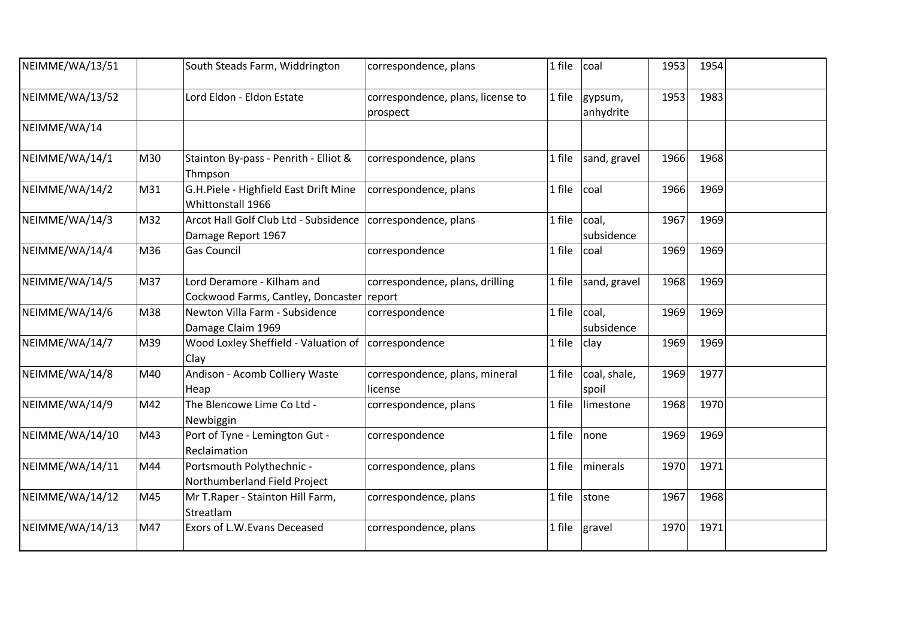| NEIMME/WA/13/51 | | South Steads Farm, Widdrington | correspondence, plans | 1 file | coal | 1953 | 1954 | |
|---|---|---|---|---|---|---|---|---|
| NEIMME/WA/13/52 | | Lord Eldon - Eldon Estate | correspondence, plans, license to prospect | 1 file | gypsum, anhydrite | 1953 | 1983 | |
| NEIMME/WA/14 | | | | | | | | |
| NEIMME/WA/14/1 | M30 | Stainton By-pass - Penrith - Elliot & Thmpson | correspondence, plans | 1 file | sand, gravel | 1966 | 1968 | |
| NEIMME/WA/14/2 | M31 | G.H.Piele - Highfield East Drift Mine Whittonstall 1966 | correspondence, plans | 1 file | coal | 1966 | 1969 | |
| NEIMME/WA/14/3 | M32 | Arcot Hall Golf Club Ltd - Subsidence Damage Report 1967 | correspondence, plans | 1 file | coal, subsidence | 1967 | 1969 | |
| NEIMME/WA/14/4 | M36 | Gas Council | correspondence | 1 file | coal | 1969 | 1969 | |
| NEIMME/WA/14/5 | M37 | Lord Deramore - Kilham and Cockwood Farms, Cantley, Doncaster | correspondence, plans, drilling report | 1 file | sand, gravel | 1968 | 1969 | |
| NEIMME/WA/14/6 | M38 | Newton Villa Farm - Subsidence Damage Claim 1969 | correspondence | 1 file | coal, subsidence | 1969 | 1969 | |
| NEIMME/WA/14/7 | M39 | Wood Loxley Sheffield - Valuation of Clay | correspondence | 1 file | clay | 1969 | 1969 | |
| NEIMME/WA/14/8 | M40 | Andison - Acomb Colliery Waste Heap | correspondence, plans, mineral license | 1 file | coal, shale, spoil | 1969 | 1977 | |
| NEIMME/WA/14/9 | M42 | The Blencowe Lime Co Ltd - Newbiggin | correspondence, plans | 1 file | limestone | 1968 | 1970 | |
| NEIMME/WA/14/10 | M43 | Port of Tyne - Lemington Gut - Reclaimation | correspondence | 1 file | none | 1969 | 1969 | |
| NEIMME/WA/14/11 | M44 | Portsmouth Polythechnic - Northumberland Field Project | correspondence, plans | 1 file | minerals | 1970 | 1971 | |
| NEIMME/WA/14/12 | M45 | Mr T.Raper - Stainton Hill Farm, Streatlam | correspondence, plans | 1 file | stone | 1967 | 1968 | |
| NEIMME/WA/14/13 | M47 | Exors of L.W.Evans Deceased | correspondence, plans | 1 file | gravel | 1970 | 1971 | |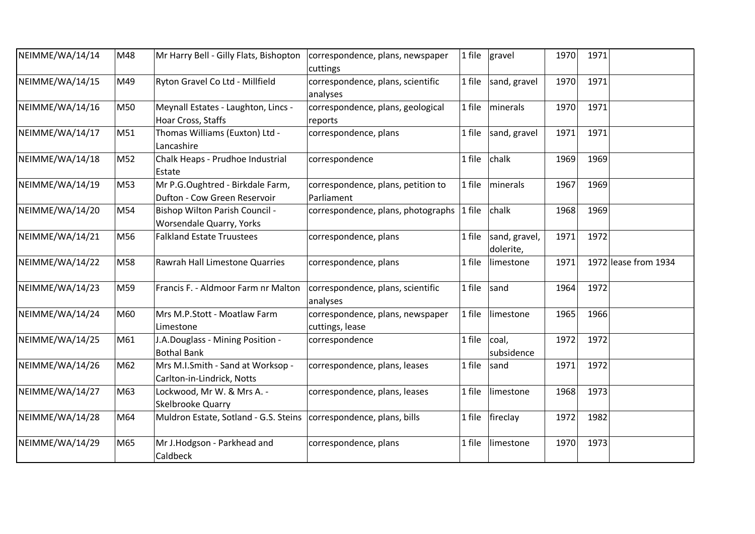| | | | | | | | | |
|---|---|---|---|---|---|---|---|---|
| NEIMME/WA/14/14 | M48 | Mr Harry Bell - Gilly Flats, Bishopton | correspondence, plans, newspaper cuttings | 1 file | gravel | 1970 | 1971 | |
| NEIMME/WA/14/15 | M49 | Ryton Gravel Co Ltd - Millfield | correspondence, plans, scientific analyses | 1 file | sand, gravel | 1970 | 1971 | |
| NEIMME/WA/14/16 | M50 | Meynall Estates - Laughton, Lincs - Hoar Cross, Staffs | correspondence, plans, geological reports | 1 file | minerals | 1970 | 1971 | |
| NEIMME/WA/14/17 | M51 | Thomas Williams (Euxton) Ltd - Lancashire | correspondence, plans | 1 file | sand, gravel | 1971 | 1971 | |
| NEIMME/WA/14/18 | M52 | Chalk Heaps - Prudhoe Industrial Estate | correspondence | 1 file | chalk | 1969 | 1969 | |
| NEIMME/WA/14/19 | M53 | Mr P.G.Oughtred - Birkdale Farm, Dufton - Cow Green Reservoir | correspondence, plans, petition to Parliament | 1 file | minerals | 1967 | 1969 | |
| NEIMME/WA/14/20 | M54 | Bishop Wilton Parish Council - Worsendale Quarry, Yorks | correspondence, plans, photographs | 1 file | chalk | 1968 | 1969 | |
| NEIMME/WA/14/21 | M56 | Falkland Estate Truustees | correspondence, plans | 1 file | sand, gravel, dolerite, | 1971 | 1972 | |
| NEIMME/WA/14/22 | M58 | Rawrah Hall Limestone Quarries | correspondence, plans | 1 file | limestone | 1971 | 1972 | lease from 1934 |
| NEIMME/WA/14/23 | M59 | Francis F. - Aldmoor Farm nr Malton | correspondence, plans, scientific analyses | 1 file | sand | 1964 | 1972 | |
| NEIMME/WA/14/24 | M60 | Mrs M.P.Stott - Moatlaw Farm Limestone | correspondence, plans, newspaper cuttings, lease | 1 file | limestone | 1965 | 1966 | |
| NEIMME/WA/14/25 | M61 | J.A.Douglass - Mining Position - Bothal Bank | correspondence | 1 file | coal, subsidence | 1972 | 1972 | |
| NEIMME/WA/14/26 | M62 | Mrs M.I.Smith - Sand at Worksop - Carlton-in-Lindrick, Notts | correspondence, plans, leases | 1 file | sand | 1971 | 1972 | |
| NEIMME/WA/14/27 | M63 | Lockwood, Mr W. & Mrs A. - Skelbrooke Quarry | correspondence, plans, leases | 1 file | limestone | 1968 | 1973 | |
| NEIMME/WA/14/28 | M64 | Muldron Estate, Sotland - G.S. Steins | correspondence, plans, bills | 1 file | fireclay | 1972 | 1982 | |
| NEIMME/WA/14/29 | M65 | Mr J.Hodgson - Parkhead and Caldbeck | correspondence, plans | 1 file | limestone | 1970 | 1973 | |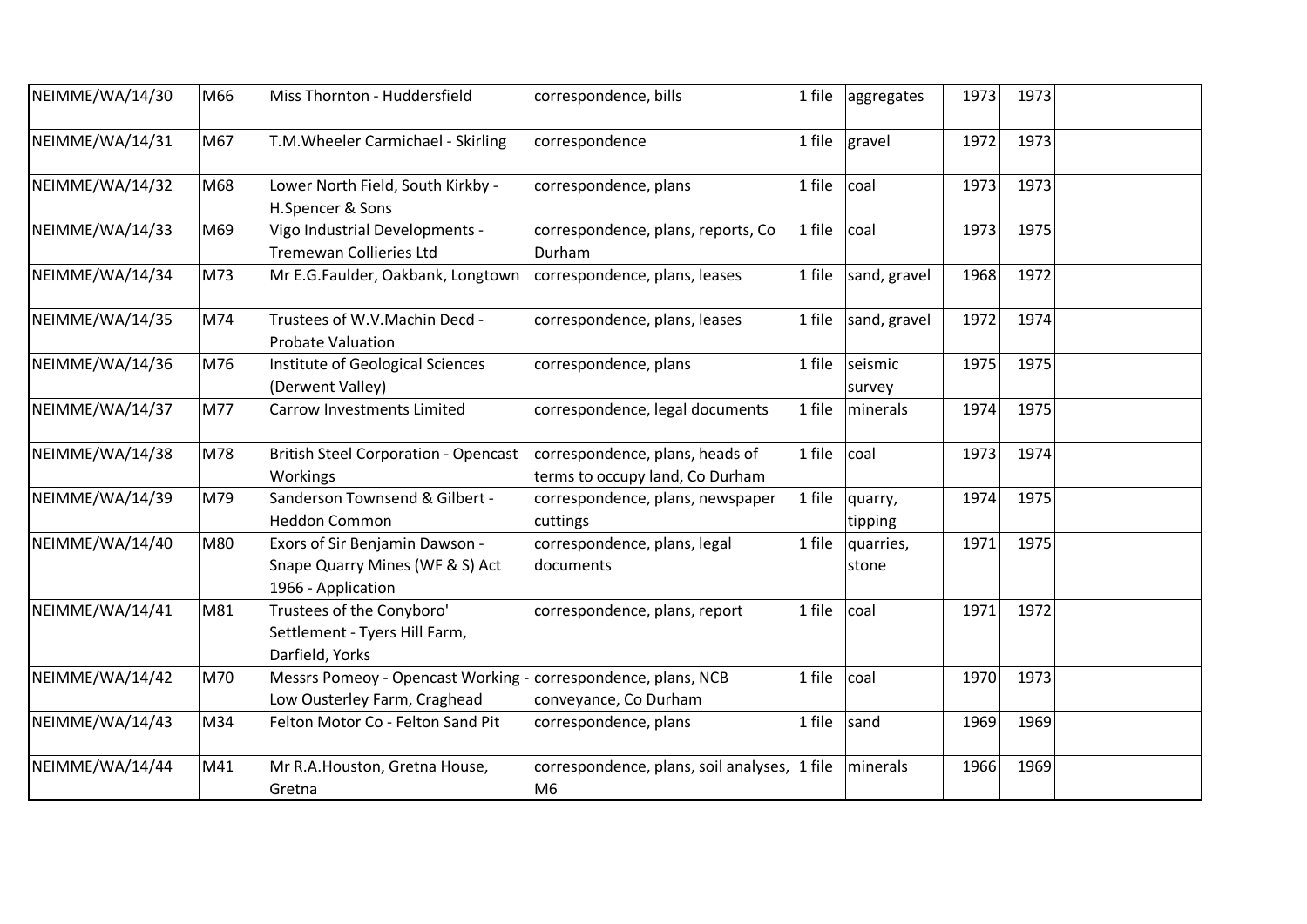| NEIMME/WA/14/30 | M66 | Miss Thornton - Huddersfield | correspondence, bills | 1 file | aggregates | 1973 | 1973 | |
|---|---|---|---|---|---|---|---|---|
| NEIMME/WA/14/31 | M67 | T.M.Wheeler Carmichael - Skirling | correspondence | 1 file | gravel | 1972 | 1973 | |
| NEIMME/WA/14/32 | M68 | Lower North Field, South Kirkby - H.Spencer & Sons | correspondence, plans | 1 file | coal | 1973 | 1973 | |
| NEIMME/WA/14/33 | M69 | Vigo Industrial Developments - Tremewan Collieries Ltd | correspondence, plans, reports, Co Durham | 1 file | coal | 1973 | 1975 | |
| NEIMME/WA/14/34 | M73 | Mr E.G.Faulder, Oakbank, Longtown | correspondence, plans, leases | 1 file | sand, gravel | 1968 | 1972 | |
| NEIMME/WA/14/35 | M74 | Trustees of W.V.Machin Decd - Probate Valuation | correspondence, plans, leases | 1 file | sand, gravel | 1972 | 1974 | |
| NEIMME/WA/14/36 | M76 | Institute of Geological Sciences (Derwent Valley) | correspondence, plans | 1 file | seismic survey | 1975 | 1975 | |
| NEIMME/WA/14/37 | M77 | Carrow Investments Limited | correspondence, legal documents | 1 file | minerals | 1974 | 1975 | |
| NEIMME/WA/14/38 | M78 | British Steel Corporation - Opencast Workings | correspondence, plans, heads of terms to occupy land, Co Durham | 1 file | coal | 1973 | 1974 | |
| NEIMME/WA/14/39 | M79 | Sanderson Townsend & Gilbert - Heddon Common | correspondence, plans, newspaper cuttings | 1 file | quarry, tipping | 1974 | 1975 | |
| NEIMME/WA/14/40 | M80 | Exors of Sir Benjamin Dawson - Snape Quarry Mines (WF & S) Act 1966 - Application | correspondence, plans, legal documents | 1 file | quarries, stone | 1971 | 1975 | |
| NEIMME/WA/14/41 | M81 | Trustees of the Conyboro' Settlement - Tyers Hill Farm, Darfield, Yorks | correspondence, plans, report | 1 file | coal | 1971 | 1972 | |
| NEIMME/WA/14/42 | M70 | Messrs Pomeoy - Opencast Working - Low Ousterley Farm, Craghead | correspondence, plans, NCB conveyance, Co Durham | 1 file | coal | 1970 | 1973 | |
| NEIMME/WA/14/43 | M34 | Felton Motor Co - Felton Sand Pit | correspondence, plans | 1 file | sand | 1969 | 1969 | |
| NEIMME/WA/14/44 | M41 | Mr R.A.Houston, Gretna House, Gretna | correspondence, plans, soil analyses, M6 | 1 file | minerals | 1966 | 1969 | |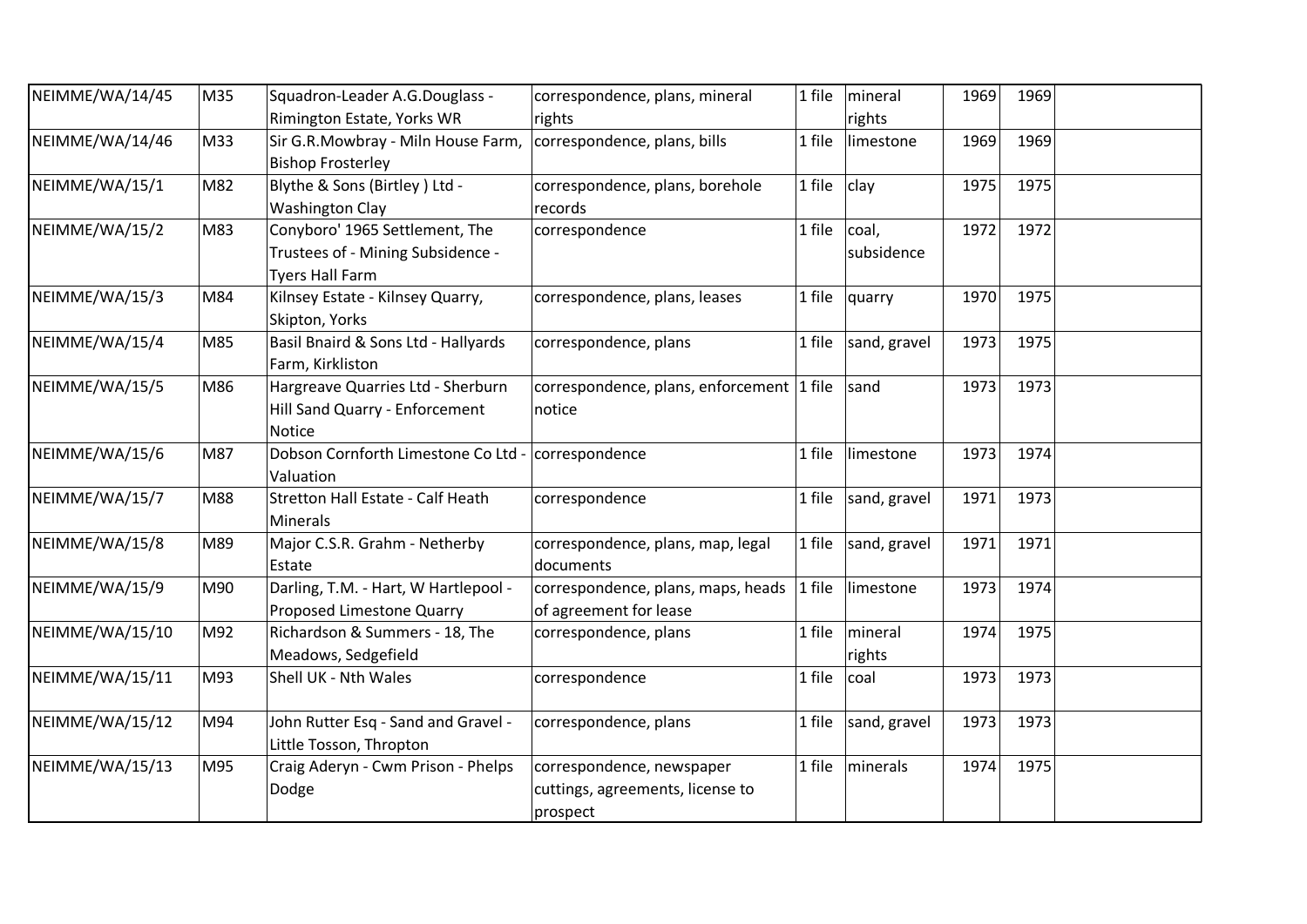| NEIMME/WA/14/45 | M35 | Squadron-Leader A.G.Douglass - Rimington Estate, Yorks WR | correspondence, plans, mineral rights | 1 file | mineral rights | 1969 | 1969 | |
|---|---|---|---|---|---|---|---|---|
| NEIMME/WA/14/46 | M33 | Sir G.R.Mowbray - Miln House Farm, Bishop Frosterley | correspondence, plans, bills | 1 file | limestone | 1969 | 1969 | |
| NEIMME/WA/15/1 | M82 | Blythe & Sons (Birtley ) Ltd - Washington Clay | correspondence, plans, borehole records | 1 file | clay | 1975 | 1975 | |
| NEIMME/WA/15/2 | M83 | Conyboro' 1965 Settlement, The Trustees of - Mining Subsidence - Tyers Hall Farm | correspondence | 1 file | coal, subsidence | 1972 | 1972 | |
| NEIMME/WA/15/3 | M84 | Kilnsey Estate - Kilnsey Quarry, Skipton, Yorks | correspondence, plans, leases | 1 file | quarry | 1970 | 1975 | |
| NEIMME/WA/15/4 | M85 | Basil Bnaird & Sons Ltd - Hallyards Farm, Kirkliston | correspondence, plans | 1 file | sand, gravel | 1973 | 1975 | |
| NEIMME/WA/15/5 | M86 | Hargreave Quarries Ltd - Sherburn Hill Sand Quarry - Enforcement Notice | correspondence, plans, enforcement notice | 1 file | sand | 1973 | 1973 | |
| NEIMME/WA/15/6 | M87 | Dobson Cornforth Limestone Co Ltd - Valuation | correspondence | 1 file | limestone | 1973 | 1974 | |
| NEIMME/WA/15/7 | M88 | Stretton Hall Estate - Calf Heath Minerals | correspondence | 1 file | sand, gravel | 1971 | 1973 | |
| NEIMME/WA/15/8 | M89 | Major C.S.R. Grahm - Netherby Estate | correspondence, plans, map, legal documents | 1 file | sand, gravel | 1971 | 1971 | |
| NEIMME/WA/15/9 | M90 | Darling, T.M. - Hart, W Hartlepool - Proposed Limestone Quarry | correspondence, plans, maps, heads of agreement for lease | 1 file | limestone | 1973 | 1974 | |
| NEIMME/WA/15/10 | M92 | Richardson & Summers - 18, The Meadows, Sedgefield | correspondence, plans | 1 file | mineral rights | 1974 | 1975 | |
| NEIMME/WA/15/11 | M93 | Shell UK - Nth Wales | correspondence | 1 file | coal | 1973 | 1973 | |
| NEIMME/WA/15/12 | M94 | John Rutter Esq - Sand and Gravel - Little Tosson, Thropton | correspondence, plans | 1 file | sand, gravel | 1973 | 1973 | |
| NEIMME/WA/15/13 | M95 | Craig Aderyn - Cwm Prison - Phelps Dodge | correspondence, newspaper cuttings, agreements, license to prospect | 1 file | minerals | 1974 | 1975 | |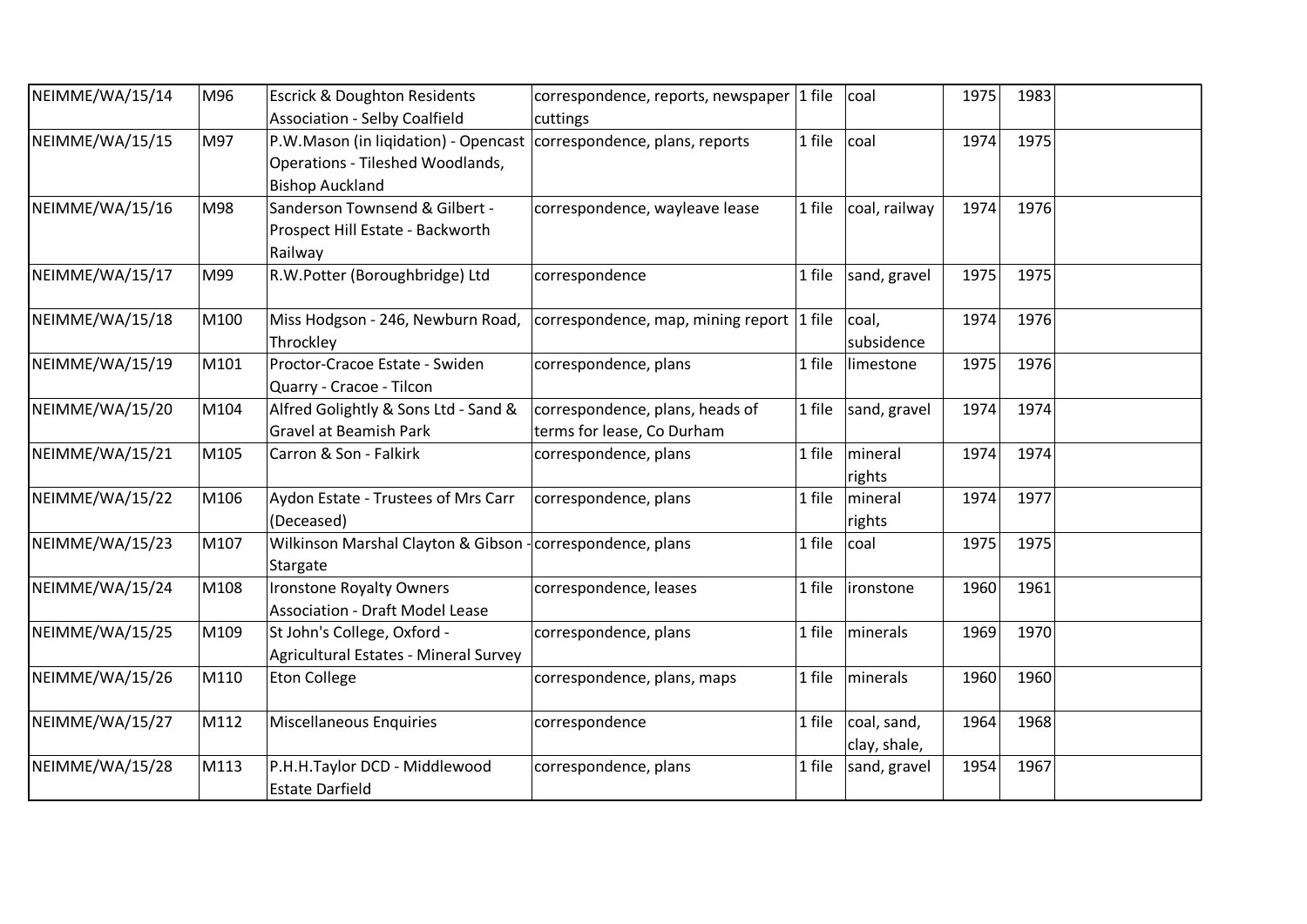| | | | | | | | | |
|---|---|---|---|---|---|---|---|---|
| NEIMME/WA/15/14 | M96 | Escrick & Doughton Residents Association - Selby Coalfield | correspondence, reports, newspaper cuttings | 1 file | coal | 1975 | 1983 | |
| NEIMME/WA/15/15 | M97 | P.W.Mason (in liqidation) - Opencast Operations - Tileshed Woodlands, Bishop Auckland | correspondence, plans, reports | 1 file | coal | 1974 | 1975 | |
| NEIMME/WA/15/16 | M98 | Sanderson Townsend & Gilbert - Prospect Hill Estate - Backworth Railway | correspondence, wayleave lease | 1 file | coal, railway | 1974 | 1976 | |
| NEIMME/WA/15/17 | M99 | R.W.Potter (Boroughbridge) Ltd | correspondence | 1 file | sand, gravel | 1975 | 1975 | |
| NEIMME/WA/15/18 | M100 | Miss Hodgson - 246, Newburn Road, Throckley | correspondence, map, mining report | 1 file | coal, subsidence | 1974 | 1976 | |
| NEIMME/WA/15/19 | M101 | Proctor-Cracoe Estate - Swiden Quarry - Cracoe - Tilcon | correspondence, plans | 1 file | limestone | 1975 | 1976 | |
| NEIMME/WA/15/20 | M104 | Alfred Golightly & Sons Ltd - Sand & Gravel at Beamish Park | correspondence, plans, heads of terms for lease, Co Durham | 1 file | sand, gravel | 1974 | 1974 | |
| NEIMME/WA/15/21 | M105 | Carron & Son - Falkirk | correspondence, plans | 1 file | mineral rights | 1974 | 1974 | |
| NEIMME/WA/15/22 | M106 | Aydon Estate - Trustees of Mrs Carr (Deceased) | correspondence, plans | 1 file | mineral rights | 1974 | 1977 | |
| NEIMME/WA/15/23 | M107 | Wilkinson Marshal Clayton & Gibson - Stargate | correspondence, plans | 1 file | coal | 1975 | 1975 | |
| NEIMME/WA/15/24 | M108 | Ironstone Royalty Owners Association - Draft Model Lease | correspondence, leases | 1 file | ironstone | 1960 | 1961 | |
| NEIMME/WA/15/25 | M109 | St John's College, Oxford - Agricultural Estates - Mineral Survey | correspondence, plans | 1 file | minerals | 1969 | 1970 | |
| NEIMME/WA/15/26 | M110 | Eton College | correspondence, plans, maps | 1 file | minerals | 1960 | 1960 | |
| NEIMME/WA/15/27 | M112 | Miscellaneous Enquiries | correspondence | 1 file | coal, sand, clay, shale, | 1964 | 1968 | |
| NEIMME/WA/15/28 | M113 | P.H.H.Taylor DCD - Middlewood Estate Darfield | correspondence, plans | 1 file | sand, gravel | 1954 | 1967 | |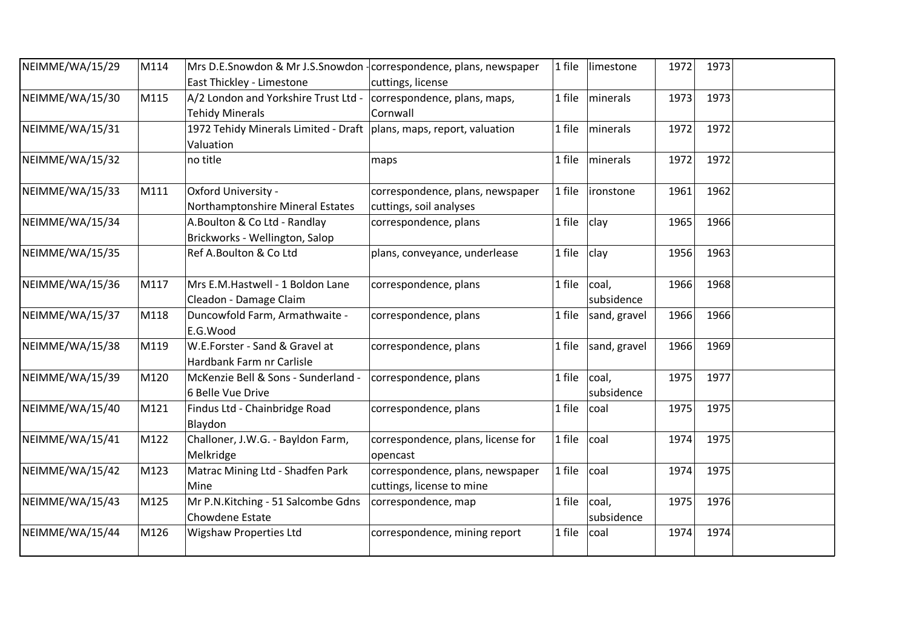| | | | | | | | | |
|---|---|---|---|---|---|---|---|---|
| NEIMME/WA/15/29 | M114 | Mrs D.E.Snowdon & Mr J.S.Snowdon - East Thickley - Limestone | correspondence, plans, newspaper cuttings, license | 1 file | limestone | 1972 | 1973 | |
| NEIMME/WA/15/30 | M115 | A/2 London and Yorkshire Trust Ltd - Tehidy Minerals | correspondence, plans, maps, Cornwall | 1 file | minerals | 1973 | 1973 | |
| NEIMME/WA/15/31 | | 1972 Tehidy Minerals Limited - Draft Valuation | plans, maps, report, valuation | 1 file | minerals | 1972 | 1972 | |
| NEIMME/WA/15/32 | | no title | maps | 1 file | minerals | 1972 | 1972 | |
| NEIMME/WA/15/33 | M111 | Oxford University - Northamptonshire Mineral Estates | correspondence, plans, newspaper cuttings, soil analyses | 1 file | ironstone | 1961 | 1962 | |
| NEIMME/WA/15/34 | | A.Boulton & Co Ltd - Randlay Brickworks - Wellington, Salop | correspondence, plans | 1 file | clay | 1965 | 1966 | |
| NEIMME/WA/15/35 | | Ref A.Boulton & Co Ltd | plans, conveyance, underlease | 1 file | clay | 1956 | 1963 | |
| NEIMME/WA/15/36 | M117 | Mrs E.M.Hastwell - 1 Boldon Lane Cleadon - Damage Claim | correspondence, plans | 1 file | coal, subsidence | 1966 | 1968 | |
| NEIMME/WA/15/37 | M118 | Duncowfold Farm, Armathwaite - E.G.Wood | correspondence, plans | 1 file | sand, gravel | 1966 | 1966 | |
| NEIMME/WA/15/38 | M119 | W.E.Forster - Sand & Gravel at Hardbank Farm nr Carlisle | correspondence, plans | 1 file | sand, gravel | 1966 | 1969 | |
| NEIMME/WA/15/39 | M120 | McKenzie Bell & Sons - Sunderland - 6 Belle Vue Drive | correspondence, plans | 1 file | coal, subsidence | 1975 | 1977 | |
| NEIMME/WA/15/40 | M121 | Findus Ltd - Chainbridge Road Blaydon | correspondence, plans | 1 file | coal | 1975 | 1975 | |
| NEIMME/WA/15/41 | M122 | Challoner, J.W.G. - Bayldon Farm, Melkridge | correspondence, plans, license for opencast | 1 file | coal | 1974 | 1975 | |
| NEIMME/WA/15/42 | M123 | Matrac Mining Ltd - Shadfen Park Mine | correspondence, plans, newspaper cuttings, license to mine | 1 file | coal | 1974 | 1975 | |
| NEIMME/WA/15/43 | M125 | Mr P.N.Kitching - 51 Salcombe Gdns Chowdene Estate | correspondence, map | 1 file | coal, subsidence | 1975 | 1976 | |
| NEIMME/WA/15/44 | M126 | Wigshaw Properties Ltd | correspondence, mining report | 1 file | coal | 1974 | 1974 | |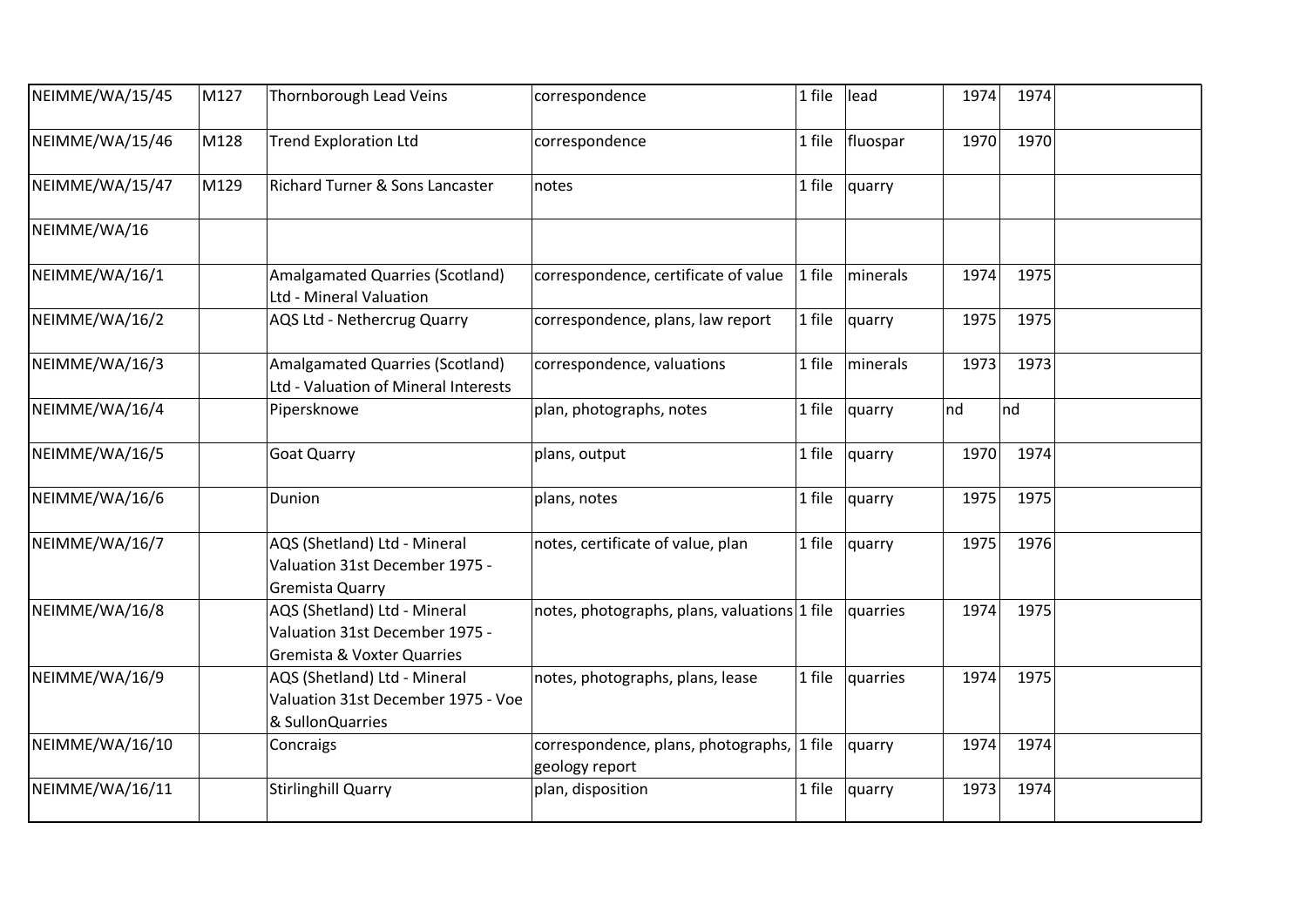| | | | | | | | | |
|---|---|---|---|---|---|---|---|---|
| NEIMME/WA/15/45 | M127 | Thornborough Lead Veins | correspondence | 1 file | lead | 1974 | 1974 | |
| NEIMME/WA/15/46 | M128 | Trend Exploration Ltd | correspondence | 1 file | fluospar | 1970 | 1970 | |
| NEIMME/WA/15/47 | M129 | Richard Turner & Sons Lancaster | notes | 1 file | quarry | | | |
| NEIMME/WA/16 | | | | | | | | |
| NEIMME/WA/16/1 | | Amalgamated Quarries (Scotland) Ltd - Mineral Valuation | correspondence, certificate of value | 1 file | minerals | 1974 | 1975 | |
| NEIMME/WA/16/2 | | AQS Ltd - Nethercrug Quarry | correspondence, plans, law report | 1 file | quarry | 1975 | 1975 | |
| NEIMME/WA/16/3 | | Amalgamated Quarries (Scotland) Ltd - Valuation of Mineral Interests | correspondence, valuations | 1 file | minerals | 1973 | 1973 | |
| NEIMME/WA/16/4 | | Pipersknowe | plan, photographs, notes | 1 file | quarry | nd | nd | |
| NEIMME/WA/16/5 | | Goat Quarry | plans, output | 1 file | quarry | 1970 | 1974 | |
| NEIMME/WA/16/6 | | Dunion | plans, notes | 1 file | quarry | 1975 | 1975 | |
| NEIMME/WA/16/7 | | AQS (Shetland) Ltd - Mineral Valuation 31st December 1975 - Gremista Quarry | notes, certificate of value, plan | 1 file | quarry | 1975 | 1976 | |
| NEIMME/WA/16/8 | | AQS (Shetland) Ltd - Mineral Valuation 31st December 1975 - Gremista & Voxter Quarries | notes, photographs, plans, valuations | 1 file | quarries | 1974 | 1975 | |
| NEIMME/WA/16/9 | | AQS (Shetland) Ltd - Mineral Valuation 31st December 1975 - Voe & SullonQuarries | notes, photographs, plans, lease | 1 file | quarries | 1974 | 1975 | |
| NEIMME/WA/16/10 | | Concraigs | correspondence, plans, photographs, geology report | 1 file | quarry | 1974 | 1974 | |
| NEIMME/WA/16/11 | | Stirlinghill Quarry | plan, disposition | 1 file | quarry | 1973 | 1974 | |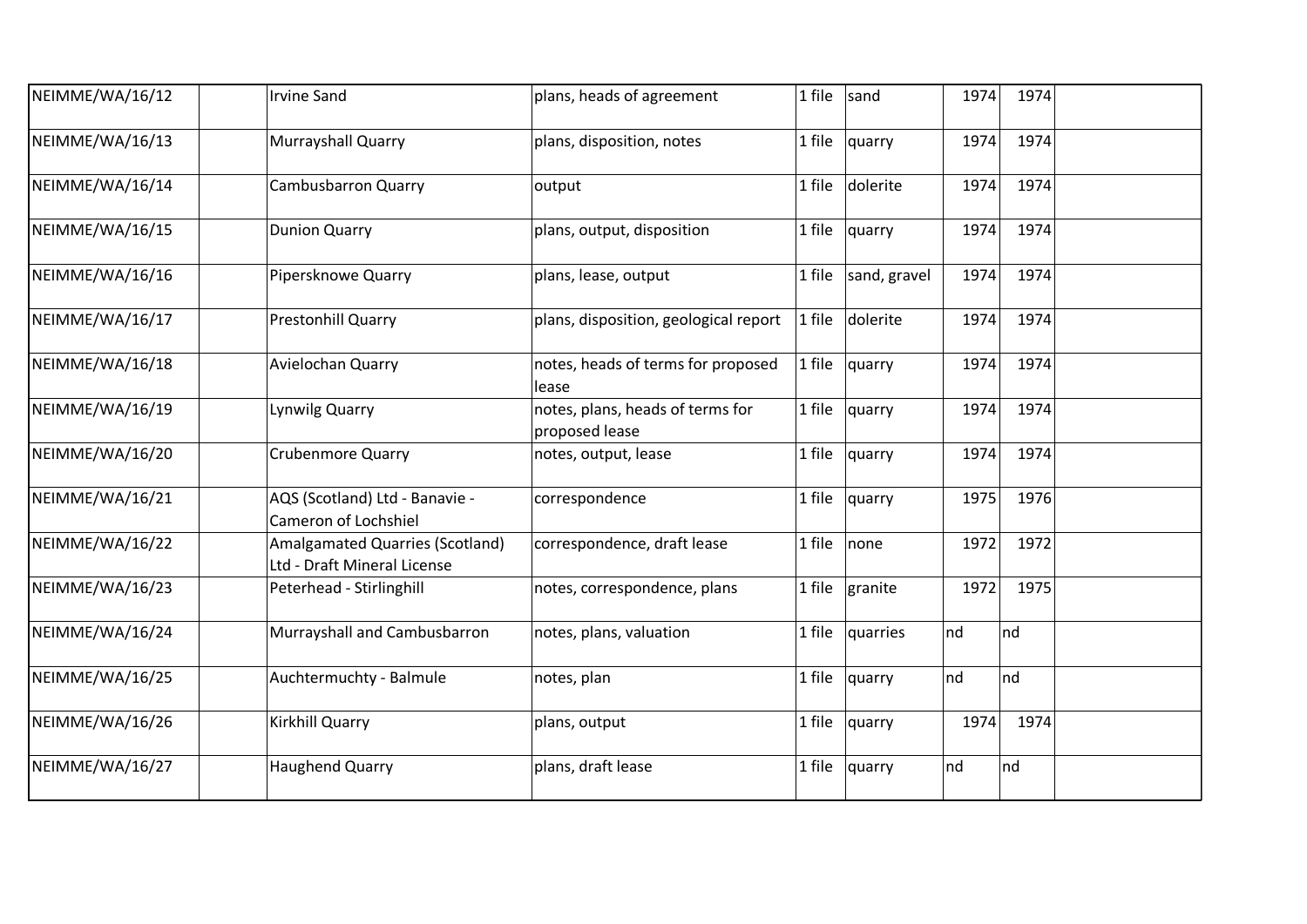| | | | | | | | | |
|---|---|---|---|---|---|---|---|---|
| NEIMME/WA/16/12 | | Irvine Sand | plans, heads of agreement | 1 file | sand | 1974 | 1974 | |
| NEIMME/WA/16/13 | | Murrayshall Quarry | plans, disposition, notes | 1 file | quarry | 1974 | 1974 | |
| NEIMME/WA/16/14 | | Cambusbarron Quarry | output | 1 file | dolerite | 1974 | 1974 | |
| NEIMME/WA/16/15 | | Dunion Quarry | plans, output, disposition | 1 file | quarry | 1974 | 1974 | |
| NEIMME/WA/16/16 | | Pipersknowe Quarry | plans, lease, output | 1 file | sand, gravel | 1974 | 1974 | |
| NEIMME/WA/16/17 | | Prestonhill Quarry | plans, disposition, geological report | 1 file | dolerite | 1974 | 1974 | |
| NEIMME/WA/16/18 | | Avielochan Quarry | notes, heads of terms for proposed lease | 1 file | quarry | 1974 | 1974 | |
| NEIMME/WA/16/19 | | Lynwilg Quarry | notes, plans, heads of terms for proposed lease | 1 file | quarry | 1974 | 1974 | |
| NEIMME/WA/16/20 | | Crubenmore Quarry | notes, output, lease | 1 file | quarry | 1974 | 1974 | |
| NEIMME/WA/16/21 | | AQS (Scotland) Ltd - Banavie - Cameron of Lochshiel | correspondence | 1 file | quarry | 1975 | 1976 | |
| NEIMME/WA/16/22 | | Amalgamated Quarries (Scotland) Ltd - Draft Mineral License | correspondence, draft lease | 1 file | none | 1972 | 1972 | |
| NEIMME/WA/16/23 | | Peterhead - Stirlinghill | notes, correspondence, plans | 1 file | granite | 1972 | 1975 | |
| NEIMME/WA/16/24 | | Murrayshall and Cambusbarron | notes, plans, valuation | 1 file | quarries | nd | nd | |
| NEIMME/WA/16/25 | | Auchtermuchty - Balmule | notes, plan | 1 file | quarry | nd | nd | |
| NEIMME/WA/16/26 | | Kirkhill Quarry | plans, output | 1 file | quarry | 1974 | 1974 | |
| NEIMME/WA/16/27 | | Haughend Quarry | plans, draft lease | 1 file | quarry | nd | nd | |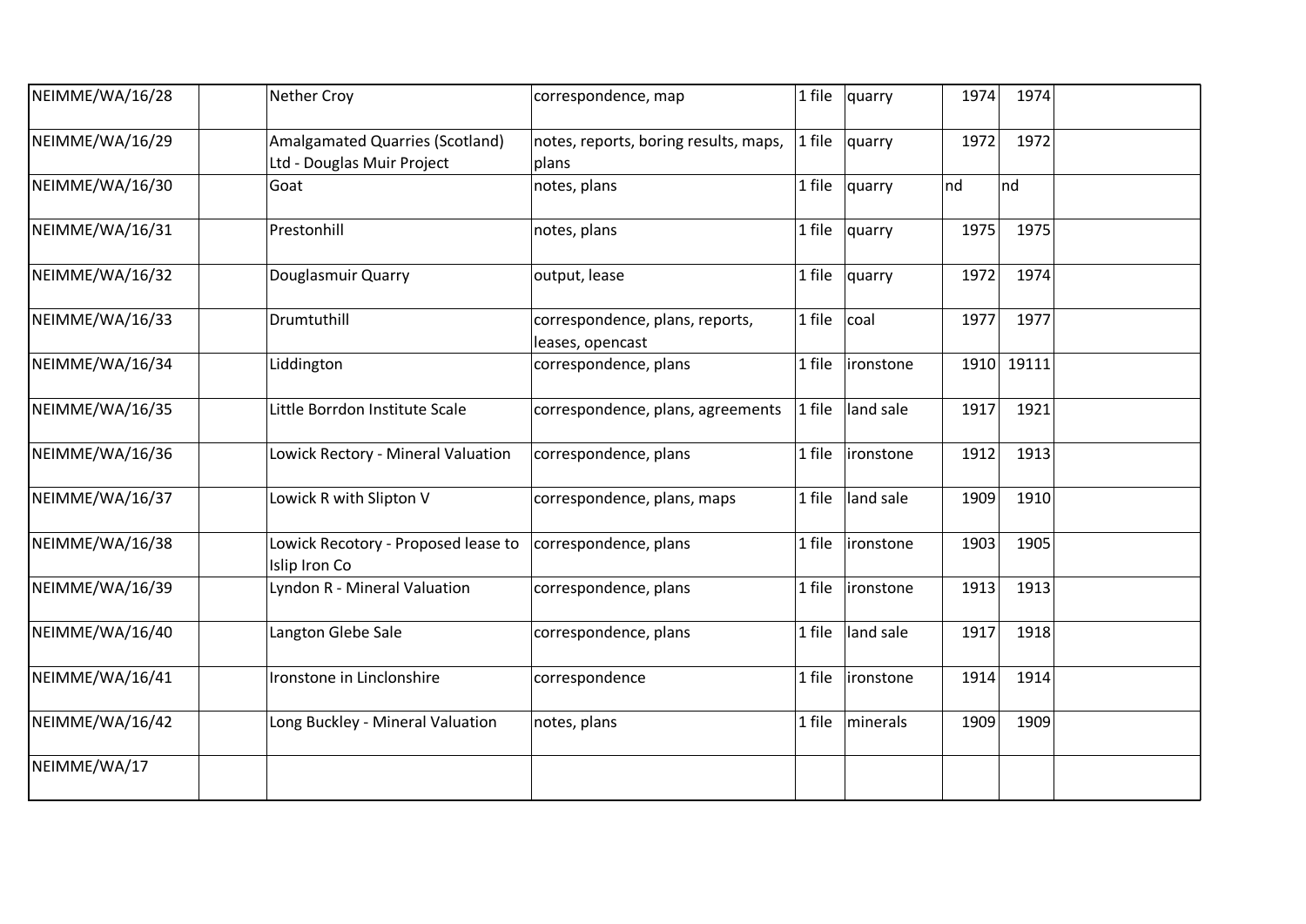| | | | | | | | | |
|---|---|---|---|---|---|---|---|---|
| NEIMME/WA/16/28 | | Nether Croy | correspondence, map | 1 file | quarry | 1974 | 1974 | |
| NEIMME/WA/16/29 | | Amalgamated Quarries (Scotland) Ltd - Douglas Muir Project | notes, reports, boring results, maps, plans | 1 file | quarry | 1972 | 1972 | |
| NEIMME/WA/16/30 | | Goat | notes, plans | 1 file | quarry | nd | nd | |
| NEIMME/WA/16/31 | | Prestonhill | notes, plans | 1 file | quarry | 1975 | 1975 | |
| NEIMME/WA/16/32 | | Douglasmuir Quarry | output, lease | 1 file | quarry | 1972 | 1974 | |
| NEIMME/WA/16/33 | | Drumtuthill | correspondence, plans, reports, leases, opencast | 1 file | coal | 1977 | 1977 | |
| NEIMME/WA/16/34 | | Liddington | correspondence, plans | 1 file | ironstone | 1910 | 19111 | |
| NEIMME/WA/16/35 | | Little Borrdon Institute Scale | correspondence, plans, agreements | 1 file | land sale | 1917 | 1921 | |
| NEIMME/WA/16/36 | | Lowick Rectory - Mineral Valuation | correspondence, plans | 1 file | ironstone | 1912 | 1913 | |
| NEIMME/WA/16/37 | | Lowick R with Slipton V | correspondence, plans, maps | 1 file | land sale | 1909 | 1910 | |
| NEIMME/WA/16/38 | | Lowick Recotory - Proposed lease to Islip Iron Co | correspondence, plans | 1 file | ironstone | 1903 | 1905 | |
| NEIMME/WA/16/39 | | Lyndon R - Mineral Valuation | correspondence, plans | 1 file | ironstone | 1913 | 1913 | |
| NEIMME/WA/16/40 | | Langton Glebe Sale | correspondence, plans | 1 file | land sale | 1917 | 1918 | |
| NEIMME/WA/16/41 | | Ironstone in Linclonshire | correspondence | 1 file | ironstone | 1914 | 1914 | |
| NEIMME/WA/16/42 | | Long Buckley - Mineral Valuation | notes, plans | 1 file | minerals | 1909 | 1909 | |
| NEIMME/WA/17 | | | | | | | | |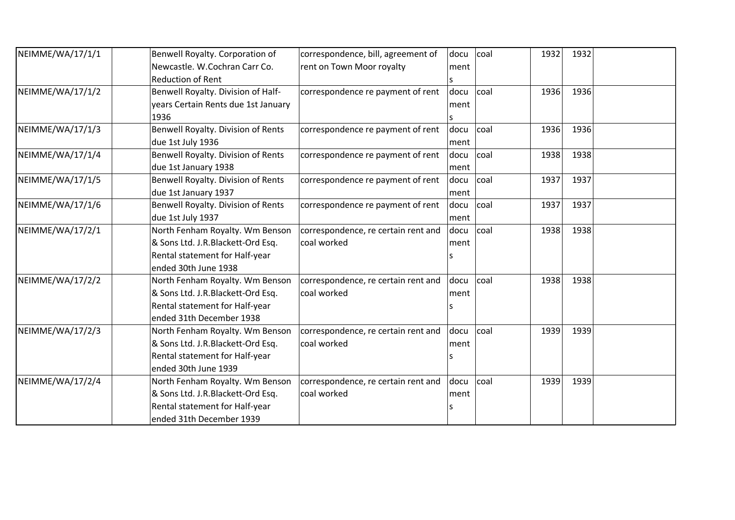| NEIMME/WA/17/1/1 | | Benwell Royalty. Corporation of Newcastle. W.Cochran Carr Co. Reduction of Rent | correspondence, bill, agreement of rent on Town Moor royalty | documents | coal | 1932 | 1932 | |
|---|---|---|---|---|---|---|---|---|
| NEIMME/WA/17/1/2 | | Benwell Royalty. Division of Half-years Certain Rents due 1st January 1936 | correspondence re payment of rent | documents | coal | 1936 | 1936 | |
| NEIMME/WA/17/1/3 | | Benwell Royalty. Division of Rents due 1st July 1936 | correspondence re payment of rent | document | coal | 1936 | 1936 | |
| NEIMME/WA/17/1/4 | | Benwell Royalty. Division of Rents due 1st January 1938 | correspondence re payment of rent | document | coal | 1938 | 1938 | |
| NEIMME/WA/17/1/5 | | Benwell Royalty. Division of Rents due 1st January 1937 | correspondence re payment of rent | document | coal | 1937 | 1937 | |
| NEIMME/WA/17/1/6 | | Benwell Royalty. Division of Rents due 1st July 1937 | correspondence re payment of rent | document | coal | 1937 | 1937 | |
| NEIMME/WA/17/2/1 | | North Fenham Royalty. Wm Benson & Sons Ltd. J.R.Blackett-Ord Esq. Rental statement for Half-year ended 30th June 1938 | correspondence, re certain rent and coal worked | documents | coal | 1938 | 1938 | |
| NEIMME/WA/17/2/2 | | North Fenham Royalty. Wm Benson & Sons Ltd. J.R.Blackett-Ord Esq. Rental statement for Half-year ended 31th December 1938 | correspondence, re certain rent and coal worked | documents | coal | 1938 | 1938 | |
| NEIMME/WA/17/2/3 | | North Fenham Royalty. Wm Benson & Sons Ltd. J.R.Blackett-Ord Esq. Rental statement for Half-year ended 30th June 1939 | correspondence, re certain rent and coal worked | documents | coal | 1939 | 1939 | |
| NEIMME/WA/17/2/4 | | North Fenham Royalty. Wm Benson & Sons Ltd. J.R.Blackett-Ord Esq. Rental statement for Half-year ended 31th December 1939 | correspondence, re certain rent and coal worked | documents | coal | 1939 | 1939 | |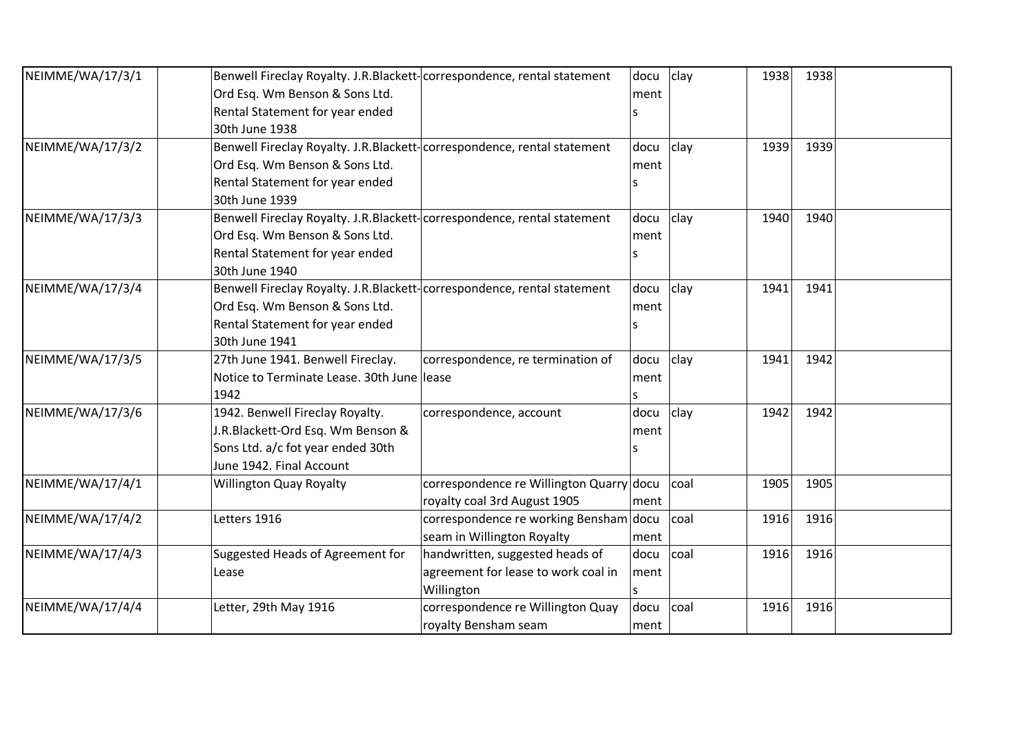| | | | | | | | | |
|---|---|---|---|---|---|---|---|---|
| NEIMME/WA/17/3/1 | | Benwell Fireclay Royalty. J.R.Blackett-Ord Esq. Wm Benson & Sons Ltd. Rental Statement for year ended 30th June 1938 | correspondence, rental statement | documents | clay | 1938 | 1938 | |
| NEIMME/WA/17/3/2 | | Benwell Fireclay Royalty. J.R.Blackett-Ord Esq. Wm Benson & Sons Ltd. Rental Statement for year ended 30th June 1939 | correspondence, rental statement | documents | clay | 1939 | 1939 | |
| NEIMME/WA/17/3/3 | | Benwell Fireclay Royalty. J.R.Blackett-Ord Esq. Wm Benson & Sons Ltd. Rental Statement for year ended 30th June 1940 | correspondence, rental statement | documents | clay | 1940 | 1940 | |
| NEIMME/WA/17/3/4 | | Benwell Fireclay Royalty. J.R.Blackett-Ord Esq. Wm Benson & Sons Ltd. Rental Statement for year ended 30th June 1941 | correspondence, rental statement | documents | clay | 1941 | 1941 | |
| NEIMME/WA/17/3/5 | | 27th June 1941. Benwell Fireclay. Notice to Terminate Lease. 30th June 1942 | correspondence, re termination of lease | documents | clay | 1941 | 1942 | |
| NEIMME/WA/17/3/6 | | 1942. Benwell Fireclay Royalty. J.R.Blackett-Ord Esq. Wm Benson & Sons Ltd. a/c fot year ended 30th June 1942. Final Account | correspondence, account | documents | clay | 1942 | 1942 | |
| NEIMME/WA/17/4/1 | | Willington Quay Royalty | correspondence re Willington Quarry royalty coal 3rd August 1905 | document | coal | 1905 | 1905 | |
| NEIMME/WA/17/4/2 | | Letters 1916 | correspondence re working Bensham seam in Willington Royalty | document | coal | 1916 | 1916 | |
| NEIMME/WA/17/4/3 | | Suggested Heads of Agreement for Lease | handwritten, suggested heads of agreement for lease to work coal in Willington | documents | coal | 1916 | 1916 | |
| NEIMME/WA/17/4/4 | | Letter, 29th May 1916 | correspondence re Willington Quay royalty Bensham seam | document | coal | 1916 | 1916 | |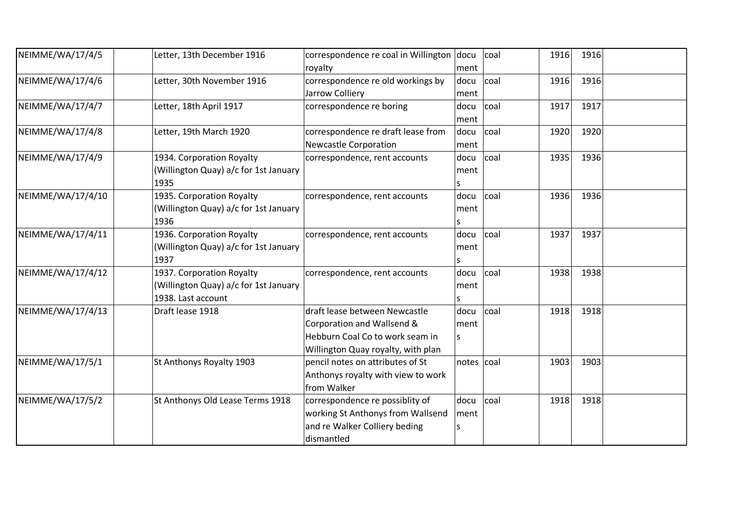| NEIMME/WA/17/4/5 | | Letter, 13th December 1916 | correspondence re coal in Willington royalty | document | coal | 1916 | 1916 | |
|---|---|---|---|---|---|---|---|---|
| NEIMME/WA/17/4/6 | | Letter, 30th November 1916 | correspondence re old workings by Jarrow Colliery | document | coal | 1916 | 1916 | |
| NEIMME/WA/17/4/7 | | Letter, 18th April 1917 | correspondence re boring | document | coal | 1917 | 1917 | |
| NEIMME/WA/17/4/8 | | Letter, 19th March 1920 | correspondence re draft lease from Newcastle Corporation | document | coal | 1920 | 1920 | |
| NEIMME/WA/17/4/9 | | 1934. Corporation Royalty (Willington Quay) a/c for 1st January 1935 | correspondence, rent accounts | documents | coal | 1935 | 1936 | |
| NEIMME/WA/17/4/10 | | 1935. Corporation Royalty (Willington Quay) a/c for 1st January 1936 | correspondence, rent accounts | documents | coal | 1936 | 1936 | |
| NEIMME/WA/17/4/11 | | 1936. Corporation Royalty (Willington Quay) a/c for 1st January 1937 | correspondence, rent accounts | documents | coal | 1937 | 1937 | |
| NEIMME/WA/17/4/12 | | 1937. Corporation Royalty (Willington Quay) a/c for 1st January 1938. Last account | correspondence, rent accounts | documents | coal | 1938 | 1938 | |
| NEIMME/WA/17/4/13 | | Draft lease 1918 | draft lease between Newcastle Corporation and Wallsend & Hebburn Coal Co to work seam in Willington Quay royalty, with plan | documents | coal | 1918 | 1918 | |
| NEIMME/WA/17/5/1 | | St Anthonys Royalty 1903 | pencil notes on attributes of St Anthonys royalty with view to work from Walker | notes | coal | 1903 | 1903 | |
| NEIMME/WA/17/5/2 | | St Anthonys Old Lease Terms 1918 | correspondence re possiblity of working St Anthonys from Wallsend and re Walker Colliery beding dismantled | documents | coal | 1918 | 1918 | |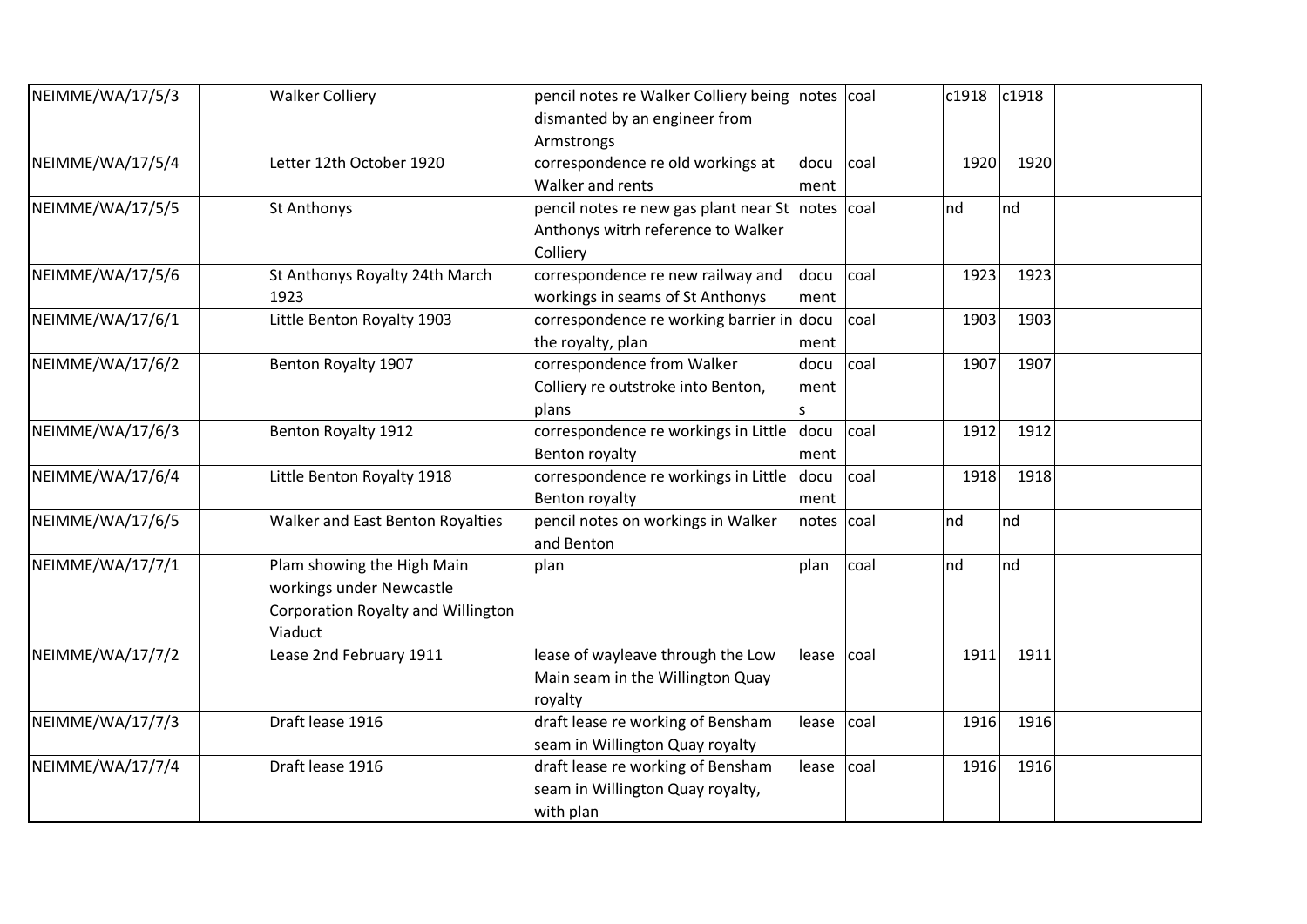| | | | | | | | | |
|---|---|---|---|---|---|---|---|---|
| NEIMME/WA/17/5/3 | | Walker Colliery | pencil notes re Walker Colliery being dismanted by an engineer from Armstrongs | notes | coal | c1918 | c1918 | |
| NEIMME/WA/17/5/4 | | Letter 12th October 1920 | correspondence re old workings at Walker and rents | document | coal | 1920 | 1920 | |
| NEIMME/WA/17/5/5 | | St Anthonys | pencil notes re new gas plant near St Anthonys witrh reference to Walker Colliery | notes | coal | nd | nd | |
| NEIMME/WA/17/5/6 | | St Anthonys Royalty 24th March 1923 | correspondence re new railway and workings in seams of St Anthonys | document | coal | 1923 | 1923 | |
| NEIMME/WA/17/6/1 | | Little Benton Royalty 1903 | correspondence re working barrier in the royalty, plan | document | coal | 1903 | 1903 | |
| NEIMME/WA/17/6/2 | | Benton Royalty 1907 | correspondence from Walker Colliery re outstroke into Benton, plans | documents | coal | 1907 | 1907 | |
| NEIMME/WA/17/6/3 | | Benton Royalty 1912 | correspondence re workings in Little Benton royalty | document | coal | 1912 | 1912 | |
| NEIMME/WA/17/6/4 | | Little Benton Royalty 1918 | correspondence re workings in Little Benton royalty | document | coal | 1918 | 1918 | |
| NEIMME/WA/17/6/5 | | Walker and East Benton Royalties | pencil notes on workings in Walker and Benton | notes | coal | nd | nd | |
| NEIMME/WA/17/7/1 | | Plam showing the High Main workings under Newcastle Corporation Royalty and Willington Viaduct | plan | plan | coal | nd | nd | |
| NEIMME/WA/17/7/2 | | Lease 2nd February 1911 | lease of wayleave through the Low Main seam in the Willington Quay royalty | lease | coal | 1911 | 1911 | |
| NEIMME/WA/17/7/3 | | Draft lease 1916 | draft lease re working of Bensham seam in Willington Quay royalty | lease | coal | 1916 | 1916 | |
| NEIMME/WA/17/7/4 | | Draft lease 1916 | draft lease re working of Bensham seam in Willington Quay royalty, with plan | lease | coal | 1916 | 1916 | |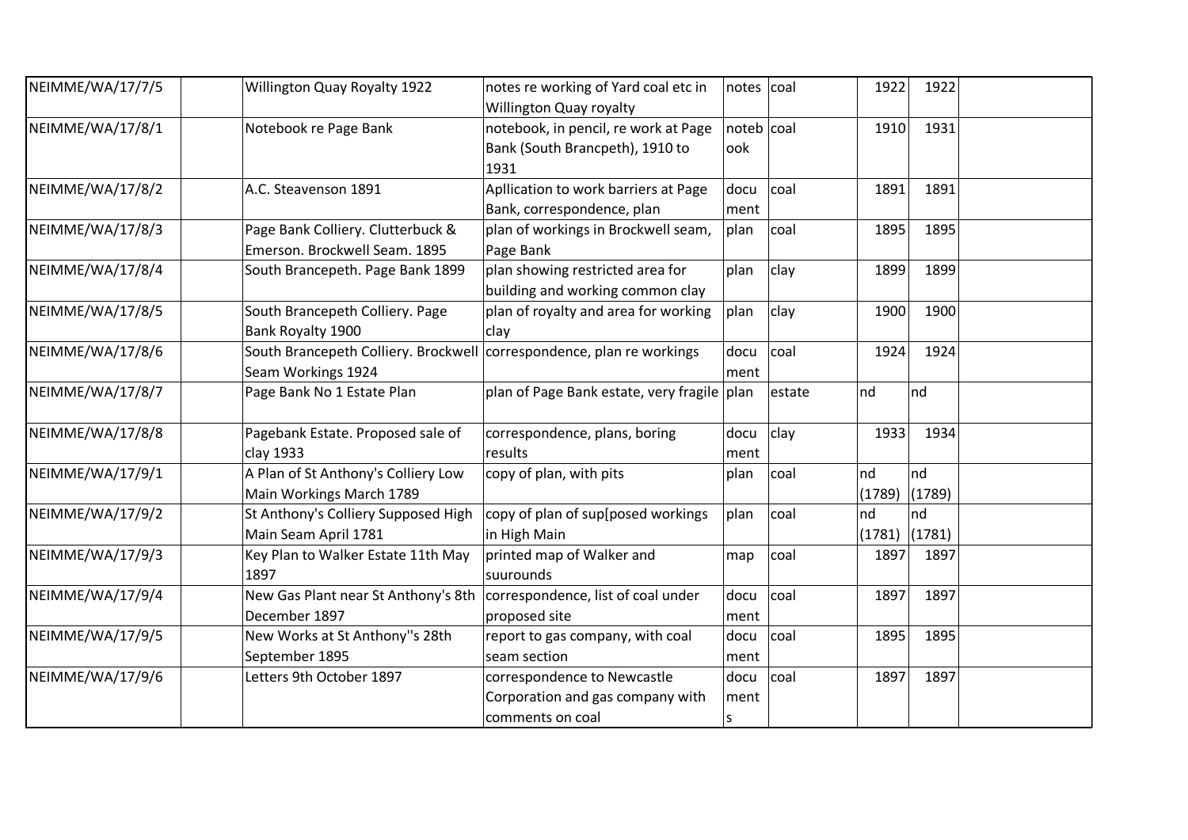| | | | | | | | | |
|---|---|---|---|---|---|---|---|---|
| NEIMME/WA/17/7/5 | | Willington Quay Royalty 1922 | notes re working of Yard coal etc in Willington Quay royalty | notes | coal | 1922 | 1922 | |
| NEIMME/WA/17/8/1 | | Notebook re Page Bank | notebook, in pencil, re work at Page Bank (South Brancpeth), 1910 to 1931 | notebook | coal | 1910 | 1931 | |
| NEIMME/WA/17/8/2 | | A.C. Steavenson 1891 | Apllication to work barriers at Page Bank, correspondence, plan | document | coal | 1891 | 1891 | |
| NEIMME/WA/17/8/3 | | Page Bank Colliery. Clutterbuck & Emerson. Brockwell Seam. 1895 | plan of workings in Brockwell seam, Page Bank | plan | coal | 1895 | 1895 | |
| NEIMME/WA/17/8/4 | | South Brancepeth. Page Bank 1899 | plan showing restricted area for building and working common clay | plan | clay | 1899 | 1899 | |
| NEIMME/WA/17/8/5 | | South Brancepeth Colliery. Page Bank Royalty 1900 | plan of royalty and area for working clay | plan | clay | 1900 | 1900 | |
| NEIMME/WA/17/8/6 | | South Brancepeth Colliery. Brockwell Seam Workings 1924 | correspondence, plan re workings | document | coal | 1924 | 1924 | |
| NEIMME/WA/17/8/7 | | Page Bank No 1 Estate Plan | plan of Page Bank estate, very fragile | plan | estate | nd | nd | |
| NEIMME/WA/17/8/8 | | Pagebank Estate. Proposed sale of clay 1933 | correspondence, plans, boring results | document | clay | 1933 | 1934 | |
| NEIMME/WA/17/9/1 | | A Plan of St Anthony's Colliery Low Main Workings March 1789 | copy of plan, with pits | plan | coal | nd (1789) | nd (1789) | |
| NEIMME/WA/17/9/2 | | St Anthony's Colliery Supposed High Main Seam April 1781 | copy of plan of sup[posed workings in High Main | plan | coal | nd (1781) | nd (1781) | |
| NEIMME/WA/17/9/3 | | Key Plan to Walker Estate 11th May 1897 | printed map of Walker and suurounds | map | coal | 1897 | 1897 | |
| NEIMME/WA/17/9/4 | | New Gas Plant near St Anthony's 8th December 1897 | correspondence, list of coal under proposed site | document | coal | 1897 | 1897 | |
| NEIMME/WA/17/9/5 | | New Works at St Anthony''s 28th September 1895 | report to gas company, with coal seam section | document | coal | 1895 | 1895 | |
| NEIMME/WA/17/9/6 | | Letters 9th October 1897 | correspondence to Newcastle Corporation and gas company with comments on coal | documents | coal | 1897 | 1897 | |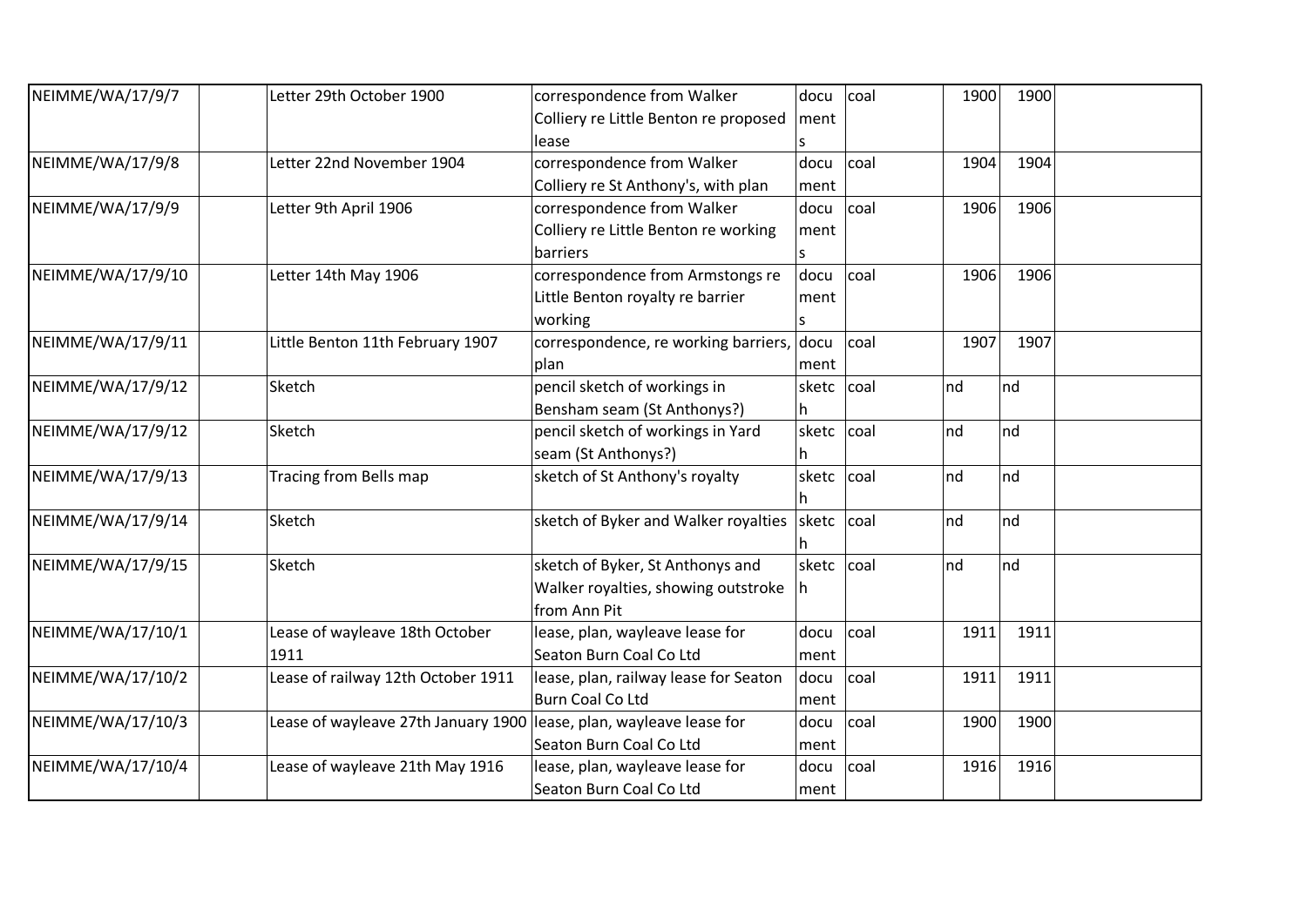| | | | | | | | | |
|---|---|---|---|---|---|---|---|---|
| NEIMME/WA/17/9/7 | | Letter 29th October 1900 | correspondence from Walker Colliery re Little Benton re proposed lease | documents | coal | 1900 | 1900 | |
| NEIMME/WA/17/9/8 | | Letter 22nd November 1904 | correspondence from Walker Colliery re St Anthony's, with plan | document | coal | 1904 | 1904 | |
| NEIMME/WA/17/9/9 | | Letter 9th April 1906 | correspondence from Walker Colliery re Little Benton re working barriers | documents | coal | 1906 | 1906 | |
| NEIMME/WA/17/9/10 | | Letter 14th May 1906 | correspondence from Armstongs re Little Benton royalty re barrier working | documents | coal | 1906 | 1906 | |
| NEIMME/WA/17/9/11 | | Little Benton 11th February 1907 | correspondence, re working barriers, plan | document | coal | 1907 | 1907 | |
| NEIMME/WA/17/9/12 | | Sketch | pencil sketch of workings in Bensham seam (St Anthonys?) | sketch | coal | nd | nd | |
| NEIMME/WA/17/9/12 | | Sketch | pencil sketch of workings in Yard seam (St Anthonys?) | sketch | coal | nd | nd | |
| NEIMME/WA/17/9/13 | | Tracing from Bells map | sketch of St Anthony's royalty | sketch | coal | nd | nd | |
| NEIMME/WA/17/9/14 | | Sketch | sketch of Byker and Walker royalties | sketch | coal | nd | nd | |
| NEIMME/WA/17/9/15 | | Sketch | sketch of Byker, St Anthonys and Walker royalties, showing outstroke from Ann Pit | sketch | coal | nd | nd | |
| NEIMME/WA/17/10/1 | | Lease of wayleave 18th October 1911 | lease, plan, wayleave lease for Seaton Burn Coal Co Ltd | document | coal | 1911 | 1911 | |
| NEIMME/WA/17/10/2 | | Lease of railway 12th October 1911 | lease, plan, railway lease for Seaton Burn Coal Co Ltd | document | coal | 1911 | 1911 | |
| NEIMME/WA/17/10/3 | | Lease of wayleave 27th January 1900 | lease, plan, wayleave lease for Seaton Burn Coal Co Ltd | document | coal | 1900 | 1900 | |
| NEIMME/WA/17/10/4 | | Lease of wayleave 21th May 1916 | lease, plan, wayleave lease for Seaton Burn Coal Co Ltd | document | coal | 1916 | 1916 | |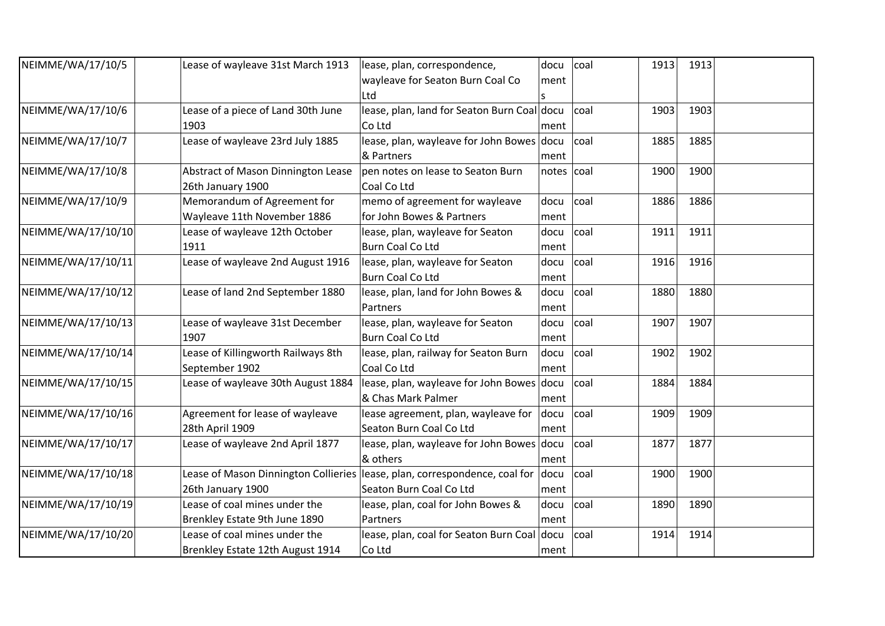| NEIMME/WA/17/10/5 | | Lease of wayleave 31st March 1913 | lease, plan, correspondence, wayleave for Seaton Burn Coal Co Ltd | documents | coal | 1913 | 1913 | |
|---|---|---|---|---|---|---|---|---|
| NEIMME/WA/17/10/6 | | Lease of a piece of Land 30th June 1903 | lease, plan, land for Seaton Burn Coal Co Ltd | document | coal | 1903 | 1903 | |
| NEIMME/WA/17/10/7 | | Lease of wayleave 23rd July 1885 | lease, plan, wayleave for John Bowes & Partners | document | coal | 1885 | 1885 | |
| NEIMME/WA/17/10/8 | | Abstract of Mason Dinnington Lease 26th January 1900 | pen notes on lease to Seaton Burn Coal Co Ltd | notes | coal | 1900 | 1900 | |
| NEIMME/WA/17/10/9 | | Memorandum of Agreement for Wayleave 11th November 1886 | memo of agreement for wayleave for John Bowes & Partners | document | coal | 1886 | 1886 | |
| NEIMME/WA/17/10/10 | | Lease of wayleave 12th October 1911 | lease, plan, wayleave for Seaton Burn Coal Co Ltd | document | coal | 1911 | 1911 | |
| NEIMME/WA/17/10/11 | | Lease of wayleave 2nd August 1916 | lease, plan, wayleave for Seaton Burn Coal Co Ltd | document | coal | 1916 | 1916 | |
| NEIMME/WA/17/10/12 | | Lease of land 2nd September 1880 | lease, plan, land for John Bowes & Partners | document | coal | 1880 | 1880 | |
| NEIMME/WA/17/10/13 | | Lease of wayleave 31st December 1907 | lease, plan, wayleave for Seaton Burn Coal Co Ltd | document | coal | 1907 | 1907 | |
| NEIMME/WA/17/10/14 | | Lease of Killingworth Railways 8th September 1902 | lease, plan, railway for Seaton Burn Coal Co Ltd | document | coal | 1902 | 1902 | |
| NEIMME/WA/17/10/15 | | Lease of wayleave 30th August 1884 | lease, plan, wayleave for John Bowes & Chas Mark Palmer | document | coal | 1884 | 1884 | |
| NEIMME/WA/17/10/16 | | Agreement for lease of wayleave 28th April 1909 | lease agreement, plan, wayleave for Seaton Burn Coal Co Ltd | document | coal | 1909 | 1909 | |
| NEIMME/WA/17/10/17 | | Lease of wayleave 2nd April 1877 | lease, plan, wayleave for John Bowes & others | document | coal | 1877 | 1877 | |
| NEIMME/WA/17/10/18 | | Lease of Mason Dinnington Collieries 26th January 1900 | lease, plan, correspondence, coal for Seaton Burn Coal Co Ltd | document | coal | 1900 | 1900 | |
| NEIMME/WA/17/10/19 | | Lease of coal mines under the Brenkley Estate 9th June 1890 | lease, plan, coal for John Bowes & Partners | document | coal | 1890 | 1890 | |
| NEIMME/WA/17/10/20 | | Lease of coal mines under the Brenkley Estate 12th August 1914 | lease, plan, coal for Seaton Burn Coal Co Ltd | document | coal | 1914 | 1914 | |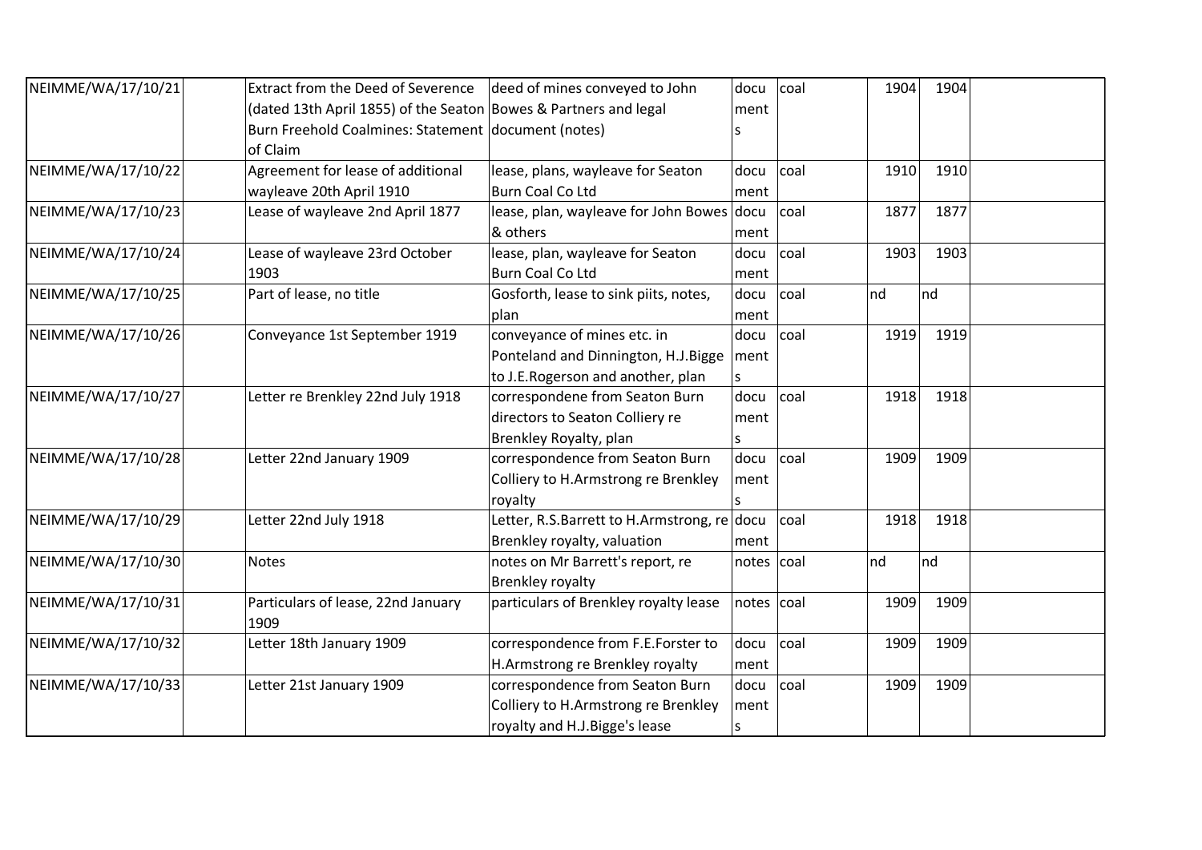| | | | | | | | | |
|---|---|---|---|---|---|---|---|---|
| NEIMME/WA/17/10/21 | | Extract from the Deed of Severence (dated 13th April 1855) of the Seaton Burn Freehold Coalmines: Statement of Claim | deed of mines conveyed to John Bowes & Partners and legal document (notes) | documents | coal | 1904 | 1904 | |
| NEIMME/WA/17/10/22 | | Agreement for lease of additional wayleave 20th April 1910 | lease, plans, wayleave for Seaton Burn Coal Co Ltd | document | coal | 1910 | 1910 | |
| NEIMME/WA/17/10/23 | | Lease of wayleave 2nd April 1877 | lease, plan, wayleave for John Bowes & others | document | coal | 1877 | 1877 | |
| NEIMME/WA/17/10/24 | | Lease of wayleave 23rd October 1903 | lease, plan, wayleave for Seaton Burn Coal Co Ltd | document | coal | 1903 | 1903 | |
| NEIMME/WA/17/10/25 | | Part of lease, no title | Gosforth, lease to sink piits, notes, plan | document | coal | nd | nd | |
| NEIMME/WA/17/10/26 | | Conveyance 1st September 1919 | conveyance of mines etc. in Ponteland and Dinnington, H.J.Bigge to J.E.Rogerson and another, plan | documents | coal | 1919 | 1919 | |
| NEIMME/WA/17/10/27 | | Letter re Brenkley 22nd July 1918 | correspondene from Seaton Burn directors to Seaton Colliery re Brenkley Royalty, plan | documents | coal | 1918 | 1918 | |
| NEIMME/WA/17/10/28 | | Letter 22nd January 1909 | correspondence from Seaton Burn Colliery to H.Armstrong re Brenkley royalty | documents | coal | 1909 | 1909 | |
| NEIMME/WA/17/10/29 | | Letter 22nd July 1918 | Letter, R.S.Barrett to H.Armstrong, re Brenkley royalty, valuation | document | coal | 1918 | 1918 | |
| NEIMME/WA/17/10/30 | | Notes | notes on Mr Barrett's report, re Brenkley royalty | notes | coal | nd | nd | |
| NEIMME/WA/17/10/31 | | Particulars of lease, 22nd January 1909 | particulars of Brenkley royalty lease | notes | coal | 1909 | 1909 | |
| NEIMME/WA/17/10/32 | | Letter 18th January 1909 | correspondence from F.E.Forster to H.Armstrong re Brenkley royalty | document | coal | 1909 | 1909 | |
| NEIMME/WA/17/10/33 | | Letter 21st January 1909 | correspondence from Seaton Burn Colliery to H.Armstrong re Brenkley royalty and H.J.Bigge's lease | documents | coal | 1909 | 1909 | |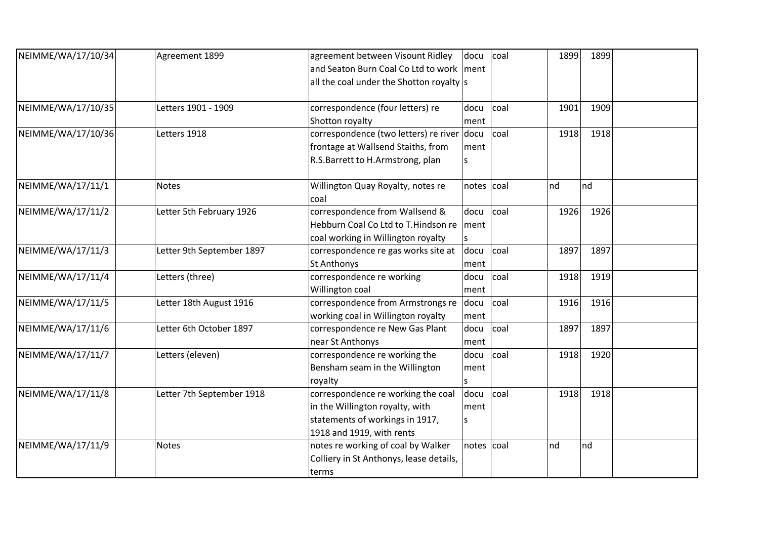| | | | | | | | | |
|---|---|---|---|---|---|---|---|---|
| NEIMME/WA/17/10/34 | | Agreement 1899 | agreement between Visount Ridley and Seaton Burn Coal Co Ltd to work all the coal under the Shotton royalty | documents | coal | 1899 | 1899 | |
| NEIMME/WA/17/10/35 | | Letters 1901 - 1909 | correspondence (four letters) re Shotton royalty | document | coal | 1901 | 1909 | |
| NEIMME/WA/17/10/36 | | Letters 1918 | correspondence (two letters) re river frontage at Wallsend Staiths, from R.S.Barrett to H.Armstrong, plan | documents | coal | 1918 | 1918 | |
| NEIMME/WA/17/11/1 | | Notes | Willington Quay Royalty, notes re coal | notes | coal | nd | nd | |
| NEIMME/WA/17/11/2 | | Letter 5th February 1926 | correspondence from Wallsend & Hebburn Coal Co Ltd to T.Hindson re coal working in Willington royalty | documents | coal | 1926 | 1926 | |
| NEIMME/WA/17/11/3 | | Letter 9th September 1897 | correspondence re gas works site at St Anthonys | document | coal | 1897 | 1897 | |
| NEIMME/WA/17/11/4 | | Letters (three) | correspondence re working Willington coal | document | coal | 1918 | 1919 | |
| NEIMME/WA/17/11/5 | | Letter 18th August 1916 | correspondence from Armstrongs re working coal in Willington royalty | document | coal | 1916 | 1916 | |
| NEIMME/WA/17/11/6 | | Letter 6th October 1897 | correspondence re New Gas Plant near St Anthonys | document | coal | 1897 | 1897 | |
| NEIMME/WA/17/11/7 | | Letters (eleven) | correspondence re working the Bensham seam in the Willington royalty | documents | coal | 1918 | 1920 | |
| NEIMME/WA/17/11/8 | | Letter 7th September 1918 | correspondence re working the coal in the Willington royalty, with statements of workings in 1917, 1918 and 1919, with rents | documents | coal | 1918 | 1918 | |
| NEIMME/WA/17/11/9 | | Notes | notes re working of coal by Walker Colliery in St Anthonys, lease details, terms | notes | coal | nd | nd | |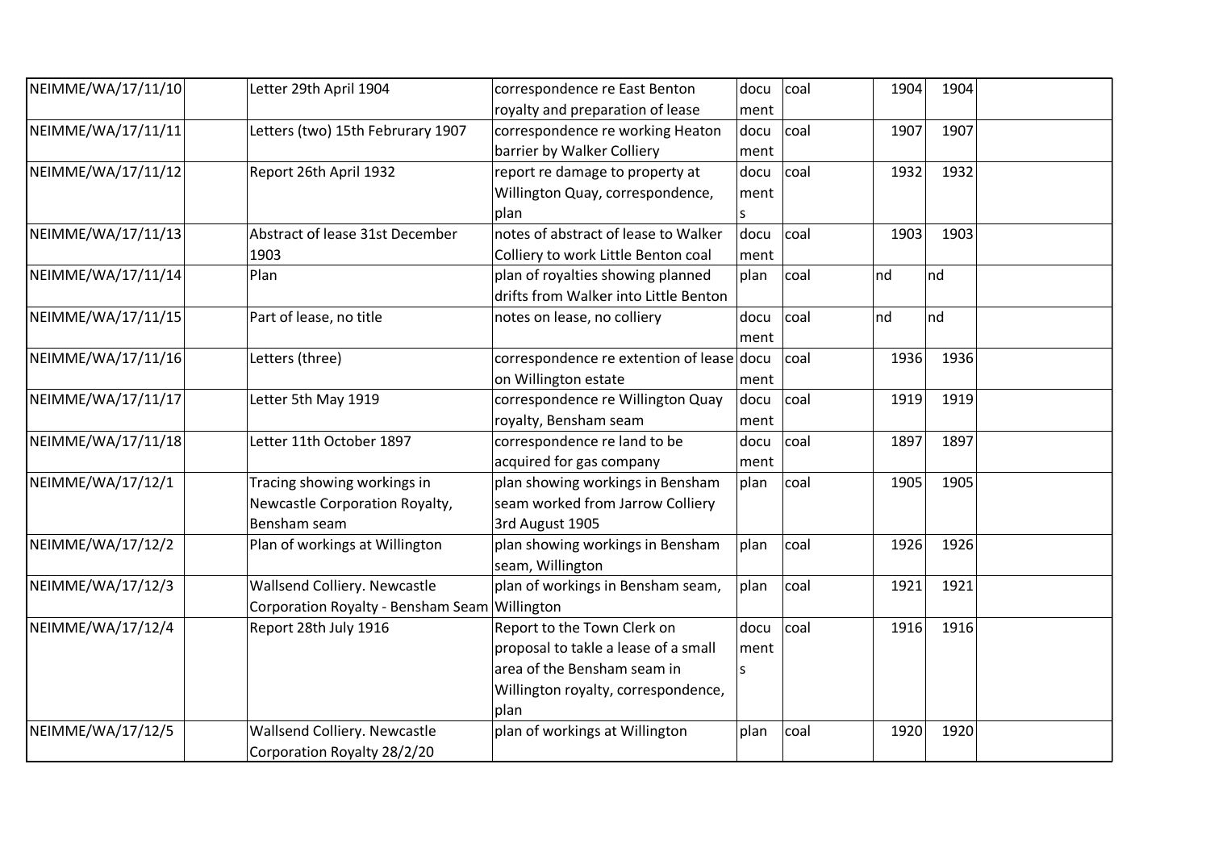| NEIMME/WA/17/11/10 | | Letter 29th April 1904 | correspondence re East Benton royalty and preparation of lease | document | coal | 1904 | 1904 | |
|---|---|---|---|---|---|---|---|---|
| NEIMME/WA/17/11/11 | | Letters (two) 15th Februrary 1907 | correspondence re working Heaton barrier by Walker Colliery | document | coal | 1907 | 1907 | |
| NEIMME/WA/17/11/12 | | Report 26th April 1932 | report re damage to property at Willington Quay, correspondence, plan | documents | coal | 1932 | 1932 | |
| NEIMME/WA/17/11/13 | | Abstract of lease 31st December 1903 | notes of abstract of lease to Walker Colliery to work Little Benton coal | document | coal | 1903 | 1903 | |
| NEIMME/WA/17/11/14 | | Plan | plan of royalties showing planned drifts from Walker into Little Benton | plan | coal | nd | nd | |
| NEIMME/WA/17/11/15 | | Part of lease, no title | notes on lease, no colliery | document | coal | nd | nd | |
| NEIMME/WA/17/11/16 | | Letters (three) | correspondence re extention of lease on Willington estate | document | coal | 1936 | 1936 | |
| NEIMME/WA/17/11/17 | | Letter 5th May 1919 | correspondence re Willington Quay royalty, Bensham seam | document | coal | 1919 | 1919 | |
| NEIMME/WA/17/11/18 | | Letter 11th October 1897 | correspondence re land to be acquired for gas company | document | coal | 1897 | 1897 | |
| NEIMME/WA/17/12/1 | | Tracing showing workings in Newcastle Corporation Royalty, Bensham seam | plan showing workings in Bensham seam worked from Jarrow Colliery 3rd August 1905 | plan | coal | 1905 | 1905 | |
| NEIMME/WA/17/12/2 | | Plan of workings at Willington | plan showing workings in Bensham seam, Willington | plan | coal | 1926 | 1926 | |
| NEIMME/WA/17/12/3 | | Wallsend Colliery. Newcastle Corporation Royalty - Bensham Seam | plan of workings in Bensham seam, Willington | plan | coal | 1921 | 1921 | |
| NEIMME/WA/17/12/4 | | Report 28th July 1916 | Report to the Town Clerk on proposal to takle a lease of a small area of the Bensham seam in Willington royalty, correspondence, plan | documents | coal | 1916 | 1916 | |
| NEIMME/WA/17/12/5 | | Wallsend Colliery. Newcastle Corporation Royalty 28/2/20 | plan of workings at Willington | plan | coal | 1920 | 1920 | |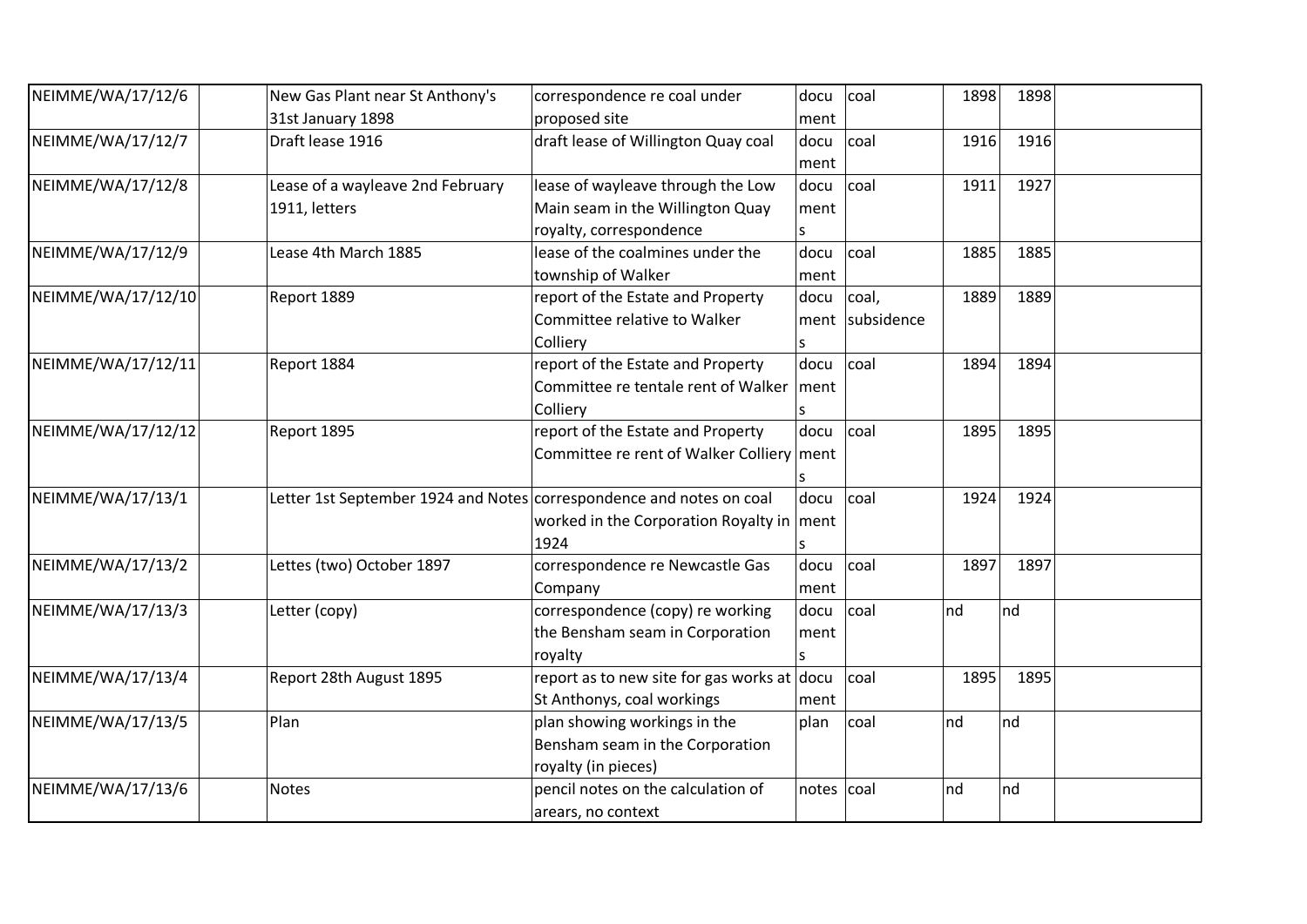| | | | | | | | | |
|---|---|---|---|---|---|---|---|---|
| NEIMME/WA/17/12/6 | | New Gas Plant near St Anthony's 31st January 1898 | correspondence re coal under proposed site | document | coal | 1898 | 1898 | |
| NEIMME/WA/17/12/7 | | Draft lease 1916 | draft lease of Willington Quay coal | document | coal | 1916 | 1916 | |
| NEIMME/WA/17/12/8 | | Lease of a wayleave 2nd February 1911, letters | lease of wayleave through the Low Main seam in the Willington Quay royalty, correspondence | documents | coal | 1911 | 1927 | |
| NEIMME/WA/17/12/9 | | Lease 4th March 1885 | lease of the coalmines under the township of Walker | document | coal | 1885 | 1885 | |
| NEIMME/WA/17/12/10 | | Report 1889 | report of the Estate and Property Committee relative to Walker Colliery | documents | coal, subsidence | 1889 | 1889 | |
| NEIMME/WA/17/12/11 | | Report 1884 | report of the Estate and Property Committee re tentale rent of Walker Colliery | documents | coal | 1894 | 1894 | |
| NEIMME/WA/17/12/12 | | Report 1895 | report of the Estate and Property Committee re rent of Walker Colliery | documents | coal | 1895 | 1895 | |
| NEIMME/WA/17/13/1 | | Letter 1st September 1924 and Notes | correspondence and notes on coal worked in the Corporation Royalty in 1924 | documents | coal | 1924 | 1924 | |
| NEIMME/WA/17/13/2 | | Lettes (two) October 1897 | correspondence re Newcastle Gas Company | document | coal | 1897 | 1897 | |
| NEIMME/WA/17/13/3 | | Letter (copy) | correspondence (copy) re working the Bensham seam in Corporation royalty | documents | coal | nd | nd | |
| NEIMME/WA/17/13/4 | | Report 28th August 1895 | report as to new site for gas works at St Anthonys, coal workings | document | coal | 1895 | 1895 | |
| NEIMME/WA/17/13/5 | | Plan | plan showing workings in the Bensham seam in the Corporation royalty (in pieces) | plan | coal | nd | nd | |
| NEIMME/WA/17/13/6 | | Notes | pencil notes on the calculation of arears, no context | notes | coal | nd | nd | |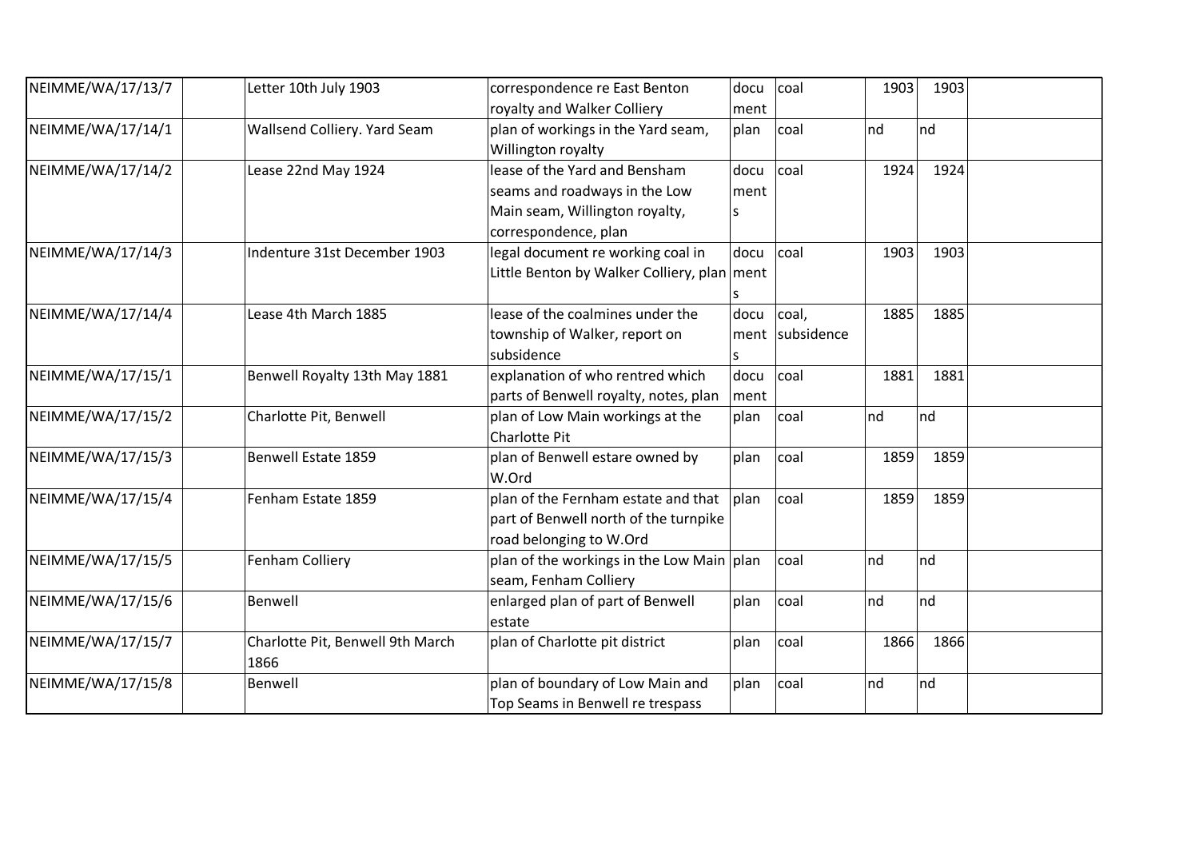| NEIMME/WA/17/13/7 | | Letter 10th July 1903 | correspondence re East Benton royalty and Walker Colliery | document | coal | 1903 | 1903 | |
|---|---|---|---|---|---|---|---|---|
| NEIMME/WA/17/14/1 | | Wallsend Colliery. Yard Seam | plan of workings in the Yard seam, Willington royalty | plan | coal | nd | nd | |
| NEIMME/WA/17/14/2 | | Lease 22nd May 1924 | lease of the Yard and Bensham seams and roadways in the Low Main seam, Willington royalty, correspondence, plan | documents | coal | 1924 | 1924 | |
| NEIMME/WA/17/14/3 | | Indenture 31st December 1903 | legal document re working coal in Little Benton by Walker Colliery, plan | documents | coal | 1903 | 1903 | |
| NEIMME/WA/17/14/4 | | Lease 4th March 1885 | lease of the coalmines under the township of Walker, report on subsidence | documents | coal, subsidence | 1885 | 1885 | |
| NEIMME/WA/17/15/1 | | Benwell Royalty 13th May 1881 | explanation of who rentred which parts of Benwell royalty, notes, plan | document | coal | 1881 | 1881 | |
| NEIMME/WA/17/15/2 | | Charlotte Pit, Benwell | plan of Low Main workings at the Charlotte Pit | plan | coal | nd | nd | |
| NEIMME/WA/17/15/3 | | Benwell Estate 1859 | plan of Benwell estare owned by W.Ord | plan | coal | 1859 | 1859 | |
| NEIMME/WA/17/15/4 | | Fenham Estate 1859 | plan of the Fernham estate and that part of Benwell north of the turnpike road belonging to W.Ord | plan | coal | 1859 | 1859 | |
| NEIMME/WA/17/15/5 | | Fenham Colliery | plan of the workings in the Low Main seam, Fenham Colliery | plan | coal | nd | nd | |
| NEIMME/WA/17/15/6 | | Benwell | enlarged plan of part of Benwell estate | plan | coal | nd | nd | |
| NEIMME/WA/17/15/7 | | Charlotte Pit, Benwell 9th March 1866 | plan of Charlotte pit district | plan | coal | 1866 | 1866 | |
| NEIMME/WA/17/15/8 | | Benwell | plan of boundary of Low Main and Top Seams in Benwell re trespass | plan | coal | nd | nd | |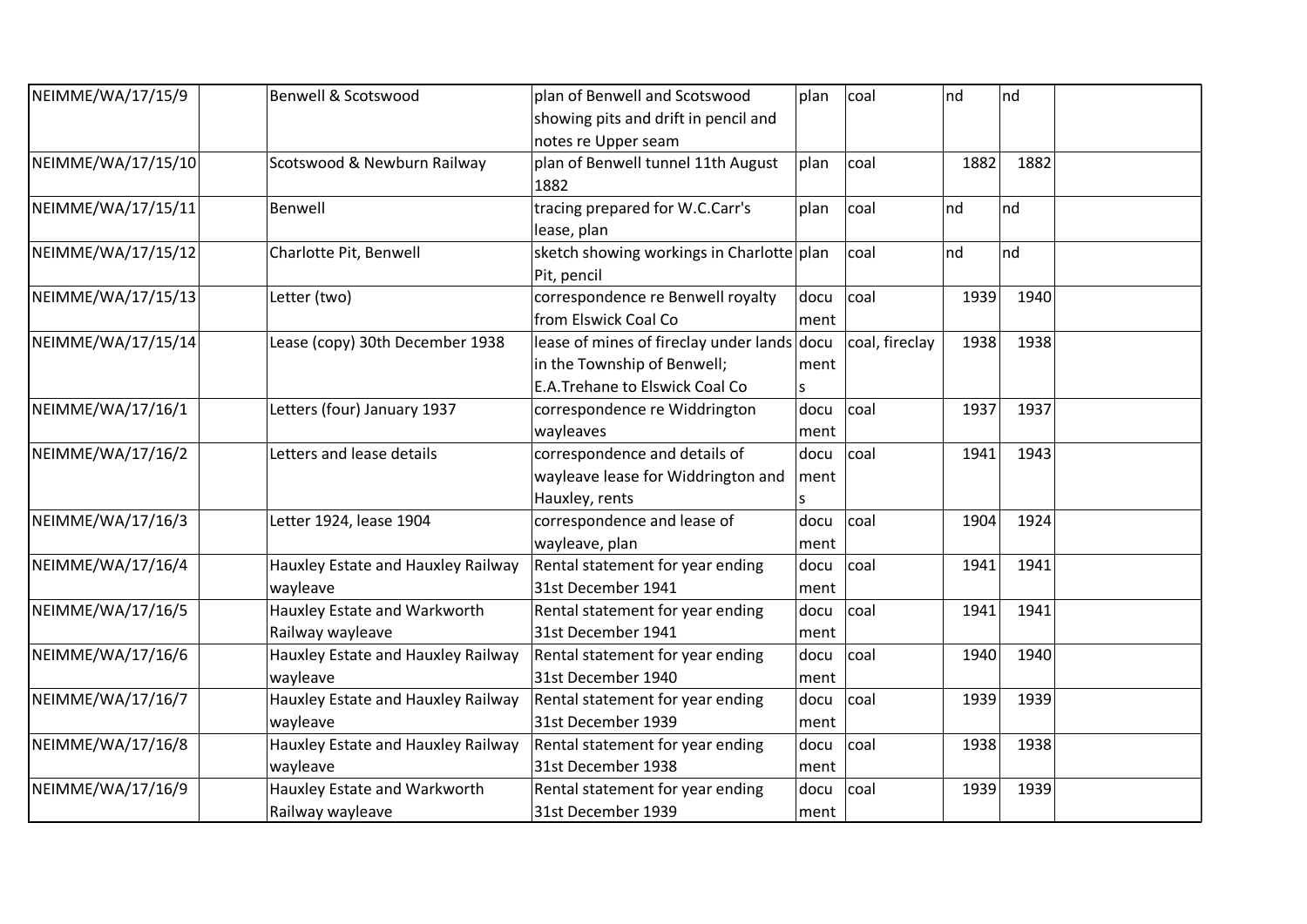| | | | | | | | | |
|---|---|---|---|---|---|---|---|---|
| NEIMME/WA/17/15/9 | | Benwell & Scotswood | plan of Benwell and Scotswood showing pits and drift in pencil and notes re Upper seam | plan | coal | nd | nd | |
| NEIMME/WA/17/15/10 | | Scotswood & Newburn Railway | plan of Benwell tunnel 11th August 1882 | plan | coal | 1882 | 1882 | |
| NEIMME/WA/17/15/11 | | Benwell | tracing prepared for W.C.Carr's lease, plan | plan | coal | nd | nd | |
| NEIMME/WA/17/15/12 | | Charlotte Pit, Benwell | sketch showing workings in Charlotte Pit, pencil | plan | coal | nd | nd | |
| NEIMME/WA/17/15/13 | | Letter (two) | correspondence re Benwell royalty from Elswick Coal Co | document | coal | 1939 | 1940 | |
| NEIMME/WA/17/15/14 | | Lease (copy) 30th December 1938 | lease of mines of fireclay under lands in the Township of Benwell; E.A.Trehane to Elswick Coal Co | documents | coal, fireclay | 1938 | 1938 | |
| NEIMME/WA/17/16/1 | | Letters (four) January 1937 | correspondence re Widdrington wayleaves | document | coal | 1937 | 1937 | |
| NEIMME/WA/17/16/2 | | Letters and lease details | correspondence and details of wayleave lease for Widdrington and Hauxley, rents | documents | coal | 1941 | 1943 | |
| NEIMME/WA/17/16/3 | | Letter 1924, lease 1904 | correspondence and lease of wayleave, plan | document | coal | 1904 | 1924 | |
| NEIMME/WA/17/16/4 | | Hauxley Estate and Hauxley Railway wayleave | Rental statement for year ending 31st December 1941 | document | coal | 1941 | 1941 | |
| NEIMME/WA/17/16/5 | | Hauxley Estate and Warkworth Railway wayleave | Rental statement for year ending 31st December 1941 | document | coal | 1941 | 1941 | |
| NEIMME/WA/17/16/6 | | Hauxley Estate and Hauxley Railway wayleave | Rental statement for year ending 31st December 1940 | document | coal | 1940 | 1940 | |
| NEIMME/WA/17/16/7 | | Hauxley Estate and Hauxley Railway wayleave | Rental statement for year ending 31st December 1939 | document | coal | 1939 | 1939 | |
| NEIMME/WA/17/16/8 | | Hauxley Estate and Hauxley Railway wayleave | Rental statement for year ending 31st December 1938 | document | coal | 1938 | 1938 | |
| NEIMME/WA/17/16/9 | | Hauxley Estate and Warkworth Railway wayleave | Rental statement for year ending 31st December 1939 | document | coal | 1939 | 1939 | |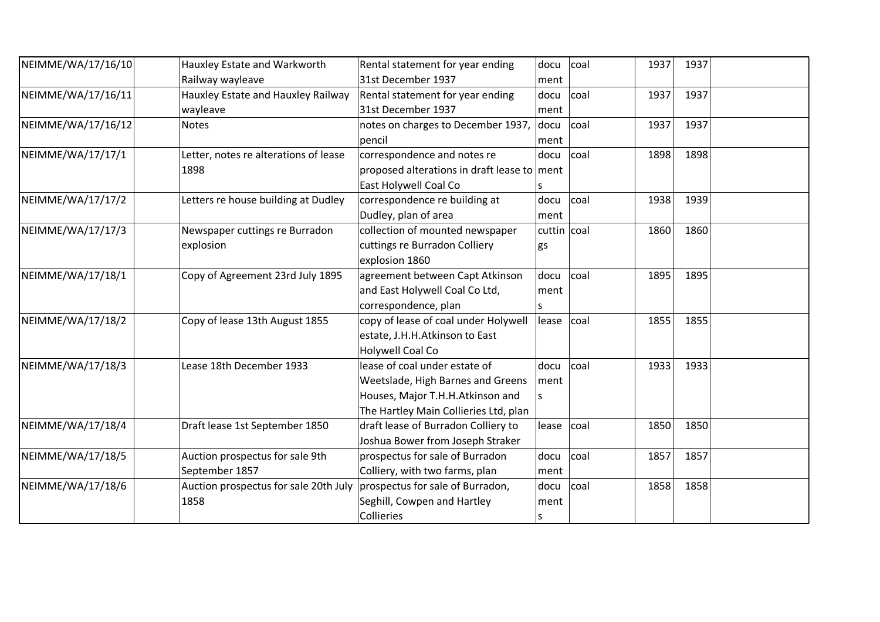| | | | | | | | |
|---|---|---|---|---|---|---|---|
| NEIMME/WA/17/16/10 | Hauxley Estate and Warkworth Railway wayleave | Rental statement for year ending 31st December 1937 | document | coal | 1937 | 1937 | |
| NEIMME/WA/17/16/11 | Hauxley Estate and Hauxley Railway wayleave | Rental statement for year ending 31st December 1937 | document | coal | 1937 | 1937 | |
| NEIMME/WA/17/16/12 | Notes | notes on charges to December 1937, pencil | document | coal | 1937 | 1937 | |
| NEIMME/WA/17/17/1 | Letter, notes re alterations of lease 1898 | correspondence and notes re proposed alterations in draft lease to East Holywell Coal Co | documents | coal | 1898 | 1898 | |
| NEIMME/WA/17/17/2 | Letters re house building at Dudley | correspondence re building at Dudley, plan of area | document | coal | 1938 | 1939 | |
| NEIMME/WA/17/17/3 | Newspaper cuttings re Burradon explosion | collection of mounted newspaper cuttings re Burradon Colliery explosion 1860 | cuttings | coal | 1860 | 1860 | |
| NEIMME/WA/17/18/1 | Copy of Agreement 23rd July 1895 | agreement between Capt Atkinson and East Holywell Coal Co Ltd, correspondence, plan | documents | coal | 1895 | 1895 | |
| NEIMME/WA/17/18/2 | Copy of lease 13th August 1855 | copy of lease of coal under Holywell estate, J.H.H.Atkinson to East Holywell Coal Co | lease | coal | 1855 | 1855 | |
| NEIMME/WA/17/18/3 | Lease 18th December 1933 | lease of coal under estate of Weetslade, High Barnes and Greens Houses, Major T.H.H.Atkinson and The Hartley Main Collieries Ltd, plan | documents | coal | 1933 | 1933 | |
| NEIMME/WA/17/18/4 | Draft lease 1st September 1850 | draft lease of Burradon Colliery to Joshua Bower from Joseph Straker | lease | coal | 1850 | 1850 | |
| NEIMME/WA/17/18/5 | Auction prospectus for sale 9th September 1857 | prospectus for sale of Burradon Colliery, with two farms, plan | document | coal | 1857 | 1857 | |
| NEIMME/WA/17/18/6 | Auction prospectus for sale 20th July 1858 | prospectus for sale of Burradon, Seghill, Cowpen and Hartley Collieries | documents | coal | 1858 | 1858 | |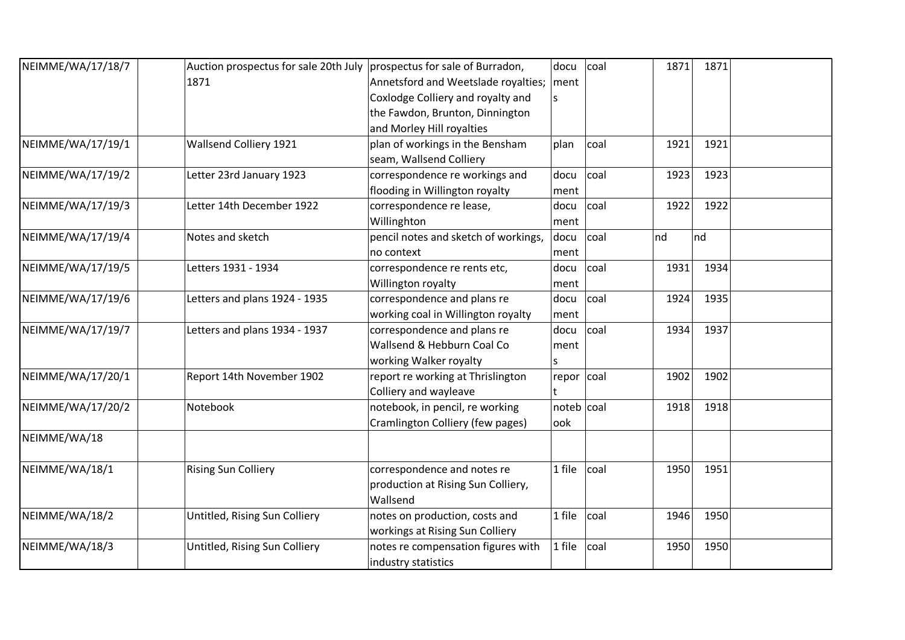| | | | | | | | | |
|---|---|---|---|---|---|---|---|---|
| NEIMME/WA/17/18/7 | | Auction prospectus for sale 20th July 1871 | prospectus for sale of Burradon, Annetsford and Weetslade royalties; Coxlodge Colliery and royalty and the Fawdon, Brunton, Dinnington and Morley Hill royalties | documents | coal | 1871 | 1871 | |
| NEIMME/WA/17/19/1 | | Wallsend Colliery 1921 | plan of workings in the Bensham seam, Wallsend Colliery | plan | coal | 1921 | 1921 | |
| NEIMME/WA/17/19/2 | | Letter 23rd January 1923 | correspondence re workings and flooding in Willington royalty | document | coal | 1923 | 1923 | |
| NEIMME/WA/17/19/3 | | Letter 14th December 1922 | correspondence re lease, Willinghton | document | coal | 1922 | 1922 | |
| NEIMME/WA/17/19/4 | | Notes and sketch | pencil notes and sketch of workings, no context | document | coal | nd | nd | |
| NEIMME/WA/17/19/5 | | Letters 1931 - 1934 | correspondence re rents etc, Willington royalty | document | coal | 1931 | 1934 | |
| NEIMME/WA/17/19/6 | | Letters and plans 1924 - 1935 | correspondence and plans re working coal in Willington royalty | document | coal | 1924 | 1935 | |
| NEIMME/WA/17/19/7 | | Letters and plans 1934 - 1937 | correspondence and plans re Wallsend & Hebburn Coal Co working Walker royalty | documents | coal | 1934 | 1937 | |
| NEIMME/WA/17/20/1 | | Report 14th November 1902 | report re working at Thrislington Colliery and wayleave | report | coal | 1902 | 1902 | |
| NEIMME/WA/17/20/2 | | Notebook | notebook, in pencil, re working Cramlington Colliery (few pages) | notebook | coal | 1918 | 1918 | |
| NEIMME/WA/18 | | | | | | | | |
| NEIMME/WA/18/1 | | Rising Sun Colliery | correspondence and notes re production at Rising Sun Colliery, Wallsend | 1 file | coal | 1950 | 1951 | |
| NEIMME/WA/18/2 | | Untitled, Rising Sun Colliery | notes on production, costs and workings at Rising Sun Colliery | 1 file | coal | 1946 | 1950 | |
| NEIMME/WA/18/3 | | Untitled, Rising Sun Colliery | notes re compensation figures with industry statistics | 1 file | coal | 1950 | 1950 | |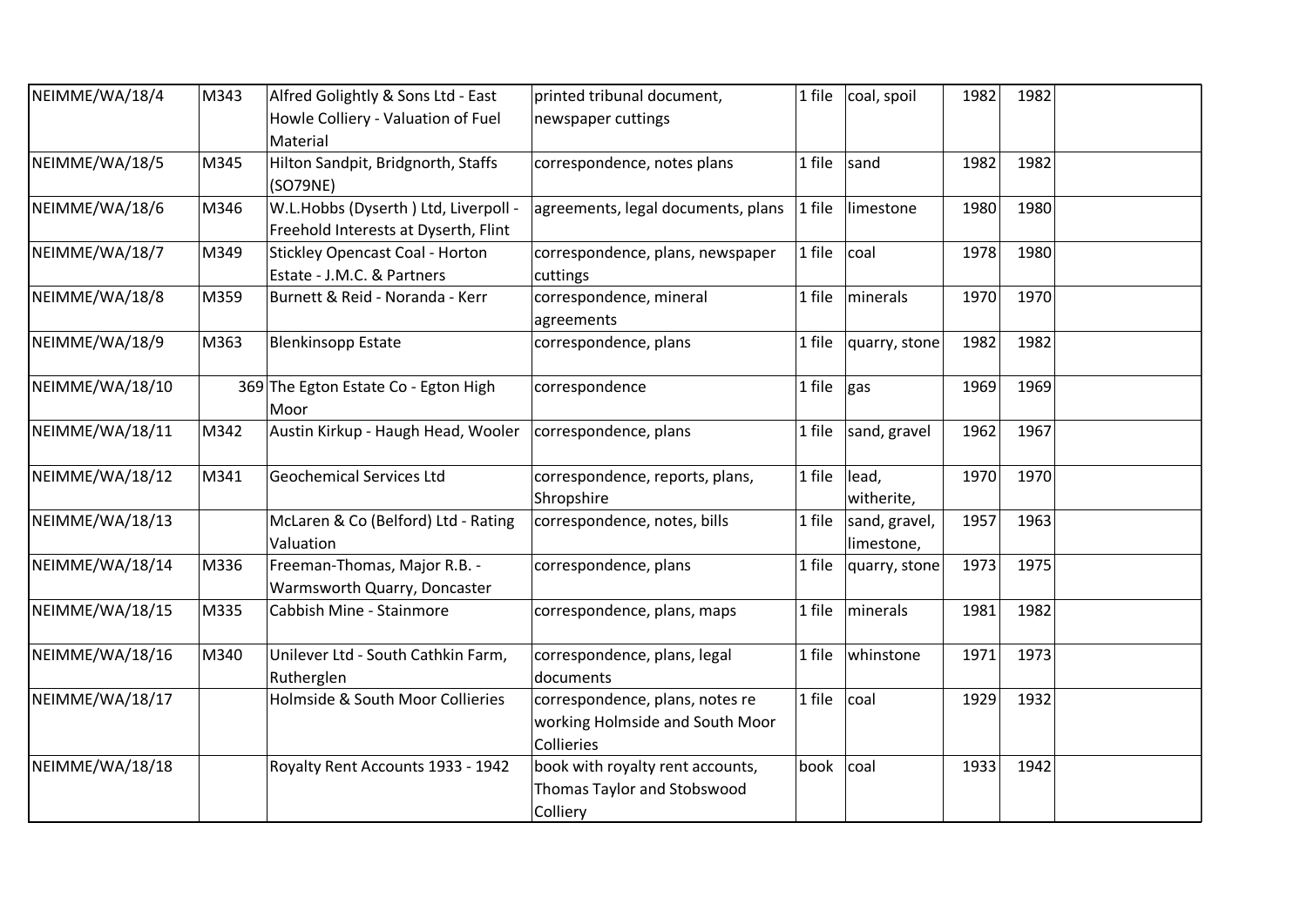| | | | | | | | | |
|---|---|---|---|---|---|---|---|---|
| NEIMME/WA/18/4 | M343 | Alfred Golightly & Sons Ltd - East Howle Colliery - Valuation of Fuel Material | printed tribunal document, newspaper cuttings | 1 file | coal, spoil | 1982 | 1982 | |
| NEIMME/WA/18/5 | M345 | Hilton Sandpit, Bridgnorth, Staffs (SO79NE) | correspondence, notes plans | 1 file | sand | 1982 | 1982 | |
| NEIMME/WA/18/6 | M346 | W.L.Hobbs (Dyserth ) Ltd, Liverpool - Freehold Interests at Dyserth, Flint | agreements, legal documents, plans | 1 file | limestone | 1980 | 1980 | |
| NEIMME/WA/18/7 | M349 | Stickley Opencast Coal - Horton Estate - J.M.C. & Partners | correspondence, plans, newspaper cuttings | 1 file | coal | 1978 | 1980 | |
| NEIMME/WA/18/8 | M359 | Burnett & Reid - Noranda - Kerr | correspondence, mineral agreements | 1 file | minerals | 1970 | 1970 | |
| NEIMME/WA/18/9 | M363 | Blenkinsopp Estate | correspondence, plans | 1 file | quarry, stone | 1982 | 1982 | |
| NEIMME/WA/18/10 | 369 | The Egton Estate Co - Egton High Moor | correspondence | 1 file | gas | 1969 | 1969 | |
| NEIMME/WA/18/11 | M342 | Austin Kirkup - Haugh Head, Wooler | correspondence, plans | 1 file | sand, gravel | 1962 | 1967 | |
| NEIMME/WA/18/12 | M341 | Geochemical Services Ltd | correspondence, reports, plans, Shropshire | 1 file | lead, witherite, | 1970 | 1970 | |
| NEIMME/WA/18/13 | | McLaren & Co (Belford) Ltd - Rating Valuation | correspondence, notes, bills | 1 file | sand, gravel, limestone, | 1957 | 1963 | |
| NEIMME/WA/18/14 | M336 | Freeman-Thomas, Major R.B. - Warmsworth Quarry, Doncaster | correspondence, plans | 1 file | quarry, stone | 1973 | 1975 | |
| NEIMME/WA/18/15 | M335 | Cabbish Mine - Stainmore | correspondence, plans, maps | 1 file | minerals | 1981 | 1982 | |
| NEIMME/WA/18/16 | M340 | Unilever Ltd - South Cathkin Farm, Rutherglen | correspondence, plans, legal documents | 1 file | whinstone | 1971 | 1973 | |
| NEIMME/WA/18/17 | | Holmside & South Moor Collieries | correspondence, plans, notes re working Holmside and South Moor Collieries | 1 file | coal | 1929 | 1932 | |
| NEIMME/WA/18/18 | | Royalty Rent Accounts 1933 - 1942 | book with royalty rent accounts, Thomas Taylor and Stobswood Colliery | book | coal | 1933 | 1942 | |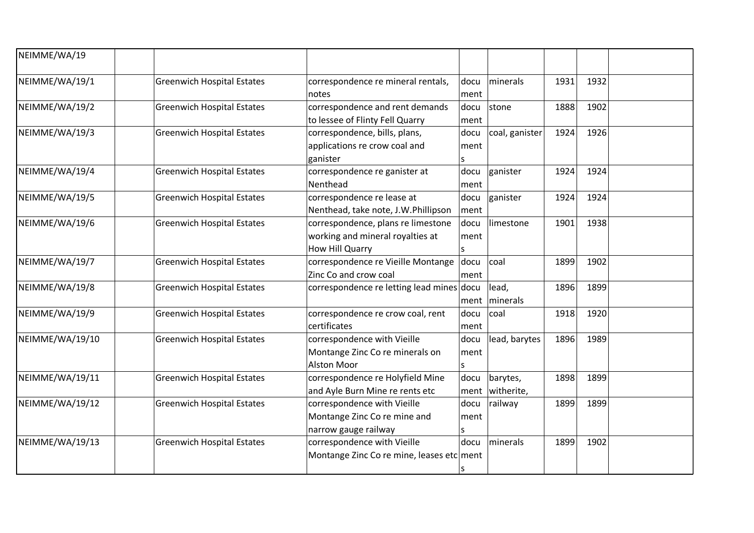| NEIMME/WA/19 | | | | | | | |
|---|---|---|---|---|---|---|---|
| NEIMME/WA/19/1 | | Greenwich Hospital Estates | correspondence re mineral rentals, notes | document | minerals | 1931 | 1932 | |
| NEIMME/WA/19/2 | | Greenwich Hospital Estates | correspondence and rent demands to lessee of Flinty Fell Quarry | document | stone | 1888 | 1902 | |
| NEIMME/WA/19/3 | | Greenwich Hospital Estates | correspondence, bills, plans, applications re crow coal and ganister | documents | coal, ganister | 1924 | 1926 | |
| NEIMME/WA/19/4 | | Greenwich Hospital Estates | correspondence re ganister at Nenthead | document | ganister | 1924 | 1924 | |
| NEIMME/WA/19/5 | | Greenwich Hospital Estates | correspondence re lease at Nenthead, take note, J.W.Phillipson | document | ganister | 1924 | 1924 | |
| NEIMME/WA/19/6 | | Greenwich Hospital Estates | correspondence, plans re limestone working and mineral royalties at How Hill Quarry | documents | limestone | 1901 | 1938 | |
| NEIMME/WA/19/7 | | Greenwich Hospital Estates | correspondence re Vieille Montange Zinc Co and crow coal | document | coal | 1899 | 1902 | |
| NEIMME/WA/19/8 | | Greenwich Hospital Estates | correspondence re letting lead mines | document | lead, minerals | 1896 | 1899 | |
| NEIMME/WA/19/9 | | Greenwich Hospital Estates | correspondence re crow coal, rent certificates | document | coal | 1918 | 1920 | |
| NEIMME/WA/19/10 | | Greenwich Hospital Estates | correspondence with Vieille Montange Zinc Co re minerals on Alston Moor | documents | lead, barytes | 1896 | 1989 | |
| NEIMME/WA/19/11 | | Greenwich Hospital Estates | correspondence re Holyfield Mine and Ayle Burn Mine re rents etc | document | barytes, witherite, | 1898 | 1899 | |
| NEIMME/WA/19/12 | | Greenwich Hospital Estates | correspondence with Vieille Montange Zinc Co re mine and narrow gauge railway | documents | railway | 1899 | 1899 | |
| NEIMME/WA/19/13 | | Greenwich Hospital Estates | correspondence with Vieille Montange Zinc Co re mine, leases etc | documents | minerals | 1899 | 1902 | |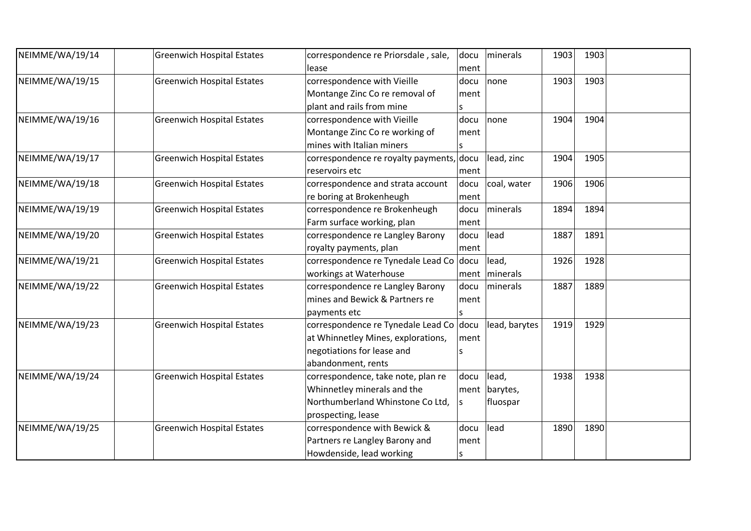| NEIMME/WA/19/14 | | Greenwich Hospital Estates | correspondence re Priorsdale , sale, lease | document | minerals | 1903 | 1903 | |
|---|---|---|---|---|---|---|---|---|
| NEIMME/WA/19/15 | | Greenwich Hospital Estates | correspondence with Vieille Montange Zinc Co re removal of plant and rails from mine | documents | none | 1903 | 1903 | |
| NEIMME/WA/19/16 | | Greenwich Hospital Estates | correspondence with Vieille Montange Zinc Co re working of mines with Italian miners | documents | none | 1904 | 1904 | |
| NEIMME/WA/19/17 | | Greenwich Hospital Estates | correspondence re royalty payments, reservoirs etc | document | lead, zinc | 1904 | 1905 | |
| NEIMME/WA/19/18 | | Greenwich Hospital Estates | correspondence and strata account re boring at Brokenheugh | document | coal, water | 1906 | 1906 | |
| NEIMME/WA/19/19 | | Greenwich Hospital Estates | correspondence re Brokenheugh Farm surface working, plan | document | minerals | 1894 | 1894 | |
| NEIMME/WA/19/20 | | Greenwich Hospital Estates | correspondence re Langley Barony royalty payments, plan | document | lead | 1887 | 1891 | |
| NEIMME/WA/19/21 | | Greenwich Hospital Estates | correspondence re Tynedale Lead Co workings at Waterhouse | document | lead, minerals | 1926 | 1928 | |
| NEIMME/WA/19/22 | | Greenwich Hospital Estates | correspondence re Langley Barony mines and Bewick & Partners re payments etc | documents | minerals | 1887 | 1889 | |
| NEIMME/WA/19/23 | | Greenwich Hospital Estates | correspondence re Tynedale Lead Co at Whinnetley Mines, explorations, negotiations for lease and abandonment, rents | documents | lead, barytes | 1919 | 1929 | |
| NEIMME/WA/19/24 | | Greenwich Hospital Estates | correspondence, take note, plan re Whinnetley minerals and the Northumberland Whinstone Co Ltd, prospecting, lease | documents | lead, barytes, fluospar | 1938 | 1938 | |
| NEIMME/WA/19/25 | | Greenwich Hospital Estates | correspondence with Bewick & Partners re Langley Barony and Howdenside, lead working | documents | lead | 1890 | 1890 | |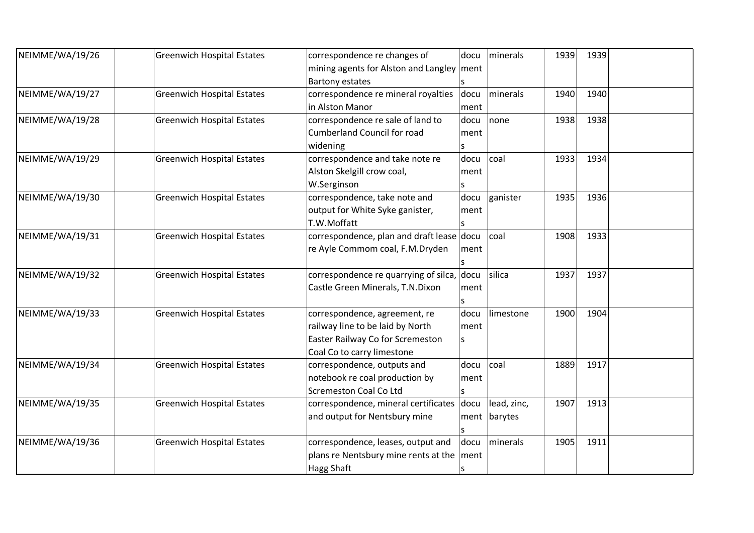| | | | | | | | | |
|---|---|---|---|---|---|---|---|---|
| NEIMME/WA/19/26 | | Greenwich Hospital Estates | correspondence re changes of mining agents for Alston and Langley Bartony estates | documents | minerals | 1939 | 1939 | |
| NEIMME/WA/19/27 | | Greenwich Hospital Estates | correspondence re mineral royalties in Alston Manor | document | minerals | 1940 | 1940 | |
| NEIMME/WA/19/28 | | Greenwich Hospital Estates | correspondence re sale of land to Cumberland Council for road widening | documents | none | 1938 | 1938 | |
| NEIMME/WA/19/29 | | Greenwich Hospital Estates | correspondence and take note re Alston Skelgill crow coal, W.Serginson | documents | coal | 1933 | 1934 | |
| NEIMME/WA/19/30 | | Greenwich Hospital Estates | correspondence, take note and output for White Syke ganister, T.W.Moffatt | documents | ganister | 1935 | 1936 | |
| NEIMME/WA/19/31 | | Greenwich Hospital Estates | correspondence, plan and draft lease re Ayle Commom coal, F.M.Dryden | documents | coal | 1908 | 1933 | |
| NEIMME/WA/19/32 | | Greenwich Hospital Estates | correspondence re quarrying of silca, Castle Green Minerals, T.N.Dixon | documents | silica | 1937 | 1937 | |
| NEIMME/WA/19/33 | | Greenwich Hospital Estates | correspondence, agreement, re railway line to be laid by North Easter Railway Co for Scremeston Coal Co to carry limestone | documents | limestone | 1900 | 1904 | |
| NEIMME/WA/19/34 | | Greenwich Hospital Estates | correspondence, outputs and notebook re coal production by Scremeston Coal Co Ltd | documents | coal | 1889 | 1917 | |
| NEIMME/WA/19/35 | | Greenwich Hospital Estates | correspondence, mineral certificates and output for Nentsbury mine | documents | lead, zinc, barytes | 1907 | 1913 | |
| NEIMME/WA/19/36 | | Greenwich Hospital Estates | correspondence, leases, output and plans re Nentsbury mine rents at the Hagg Shaft | documents | minerals | 1905 | 1911 | |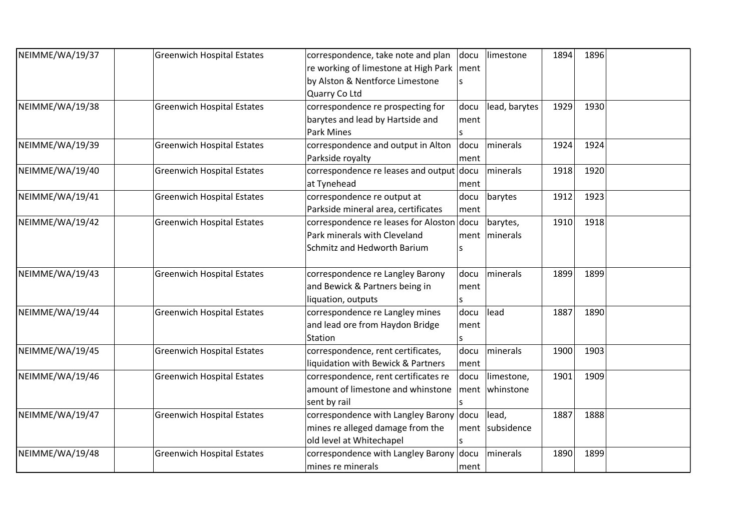| NEIMME/WA/19/37 | | Greenwich Hospital Estates | correspondence, take note and plan re working of limestone at High Park by Alston & Nentforce Limestone Quarry Co Ltd | documents | limestone | 1894 | 1896 | |
|---|---|---|---|---|---|---|---|---|
| NEIMME/WA/19/38 | | Greenwich Hospital Estates | correspondence re prospecting for barytes and lead by Hartside and Park Mines | documents | lead, barytes | 1929 | 1930 | |
| NEIMME/WA/19/39 | | Greenwich Hospital Estates | correspondence and output in Alton Parkside royalty | document | minerals | 1924 | 1924 | |
| NEIMME/WA/19/40 | | Greenwich Hospital Estates | correspondence re leases and output at Tynehead | document | minerals | 1918 | 1920 | |
| NEIMME/WA/19/41 | | Greenwich Hospital Estates | correspondence re output at Parkside mineral area, certificates | document | barytes | 1912 | 1923 | |
| NEIMME/WA/19/42 | | Greenwich Hospital Estates | correspondence re leases for Aloston Park minerals with Cleveland Schmitz and Hedworth Barium | documents | barytes, minerals | 1910 | 1918 | |
| NEIMME/WA/19/43 | | Greenwich Hospital Estates | correspondence re Langley Barony and Bewick & Partners being in liquation, outputs | documents | minerals | 1899 | 1899 | |
| NEIMME/WA/19/44 | | Greenwich Hospital Estates | correspondence re Langley mines and lead ore from Haydon Bridge Station | documents | lead | 1887 | 1890 | |
| NEIMME/WA/19/45 | | Greenwich Hospital Estates | correspondence, rent certificates, liquidation with Bewick & Partners | document | minerals | 1900 | 1903 | |
| NEIMME/WA/19/46 | | Greenwich Hospital Estates | correspondence, rent certificates re amount of limestone and whinstone sent by rail | documents | limestone, whinstone | 1901 | 1909 | |
| NEIMME/WA/19/47 | | Greenwich Hospital Estates | correspondence with Langley Barony mines re alleged damage from the old level at Whitechapel | documents | lead, subsidence | 1887 | 1888 | |
| NEIMME/WA/19/48 | | Greenwich Hospital Estates | correspondence with Langley Barony mines re minerals | document | minerals | 1890 | 1899 | |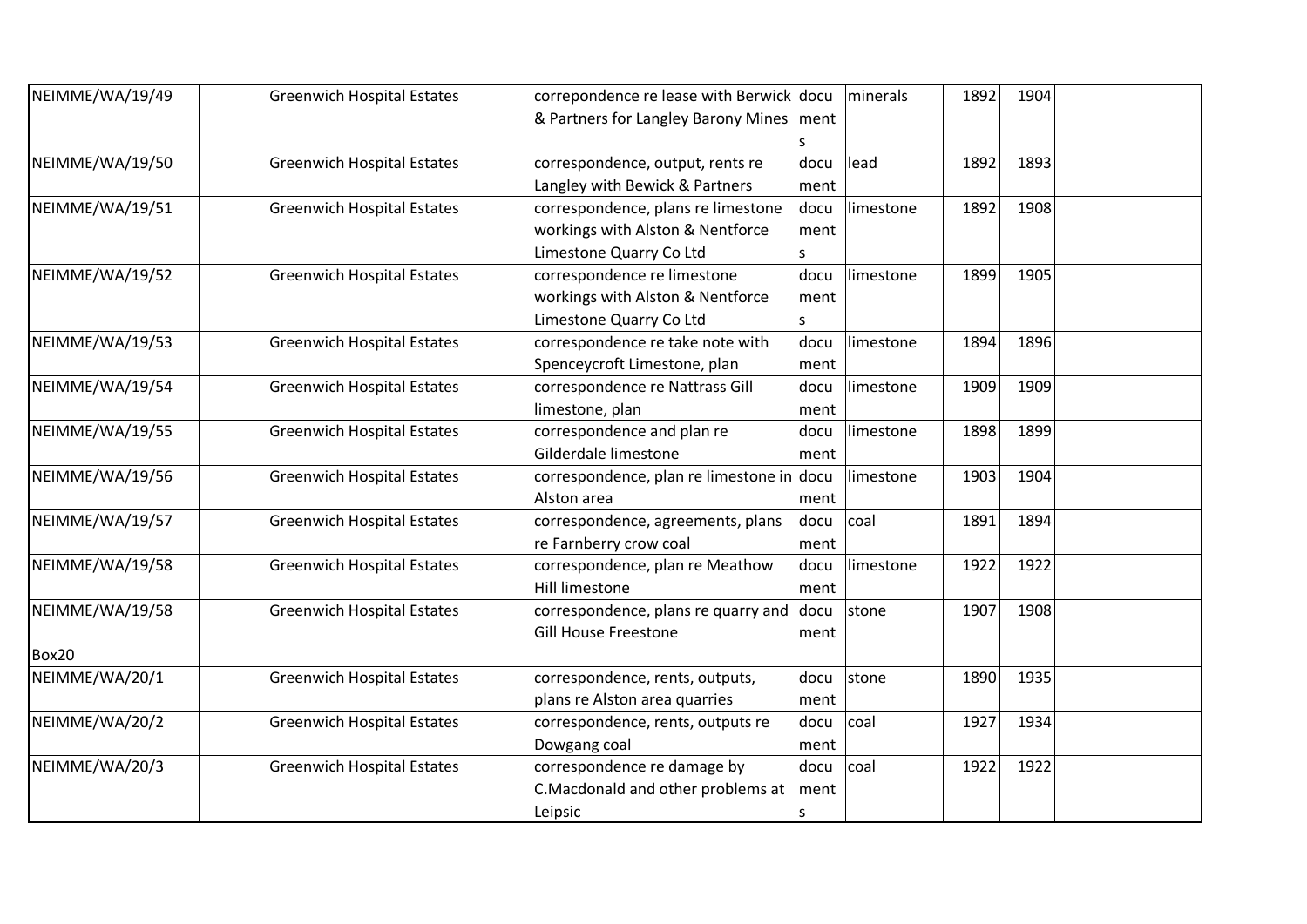| NEIMME/WA/19/49 | | Greenwich Hospital Estates | correpondence re lease with Berwick & Partners for Langley Barony Mines | documents | minerals | 1892 | 1904 | |
|---|---|---|---|---|---|---|---|---|
| NEIMME/WA/19/50 | | Greenwich Hospital Estates | correspondence, output, rents re Langley with Bewick & Partners | document | lead | 1892 | 1893 | |
| NEIMME/WA/19/51 | | Greenwich Hospital Estates | correspondence, plans re limestone workings with Alston & Nentforce Limestone Quarry Co Ltd | documents | limestone | 1892 | 1908 | |
| NEIMME/WA/19/52 | | Greenwich Hospital Estates | correspondence re limestone workings with Alston & Nentforce Limestone Quarry Co Ltd | documents | limestone | 1899 | 1905 | |
| NEIMME/WA/19/53 | | Greenwich Hospital Estates | correspondence re take note with Spenceycroft Limestone, plan | document | limestone | 1894 | 1896 | |
| NEIMME/WA/19/54 | | Greenwich Hospital Estates | correspondence re Nattrass Gill limestone, plan | document | limestone | 1909 | 1909 | |
| NEIMME/WA/19/55 | | Greenwich Hospital Estates | correspondence and plan re Gilderdale limestone | document | limestone | 1898 | 1899 | |
| NEIMME/WA/19/56 | | Greenwich Hospital Estates | correspondence, plan re limestone in Alston area | document | limestone | 1903 | 1904 | |
| NEIMME/WA/19/57 | | Greenwich Hospital Estates | correspondence, agreements, plans re Farnberry crow coal | document | coal | 1891 | 1894 | |
| NEIMME/WA/19/58 | | Greenwich Hospital Estates | correspondence, plan re Meathow Hill limestone | document | limestone | 1922 | 1922 | |
| NEIMME/WA/19/58 | | Greenwich Hospital Estates | correspondence, plans re quarry and Gill House Freestone | document | stone | 1907 | 1908 | |
| Box20 | | | | | | | | |
| NEIMME/WA/20/1 | | Greenwich Hospital Estates | correspondence, rents, outputs, plans re Alston area quarries | document | stone | 1890 | 1935 | |
| NEIMME/WA/20/2 | | Greenwich Hospital Estates | correspondence, rents, outputs re Dowgang coal | document | coal | 1927 | 1934 | |
| NEIMME/WA/20/3 | | Greenwich Hospital Estates | correspondence re damage by C.Macdonald and other problems at Leipsic | documents | coal | 1922 | 1922 | |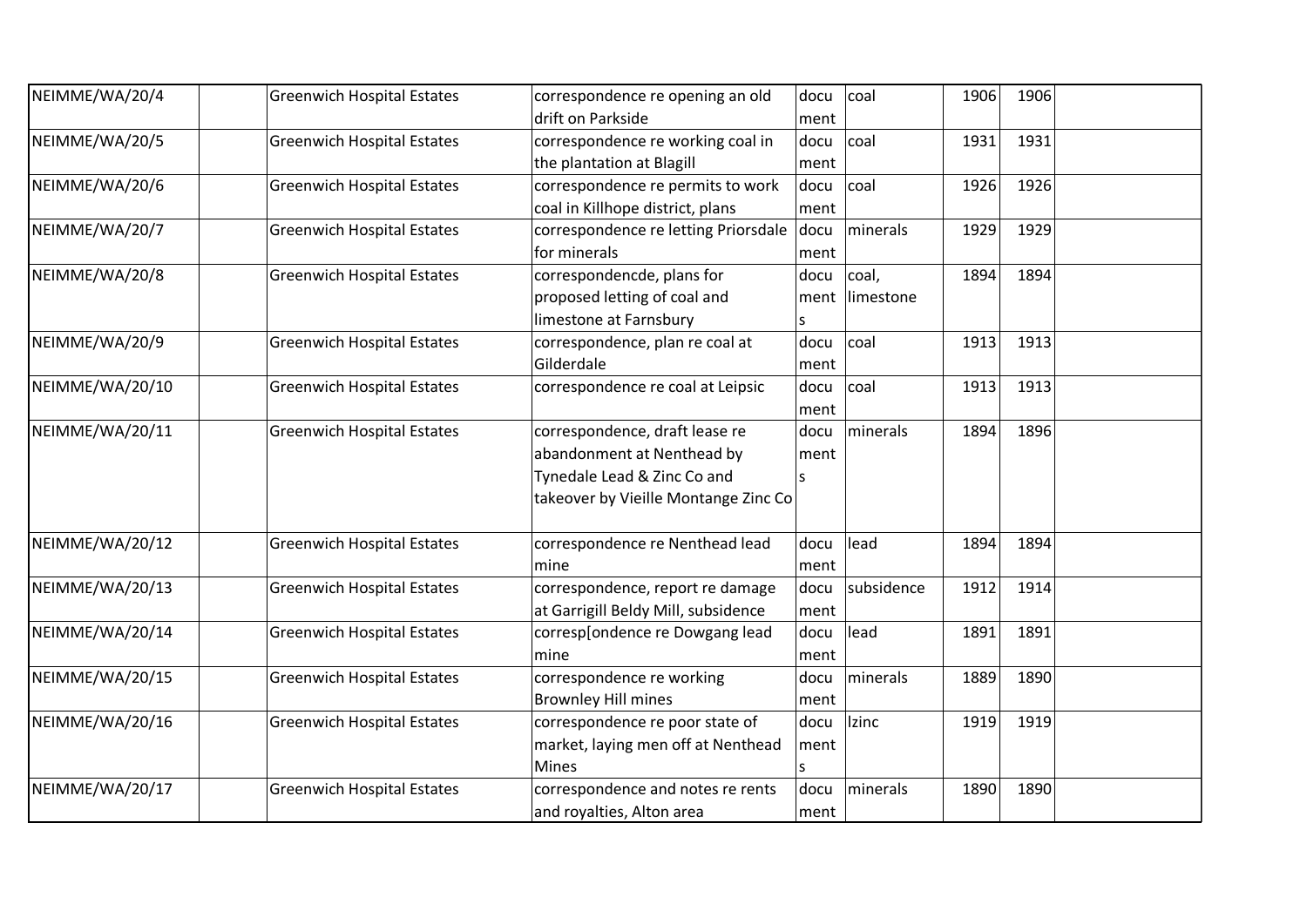| NEIMME/WA/20/4 | | Greenwich Hospital Estates | correspondence re opening an old drift on Parkside | document | coal | 1906 | 1906 | |
|---|---|---|---|---|---|---|---|---|
| NEIMME/WA/20/5 | | Greenwich Hospital Estates | correspondence re working coal in the plantation at Blagill | document | coal | 1931 | 1931 | |
| NEIMME/WA/20/6 | | Greenwich Hospital Estates | correspondence re permits to work coal in Killhope district, plans | document | coal | 1926 | 1926 | |
| NEIMME/WA/20/7 | | Greenwich Hospital Estates | correspondence re letting Priorsdale for minerals | document | minerals | 1929 | 1929 | |
| NEIMME/WA/20/8 | | Greenwich Hospital Estates | correspondencde, plans for proposed letting of coal and limestone at Farnsbury | documents | coal, limestone | 1894 | 1894 | |
| NEIMME/WA/20/9 | | Greenwich Hospital Estates | correspondence, plan re coal at Gilderdale | document | coal | 1913 | 1913 | |
| NEIMME/WA/20/10 | | Greenwich Hospital Estates | correspondence re coal at Leipsic | document | coal | 1913 | 1913 | |
| NEIMME/WA/20/11 | | Greenwich Hospital Estates | correspondence, draft lease re abandonment at Nenthead by Tynedale Lead & Zinc Co and takeover by Vieille Montange Zinc Co | documents | minerals | 1894 | 1896 | |
| NEIMME/WA/20/12 | | Greenwich Hospital Estates | correspondence re Nenthead lead mine | document | lead | 1894 | 1894 | |
| NEIMME/WA/20/13 | | Greenwich Hospital Estates | correspondence, report re damage at Garrigill Beldy Mill, subsidence | document | subsidence | 1912 | 1914 | |
| NEIMME/WA/20/14 | | Greenwich Hospital Estates | corresp[ondence re Dowgang lead mine | document | lead | 1891 | 1891 | |
| NEIMME/WA/20/15 | | Greenwich Hospital Estates | correspondence re working Brownley Hill mines | document | minerals | 1889 | 1890 | |
| NEIMME/WA/20/16 | | Greenwich Hospital Estates | correspondence re poor state of market, laying men off at Nenthead Mines | documents | lzinc | 1919 | 1919 | |
| NEIMME/WA/20/17 | | Greenwich Hospital Estates | correspondence and notes re rents and royalties, Alton area | document | minerals | 1890 | 1890 | |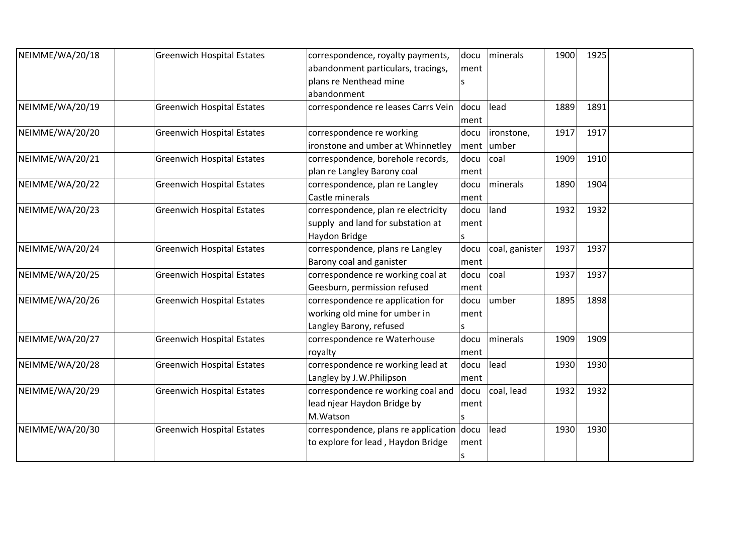| NEIMME/WA/20/18 | | Greenwich Hospital Estates | correspondence, royalty payments, abandonment particulars, tracings, plans re Nenthead mine abandonment | documents | minerals | 1900 | 1925 | |
|---|---|---|---|---|---|---|---|---|
| NEIMME/WA/20/19 | | Greenwich Hospital Estates | correspondence re leases Carrs Vein | document | lead | 1889 | 1891 | |
| NEIMME/WA/20/20 | | Greenwich Hospital Estates | correspondence re working ironstone and umber at Whinnetley | document | ironstone, umber | 1917 | 1917 | |
| NEIMME/WA/20/21 | | Greenwich Hospital Estates | correspondence, borehole records, plan re Langley Barony coal | document | coal | 1909 | 1910 | |
| NEIMME/WA/20/22 | | Greenwich Hospital Estates | correspondence, plan re Langley Castle minerals | document | minerals | 1890 | 1904 | |
| NEIMME/WA/20/23 | | Greenwich Hospital Estates | correspondence, plan re electricity supply and land for substation at Haydon Bridge | documents | land | 1932 | 1932 | |
| NEIMME/WA/20/24 | | Greenwich Hospital Estates | correspondence, plans re Langley Barony coal and ganister | document | coal, ganister | 1937 | 1937 | |
| NEIMME/WA/20/25 | | Greenwich Hospital Estates | correspondence re working coal at Geesburn, permission refused | document | coal | 1937 | 1937 | |
| NEIMME/WA/20/26 | | Greenwich Hospital Estates | correspondence re application for working old mine for umber in Langley Barony, refused | documents | umber | 1895 | 1898 | |
| NEIMME/WA/20/27 | | Greenwich Hospital Estates | correspondence re Waterhouse royalty | document | minerals | 1909 | 1909 | |
| NEIMME/WA/20/28 | | Greenwich Hospital Estates | correspondence re working lead at Langley by J.W.Philipson | document | lead | 1930 | 1930 | |
| NEIMME/WA/20/29 | | Greenwich Hospital Estates | correspondence re working coal and lead njear Haydon Bridge by M.Watson | documents | coal, lead | 1932 | 1932 | |
| NEIMME/WA/20/30 | | Greenwich Hospital Estates | correspondence, plans re application to explore for lead , Haydon Bridge | documents | lead | 1930 | 1930 | |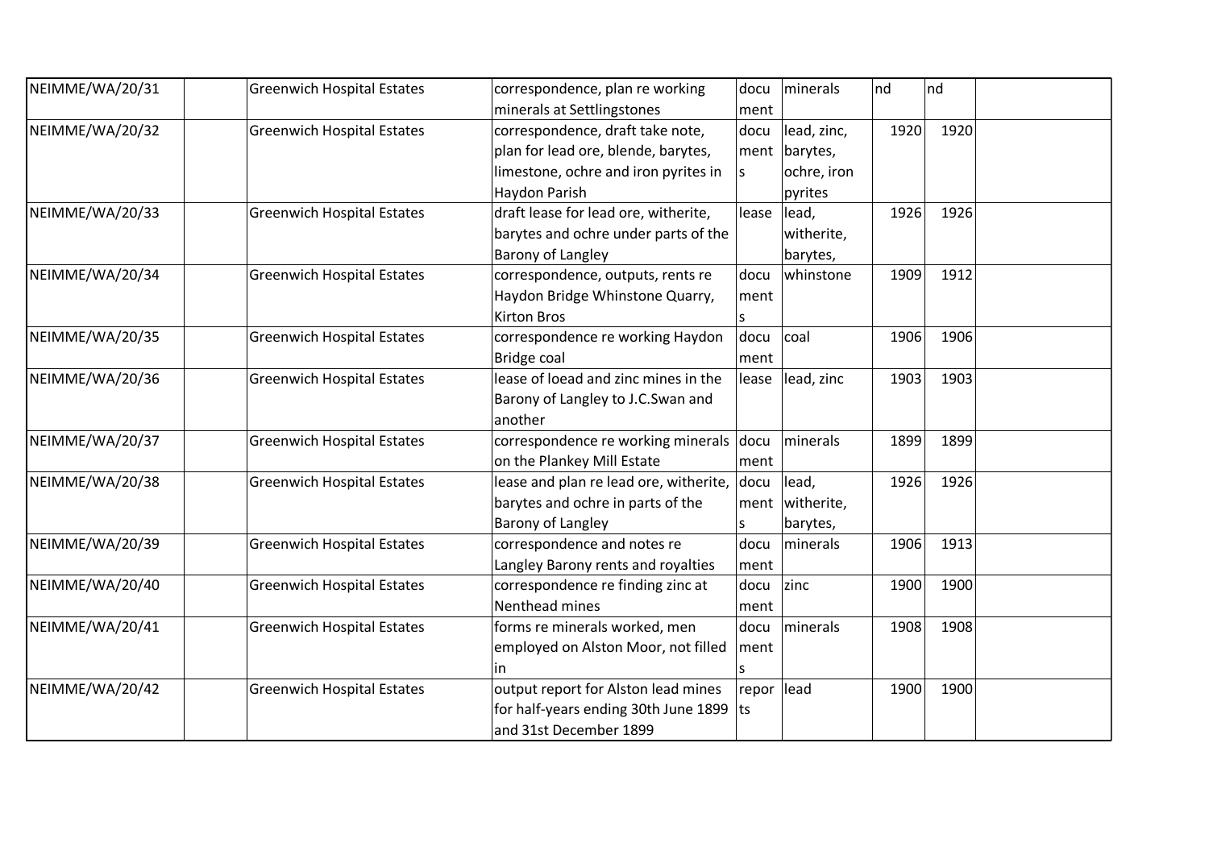| NEIMME/WA/20/31 | | Greenwich Hospital Estates | correspondence, plan re working minerals at Settlingstones | document | minerals | nd | nd | |
|---|---|---|---|---|---|---|---|---|
| NEIMME/WA/20/32 | | Greenwich Hospital Estates | correspondence, draft take note, plan for lead ore, blende, barytes, limestone, ochre and iron pyrites in Haydon Parish | documents | lead, zinc, barytes, ochre, iron pyrites | 1920 | 1920 | |
| NEIMME/WA/20/33 | | Greenwich Hospital Estates | draft lease for lead ore, witherite, barytes and ochre under parts of the Barony of Langley | lease | lead, witherite, barytes, | 1926 | 1926 | |
| NEIMME/WA/20/34 | | Greenwich Hospital Estates | correspondence, outputs, rents re Haydon Bridge Whinstone Quarry, Kirton Bros | documents | whinstone | 1909 | 1912 | |
| NEIMME/WA/20/35 | | Greenwich Hospital Estates | correspondence re working Haydon Bridge coal | document | coal | 1906 | 1906 | |
| NEIMME/WA/20/36 | | Greenwich Hospital Estates | lease of loead and zinc mines in the Barony of Langley to J.C.Swan and another | lease | lead, zinc | 1903 | 1903 | |
| NEIMME/WA/20/37 | | Greenwich Hospital Estates | correspondence re working minerals on the Plankey Mill Estate | document | minerals | 1899 | 1899 | |
| NEIMME/WA/20/38 | | Greenwich Hospital Estates | lease and plan re lead ore, witherite, barytes and ochre in parts of the Barony of Langley | documents | lead, witherite, barytes, | 1926 | 1926 | |
| NEIMME/WA/20/39 | | Greenwich Hospital Estates | correspondence and notes re Langley Barony rents and royalties | document | minerals | 1906 | 1913 | |
| NEIMME/WA/20/40 | | Greenwich Hospital Estates | correspondence re finding zinc at Nenthead mines | document | zinc | 1900 | 1900 | |
| NEIMME/WA/20/41 | | Greenwich Hospital Estates | forms re minerals worked, men employed on Alston Moor, not filled in | documents | minerals | 1908 | 1908 | |
| NEIMME/WA/20/42 | | Greenwich Hospital Estates | output report for Alston lead mines for half-years ending 30th June 1899 and 31st December 1899 | reports | lead | 1900 | 1900 | |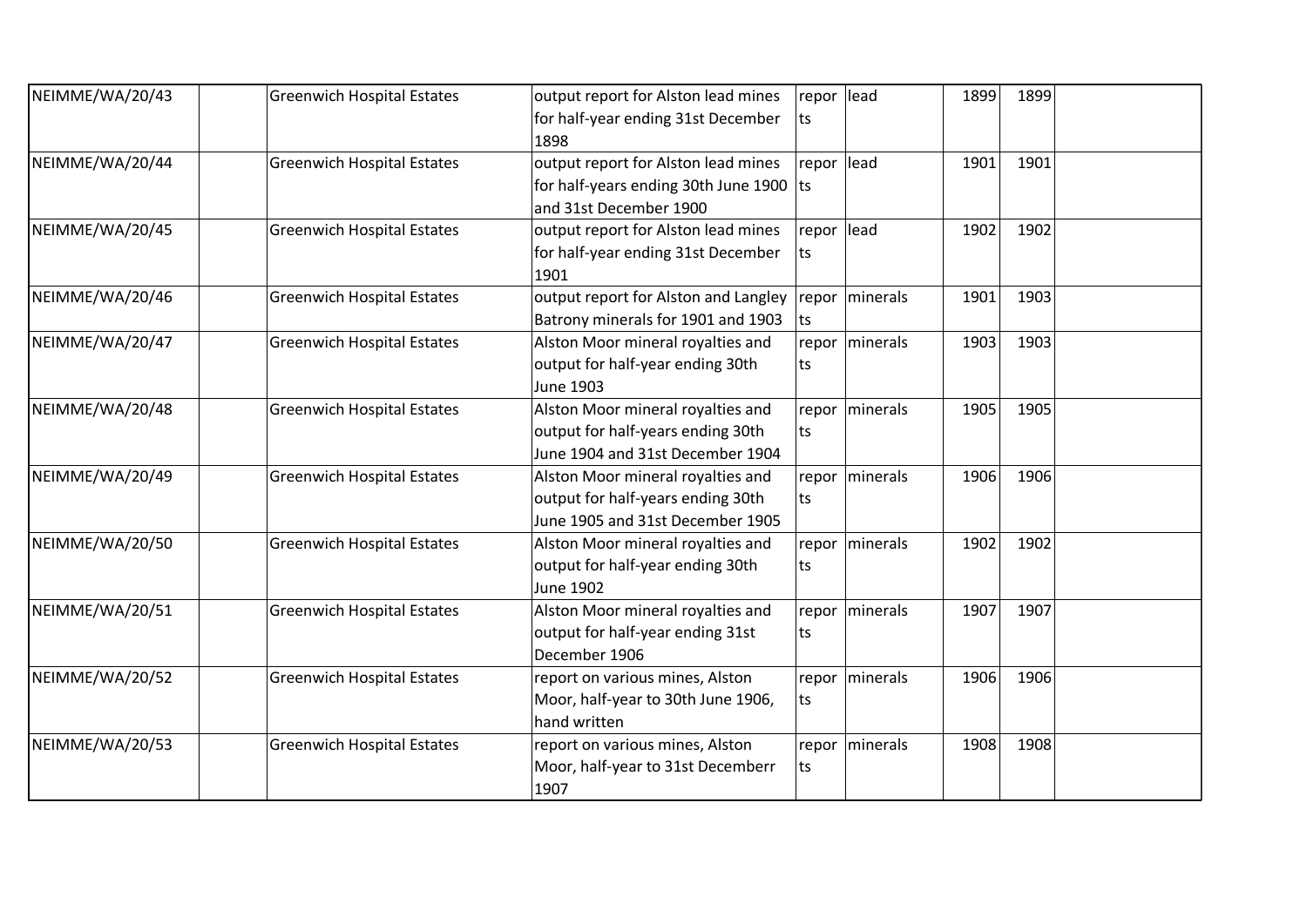| NEIMME/WA/20/43 | | Greenwich Hospital Estates | output report for Alston lead mines for half-year ending 31st December 1898 | reports | lead | 1899 | 1899 | |
|---|---|---|---|---|---|---|---|---|
| NEIMME/WA/20/44 | | Greenwich Hospital Estates | output report for Alston lead mines for half-years ending 30th June 1900 and 31st December 1900 | reports | lead | 1901 | 1901 | |
| NEIMME/WA/20/45 | | Greenwich Hospital Estates | output report for Alston lead mines for half-year ending 31st December 1901 | reports | lead | 1902 | 1902 | |
| NEIMME/WA/20/46 | | Greenwich Hospital Estates | output report for Alston and Langley Batrony minerals for 1901 and 1903 | reports | minerals | 1901 | 1903 | |
| NEIMME/WA/20/47 | | Greenwich Hospital Estates | Alston Moor mineral royalties and output for half-year ending 30th June 1903 | reports | minerals | 1903 | 1903 | |
| NEIMME/WA/20/48 | | Greenwich Hospital Estates | Alston Moor mineral royalties and output for half-years ending 30th June 1904 and 31st December 1904 | reports | minerals | 1905 | 1905 | |
| NEIMME/WA/20/49 | | Greenwich Hospital Estates | Alston Moor mineral royalties and output for half-years ending 30th June 1905 and 31st December 1905 | reports | minerals | 1906 | 1906 | |
| NEIMME/WA/20/50 | | Greenwich Hospital Estates | Alston Moor mineral royalties and output for half-year ending 30th June 1902 | reports | minerals | 1902 | 1902 | |
| NEIMME/WA/20/51 | | Greenwich Hospital Estates | Alston Moor mineral royalties and output for half-year ending 31st December 1906 | reports | minerals | 1907 | 1907 | |
| NEIMME/WA/20/52 | | Greenwich Hospital Estates | report on various mines, Alston Moor, half-year to 30th June 1906, hand written | reports | minerals | 1906 | 1906 | |
| NEIMME/WA/20/53 | | Greenwich Hospital Estates | report on various mines, Alston Moor, half-year to 31st Decemberr 1907 | reports | minerals | 1908 | 1908 | |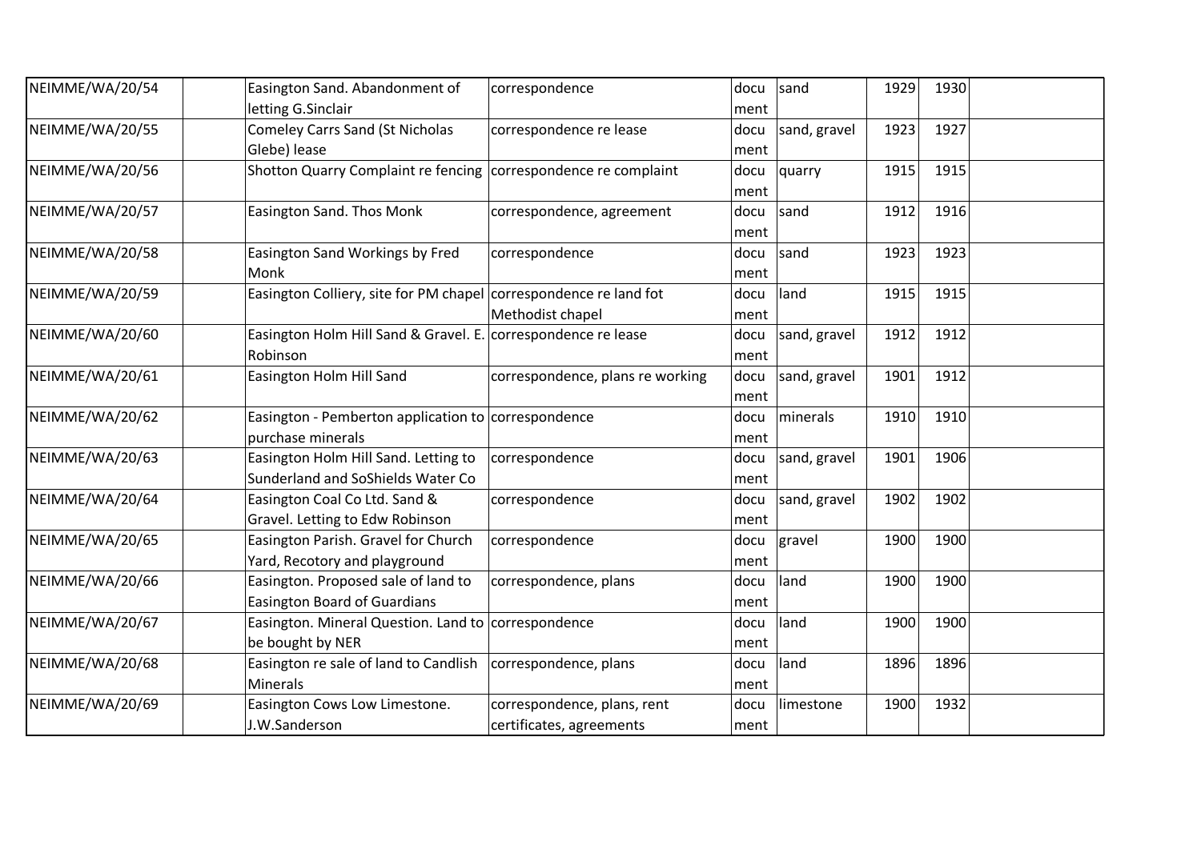| NEIMME/WA/20/54 | | Easington Sand. Abandonment of letting G.Sinclair | correspondence | document | sand | 1929 | 1930 | |
|---|---|---|---|---|---|---|---|---|
| NEIMME/WA/20/55 | | Comeley Carrs Sand (St Nicholas Glebe) lease | correspondence re lease | document | sand, gravel | 1923 | 1927 | |
| NEIMME/WA/20/56 | | Shotton Quarry Complaint re fencing | correspondence re complaint | document | quarry | 1915 | 1915 | |
| NEIMME/WA/20/57 | | Easington Sand. Thos Monk | correspondence, agreement | document | sand | 1912 | 1916 | |
| NEIMME/WA/20/58 | | Easington Sand Workings by Fred Monk | correspondence | document | sand | 1923 | 1923 | |
| NEIMME/WA/20/59 | | Easington Colliery, site for PM chapel | correspondence re land fot Methodist chapel | document | land | 1915 | 1915 | |
| NEIMME/WA/20/60 | | Easington Holm Hill Sand & Gravel. E. Robinson | correspondence re lease | document | sand, gravel | 1912 | 1912 | |
| NEIMME/WA/20/61 | | Easington Holm Hill Sand | correspondence, plans re working | document | sand, gravel | 1901 | 1912 | |
| NEIMME/WA/20/62 | | Easington - Pemberton application to purchase minerals | correspondence | document | minerals | 1910 | 1910 | |
| NEIMME/WA/20/63 | | Easington Holm Hill Sand. Letting to Sunderland and SoShields Water Co | correspondence | document | sand, gravel | 1901 | 1906 | |
| NEIMME/WA/20/64 | | Easington Coal Co Ltd. Sand & Gravel. Letting to Edw Robinson | correspondence | document | sand, gravel | 1902 | 1902 | |
| NEIMME/WA/20/65 | | Easington Parish. Gravel for Church Yard, Recotory and playground | correspondence | document | gravel | 1900 | 1900 | |
| NEIMME/WA/20/66 | | Easington. Proposed sale of land to Easington Board of Guardians | correspondence, plans | document | land | 1900 | 1900 | |
| NEIMME/WA/20/67 | | Easington. Mineral Question. Land to be bought by NER | correspondence | document | land | 1900 | 1900 | |
| NEIMME/WA/20/68 | | Easington re sale of land to Candlish Minerals | correspondence, plans | document | land | 1896 | 1896 | |
| NEIMME/WA/20/69 | | Easington Cows Low Limestone. J.W.Sanderson | correspondence, plans, rent certificates, agreements | document | limestone | 1900 | 1932 | |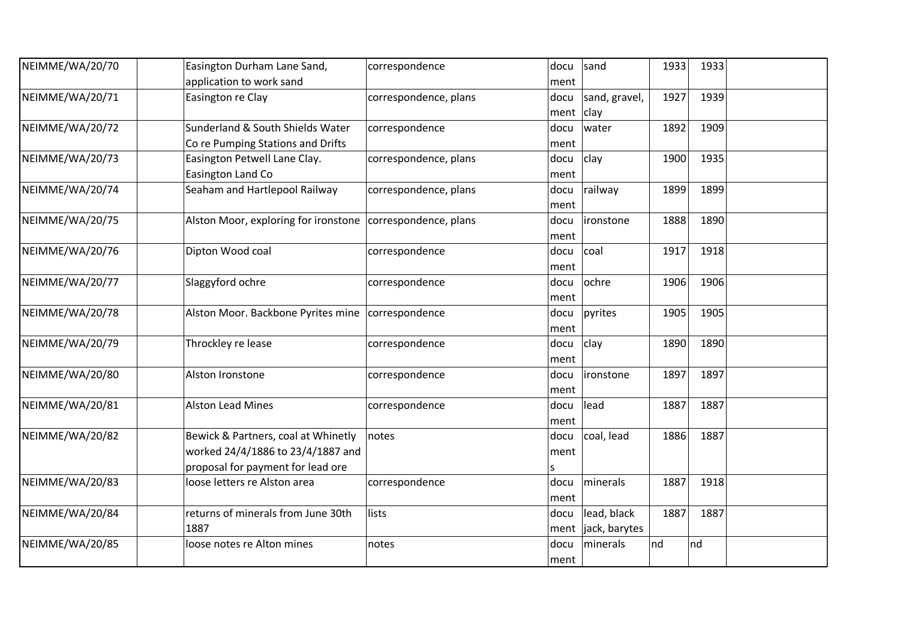| | | | | | | | | |
|---|---|---|---|---|---|---|---|---|
| NEIMME/WA/20/70 | | Easington Durham Lane Sand, application to work sand | correspondence | document | sand | 1933 | 1933 | |
| NEIMME/WA/20/71 | | Easington re Clay | correspondence, plans | document | sand, gravel, clay | 1927 | 1939 | |
| NEIMME/WA/20/72 | | Sunderland & South Shields Water Co re Pumping Stations and Drifts | correspondence | document | water | 1892 | 1909 | |
| NEIMME/WA/20/73 | | Easington Petwell Lane Clay. Easington Land Co | correspondence, plans | document | clay | 1900 | 1935 | |
| NEIMME/WA/20/74 | | Seaham and Hartlepool Railway | correspondence, plans | document | railway | 1899 | 1899 | |
| NEIMME/WA/20/75 | | Alston Moor, exploring for ironstone | correspondence, plans | document | ironstone | 1888 | 1890 | |
| NEIMME/WA/20/76 | | Dipton Wood coal | correspondence | document | coal | 1917 | 1918 | |
| NEIMME/WA/20/77 | | Slaggyford ochre | correspondence | document | ochre | 1906 | 1906 | |
| NEIMME/WA/20/78 | | Alston Moor. Backbone Pyrites mine | correspondence | document | pyrites | 1905 | 1905 | |
| NEIMME/WA/20/79 | | Throckley re lease | correspondence | document | clay | 1890 | 1890 | |
| NEIMME/WA/20/80 | | Alston Ironstone | correspondence | document | ironstone | 1897 | 1897 | |
| NEIMME/WA/20/81 | | Alston Lead Mines | correspondence | document | lead | 1887 | 1887 | |
| NEIMME/WA/20/82 | | Bewick & Partners, coal at Whinetly worked 24/4/1886 to 23/4/1887 and proposal for payment for lead ore | notes | documents | coal, lead | 1886 | 1887 | |
| NEIMME/WA/20/83 | | loose letters re Alston area | correspondence | document | minerals | 1887 | 1918 | |
| NEIMME/WA/20/84 | | returns of minerals from June 30th 1887 | lists | document | lead, black jack, barytes | 1887 | 1887 | |
| NEIMME/WA/20/85 | | loose notes re Alton mines | notes | document | minerals | nd | nd | |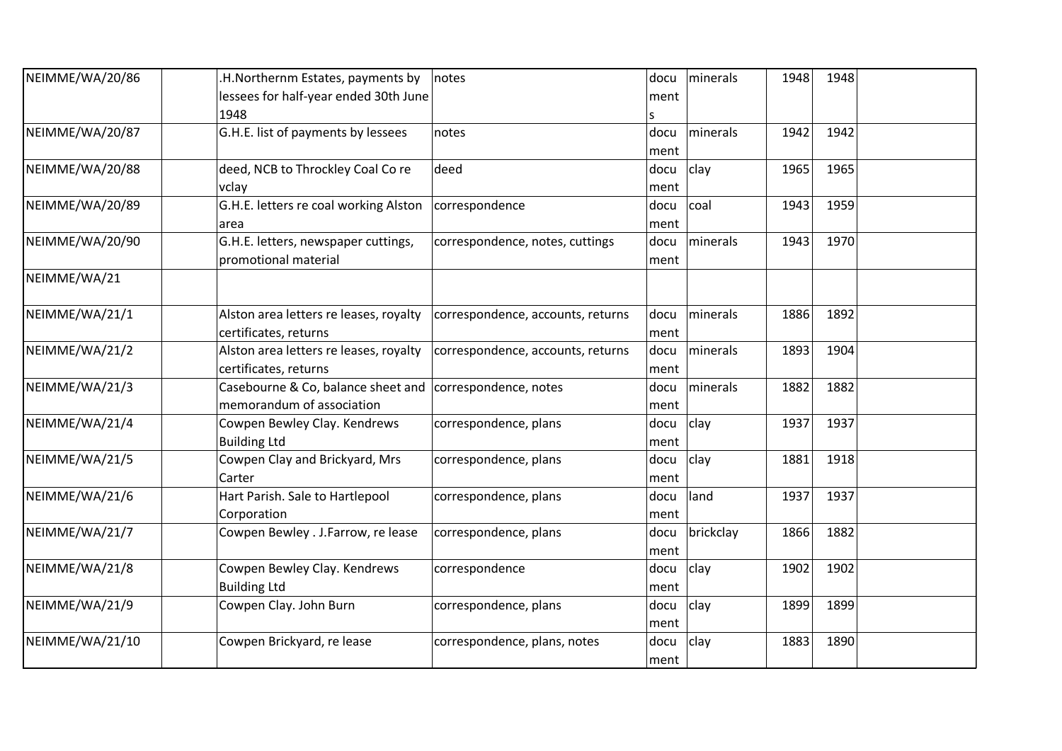| | | | | | | | | |
|---|---|---|---|---|---|---|---|---|
| NEIMME/WA/20/86 | | .H.Northernm Estates, payments by lessees for half-year ended 30th June 1948 | notes | documents | minerals | 1948 | 1948 | |
| NEIMME/WA/20/87 | | G.H.E. list of payments by lessees | notes | document | minerals | 1942 | 1942 | |
| NEIMME/WA/20/88 | | deed, NCB to Throckley Coal Co re vclay | deed | document | clay | 1965 | 1965 | |
| NEIMME/WA/20/89 | | G.H.E. letters re coal working Alston area | correspondence | document | coal | 1943 | 1959 | |
| NEIMME/WA/20/90 | | G.H.E. letters, newspaper cuttings, promotional material | correspondence, notes, cuttings | document | minerals | 1943 | 1970 | |
| NEIMME/WA/21 | | | | | | | | |
| NEIMME/WA/21/1 | | Alston area letters re leases, royalty certificates, returns | correspondence, accounts, returns | document | minerals | 1886 | 1892 | |
| NEIMME/WA/21/2 | | Alston area letters re leases, royalty certificates, returns | correspondence, accounts, returns | document | minerals | 1893 | 1904 | |
| NEIMME/WA/21/3 | | Casebourne & Co, balance sheet and memorandum of association | correspondence, notes | document | minerals | 1882 | 1882 | |
| NEIMME/WA/21/4 | | Cowpen Bewley Clay. Kendrews Building Ltd | correspondence, plans | document | clay | 1937 | 1937 | |
| NEIMME/WA/21/5 | | Cowpen Clay and Brickyard, Mrs Carter | correspondence, plans | document | clay | 1881 | 1918 | |
| NEIMME/WA/21/6 | | Hart Parish. Sale to Hartlepool Corporation | correspondence, plans | document | land | 1937 | 1937 | |
| NEIMME/WA/21/7 | | Cowpen Bewley . J.Farrow, re lease | correspondence, plans | document | brickclay | 1866 | 1882 | |
| NEIMME/WA/21/8 | | Cowpen Bewley Clay. Kendrews Building Ltd | correspondence | document | clay | 1902 | 1902 | |
| NEIMME/WA/21/9 | | Cowpen Clay. John Burn | correspondence, plans | document | clay | 1899 | 1899 | |
| NEIMME/WA/21/10 | | Cowpen Brickyard, re lease | correspondence, plans, notes | document | clay | 1883 | 1890 | |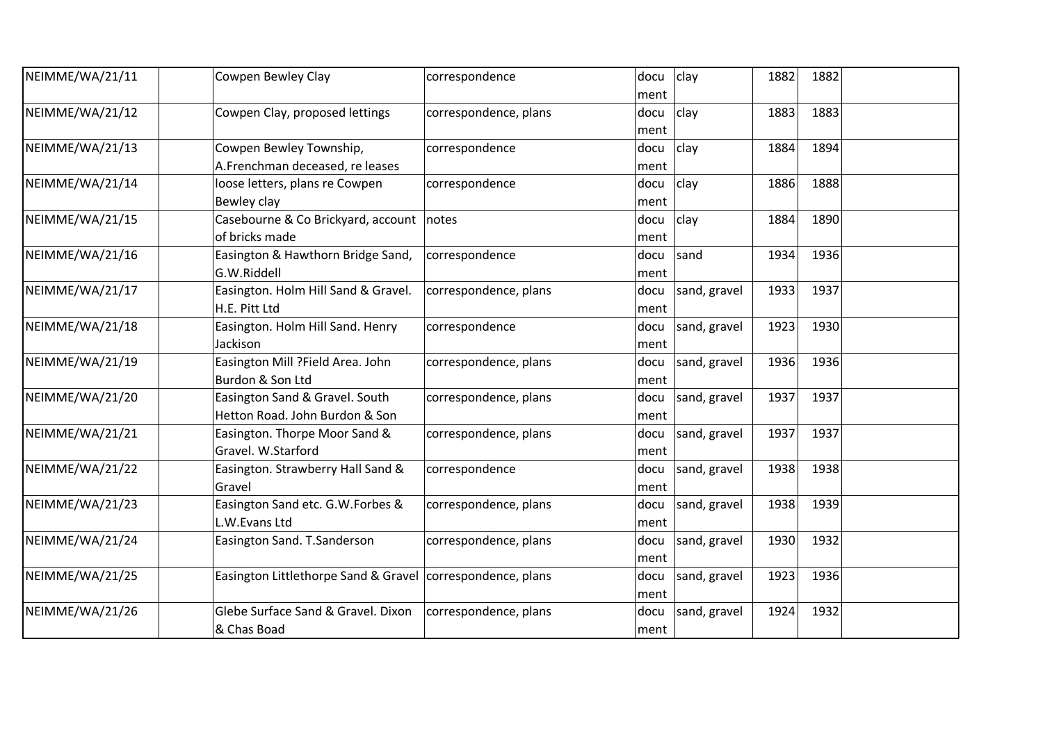| | | | | | | | | |
|---|---|---|---|---|---|---|---|---|
| NEIMME/WA/21/11 | | Cowpen Bewley Clay | correspondence | document | clay | 1882 | 1882 | |
| NEIMME/WA/21/12 | | Cowpen Clay, proposed lettings | correspondence, plans | document | clay | 1883 | 1883 | |
| NEIMME/WA/21/13 | | Cowpen Bewley Township, A.Frenchman deceased, re leases | correspondence | document | clay | 1884 | 1894 | |
| NEIMME/WA/21/14 | | loose letters, plans re Cowpen Bewley clay | correspondence | document | clay | 1886 | 1888 | |
| NEIMME/WA/21/15 | | Casebourne & Co Brickyard, account of bricks made | notes | document | clay | 1884 | 1890 | |
| NEIMME/WA/21/16 | | Easington & Hawthorn Bridge Sand, G.W.Riddell | correspondence | document | sand | 1934 | 1936 | |
| NEIMME/WA/21/17 | | Easington. Holm Hill Sand & Gravel. H.E. Pitt Ltd | correspondence, plans | document | sand, gravel | 1933 | 1937 | |
| NEIMME/WA/21/18 | | Easington. Holm Hill Sand. Henry Jackison | correspondence | document | sand, gravel | 1923 | 1930 | |
| NEIMME/WA/21/19 | | Easington Mill ?Field Area. John Burdon & Son Ltd | correspondence, plans | document | sand, gravel | 1936 | 1936 | |
| NEIMME/WA/21/20 | | Easington Sand & Gravel. South Hetton Road. John Burdon & Son | correspondence, plans | document | sand, gravel | 1937 | 1937 | |
| NEIMME/WA/21/21 | | Easington. Thorpe Moor Sand & Gravel. W.Starford | correspondence, plans | document | sand, gravel | 1937 | 1937 | |
| NEIMME/WA/21/22 | | Easington. Strawberry Hall Sand & Gravel | correspondence | document | sand, gravel | 1938 | 1938 | |
| NEIMME/WA/21/23 | | Easington Sand etc. G.W.Forbes & L.W.Evans Ltd | correspondence, plans | document | sand, gravel | 1938 | 1939 | |
| NEIMME/WA/21/24 | | Easington Sand. T.Sanderson | correspondence, plans | document | sand, gravel | 1930 | 1932 | |
| NEIMME/WA/21/25 | | Easington Littlethorpe Sand & Gravel | correspondence, plans | document | sand, gravel | 1923 | 1936 | |
| NEIMME/WA/21/26 | | Glebe Surface Sand & Gravel. Dixon & Chas Boad | correspondence, plans | document | sand, gravel | 1924 | 1932 | |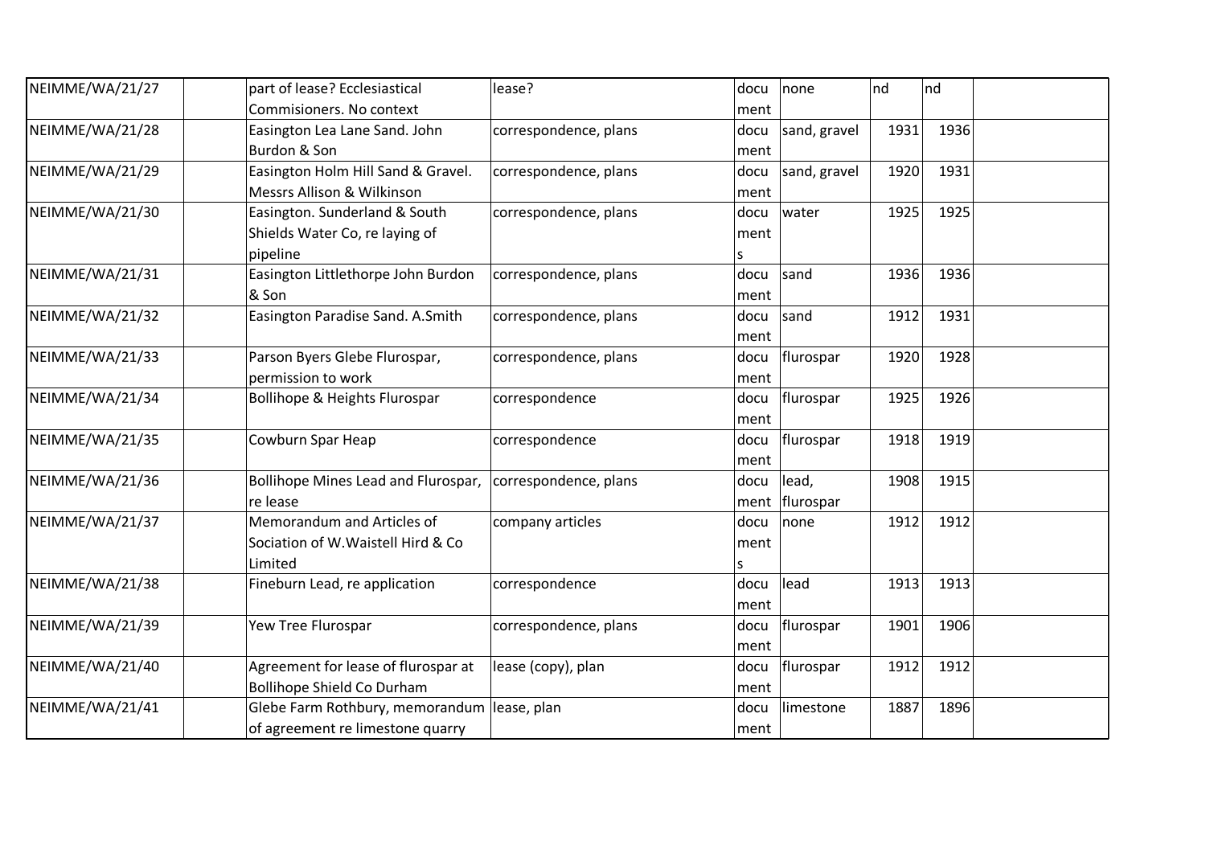| NEIMME/WA/21/27 | | part of lease? Ecclesiastical Commisioners. No context | lease? | document | none | nd | nd | |
|---|---|---|---|---|---|---|---|---|
| NEIMME/WA/21/28 | | Easington Lea Lane Sand. John Burdon & Son | correspondence, plans | document | sand, gravel | 1931 | 1936 | |
| NEIMME/WA/21/29 | | Easington Holm Hill Sand & Gravel. Messrs Allison & Wilkinson | correspondence, plans | document | sand, gravel | 1920 | 1931 | |
| NEIMME/WA/21/30 | | Easington. Sunderland & South Shields Water Co, re laying of pipeline | correspondence, plans | documents | water | 1925 | 1925 | |
| NEIMME/WA/21/31 | | Easington Littlethorpe John Burdon & Son | correspondence, plans | document | sand | 1936 | 1936 | |
| NEIMME/WA/21/32 | | Easington Paradise Sand. A.Smith | correspondence, plans | document | sand | 1912 | 1931 | |
| NEIMME/WA/21/33 | | Parson Byers Glebe Flurospar, permission to work | correspondence, plans | document | flurospar | 1920 | 1928 | |
| NEIMME/WA/21/34 | | Bollihope & Heights Flurospar | correspondence | document | flurospar | 1925 | 1926 | |
| NEIMME/WA/21/35 | | Cowburn Spar Heap | correspondence | document | flurospar | 1918 | 1919 | |
| NEIMME/WA/21/36 | | Bollihope Mines Lead and Flurospar, re lease | correspondence, plans | document | lead, flurospar | 1908 | 1915 | |
| NEIMME/WA/21/37 | | Memorandum and Articles of Sociation of W.Waistell Hird & Co Limited | company articles | documents | none | 1912 | 1912 | |
| NEIMME/WA/21/38 | | Fineburn Lead, re application | correspondence | document | lead | 1913 | 1913 | |
| NEIMME/WA/21/39 | | Yew Tree Flurospar | correspondence, plans | document | flurospar | 1901 | 1906 | |
| NEIMME/WA/21/40 | | Agreement for lease of flurospar at Bollihope Shield Co Durham | lease (copy), plan | document | flurospar | 1912 | 1912 | |
| NEIMME/WA/21/41 | | Glebe Farm Rothbury, memorandum of agreement re limestone quarry | lease, plan | document | limestone | 1887 | 1896 | |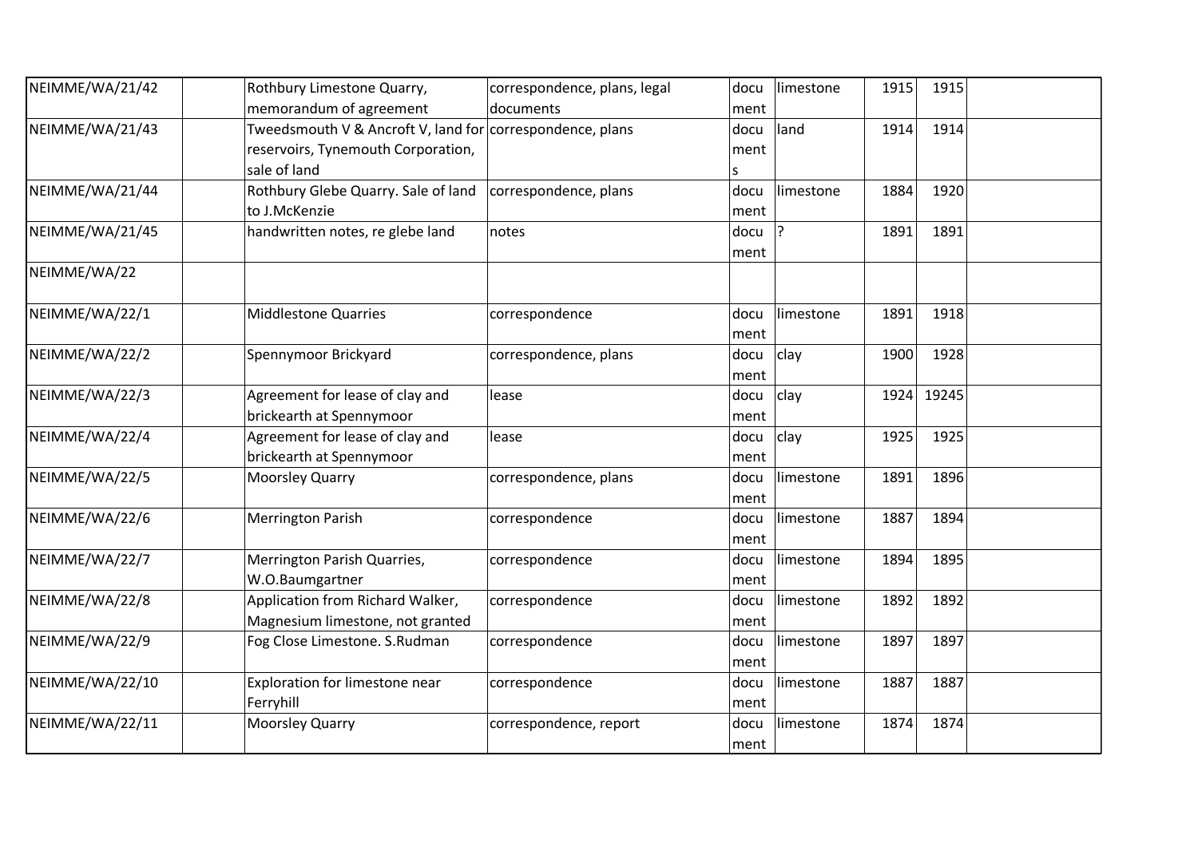| NEIMME/WA/21/42 | | Rothbury Limestone Quarry, memorandum of agreement | correspondence, plans, legal documents | document | limestone | 1915 | 1915 | |
|---|---|---|---|---|---|---|---|---|
| NEIMME/WA/21/43 | | Tweedsmouth V & Ancroft V, land for reservoirs, Tynemouth Corporation, sale of land | correspondence, plans | documents | land | 1914 | 1914 | |
| NEIMME/WA/21/44 | | Rothbury Glebe Quarry. Sale of land to J.McKenzie | correspondence, plans | document | limestone | 1884 | 1920 | |
| NEIMME/WA/21/45 | | handwritten notes, re glebe land | notes | document | ? | 1891 | 1891 | |
| NEIMME/WA/22 | | | | | | | | |
| NEIMME/WA/22/1 | | Middlestone Quarries | correspondence | document | limestone | 1891 | 1918 | |
| NEIMME/WA/22/2 | | Spennymoor Brickyard | correspondence, plans | document | clay | 1900 | 1928 | |
| NEIMME/WA/22/3 | | Agreement for lease of clay and brickearth at Spennymoor | lease | document | clay | 1924 | 19245 | |
| NEIMME/WA/22/4 | | Agreement for lease of clay and brickearth at Spennymoor | lease | document | clay | 1925 | 1925 | |
| NEIMME/WA/22/5 | | Moorsley Quarry | correspondence, plans | document | limestone | 1891 | 1896 | |
| NEIMME/WA/22/6 | | Merrington Parish | correspondence | document | limestone | 1887 | 1894 | |
| NEIMME/WA/22/7 | | Merrington Parish Quarries, W.O.Baumgartner | correspondence | document | limestone | 1894 | 1895 | |
| NEIMME/WA/22/8 | | Application from Richard Walker, Magnesium limestone, not granted | correspondence | document | limestone | 1892 | 1892 | |
| NEIMME/WA/22/9 | | Fog Close Limestone. S.Rudman | correspondence | document | limestone | 1897 | 1897 | |
| NEIMME/WA/22/10 | | Exploration for limestone near Ferryhill | correspondence | document | limestone | 1887 | 1887 | |
| NEIMME/WA/22/11 | | Moorsley Quarry | correspondence, report | document | limestone | 1874 | 1874 | |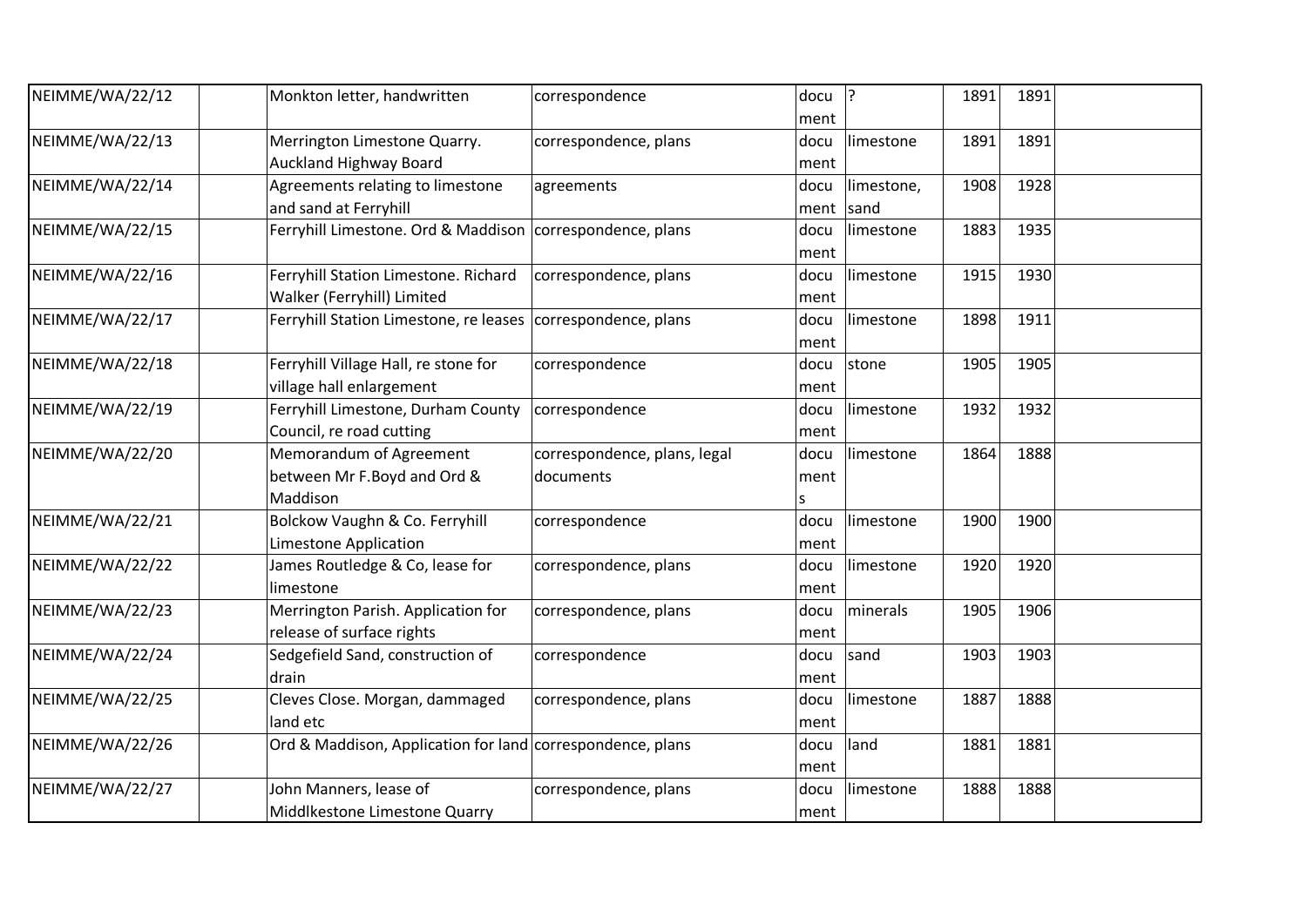| | | | | | | | | |
|---|---|---|---|---|---|---|---|---|
| NEIMME/WA/22/12 | | Monkton letter, handwritten | correspondence | document | ? | 1891 | 1891 | |
| NEIMME/WA/22/13 | | Merrington Limestone Quarry. Auckland Highway Board | correspondence, plans | document | limestone | 1891 | 1891 | |
| NEIMME/WA/22/14 | | Agreements relating to limestone and sand at Ferryhill | agreements | document | limestone, sand | 1908 | 1928 | |
| NEIMME/WA/22/15 | | Ferryhill Limestone. Ord & Maddison | correspondence, plans | document | limestone | 1883 | 1935 | |
| NEIMME/WA/22/16 | | Ferryhill Station Limestone. Richard Walker (Ferryhill) Limited | correspondence, plans | document | limestone | 1915 | 1930 | |
| NEIMME/WA/22/17 | | Ferryhill Station Limestone, re leases | correspondence, plans | document | limestone | 1898 | 1911 | |
| NEIMME/WA/22/18 | | Ferryhill Village Hall, re stone for village hall enlargement | correspondence | document | stone | 1905 | 1905 | |
| NEIMME/WA/22/19 | | Ferryhill Limestone, Durham County Council, re road cutting | correspondence | document | limestone | 1932 | 1932 | |
| NEIMME/WA/22/20 | | Memorandum of Agreement between Mr F.Boyd and Ord & Maddison | correspondence, plans, legal documents | documents | limestone | 1864 | 1888 | |
| NEIMME/WA/22/21 | | Bolckow Vaughn & Co. Ferryhill Limestone Application | correspondence | document | limestone | 1900 | 1900 | |
| NEIMME/WA/22/22 | | James Routledge & Co, lease for limestone | correspondence, plans | document | limestone | 1920 | 1920 | |
| NEIMME/WA/22/23 | | Merrington Parish. Application for release of surface rights | correspondence, plans | document | minerals | 1905 | 1906 | |
| NEIMME/WA/22/24 | | Sedgefield Sand, construction of drain | correspondence | document | sand | 1903 | 1903 | |
| NEIMME/WA/22/25 | | Cleves Close. Morgan, dammaged land etc | correspondence, plans | document | limestone | 1887 | 1888 | |
| NEIMME/WA/22/26 | | Ord & Maddison, Application for land | correspondence, plans | document | land | 1881 | 1881 | |
| NEIMME/WA/22/27 | | John Manners, lease of Middlkestone Limestone Quarry | correspondence, plans | document | limestone | 1888 | 1888 | |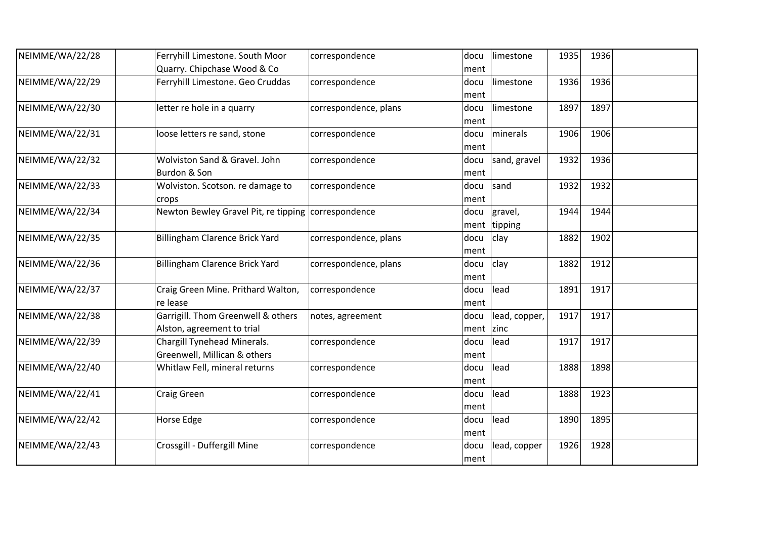| | | | | | | | | |
|---|---|---|---|---|---|---|---|---|
| NEIMME/WA/22/28 | | Ferryhill Limestone. South Moor Quarry. Chipchase Wood & Co | correspondence | document | limestone | 1935 | 1936 | |
| NEIMME/WA/22/29 | | Ferryhill Limestone. Geo Cruddas | correspondence | document | limestone | 1936 | 1936 | |
| NEIMME/WA/22/30 | | letter re hole in a quarry | correspondence, plans | document | limestone | 1897 | 1897 | |
| NEIMME/WA/22/31 | | loose letters re sand, stone | correspondence | document | minerals | 1906 | 1906 | |
| NEIMME/WA/22/32 | | Wolviston Sand & Gravel. John Burdon & Son | correspondence | document | sand, gravel | 1932 | 1936 | |
| NEIMME/WA/22/33 | | Wolviston. Scotson. re damage to crops | correspondence | document | sand | 1932 | 1932 | |
| NEIMME/WA/22/34 | | Newton Bewley Gravel Pit, re tipping | correspondence | document | gravel, tipping | 1944 | 1944 | |
| NEIMME/WA/22/35 | | Billingham Clarence Brick Yard | correspondence, plans | document | clay | 1882 | 1902 | |
| NEIMME/WA/22/36 | | Billingham Clarence Brick Yard | correspondence, plans | document | clay | 1882 | 1912 | |
| NEIMME/WA/22/37 | | Craig Green Mine. Prithard Walton, re lease | correspondence | document | lead | 1891 | 1917 | |
| NEIMME/WA/22/38 | | Garrigill. Thom Greenwell & others Alston, agreement to trial | notes, agreement | document | lead, copper, zinc | 1917 | 1917 | |
| NEIMME/WA/22/39 | | Chargill Tynehead Minerals. Greenwell, Millican & others | correspondence | document | lead | 1917 | 1917 | |
| NEIMME/WA/22/40 | | Whitlaw Fell, mineral returns | correspondence | document | lead | 1888 | 1898 | |
| NEIMME/WA/22/41 | | Craig Green | correspondence | document | lead | 1888 | 1923 | |
| NEIMME/WA/22/42 | | Horse Edge | correspondence | document | lead | 1890 | 1895 | |
| NEIMME/WA/22/43 | | Crossgill - Duffergill Mine | correspondence | document | lead, copper | 1926 | 1928 | |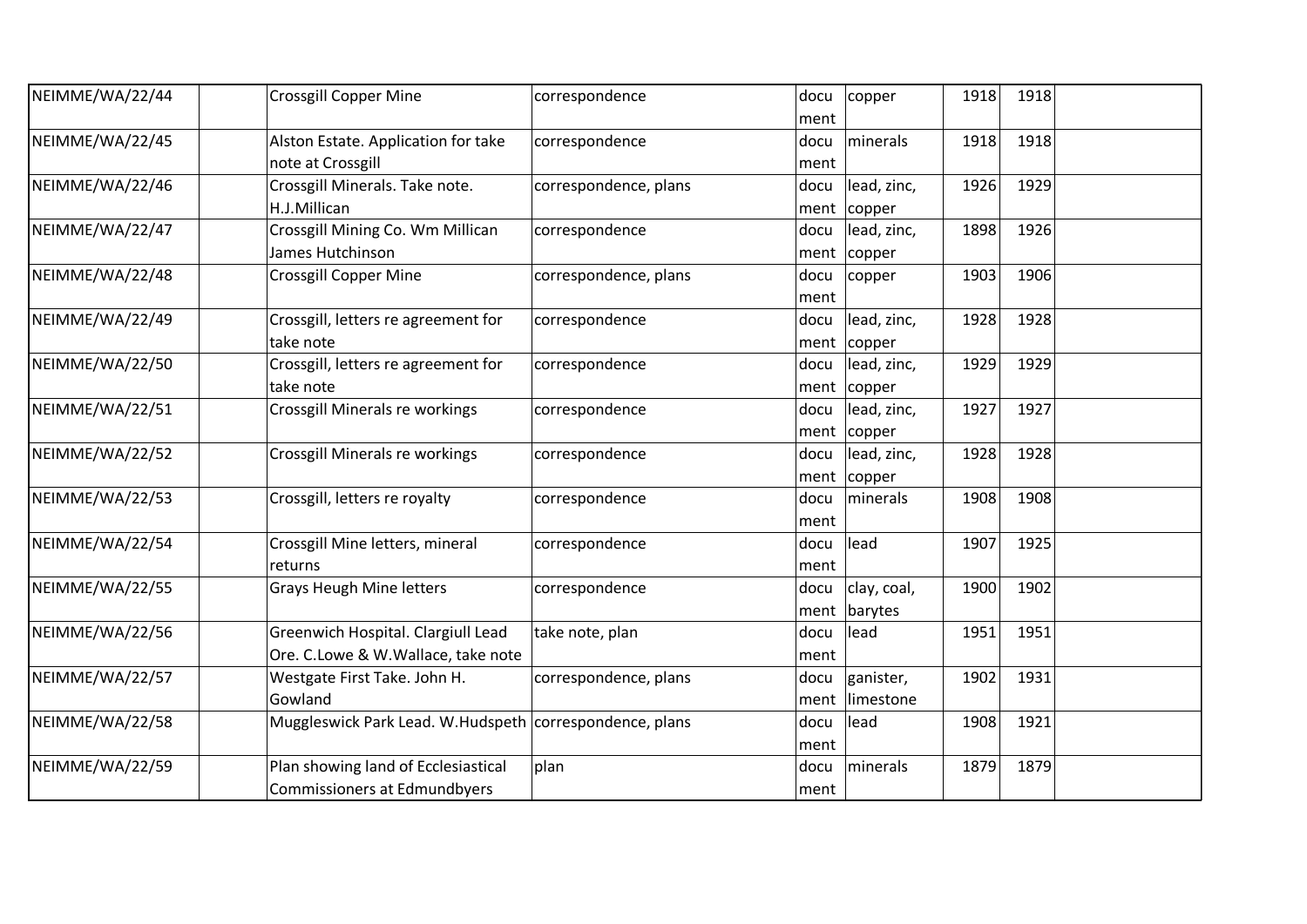| | | | | | | | | |
|---|---|---|---|---|---|---|---|---|
| NEIMME/WA/22/44 | | Crossgill Copper Mine | correspondence | document | copper | 1918 | 1918 | |
| NEIMME/WA/22/45 | | Alston Estate. Application for take note at Crossgill | correspondence | document | minerals | 1918 | 1918 | |
| NEIMME/WA/22/46 | | Crossgill Minerals. Take note. H.J.Millican | correspondence, plans | document | lead, zinc, copper | 1926 | 1929 | |
| NEIMME/WA/22/47 | | Crossgill Mining Co. Wm Millican James Hutchinson | correspondence | document | lead, zinc, copper | 1898 | 1926 | |
| NEIMME/WA/22/48 | | Crossgill Copper Mine | correspondence, plans | document | copper | 1903 | 1906 | |
| NEIMME/WA/22/49 | | Crossgill, letters re agreement for take note | correspondence | document | lead, zinc, copper | 1928 | 1928 | |
| NEIMME/WA/22/50 | | Crossgill, letters re agreement for take note | correspondence | document | lead, zinc, copper | 1929 | 1929 | |
| NEIMME/WA/22/51 | | Crossgill Minerals re workings | correspondence | document | lead, zinc, copper | 1927 | 1927 | |
| NEIMME/WA/22/52 | | Crossgill Minerals re workings | correspondence | document | lead, zinc, copper | 1928 | 1928 | |
| NEIMME/WA/22/53 | | Crossgill, letters re royalty | correspondence | document | minerals | 1908 | 1908 | |
| NEIMME/WA/22/54 | | Crossgill Mine letters, mineral returns | correspondence | document | lead | 1907 | 1925 | |
| NEIMME/WA/22/55 | | Grays Heugh Mine letters | correspondence | document | clay, coal, barytes | 1900 | 1902 | |
| NEIMME/WA/22/56 | | Greenwich Hospital. Clargiull Lead Ore. C.Lowe & W.Wallace, take note | take note, plan | document | lead | 1951 | 1951 | |
| NEIMME/WA/22/57 | | Westgate First Take. John H. Gowland | correspondence, plans | document | ganister, limestone | 1902 | 1931 | |
| NEIMME/WA/22/58 | | Muggleswick Park Lead. W.Hudspeth | correspondence, plans | document | lead | 1908 | 1921 | |
| NEIMME/WA/22/59 | | Plan showing land of Ecclesiastical Commissioners at Edmundbyers | plan | document | minerals | 1879 | 1879 | |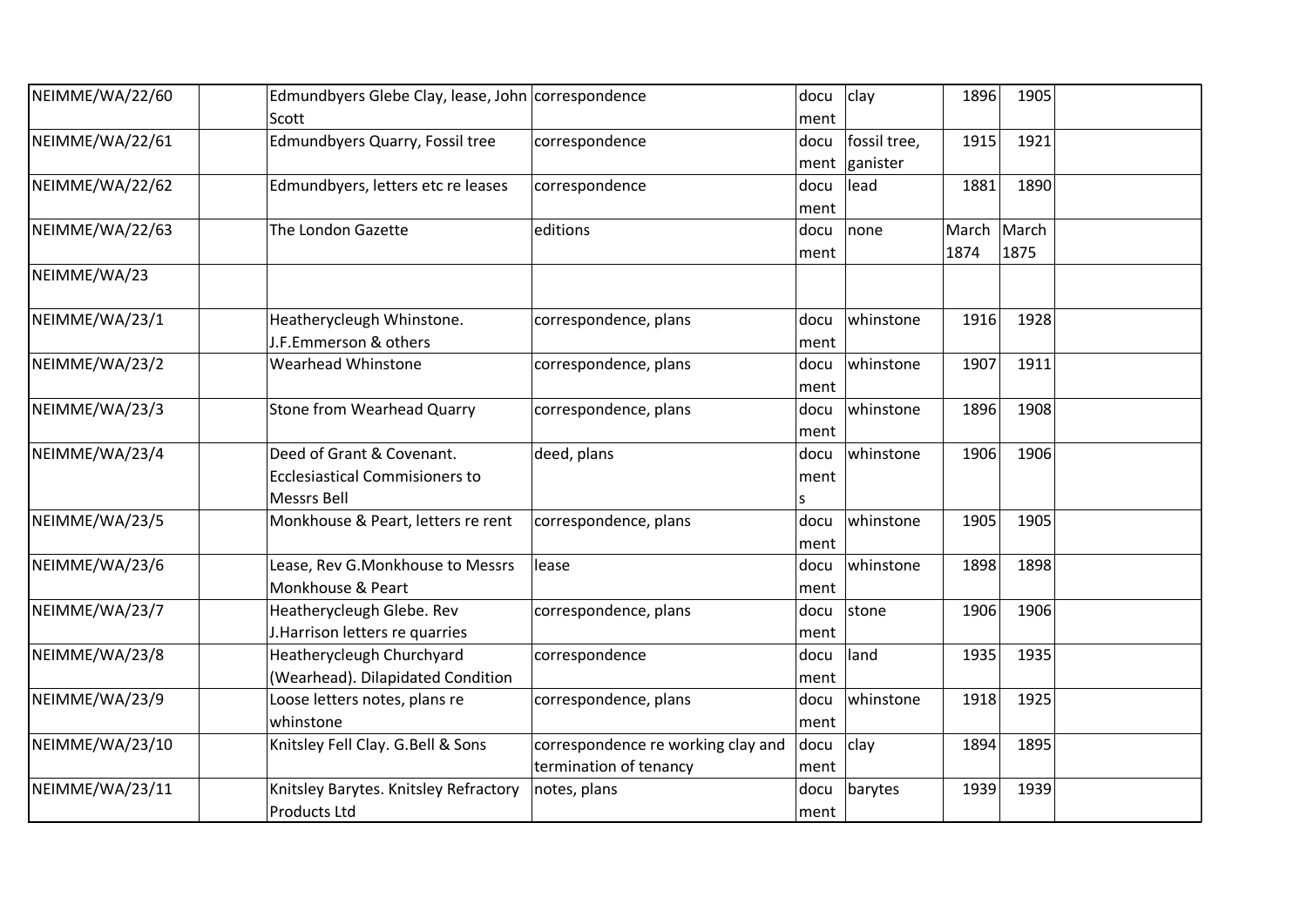| | | | | | | | | |
|---|---|---|---|---|---|---|---|---|
| NEIMME/WA/22/60 | | Edmundbyers Glebe Clay, lease, John Scott | correspondence | document | clay | 1896 | 1905 | |
| NEIMME/WA/22/61 | | Edmundbyers Quarry, Fossil tree | correspondence | document | fossil tree, ganister | 1915 | 1921 | |
| NEIMME/WA/22/62 | | Edmundbyers, letters etc re leases | correspondence | document | lead | 1881 | 1890 | |
| NEIMME/WA/22/63 | | The London Gazette | editions | document | none | March 1874 | March 1875 | |
| NEIMME/WA/23 | | | | | | | | |
| NEIMME/WA/23/1 | | Heatherycleugh Whinstone. J.F.Emmerson & others | correspondence, plans | document | whinstone | 1916 | 1928 | |
| NEIMME/WA/23/2 | | Wearhead Whinstone | correspondence, plans | document | whinstone | 1907 | 1911 | |
| NEIMME/WA/23/3 | | Stone from Wearhead Quarry | correspondence, plans | document | whinstone | 1896 | 1908 | |
| NEIMME/WA/23/4 | | Deed of Grant & Covenant. Ecclesiastical Commisioners to Messrs Bell | deed, plans | documents | whinstone | 1906 | 1906 | |
| NEIMME/WA/23/5 | | Monkhouse & Peart, letters re rent | correspondence, plans | document | whinstone | 1905 | 1905 | |
| NEIMME/WA/23/6 | | Lease, Rev G.Monkhouse to Messrs Monkhouse & Peart | lease | document | whinstone | 1898 | 1898 | |
| NEIMME/WA/23/7 | | Heatherycleugh Glebe. Rev J.Harrison letters re quarries | correspondence, plans | document | stone | 1906 | 1906 | |
| NEIMME/WA/23/8 | | Heatherycleugh Churchyard (Wearhead). Dilapidated Condition | correspondence | document | land | 1935 | 1935 | |
| NEIMME/WA/23/9 | | Loose letters notes, plans re whinstone | correspondence, plans | document | whinstone | 1918 | 1925 | |
| NEIMME/WA/23/10 | | Knitsley Fell Clay. G.Bell & Sons | correspondence re working clay and termination of tenancy | document | clay | 1894 | 1895 | |
| NEIMME/WA/23/11 | | Knitsley Barytes. Knitsley Refractory Products Ltd | notes, plans | document | barytes | 1939 | 1939 | |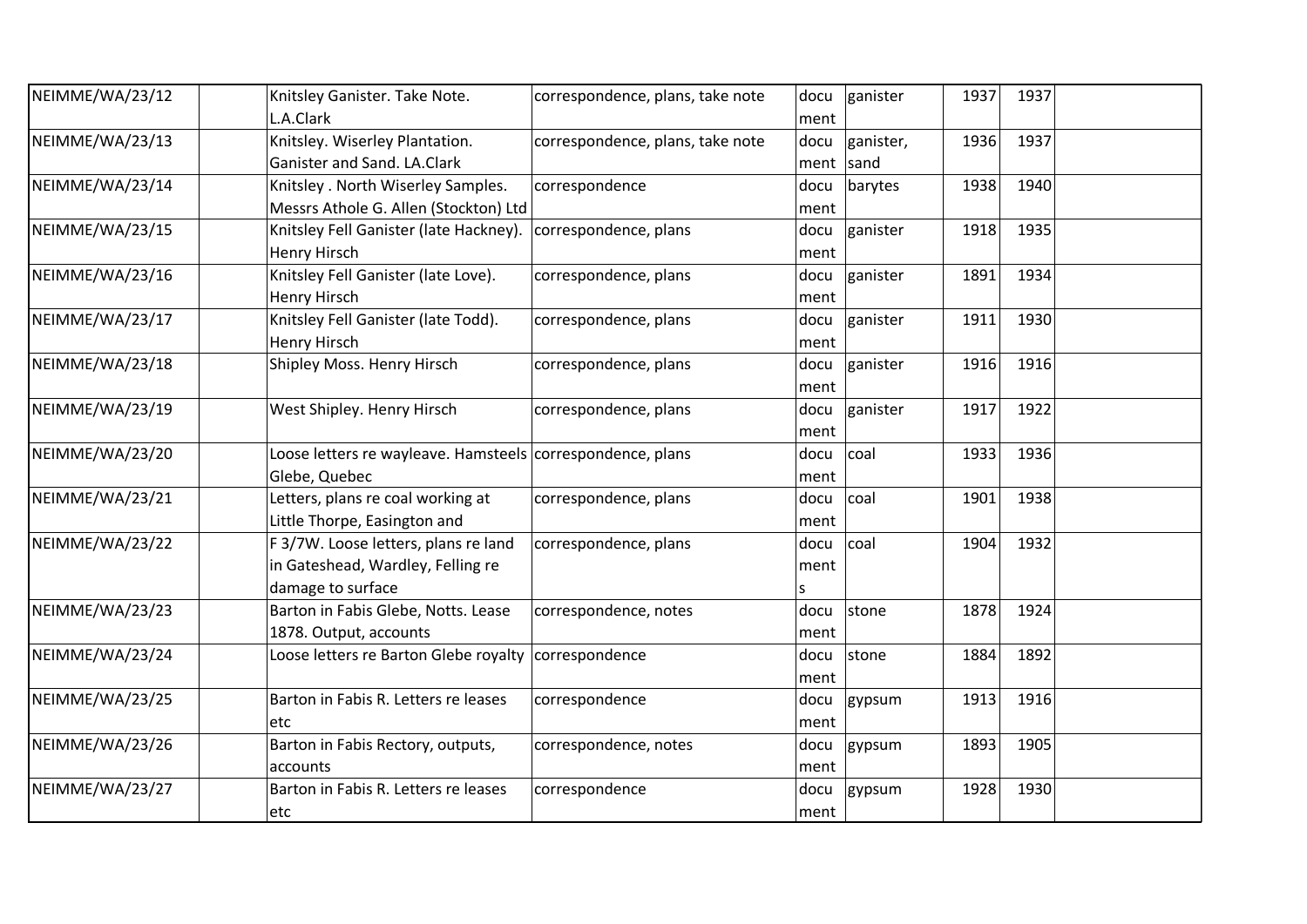| | | | | | | | | |
|---|---|---|---|---|---|---|---|---|
| NEIMME/WA/23/12 | | Knitsley Ganister. Take Note. L.A.Clark | correspondence, plans, take note | document | ganister | 1937 | 1937 | |
| NEIMME/WA/23/13 | | Knitsley. Wiserley Plantation. Ganister and Sand. LA.Clark | correspondence, plans, take note | document | ganister, sand | 1936 | 1937 | |
| NEIMME/WA/23/14 | | Knitsley . North Wiserley Samples. Messrs Athole G. Allen (Stockton) Ltd | correspondence | document | barytes | 1938 | 1940 | |
| NEIMME/WA/23/15 | | Knitsley Fell Ganister (late Hackney). Henry Hirsch | correspondence, plans | document | ganister | 1918 | 1935 | |
| NEIMME/WA/23/16 | | Knitsley Fell Ganister (late Love). Henry Hirsch | correspondence, plans | document | ganister | 1891 | 1934 | |
| NEIMME/WA/23/17 | | Knitsley Fell Ganister (late Todd). Henry Hirsch | correspondence, plans | document | ganister | 1911 | 1930 | |
| NEIMME/WA/23/18 | | Shipley Moss. Henry Hirsch | correspondence, plans | document | ganister | 1916 | 1916 | |
| NEIMME/WA/23/19 | | West Shipley. Henry Hirsch | correspondence, plans | document | ganister | 1917 | 1922 | |
| NEIMME/WA/23/20 | | Loose letters re wayleave. Hamsteels Glebe, Quebec | correspondence, plans | document | coal | 1933 | 1936 | |
| NEIMME/WA/23/21 | | Letters, plans re coal working at Little Thorpe, Easington and | correspondence, plans | document | coal | 1901 | 1938 | |
| NEIMME/WA/23/22 | | F 3/7W. Loose letters, plans re land in Gateshead, Wardley, Felling re damage to surface | correspondence, plans | documents | coal | 1904 | 1932 | |
| NEIMME/WA/23/23 | | Barton in Fabis Glebe, Notts. Lease 1878. Output, accounts | correspondence, notes | document | stone | 1878 | 1924 | |
| NEIMME/WA/23/24 | | Loose letters re Barton Glebe royalty | correspondence | document | stone | 1884 | 1892 | |
| NEIMME/WA/23/25 | | Barton in Fabis R. Letters re leases etc | correspondence | document | gypsum | 1913 | 1916 | |
| NEIMME/WA/23/26 | | Barton in Fabis Rectory, outputs, accounts | correspondence, notes | document | gypsum | 1893 | 1905 | |
| NEIMME/WA/23/27 | | Barton in Fabis R. Letters re leases etc | correspondence | document | gypsum | 1928 | 1930 | |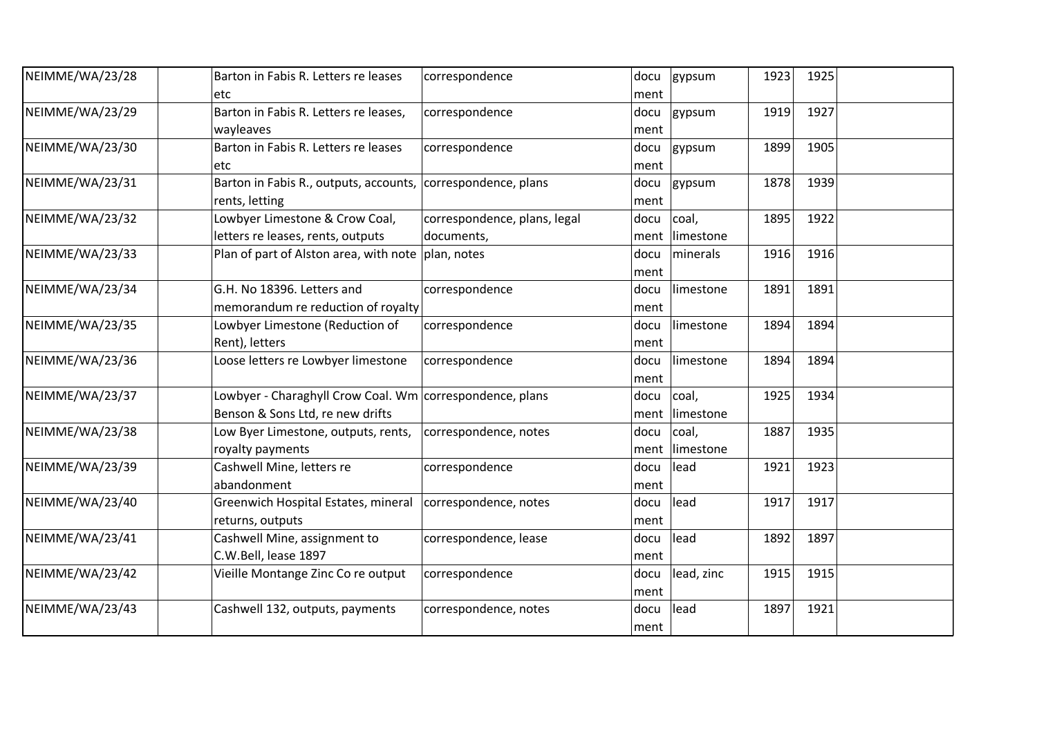| NEIMME/WA/23/28 | | Barton in Fabis R. Letters re leases etc | correspondence | document | gypsum | 1923 | 1925 | |
|---|---|---|---|---|---|---|---|---|
| NEIMME/WA/23/29 | | Barton in Fabis R. Letters re leases, wayleaves | correspondence | document | gypsum | 1919 | 1927 | |
| NEIMME/WA/23/30 | | Barton in Fabis R. Letters re leases etc | correspondence | document | gypsum | 1899 | 1905 | |
| NEIMME/WA/23/31 | | Barton in Fabis R., outputs, accounts, rents, letting | correspondence, plans | document | gypsum | 1878 | 1939 | |
| NEIMME/WA/23/32 | | Lowbyer Limestone & Crow Coal, letters re leases, rents, outputs | correspondence, plans, legal documents, | document | coal, limestone | 1895 | 1922 | |
| NEIMME/WA/23/33 | | Plan of part of Alston area, with note | plan, notes | document | minerals | 1916 | 1916 | |
| NEIMME/WA/23/34 | | G.H. No 18396. Letters and memorandum re reduction of royalty | correspondence | document | limestone | 1891 | 1891 | |
| NEIMME/WA/23/35 | | Lowbyer Limestone (Reduction of Rent), letters | correspondence | document | limestone | 1894 | 1894 | |
| NEIMME/WA/23/36 | | Loose letters re Lowbyer limestone | correspondence | document | limestone | 1894 | 1894 | |
| NEIMME/WA/23/37 | | Lowbyer - Charaghyll Crow Coal. Wm Benson & Sons Ltd, re new drifts | correspondence, plans | document | coal, limestone | 1925 | 1934 | |
| NEIMME/WA/23/38 | | Low Byer Limestone, outputs, rents, royalty payments | correspondence, notes | document | coal, limestone | 1887 | 1935 | |
| NEIMME/WA/23/39 | | Cashwell Mine, letters re abandonment | correspondence | document | lead | 1921 | 1923 | |
| NEIMME/WA/23/40 | | Greenwich Hospital Estates, mineral returns, outputs | correspondence, notes | document | lead | 1917 | 1917 | |
| NEIMME/WA/23/41 | | Cashwell Mine, assignment to C.W.Bell, lease 1897 | correspondence, lease | document | lead | 1892 | 1897 | |
| NEIMME/WA/23/42 | | Vieille Montange Zinc Co re output | correspondence | document | lead, zinc | 1915 | 1915 | |
| NEIMME/WA/23/43 | | Cashwell 132, outputs, payments | correspondence, notes | document | lead | 1897 | 1921 | |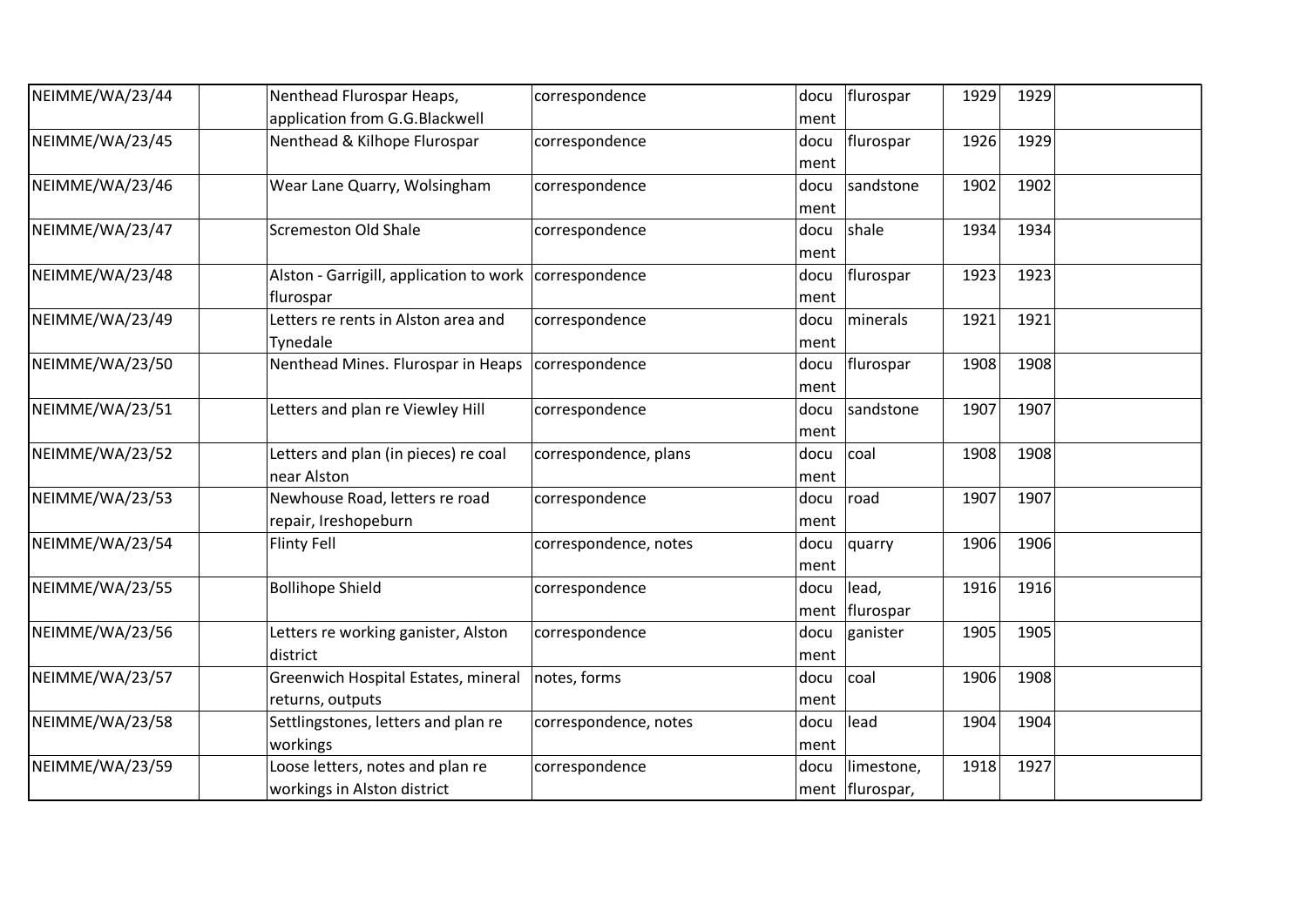| | | | | | | | | |
|---|---|---|---|---|---|---|---|---|
| NEIMME/WA/23/44 | | Nenthead Flurospar Heaps, application from G.G.Blackwell | correspondence | document | flurospar | 1929 | 1929 | |
| NEIMME/WA/23/45 | | Nenthead & Kilhope Flurospar | correspondence | document | flurospar | 1926 | 1929 | |
| NEIMME/WA/23/46 | | Wear Lane Quarry, Wolsingham | correspondence | document | sandstone | 1902 | 1902 | |
| NEIMME/WA/23/47 | | Scremeston Old Shale | correspondence | document | shale | 1934 | 1934 | |
| NEIMME/WA/23/48 | | Alston - Garrigill, application to work flurospar | correspondence | document | flurospar | 1923 | 1923 | |
| NEIMME/WA/23/49 | | Letters re rents in Alston area and Tynedale | correspondence | document | minerals | 1921 | 1921 | |
| NEIMME/WA/23/50 | | Nenthead Mines. Flurospar in Heaps | correspondence | document | flurospar | 1908 | 1908 | |
| NEIMME/WA/23/51 | | Letters and plan re Viewley Hill | correspondence | document | sandstone | 1907 | 1907 | |
| NEIMME/WA/23/52 | | Letters and plan (in pieces) re coal near Alston | correspondence, plans | document | coal | 1908 | 1908 | |
| NEIMME/WA/23/53 | | Newhouse Road, letters re road repair, Ireshopeburn | correspondence | document | road | 1907 | 1907 | |
| NEIMME/WA/23/54 | | Flinty Fell | correspondence, notes | document | quarry | 1906 | 1906 | |
| NEIMME/WA/23/55 | | Bollihope Shield | correspondence | document | lead, flurospar | 1916 | 1916 | |
| NEIMME/WA/23/56 | | Letters re working ganister, Alston district | correspondence | document | ganister | 1905 | 1905 | |
| NEIMME/WA/23/57 | | Greenwich Hospital Estates, mineral returns, outputs | notes, forms | document | coal | 1906 | 1908 | |
| NEIMME/WA/23/58 | | Settlingstones, letters and plan re workings | correspondence, notes | document | lead | 1904 | 1904 | |
| NEIMME/WA/23/59 | | Loose letters, notes and plan re workings in Alston district | correspondence | document | limestone, flurospar, | 1918 | 1927 | |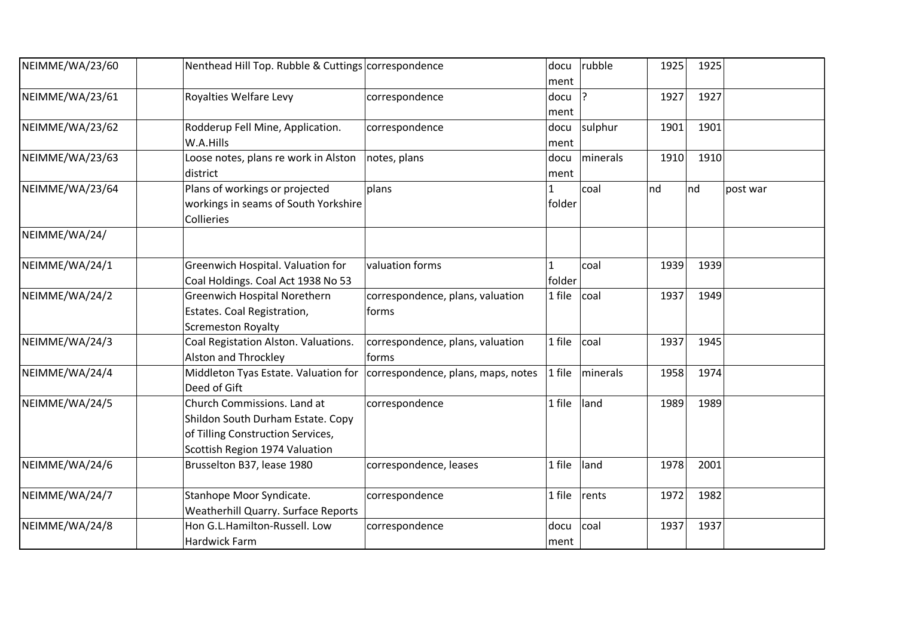| | | | | | | | | |
|---|---|---|---|---|---|---|---|---|
| NEIMME/WA/23/60 | | Nenthead Hill Top. Rubble & Cuttings | correspondence | document | rubble | 1925 | 1925 | |
| NEIMME/WA/23/61 | | Royalties Welfare Levy | correspondence | document | ? | 1927 | 1927 | |
| NEIMME/WA/23/62 | | Rodderup Fell Mine, Application. W.A.Hills | correspondence | document | sulphur | 1901 | 1901 | |
| NEIMME/WA/23/63 | | Loose notes, plans re work in Alston district | notes, plans | document | minerals | 1910 | 1910 | |
| NEIMME/WA/23/64 | | Plans of workings or projected workings in seams of South Yorkshire Collieries | plans | 1 folder | coal | nd | nd | post war |
| NEIMME/WA/24/ | | | | | | | | |
| NEIMME/WA/24/1 | | Greenwich Hospital. Valuation for Coal Holdings. Coal Act 1938 No 53 | valuation forms | 1 folder | coal | 1939 | 1939 | |
| NEIMME/WA/24/2 | | Greenwich Hospital Norethern Estates. Coal Registration, Scremeston Royalty | correspondence, plans, valuation forms | 1 file | coal | 1937 | 1949 | |
| NEIMME/WA/24/3 | | Coal Registation Alston. Valuations. Alston and Throckley | correspondence, plans, valuation forms | 1 file | coal | 1937 | 1945 | |
| NEIMME/WA/24/4 | | Middleton Tyas Estate. Valuation for Deed of Gift | correspondence, plans, maps, notes | 1 file | minerals | 1958 | 1974 | |
| NEIMME/WA/24/5 | | Church Commissions. Land at Shildon South Durham Estate. Copy of Tilling Construction Services, Scottish Region 1974 Valuation | correspondence | 1 file | land | 1989 | 1989 | |
| NEIMME/WA/24/6 | | Brusselton B37, lease 1980 | correspondence, leases | 1 file | land | 1978 | 2001 | |
| NEIMME/WA/24/7 | | Stanhope Moor Syndicate. Weatherhill Quarry. Surface Reports | correspondence | 1 file | rents | 1972 | 1982 | |
| NEIMME/WA/24/8 | | Hon G.L.Hamilton-Russell. Low Hardwick Farm | correspondence | document | coal | 1937 | 1937 | |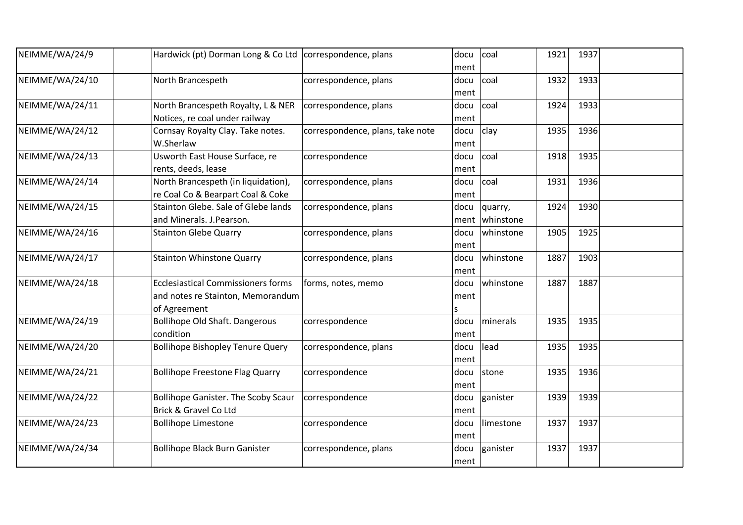| | | | | | | | | |
|---|---|---|---|---|---|---|---|---|
| NEIMME/WA/24/9 | | Hardwick (pt) Dorman Long & Co Ltd | correspondence, plans | document | coal | 1921 | 1937 | |
| NEIMME/WA/24/10 | | North Brancespeth | correspondence, plans | document | coal | 1932 | 1933 | |
| NEIMME/WA/24/11 | | North Brancespeth Royalty, L & NER Notices, re coal under railway | correspondence, plans | document | coal | 1924 | 1933 | |
| NEIMME/WA/24/12 | | Cornsay Royalty Clay. Take notes. W.Sherlaw | correspondence, plans, take note | document | clay | 1935 | 1936 | |
| NEIMME/WA/24/13 | | Usworth East House Surface, re rents, deeds, lease | correspondence | document | coal | 1918 | 1935 | |
| NEIMME/WA/24/14 | | North Brancespeth (in liquidation), re Coal Co & Bearpart Coal & Coke | correspondence, plans | document | coal | 1931 | 1936 | |
| NEIMME/WA/24/15 | | Stainton Glebe. Sale of Glebe lands and Minerals. J.Pearson. | correspondence, plans | document | quarry, whinstone | 1924 | 1930 | |
| NEIMME/WA/24/16 | | Stainton Glebe Quarry | correspondence, plans | document | whinstone | 1905 | 1925 | |
| NEIMME/WA/24/17 | | Stainton Whinstone Quarry | correspondence, plans | document | whinstone | 1887 | 1903 | |
| NEIMME/WA/24/18 | | Ecclesiastical Commissioners forms and notes re Stainton, Memorandum of Agreement | forms, notes, memo | documents | whinstone | 1887 | 1887 | |
| NEIMME/WA/24/19 | | Bollihope Old Shaft. Dangerous condition | correspondence | document | minerals | 1935 | 1935 | |
| NEIMME/WA/24/20 | | Bollihope Bishopley Tenure Query | correspondence, plans | document | lead | 1935 | 1935 | |
| NEIMME/WA/24/21 | | Bollihope Freestone Flag Quarry | correspondence | document | stone | 1935 | 1936 | |
| NEIMME/WA/24/22 | | Bollihope Ganister. The Scoby Scaur Brick & Gravel Co Ltd | correspondence | document | ganister | 1939 | 1939 | |
| NEIMME/WA/24/23 | | Bollihope Limestone | correspondence | document | limestone | 1937 | 1937 | |
| NEIMME/WA/24/34 | | Bollihope Black Burn Ganister | correspondence, plans | document | ganister | 1937 | 1937 | |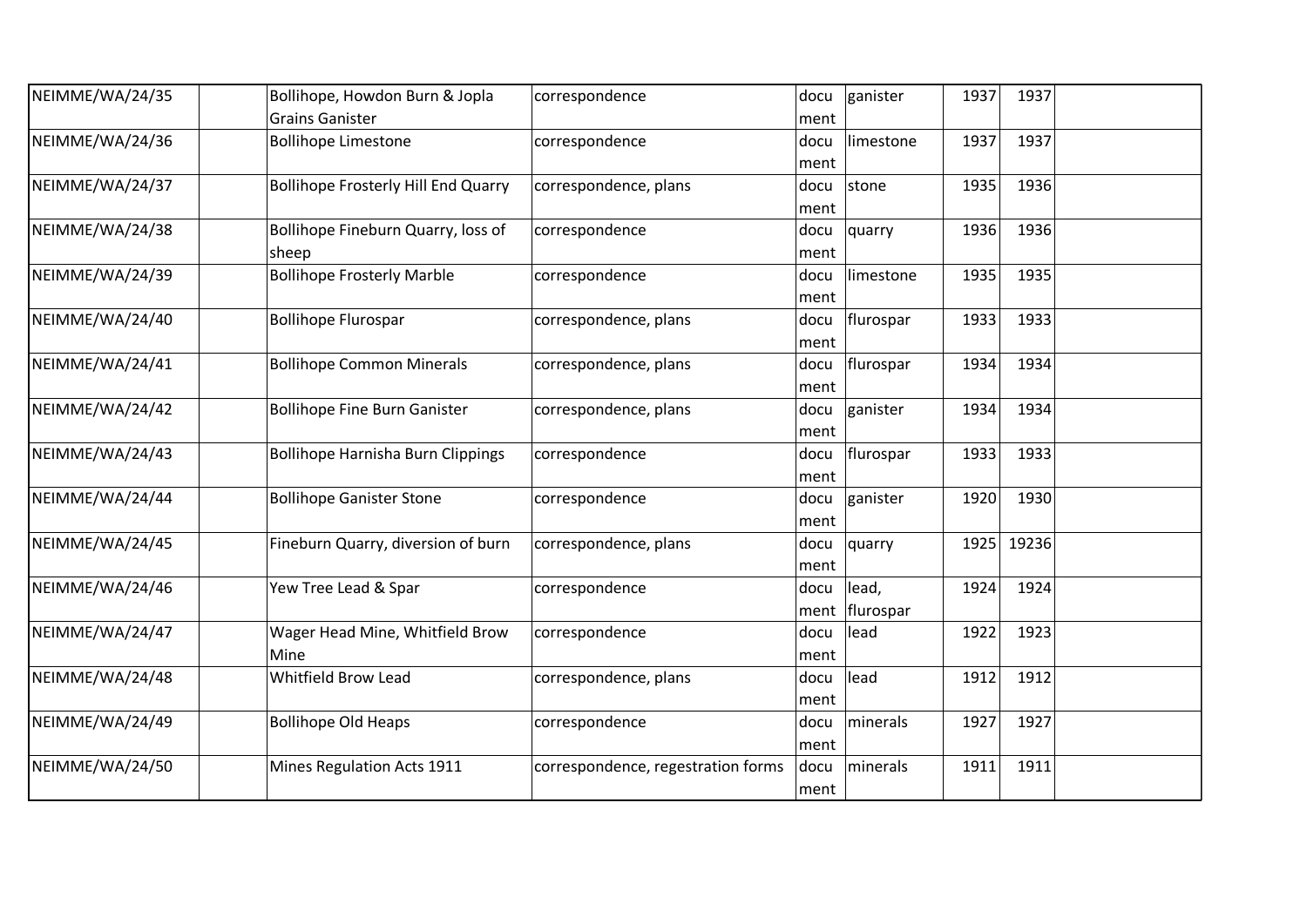| NEIMME/WA/24/35 | | Bollihope, Howdon Burn & Jopla Grains Ganister | correspondence | document | ganister | 1937 | 1937 | |
|---|---|---|---|---|---|---|---|---|
| NEIMME/WA/24/36 | | Bollihope Limestone | correspondence | document | limestone | 1937 | 1937 | |
| NEIMME/WA/24/37 | | Bollihope Frosterly Hill End Quarry | correspondence, plans | document | stone | 1935 | 1936 | |
| NEIMME/WA/24/38 | | Bollihope Fineburn Quarry, loss of sheep | correspondence | document | quarry | 1936 | 1936 | |
| NEIMME/WA/24/39 | | Bollihope Frosterly Marble | correspondence | document | limestone | 1935 | 1935 | |
| NEIMME/WA/24/40 | | Bollihope Flurospar | correspondence, plans | document | flurospar | 1933 | 1933 | |
| NEIMME/WA/24/41 | | Bollihope Common Minerals | correspondence, plans | document | flurospar | 1934 | 1934 | |
| NEIMME/WA/24/42 | | Bollihope Fine Burn Ganister | correspondence, plans | document | ganister | 1934 | 1934 | |
| NEIMME/WA/24/43 | | Bollihope Harnisha Burn Clippings | correspondence | document | flurospar | 1933 | 1933 | |
| NEIMME/WA/24/44 | | Bollihope Ganister Stone | correspondence | document | ganister | 1920 | 1930 | |
| NEIMME/WA/24/45 | | Fineburn Quarry, diversion of burn | correspondence, plans | document | quarry | 1925 | 19236 | |
| NEIMME/WA/24/46 | | Yew Tree Lead & Spar | correspondence | document | lead, flurospar | 1924 | 1924 | |
| NEIMME/WA/24/47 | | Wager Head Mine, Whitfield Brow Mine | correspondence | document | lead | 1922 | 1923 | |
| NEIMME/WA/24/48 | | Whitfield Brow Lead | correspondence, plans | document | lead | 1912 | 1912 | |
| NEIMME/WA/24/49 | | Bollihope Old Heaps | correspondence | document | minerals | 1927 | 1927 | |
| NEIMME/WA/24/50 | | Mines Regulation Acts 1911 | correspondence, regestration forms | document | minerals | 1911 | 1911 | |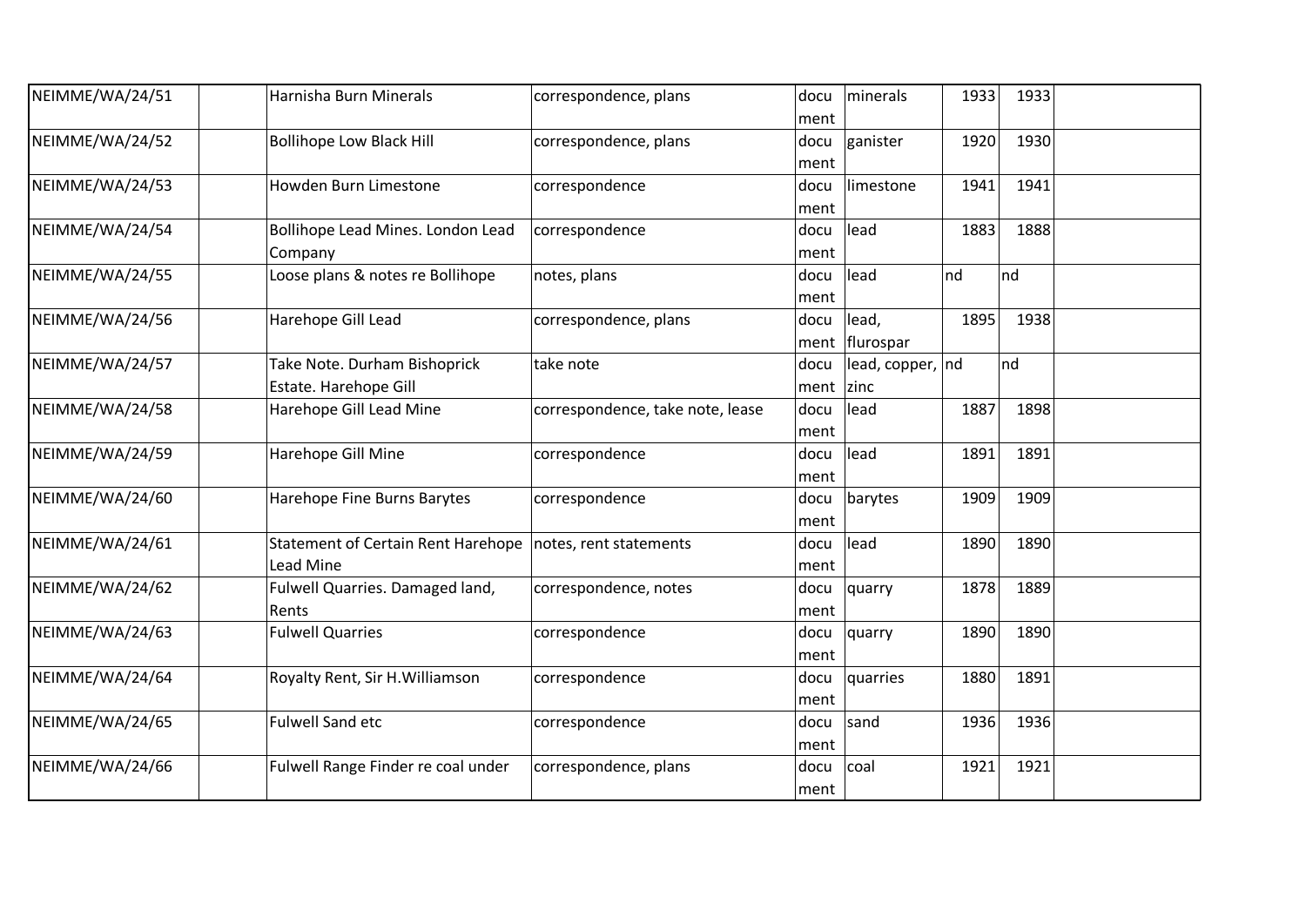| NEIMME/WA/24/51 | | Harnisha Burn Minerals | correspondence, plans | document | minerals | 1933 | 1933 | |
|---|---|---|---|---|---|---|---|---|
| NEIMME/WA/24/52 | | Bollihope Low Black Hill | correspondence, plans | document | ganister | 1920 | 1930 | |
| NEIMME/WA/24/53 | | Howden Burn Limestone | correspondence | document | limestone | 1941 | 1941 | |
| NEIMME/WA/24/54 | | Bollihope Lead Mines. London Lead Company | correspondence | document | lead | 1883 | 1888 | |
| NEIMME/WA/24/55 | | Loose plans & notes re Bollihope | notes, plans | document | lead | nd | nd | |
| NEIMME/WA/24/56 | | Harehope Gill Lead | correspondence, plans | document | lead, flurospar | 1895 | 1938 | |
| NEIMME/WA/24/57 | | Take Note. Durham Bishoprick Estate. Harehope Gill | take note | document | lead, copper, zinc | nd | nd | |
| NEIMME/WA/24/58 | | Harehope Gill Lead Mine | correspondence, take note, lease | document | lead | 1887 | 1898 | |
| NEIMME/WA/24/59 | | Harehope Gill Mine | correspondence | document | lead | 1891 | 1891 | |
| NEIMME/WA/24/60 | | Harehope Fine Burns Barytes | correspondence | document | barytes | 1909 | 1909 | |
| NEIMME/WA/24/61 | | Statement of Certain Rent Harehope Lead Mine | notes, rent statements | document | lead | 1890 | 1890 | |
| NEIMME/WA/24/62 | | Fulwell Quarries. Damaged land, Rents | correspondence, notes | document | quarry | 1878 | 1889 | |
| NEIMME/WA/24/63 | | Fulwell Quarries | correspondence | document | quarry | 1890 | 1890 | |
| NEIMME/WA/24/64 | | Royalty Rent, Sir H.Williamson | correspondence | document | quarries | 1880 | 1891 | |
| NEIMME/WA/24/65 | | Fulwell Sand etc | correspondence | document | sand | 1936 | 1936 | |
| NEIMME/WA/24/66 | | Fulwell Range Finder re coal under | correspondence, plans | document | coal | 1921 | 1921 | |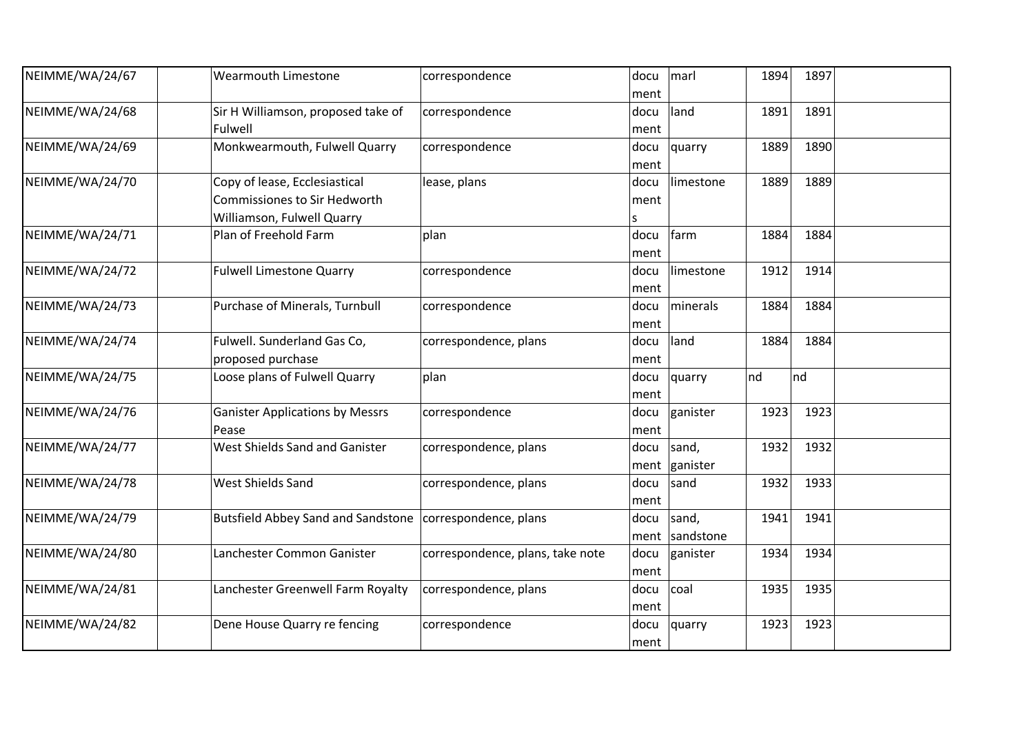| | | | | | | | | |
|---|---|---|---|---|---|---|---|---|
| NEIMME/WA/24/67 | | Wearmouth Limestone | correspondence | document | marl | 1894 | 1897 | |
| NEIMME/WA/24/68 | | Sir H Williamson, proposed take of Fulwell | correspondence | document | land | 1891 | 1891 | |
| NEIMME/WA/24/69 | | Monkwearmouth, Fulwell Quarry | correspondence | document | quarry | 1889 | 1890 | |
| NEIMME/WA/24/70 | | Copy of lease, Ecclesiastical Commissiones to Sir Hedworth Williamson, Fulwell Quarry | lease, plans | documents | limestone | 1889 | 1889 | |
| NEIMME/WA/24/71 | | Plan of Freehold Farm | plan | document | farm | 1884 | 1884 | |
| NEIMME/WA/24/72 | | Fulwell Limestone Quarry | correspondence | document | limestone | 1912 | 1914 | |
| NEIMME/WA/24/73 | | Purchase of Minerals, Turnbull | correspondence | document | minerals | 1884 | 1884 | |
| NEIMME/WA/24/74 | | Fulwell. Sunderland Gas Co, proposed purchase | correspondence, plans | document | land | 1884 | 1884 | |
| NEIMME/WA/24/75 | | Loose plans of Fulwell Quarry | plan | document | quarry | nd | nd | |
| NEIMME/WA/24/76 | | Ganister Applications by Messrs Pease | correspondence | document | ganister | 1923 | 1923 | |
| NEIMME/WA/24/77 | | West Shields Sand and Ganister | correspondence, plans | document | sand, ganister | 1932 | 1932 | |
| NEIMME/WA/24/78 | | West Shields Sand | correspondence, plans | document | sand | 1932 | 1933 | |
| NEIMME/WA/24/79 | | Butsfield Abbey Sand and Sandstone | correspondence, plans | document | sand, sandstone | 1941 | 1941 | |
| NEIMME/WA/24/80 | | Lanchester Common Ganister | correspondence, plans, take note | document | ganister | 1934 | 1934 | |
| NEIMME/WA/24/81 | | Lanchester Greenwell Farm Royalty | correspondence, plans | document | coal | 1935 | 1935 | |
| NEIMME/WA/24/82 | | Dene House Quarry re fencing | correspondence | document | quarry | 1923 | 1923 | |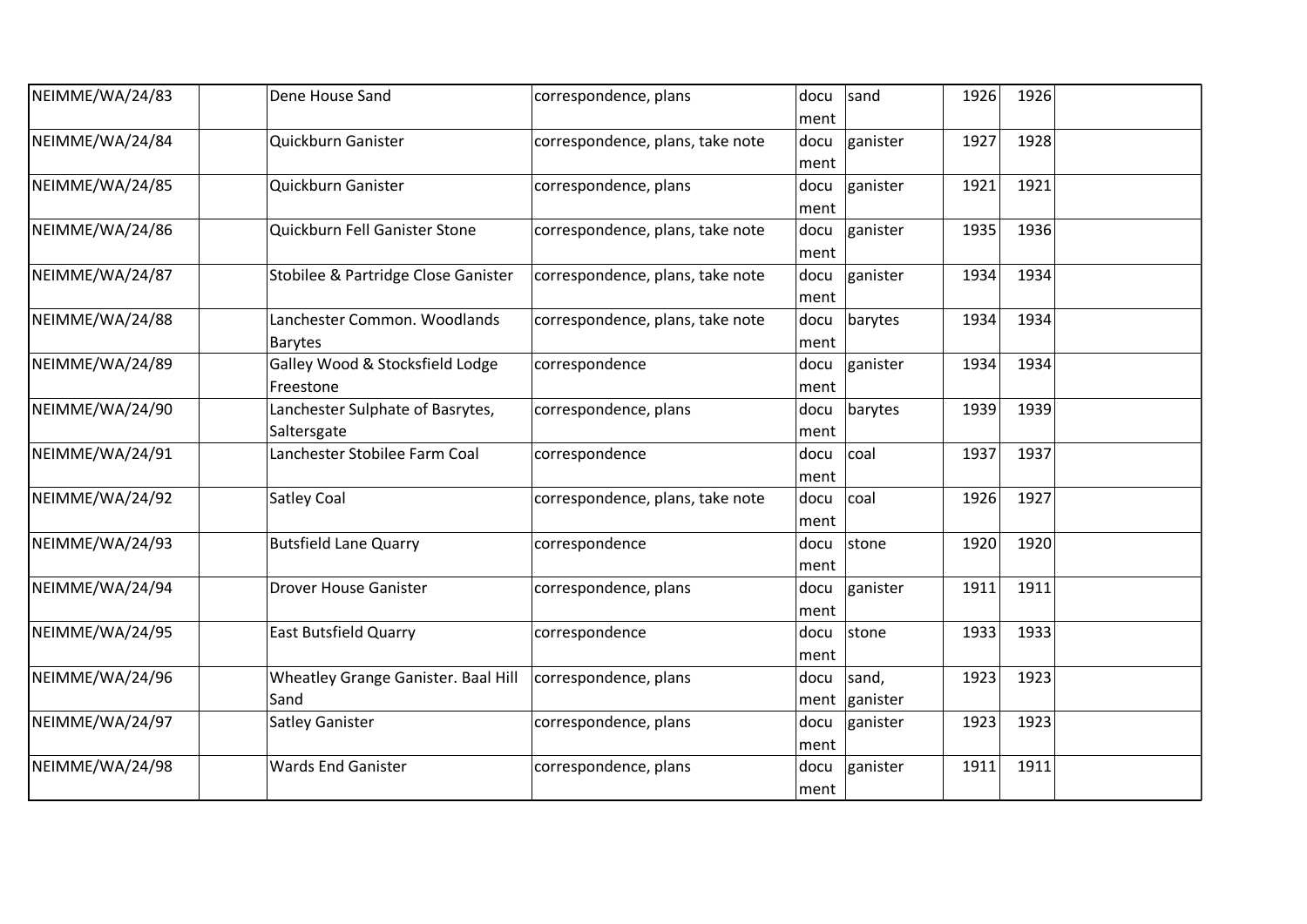| | | | | | | | | |
|---|---|---|---|---|---|---|---|---|
| NEIMME/WA/24/83 | | Dene House Sand | correspondence, plans | document | sand | 1926 | 1926 | |
| NEIMME/WA/24/84 | | Quickburn Ganister | correspondence, plans, take note | document | ganister | 1927 | 1928 | |
| NEIMME/WA/24/85 | | Quickburn Ganister | correspondence, plans | document | ganister | 1921 | 1921 | |
| NEIMME/WA/24/86 | | Quickburn Fell Ganister Stone | correspondence, plans, take note | document | ganister | 1935 | 1936 | |
| NEIMME/WA/24/87 | | Stobilee & Partridge Close Ganister | correspondence, plans, take note | document | ganister | 1934 | 1934 | |
| NEIMME/WA/24/88 | | Lanchester Common. Woodlands Barytes | correspondence, plans, take note | document | barytes | 1934 | 1934 | |
| NEIMME/WA/24/89 | | Galley Wood & Stocksfield Lodge Freestone | correspondence | document | ganister | 1934 | 1934 | |
| NEIMME/WA/24/90 | | Lanchester Sulphate of Basrytes, Saltersgate | correspondence, plans | document | barytes | 1939 | 1939 | |
| NEIMME/WA/24/91 | | Lanchester Stobilee Farm Coal | correspondence | document | coal | 1937 | 1937 | |
| NEIMME/WA/24/92 | | Satley Coal | correspondence, plans, take note | document | coal | 1926 | 1927 | |
| NEIMME/WA/24/93 | | Butsfield Lane Quarry | correspondence | document | stone | 1920 | 1920 | |
| NEIMME/WA/24/94 | | Drover House Ganister | correspondence, plans | document | ganister | 1911 | 1911 | |
| NEIMME/WA/24/95 | | East Butsfield Quarry | correspondence | document | stone | 1933 | 1933 | |
| NEIMME/WA/24/96 | | Wheatley Grange Ganister. Baal Hill Sand | correspondence, plans | document | sand, ganister | 1923 | 1923 | |
| NEIMME/WA/24/97 | | Satley Ganister | correspondence, plans | document | ganister | 1923 | 1923 | |
| NEIMME/WA/24/98 | | Wards End Ganister | correspondence, plans | document | ganister | 1911 | 1911 | |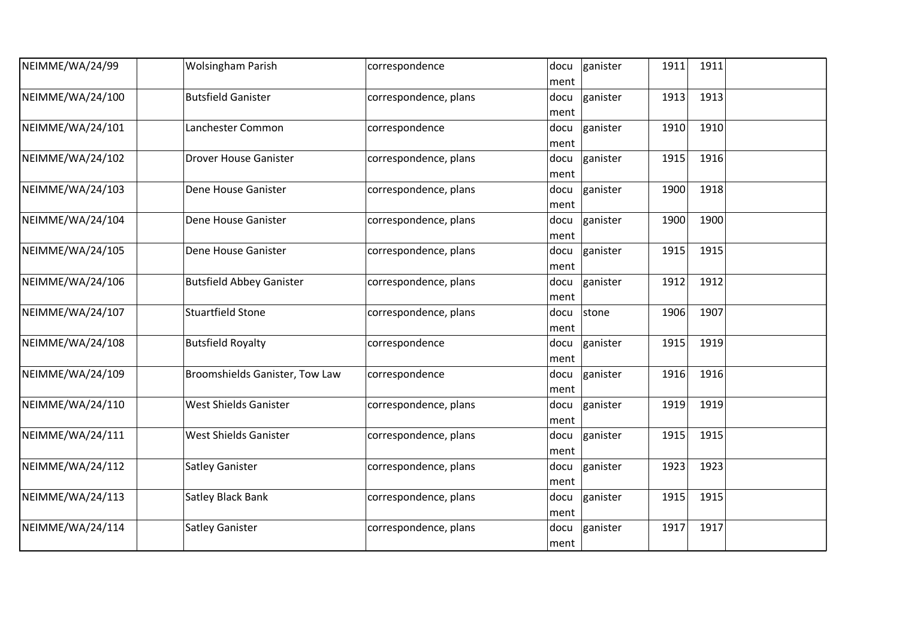| | | | | | | | | |
|---|---|---|---|---|---|---|---|---|
| NEIMME/WA/24/99 | | Wolsingham Parish | correspondence | document | ganister | 1911 | 1911 | |
| NEIMME/WA/24/100 | | Butsfield Ganister | correspondence, plans | document | ganister | 1913 | 1913 | |
| NEIMME/WA/24/101 | | Lanchester Common | correspondence | document | ganister | 1910 | 1910 | |
| NEIMME/WA/24/102 | | Drover House Ganister | correspondence, plans | document | ganister | 1915 | 1916 | |
| NEIMME/WA/24/103 | | Dene House Ganister | correspondence, plans | document | ganister | 1900 | 1918 | |
| NEIMME/WA/24/104 | | Dene House Ganister | correspondence, plans | document | ganister | 1900 | 1900 | |
| NEIMME/WA/24/105 | | Dene House Ganister | correspondence, plans | document | ganister | 1915 | 1915 | |
| NEIMME/WA/24/106 | | Butsfield Abbey Ganister | correspondence, plans | document | ganister | 1912 | 1912 | |
| NEIMME/WA/24/107 | | Stuartfield Stone | correspondence, plans | document | stone | 1906 | 1907 | |
| NEIMME/WA/24/108 | | Butsfield Royalty | correspondence | document | ganister | 1915 | 1919 | |
| NEIMME/WA/24/109 | | Broomshields Ganister, Tow Law | correspondence | document | ganister | 1916 | 1916 | |
| NEIMME/WA/24/110 | | West Shields Ganister | correspondence, plans | document | ganister | 1919 | 1919 | |
| NEIMME/WA/24/111 | | West Shields Ganister | correspondence, plans | document | ganister | 1915 | 1915 | |
| NEIMME/WA/24/112 | | Satley Ganister | correspondence, plans | document | ganister | 1923 | 1923 | |
| NEIMME/WA/24/113 | | Satley Black Bank | correspondence, plans | document | ganister | 1915 | 1915 | |
| NEIMME/WA/24/114 | | Satley Ganister | correspondence, plans | document | ganister | 1917 | 1917 | |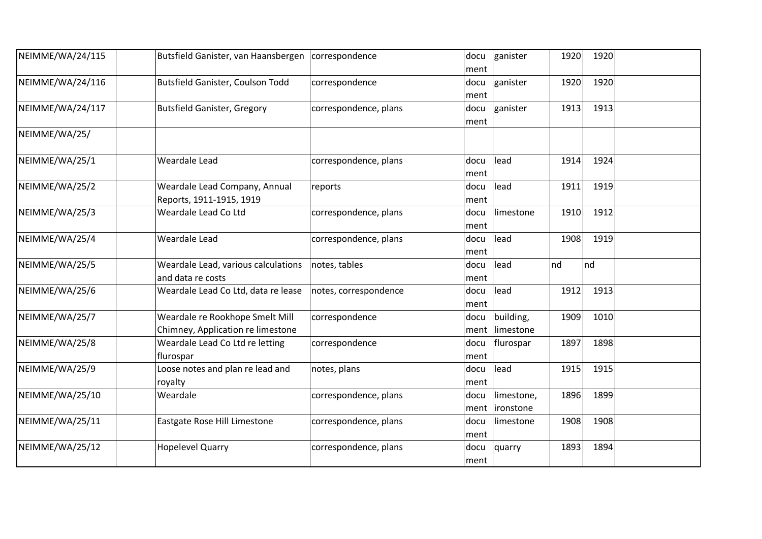| | | | | | | | | |
|---|---|---|---|---|---|---|---|---|
| NEIMME/WA/24/115 | | Butsfield Ganister, van Haansbergen | correspondence | document | ganister | 1920 | 1920 | |
| NEIMME/WA/24/116 | | Butsfield Ganister, Coulson Todd | correspondence | document | ganister | 1920 | 1920 | |
| NEIMME/WA/24/117 | | Butsfield Ganister, Gregory | correspondence, plans | document | ganister | 1913 | 1913 | |
| NEIMME/WA/25/ | | | | | | | | |
| NEIMME/WA/25/1 | | Weardale Lead | correspondence, plans | document | lead | 1914 | 1924 | |
| NEIMME/WA/25/2 | | Weardale Lead Company, Annual Reports, 1911-1915, 1919 | reports | document | lead | 1911 | 1919 | |
| NEIMME/WA/25/3 | | Weardale Lead Co Ltd | correspondence, plans | document | limestone | 1910 | 1912 | |
| NEIMME/WA/25/4 | | Weardale Lead | correspondence, plans | document | lead | 1908 | 1919 | |
| NEIMME/WA/25/5 | | Weardale Lead, various calculations and data re costs | notes, tables | document | lead | nd | nd | |
| NEIMME/WA/25/6 | | Weardale Lead Co Ltd, data re lease | notes, correspondence | document | lead | 1912 | 1913 | |
| NEIMME/WA/25/7 | | Weardale re Rookhope Smelt Mill Chimney, Application re limestone | correspondence | document | building, limestone | 1909 | 1010 | |
| NEIMME/WA/25/8 | | Weardale Lead Co Ltd re letting flurospar | correspondence | document | flurospar | 1897 | 1898 | |
| NEIMME/WA/25/9 | | Loose notes and plan re lead and royalty | notes, plans | document | lead | 1915 | 1915 | |
| NEIMME/WA/25/10 | | Weardale | correspondence, plans | document | limestone, ironstone | 1896 | 1899 | |
| NEIMME/WA/25/11 | | Eastgate Rose Hill Limestone | correspondence, plans | document | limestone | 1908 | 1908 | |
| NEIMME/WA/25/12 | | Hopelevel Quarry | correspondence, plans | document | quarry | 1893 | 1894 | |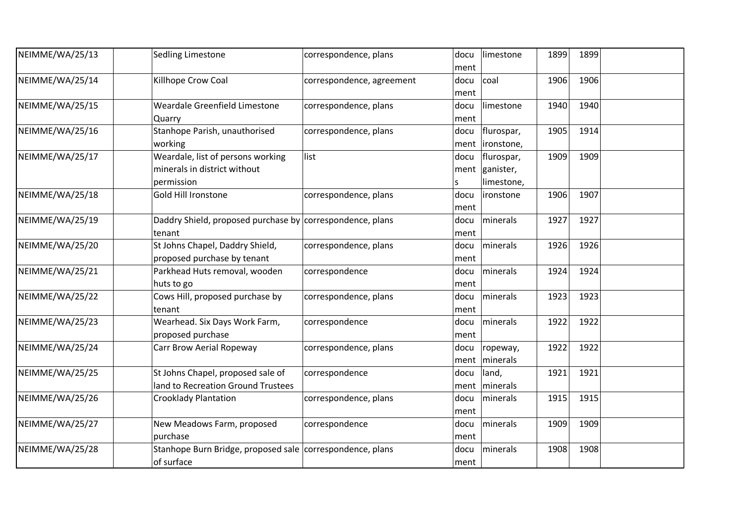| | | | | | | | | |
|---|---|---|---|---|---|---|---|---|
| NEIMME/WA/25/13 | | Sedling Limestone | correspondence, plans | document | limestone | 1899 | 1899 | |
| NEIMME/WA/25/14 | | Killhope Crow Coal | correspondence, agreement | document | coal | 1906 | 1906 | |
| NEIMME/WA/25/15 | | Weardale Greenfield Limestone Quarry | correspondence, plans | document | limestone | 1940 | 1940 | |
| NEIMME/WA/25/16 | | Stanhope Parish, unauthorised working | correspondence, plans | document | flurospar, ironstone, | 1905 | 1914 | |
| NEIMME/WA/25/17 | | Weardale, list of persons working minerals in district without permission | list | documents | flurospar, ganister, limestone, | 1909 | 1909 | |
| NEIMME/WA/25/18 | | Gold Hill Ironstone | correspondence, plans | document | ironstone | 1906 | 1907 | |
| NEIMME/WA/25/19 | | Daddry Shield, proposed purchase by tenant | correspondence, plans | document | minerals | 1927 | 1927 | |
| NEIMME/WA/25/20 | | St Johns Chapel, Daddry Shield, proposed purchase by tenant | correspondence, plans | document | minerals | 1926 | 1926 | |
| NEIMME/WA/25/21 | | Parkhead Huts removal, wooden huts to go | correspondence | document | minerals | 1924 | 1924 | |
| NEIMME/WA/25/22 | | Cows Hill, proposed purchase by tenant | correspondence, plans | document | minerals | 1923 | 1923 | |
| NEIMME/WA/25/23 | | Wearhead. Six Days Work Farm, proposed purchase | correspondence | document | minerals | 1922 | 1922 | |
| NEIMME/WA/25/24 | | Carr Brow Aerial Ropeway | correspondence, plans | document | ropeway, minerals | 1922 | 1922 | |
| NEIMME/WA/25/25 | | St Johns Chapel, proposed sale of land to Recreation Ground Trustees | correspondence | document | land, minerals | 1921 | 1921 | |
| NEIMME/WA/25/26 | | Crooklady Plantation | correspondence, plans | document | minerals | 1915 | 1915 | |
| NEIMME/WA/25/27 | | New Meadows Farm, proposed purchase | correspondence | document | minerals | 1909 | 1909 | |
| NEIMME/WA/25/28 | | Stanhope Burn Bridge, proposed sale of surface | correspondence, plans | document | minerals | 1908 | 1908 | |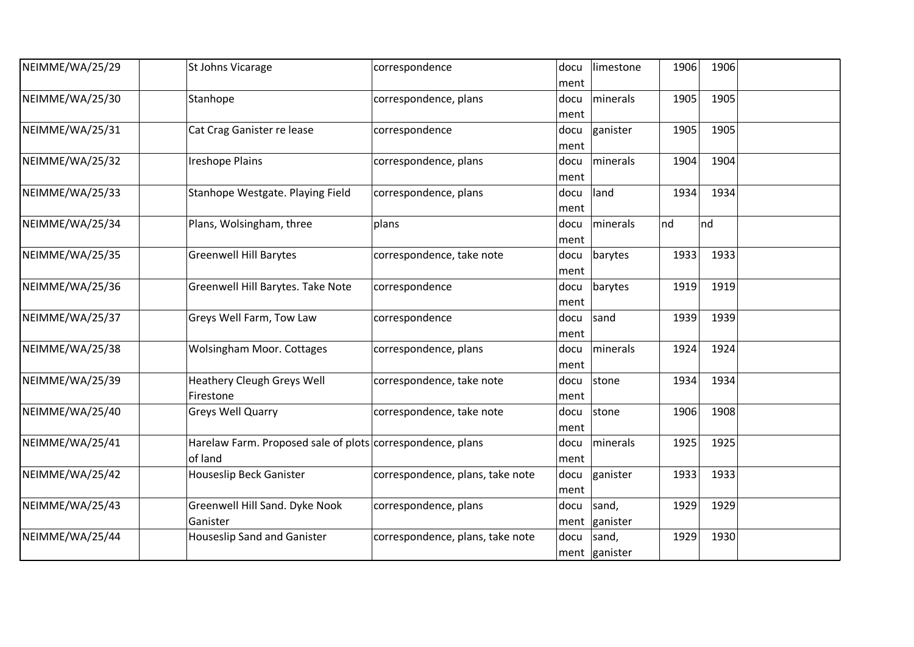| | | | | | | | | |
|---|---|---|---|---|---|---|---|---|
| NEIMME/WA/25/29 | | St Johns Vicarage | correspondence | document | limestone | 1906 | 1906 | |
| NEIMME/WA/25/30 | | Stanhope | correspondence, plans | document | minerals | 1905 | 1905 | |
| NEIMME/WA/25/31 | | Cat Crag Ganister re lease | correspondence | document | ganister | 1905 | 1905 | |
| NEIMME/WA/25/32 | | Ireshope Plains | correspondence, plans | document | minerals | 1904 | 1904 | |
| NEIMME/WA/25/33 | | Stanhope Westgate. Playing Field | correspondence, plans | document | land | 1934 | 1934 | |
| NEIMME/WA/25/34 | | Plans, Wolsingham, three | plans | document | minerals | nd | nd | |
| NEIMME/WA/25/35 | | Greenwell Hill Barytes | correspondence, take note | document | barytes | 1933 | 1933 | |
| NEIMME/WA/25/36 | | Greenwell Hill Barytes. Take Note | correspondence | document | barytes | 1919 | 1919 | |
| NEIMME/WA/25/37 | | Greys Well Farm, Tow Law | correspondence | document | sand | 1939 | 1939 | |
| NEIMME/WA/25/38 | | Wolsingham Moor. Cottages | correspondence, plans | document | minerals | 1924 | 1924 | |
| NEIMME/WA/25/39 | | Heathery Cleugh Greys Well Firestone | correspondence, take note | document | stone | 1934 | 1934 | |
| NEIMME/WA/25/40 | | Greys Well Quarry | correspondence, take note | document | stone | 1906 | 1908 | |
| NEIMME/WA/25/41 | | Harelaw Farm. Proposed sale of plots of land | correspondence, plans | document | minerals | 1925 | 1925 | |
| NEIMME/WA/25/42 | | Houseslip Beck Ganister | correspondence, plans, take note | document | ganister | 1933 | 1933 | |
| NEIMME/WA/25/43 | | Greenwell Hill Sand. Dyke Nook Ganister | correspondence, plans | document | sand, ganister | 1929 | 1929 | |
| NEIMME/WA/25/44 | | Houseslip Sand and Ganister | correspondence, plans, take note | document | sand, ganister | 1929 | 1930 | |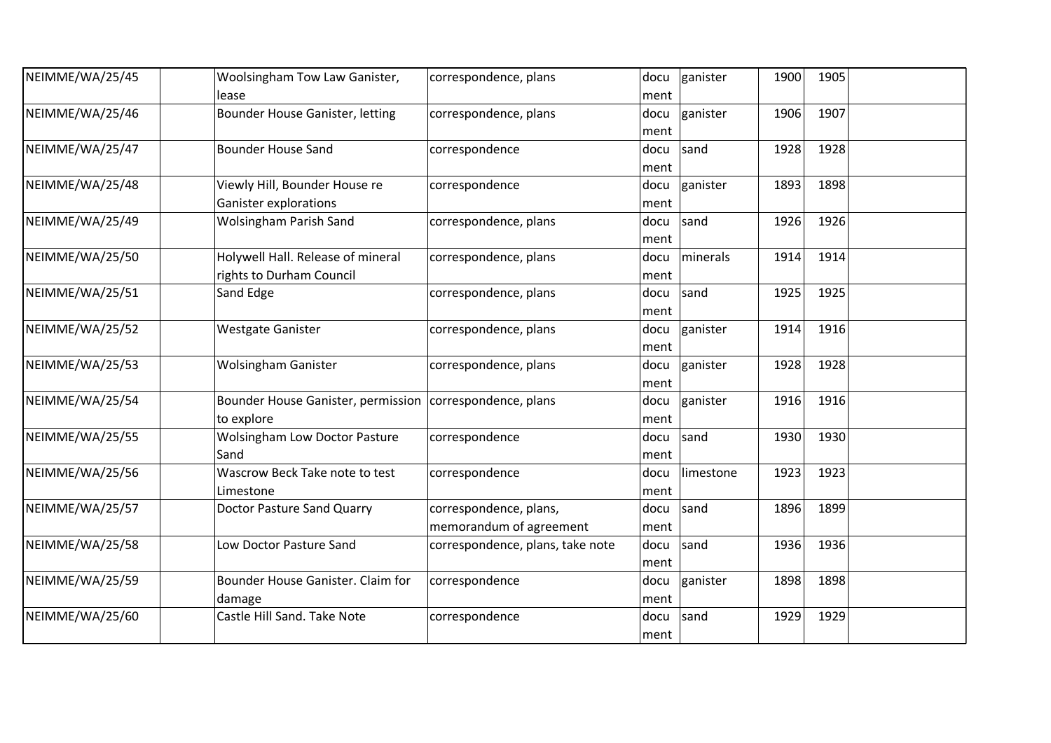| | | | | | | | | |
|---|---|---|---|---|---|---|---|---|
| NEIMME/WA/25/45 | | Woolsingham Tow Law Ganister, lease | correspondence, plans | docu ment | ganister | 1900 | 1905 | |
| NEIMME/WA/25/46 | | Bounder House Ganister, letting | correspondence, plans | docu ment | ganister | 1906 | 1907 | |
| NEIMME/WA/25/47 | | Bounder House Sand | correspondence | docu ment | sand | 1928 | 1928 | |
| NEIMME/WA/25/48 | | Viewly Hill, Bounder House re Ganister explorations | correspondence | docu ment | ganister | 1893 | 1898 | |
| NEIMME/WA/25/49 | | Wolsingham Parish Sand | correspondence, plans | docu ment | sand | 1926 | 1926 | |
| NEIMME/WA/25/50 | | Holywell Hall. Release of mineral rights to Durham Council | correspondence, plans | docu ment | minerals | 1914 | 1914 | |
| NEIMME/WA/25/51 | | Sand Edge | correspondence, plans | docu ment | sand | 1925 | 1925 | |
| NEIMME/WA/25/52 | | Westgate Ganister | correspondence, plans | docu ment | ganister | 1914 | 1916 | |
| NEIMME/WA/25/53 | | Wolsingham Ganister | correspondence, plans | docu ment | ganister | 1928 | 1928 | |
| NEIMME/WA/25/54 | | Bounder House Ganister, permission to explore | correspondence, plans | docu ment | ganister | 1916 | 1916 | |
| NEIMME/WA/25/55 | | Wolsingham Low Doctor Pasture Sand | correspondence | docu ment | sand | 1930 | 1930 | |
| NEIMME/WA/25/56 | | Wascrow Beck Take note to test Limestone | correspondence | docu ment | limestone | 1923 | 1923 | |
| NEIMME/WA/25/57 | | Doctor Pasture Sand Quarry | correspondence, plans, memorandum of agreement | docu ment | sand | 1896 | 1899 | |
| NEIMME/WA/25/58 | | Low Doctor Pasture Sand | correspondence, plans, take note | docu ment | sand | 1936 | 1936 | |
| NEIMME/WA/25/59 | | Bounder House Ganister. Claim for damage | correspondence | docu ment | ganister | 1898 | 1898 | |
| NEIMME/WA/25/60 | | Castle Hill Sand. Take Note | correspondence | docu ment | sand | 1929 | 1929 | |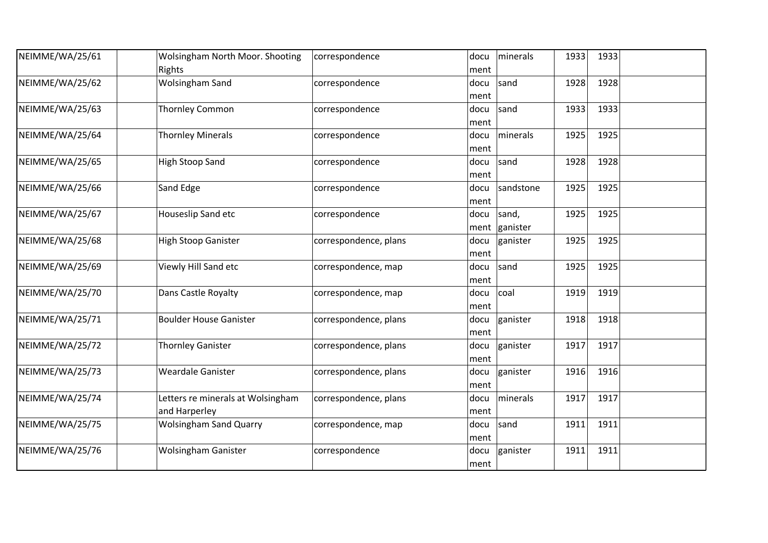| | | | | | | | | |
|---|---|---|---|---|---|---|---|---|
| NEIMME/WA/25/61 | | Wolsingham North Moor. Shooting Rights | correspondence | document | minerals | 1933 | 1933 | |
| NEIMME/WA/25/62 | | Wolsingham Sand | correspondence | document | sand | 1928 | 1928 | |
| NEIMME/WA/25/63 | | Thornley Common | correspondence | document | sand | 1933 | 1933 | |
| NEIMME/WA/25/64 | | Thornley Minerals | correspondence | document | minerals | 1925 | 1925 | |
| NEIMME/WA/25/65 | | High Stoop Sand | correspondence | document | sand | 1928 | 1928 | |
| NEIMME/WA/25/66 | | Sand Edge | correspondence | document | sandstone | 1925 | 1925 | |
| NEIMME/WA/25/67 | | Houseslip Sand etc | correspondence | document | sand, ganister | 1925 | 1925 | |
| NEIMME/WA/25/68 | | High Stoop Ganister | correspondence, plans | document | ganister | 1925 | 1925 | |
| NEIMME/WA/25/69 | | Viewly Hill Sand etc | correspondence, map | document | sand | 1925 | 1925 | |
| NEIMME/WA/25/70 | | Dans Castle Royalty | correspondence, map | document | coal | 1919 | 1919 | |
| NEIMME/WA/25/71 | | Boulder House Ganister | correspondence, plans | document | ganister | 1918 | 1918 | |
| NEIMME/WA/25/72 | | Thornley Ganister | correspondence, plans | document | ganister | 1917 | 1917 | |
| NEIMME/WA/25/73 | | Weardale Ganister | correspondence, plans | document | ganister | 1916 | 1916 | |
| NEIMME/WA/25/74 | | Letters re minerals at Wolsingham and Harperley | correspondence, plans | document | minerals | 1917 | 1917 | |
| NEIMME/WA/25/75 | | Wolsingham Sand Quarry | correspondence, map | document | sand | 1911 | 1911 | |
| NEIMME/WA/25/76 | | Wolsingham Ganister | correspondence | document | ganister | 1911 | 1911 | |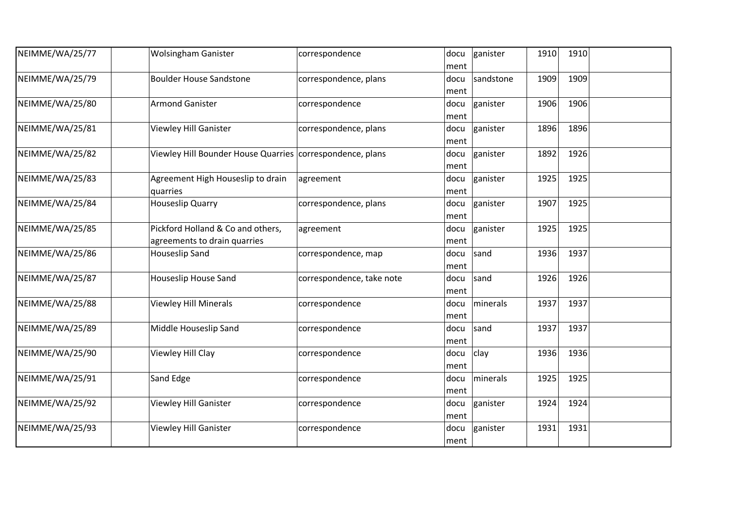| | | | | | | | | |
|---|---|---|---|---|---|---|---|---|
| NEIMME/WA/25/77 | | Wolsingham Ganister | correspondence | document | ganister | 1910 | 1910 | |
| NEIMME/WA/25/79 | | Boulder House Sandstone | correspondence, plans | document | sandstone | 1909 | 1909 | |
| NEIMME/WA/25/80 | | Armond Ganister | correspondence | document | ganister | 1906 | 1906 | |
| NEIMME/WA/25/81 | | Viewley Hill Ganister | correspondence, plans | document | ganister | 1896 | 1896 | |
| NEIMME/WA/25/82 | | Viewley Hill Bounder House Quarries | correspondence, plans | document | ganister | 1892 | 1926 | |
| NEIMME/WA/25/83 | | Agreement High Houseslip to drain quarries | agreement | document | ganister | 1925 | 1925 | |
| NEIMME/WA/25/84 | | Houseslip Quarry | correspondence, plans | document | ganister | 1907 | 1925 | |
| NEIMME/WA/25/85 | | Pickford Holland & Co and others, agreements to drain quarries | agreement | document | ganister | 1925 | 1925 | |
| NEIMME/WA/25/86 | | Houseslip Sand | correspondence, map | document | sand | 1936 | 1937 | |
| NEIMME/WA/25/87 | | Houseslip House Sand | correspondence, take note | document | sand | 1926 | 1926 | |
| NEIMME/WA/25/88 | | Viewley Hill Minerals | correspondence | document | minerals | 1937 | 1937 | |
| NEIMME/WA/25/89 | | Middle Houseslip Sand | correspondence | document | sand | 1937 | 1937 | |
| NEIMME/WA/25/90 | | Viewley Hill Clay | correspondence | document | clay | 1936 | 1936 | |
| NEIMME/WA/25/91 | | Sand Edge | correspondence | document | minerals | 1925 | 1925 | |
| NEIMME/WA/25/92 | | Viewley Hill Ganister | correspondence | document | ganister | 1924 | 1924 | |
| NEIMME/WA/25/93 | | Viewley Hill Ganister | correspondence | document | ganister | 1931 | 1931 | |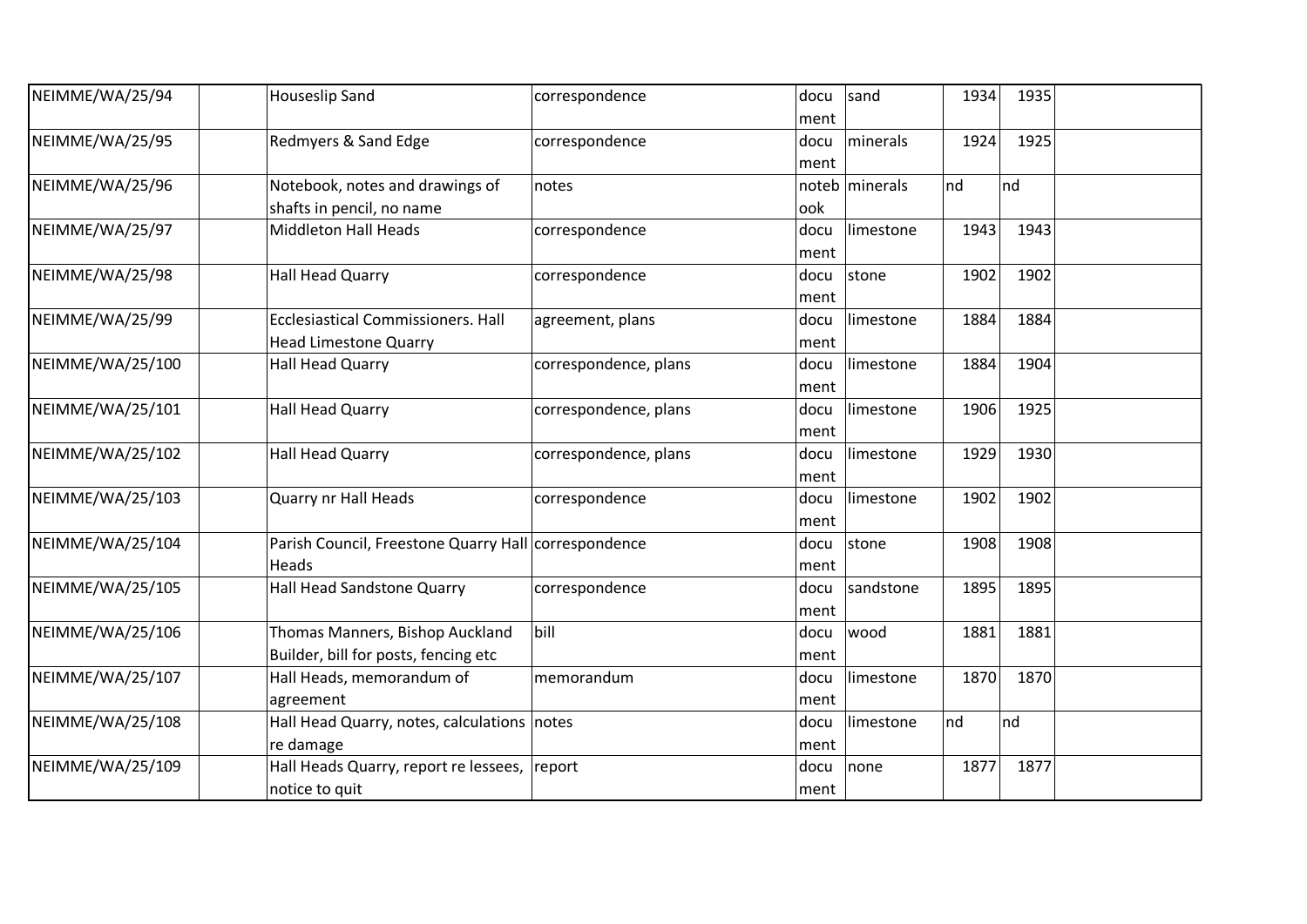| | | | | | | | | |
|---|---|---|---|---|---|---|---|---|
| NEIMME/WA/25/94 | | Houseslip Sand | correspondence | document | sand | 1934 | 1935 | |
| NEIMME/WA/25/95 | | Redmyers & Sand Edge | correspondence | document | minerals | 1924 | 1925 | |
| NEIMME/WA/25/96 | | Notebook, notes and drawings of shafts in pencil, no name | notes | notebook | minerals | nd | nd | |
| NEIMME/WA/25/97 | | Middleton Hall Heads | correspondence | document | limestone | 1943 | 1943 | |
| NEIMME/WA/25/98 | | Hall Head Quarry | correspondence | document | stone | 1902 | 1902 | |
| NEIMME/WA/25/99 | | Ecclesiastical Commissioners. Hall Head Limestone Quarry | agreement, plans | document | limestone | 1884 | 1884 | |
| NEIMME/WA/25/100 | | Hall Head Quarry | correspondence, plans | document | limestone | 1884 | 1904 | |
| NEIMME/WA/25/101 | | Hall Head Quarry | correspondence, plans | document | limestone | 1906 | 1925 | |
| NEIMME/WA/25/102 | | Hall Head Quarry | correspondence, plans | document | limestone | 1929 | 1930 | |
| NEIMME/WA/25/103 | | Quarry nr Hall Heads | correspondence | document | limestone | 1902 | 1902 | |
| NEIMME/WA/25/104 | | Parish Council, Freestone Quarry Hall Heads | correspondence | document | stone | 1908 | 1908 | |
| NEIMME/WA/25/105 | | Hall Head Sandstone Quarry | correspondence | document | sandstone | 1895 | 1895 | |
| NEIMME/WA/25/106 | | Thomas Manners, Bishop Auckland Builder, bill for posts, fencing etc | bill | document | wood | 1881 | 1881 | |
| NEIMME/WA/25/107 | | Hall Heads, memorandum of agreement | memorandum | document | limestone | 1870 | 1870 | |
| NEIMME/WA/25/108 | | Hall Head Quarry, notes, calculations re damage | notes | document | limestone | nd | nd | |
| NEIMME/WA/25/109 | | Hall Heads Quarry, report re lessees, notice to quit | report | document | none | 1877 | 1877 | |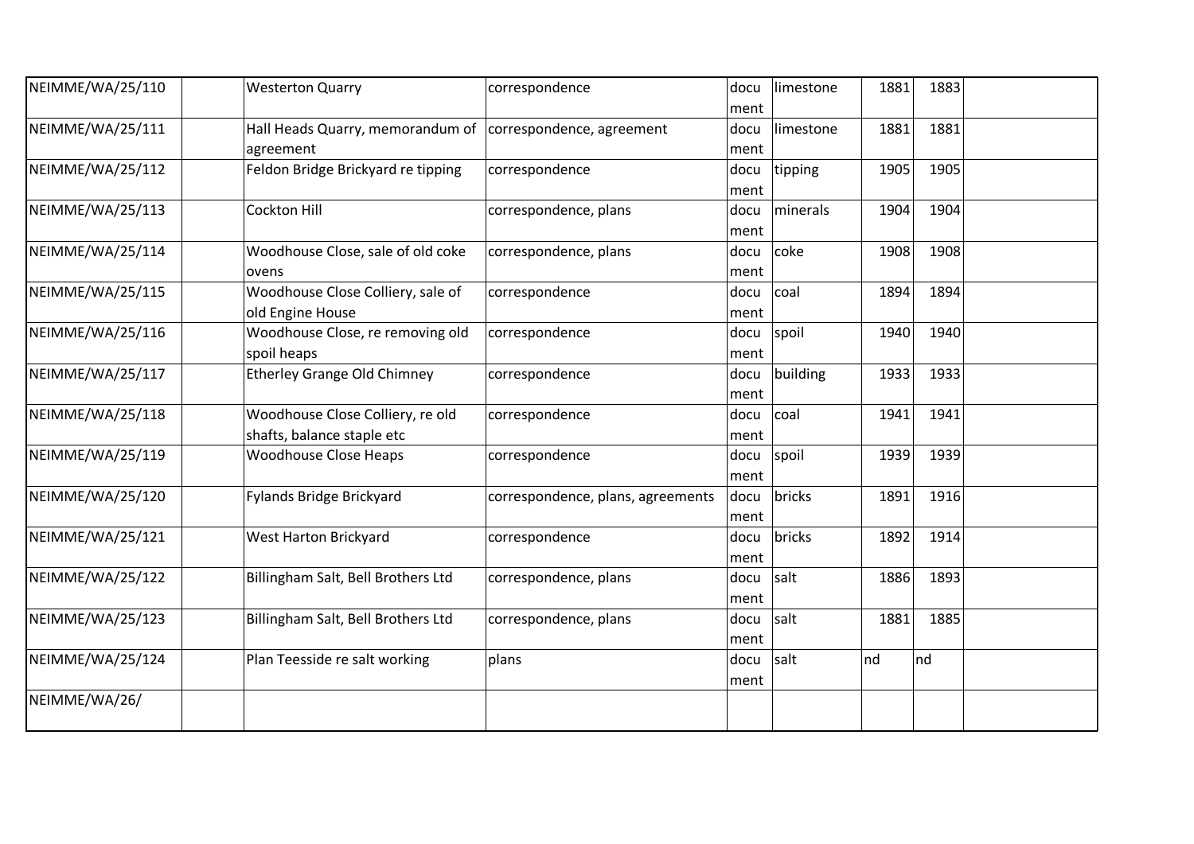| | | | | | | | | |
|---|---|---|---|---|---|---|---|---|
| NEIMME/WA/25/110 | | Westerton Quarry | correspondence | document | limestone | 1881 | 1883 | |
| NEIMME/WA/25/111 | | Hall Heads Quarry, memorandum of agreement | correspondence, agreement | document | limestone | 1881 | 1881 | |
| NEIMME/WA/25/112 | | Feldon Bridge Brickyard re tipping | correspondence | document | tipping | 1905 | 1905 | |
| NEIMME/WA/25/113 | | Cockton Hill | correspondence, plans | document | minerals | 1904 | 1904 | |
| NEIMME/WA/25/114 | | Woodhouse Close, sale of old coke ovens | correspondence, plans | document | coke | 1908 | 1908 | |
| NEIMME/WA/25/115 | | Woodhouse Close Colliery, sale of old Engine House | correspondence | document | coal | 1894 | 1894 | |
| NEIMME/WA/25/116 | | Woodhouse Close, re removing old spoil heaps | correspondence | document | spoil | 1940 | 1940 | |
| NEIMME/WA/25/117 | | Etherley Grange Old Chimney | correspondence | document | building | 1933 | 1933 | |
| NEIMME/WA/25/118 | | Woodhouse Close Colliery, re old shafts, balance staple etc | correspondence | document | coal | 1941 | 1941 | |
| NEIMME/WA/25/119 | | Woodhouse Close Heaps | correspondence | document | spoil | 1939 | 1939 | |
| NEIMME/WA/25/120 | | Fylands Bridge Brickyard | correspondence, plans, agreements | document | bricks | 1891 | 1916 | |
| NEIMME/WA/25/121 | | West Harton Brickyard | correspondence | document | bricks | 1892 | 1914 | |
| NEIMME/WA/25/122 | | Billingham Salt, Bell Brothers Ltd | correspondence, plans | document | salt | 1886 | 1893 | |
| NEIMME/WA/25/123 | | Billingham Salt, Bell Brothers Ltd | correspondence, plans | document | salt | 1881 | 1885 | |
| NEIMME/WA/25/124 | | Plan Teesside re salt working | plans | document | salt | nd | nd | |
| NEIMME/WA/26/ | | | | | | | | |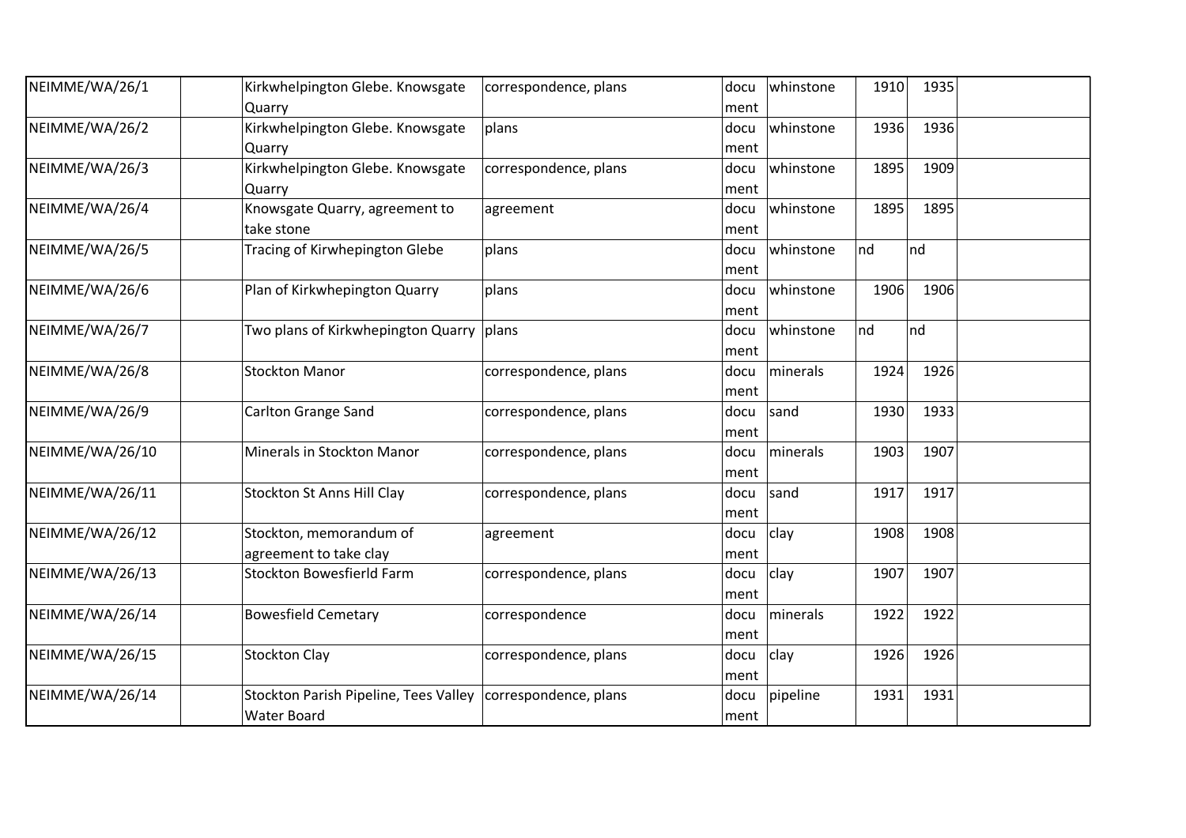| NEIMME/WA/26/1 | | Kirkwhelpington Glebe. Knowsgate Quarry | correspondence, plans | docu ment | whinstone | 1910 | 1935 | |
|---|---|---|---|---|---|---|---|---|
| NEIMME/WA/26/2 | | Kirkwhelpington Glebe. Knowsgate Quarry | plans | docu ment | whinstone | 1936 | 1936 | |
| NEIMME/WA/26/3 | | Kirkwhelpington Glebe. Knowsgate Quarry | correspondence, plans | docu ment | whinstone | 1895 | 1909 | |
| NEIMME/WA/26/4 | | Knowsgate Quarry, agreement to take stone | agreement | docu ment | whinstone | 1895 | 1895 | |
| NEIMME/WA/26/5 | | Tracing of Kirwhepington Glebe | plans | docu ment | whinstone | nd | nd | |
| NEIMME/WA/26/6 | | Plan of Kirkwhepington Quarry | plans | docu ment | whinstone | 1906 | 1906 | |
| NEIMME/WA/26/7 | | Two plans of Kirkwhepington Quarry | plans | docu ment | whinstone | nd | nd | |
| NEIMME/WA/26/8 | | Stockton Manor | correspondence, plans | docu ment | minerals | 1924 | 1926 | |
| NEIMME/WA/26/9 | | Carlton Grange Sand | correspondence, plans | docu ment | sand | 1930 | 1933 | |
| NEIMME/WA/26/10 | | Minerals in Stockton Manor | correspondence, plans | docu ment | minerals | 1903 | 1907 | |
| NEIMME/WA/26/11 | | Stockton St Anns Hill Clay | correspondence, plans | docu ment | sand | 1917 | 1917 | |
| NEIMME/WA/26/12 | | Stockton, memorandum of agreement to take clay | agreement | docu ment | clay | 1908 | 1908 | |
| NEIMME/WA/26/13 | | Stockton Bowesfierld Farm | correspondence, plans | docu ment | clay | 1907 | 1907 | |
| NEIMME/WA/26/14 | | Bowesfield Cemetary | correspondence | docu ment | minerals | 1922 | 1922 | |
| NEIMME/WA/26/15 | | Stockton Clay | correspondence, plans | docu ment | clay | 1926 | 1926 | |
| NEIMME/WA/26/14 | | Stockton Parish Pipeline, Tees Valley Water Board | correspondence, plans | docu ment | pipeline | 1931 | 1931 | |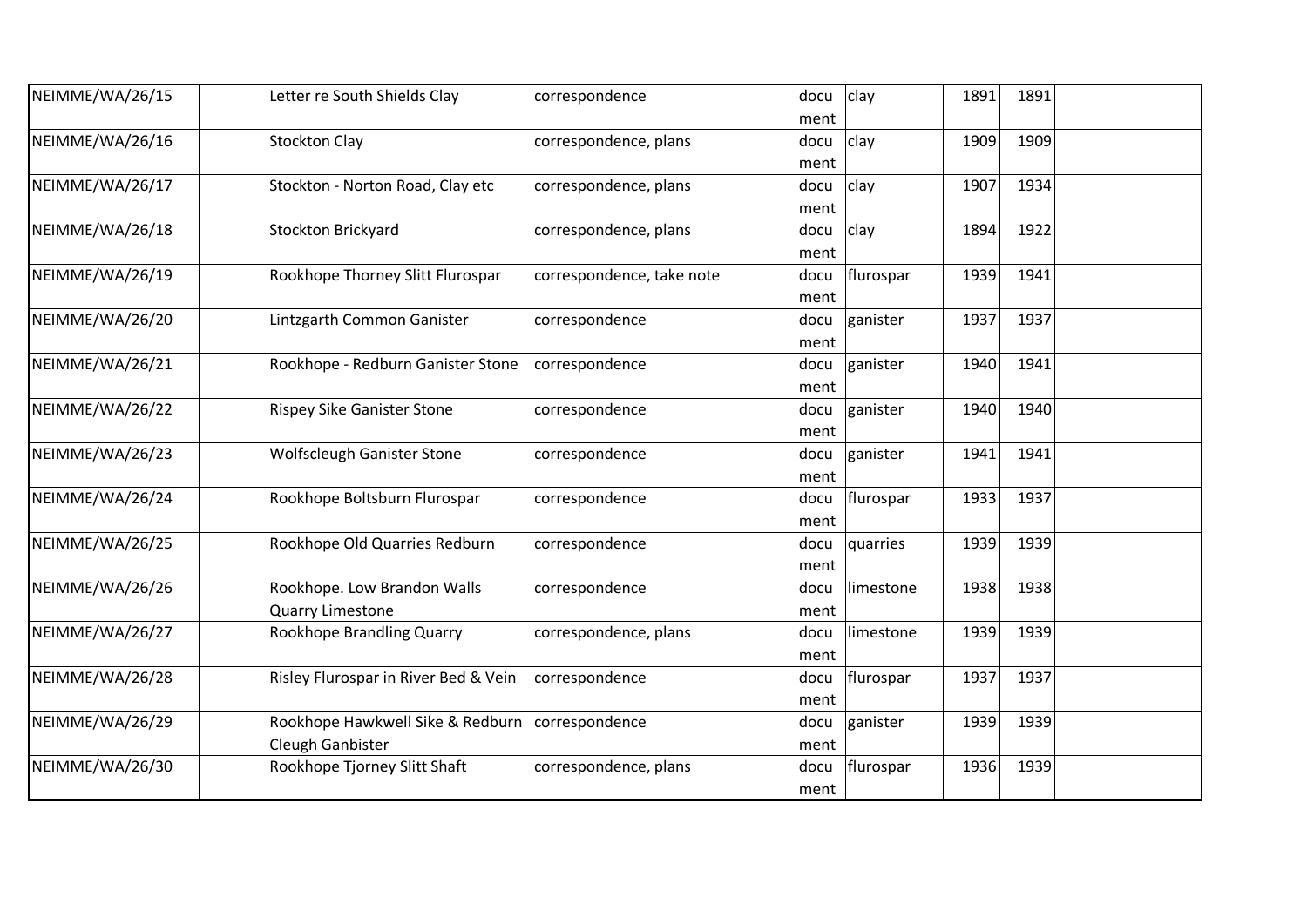| NEIMME/WA/26/15 | | Letter re South Shields Clay | correspondence | document | clay | 1891 | 1891 | |
|---|---|---|---|---|---|---|---|---|
| NEIMME/WA/26/16 | | Stockton Clay | correspondence, plans | document | clay | 1909 | 1909 | |
| NEIMME/WA/26/17 | | Stockton - Norton Road, Clay etc | correspondence, plans | document | clay | 1907 | 1934 | |
| NEIMME/WA/26/18 | | Stockton Brickyard | correspondence, plans | document | clay | 1894 | 1922 | |
| NEIMME/WA/26/19 | | Rookhope Thorney Slitt Flurospar | correspondence, take note | document | flurospar | 1939 | 1941 | |
| NEIMME/WA/26/20 | | Lintzgarth Common Ganister | correspondence | document | ganister | 1937 | 1937 | |
| NEIMME/WA/26/21 | | Rookhope - Redburn Ganister Stone | correspondence | document | ganister | 1940 | 1941 | |
| NEIMME/WA/26/22 | | Rispey Sike Ganister Stone | correspondence | document | ganister | 1940 | 1940 | |
| NEIMME/WA/26/23 | | Wolfscleugh Ganister Stone | correspondence | document | ganister | 1941 | 1941 | |
| NEIMME/WA/26/24 | | Rookhope Boltsburn Flurospar | correspondence | document | flurospar | 1933 | 1937 | |
| NEIMME/WA/26/25 | | Rookhope Old Quarries Redburn | correspondence | document | quarries | 1939 | 1939 | |
| NEIMME/WA/26/26 | | Rookhope. Low Brandon Walls Quarry Limestone | correspondence | document | limestone | 1938 | 1938 | |
| NEIMME/WA/26/27 | | Rookhope Brandling Quarry | correspondence, plans | document | limestone | 1939 | 1939 | |
| NEIMME/WA/26/28 | | Risley Flurospar in River Bed & Vein | correspondence | document | flurospar | 1937 | 1937 | |
| NEIMME/WA/26/29 | | Rookhope Hawkwell Sike & Redburn Cleugh Ganbister | correspondence | document | ganister | 1939 | 1939 | |
| NEIMME/WA/26/30 | | Rookhope Tjorney Slitt Shaft | correspondence, plans | document | flurospar | 1936 | 1939 | |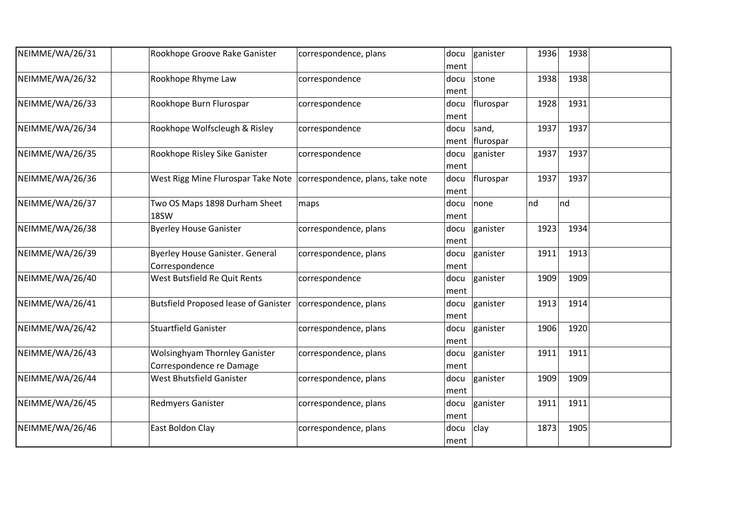| | | | | | | | | |
|---|---|---|---|---|---|---|---|---|
| NEIMME/WA/26/31 | | Rookhope Groove Rake Ganister | correspondence, plans | document | ganister | 1936 | 1938 | |
| NEIMME/WA/26/32 | | Rookhope Rhyme Law | correspondence | document | stone | 1938 | 1938 | |
| NEIMME/WA/26/33 | | Rookhope Burn Flurospar | correspondence | document | flurospar | 1928 | 1931 | |
| NEIMME/WA/26/34 | | Rookhope Wolfscleugh & Risley | correspondence | document | sand, flurospar | 1937 | 1937 | |
| NEIMME/WA/26/35 | | Rookhope Risley Sike Ganister | correspondence | document | ganister | 1937 | 1937 | |
| NEIMME/WA/26/36 | | West Rigg Mine Flurospar Take Note | correspondence, plans, take note | document | flurospar | 1937 | 1937 | |
| NEIMME/WA/26/37 | | Two OS Maps 1898 Durham Sheet 18SW | maps | document | none | nd | nd | |
| NEIMME/WA/26/38 | | Byerley House Ganister | correspondence, plans | document | ganister | 1923 | 1934 | |
| NEIMME/WA/26/39 | | Byerley House Ganister. General Correspondence | correspondence, plans | document | ganister | 1911 | 1913 | |
| NEIMME/WA/26/40 | | West Butsfield Re Quit Rents | correspondence | document | ganister | 1909 | 1909 | |
| NEIMME/WA/26/41 | | Butsfield Proposed lease of Ganister | correspondence, plans | document | ganister | 1913 | 1914 | |
| NEIMME/WA/26/42 | | Stuartfield Ganister | correspondence, plans | document | ganister | 1906 | 1920 | |
| NEIMME/WA/26/43 | | Wolsinghyam Thornley Ganister Correspondence re Damage | correspondence, plans | document | ganister | 1911 | 1911 | |
| NEIMME/WA/26/44 | | West Bhutsfield Ganister | correspondence, plans | document | ganister | 1909 | 1909 | |
| NEIMME/WA/26/45 | | Redmyers Ganister | correspondence, plans | document | ganister | 1911 | 1911 | |
| NEIMME/WA/26/46 | | East Boldon Clay | correspondence, plans | document | clay | 1873 | 1905 | |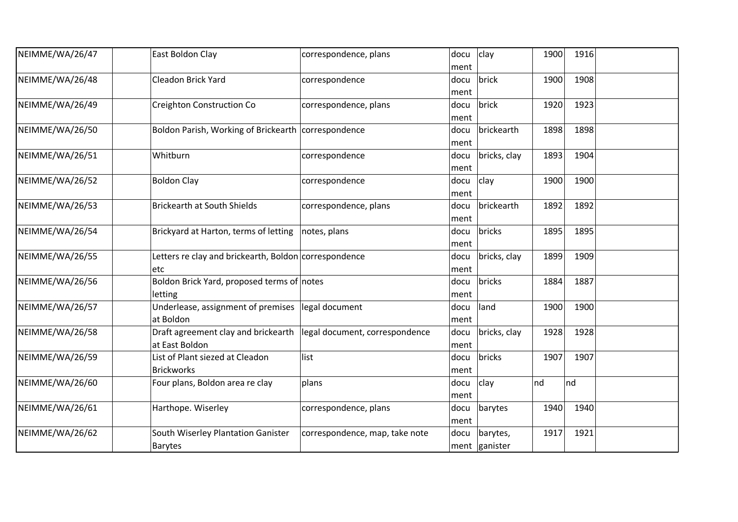| NEIMME/WA/26/47 | | East Boldon Clay | correspondence, plans | document | clay | 1900 | 1916 | |
|---|---|---|---|---|---|---|---|---|
| NEIMME/WA/26/48 | | Cleadon Brick Yard | correspondence | document | brick | 1900 | 1908 | |
| NEIMME/WA/26/49 | | Creighton Construction Co | correspondence, plans | document | brick | 1920 | 1923 | |
| NEIMME/WA/26/50 | | Boldon Parish, Working of Brickearth | correspondence | document | brickearth | 1898 | 1898 | |
| NEIMME/WA/26/51 | | Whitburn | correspondence | document | bricks, clay | 1893 | 1904 | |
| NEIMME/WA/26/52 | | Boldon Clay | correspondence | document | clay | 1900 | 1900 | |
| NEIMME/WA/26/53 | | Brickearth at South Shields | correspondence, plans | document | brickearth | 1892 | 1892 | |
| NEIMME/WA/26/54 | | Brickyard at Harton, terms of letting | notes, plans | document | bricks | 1895 | 1895 | |
| NEIMME/WA/26/55 | | Letters re clay and brickearth, Boldon etc | correspondence | document | bricks, clay | 1899 | 1909 | |
| NEIMME/WA/26/56 | | Boldon Brick Yard, proposed terms of letting | notes | document | bricks | 1884 | 1887 | |
| NEIMME/WA/26/57 | | Underlease, assignment of premises at Boldon | legal document | document | land | 1900 | 1900 | |
| NEIMME/WA/26/58 | | Draft agreement clay and brickearth at East Boldon | legal document, correspondence | document | bricks, clay | 1928 | 1928 | |
| NEIMME/WA/26/59 | | List of Plant siezed at Cleadon Brickworks | list | document | bricks | 1907 | 1907 | |
| NEIMME/WA/26/60 | | Four plans, Boldon area re clay | plans | document | clay | nd | nd | |
| NEIMME/WA/26/61 | | Harthope. Wiserley | correspondence, plans | document | barytes | 1940 | 1940 | |
| NEIMME/WA/26/62 | | South Wiserley Plantation Ganister Barytes | correspondence, map, take note | document | barytes, ganister | 1917 | 1921 | |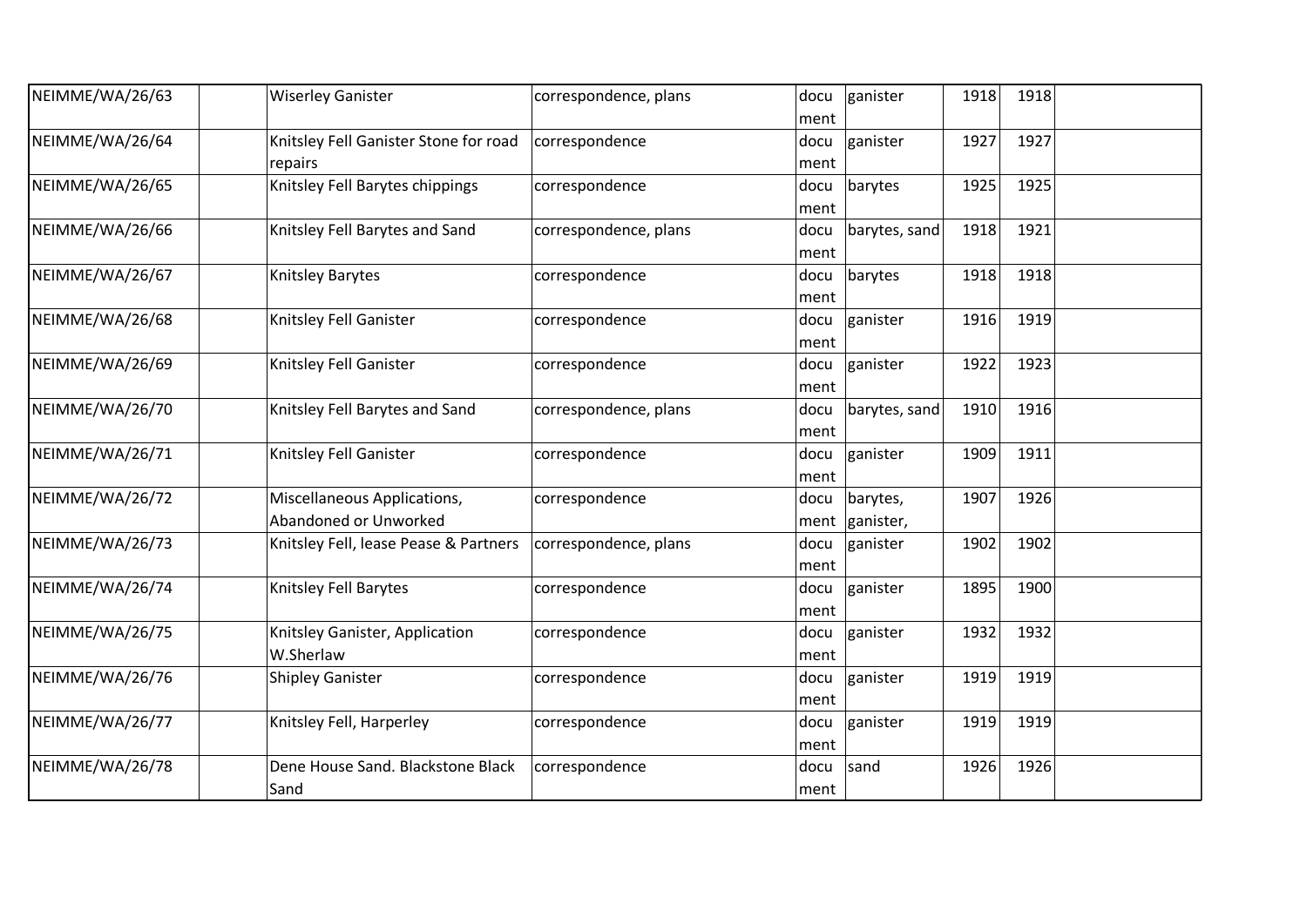| NEIMME/WA/26/63 | | Wiserley Ganister | correspondence, plans | document | ganister | 1918 | 1918 | |
|---|---|---|---|---|---|---|---|---|
| NEIMME/WA/26/64 | | Knitsley Fell Ganister Stone for road repairs | correspondence | document | ganister | 1927 | 1927 | |
| NEIMME/WA/26/65 | | Knitsley Fell Barytes chippings | correspondence | document | barytes | 1925 | 1925 | |
| NEIMME/WA/26/66 | | Knitsley Fell Barytes and Sand | correspondence, plans | document | barytes, sand | 1918 | 1921 | |
| NEIMME/WA/26/67 | | Knitsley Barytes | correspondence | document | barytes | 1918 | 1918 | |
| NEIMME/WA/26/68 | | Knitsley Fell Ganister | correspondence | document | ganister | 1916 | 1919 | |
| NEIMME/WA/26/69 | | Knitsley Fell Ganister | correspondence | document | ganister | 1922 | 1923 | |
| NEIMME/WA/26/70 | | Knitsley Fell Barytes and Sand | correspondence, plans | document | barytes, sand | 1910 | 1916 | |
| NEIMME/WA/26/71 | | Knitsley Fell Ganister | correspondence | document | ganister | 1909 | 1911 | |
| NEIMME/WA/26/72 | | Miscellaneous Applications, Abandoned or Unworked | correspondence | document | barytes, ganister, | 1907 | 1926 | |
| NEIMME/WA/26/73 | | Knitsley Fell, lease Pease & Partners | correspondence, plans | document | ganister | 1902 | 1902 | |
| NEIMME/WA/26/74 | | Knitsley Fell Barytes | correspondence | document | ganister | 1895 | 1900 | |
| NEIMME/WA/26/75 | | Knitsley Ganister, Application W.Sherlaw | correspondence | document | ganister | 1932 | 1932 | |
| NEIMME/WA/26/76 | | Shipley Ganister | correspondence | document | ganister | 1919 | 1919 | |
| NEIMME/WA/26/77 | | Knitsley Fell, Harperley | correspondence | document | ganister | 1919 | 1919 | |
| NEIMME/WA/26/78 | | Dene House Sand. Blackstone Black Sand | correspondence | document | sand | 1926 | 1926 | |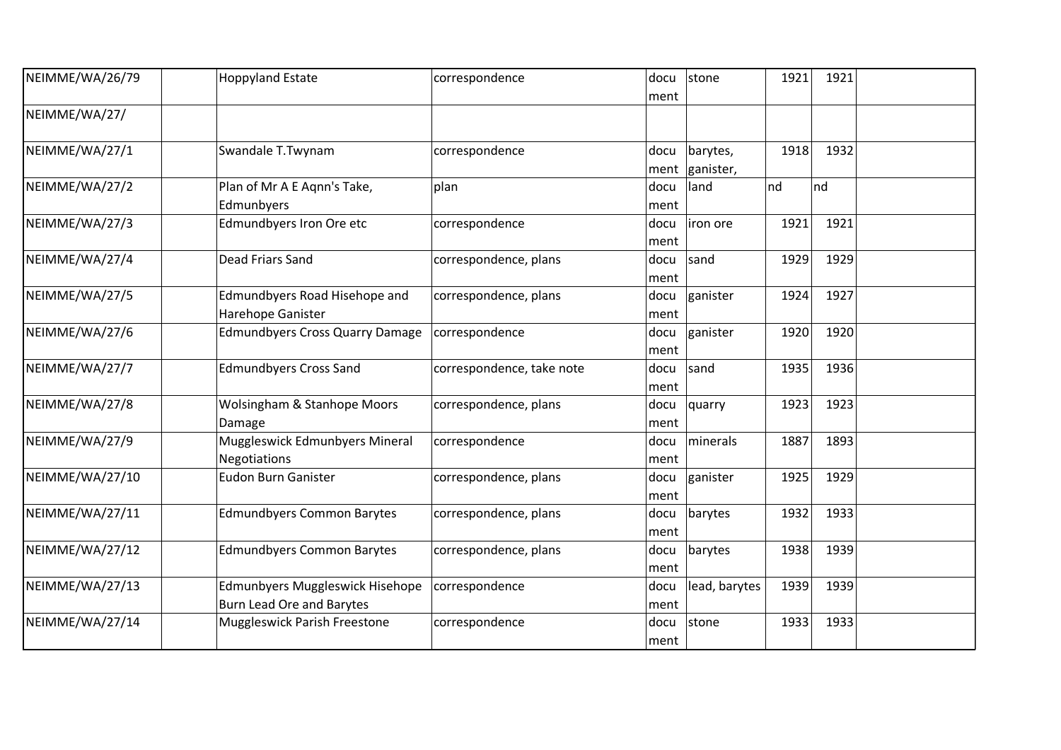| NEIMME/WA/26/79 | | Hoppyland Estate | correspondence | document | stone | 1921 | 1921 | |
|---|---|---|---|---|---|---|---|---|
| NEIMME/WA/27/ | | | | | | | | |
| NEIMME/WA/27/1 | | Swandale T.Twynam | correspondence | document | barytes, ganister, | 1918 | 1932 | |
| NEIMME/WA/27/2 | | Plan of Mr A E Aqnn's Take, Edmunbyers | plan | document | land | nd | nd | |
| NEIMME/WA/27/3 | | Edmundbyers Iron Ore etc | correspondence | document | iron ore | 1921 | 1921 | |
| NEIMME/WA/27/4 | | Dead Friars Sand | correspondence, plans | document | sand | 1929 | 1929 | |
| NEIMME/WA/27/5 | | Edmundbyers Road Hisehope and Harehope Ganister | correspondence, plans | document | ganister | 1924 | 1927 | |
| NEIMME/WA/27/6 | | Edmundbyers Cross Quarry Damage | correspondence | document | ganister | 1920 | 1920 | |
| NEIMME/WA/27/7 | | Edmundbyers Cross Sand | correspondence, take note | document | sand | 1935 | 1936 | |
| NEIMME/WA/27/8 | | Wolsingham & Stanhope Moors Damage | correspondence, plans | document | quarry | 1923 | 1923 | |
| NEIMME/WA/27/9 | | Muggleswick Edmunbyers Mineral Negotiations | correspondence | document | minerals | 1887 | 1893 | |
| NEIMME/WA/27/10 | | Eudon Burn Ganister | correspondence, plans | document | ganister | 1925 | 1929 | |
| NEIMME/WA/27/11 | | Edmundbyers Common Barytes | correspondence, plans | document | barytes | 1932 | 1933 | |
| NEIMME/WA/27/12 | | Edmundbyers Common Barytes | correspondence, plans | document | barytes | 1938 | 1939 | |
| NEIMME/WA/27/13 | | Edmunbyers Muggleswick Hisehope Burn Lead Ore and Barytes | correspondence | document | lead, barytes | 1939 | 1939 | |
| NEIMME/WA/27/14 | | Muggleswick Parish Freestone | correspondence | document | stone | 1933 | 1933 | |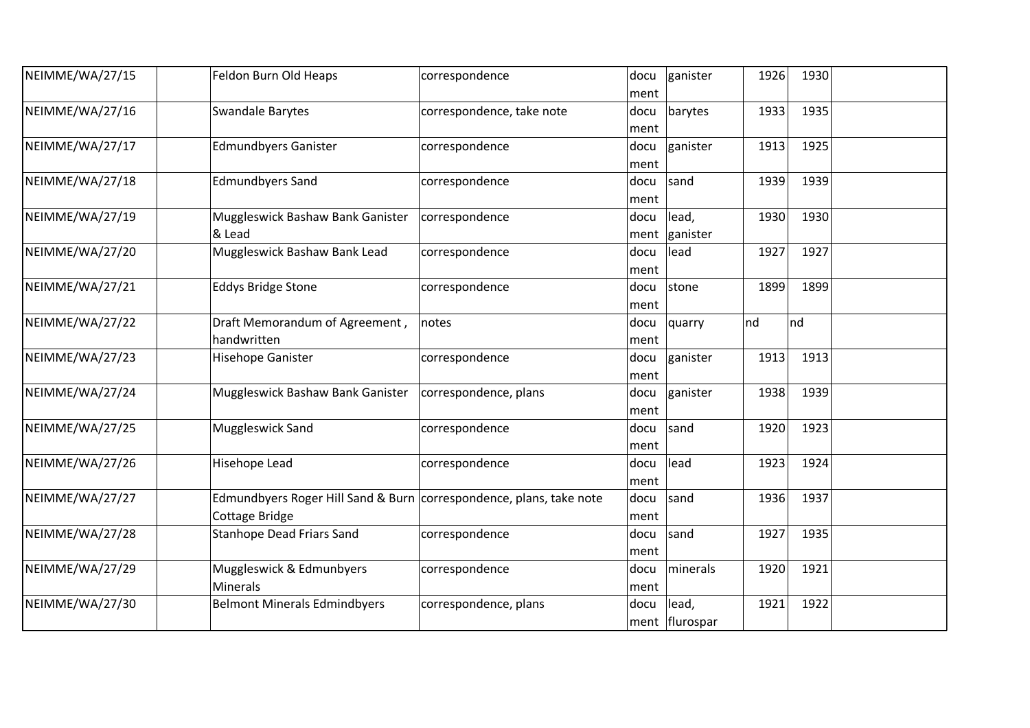| | | | | | | | | |
|---|---|---|---|---|---|---|---|---|
| NEIMME/WA/27/15 | | Feldon Burn Old Heaps | correspondence | document | ganister | 1926 | 1930 | |
| NEIMME/WA/27/16 | | Swandale Barytes | correspondence, take note | document | barytes | 1933 | 1935 | |
| NEIMME/WA/27/17 | | Edmundbyers Ganister | correspondence | document | ganister | 1913 | 1925 | |
| NEIMME/WA/27/18 | | Edmundbyers Sand | correspondence | document | sand | 1939 | 1939 | |
| NEIMME/WA/27/19 | | Muggleswick Bashaw Bank Ganister & Lead | correspondence | document | lead, ganister | 1930 | 1930 | |
| NEIMME/WA/27/20 | | Muggleswick Bashaw Bank Lead | correspondence | document | lead | 1927 | 1927 | |
| NEIMME/WA/27/21 | | Eddys Bridge Stone | correspondence | document | stone | 1899 | 1899 | |
| NEIMME/WA/27/22 | | Draft Memorandum of Agreement , handwritten | notes | document | quarry | nd | nd | |
| NEIMME/WA/27/23 | | Hisehope Ganister | correspondence | document | ganister | 1913 | 1913 | |
| NEIMME/WA/27/24 | | Muggleswick Bashaw Bank Ganister | correspondence, plans | document | ganister | 1938 | 1939 | |
| NEIMME/WA/27/25 | | Muggleswick Sand | correspondence | document | sand | 1920 | 1923 | |
| NEIMME/WA/27/26 | | Hisehope Lead | correspondence | document | lead | 1923 | 1924 | |
| NEIMME/WA/27/27 | | Edmundbyers Roger Hill Sand & Burn Cottage Bridge | correspondence, plans, take note | document | sand | 1936 | 1937 | |
| NEIMME/WA/27/28 | | Stanhope Dead Friars Sand | correspondence | document | sand | 1927 | 1935 | |
| NEIMME/WA/27/29 | | Muggleswick & Edmunbyers Minerals | correspondence | document | minerals | 1920 | 1921 | |
| NEIMME/WA/27/30 | | Belmont Minerals Edmindbyers | correspondence, plans | document | lead, flurospar | 1921 | 1922 | |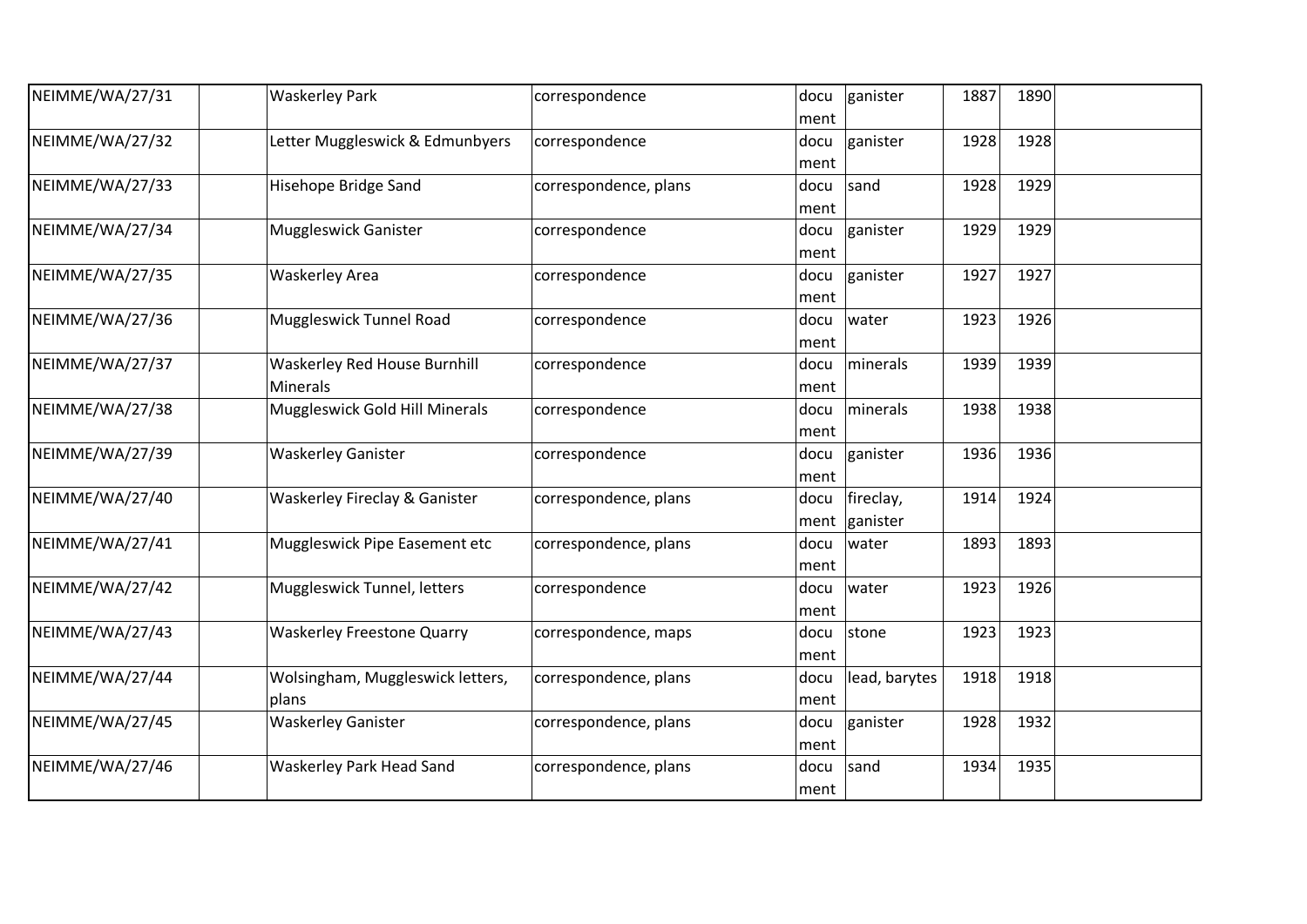| NEIMME/WA/27/31 | | Waskerley Park | correspondence | document | ganister | 1887 | 1890 | |
|---|---|---|---|---|---|---|---|---|
| NEIMME/WA/27/32 | | Letter Muggleswick & Edmunbyers | correspondence | document | ganister | 1928 | 1928 | |
| NEIMME/WA/27/33 | | Hisehope Bridge Sand | correspondence, plans | document | sand | 1928 | 1929 | |
| NEIMME/WA/27/34 | | Muggleswick Ganister | correspondence | document | ganister | 1929 | 1929 | |
| NEIMME/WA/27/35 | | Waskerley Area | correspondence | document | ganister | 1927 | 1927 | |
| NEIMME/WA/27/36 | | Muggleswick Tunnel Road | correspondence | document | water | 1923 | 1926 | |
| NEIMME/WA/27/37 | | Waskerley Red House Burnhill Minerals | correspondence | document | minerals | 1939 | 1939 | |
| NEIMME/WA/27/38 | | Muggleswick Gold Hill Minerals | correspondence | document | minerals | 1938 | 1938 | |
| NEIMME/WA/27/39 | | Waskerley Ganister | correspondence | document | ganister | 1936 | 1936 | |
| NEIMME/WA/27/40 | | Waskerley Fireclay & Ganister | correspondence, plans | document | fireclay, ganister | 1914 | 1924 | |
| NEIMME/WA/27/41 | | Muggleswick Pipe Easement etc | correspondence, plans | document | water | 1893 | 1893 | |
| NEIMME/WA/27/42 | | Muggleswick Tunnel, letters | correspondence | document | water | 1923 | 1926 | |
| NEIMME/WA/27/43 | | Waskerley Freestone Quarry | correspondence, maps | document | stone | 1923 | 1923 | |
| NEIMME/WA/27/44 | | Wolsingham, Muggleswick letters, plans | correspondence, plans | document | lead, barytes | 1918 | 1918 | |
| NEIMME/WA/27/45 | | Waskerley Ganister | correspondence, plans | document | ganister | 1928 | 1932 | |
| NEIMME/WA/27/46 | | Waskerley Park Head Sand | correspondence, plans | document | sand | 1934 | 1935 | |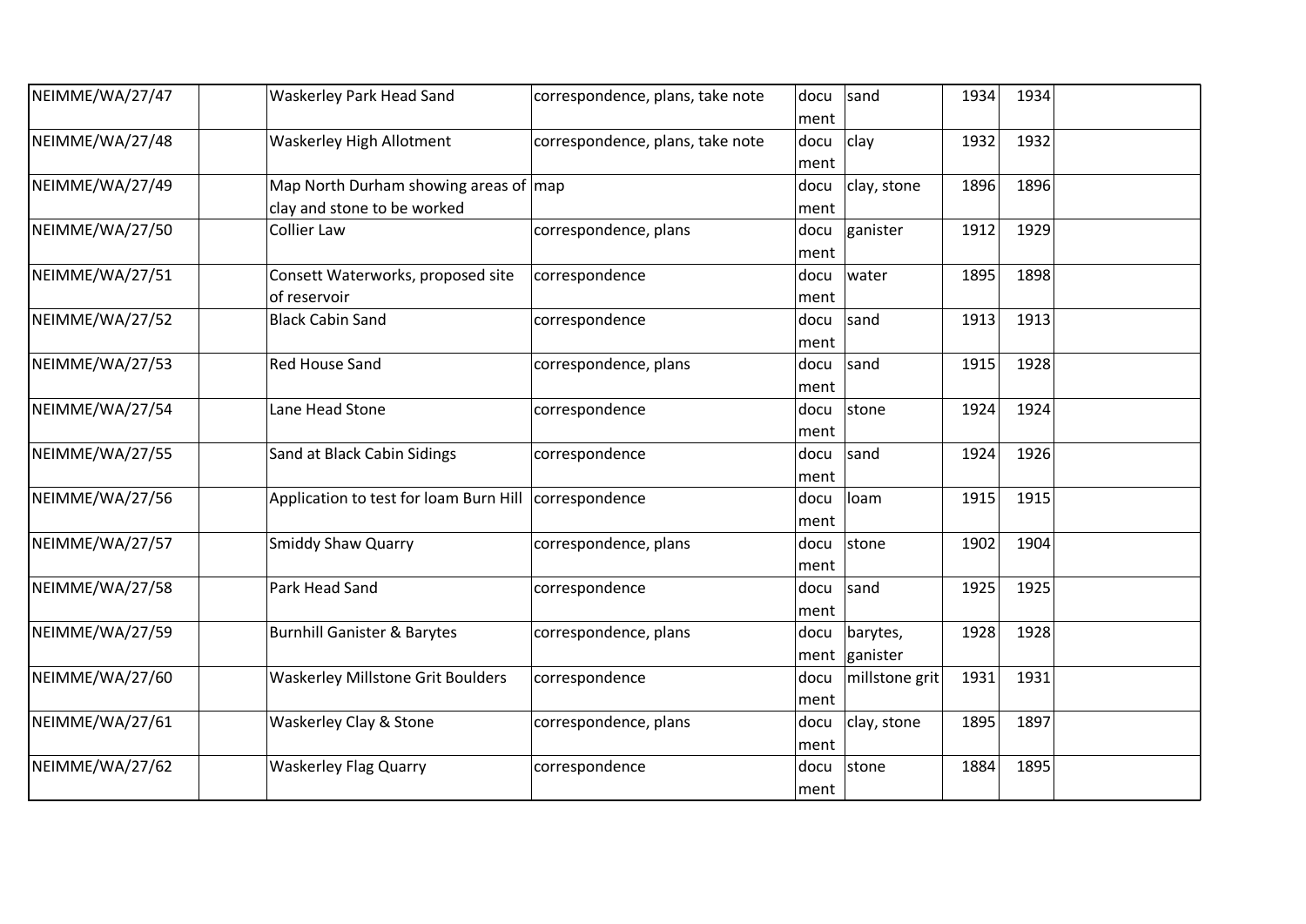| | | | | | | | | |
|---|---|---|---|---|---|---|---|---|
| NEIMME/WA/27/47 | | Waskerley Park Head Sand | correspondence, plans, take note | document | sand | 1934 | 1934 | |
| NEIMME/WA/27/48 | | Waskerley High Allotment | correspondence, plans, take note | document | clay | 1932 | 1932 | |
| NEIMME/WA/27/49 | | Map North Durham showing areas of clay and stone to be worked | map | document | clay, stone | 1896 | 1896 | |
| NEIMME/WA/27/50 | | Collier Law | correspondence, plans | document | ganister | 1912 | 1929 | |
| NEIMME/WA/27/51 | | Consett Waterworks, proposed site of reservoir | correspondence | document | water | 1895 | 1898 | |
| NEIMME/WA/27/52 | | Black Cabin Sand | correspondence | document | sand | 1913 | 1913 | |
| NEIMME/WA/27/53 | | Red House Sand | correspondence, plans | document | sand | 1915 | 1928 | |
| NEIMME/WA/27/54 | | Lane Head Stone | correspondence | document | stone | 1924 | 1924 | |
| NEIMME/WA/27/55 | | Sand at Black Cabin Sidings | correspondence | document | sand | 1924 | 1926 | |
| NEIMME/WA/27/56 | | Application to test for loam Burn Hill | correspondence | document | loam | 1915 | 1915 | |
| NEIMME/WA/27/57 | | Smiddy Shaw Quarry | correspondence, plans | document | stone | 1902 | 1904 | |
| NEIMME/WA/27/58 | | Park Head Sand | correspondence | document | sand | 1925 | 1925 | |
| NEIMME/WA/27/59 | | Burnhill Ganister & Barytes | correspondence, plans | document | barytes, ganister | 1928 | 1928 | |
| NEIMME/WA/27/60 | | Waskerley Millstone Grit Boulders | correspondence | document | millstone grit | 1931 | 1931 | |
| NEIMME/WA/27/61 | | Waskerley Clay & Stone | correspondence, plans | document | clay, stone | 1895 | 1897 | |
| NEIMME/WA/27/62 | | Waskerley Flag Quarry | correspondence | document | stone | 1884 | 1895 | |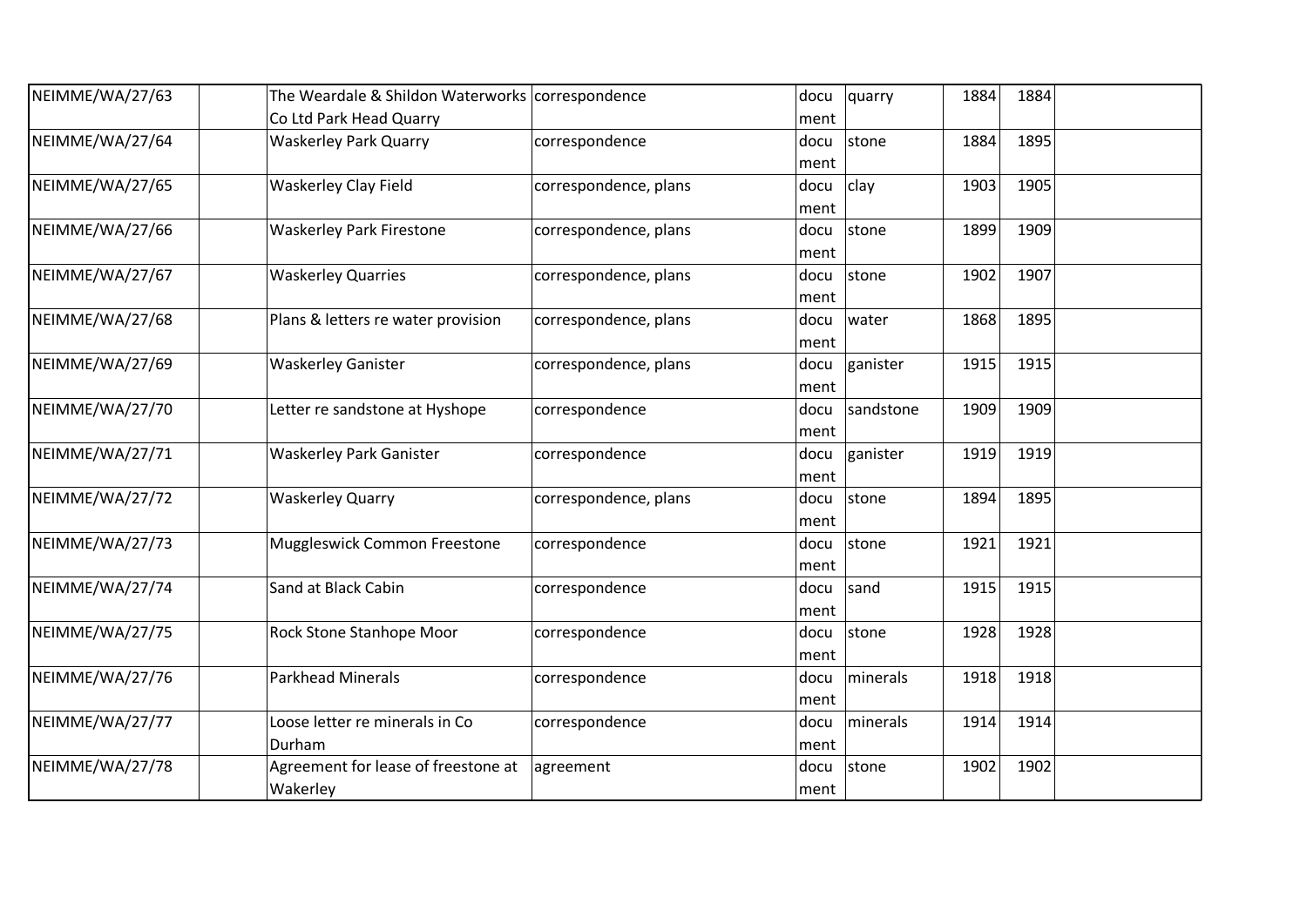| | | | | | | | | |
|---|---|---|---|---|---|---|---|---|
| NEIMME/WA/27/63 | | The Weardale & Shildon Waterworks Co Ltd Park Head Quarry | correspondence | document | quarry | 1884 | 1884 | |
| NEIMME/WA/27/64 | | Waskerley Park Quarry | correspondence | document | stone | 1884 | 1895 | |
| NEIMME/WA/27/65 | | Waskerley Clay Field | correspondence, plans | document | clay | 1903 | 1905 | |
| NEIMME/WA/27/66 | | Waskerley Park Firestone | correspondence, plans | document | stone | 1899 | 1909 | |
| NEIMME/WA/27/67 | | Waskerley Quarries | correspondence, plans | document | stone | 1902 | 1907 | |
| NEIMME/WA/27/68 | | Plans & letters re water provision | correspondence, plans | document | water | 1868 | 1895 | |
| NEIMME/WA/27/69 | | Waskerley Ganister | correspondence, plans | document | ganister | 1915 | 1915 | |
| NEIMME/WA/27/70 | | Letter re sandstone at Hyshope | correspondence | document | sandstone | 1909 | 1909 | |
| NEIMME/WA/27/71 | | Waskerley Park Ganister | correspondence | document | ganister | 1919 | 1919 | |
| NEIMME/WA/27/72 | | Waskerley Quarry | correspondence, plans | document | stone | 1894 | 1895 | |
| NEIMME/WA/27/73 | | Muggleswick Common Freestone | correspondence | document | stone | 1921 | 1921 | |
| NEIMME/WA/27/74 | | Sand at Black Cabin | correspondence | document | sand | 1915 | 1915 | |
| NEIMME/WA/27/75 | | Rock Stone Stanhope Moor | correspondence | document | stone | 1928 | 1928 | |
| NEIMME/WA/27/76 | | Parkhead Minerals | correspondence | document | minerals | 1918 | 1918 | |
| NEIMME/WA/27/77 | | Loose letter re minerals in Co Durham | correspondence | document | minerals | 1914 | 1914 | |
| NEIMME/WA/27/78 | | Agreement for lease of freestone at Wakerley | agreement | document | stone | 1902 | 1902 | |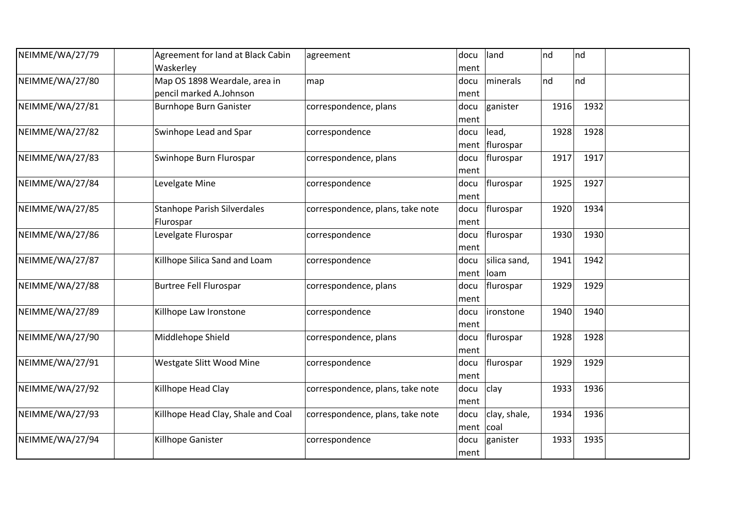| | | | | | | | | |
|---|---|---|---|---|---|---|---|---|
| NEIMME/WA/27/79 | | Agreement for land at Black Cabin Waskerley | agreement | document | land | nd | nd | |
| NEIMME/WA/27/80 | | Map OS 1898 Weardale, area in pencil marked A.Johnson | map | document | minerals | nd | nd | |
| NEIMME/WA/27/81 | | Burnhope Burn Ganister | correspondence, plans | document | ganister | 1916 | 1932 | |
| NEIMME/WA/27/82 | | Swinhope Lead and Spar | correspondence | document | lead, flurospar | 1928 | 1928 | |
| NEIMME/WA/27/83 | | Swinhope Burn Flurospar | correspondence, plans | document | flurospar | 1917 | 1917 | |
| NEIMME/WA/27/84 | | Levelgate Mine | correspondence | document | flurospar | 1925 | 1927 | |
| NEIMME/WA/27/85 | | Stanhope Parish Silverdales Flurospar | correspondence, plans, take note | document | flurospar | 1920 | 1934 | |
| NEIMME/WA/27/86 | | Levelgate Flurospar | correspondence | document | flurospar | 1930 | 1930 | |
| NEIMME/WA/27/87 | | Killhope Silica Sand and Loam | correspondence | document | silica sand, loam | 1941 | 1942 | |
| NEIMME/WA/27/88 | | Burtree Fell Flurospar | correspondence, plans | document | flurospar | 1929 | 1929 | |
| NEIMME/WA/27/89 | | Killhope Law Ironstone | correspondence | document | ironstone | 1940 | 1940 | |
| NEIMME/WA/27/90 | | Middlehope Shield | correspondence, plans | document | flurospar | 1928 | 1928 | |
| NEIMME/WA/27/91 | | Westgate Slitt Wood Mine | correspondence | document | flurospar | 1929 | 1929 | |
| NEIMME/WA/27/92 | | Killhope Head Clay | correspondence, plans, take note | document | clay | 1933 | 1936 | |
| NEIMME/WA/27/93 | | Killhope Head Clay, Shale and Coal | correspondence, plans, take note | document | clay, shale, coal | 1934 | 1936 | |
| NEIMME/WA/27/94 | | Killhope Ganister | correspondence | document | ganister | 1933 | 1935 | |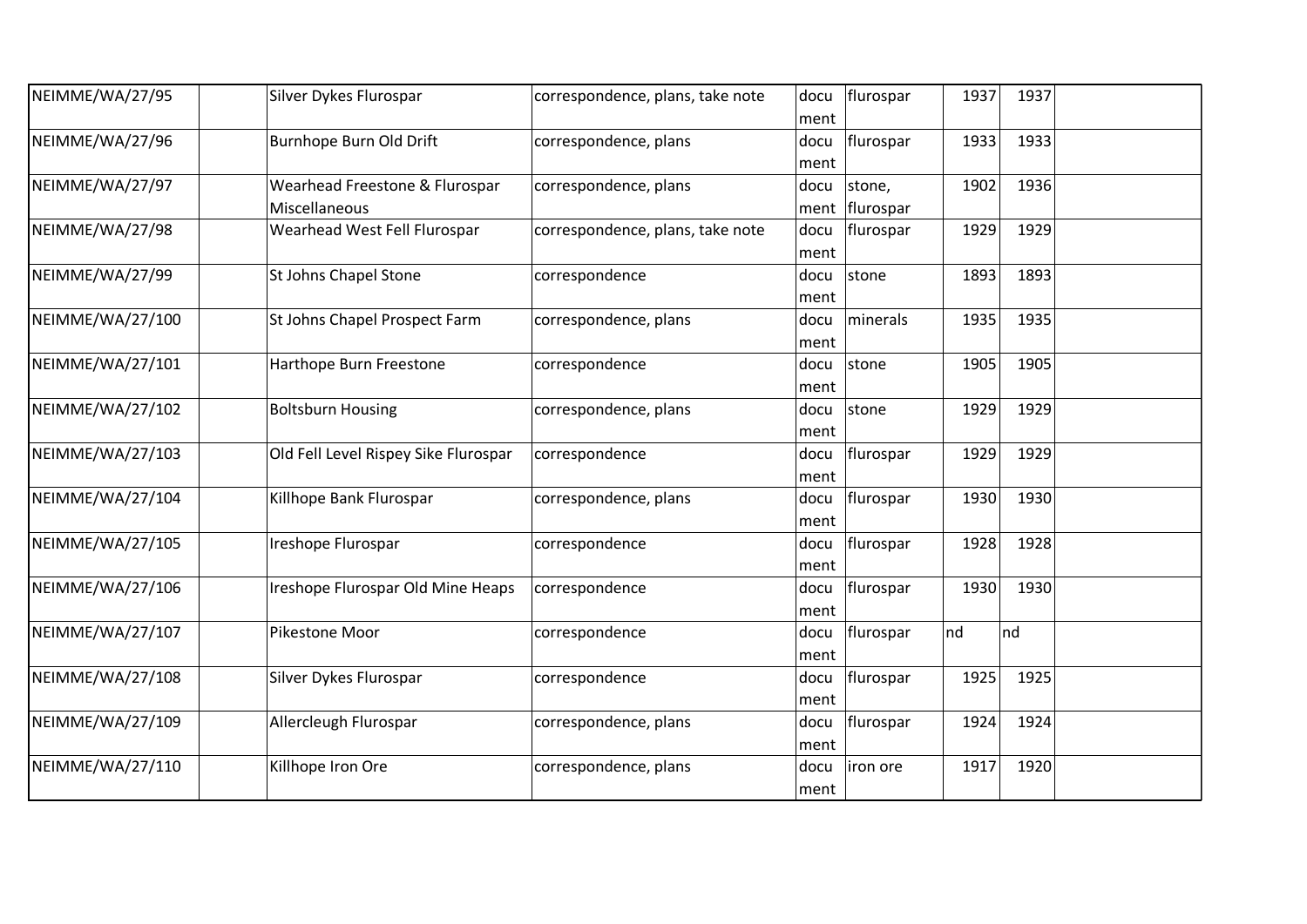| NEIMME/WA/27/95 | | Silver Dykes Flurospar | correspondence, plans, take note | docu ment | flurospar | 1937 | 1937 | |
|---|---|---|---|---|---|---|---|---|
| NEIMME/WA/27/96 | | Burnhope Burn Old Drift | correspondence, plans | docu ment | flurospar | 1933 | 1933 | |
| NEIMME/WA/27/97 | | Wearhead Freestone & Flurospar Miscellaneous | correspondence, plans | docu ment | stone, flurospar | 1902 | 1936 | |
| NEIMME/WA/27/98 | | Wearhead West Fell Flurospar | correspondence, plans, take note | docu ment | flurospar | 1929 | 1929 | |
| NEIMME/WA/27/99 | | St Johns Chapel Stone | correspondence | docu ment | stone | 1893 | 1893 | |
| NEIMME/WA/27/100 | | St Johns Chapel Prospect Farm | correspondence, plans | docu ment | minerals | 1935 | 1935 | |
| NEIMME/WA/27/101 | | Harthope Burn Freestone | correspondence | docu ment | stone | 1905 | 1905 | |
| NEIMME/WA/27/102 | | Boltsburn Housing | correspondence, plans | docu ment | stone | 1929 | 1929 | |
| NEIMME/WA/27/103 | | Old Fell Level Rispey Sike Flurospar | correspondence | docu ment | flurospar | 1929 | 1929 | |
| NEIMME/WA/27/104 | | Killhope Bank Flurospar | correspondence, plans | docu ment | flurospar | 1930 | 1930 | |
| NEIMME/WA/27/105 | | Ireshope Flurospar | correspondence | docu ment | flurospar | 1928 | 1928 | |
| NEIMME/WA/27/106 | | Ireshope Flurospar Old Mine Heaps | correspondence | docu ment | flurospar | 1930 | 1930 | |
| NEIMME/WA/27/107 | | Pikestone Moor | correspondence | docu ment | flurospar | nd | nd | |
| NEIMME/WA/27/108 | | Silver Dykes Flurospar | correspondence | docu ment | flurospar | 1925 | 1925 | |
| NEIMME/WA/27/109 | | Allercleugh Flurospar | correspondence, plans | docu ment | flurospar | 1924 | 1924 | |
| NEIMME/WA/27/110 | | Killhope Iron Ore | correspondence, plans | docu ment | iron ore | 1917 | 1920 | |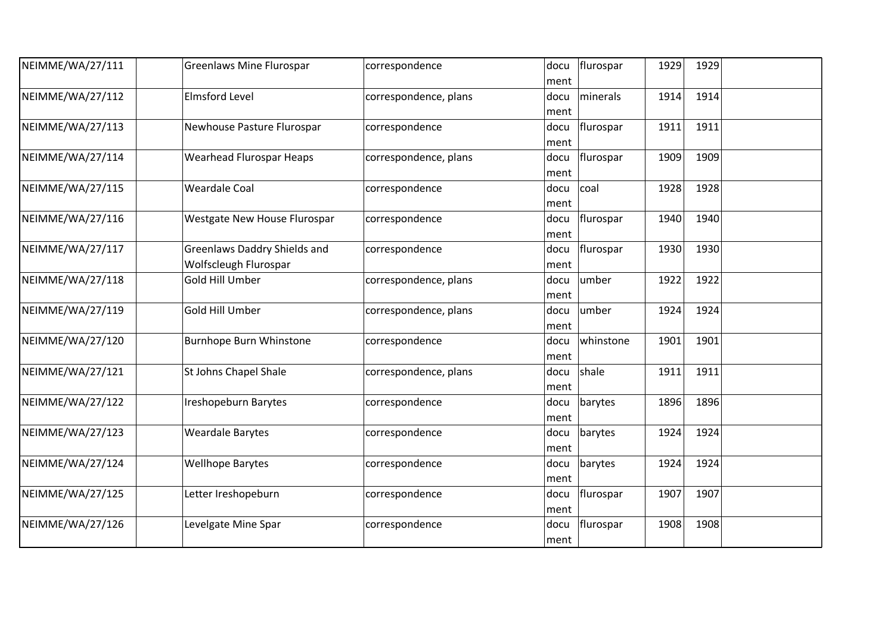| | | | | | | | | |
|---|---|---|---|---|---|---|---|---|
| NEIMME/WA/27/111 | | Greenlaws Mine Flurospar | correspondence | document | flurospar | 1929 | 1929 | |
| NEIMME/WA/27/112 | | Elmsford Level | correspondence, plans | document | minerals | 1914 | 1914 | |
| NEIMME/WA/27/113 | | Newhouse Pasture Flurospar | correspondence | document | flurospar | 1911 | 1911 | |
| NEIMME/WA/27/114 | | Wearhead Flurospar Heaps | correspondence, plans | document | flurospar | 1909 | 1909 | |
| NEIMME/WA/27/115 | | Weardale Coal | correspondence | document | coal | 1928 | 1928 | |
| NEIMME/WA/27/116 | | Westgate New House Flurospar | correspondence | document | flurospar | 1940 | 1940 | |
| NEIMME/WA/27/117 | | Greenlaws Daddry Shields and Wolfscleugh Flurospar | correspondence | document | flurospar | 1930 | 1930 | |
| NEIMME/WA/27/118 | | Gold Hill Umber | correspondence, plans | document | umber | 1922 | 1922 | |
| NEIMME/WA/27/119 | | Gold Hill Umber | correspondence, plans | document | umber | 1924 | 1924 | |
| NEIMME/WA/27/120 | | Burnhope Burn Whinstone | correspondence | document | whinstone | 1901 | 1901 | |
| NEIMME/WA/27/121 | | St Johns Chapel Shale | correspondence, plans | document | shale | 1911 | 1911 | |
| NEIMME/WA/27/122 | | Ireshopeburn Barytes | correspondence | document | barytes | 1896 | 1896 | |
| NEIMME/WA/27/123 | | Weardale Barytes | correspondence | document | barytes | 1924 | 1924 | |
| NEIMME/WA/27/124 | | Wellhope Barytes | correspondence | document | barytes | 1924 | 1924 | |
| NEIMME/WA/27/125 | | Letter Ireshopeburn | correspondence | document | flurospar | 1907 | 1907 | |
| NEIMME/WA/27/126 | | Levelgate Mine Spar | correspondence | document | flurospar | 1908 | 1908 | |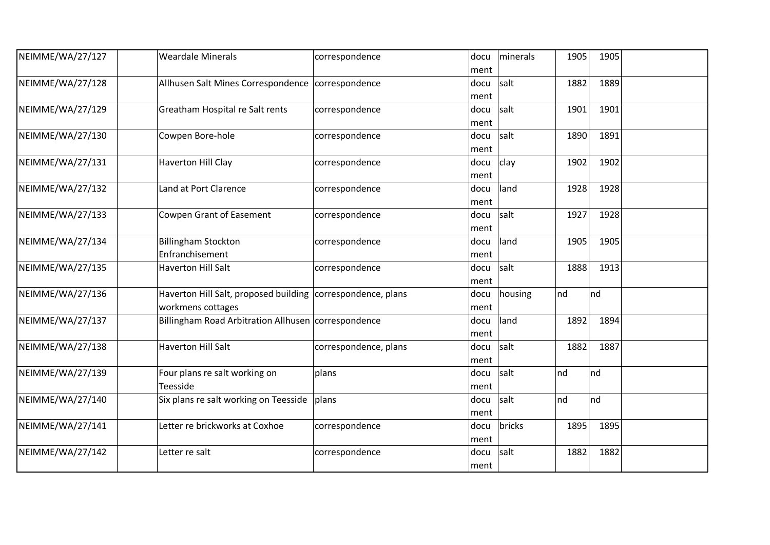| | | | | | | | | |
|---|---|---|---|---|---|---|---|---|
| NEIMME/WA/27/127 | | Weardale Minerals | correspondence | document | minerals | 1905 | 1905 | |
| NEIMME/WA/27/128 | | Allhusen Salt Mines Correspondence | correspondence | document | salt | 1882 | 1889 | |
| NEIMME/WA/27/129 | | Greatham Hospital re Salt rents | correspondence | document | salt | 1901 | 1901 | |
| NEIMME/WA/27/130 | | Cowpen Bore-hole | correspondence | document | salt | 1890 | 1891 | |
| NEIMME/WA/27/131 | | Haverton Hill Clay | correspondence | document | clay | 1902 | 1902 | |
| NEIMME/WA/27/132 | | Land at Port Clarence | correspondence | document | land | 1928 | 1928 | |
| NEIMME/WA/27/133 | | Cowpen Grant of Easement | correspondence | document | salt | 1927 | 1928 | |
| NEIMME/WA/27/134 | | Billingham Stockton Enfranchisement | correspondence | document | land | 1905 | 1905 | |
| NEIMME/WA/27/135 | | Haverton Hill Salt | correspondence | document | salt | 1888 | 1913 | |
| NEIMME/WA/27/136 | | Haverton Hill Salt, proposed building workmens cottages | correspondence, plans | document | housing | nd | nd | |
| NEIMME/WA/27/137 | | Billingham Road Arbitration Allhusen | correspondence | document | land | 1892 | 1894 | |
| NEIMME/WA/27/138 | | Haverton Hill Salt | correspondence, plans | document | salt | 1882 | 1887 | |
| NEIMME/WA/27/139 | | Four plans re salt working on Teesside | plans | document | salt | nd | nd | |
| NEIMME/WA/27/140 | | Six plans re salt working on Teesside | plans | document | salt | nd | nd | |
| NEIMME/WA/27/141 | | Letter re brickworks at Coxhoe | correspondence | document | bricks | 1895 | 1895 | |
| NEIMME/WA/27/142 | | Letter re salt | correspondence | document | salt | 1882 | 1882 | |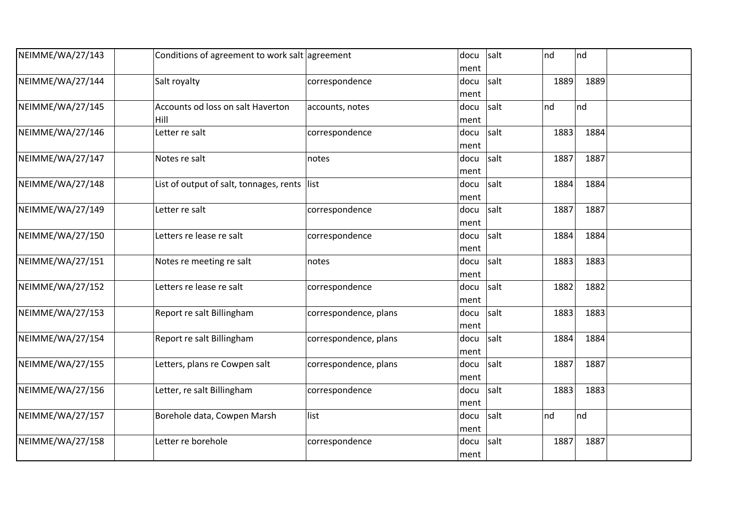| | | | | | | | | |
|---|---|---|---|---|---|---|---|---|
| NEIMME/WA/27/143 | | Conditions of agreement to work salt | agreement | document | salt | nd | nd | |
| NEIMME/WA/27/144 | | Salt royalty | correspondence | document | salt | 1889 | 1889 | |
| NEIMME/WA/27/145 | | Accounts od loss on salt Haverton Hill | accounts, notes | document | salt | nd | nd | |
| NEIMME/WA/27/146 | | Letter re salt | correspondence | document | salt | 1883 | 1884 | |
| NEIMME/WA/27/147 | | Notes re salt | notes | document | salt | 1887 | 1887 | |
| NEIMME/WA/27/148 | | List of output of salt, tonnages, rents | list | document | salt | 1884 | 1884 | |
| NEIMME/WA/27/149 | | Letter re salt | correspondence | document | salt | 1887 | 1887 | |
| NEIMME/WA/27/150 | | Letters re lease re salt | correspondence | document | salt | 1884 | 1884 | |
| NEIMME/WA/27/151 | | Notes re meeting re salt | notes | document | salt | 1883 | 1883 | |
| NEIMME/WA/27/152 | | Letters re lease re salt | correspondence | document | salt | 1882 | 1882 | |
| NEIMME/WA/27/153 | | Report re salt Billingham | correspondence, plans | document | salt | 1883 | 1883 | |
| NEIMME/WA/27/154 | | Report re salt Billingham | correspondence, plans | document | salt | 1884 | 1884 | |
| NEIMME/WA/27/155 | | Letters, plans re Cowpen salt | correspondence, plans | document | salt | 1887 | 1887 | |
| NEIMME/WA/27/156 | | Letter, re salt Billingham | correspondence | document | salt | 1883 | 1883 | |
| NEIMME/WA/27/157 | | Borehole data, Cowpen Marsh | list | document | salt | nd | nd | |
| NEIMME/WA/27/158 | | Letter re borehole | correspondence | document | salt | 1887 | 1887 | |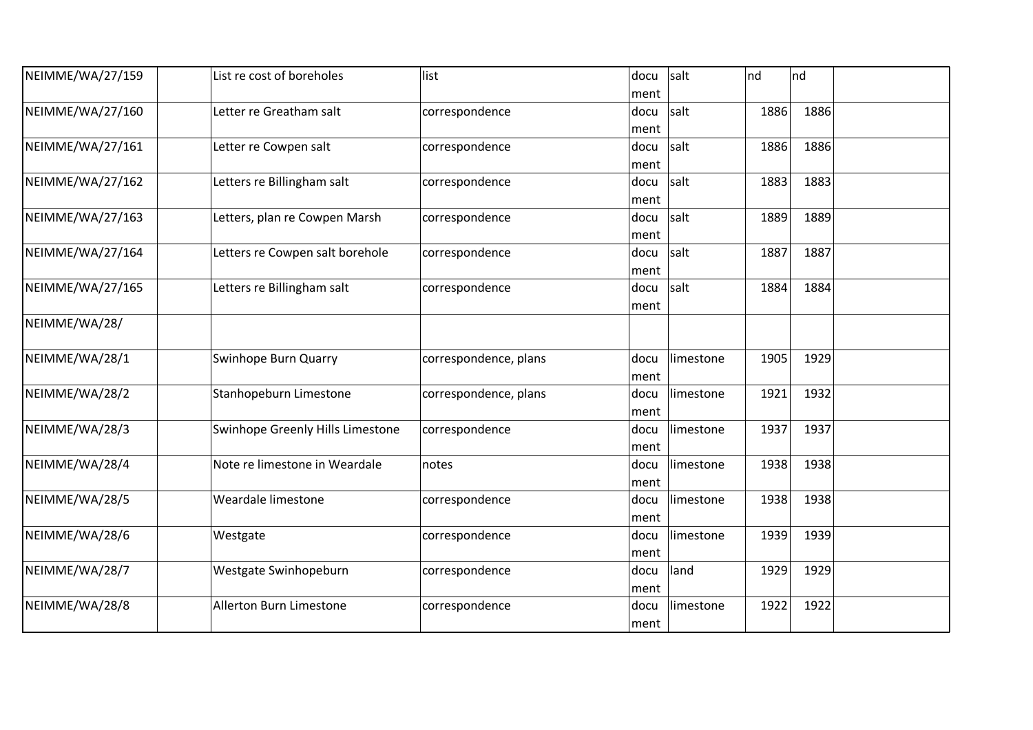| | | | | | | | | |
|---|---|---|---|---|---|---|---|---|
| NEIMME/WA/27/159 | | List re cost of boreholes | list | document | salt | nd | nd | |
| NEIMME/WA/27/160 | | Letter re Greatham salt | correspondence | document | salt | 1886 | 1886 | |
| NEIMME/WA/27/161 | | Letter re Cowpen salt | correspondence | document | salt | 1886 | 1886 | |
| NEIMME/WA/27/162 | | Letters re Billingham salt | correspondence | document | salt | 1883 | 1883 | |
| NEIMME/WA/27/163 | | Letters, plan re Cowpen Marsh | correspondence | document | salt | 1889 | 1889 | |
| NEIMME/WA/27/164 | | Letters re Cowpen salt borehole | correspondence | document | salt | 1887 | 1887 | |
| NEIMME/WA/27/165 | | Letters re Billingham salt | correspondence | document | salt | 1884 | 1884 | |
| NEIMME/WA/28/ | | | | | | | | |
| NEIMME/WA/28/1 | | Swinhope Burn Quarry | correspondence, plans | document | limestone | 1905 | 1929 | |
| NEIMME/WA/28/2 | | Stanhopeburn Limestone | correspondence, plans | document | limestone | 1921 | 1932 | |
| NEIMME/WA/28/3 | | Swinhope Greenly Hills Limestone | correspondence | document | limestone | 1937 | 1937 | |
| NEIMME/WA/28/4 | | Note re limestone in Weardale | notes | document | limestone | 1938 | 1938 | |
| NEIMME/WA/28/5 | | Weardale limestone | correspondence | document | limestone | 1938 | 1938 | |
| NEIMME/WA/28/6 | | Westgate | correspondence | document | limestone | 1939 | 1939 | |
| NEIMME/WA/28/7 | | Westgate Swinhopeburn | correspondence | document | land | 1929 | 1929 | |
| NEIMME/WA/28/8 | | Allerton Burn Limestone | correspondence | document | limestone | 1922 | 1922 | |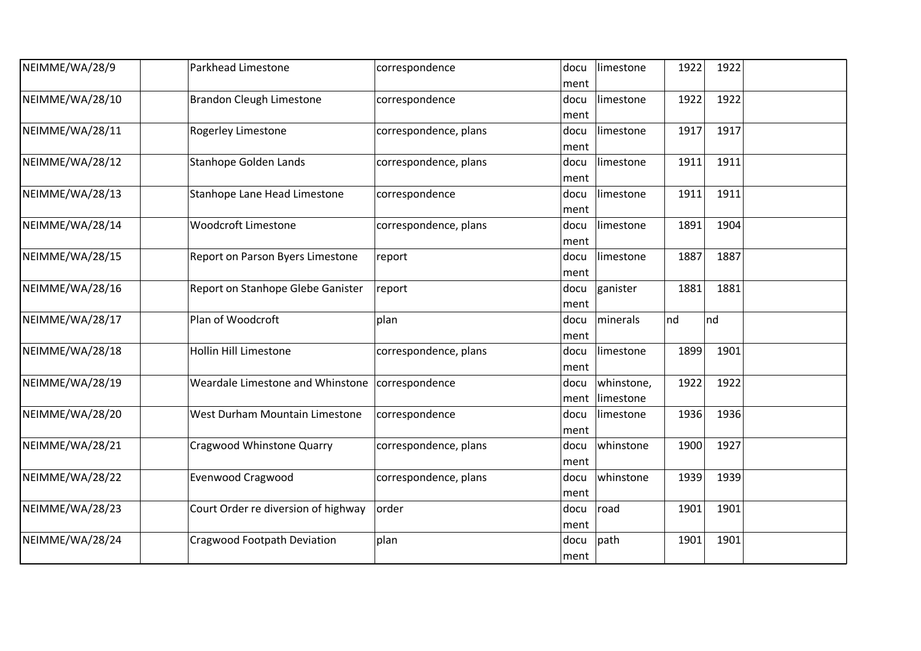| | | | | | | | | |
|---|---|---|---|---|---|---|---|---|
| NEIMME/WA/28/9 | | Parkhead Limestone | correspondence | document | limestone | 1922 | 1922 | |
| NEIMME/WA/28/10 | | Brandon Cleugh Limestone | correspondence | document | limestone | 1922 | 1922 | |
| NEIMME/WA/28/11 | | Rogerley Limestone | correspondence, plans | document | limestone | 1917 | 1917 | |
| NEIMME/WA/28/12 | | Stanhope Golden Lands | correspondence, plans | document | limestone | 1911 | 1911 | |
| NEIMME/WA/28/13 | | Stanhope Lane Head Limestone | correspondence | document | limestone | 1911 | 1911 | |
| NEIMME/WA/28/14 | | Woodcroft Limestone | correspondence, plans | document | limestone | 1891 | 1904 | |
| NEIMME/WA/28/15 | | Report on Parson Byers Limestone | report | document | limestone | 1887 | 1887 | |
| NEIMME/WA/28/16 | | Report on Stanhope Glebe Ganister | report | document | ganister | 1881 | 1881 | |
| NEIMME/WA/28/17 | | Plan of Woodcroft | plan | document | minerals | nd | nd | |
| NEIMME/WA/28/18 | | Hollin Hill Limestone | correspondence, plans | document | limestone | 1899 | 1901 | |
| NEIMME/WA/28/19 | | Weardale Limestone and Whinstone | correspondence | document | whinstone, limestone | 1922 | 1922 | |
| NEIMME/WA/28/20 | | West Durham Mountain Limestone | correspondence | document | limestone | 1936 | 1936 | |
| NEIMME/WA/28/21 | | Cragwood Whinstone Quarry | correspondence, plans | document | whinstone | 1900 | 1927 | |
| NEIMME/WA/28/22 | | Evenwood Cragwood | correspondence, plans | document | whinstone | 1939 | 1939 | |
| NEIMME/WA/28/23 | | Court Order re diversion of highway | order | document | road | 1901 | 1901 | |
| NEIMME/WA/28/24 | | Cragwood Footpath Deviation | plan | document | path | 1901 | 1901 | |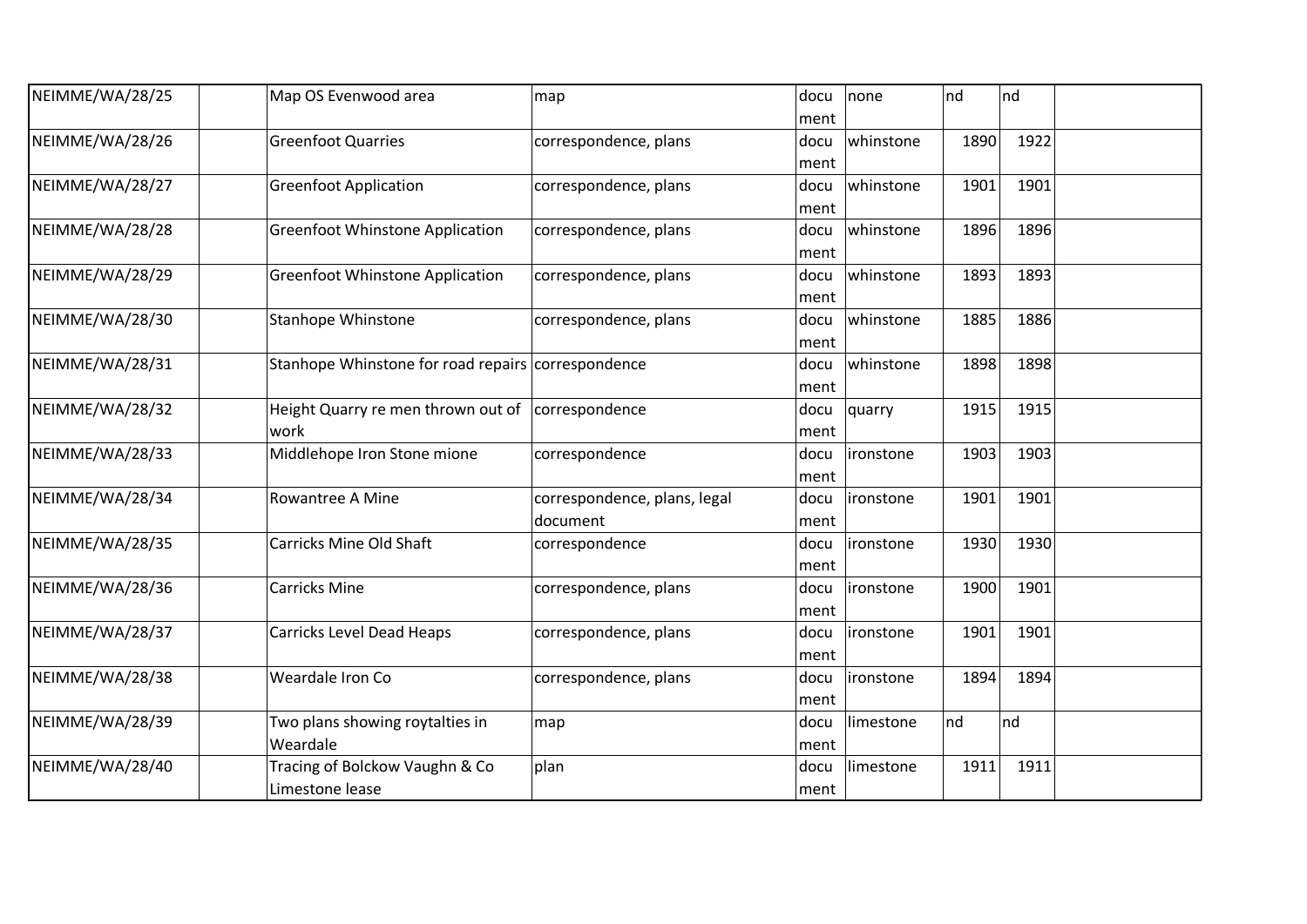| NEIMME/WA/28/25 | | Map OS Evenwood area | map | document | none | nd | nd | |
|---|---|---|---|---|---|---|---|---|
| NEIMME/WA/28/26 | | Greenfoot Quarries | correspondence, plans | document | whinstone | 1890 | 1922 | |
| NEIMME/WA/28/27 | | Greenfoot Application | correspondence, plans | document | whinstone | 1901 | 1901 | |
| NEIMME/WA/28/28 | | Greenfoot Whinstone Application | correspondence, plans | document | whinstone | 1896 | 1896 | |
| NEIMME/WA/28/29 | | Greenfoot Whinstone Application | correspondence, plans | document | whinstone | 1893 | 1893 | |
| NEIMME/WA/28/30 | | Stanhope Whinstone | correspondence, plans | document | whinstone | 1885 | 1886 | |
| NEIMME/WA/28/31 | | Stanhope Whinstone for road repairs | correspondence | document | whinstone | 1898 | 1898 | |
| NEIMME/WA/28/32 | | Height Quarry re men thrown out of work | correspondence | document | quarry | 1915 | 1915 | |
| NEIMME/WA/28/33 | | Middlehope Iron Stone mione | correspondence | document | ironstone | 1903 | 1903 | |
| NEIMME/WA/28/34 | | Rowantree A Mine | correspondence, plans, legal document | document | ironstone | 1901 | 1901 | |
| NEIMME/WA/28/35 | | Carricks Mine Old Shaft | correspondence | document | ironstone | 1930 | 1930 | |
| NEIMME/WA/28/36 | | Carricks Mine | correspondence, plans | document | ironstone | 1900 | 1901 | |
| NEIMME/WA/28/37 | | Carricks Level Dead Heaps | correspondence, plans | document | ironstone | 1901 | 1901 | |
| NEIMME/WA/28/38 | | Weardale Iron Co | correspondence, plans | document | ironstone | 1894 | 1894 | |
| NEIMME/WA/28/39 | | Two plans showing roytalties in Weardale | map | document | limestone | nd | nd | |
| NEIMME/WA/28/40 | | Tracing of Bolckow Vaughn & Co Limestone lease | plan | document | limestone | 1911 | 1911 | |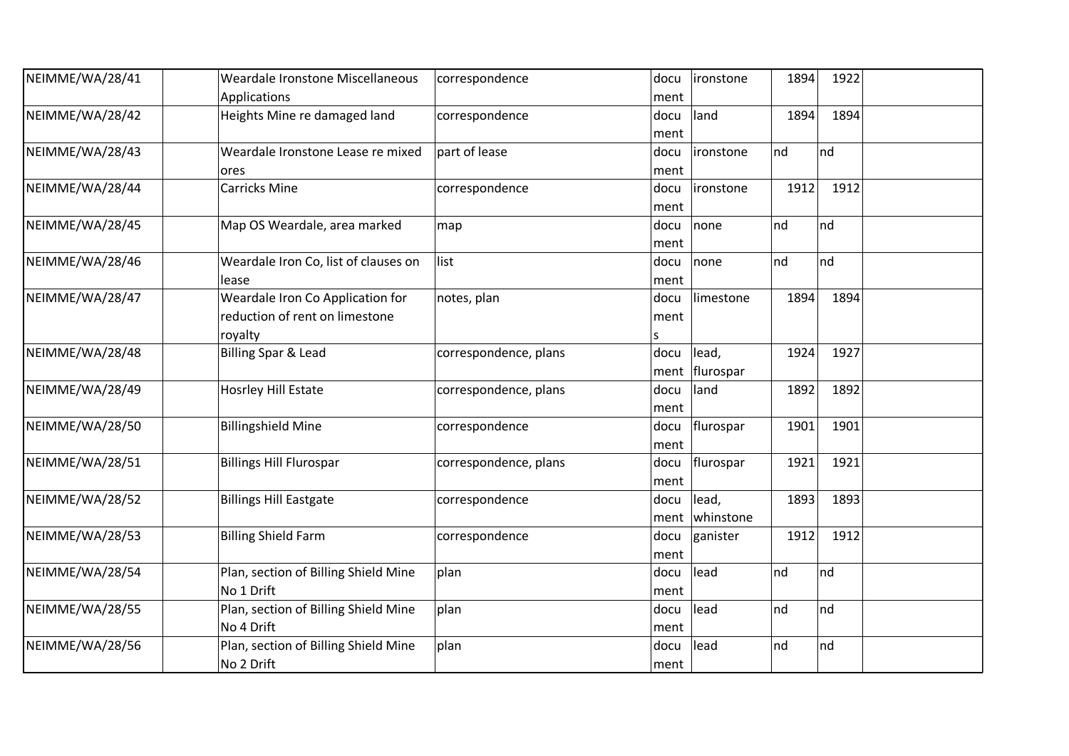| | | | | | | | | |
|---|---|---|---|---|---|---|---|---|
| NEIMME/WA/28/41 | | Weardale Ironstone Miscellaneous Applications | correspondence | document | ironstone | 1894 | 1922 | |
| NEIMME/WA/28/42 | | Heights Mine re damaged land | correspondence | document | land | 1894 | 1894 | |
| NEIMME/WA/28/43 | | Weardale Ironstone Lease re mixed ores | part of lease | document | ironstone | nd | nd | |
| NEIMME/WA/28/44 | | Carricks Mine | correspondence | document | ironstone | 1912 | 1912 | |
| NEIMME/WA/28/45 | | Map OS Weardale, area marked | map | document | none | nd | nd | |
| NEIMME/WA/28/46 | | Weardale Iron Co, list of clauses on lease | list | document | none | nd | nd | |
| NEIMME/WA/28/47 | | Weardale Iron Co Application for reduction of rent on limestone royalty | notes, plan | documents | limestone | 1894 | 1894 | |
| NEIMME/WA/28/48 | | Billing Spar & Lead | correspondence, plans | document | lead, flurospar | 1924 | 1927 | |
| NEIMME/WA/28/49 | | Hosrley Hill Estate | correspondence, plans | document | land | 1892 | 1892 | |
| NEIMME/WA/28/50 | | Billingshield Mine | correspondence | document | flurospar | 1901 | 1901 | |
| NEIMME/WA/28/51 | | Billings Hill Flurospar | correspondence, plans | document | flurospar | 1921 | 1921 | |
| NEIMME/WA/28/52 | | Billings Hill Eastgate | correspondence | document | lead, whinstone | 1893 | 1893 | |
| NEIMME/WA/28/53 | | Billing Shield Farm | correspondence | document | ganister | 1912 | 1912 | |
| NEIMME/WA/28/54 | | Plan, section of Billing Shield Mine No 1 Drift | plan | document | lead | nd | nd | |
| NEIMME/WA/28/55 | | Plan, section of Billing Shield Mine No 4 Drift | plan | document | lead | nd | nd | |
| NEIMME/WA/28/56 | | Plan, section of Billing Shield Mine No 2 Drift | plan | document | lead | nd | nd | |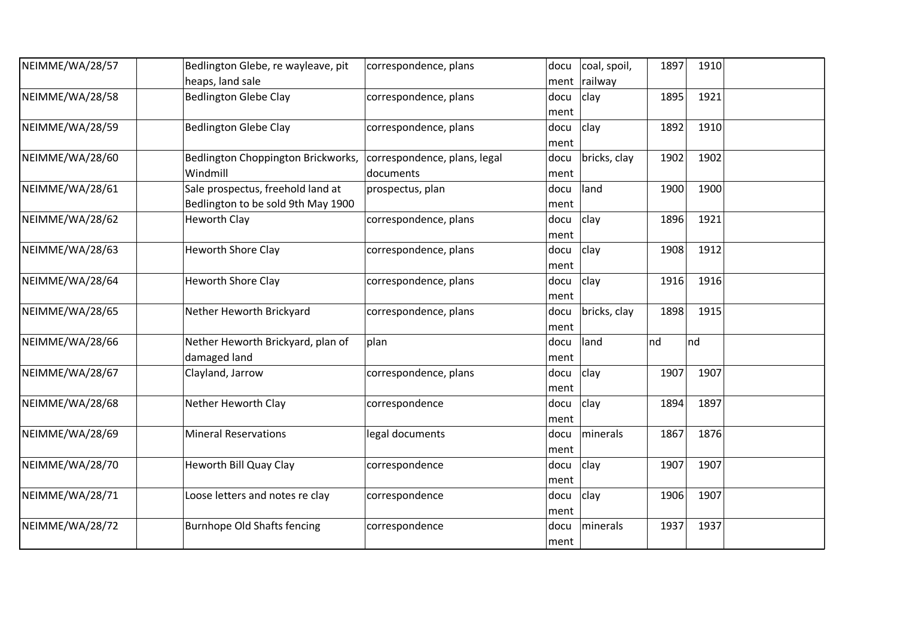| NEIMME/WA/28/57 | | Bedlington Glebe, re wayleave, pit heaps, land sale | correspondence, plans | document | coal, spoil, railway | 1897 | 1910 | |
|---|---|---|---|---|---|---|---|---|
| NEIMME/WA/28/58 | | Bedlington Glebe Clay | correspondence, plans | document | clay | 1895 | 1921 | |
| NEIMME/WA/28/59 | | Bedlington Glebe Clay | correspondence, plans | document | clay | 1892 | 1910 | |
| NEIMME/WA/28/60 | | Bedlington Choppington Brickworks, Windmill | correspondence, plans, legal documents | document | bricks, clay | 1902 | 1902 | |
| NEIMME/WA/28/61 | | Sale prospectus, freehold land at Bedlington to be sold 9th May 1900 | prospectus, plan | document | land | 1900 | 1900 | |
| NEIMME/WA/28/62 | | Heworth Clay | correspondence, plans | document | clay | 1896 | 1921 | |
| NEIMME/WA/28/63 | | Heworth Shore Clay | correspondence, plans | document | clay | 1908 | 1912 | |
| NEIMME/WA/28/64 | | Heworth Shore Clay | correspondence, plans | document | clay | 1916 | 1916 | |
| NEIMME/WA/28/65 | | Nether Heworth Brickyard | correspondence, plans | document | bricks, clay | 1898 | 1915 | |
| NEIMME/WA/28/66 | | Nether Heworth Brickyard, plan of damaged land | plan | document | land | nd | nd | |
| NEIMME/WA/28/67 | | Clayland, Jarrow | correspondence, plans | document | clay | 1907 | 1907 | |
| NEIMME/WA/28/68 | | Nether Heworth Clay | correspondence | document | clay | 1894 | 1897 | |
| NEIMME/WA/28/69 | | Mineral Reservations | legal documents | document | minerals | 1867 | 1876 | |
| NEIMME/WA/28/70 | | Heworth Bill Quay Clay | correspondence | document | clay | 1907 | 1907 | |
| NEIMME/WA/28/71 | | Loose letters and notes re clay | correspondence | document | clay | 1906 | 1907 | |
| NEIMME/WA/28/72 | | Burnhope Old Shafts fencing | correspondence | document | minerals | 1937 | 1937 | |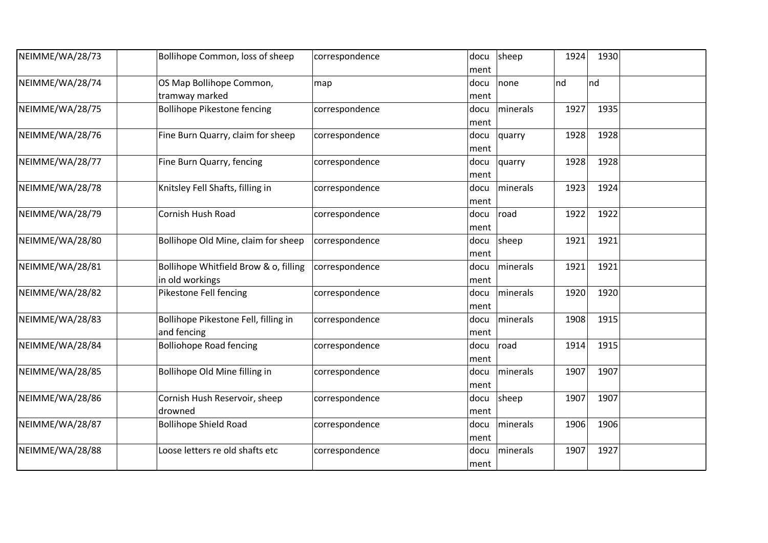| | | | | | | | | |
|---|---|---|---|---|---|---|---|---|
| NEIMME/WA/28/73 | | Bollihope Common, loss of sheep | correspondence | document | sheep | 1924 | 1930 | |
| NEIMME/WA/28/74 | | OS Map Bollihope Common, tramway marked | map | document | none | nd | nd | |
| NEIMME/WA/28/75 | | Bollihope Pikestone fencing | correspondence | document | minerals | 1927 | 1935 | |
| NEIMME/WA/28/76 | | Fine Burn Quarry, claim for sheep | correspondence | document | quarry | 1928 | 1928 | |
| NEIMME/WA/28/77 | | Fine Burn Quarry, fencing | correspondence | document | quarry | 1928 | 1928 | |
| NEIMME/WA/28/78 | | Knitsley Fell Shafts, filling in | correspondence | document | minerals | 1923 | 1924 | |
| NEIMME/WA/28/79 | | Cornish Hush Road | correspondence | document | road | 1922 | 1922 | |
| NEIMME/WA/28/80 | | Bollihope Old Mine, claim for sheep | correspondence | document | sheep | 1921 | 1921 | |
| NEIMME/WA/28/81 | | Bollihope Whitfield Brow & o, filling in old workings | correspondence | document | minerals | 1921 | 1921 | |
| NEIMME/WA/28/82 | | Pikestone Fell fencing | correspondence | document | minerals | 1920 | 1920 | |
| NEIMME/WA/28/83 | | Bollihope Pikestone Fell, filling in and fencing | correspondence | document | minerals | 1908 | 1915 | |
| NEIMME/WA/28/84 | | Bolliohope Road fencing | correspondence | document | road | 1914 | 1915 | |
| NEIMME/WA/28/85 | | Bollihope Old Mine filling in | correspondence | document | minerals | 1907 | 1907 | |
| NEIMME/WA/28/86 | | Cornish Hush Reservoir, sheep drowned | correspondence | document | sheep | 1907 | 1907 | |
| NEIMME/WA/28/87 | | Bollihope Shield Road | correspondence | document | minerals | 1906 | 1906 | |
| NEIMME/WA/28/88 | | Loose letters re old shafts etc | correspondence | document | minerals | 1907 | 1927 | |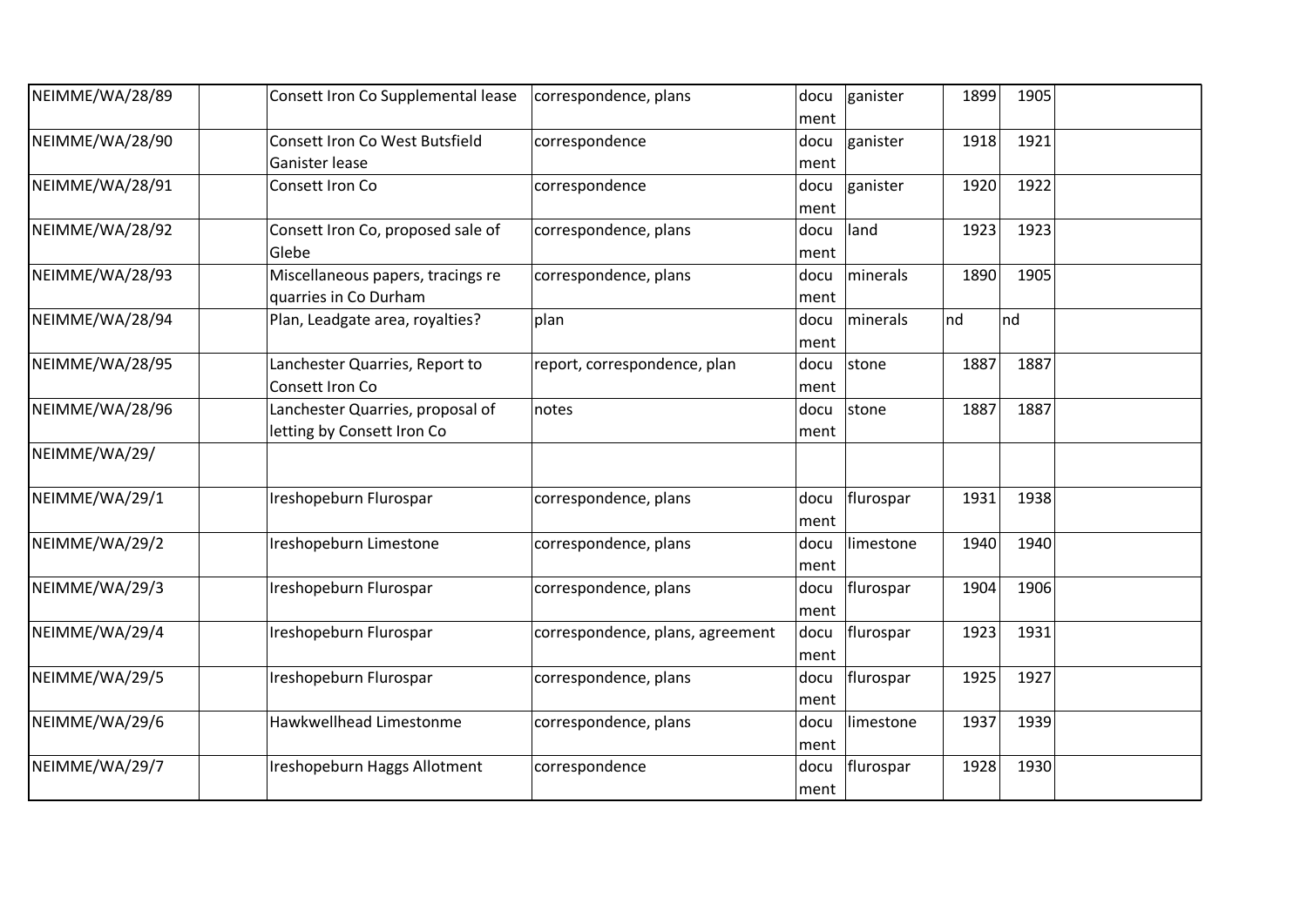| | | | | | | | | |
|---|---|---|---|---|---|---|---|---|
| NEIMME/WA/28/89 | | Consett Iron Co Supplemental lease | correspondence, plans | document | ganister | 1899 | 1905 | |
| NEIMME/WA/28/90 | | Consett Iron Co West Butsfield Ganister lease | correspondence | document | ganister | 1918 | 1921 | |
| NEIMME/WA/28/91 | | Consett Iron Co | correspondence | document | ganister | 1920 | 1922 | |
| NEIMME/WA/28/92 | | Consett Iron Co, proposed sale of Glebe | correspondence, plans | document | land | 1923 | 1923 | |
| NEIMME/WA/28/93 | | Miscellaneous papers, tracings re quarries in Co Durham | correspondence, plans | document | minerals | 1890 | 1905 | |
| NEIMME/WA/28/94 | | Plan, Leadgate area, royalties? | plan | document | minerals | nd | nd | |
| NEIMME/WA/28/95 | | Lanchester Quarries, Report to Consett Iron Co | report, correspondence, plan | document | stone | 1887 | 1887 | |
| NEIMME/WA/28/96 | | Lanchester Quarries, proposal of letting by Consett Iron Co | notes | document | stone | 1887 | 1887 | |
| NEIMME/WA/29/ | | | | | | | | |
| NEIMME/WA/29/1 | | Ireshopeburn Flurospar | correspondence, plans | document | flurospar | 1931 | 1938 | |
| NEIMME/WA/29/2 | | Ireshopeburn Limestone | correspondence, plans | document | limestone | 1940 | 1940 | |
| NEIMME/WA/29/3 | | Ireshopeburn Flurospar | correspondence, plans | document | flurospar | 1904 | 1906 | |
| NEIMME/WA/29/4 | | Ireshopeburn Flurospar | correspondence, plans, agreement | document | flurospar | 1923 | 1931 | |
| NEIMME/WA/29/5 | | Ireshopeburn Flurospar | correspondence, plans | document | flurospar | 1925 | 1927 | |
| NEIMME/WA/29/6 | | Hawkwellhead Limestonme | correspondence, plans | document | limestone | 1937 | 1939 | |
| NEIMME/WA/29/7 | | Ireshopeburn Haggs Allotment | correspondence | document | flurospar | 1928 | 1930 | |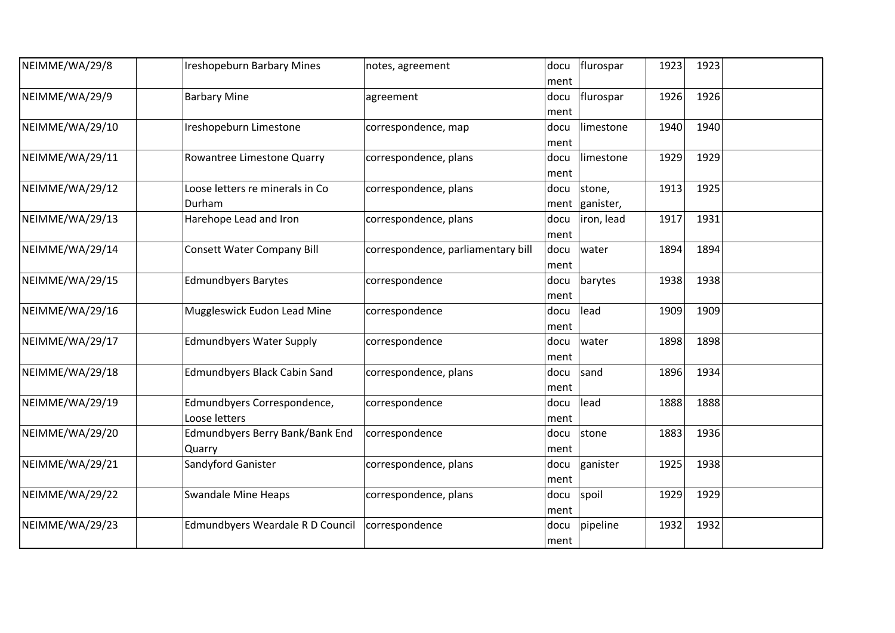| | | | | | | | | |
|---|---|---|---|---|---|---|---|---|
| NEIMME/WA/29/8 | | Ireshopeburn Barbary Mines | notes, agreement | document | flurospar | 1923 | 1923 | |
| NEIMME/WA/29/9 | | Barbary Mine | agreement | document | flurospar | 1926 | 1926 | |
| NEIMME/WA/29/10 | | Ireshopeburn Limestone | correspondence, map | document | limestone | 1940 | 1940 | |
| NEIMME/WA/29/11 | | Rowantree Limestone Quarry | correspondence, plans | document | limestone | 1929 | 1929 | |
| NEIMME/WA/29/12 | | Loose letters re minerals in Co Durham | correspondence, plans | document | stone, ganister, | 1913 | 1925 | |
| NEIMME/WA/29/13 | | Harehope Lead and Iron | correspondence, plans | document | iron, lead | 1917 | 1931 | |
| NEIMME/WA/29/14 | | Consett Water Company Bill | correspondence, parliamentary bill | document | water | 1894 | 1894 | |
| NEIMME/WA/29/15 | | Edmundbyers Barytes | correspondence | document | barytes | 1938 | 1938 | |
| NEIMME/WA/29/16 | | Muggleswick Eudon Lead Mine | correspondence | document | lead | 1909 | 1909 | |
| NEIMME/WA/29/17 | | Edmundbyers Water Supply | correspondence | document | water | 1898 | 1898 | |
| NEIMME/WA/29/18 | | Edmundbyers Black Cabin Sand | correspondence, plans | document | sand | 1896 | 1934 | |
| NEIMME/WA/29/19 | | Edmundbyers Correspondence, Loose letters | correspondence | document | lead | 1888 | 1888 | |
| NEIMME/WA/29/20 | | Edmundbyers Berry Bank/Bank End Quarry | correspondence | document | stone | 1883 | 1936 | |
| NEIMME/WA/29/21 | | Sandyford Ganister | correspondence, plans | document | ganister | 1925 | 1938 | |
| NEIMME/WA/29/22 | | Swandale Mine Heaps | correspondence, plans | document | spoil | 1929 | 1929 | |
| NEIMME/WA/29/23 | | Edmundbyers Weardale R D Council | correspondence | document | pipeline | 1932 | 1932 | |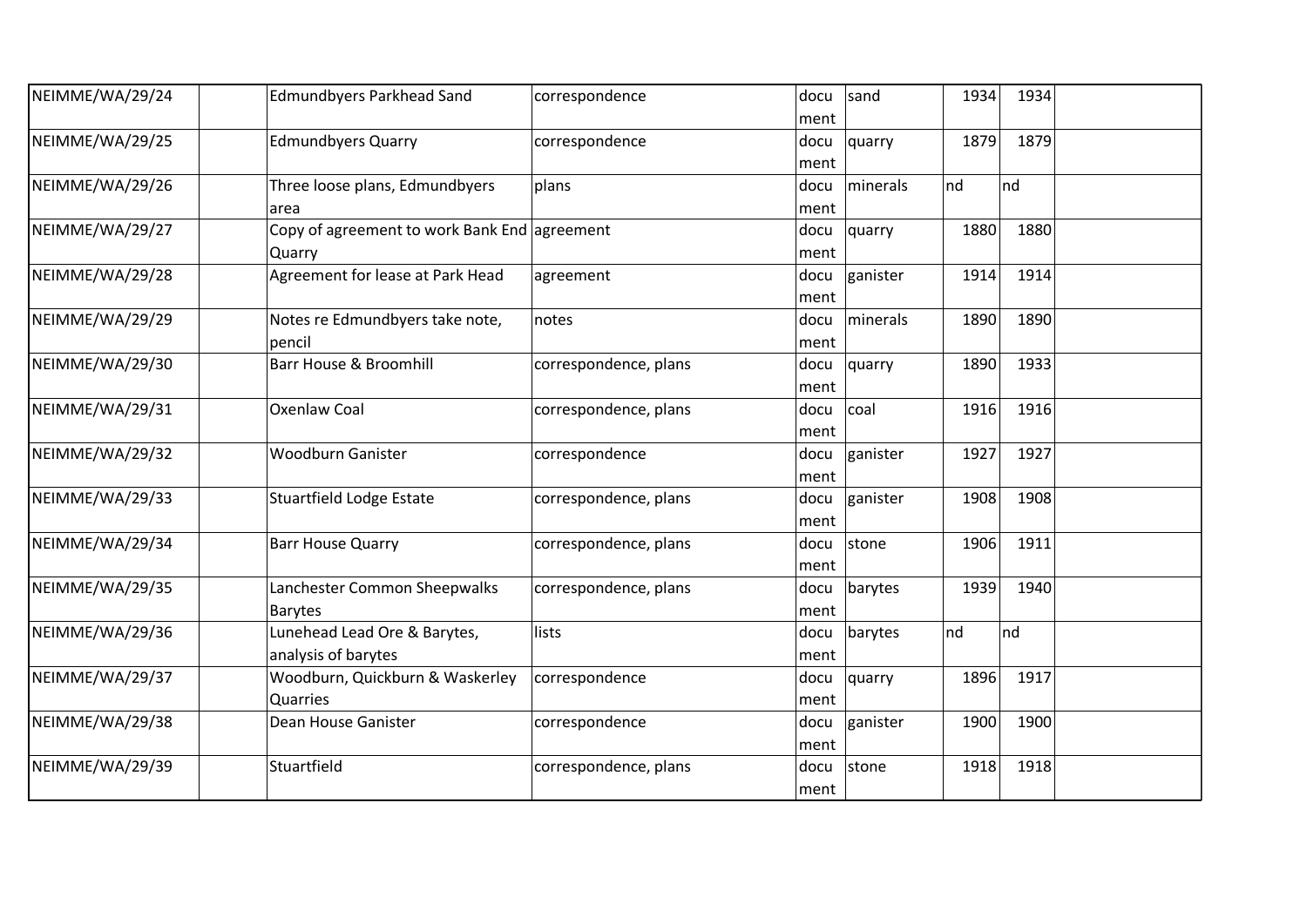| NEIMME/WA/29/24 | | Edmundbyers Parkhead Sand | correspondence | document | sand | 1934 | 1934 | |
|---|---|---|---|---|---|---|---|---|
| NEIMME/WA/29/25 | | Edmundbyers Quarry | correspondence | document | quarry | 1879 | 1879 | |
| NEIMME/WA/29/26 | | Three loose plans, Edmundbyers area | plans | document | minerals | nd | nd | |
| NEIMME/WA/29/27 | | Copy of agreement to work Bank End Quarry | agreement | document | quarry | 1880 | 1880 | |
| NEIMME/WA/29/28 | | Agreement for lease at Park Head | agreement | document | ganister | 1914 | 1914 | |
| NEIMME/WA/29/29 | | Notes re Edmundbyers take note, pencil | notes | document | minerals | 1890 | 1890 | |
| NEIMME/WA/29/30 | | Barr House & Broomhill | correspondence, plans | document | quarry | 1890 | 1933 | |
| NEIMME/WA/29/31 | | Oxenlaw Coal | correspondence, plans | document | coal | 1916 | 1916 | |
| NEIMME/WA/29/32 | | Woodburn Ganister | correspondence | document | ganister | 1927 | 1927 | |
| NEIMME/WA/29/33 | | Stuartfield Lodge Estate | correspondence, plans | document | ganister | 1908 | 1908 | |
| NEIMME/WA/29/34 | | Barr House Quarry | correspondence, plans | document | stone | 1906 | 1911 | |
| NEIMME/WA/29/35 | | Lanchester Common Sheepwalks Barytes | correspondence, plans | document | barytes | 1939 | 1940 | |
| NEIMME/WA/29/36 | | Lunehead Lead Ore & Barytes, analysis of barytes | lists | document | barytes | nd | nd | |
| NEIMME/WA/29/37 | | Woodburn, Quickburn & Waskerley Quarries | correspondence | document | quarry | 1896 | 1917 | |
| NEIMME/WA/29/38 | | Dean House Ganister | correspondence | document | ganister | 1900 | 1900 | |
| NEIMME/WA/29/39 | | Stuartfield | correspondence, plans | document | stone | 1918 | 1918 | |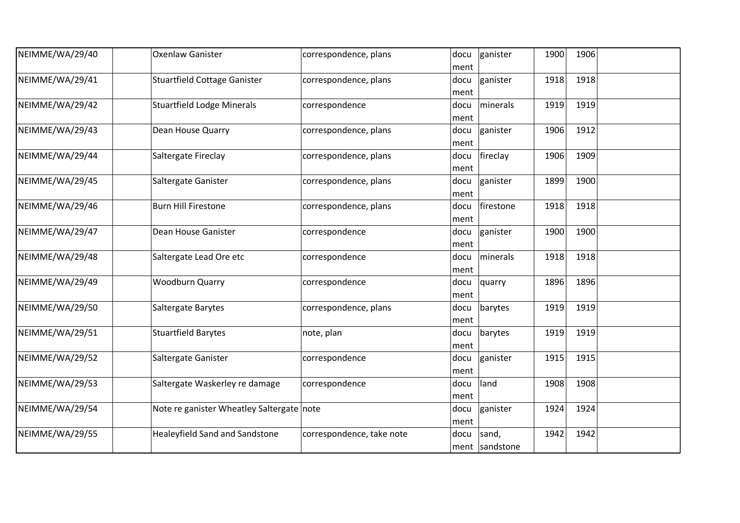| | | | | | | | | |
|---|---|---|---|---|---|---|---|---|
| NEIMME/WA/29/40 | | Oxenlaw Ganister | correspondence, plans | document | ganister | 1900 | 1906 | |
| NEIMME/WA/29/41 | | Stuartfield Cottage Ganister | correspondence, plans | document | ganister | 1918 | 1918 | |
| NEIMME/WA/29/42 | | Stuartfield Lodge Minerals | correspondence | document | minerals | 1919 | 1919 | |
| NEIMME/WA/29/43 | | Dean House Quarry | correspondence, plans | document | ganister | 1906 | 1912 | |
| NEIMME/WA/29/44 | | Saltergate Fireclay | correspondence, plans | document | fireclay | 1906 | 1909 | |
| NEIMME/WA/29/45 | | Saltergate Ganister | correspondence, plans | document | ganister | 1899 | 1900 | |
| NEIMME/WA/29/46 | | Burn Hill Firestone | correspondence, plans | document | firestone | 1918 | 1918 | |
| NEIMME/WA/29/47 | | Dean House Ganister | correspondence | document | ganister | 1900 | 1900 | |
| NEIMME/WA/29/48 | | Saltergate Lead Ore etc | correspondence | document | minerals | 1918 | 1918 | |
| NEIMME/WA/29/49 | | Woodburn Quarry | correspondence | document | quarry | 1896 | 1896 | |
| NEIMME/WA/29/50 | | Saltergate Barytes | correspondence, plans | document | barytes | 1919 | 1919 | |
| NEIMME/WA/29/51 | | Stuartfield Barytes | note, plan | document | barytes | 1919 | 1919 | |
| NEIMME/WA/29/52 | | Saltergate Ganister | correspondence | document | ganister | 1915 | 1915 | |
| NEIMME/WA/29/53 | | Saltergate Waskerley re damage | correspondence | document | land | 1908 | 1908 | |
| NEIMME/WA/29/54 | | Note re ganister Wheatley Saltergate | note | document | ganister | 1924 | 1924 | |
| NEIMME/WA/29/55 | | Healeyfield Sand and Sandstone | correspondence, take note | document | sand, sandstone | 1942 | 1942 | |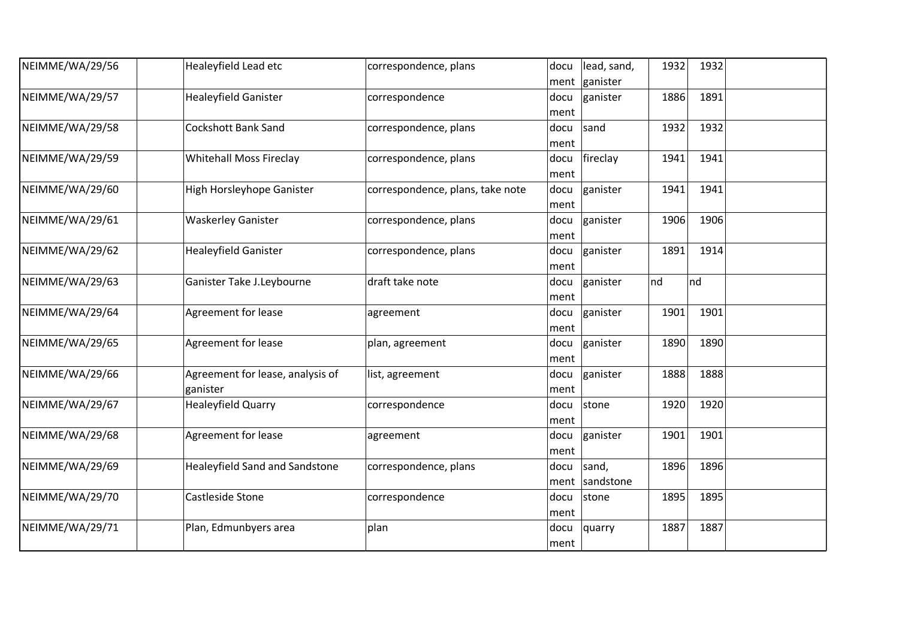| NEIMME/WA/29/56 | | Healeyfield Lead etc | correspondence, plans | document | lead, sand, ganister | 1932 | 1932 | |
|---|---|---|---|---|---|---|---|---|
| NEIMME/WA/29/57 | | Healeyfield Ganister | correspondence | document | ganister | 1886 | 1891 | |
| NEIMME/WA/29/58 | | Cockshott Bank Sand | correspondence, plans | document | sand | 1932 | 1932 | |
| NEIMME/WA/29/59 | | Whitehall Moss Fireclay | correspondence, plans | document | fireclay | 1941 | 1941 | |
| NEIMME/WA/29/60 | | High Horsleyhope Ganister | correspondence, plans, take note | document | ganister | 1941 | 1941 | |
| NEIMME/WA/29/61 | | Waskerley Ganister | correspondence, plans | document | ganister | 1906 | 1906 | |
| NEIMME/WA/29/62 | | Healeyfield Ganister | correspondence, plans | document | ganister | 1891 | 1914 | |
| NEIMME/WA/29/63 | | Ganister Take J.Leybourne | draft take note | document | ganister | nd | nd | |
| NEIMME/WA/29/64 | | Agreement for lease | agreement | document | ganister | 1901 | 1901 | |
| NEIMME/WA/29/65 | | Agreement for lease | plan, agreement | document | ganister | 1890 | 1890 | |
| NEIMME/WA/29/66 | | Agreement for lease, analysis of ganister | list, agreement | document | ganister | 1888 | 1888 | |
| NEIMME/WA/29/67 | | Healeyfield Quarry | correspondence | document | stone | 1920 | 1920 | |
| NEIMME/WA/29/68 | | Agreement for lease | agreement | document | ganister | 1901 | 1901 | |
| NEIMME/WA/29/69 | | Healeyfield Sand and Sandstone | correspondence, plans | document | sand, sandstone | 1896 | 1896 | |
| NEIMME/WA/29/70 | | Castleside Stone | correspondence | document | stone | 1895 | 1895 | |
| NEIMME/WA/29/71 | | Plan, Edmunbyers area | plan | document | quarry | 1887 | 1887 | |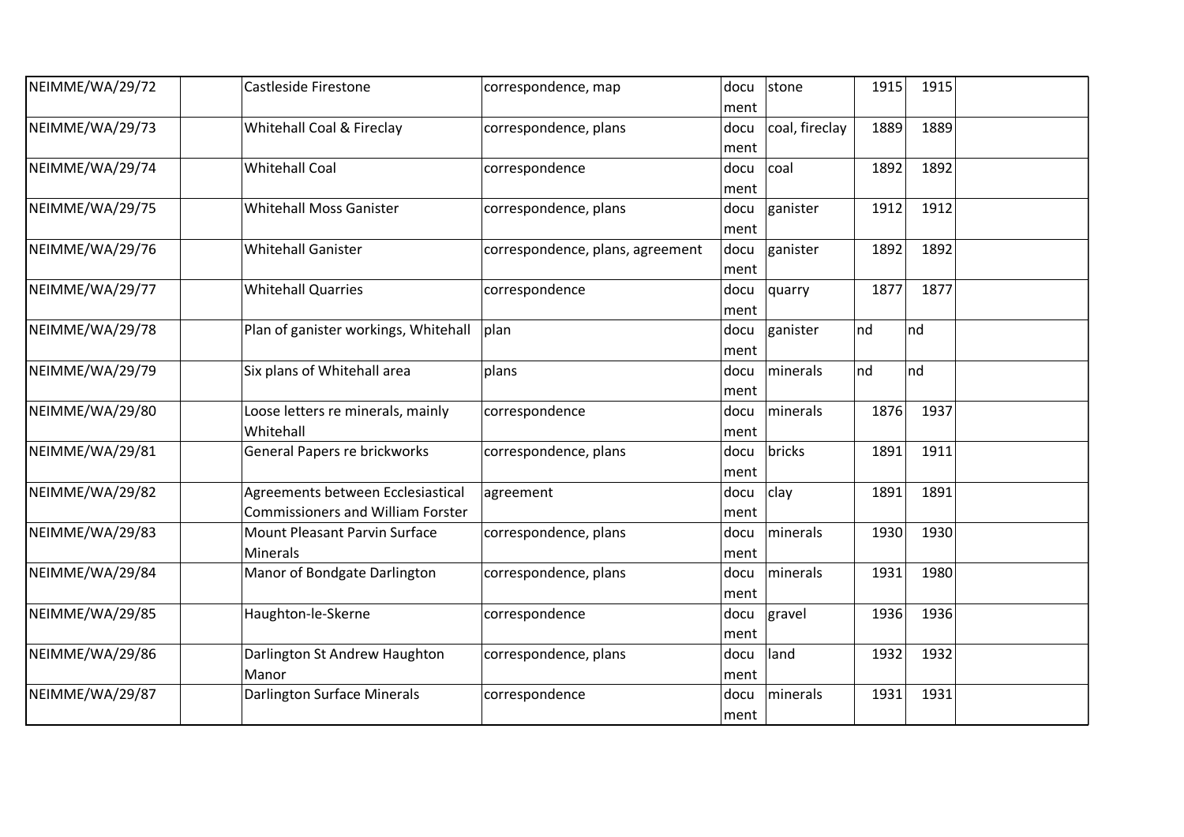| | | | | | | | | |
|---|---|---|---|---|---|---|---|---|
| NEIMME/WA/29/72 | | Castleside Firestone | correspondence, map | document | stone | 1915 | 1915 | |
| NEIMME/WA/29/73 | | Whitehall Coal & Fireclay | correspondence, plans | document | coal, fireclay | 1889 | 1889 | |
| NEIMME/WA/29/74 | | Whitehall Coal | correspondence | document | coal | 1892 | 1892 | |
| NEIMME/WA/29/75 | | Whitehall Moss Ganister | correspondence, plans | document | ganister | 1912 | 1912 | |
| NEIMME/WA/29/76 | | Whitehall Ganister | correspondence, plans, agreement | document | ganister | 1892 | 1892 | |
| NEIMME/WA/29/77 | | Whitehall Quarries | correspondence | document | quarry | 1877 | 1877 | |
| NEIMME/WA/29/78 | | Plan of ganister workings, Whitehall | plan | document | ganister | nd | nd | |
| NEIMME/WA/29/79 | | Six plans of Whitehall area | plans | document | minerals | nd | nd | |
| NEIMME/WA/29/80 | | Loose letters re minerals, mainly Whitehall | correspondence | document | minerals | 1876 | 1937 | |
| NEIMME/WA/29/81 | | General Papers re brickworks | correspondence, plans | document | bricks | 1891 | 1911 | |
| NEIMME/WA/29/82 | | Agreements between Ecclesiastical Commissioners and William Forster | agreement | document | clay | 1891 | 1891 | |
| NEIMME/WA/29/83 | | Mount Pleasant Parvin Surface Minerals | correspondence, plans | document | minerals | 1930 | 1930 | |
| NEIMME/WA/29/84 | | Manor of Bondgate Darlington | correspondence, plans | document | minerals | 1931 | 1980 | |
| NEIMME/WA/29/85 | | Haughton-le-Skerne | correspondence | document | gravel | 1936 | 1936 | |
| NEIMME/WA/29/86 | | Darlington St Andrew Haughton Manor | correspondence, plans | document | land | 1932 | 1932 | |
| NEIMME/WA/29/87 | | Darlington Surface Minerals | correspondence | document | minerals | 1931 | 1931 | |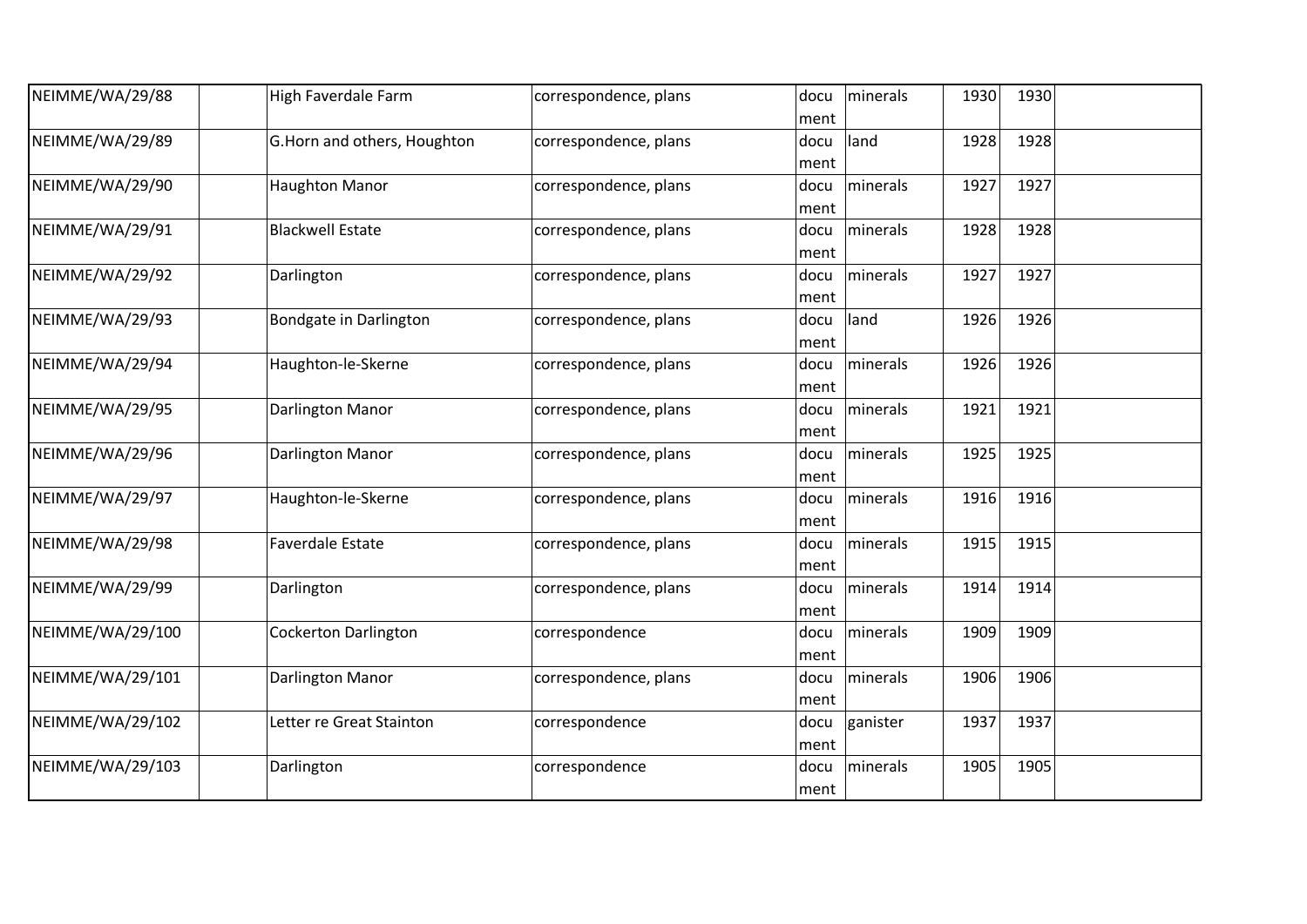| | | | | | | | | |
|---|---|---|---|---|---|---|---|---|
| NEIMME/WA/29/88 | | High Faverdale Farm | correspondence, plans | document | minerals | 1930 | 1930 | |
| NEIMME/WA/29/89 | | G.Horn and others, Houghton | correspondence, plans | document | land | 1928 | 1928 | |
| NEIMME/WA/29/90 | | Haughton Manor | correspondence, plans | document | minerals | 1927 | 1927 | |
| NEIMME/WA/29/91 | | Blackwell Estate | correspondence, plans | document | minerals | 1928 | 1928 | |
| NEIMME/WA/29/92 | | Darlington | correspondence, plans | document | minerals | 1927 | 1927 | |
| NEIMME/WA/29/93 | | Bondgate in Darlington | correspondence, plans | document | land | 1926 | 1926 | |
| NEIMME/WA/29/94 | | Haughton-le-Skerne | correspondence, plans | document | minerals | 1926 | 1926 | |
| NEIMME/WA/29/95 | | Darlington Manor | correspondence, plans | document | minerals | 1921 | 1921 | |
| NEIMME/WA/29/96 | | Darlington Manor | correspondence, plans | document | minerals | 1925 | 1925 | |
| NEIMME/WA/29/97 | | Haughton-le-Skerne | correspondence, plans | document | minerals | 1916 | 1916 | |
| NEIMME/WA/29/98 | | Faverdale Estate | correspondence, plans | document | minerals | 1915 | 1915 | |
| NEIMME/WA/29/99 | | Darlington | correspondence, plans | document | minerals | 1914 | 1914 | |
| NEIMME/WA/29/100 | | Cockerton Darlington | correspondence | document | minerals | 1909 | 1909 | |
| NEIMME/WA/29/101 | | Darlington Manor | correspondence, plans | document | minerals | 1906 | 1906 | |
| NEIMME/WA/29/102 | | Letter re Great Stainton | correspondence | document | ganister | 1937 | 1937 | |
| NEIMME/WA/29/103 | | Darlington | correspondence | document | minerals | 1905 | 1905 | |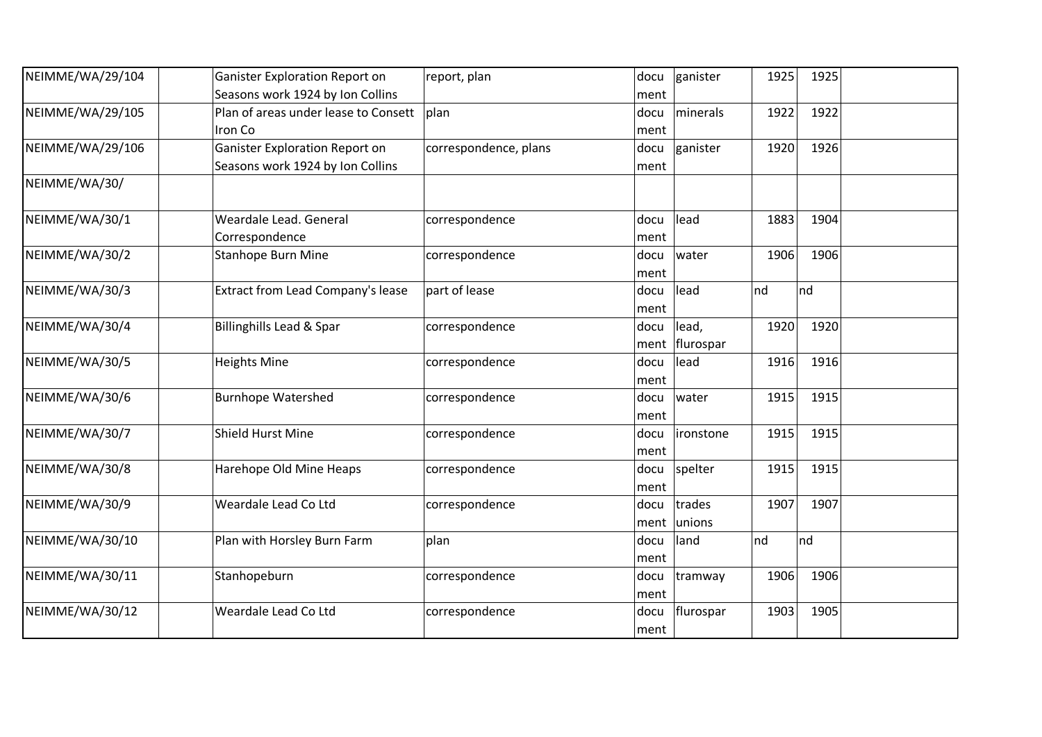| | | | | | | | | |
|---|---|---|---|---|---|---|---|---|
| NEIMME/WA/29/104 | | Ganister Exploration Report on Seasons work 1924 by Ion Collins | report, plan | document | ganister | 1925 | 1925 | |
| NEIMME/WA/29/105 | | Plan of areas under lease to Consett Iron Co | plan | document | minerals | 1922 | 1922 | |
| NEIMME/WA/29/106 | | Ganister Exploration Report on Seasons work 1924 by Ion Collins | correspondence, plans | document | ganister | 1920 | 1926 | |
| NEIMME/WA/30/ | | | | | | | | |
| NEIMME/WA/30/1 | | Weardale Lead. General Correspondence | correspondence | document | lead | 1883 | 1904 | |
| NEIMME/WA/30/2 | | Stanhope Burn Mine | correspondence | document | water | 1906 | 1906 | |
| NEIMME/WA/30/3 | | Extract from Lead Company's lease | part of lease | document | lead | nd | nd | |
| NEIMME/WA/30/4 | | Billinghills Lead & Spar | correspondence | document | lead, flurospar | 1920 | 1920 | |
| NEIMME/WA/30/5 | | Heights Mine | correspondence | document | lead | 1916 | 1916 | |
| NEIMME/WA/30/6 | | Burnhope Watershed | correspondence | document | water | 1915 | 1915 | |
| NEIMME/WA/30/7 | | Shield Hurst Mine | correspondence | document | ironstone | 1915 | 1915 | |
| NEIMME/WA/30/8 | | Harehope Old Mine Heaps | correspondence | document | spelter | 1915 | 1915 | |
| NEIMME/WA/30/9 | | Weardale Lead Co Ltd | correspondence | document | trades unions | 1907 | 1907 | |
| NEIMME/WA/30/10 | | Plan with Horsley Burn Farm | plan | document | land | nd | nd | |
| NEIMME/WA/30/11 | | Stanhopeburn | correspondence | document | tramway | 1906 | 1906 | |
| NEIMME/WA/30/12 | | Weardale Lead Co Ltd | correspondence | document | flurospar | 1903 | 1905 | |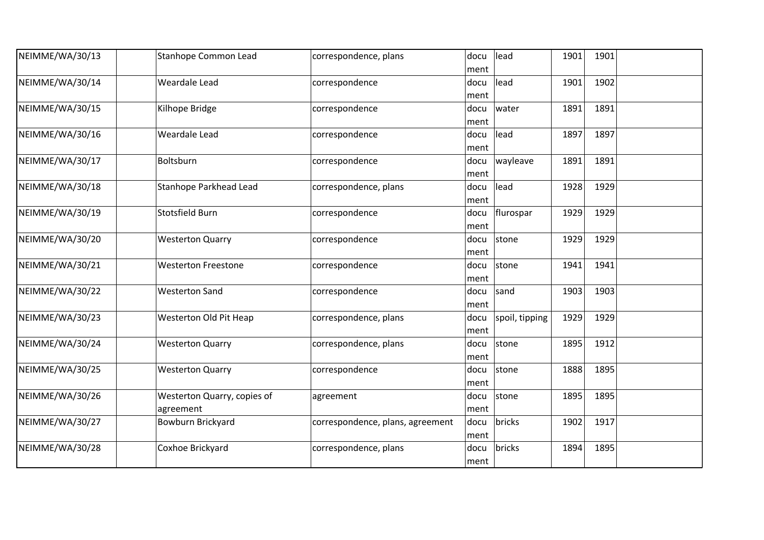| | | | | | | | | |
|---|---|---|---|---|---|---|---|---|
| NEIMME/WA/30/13 | | Stanhope Common Lead | correspondence, plans | document | lead | 1901 | 1901 | |
| NEIMME/WA/30/14 | | Weardale Lead | correspondence | document | lead | 1901 | 1902 | |
| NEIMME/WA/30/15 | | Kilhope Bridge | correspondence | document | water | 1891 | 1891 | |
| NEIMME/WA/30/16 | | Weardale Lead | correspondence | document | lead | 1897 | 1897 | |
| NEIMME/WA/30/17 | | Boltsburn | correspondence | document | wayleave | 1891 | 1891 | |
| NEIMME/WA/30/18 | | Stanhope Parkhead Lead | correspondence, plans | document | lead | 1928 | 1929 | |
| NEIMME/WA/30/19 | | Stotsfield Burn | correspondence | document | flurospar | 1929 | 1929 | |
| NEIMME/WA/30/20 | | Westerton Quarry | correspondence | document | stone | 1929 | 1929 | |
| NEIMME/WA/30/21 | | Westerton Freestone | correspondence | document | stone | 1941 | 1941 | |
| NEIMME/WA/30/22 | | Westerton Sand | correspondence | document | sand | 1903 | 1903 | |
| NEIMME/WA/30/23 | | Westerton Old Pit Heap | correspondence, plans | document | spoil, tipping | 1929 | 1929 | |
| NEIMME/WA/30/24 | | Westerton Quarry | correspondence, plans | document | stone | 1895 | 1912 | |
| NEIMME/WA/30/25 | | Westerton Quarry | correspondence | document | stone | 1888 | 1895 | |
| NEIMME/WA/30/26 | | Westerton Quarry, copies of agreement | agreement | document | stone | 1895 | 1895 | |
| NEIMME/WA/30/27 | | Bowburn Brickyard | correspondence, plans, agreement | document | bricks | 1902 | 1917 | |
| NEIMME/WA/30/28 | | Coxhoe Brickyard | correspondence, plans | document | bricks | 1894 | 1895 | |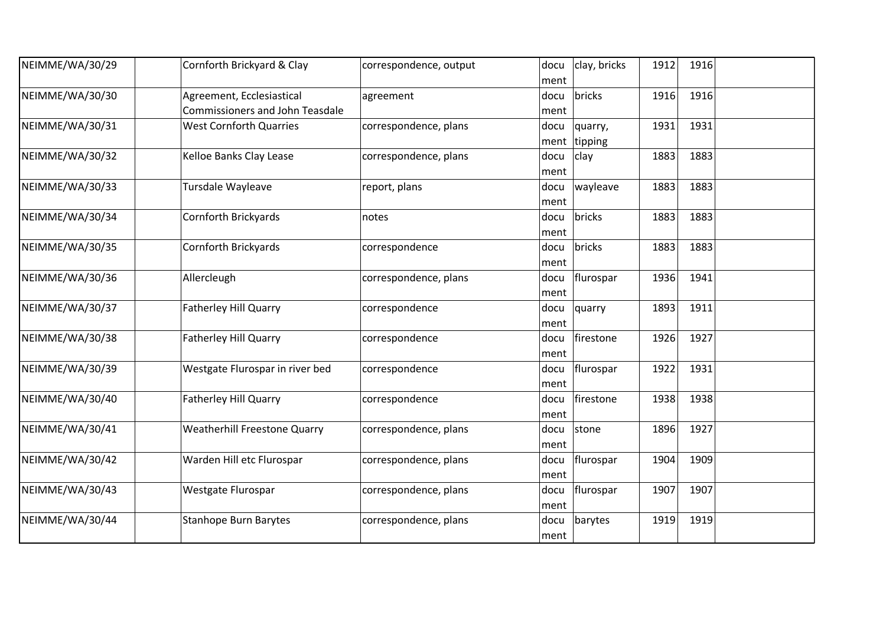| | | | | | | | | |
|---|---|---|---|---|---|---|---|---|
| NEIMME/WA/30/29 | | Cornforth Brickyard & Clay | correspondence, output | document | clay, bricks | 1912 | 1916 | |
| NEIMME/WA/30/30 | | Agreement, Ecclesiastical Commissioners and John Teasdale | agreement | document | bricks | 1916 | 1916 | |
| NEIMME/WA/30/31 | | West Cornforth Quarries | correspondence, plans | document | quarry, tipping | 1931 | 1931 | |
| NEIMME/WA/30/32 | | Kelloe Banks Clay Lease | correspondence, plans | document | clay | 1883 | 1883 | |
| NEIMME/WA/30/33 | | Tursdale Wayleave | report, plans | document | wayleave | 1883 | 1883 | |
| NEIMME/WA/30/34 | | Cornforth Brickyards | notes | document | bricks | 1883 | 1883 | |
| NEIMME/WA/30/35 | | Cornforth Brickyards | correspondence | document | bricks | 1883 | 1883 | |
| NEIMME/WA/30/36 | | Allercleugh | correspondence, plans | document | flurospar | 1936 | 1941 | |
| NEIMME/WA/30/37 | | Fatherley Hill Quarry | correspondence | document | quarry | 1893 | 1911 | |
| NEIMME/WA/30/38 | | Fatherley Hill Quarry | correspondence | document | firestone | 1926 | 1927 | |
| NEIMME/WA/30/39 | | Westgate Flurospar in river bed | correspondence | document | flurospar | 1922 | 1931 | |
| NEIMME/WA/30/40 | | Fatherley Hill Quarry | correspondence | document | firestone | 1938 | 1938 | |
| NEIMME/WA/30/41 | | Weatherhill Freestone Quarry | correspondence, plans | document | stone | 1896 | 1927 | |
| NEIMME/WA/30/42 | | Warden Hill etc Flurospar | correspondence, plans | document | flurospar | 1904 | 1909 | |
| NEIMME/WA/30/43 | | Westgate Flurospar | correspondence, plans | document | flurospar | 1907 | 1907 | |
| NEIMME/WA/30/44 | | Stanhope Burn Barytes | correspondence, plans | document | barytes | 1919 | 1919 | |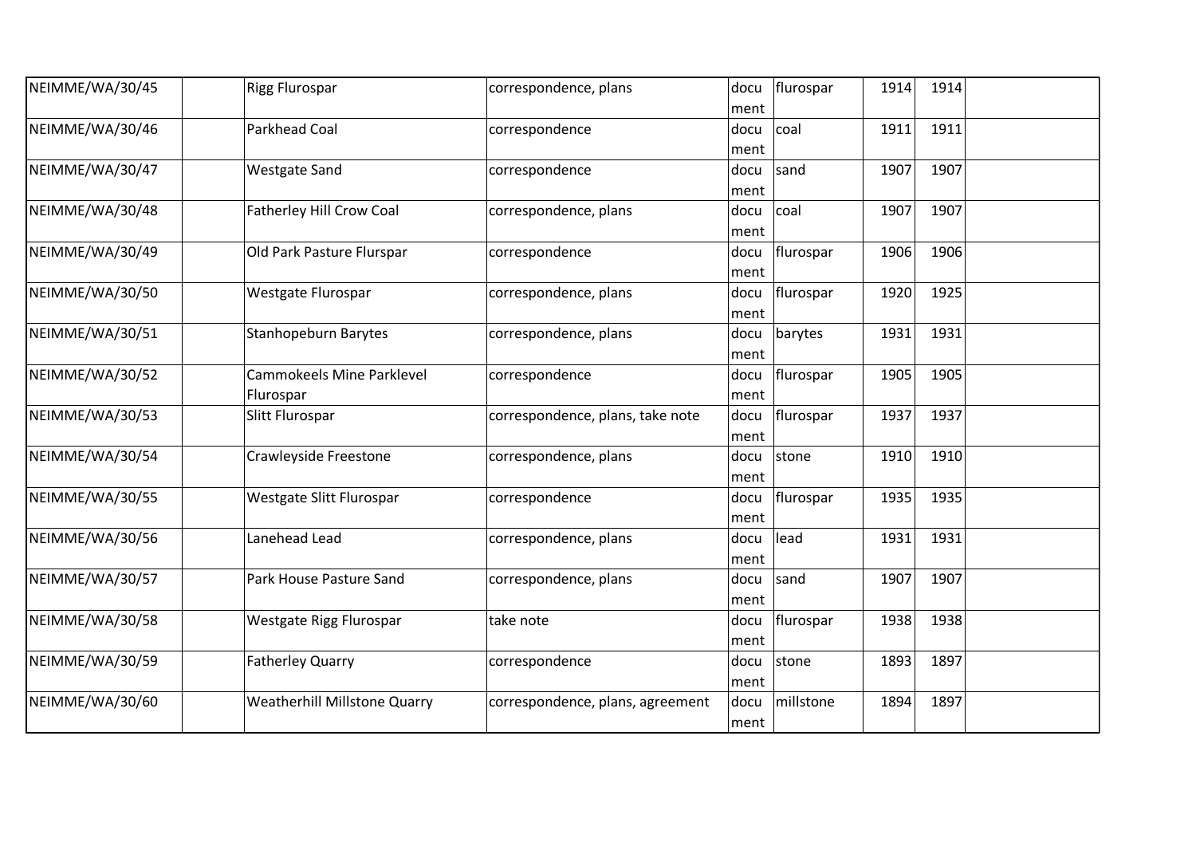| | | | | | | | | |
|---|---|---|---|---|---|---|---|---|
| NEIMME/WA/30/45 | | Rigg Flurospar | correspondence, plans | document | flurospar | 1914 | 1914 | |
| NEIMME/WA/30/46 | | Parkhead Coal | correspondence | document | coal | 1911 | 1911 | |
| NEIMME/WA/30/47 | | Westgate Sand | correspondence | document | sand | 1907 | 1907 | |
| NEIMME/WA/30/48 | | Fatherley Hill Crow Coal | correspondence, plans | document | coal | 1907 | 1907 | |
| NEIMME/WA/30/49 | | Old Park Pasture Flurspar | correspondence | document | flurospar | 1906 | 1906 | |
| NEIMME/WA/30/50 | | Westgate Flurospar | correspondence, plans | document | flurospar | 1920 | 1925 | |
| NEIMME/WA/30/51 | | Stanhopeburn Barytes | correspondence, plans | document | barytes | 1931 | 1931 | |
| NEIMME/WA/30/52 | | Cammokeels Mine Parklevel Flurospar | correspondence | document | flurospar | 1905 | 1905 | |
| NEIMME/WA/30/53 | | Slitt Flurospar | correspondence, plans, take note | document | flurospar | 1937 | 1937 | |
| NEIMME/WA/30/54 | | Crawleyside Freestone | correspondence, plans | document | stone | 1910 | 1910 | |
| NEIMME/WA/30/55 | | Westgate Slitt Flurospar | correspondence | document | flurospar | 1935 | 1935 | |
| NEIMME/WA/30/56 | | Lanehead Lead | correspondence, plans | document | lead | 1931 | 1931 | |
| NEIMME/WA/30/57 | | Park House Pasture Sand | correspondence, plans | document | sand | 1907 | 1907 | |
| NEIMME/WA/30/58 | | Westgate Rigg Flurospar | take note | document | flurospar | 1938 | 1938 | |
| NEIMME/WA/30/59 | | Fatherley Quarry | correspondence | document | stone | 1893 | 1897 | |
| NEIMME/WA/30/60 | | Weatherhill Millstone Quarry | correspondence, plans, agreement | document | millstone | 1894 | 1897 | |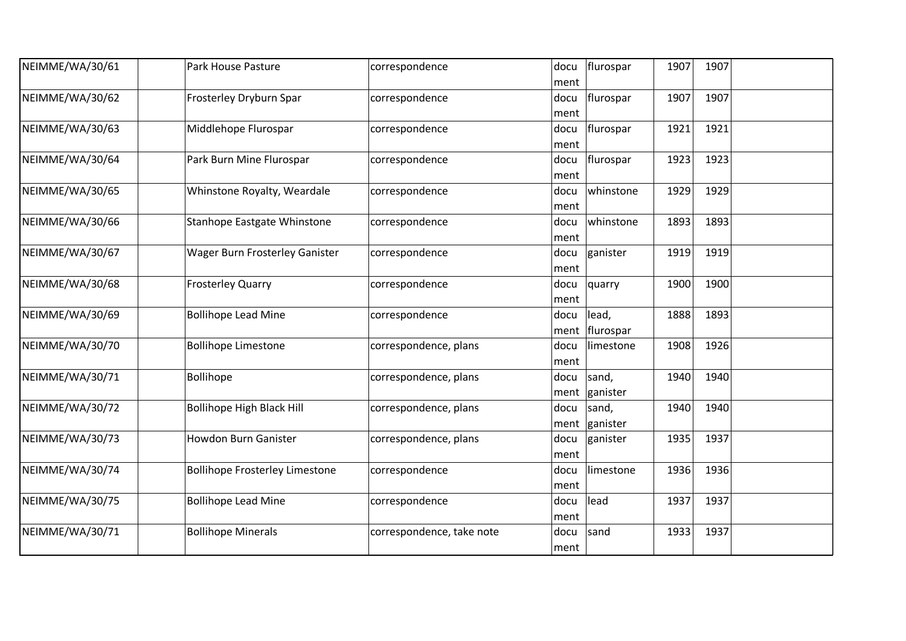| NEIMME/WA/30/61 | | Park House Pasture | correspondence | document | flurospar | 1907 | 1907 | |
|---|---|---|---|---|---|---|---|---|
| NEIMME/WA/30/62 | | Frosterley Dryburn Spar | correspondence | document | flurospar | 1907 | 1907 | |
| NEIMME/WA/30/63 | | Middlehope Flurospar | correspondence | document | flurospar | 1921 | 1921 | |
| NEIMME/WA/30/64 | | Park Burn Mine Flurospar | correspondence | document | flurospar | 1923 | 1923 | |
| NEIMME/WA/30/65 | | Whinstone Royalty, Weardale | correspondence | document | whinstone | 1929 | 1929 | |
| NEIMME/WA/30/66 | | Stanhope Eastgate Whinstone | correspondence | document | whinstone | 1893 | 1893 | |
| NEIMME/WA/30/67 | | Wager Burn Frosterley Ganister | correspondence | document | ganister | 1919 | 1919 | |
| NEIMME/WA/30/68 | | Frosterley Quarry | correspondence | document | quarry | 1900 | 1900 | |
| NEIMME/WA/30/69 | | Bollihope Lead Mine | correspondence | document | lead, flurospar | 1888 | 1893 | |
| NEIMME/WA/30/70 | | Bollihope Limestone | correspondence, plans | document | limestone | 1908 | 1926 | |
| NEIMME/WA/30/71 | | Bollihope | correspondence, plans | document | sand, ganister | 1940 | 1940 | |
| NEIMME/WA/30/72 | | Bollihope High Black Hill | correspondence, plans | document | sand, ganister | 1940 | 1940 | |
| NEIMME/WA/30/73 | | Howdon Burn Ganister | correspondence, plans | document | ganister | 1935 | 1937 | |
| NEIMME/WA/30/74 | | Bollihope Frosterley Limestone | correspondence | document | limestone | 1936 | 1936 | |
| NEIMME/WA/30/75 | | Bollihope Lead Mine | correspondence | document | lead | 1937 | 1937 | |
| NEIMME/WA/30/71 | | Bollihope Minerals | correspondence, take note | document | sand | 1933 | 1937 | |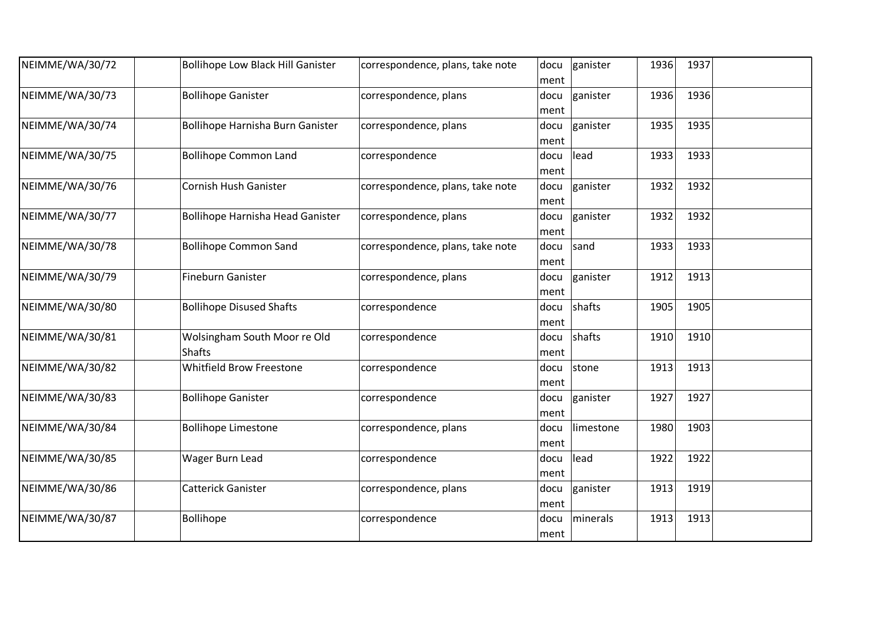| | | | | | | | | |
|---|---|---|---|---|---|---|---|---|
| NEIMME/WA/30/72 | | Bollihope Low Black Hill Ganister | correspondence, plans, take note | document | ganister | 1936 | 1937 | |
| NEIMME/WA/30/73 | | Bollihope Ganister | correspondence, plans | document | ganister | 1936 | 1936 | |
| NEIMME/WA/30/74 | | Bollihope Harnisha Burn Ganister | correspondence, plans | document | ganister | 1935 | 1935 | |
| NEIMME/WA/30/75 | | Bollihope Common Land | correspondence | document | lead | 1933 | 1933 | |
| NEIMME/WA/30/76 | | Cornish Hush Ganister | correspondence, plans, take note | document | ganister | 1932 | 1932 | |
| NEIMME/WA/30/77 | | Bollihope Harnisha Head Ganister | correspondence, plans | document | ganister | 1932 | 1932 | |
| NEIMME/WA/30/78 | | Bollihope Common Sand | correspondence, plans, take note | document | sand | 1933 | 1933 | |
| NEIMME/WA/30/79 | | Fineburn Ganister | correspondence, plans | document | ganister | 1912 | 1913 | |
| NEIMME/WA/30/80 | | Bollihope Disused Shafts | correspondence | document | shafts | 1905 | 1905 | |
| NEIMME/WA/30/81 | | Wolsingham South Moor re Old Shafts | correspondence | document | shafts | 1910 | 1910 | |
| NEIMME/WA/30/82 | | Whitfield Brow Freestone | correspondence | document | stone | 1913 | 1913 | |
| NEIMME/WA/30/83 | | Bollihope Ganister | correspondence | document | ganister | 1927 | 1927 | |
| NEIMME/WA/30/84 | | Bollihope Limestone | correspondence, plans | document | limestone | 1980 | 1903 | |
| NEIMME/WA/30/85 | | Wager Burn Lead | correspondence | document | lead | 1922 | 1922 | |
| NEIMME/WA/30/86 | | Catterick Ganister | correspondence, plans | document | ganister | 1913 | 1919 | |
| NEIMME/WA/30/87 | | Bollihope | correspondence | document | minerals | 1913 | 1913 | |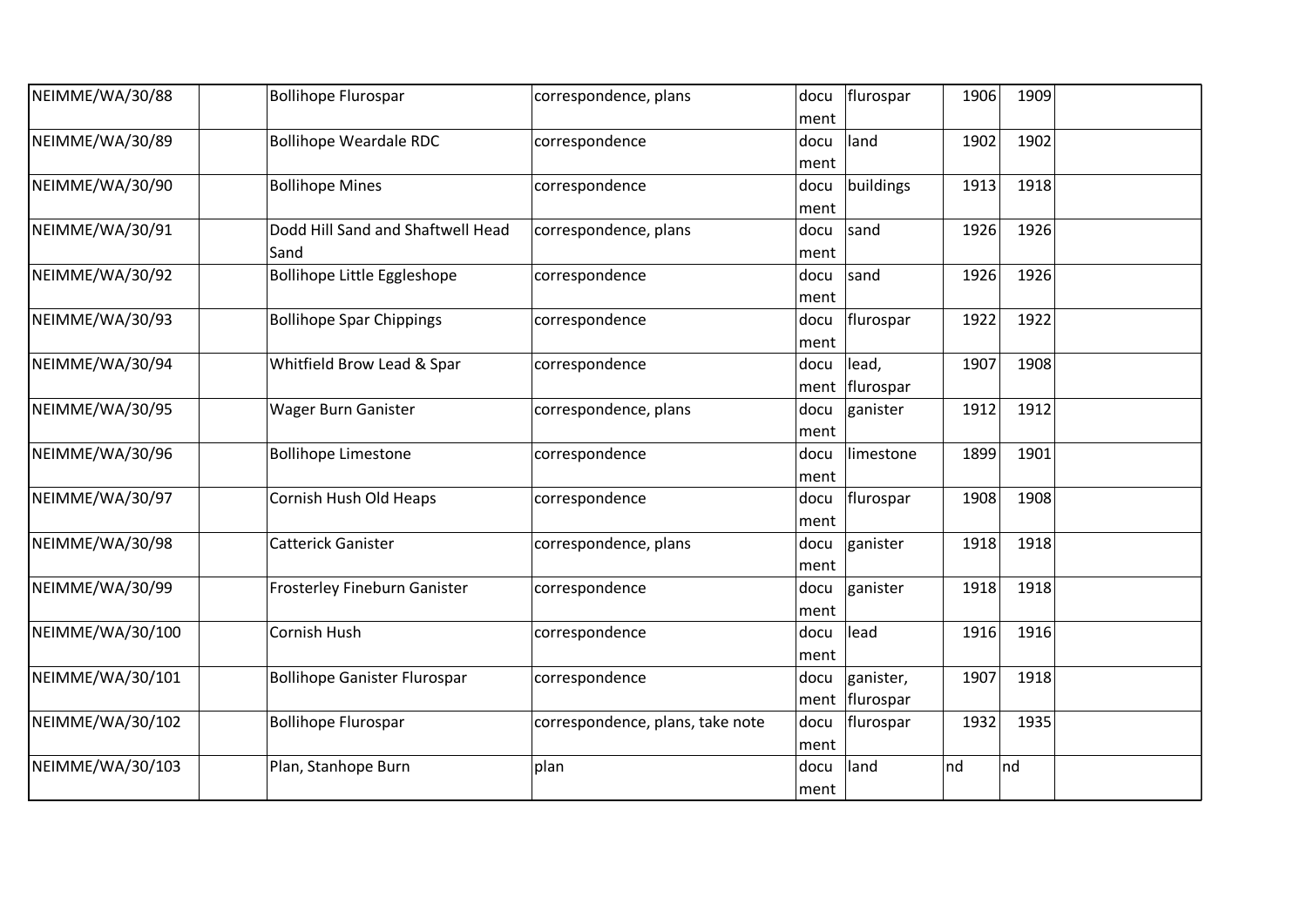| NEIMME/WA/30/88 | | Bollihope Flurospar | correspondence, plans | document | flurospar | 1906 | 1909 | |
|---|---|---|---|---|---|---|---|---|
| NEIMME/WA/30/89 | | Bollihope Weardale RDC | correspondence | document | land | 1902 | 1902 | |
| NEIMME/WA/30/90 | | Bollihope Mines | correspondence | document | buildings | 1913 | 1918 | |
| NEIMME/WA/30/91 | | Dodd Hill Sand and Shaftwell Head Sand | correspondence, plans | document | sand | 1926 | 1926 | |
| NEIMME/WA/30/92 | | Bollihope Little Eggleshope | correspondence | document | sand | 1926 | 1926 | |
| NEIMME/WA/30/93 | | Bollihope Spar Chippings | correspondence | document | flurospar | 1922 | 1922 | |
| NEIMME/WA/30/94 | | Whitfield Brow Lead & Spar | correspondence | document | lead, flurospar | 1907 | 1908 | |
| NEIMME/WA/30/95 | | Wager Burn Ganister | correspondence, plans | document | ganister | 1912 | 1912 | |
| NEIMME/WA/30/96 | | Bollihope Limestone | correspondence | document | limestone | 1899 | 1901 | |
| NEIMME/WA/30/97 | | Cornish Hush Old Heaps | correspondence | document | flurospar | 1908 | 1908 | |
| NEIMME/WA/30/98 | | Catterick Ganister | correspondence, plans | document | ganister | 1918 | 1918 | |
| NEIMME/WA/30/99 | | Frosterley Fineburn Ganister | correspondence | document | ganister | 1918 | 1918 | |
| NEIMME/WA/30/100 | | Cornish Hush | correspondence | document | lead | 1916 | 1916 | |
| NEIMME/WA/30/101 | | Bollihope Ganister Flurospar | correspondence | document | ganister, flurospar | 1907 | 1918 | |
| NEIMME/WA/30/102 | | Bollihope Flurospar | correspondence, plans, take note | document | flurospar | 1932 | 1935 | |
| NEIMME/WA/30/103 | | Plan, Stanhope Burn | plan | document | land | nd | nd | |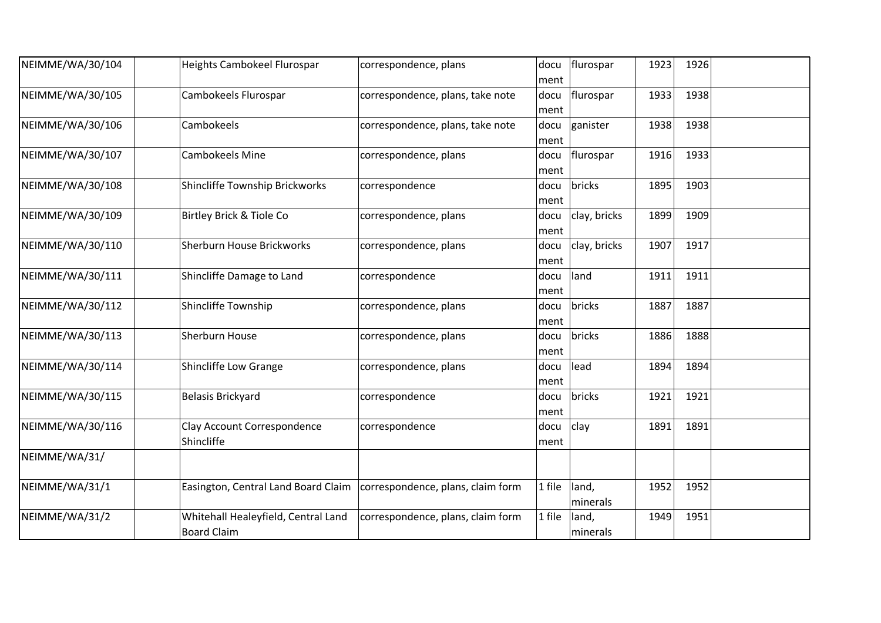| | | | | | | | | |
|---|---|---|---|---|---|---|---|---|
| NEIMME/WA/30/104 | | Heights Cambokeel Flurospar | correspondence, plans | document | flurospar | 1923 | 1926 | |
| NEIMME/WA/30/105 | | Cambokeels Flurospar | correspondence, plans, take note | document | flurospar | 1933 | 1938 | |
| NEIMME/WA/30/106 | | Cambokeels | correspondence, plans, take note | document | ganister | 1938 | 1938 | |
| NEIMME/WA/30/107 | | Cambokeels Mine | correspondence, plans | document | flurospar | 1916 | 1933 | |
| NEIMME/WA/30/108 | | Shincliffe Township Brickworks | correspondence | document | bricks | 1895 | 1903 | |
| NEIMME/WA/30/109 | | Birtley Brick & Tiole Co | correspondence, plans | document | clay, bricks | 1899 | 1909 | |
| NEIMME/WA/30/110 | | Sherburn House Brickworks | correspondence, plans | document | clay, bricks | 1907 | 1917 | |
| NEIMME/WA/30/111 | | Shincliffe Damage to Land | correspondence | document | land | 1911 | 1911 | |
| NEIMME/WA/30/112 | | Shincliffe Township | correspondence, plans | document | bricks | 1887 | 1887 | |
| NEIMME/WA/30/113 | | Sherburn House | correspondence, plans | document | bricks | 1886 | 1888 | |
| NEIMME/WA/30/114 | | Shincliffe Low Grange | correspondence, plans | document | lead | 1894 | 1894 | |
| NEIMME/WA/30/115 | | Belasis Brickyard | correspondence | document | bricks | 1921 | 1921 | |
| NEIMME/WA/30/116 | | Clay Account Correspondence Shincliffe | correspondence | document | clay | 1891 | 1891 | |
| NEIMME/WA/31/ | | | | | | | | |
| NEIMME/WA/31/1 | | Easington, Central Land Board Claim | correspondence, plans, claim form | 1 file | land, minerals | 1952 | 1952 | |
| NEIMME/WA/31/2 | | Whitehall Healeyfield, Central Land Board Claim | correspondence, plans, claim form | 1 file | land, minerals | 1949 | 1951 | |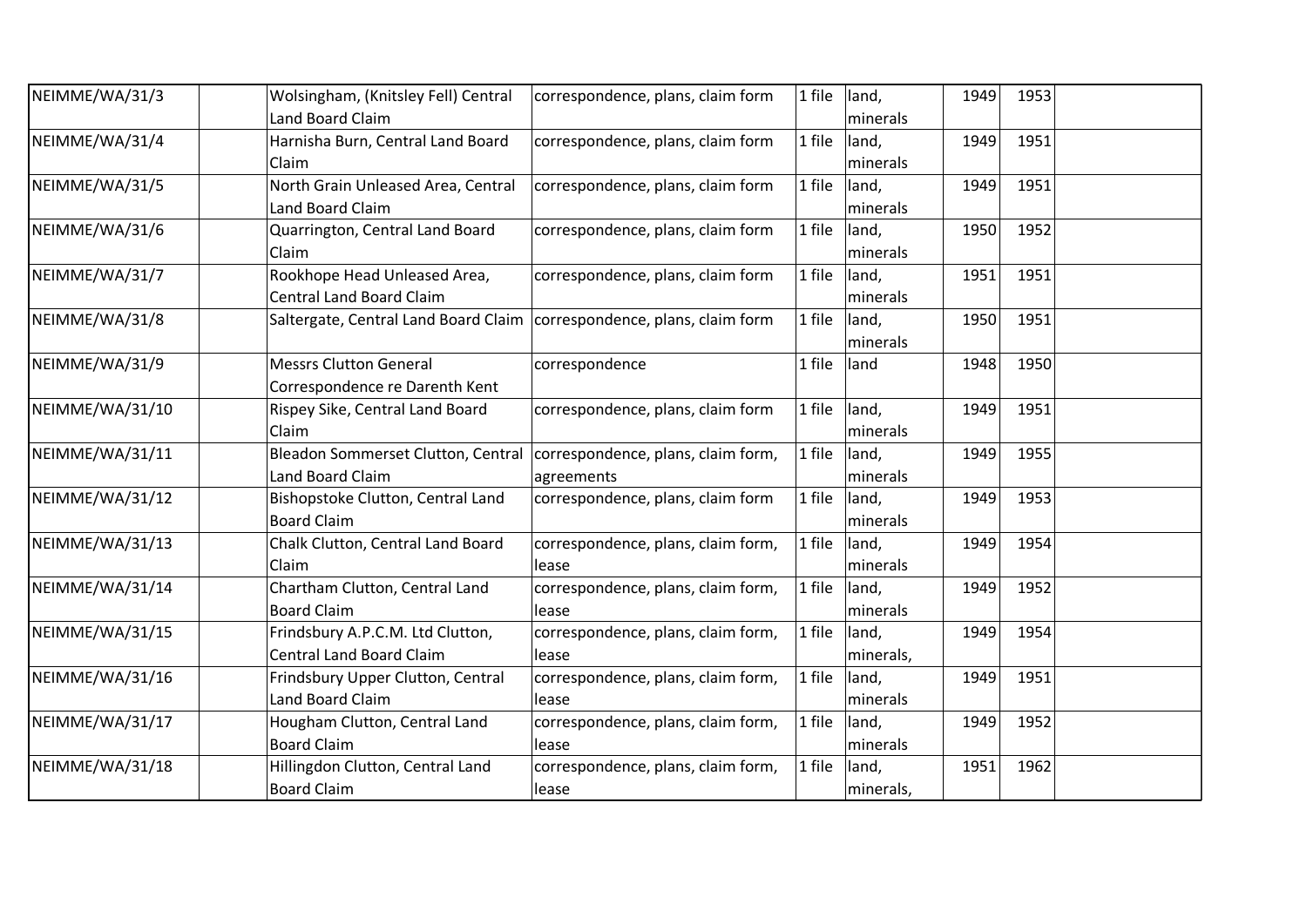| | | | | | | | | |
|---|---|---|---|---|---|---|---|---|
| NEIMME/WA/31/3 | | Wolsingham, (Knitsley Fell) Central Land Board Claim | correspondence, plans, claim form | 1 file | land, minerals | 1949 | 1953 | |
| NEIMME/WA/31/4 | | Harnisha Burn, Central Land Board Claim | correspondence, plans, claim form | 1 file | land, minerals | 1949 | 1951 | |
| NEIMME/WA/31/5 | | North Grain Unleased Area, Central Land Board Claim | correspondence, plans, claim form | 1 file | land, minerals | 1949 | 1951 | |
| NEIMME/WA/31/6 | | Quarrington, Central Land Board Claim | correspondence, plans, claim form | 1 file | land, minerals | 1950 | 1952 | |
| NEIMME/WA/31/7 | | Rookhope Head Unleased Area, Central Land Board Claim | correspondence, plans, claim form | 1 file | land, minerals | 1951 | 1951 | |
| NEIMME/WA/31/8 | | Saltergate, Central Land Board Claim | correspondence, plans, claim form | 1 file | land, minerals | 1950 | 1951 | |
| NEIMME/WA/31/9 | | Messrs Clutton General Correspondence re Darenth Kent | correspondence | 1 file | land | 1948 | 1950 | |
| NEIMME/WA/31/10 | | Rispey Sike, Central Land Board Claim | correspondence, plans, claim form | 1 file | land, minerals | 1949 | 1951 | |
| NEIMME/WA/31/11 | | Bleadon Sommerset Clutton, Central Land Board Claim | correspondence, plans, claim form, agreements | 1 file | land, minerals | 1949 | 1955 | |
| NEIMME/WA/31/12 | | Bishopstoke Clutton, Central Land Board Claim | correspondence, plans, claim form | 1 file | land, minerals | 1949 | 1953 | |
| NEIMME/WA/31/13 | | Chalk Clutton, Central Land Board Claim | correspondence, plans, claim form, lease | 1 file | land, minerals | 1949 | 1954 | |
| NEIMME/WA/31/14 | | Chartham Clutton, Central Land Board Claim | correspondence, plans, claim form, lease | 1 file | land, minerals | 1949 | 1952 | |
| NEIMME/WA/31/15 | | Frindsbury A.P.C.M. Ltd Clutton, Central Land Board Claim | correspondence, plans, claim form, lease | 1 file | land, minerals, | 1949 | 1954 | |
| NEIMME/WA/31/16 | | Frindsbury Upper Clutton, Central Land Board Claim | correspondence, plans, claim form, lease | 1 file | land, minerals | 1949 | 1951 | |
| NEIMME/WA/31/17 | | Hougham Clutton, Central Land Board Claim | correspondence, plans, claim form, lease | 1 file | land, minerals | 1949 | 1952 | |
| NEIMME/WA/31/18 | | Hillingdon Clutton, Central Land Board Claim | correspondence, plans, claim form, lease | 1 file | land, minerals, | 1951 | 1962 | |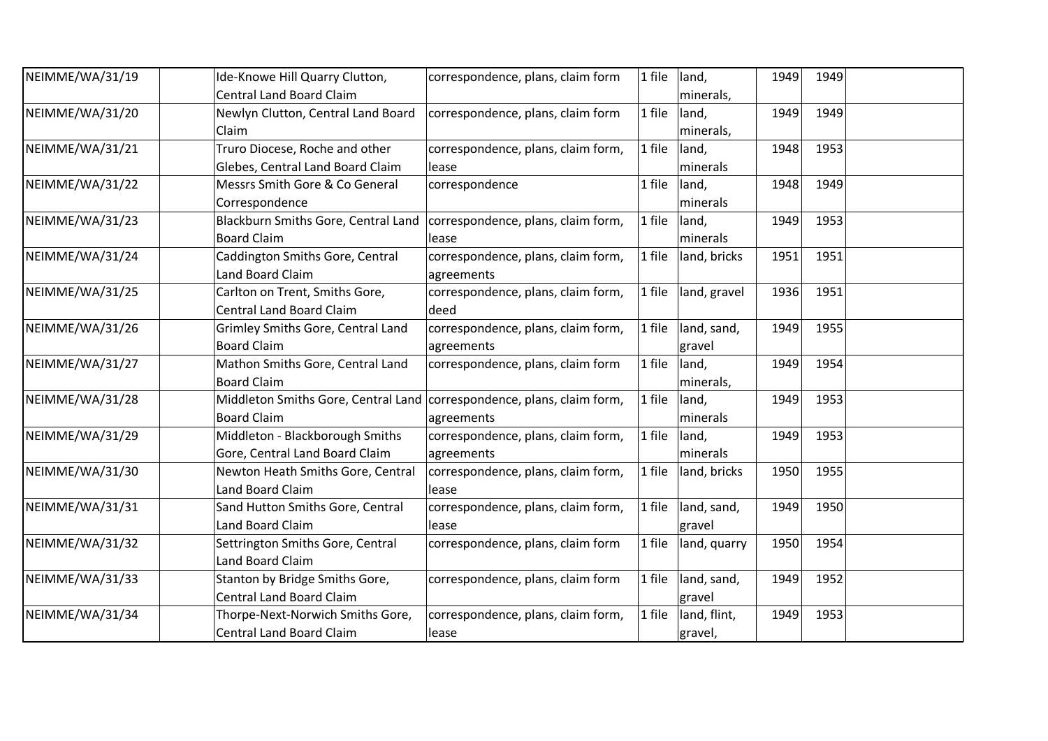| NEIMME/WA/31/19 | | Ide-Knowe Hill Quarry Clutton, Central Land Board Claim | correspondence, plans, claim form | 1 file | land, minerals, | 1949 | 1949 | |
|---|---|---|---|---|---|---|---|---|
| NEIMME/WA/31/20 | | Newlyn Clutton, Central Land Board Claim | correspondence, plans, claim form | 1 file | land, minerals, | 1949 | 1949 | |
| NEIMME/WA/31/21 | | Truro Diocese, Roche and other Glebes, Central Land Board Claim | correspondence, plans, claim form, lease | 1 file | land, minerals | 1948 | 1953 | |
| NEIMME/WA/31/22 | | Messrs Smith Gore & Co General Correspondence | correspondence | 1 file | land, minerals | 1948 | 1949 | |
| NEIMME/WA/31/23 | | Blackburn Smiths Gore, Central Land Board Claim | correspondence, plans, claim form, lease | 1 file | land, minerals | 1949 | 1953 | |
| NEIMME/WA/31/24 | | Caddington Smiths Gore, Central Land Board Claim | correspondence, plans, claim form, agreements | 1 file | land, bricks | 1951 | 1951 | |
| NEIMME/WA/31/25 | | Carlton on Trent, Smiths Gore, Central Land Board Claim | correspondence, plans, claim form, deed | 1 file | land, gravel | 1936 | 1951 | |
| NEIMME/WA/31/26 | | Grimley Smiths Gore, Central Land Board Claim | correspondence, plans, claim form, agreements | 1 file | land, sand, gravel | 1949 | 1955 | |
| NEIMME/WA/31/27 | | Mathon Smiths Gore, Central Land Board Claim | correspondence, plans, claim form | 1 file | land, minerals, | 1949 | 1954 | |
| NEIMME/WA/31/28 | | Middleton Smiths Gore, Central Land Board Claim | correspondence, plans, claim form, agreements | 1 file | land, minerals | 1949 | 1953 | |
| NEIMME/WA/31/29 | | Middleton - Blackborough Smiths Gore, Central Land Board Claim | correspondence, plans, claim form, agreements | 1 file | land, minerals | 1949 | 1953 | |
| NEIMME/WA/31/30 | | Newton Heath Smiths Gore, Central Land Board Claim | correspondence, plans, claim form, lease | 1 file | land, bricks | 1950 | 1955 | |
| NEIMME/WA/31/31 | | Sand Hutton Smiths Gore, Central Land Board Claim | correspondence, plans, claim form, lease | 1 file | land, sand, gravel | 1949 | 1950 | |
| NEIMME/WA/31/32 | | Settrington Smiths Gore, Central Land Board Claim | correspondence, plans, claim form | 1 file | land, quarry | 1950 | 1954 | |
| NEIMME/WA/31/33 | | Stanton by Bridge Smiths Gore, Central Land Board Claim | correspondence, plans, claim form | 1 file | land, sand, gravel | 1949 | 1952 | |
| NEIMME/WA/31/34 | | Thorpe-Next-Norwich Smiths Gore, Central Land Board Claim | correspondence, plans, claim form, lease | 1 file | land, flint, gravel, | 1949 | 1953 | |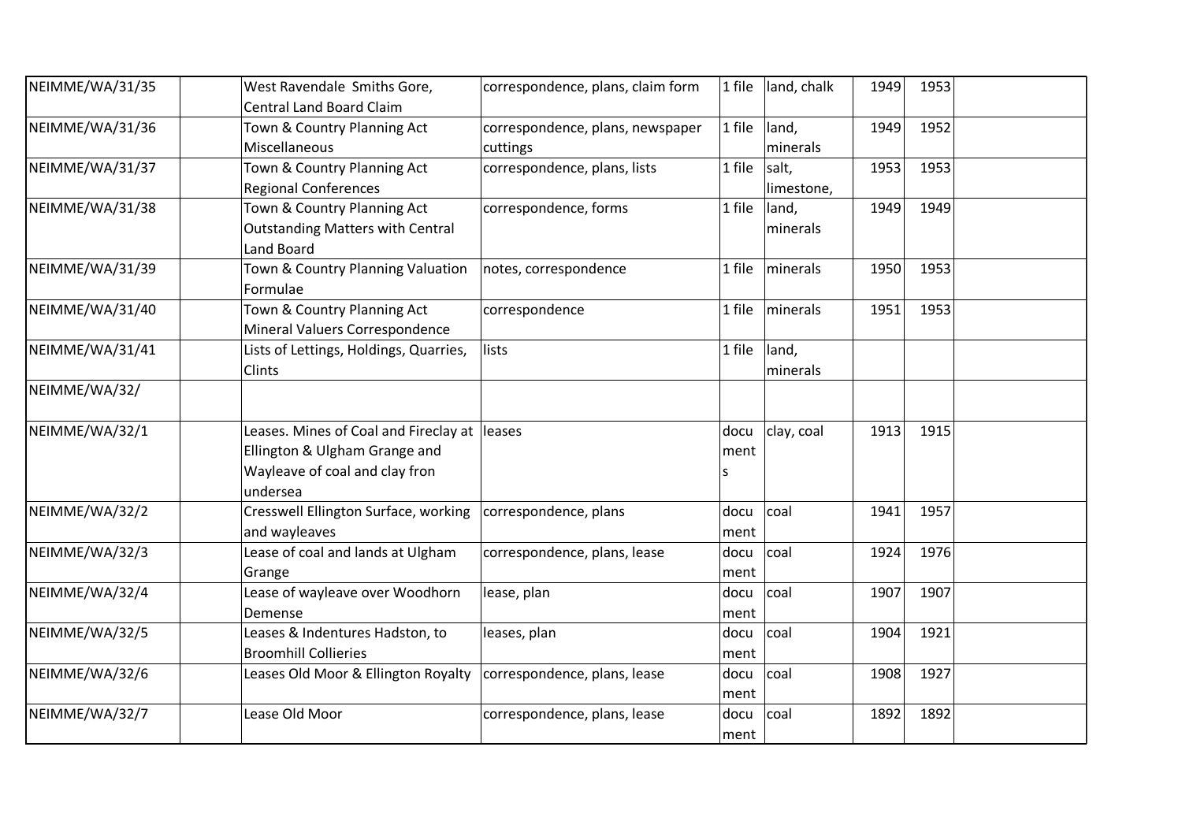| | | | | | | | | |
|---|---|---|---|---|---|---|---|---|
| NEIMME/WA/31/35 | | West Ravendale Smiths Gore, Central Land Board Claim | correspondence, plans, claim form | 1 file | land, chalk | 1949 | 1953 | |
| NEIMME/WA/31/36 | | Town & Country Planning Act Miscellaneous | correspondence, plans, newspaper cuttings | 1 file | land, minerals | 1949 | 1952 | |
| NEIMME/WA/31/37 | | Town & Country Planning Act Regional Conferences | correspondence, plans, lists | 1 file | salt, limestone, | 1953 | 1953 | |
| NEIMME/WA/31/38 | | Town & Country Planning Act Outstanding Matters with Central Land Board | correspondence, forms | 1 file | land, minerals | 1949 | 1949 | |
| NEIMME/WA/31/39 | | Town & Country Planning Valuation Formulae | notes, correspondence | 1 file | minerals | 1950 | 1953 | |
| NEIMME/WA/31/40 | | Town & Country Planning Act Mineral Valuers Correspondence | correspondence | 1 file | minerals | 1951 | 1953 | |
| NEIMME/WA/31/41 | | Lists of Lettings, Holdings, Quarries, Clints | lists | 1 file | land, minerals | | | |
| NEIMME/WA/32/ | | | | | | | | |
| NEIMME/WA/32/1 | | Leases. Mines of Coal and Fireclay at Ellington & Ulgham Grange and Wayleave of coal and clay fron undersea | leases | documents | clay, coal | 1913 | 1915 | |
| NEIMME/WA/32/2 | | Cresswell Ellington Surface, working and wayleaves | correspondence, plans | document | coal | 1941 | 1957 | |
| NEIMME/WA/32/3 | | Lease of coal and lands at Ulgham Grange | correspondence, plans, lease | document | coal | 1924 | 1976 | |
| NEIMME/WA/32/4 | | Lease of wayleave over Woodhorn Demense | lease, plan | document | coal | 1907 | 1907 | |
| NEIMME/WA/32/5 | | Leases & Indentures Hadston, to Broomhill Collieries | leases, plan | document | coal | 1904 | 1921 | |
| NEIMME/WA/32/6 | | Leases Old Moor & Ellington Royalty | correspondence, plans, lease | document | coal | 1908 | 1927 | |
| NEIMME/WA/32/7 | | Lease Old Moor | correspondence, plans, lease | document | coal | 1892 | 1892 | |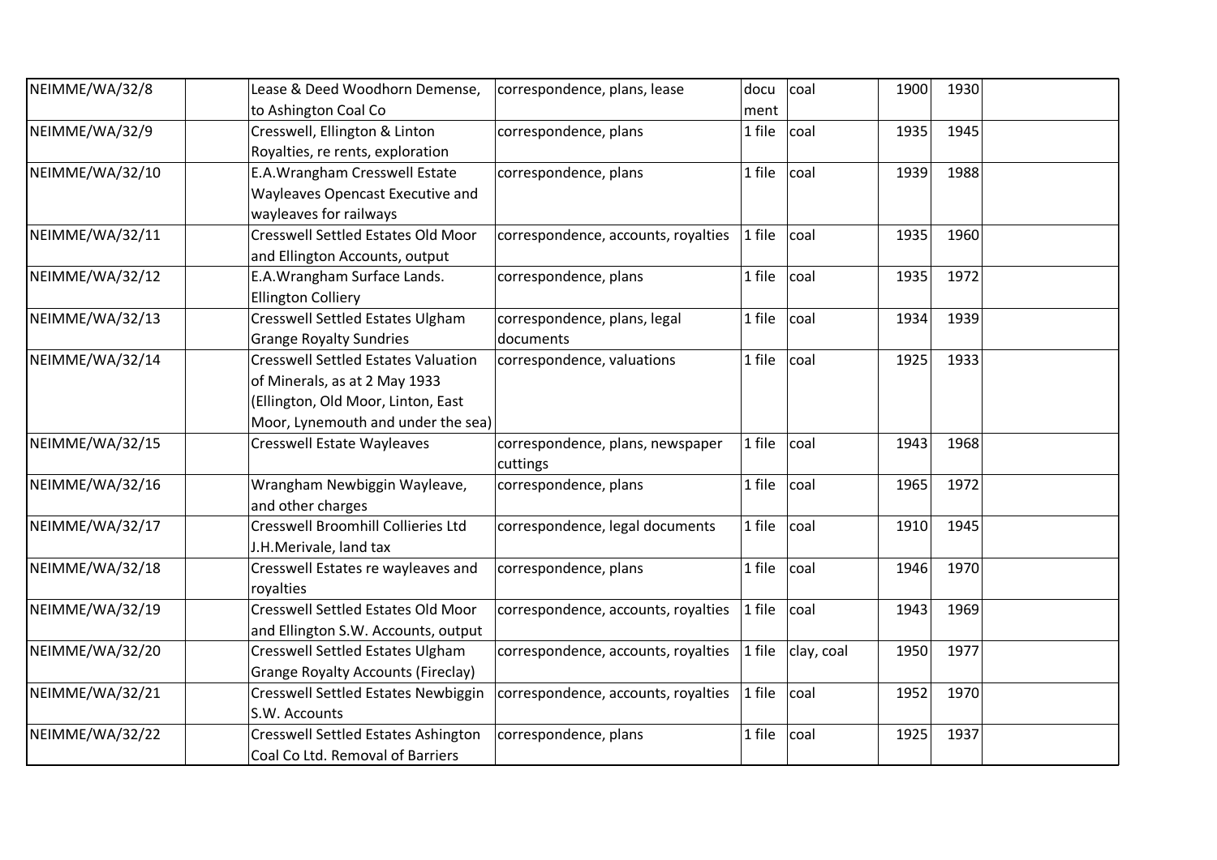| NEIMME/WA/32/8 | | Lease & Deed Woodhorn Demense, to Ashington Coal Co | correspondence, plans, lease | document | coal | 1900 | 1930 | |
|---|---|---|---|---|---|---|---|---|
| NEIMME/WA/32/9 | | Cresswell, Ellington & Linton Royalties, re rents, exploration | correspondence, plans | 1 file | coal | 1935 | 1945 | |
| NEIMME/WA/32/10 | | E.A.Wrangham Cresswell Estate Wayleaves Opencast Executive and wayleaves for railways | correspondence, plans | 1 file | coal | 1939 | 1988 | |
| NEIMME/WA/32/11 | | Cresswell Settled Estates Old Moor and Ellington Accounts, output | correspondence, accounts, royalties | 1 file | coal | 1935 | 1960 | |
| NEIMME/WA/32/12 | | E.A.Wrangham Surface Lands. Ellington Colliery | correspondence, plans | 1 file | coal | 1935 | 1972 | |
| NEIMME/WA/32/13 | | Cresswell Settled Estates Ulgham Grange Royalty Sundries | correspondence, plans, legal documents | 1 file | coal | 1934 | 1939 | |
| NEIMME/WA/32/14 | | Cresswell Settled Estates Valuation of Minerals, as at 2 May 1933 (Ellington, Old Moor, Linton, East Moor, Lynemouth and under the sea) | correspondence, valuations | 1 file | coal | 1925 | 1933 | |
| NEIMME/WA/32/15 | | Cresswell Estate Wayleaves | correspondence, plans, newspaper cuttings | 1 file | coal | 1943 | 1968 | |
| NEIMME/WA/32/16 | | Wrangham Newbiggin Wayleave, and other charges | correspondence, plans | 1 file | coal | 1965 | 1972 | |
| NEIMME/WA/32/17 | | Cresswell Broomhill Collieries Ltd J.H.Merivale, land tax | correspondence, legal documents | 1 file | coal | 1910 | 1945 | |
| NEIMME/WA/32/18 | | Cresswell Estates re wayleaves and royalties | correspondence, plans | 1 file | coal | 1946 | 1970 | |
| NEIMME/WA/32/19 | | Cresswell Settled Estates Old Moor and Ellington S.W. Accounts, output | correspondence, accounts, royalties | 1 file | coal | 1943 | 1969 | |
| NEIMME/WA/32/20 | | Cresswell Settled Estates Ulgham Grange Royalty Accounts (Fireclay) | correspondence, accounts, royalties | 1 file | clay, coal | 1950 | 1977 | |
| NEIMME/WA/32/21 | | Cresswell Settled Estates Newbiggin S.W. Accounts | correspondence, accounts, royalties | 1 file | coal | 1952 | 1970 | |
| NEIMME/WA/32/22 | | Cresswell Settled Estates Ashington Coal Co Ltd. Removal of Barriers | correspondence, plans | 1 file | coal | 1925 | 1937 | |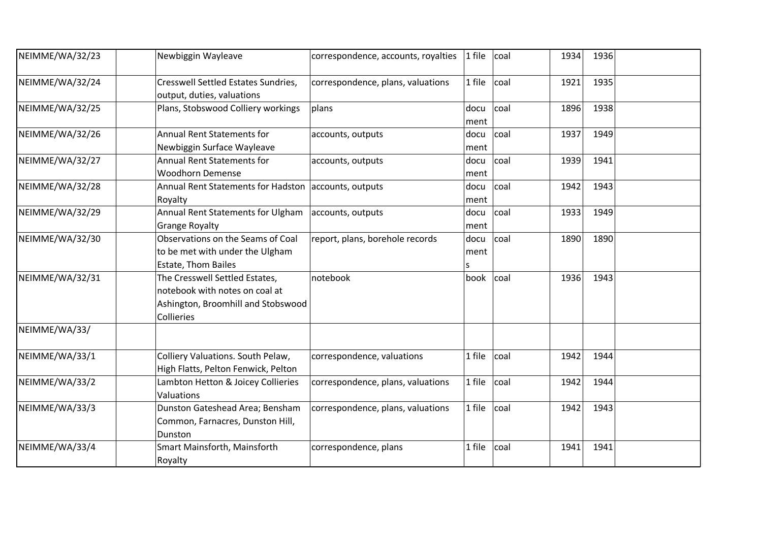| | | | | | | | | |
|---|---|---|---|---|---|---|---|---|
| NEIMME/WA/32/23 | | Newbiggin Wayleave | correspondence, accounts, royalties | 1 file | coal | 1934 | 1936 | |
| NEIMME/WA/32/24 | | Cresswell Settled Estates Sundries, output, duties, valuations | correspondence, plans, valuations | 1 file | coal | 1921 | 1935 | |
| NEIMME/WA/32/25 | | Plans, Stobswood Colliery workings | plans | document | coal | 1896 | 1938 | |
| NEIMME/WA/32/26 | | Annual Rent Statements for Newbiggin Surface Wayleave | accounts, outputs | document | coal | 1937 | 1949 | |
| NEIMME/WA/32/27 | | Annual Rent Statements for Woodhorn Demense | accounts, outputs | document | coal | 1939 | 1941 | |
| NEIMME/WA/32/28 | | Annual Rent Statements for Hadston Royalty | accounts, outputs | document | coal | 1942 | 1943 | |
| NEIMME/WA/32/29 | | Annual Rent Statements for Ulgham Grange Royalty | accounts, outputs | document | coal | 1933 | 1949 | |
| NEIMME/WA/32/30 | | Observations on the Seams of Coal to be met with under the Ulgham Estate, Thom Bailes | report, plans, borehole records | documents | coal | 1890 | 1890 | |
| NEIMME/WA/32/31 | | The Cresswell Settled Estates, notebook with notes on coal at Ashington, Broomhill and Stobswood Collieries | notebook | book | coal | 1936 | 1943 | |
| NEIMME/WA/33/ | | | | | | | | |
| NEIMME/WA/33/1 | | Colliery Valuations. South Pelaw, High Flatts, Pelton Fenwick, Pelton | correspondence, valuations | 1 file | coal | 1942 | 1944 | |
| NEIMME/WA/33/2 | | Lambton Hetton & Joicey Collieries Valuations | correspondence, plans, valuations | 1 file | coal | 1942 | 1944 | |
| NEIMME/WA/33/3 | | Dunston Gateshead Area; Bensham Common, Farnacres, Dunston Hill, Dunston | correspondence, plans, valuations | 1 file | coal | 1942 | 1943 | |
| NEIMME/WA/33/4 | | Smart Mainsforth, Mainsforth Royalty | correspondence, plans | 1 file | coal | 1941 | 1941 | |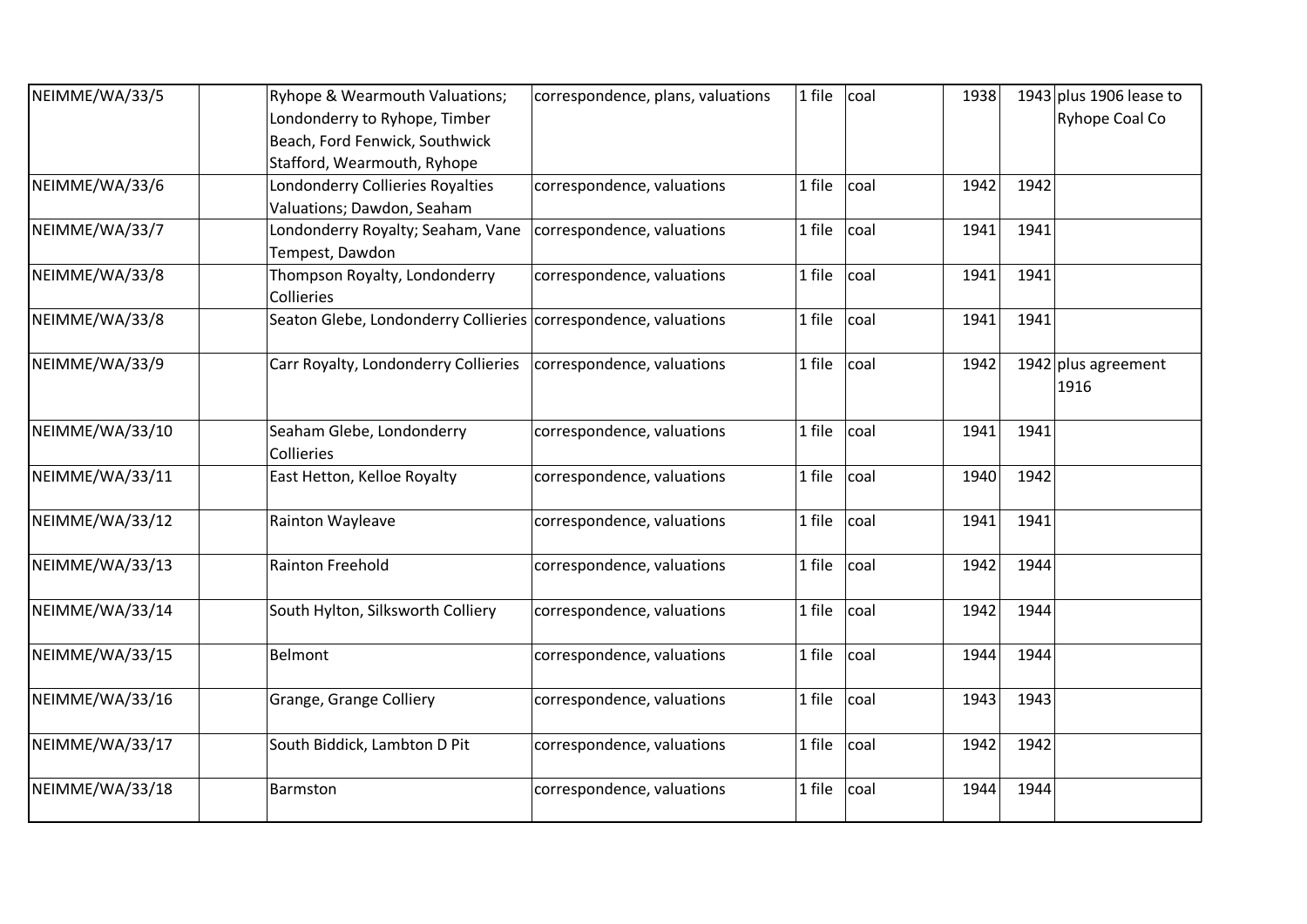| NEIMME/WA/33/5 | | Ryhope & Wearmouth Valuations; Londonderry to Ryhope, Timber Beach, Ford Fenwick, Southwick Stafford, Wearmouth, Ryhope | correspondence, plans, valuations | 1 file | coal | 1938 | 1943 | plus 1906 lease to Ryhope Coal Co |
|---|---|---|---|---|---|---|---|---|
| NEIMME/WA/33/6 | | Londonderry Collieries Royalties Valuations; Dawdon, Seaham | correspondence, valuations | 1 file | coal | 1942 | 1942 | |
| NEIMME/WA/33/7 | | Londonderry Royalty; Seaham, Vane Tempest, Dawdon | correspondence, valuations | 1 file | coal | 1941 | 1941 | |
| NEIMME/WA/33/8 | | Thompson Royalty, Londonderry Collieries | correspondence, valuations | 1 file | coal | 1941 | 1941 | |
| NEIMME/WA/33/8 | | Seaton Glebe, Londonderry Collieries | correspondence, valuations | 1 file | coal | 1941 | 1941 | |
| NEIMME/WA/33/9 | | Carr Royalty, Londonderry Collieries | correspondence, valuations | 1 file | coal | 1942 | 1942 | plus agreement 1916 |
| NEIMME/WA/33/10 | | Seaham Glebe, Londonderry Collieries | correspondence, valuations | 1 file | coal | 1941 | 1941 | |
| NEIMME/WA/33/11 | | East Hetton, Kelloe Royalty | correspondence, valuations | 1 file | coal | 1940 | 1942 | |
| NEIMME/WA/33/12 | | Rainton Wayleave | correspondence, valuations | 1 file | coal | 1941 | 1941 | |
| NEIMME/WA/33/13 | | Rainton Freehold | correspondence, valuations | 1 file | coal | 1942 | 1944 | |
| NEIMME/WA/33/14 | | South Hylton, Silksworth Colliery | correspondence, valuations | 1 file | coal | 1942 | 1944 | |
| NEIMME/WA/33/15 | | Belmont | correspondence, valuations | 1 file | coal | 1944 | 1944 | |
| NEIMME/WA/33/16 | | Grange, Grange Colliery | correspondence, valuations | 1 file | coal | 1943 | 1943 | |
| NEIMME/WA/33/17 | | South Biddick, Lambton D Pit | correspondence, valuations | 1 file | coal | 1942 | 1942 | |
| NEIMME/WA/33/18 | | Barmston | correspondence, valuations | 1 file | coal | 1944 | 1944 | |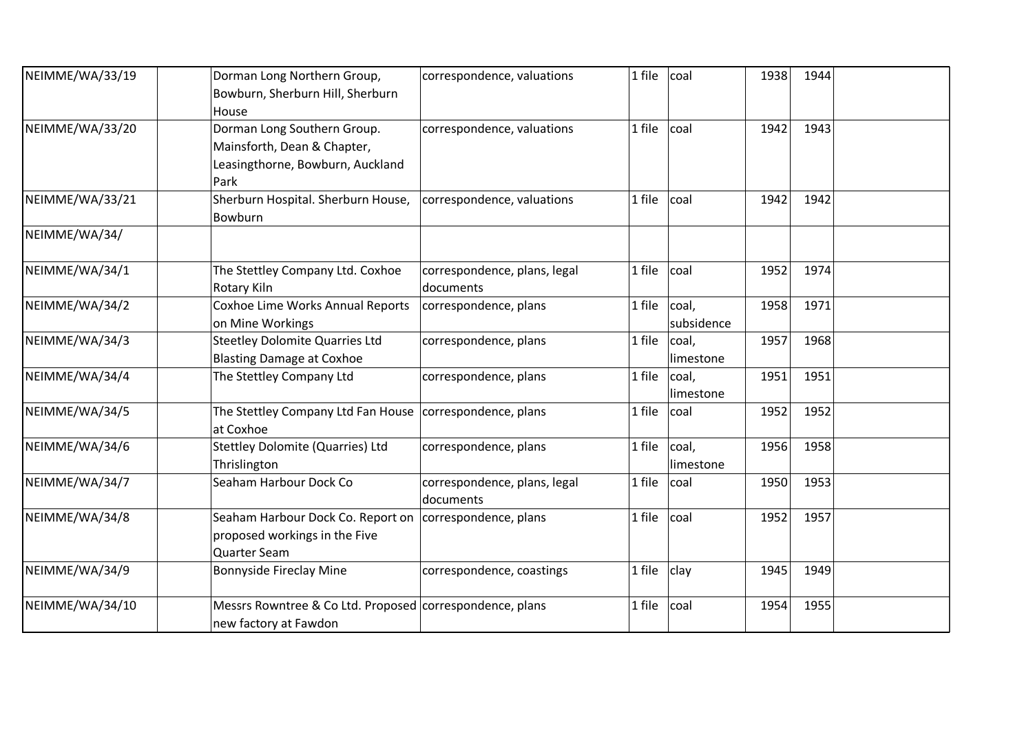| | | | | | | | | |
|---|---|---|---|---|---|---|---|---|
| NEIMME/WA/33/19 | | Dorman Long Northern Group, Bowburn, Sherburn Hill, Sherburn House | correspondence, valuations | 1 file | coal | 1938 | 1944 | |
| NEIMME/WA/33/20 | | Dorman Long Southern Group. Mainsforth, Dean & Chapter, Leasingthorne, Bowburn, Auckland Park | correspondence, valuations | 1 file | coal | 1942 | 1943 | |
| NEIMME/WA/33/21 | | Sherburn Hospital. Sherburn House, Bowburn | correspondence, valuations | 1 file | coal | 1942 | 1942 | |
| NEIMME/WA/34/ | | | | | | | | |
| NEIMME/WA/34/1 | | The Stettley Company Ltd. Coxhoe Rotary Kiln | correspondence, plans, legal documents | 1 file | coal | 1952 | 1974 | |
| NEIMME/WA/34/2 | | Coxhoe Lime Works Annual Reports on Mine Workings | correspondence, plans | 1 file | coal, subsidence | 1958 | 1971 | |
| NEIMME/WA/34/3 | | Steetley Dolomite Quarries Ltd Blasting Damage at Coxhoe | correspondence, plans | 1 file | coal, limestone | 1957 | 1968 | |
| NEIMME/WA/34/4 | | The Stettley Company Ltd | correspondence, plans | 1 file | coal, limestone | 1951 | 1951 | |
| NEIMME/WA/34/5 | | The Stettley Company Ltd Fan House at Coxhoe | correspondence, plans | 1 file | coal | 1952 | 1952 | |
| NEIMME/WA/34/6 | | Stettley Dolomite (Quarries) Ltd Thrislington | correspondence, plans | 1 file | coal, limestone | 1956 | 1958 | |
| NEIMME/WA/34/7 | | Seaham Harbour Dock Co | correspondence, plans, legal documents | 1 file | coal | 1950 | 1953 | |
| NEIMME/WA/34/8 | | Seaham Harbour Dock Co. Report on proposed workings in the Five Quarter Seam | correspondence, plans | 1 file | coal | 1952 | 1957 | |
| NEIMME/WA/34/9 | | Bonnyside Fireclay Mine | correspondence, coastings | 1 file | clay | 1945 | 1949 | |
| NEIMME/WA/34/10 | | Messrs Rowntree & Co Ltd. Proposed new factory at Fawdon | correspondence, plans | 1 file | coal | 1954 | 1955 | |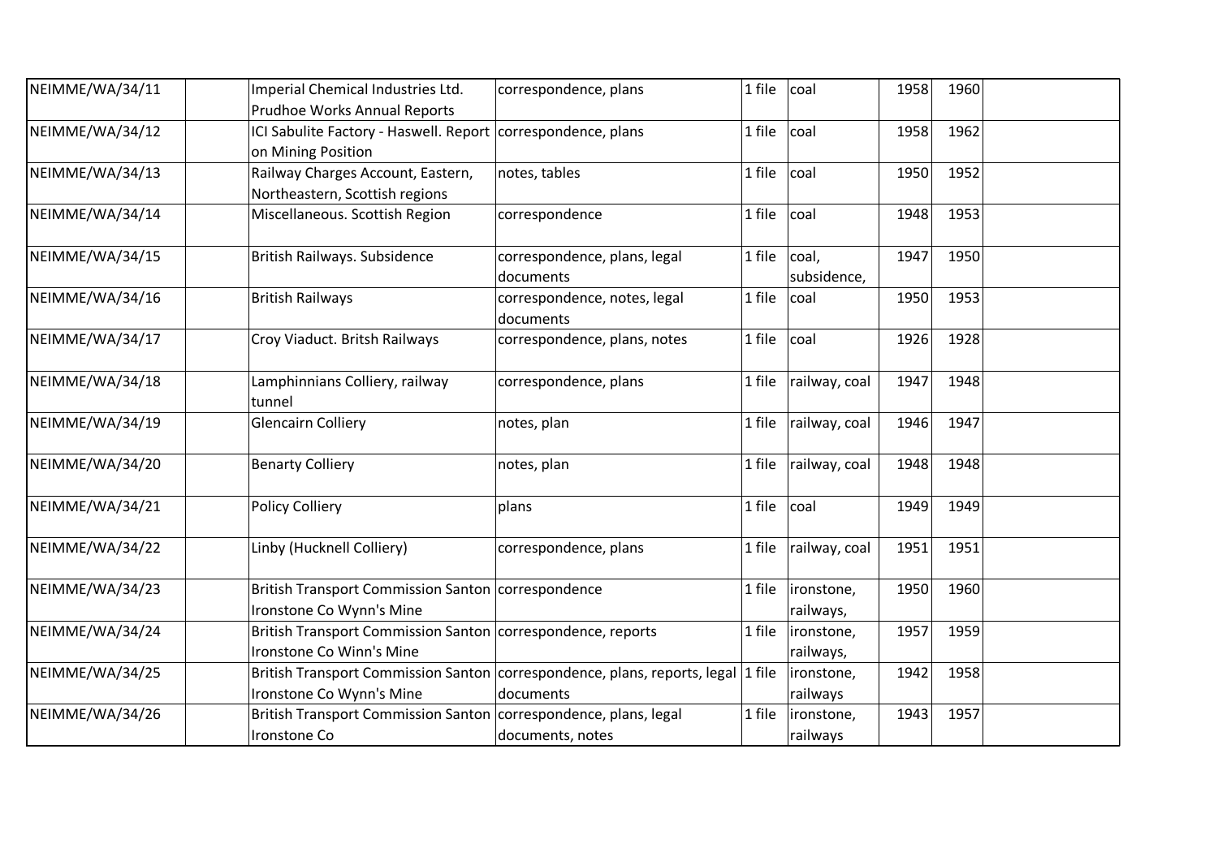| | | | | | | | | |
|---|---|---|---|---|---|---|---|---|
| NEIMME/WA/34/11 | | Imperial Chemical Industries Ltd. Prudhoe Works Annual Reports | correspondence, plans | 1 file | coal | 1958 | 1960 | |
| NEIMME/WA/34/12 | | ICI Sabulite Factory - Haswell. Report on Mining Position | correspondence, plans | 1 file | coal | 1958 | 1962 | |
| NEIMME/WA/34/13 | | Railway Charges Account, Eastern, Northeastern, Scottish regions | notes, tables | 1 file | coal | 1950 | 1952 | |
| NEIMME/WA/34/14 | | Miscellaneous. Scottish Region | correspondence | 1 file | coal | 1948 | 1953 | |
| NEIMME/WA/34/15 | | British Railways. Subsidence | correspondence, plans, legal documents | 1 file | coal, subsidence, | 1947 | 1950 | |
| NEIMME/WA/34/16 | | British Railways | correspondence, notes, legal documents | 1 file | coal | 1950 | 1953 | |
| NEIMME/WA/34/17 | | Croy Viaduct. Britsh Railways | correspondence, plans, notes | 1 file | coal | 1926 | 1928 | |
| NEIMME/WA/34/18 | | Lamphinnians Colliery, railway tunnel | correspondence, plans | 1 file | railway, coal | 1947 | 1948 | |
| NEIMME/WA/34/19 | | Glencairn Colliery | notes, plan | 1 file | railway, coal | 1946 | 1947 | |
| NEIMME/WA/34/20 | | Benarty Colliery | notes, plan | 1 file | railway, coal | 1948 | 1948 | |
| NEIMME/WA/34/21 | | Policy Colliery | plans | 1 file | coal | 1949 | 1949 | |
| NEIMME/WA/34/22 | | Linby (Hucknell Colliery) | correspondence, plans | 1 file | railway, coal | 1951 | 1951 | |
| NEIMME/WA/34/23 | | British Transport Commission Santon Ironstone Co Wynn's Mine | correspondence | 1 file | ironstone, railways, | 1950 | 1960 | |
| NEIMME/WA/34/24 | | British Transport Commission Santon Ironstone Co Winn's Mine | correspondence, reports | 1 file | ironstone, railways, | 1957 | 1959 | |
| NEIMME/WA/34/25 | | British Transport Commission Santon Ironstone Co Wynn's Mine | correspondence, plans, reports, legal documents | 1 file | ironstone, railways | 1942 | 1958 | |
| NEIMME/WA/34/26 | | British Transport Commission Santon Ironstone Co | correspondence, plans, legal documents, notes | 1 file | ironstone, railways | 1943 | 1957 | |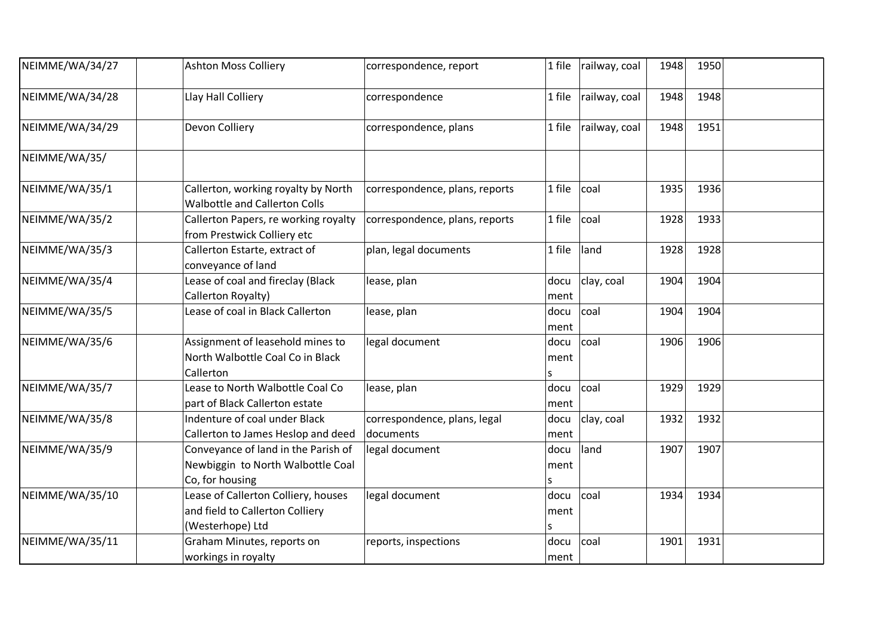| NEIMME/WA/34/27 | | Ashton Moss Colliery | correspondence, report | 1 file | railway, coal | 1948 | 1950 | |
|---|---|---|---|---|---|---|---|---|
| NEIMME/WA/34/28 | | Llay Hall Colliery | correspondence | 1 file | railway, coal | 1948 | 1948 | |
| NEIMME/WA/34/29 | | Devon Colliery | correspondence, plans | 1 file | railway, coal | 1948 | 1951 | |
| NEIMME/WA/35/ | | | | | | | | |
| NEIMME/WA/35/1 | | Callerton, working royalty by North Walbottle and Callerton Colls | correspondence, plans, reports | 1 file | coal | 1935 | 1936 | |
| NEIMME/WA/35/2 | | Callerton Papers, re working royalty from Prestwick Colliery etc | correspondence, plans, reports | 1 file | coal | 1928 | 1933 | |
| NEIMME/WA/35/3 | | Callerton Estarte, extract of conveyance of land | plan, legal documents | 1 file | land | 1928 | 1928 | |
| NEIMME/WA/35/4 | | Lease of coal and fireclay (Black Callerton Royalty) | lease, plan | document | clay, coal | 1904 | 1904 | |
| NEIMME/WA/35/5 | | Lease of coal in Black Callerton | lease, plan | document | coal | 1904 | 1904 | |
| NEIMME/WA/35/6 | | Assignment of leasehold mines to North Walbottle Coal Co in Black Callerton | legal document | documents | coal | 1906 | 1906 | |
| NEIMME/WA/35/7 | | Lease to North Walbottle Coal Co part of Black Callerton estate | lease, plan | document | coal | 1929 | 1929 | |
| NEIMME/WA/35/8 | | Indenture of coal under Black Callerton to James Heslop and deed | correspondence, plans, legal documents | document | clay, coal | 1932 | 1932 | |
| NEIMME/WA/35/9 | | Conveyance of land in the Parish of Newbiggin to North Walbottle Coal Co, for housing | legal document | documents | land | 1907 | 1907 | |
| NEIMME/WA/35/10 | | Lease of Callerton Colliery, houses and field to Callerton Colliery (Westerhope) Ltd | legal document | documents | coal | 1934 | 1934 | |
| NEIMME/WA/35/11 | | Graham Minutes, reports on workings in royalty | reports, inspections | document | coal | 1901 | 1931 | |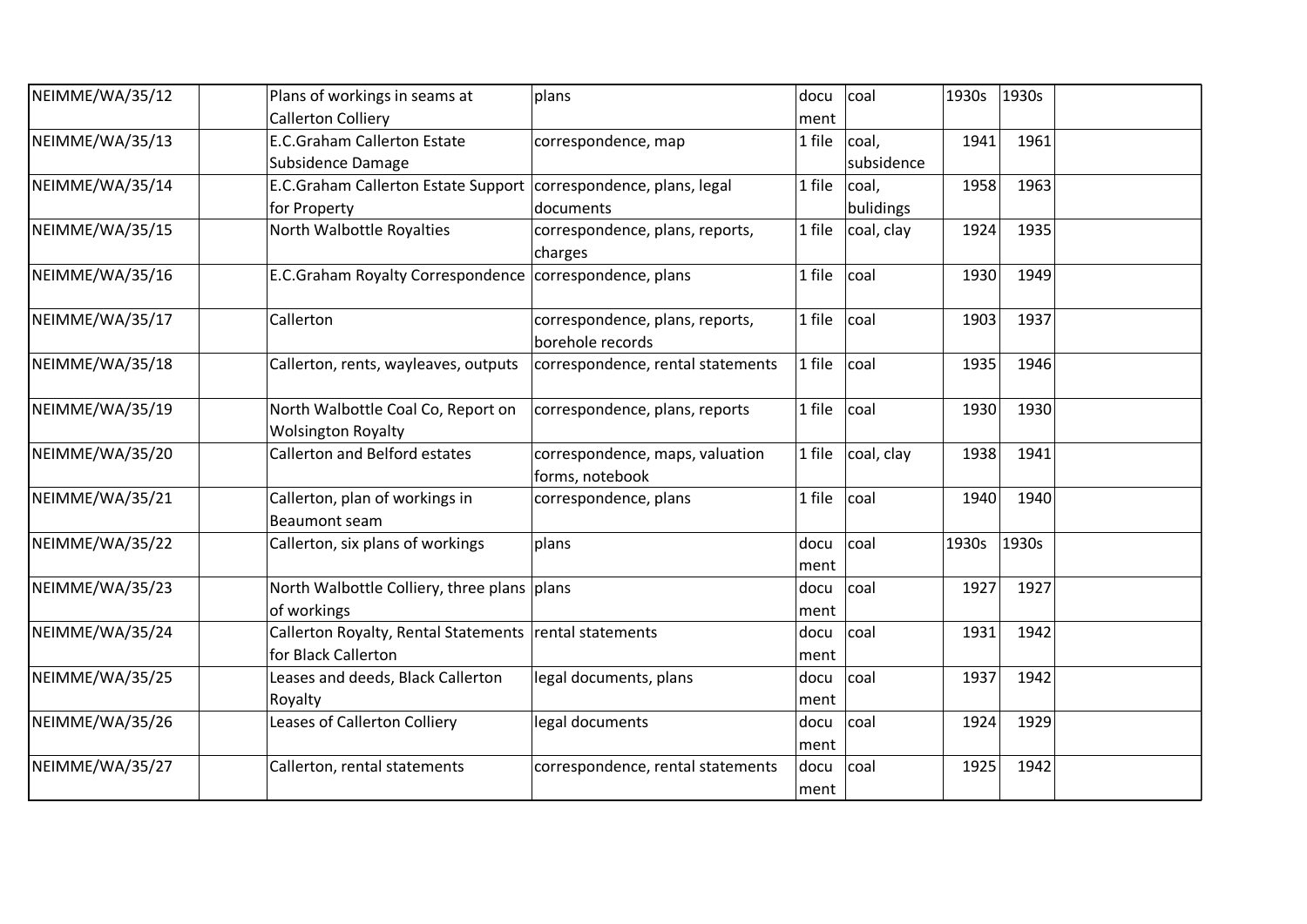| | | | | | | | | |
|---|---|---|---|---|---|---|---|---|
| NEIMME/WA/35/12 | | Plans of workings in seams at Callerton Colliery | plans | document | coal | 1930s | 1930s | |
| NEIMME/WA/35/13 | | E.C.Graham Callerton Estate Subsidence Damage | correspondence, map | 1 file | coal, subsidence | 1941 | 1961 | |
| NEIMME/WA/35/14 | | E.C.Graham Callerton Estate Support for Property | correspondence, plans, legal documents | 1 file | coal, bulidings | 1958 | 1963 | |
| NEIMME/WA/35/15 | | North Walbottle Royalties | correspondence, plans, reports, charges | 1 file | coal, clay | 1924 | 1935 | |
| NEIMME/WA/35/16 | | E.C.Graham Royalty Correspondence | correspondence, plans | 1 file | coal | 1930 | 1949 | |
| NEIMME/WA/35/17 | | Callerton | correspondence, plans, reports, borehole records | 1 file | coal | 1903 | 1937 | |
| NEIMME/WA/35/18 | | Callerton, rents, wayleaves, outputs | correspondence, rental statements | 1 file | coal | 1935 | 1946 | |
| NEIMME/WA/35/19 | | North Walbottle Coal Co, Report on Wolsington Royalty | correspondence, plans, reports | 1 file | coal | 1930 | 1930 | |
| NEIMME/WA/35/20 | | Callerton and Belford estates | correspondence, maps, valuation forms, notebook | 1 file | coal, clay | 1938 | 1941 | |
| NEIMME/WA/35/21 | | Callerton, plan of workings in Beaumont seam | correspondence, plans | 1 file | coal | 1940 | 1940 | |
| NEIMME/WA/35/22 | | Callerton, six plans of workings | plans | document | coal | 1930s | 1930s | |
| NEIMME/WA/35/23 | | North Walbottle Colliery, three plans of workings | plans | document | coal | 1927 | 1927 | |
| NEIMME/WA/35/24 | | Callerton Royalty, Rental Statements for Black Callerton | rental statements | document | coal | 1931 | 1942 | |
| NEIMME/WA/35/25 | | Leases and deeds, Black Callerton Royalty | legal documents, plans | document | coal | 1937 | 1942 | |
| NEIMME/WA/35/26 | | Leases of Callerton Colliery | legal documents | document | coal | 1924 | 1929 | |
| NEIMME/WA/35/27 | | Callerton, rental statements | correspondence, rental statements | document | coal | 1925 | 1942 | |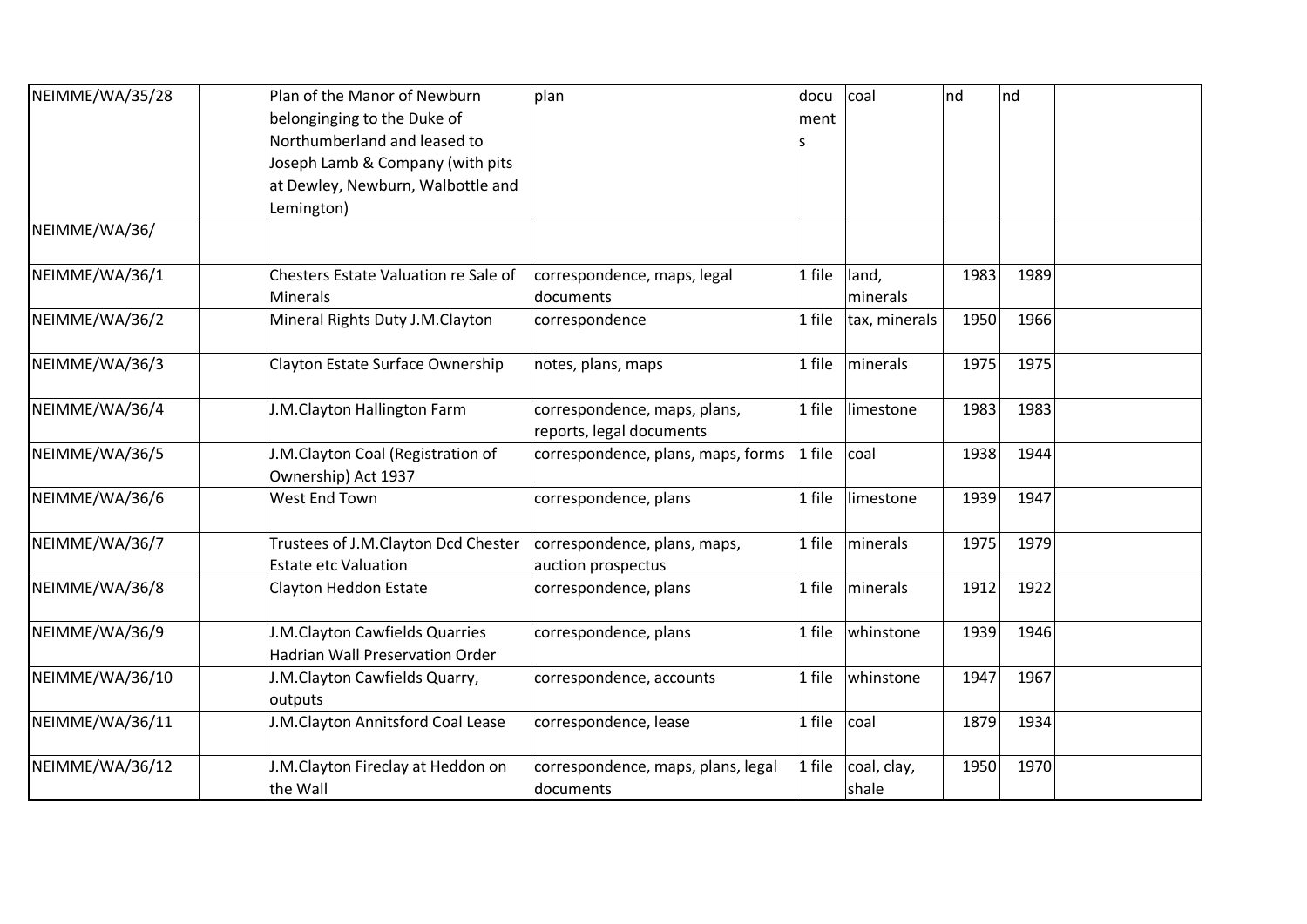| | | | | | | | | |
|---|---|---|---|---|---|---|---|---|
| NEIMME/WA/35/28 | | Plan of the Manor of Newburn belonginging to the Duke of Northumberland and leased to Joseph Lamb & Company (with pits at Dewley, Newburn, Walbottle and Lemington) | plan | documents | coal | nd | nd | |
| NEIMME/WA/36/ | | | | | | | | |
| NEIMME/WA/36/1 | | Chesters Estate Valuation re Sale of Minerals | correspondence, maps, legal documents | 1 file | land, minerals | 1983 | 1989 | |
| NEIMME/WA/36/2 | | Mineral Rights Duty J.M.Clayton | correspondence | 1 file | tax, minerals | 1950 | 1966 | |
| NEIMME/WA/36/3 | | Clayton Estate Surface Ownership | notes, plans, maps | 1 file | minerals | 1975 | 1975 | |
| NEIMME/WA/36/4 | | J.M.Clayton Hallington Farm | correspondence, maps, plans, reports, legal documents | 1 file | limestone | 1983 | 1983 | |
| NEIMME/WA/36/5 | | J.M.Clayton Coal (Registration of Ownership) Act 1937 | correspondence, plans, maps, forms | 1 file | coal | 1938 | 1944 | |
| NEIMME/WA/36/6 | | West End Town | correspondence, plans | 1 file | limestone | 1939 | 1947 | |
| NEIMME/WA/36/7 | | Trustees of J.M.Clayton Dcd Chester Estate etc Valuation | correspondence, plans, maps, auction prospectus | 1 file | minerals | 1975 | 1979 | |
| NEIMME/WA/36/8 | | Clayton Heddon Estate | correspondence, plans | 1 file | minerals | 1912 | 1922 | |
| NEIMME/WA/36/9 | | J.M.Clayton Cawfields Quarries Hadrian Wall Preservation Order | correspondence, plans | 1 file | whinstone | 1939 | 1946 | |
| NEIMME/WA/36/10 | | J.M.Clayton Cawfields Quarry, outputs | correspondence, accounts | 1 file | whinstone | 1947 | 1967 | |
| NEIMME/WA/36/11 | | J.M.Clayton Annitsford Coal Lease | correspondence, lease | 1 file | coal | 1879 | 1934 | |
| NEIMME/WA/36/12 | | J.M.Clayton Fireclay at Heddon on the Wall | correspondence, maps, plans, legal documents | 1 file | coal, clay, shale | 1950 | 1970 | |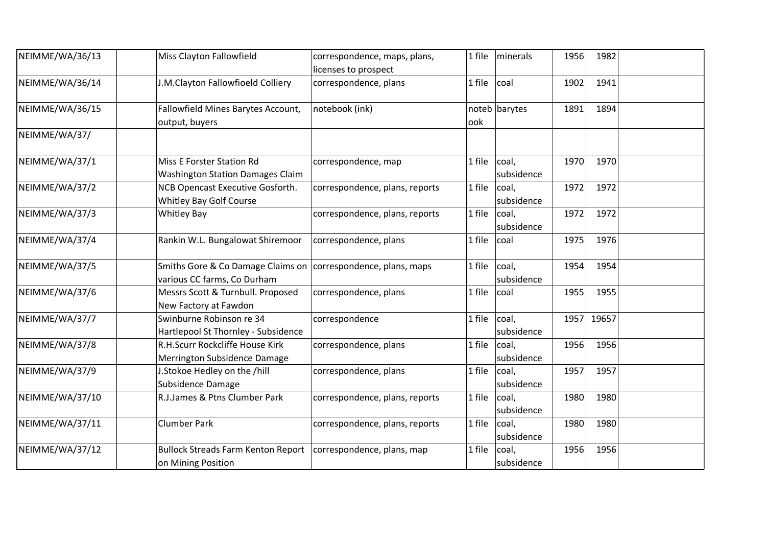| | | | | | | | | |
|---|---|---|---|---|---|---|---|---|
| NEIMME/WA/36/13 | | Miss Clayton Fallowfield | correspondence, maps, plans, licenses to prospect | 1 file | minerals | 1956 | 1982 | |
| NEIMME/WA/36/14 | | J.M.Clayton Fallowfioeld Colliery | correspondence, plans | 1 file | coal | 1902 | 1941 | |
| NEIMME/WA/36/15 | | Fallowfield Mines Barytes Account, output, buyers | notebook (ink) | notebook | barytes | 1891 | 1894 | |
| NEIMME/WA/37/ | | | | | | | | |
| NEIMME/WA/37/1 | | Miss E Forster Station Rd Washington Station Damages Claim | correspondence, map | 1 file | coal, subsidence | 1970 | 1970 | |
| NEIMME/WA/37/2 | | NCB Opencast Executive Gosforth. Whitley Bay Golf Course | correspondence, plans, reports | 1 file | coal, subsidence | 1972 | 1972 | |
| NEIMME/WA/37/3 | | Whitley Bay | correspondence, plans, reports | 1 file | coal, subsidence | 1972 | 1972 | |
| NEIMME/WA/37/4 | | Rankin W.L. Bungalowat Shiremoor | correspondence, plans | 1 file | coal | 1975 | 1976 | |
| NEIMME/WA/37/5 | | Smiths Gore & Co Damage Claims on various CC farms, Co Durham | correspondence, plans, maps | 1 file | coal, subsidence | 1954 | 1954 | |
| NEIMME/WA/37/6 | | Messrs Scott & Turnbull. Proposed New Factory at Fawdon | correspondence, plans | 1 file | coal | 1955 | 1955 | |
| NEIMME/WA/37/7 | | Swinburne Robinson re 34 Hartlepool St Thornley - Subsidence | correspondence | 1 file | coal, subsidence | 1957 | 19657 | |
| NEIMME/WA/37/8 | | R.H.Scurr Rockcliffe House Kirk Merrington Subsidence Damage | correspondence, plans | 1 file | coal, subsidence | 1956 | 1956 | |
| NEIMME/WA/37/9 | | J.Stokoe Hedley on the /hill Subsidence Damage | correspondence, plans | 1 file | coal, subsidence | 1957 | 1957 | |
| NEIMME/WA/37/10 | | R.J.James & Ptns Clumber Park | correspondence, plans, reports | 1 file | coal, subsidence | 1980 | 1980 | |
| NEIMME/WA/37/11 | | Clumber Park | correspondence, plans, reports | 1 file | coal, subsidence | 1980 | 1980 | |
| NEIMME/WA/37/12 | | Bullock Streads Farm Kenton Report on Mining Position | correspondence, plans, map | 1 file | coal, subsidence | 1956 | 1956 | |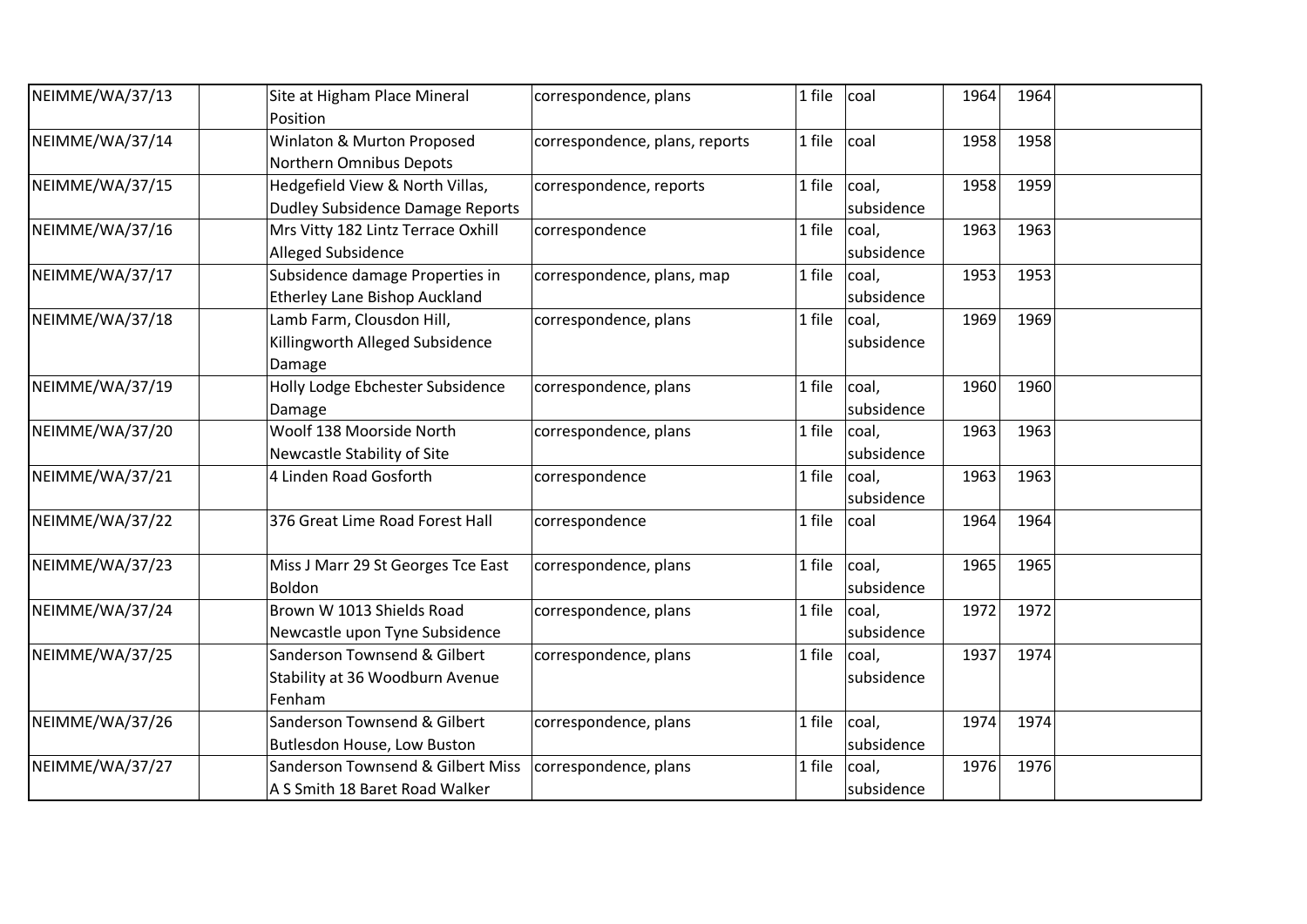| | | | | | | | | |
|---|---|---|---|---|---|---|---|---|
| NEIMME/WA/37/13 | | Site at Higham Place Mineral Position | correspondence, plans | 1 file | coal | 1964 | 1964 | |
| NEIMME/WA/37/14 | | Winlaton & Murton Proposed Northern Omnibus Depots | correspondence, plans, reports | 1 file | coal | 1958 | 1958 | |
| NEIMME/WA/37/15 | | Hedgefield View & North Villas, Dudley Subsidence Damage Reports | correspondence, reports | 1 file | coal, subsidence | 1958 | 1959 | |
| NEIMME/WA/37/16 | | Mrs Vitty 182 Lintz Terrace Oxhill Alleged Subsidence | correspondence | 1 file | coal, subsidence | 1963 | 1963 | |
| NEIMME/WA/37/17 | | Subsidence damage Properties in Etherley Lane Bishop Auckland | correspondence, plans, map | 1 file | coal, subsidence | 1953 | 1953 | |
| NEIMME/WA/37/18 | | Lamb Farm, Clousdon Hill, Killingworth Alleged Subsidence Damage | correspondence, plans | 1 file | coal, subsidence | 1969 | 1969 | |
| NEIMME/WA/37/19 | | Holly Lodge Ebchester Subsidence Damage | correspondence, plans | 1 file | coal, subsidence | 1960 | 1960 | |
| NEIMME/WA/37/20 | | Woolf 138 Moorside North Newcastle Stability of Site | correspondence, plans | 1 file | coal, subsidence | 1963 | 1963 | |
| NEIMME/WA/37/21 | | 4 Linden Road Gosforth | correspondence | 1 file | coal, subsidence | 1963 | 1963 | |
| NEIMME/WA/37/22 | | 376 Great Lime Road Forest Hall | correspondence | 1 file | coal | 1964 | 1964 | |
| NEIMME/WA/37/23 | | Miss J Marr 29 St Georges Tce East Boldon | correspondence, plans | 1 file | coal, subsidence | 1965 | 1965 | |
| NEIMME/WA/37/24 | | Brown W 1013 Shields Road Newcastle upon Tyne Subsidence | correspondence, plans | 1 file | coal, subsidence | 1972 | 1972 | |
| NEIMME/WA/37/25 | | Sanderson Townsend & Gilbert Stability at 36 Woodburn Avenue Fenham | correspondence, plans | 1 file | coal, subsidence | 1937 | 1974 | |
| NEIMME/WA/37/26 | | Sanderson Townsend & Gilbert Butlesdon House, Low Buston | correspondence, plans | 1 file | coal, subsidence | 1974 | 1974 | |
| NEIMME/WA/37/27 | | Sanderson Townsend & Gilbert Miss A S Smith 18 Baret Road Walker | correspondence, plans | 1 file | coal, subsidence | 1976 | 1976 | |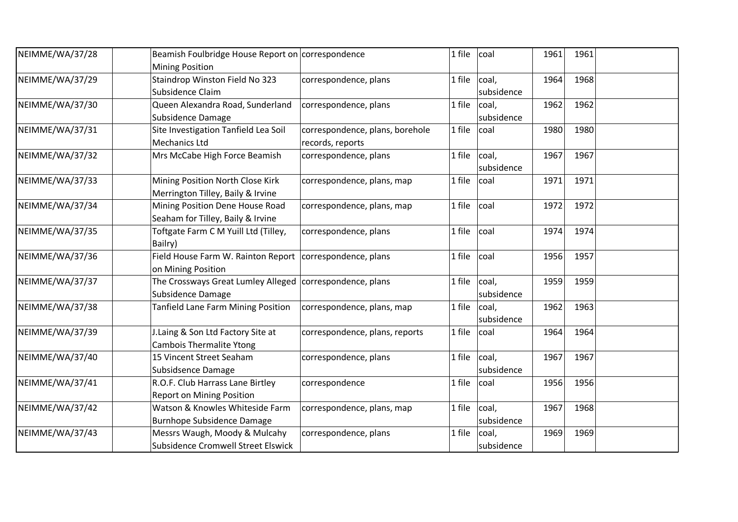| | | | | | | | | |
|---|---|---|---|---|---|---|---|---|
| NEIMME/WA/37/28 | | Beamish Foulbridge House Report on Mining Position | correspondence | 1 file | coal | 1961 | 1961 | |
| NEIMME/WA/37/29 | | Staindrop Winston Field No 323 Subsidence Claim | correspondence, plans | 1 file | coal, subsidence | 1964 | 1968 | |
| NEIMME/WA/37/30 | | Queen Alexandra Road, Sunderland Subsidence Damage | correspondence, plans | 1 file | coal, subsidence | 1962 | 1962 | |
| NEIMME/WA/37/31 | | Site Investigation Tanfield Lea Soil Mechanics Ltd | correspondence, plans, borehole records, reports | 1 file | coal | 1980 | 1980 | |
| NEIMME/WA/37/32 | | Mrs McCabe High Force Beamish | correspondence, plans | 1 file | coal, subsidence | 1967 | 1967 | |
| NEIMME/WA/37/33 | | Mining Position North Close Kirk Merrington Tilley, Baily & Irvine | correspondence, plans, map | 1 file | coal | 1971 | 1971 | |
| NEIMME/WA/37/34 | | Mining Position Dene House Road Seaham for Tilley, Baily & Irvine | correspondence, plans, map | 1 file | coal | 1972 | 1972 | |
| NEIMME/WA/37/35 | | Toftgate Farm C M Yuill Ltd (Tilley, Bailry) | correspondence, plans | 1 file | coal | 1974 | 1974 | |
| NEIMME/WA/37/36 | | Field House Farm W. Rainton Report on Mining Position | correspondence, plans | 1 file | coal | 1956 | 1957 | |
| NEIMME/WA/37/37 | | The Crossways Great Lumley Alleged Subsidence Damage | correspondence, plans | 1 file | coal, subsidence | 1959 | 1959 | |
| NEIMME/WA/37/38 | | Tanfield Lane Farm Mining Position | correspondence, plans, map | 1 file | coal, subsidence | 1962 | 1963 | |
| NEIMME/WA/37/39 | | J.Laing & Son Ltd Factory Site at Cambois Thermalite Ytong | correspondence, plans, reports | 1 file | coal | 1964 | 1964 | |
| NEIMME/WA/37/40 | | 15 Vincent Street Seaham Subsidsence Damage | correspondence, plans | 1 file | coal, subsidence | 1967 | 1967 | |
| NEIMME/WA/37/41 | | R.O.F. Club Harrass Lane Birtley Report on Mining Position | correspondence | 1 file | coal | 1956 | 1956 | |
| NEIMME/WA/37/42 | | Watson & Knowles Whiteside Farm Burnhope Subsidence Damage | correspondence, plans, map | 1 file | coal, subsidence | 1967 | 1968 | |
| NEIMME/WA/37/43 | | Messrs Waugh, Moody & Mulcahy Subsidence Cromwell Street Elswick | correspondence, plans | 1 file | coal, subsidence | 1969 | 1969 | |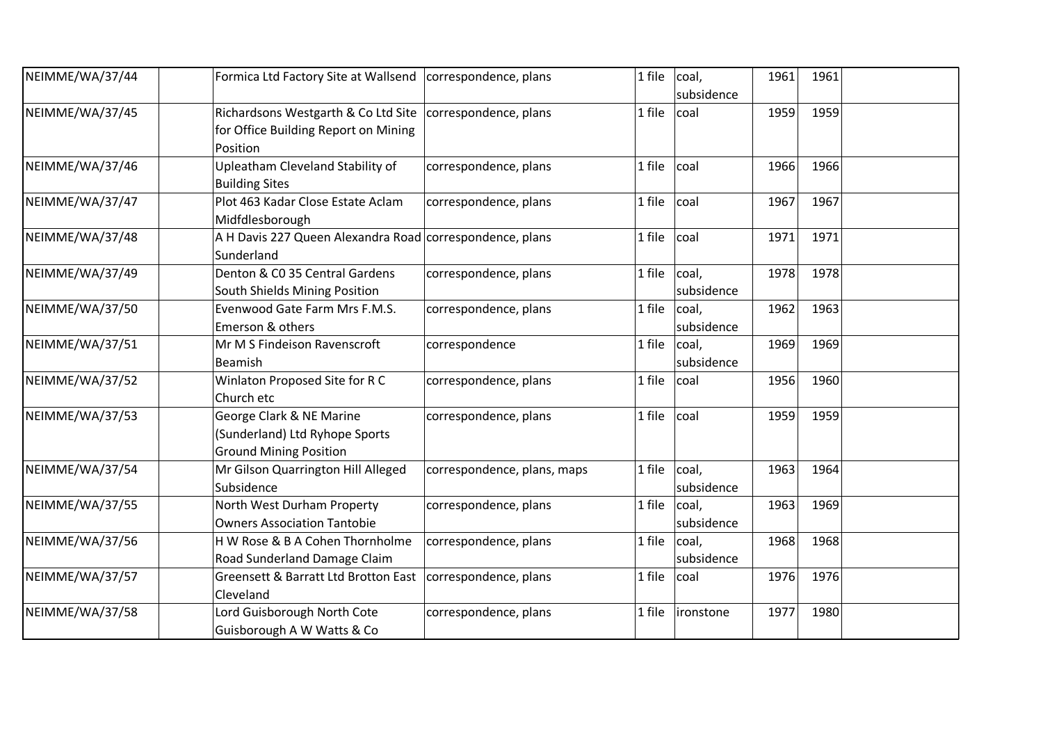| NEIMME/WA/37/44 | | Formica Ltd Factory Site at Wallsend | correspondence, plans | 1 file | coal, subsidence | 1961 | 1961 | |
|---|---|---|---|---|---|---|---|---|
| NEIMME/WA/37/45 | | Richardsons Westgarth & Co Ltd Site for Office Building Report on Mining Position | correspondence, plans | 1 file | coal | 1959 | 1959 | |
| NEIMME/WA/37/46 | | Upleatham Cleveland Stability of Building Sites | correspondence, plans | 1 file | coal | 1966 | 1966 | |
| NEIMME/WA/37/47 | | Plot 463 Kadar Close Estate Aclam Midfdlesborough | correspondence, plans | 1 file | coal | 1967 | 1967 | |
| NEIMME/WA/37/48 | | A H Davis 227 Queen Alexandra Road Sunderland | correspondence, plans | 1 file | coal | 1971 | 1971 | |
| NEIMME/WA/37/49 | | Denton & C0 35 Central Gardens South Shields Mining Position | correspondence, plans | 1 file | coal, subsidence | 1978 | 1978 | |
| NEIMME/WA/37/50 | | Evenwood Gate Farm Mrs F.M.S. Emerson & others | correspondence, plans | 1 file | coal, subsidence | 1962 | 1963 | |
| NEIMME/WA/37/51 | | Mr M S Findeison Ravenscroft Beamish | correspondence | 1 file | coal, subsidence | 1969 | 1969 | |
| NEIMME/WA/37/52 | | Winlaton Proposed Site for R C Church etc | correspondence, plans | 1 file | coal | 1956 | 1960 | |
| NEIMME/WA/37/53 | | George Clark & NE Marine (Sunderland) Ltd Ryhope Sports Ground Mining Position | correspondence, plans | 1 file | coal | 1959 | 1959 | |
| NEIMME/WA/37/54 | | Mr Gilson Quarrington Hill Alleged Subsidence | correspondence, plans, maps | 1 file | coal, subsidence | 1963 | 1964 | |
| NEIMME/WA/37/55 | | North West Durham Property Owners Association Tantobie | correspondence, plans | 1 file | coal, subsidence | 1963 | 1969 | |
| NEIMME/WA/37/56 | | H W Rose & B A Cohen Thornholme Road Sunderland Damage Claim | correspondence, plans | 1 file | coal, subsidence | 1968 | 1968 | |
| NEIMME/WA/37/57 | | Greensett & Barratt Ltd Brotton East Cleveland | correspondence, plans | 1 file | coal | 1976 | 1976 | |
| NEIMME/WA/37/58 | | Lord Guisborough North Cote Guisborough A W Watts & Co | correspondence, plans | 1 file | ironstone | 1977 | 1980 | |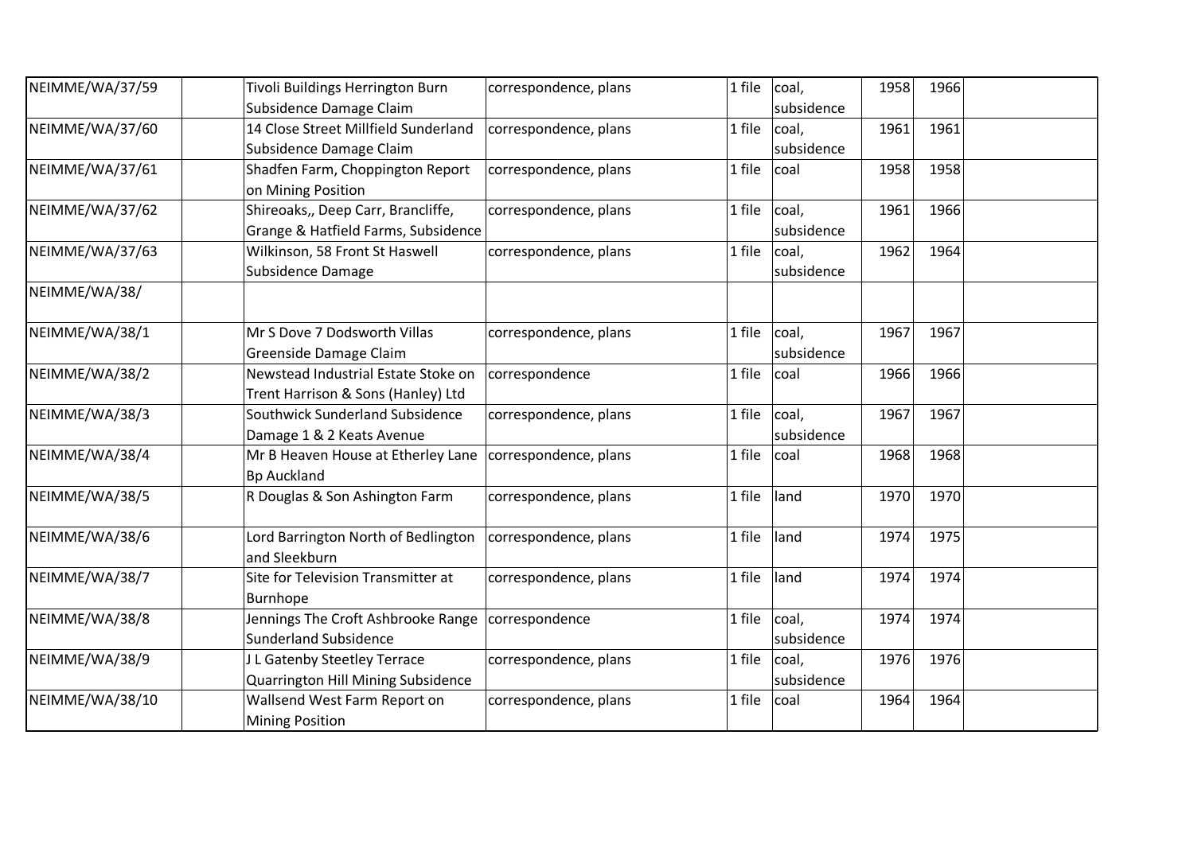| | | | | | | | | |
|---|---|---|---|---|---|---|---|---|
| NEIMME/WA/37/59 | | Tivoli Buildings Herrington Burn Subsidence Damage Claim | correspondence, plans | 1 file | coal, subsidence | 1958 | 1966 | |
| NEIMME/WA/37/60 | | 14 Close Street Millfield Sunderland Subsidence Damage Claim | correspondence, plans | 1 file | coal, subsidence | 1961 | 1961 | |
| NEIMME/WA/37/61 | | Shadfen Farm, Choppington Report on Mining Position | correspondence, plans | 1 file | coal | 1958 | 1958 | |
| NEIMME/WA/37/62 | | Shireoaks,, Deep Carr, Brancliffe, Grange & Hatfield Farms, Subsidence | correspondence, plans | 1 file | coal, subsidence | 1961 | 1966 | |
| NEIMME/WA/37/63 | | Wilkinson, 58 Front St Haswell Subsidence Damage | correspondence, plans | 1 file | coal, subsidence | 1962 | 1964 | |
| NEIMME/WA/38/ | | | | | | | | |
| NEIMME/WA/38/1 | | Mr S Dove 7 Dodsworth Villas Greenside Damage Claim | correspondence, plans | 1 file | coal, subsidence | 1967 | 1967 | |
| NEIMME/WA/38/2 | | Newstead Industrial Estate Stoke on Trent Harrison & Sons (Hanley) Ltd | correspondence | 1 file | coal | 1966 | 1966 | |
| NEIMME/WA/38/3 | | Southwick Sunderland Subsidence Damage 1 & 2 Keats Avenue | correspondence, plans | 1 file | coal, subsidence | 1967 | 1967 | |
| NEIMME/WA/38/4 | | Mr B Heaven House at Etherley Lane Bp Auckland | correspondence, plans | 1 file | coal | 1968 | 1968 | |
| NEIMME/WA/38/5 | | R Douglas & Son Ashington Farm | correspondence, plans | 1 file | land | 1970 | 1970 | |
| NEIMME/WA/38/6 | | Lord Barrington North of Bedlington and Sleekburn | correspondence, plans | 1 file | land | 1974 | 1975 | |
| NEIMME/WA/38/7 | | Site for Television Transmitter at Burnhope | correspondence, plans | 1 file | land | 1974 | 1974 | |
| NEIMME/WA/38/8 | | Jennings The Croft Ashbrooke Range Sunderland Subsidence | correspondence | 1 file | coal, subsidence | 1974 | 1974 | |
| NEIMME/WA/38/9 | | J L Gatenby Steetley Terrace Quarrington Hill Mining Subsidence | correspondence, plans | 1 file | coal, subsidence | 1976 | 1976 | |
| NEIMME/WA/38/10 | | Wallsend West Farm Report on Mining Position | correspondence, plans | 1 file | coal | 1964 | 1964 | |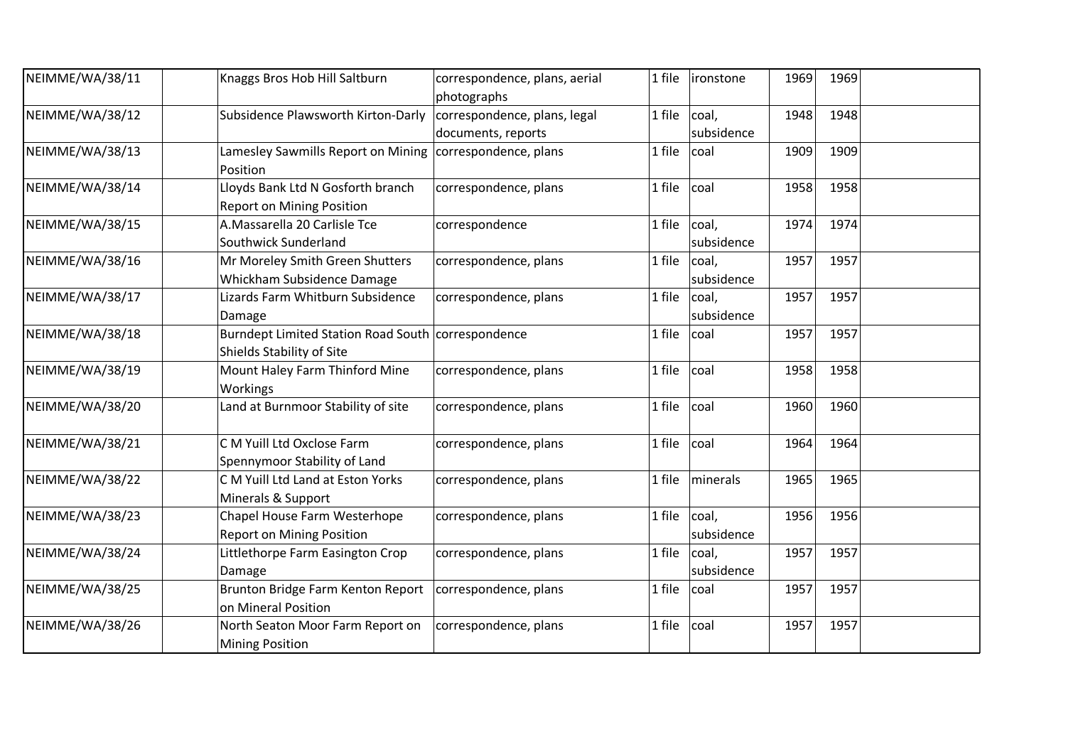| | | | | | | | | |
|---|---|---|---|---|---|---|---|---|
| NEIMME/WA/38/11 | | Knaggs Bros Hob Hill Saltburn | correspondence, plans, aerial photographs | 1 file | ironstone | 1969 | 1969 | |
| NEIMME/WA/38/12 | | Subsidence Plawsworth Kirton-Darly | correspondence, plans, legal documents, reports | 1 file | coal, subsidence | 1948 | 1948 | |
| NEIMME/WA/38/13 | | Lamesley Sawmills Report on Mining Position | correspondence, plans | 1 file | coal | 1909 | 1909 | |
| NEIMME/WA/38/14 | | Lloyds Bank Ltd N Gosforth branch Report on Mining Position | correspondence, plans | 1 file | coal | 1958 | 1958 | |
| NEIMME/WA/38/15 | | A.Massarella 20 Carlisle Tce Southwick Sunderland | correspondence | 1 file | coal, subsidence | 1974 | 1974 | |
| NEIMME/WA/38/16 | | Mr Moreley Smith Green Shutters Whickham Subsidence Damage | correspondence, plans | 1 file | coal, subsidence | 1957 | 1957 | |
| NEIMME/WA/38/17 | | Lizards Farm Whitburn Subsidence Damage | correspondence, plans | 1 file | coal, subsidence | 1957 | 1957 | |
| NEIMME/WA/38/18 | | Burndept Limited Station Road South Shields Stability of Site | correspondence | 1 file | coal | 1957 | 1957 | |
| NEIMME/WA/38/19 | | Mount Haley Farm Thinford Mine Workings | correspondence, plans | 1 file | coal | 1958 | 1958 | |
| NEIMME/WA/38/20 | | Land at Burnmoor Stability of site | correspondence, plans | 1 file | coal | 1960 | 1960 | |
| NEIMME/WA/38/21 | | C M Yuill Ltd Oxclose Farm Spennymoor Stability of Land | correspondence, plans | 1 file | coal | 1964 | 1964 | |
| NEIMME/WA/38/22 | | C M Yuill Ltd Land at Eston Yorks Minerals & Support | correspondence, plans | 1 file | minerals | 1965 | 1965 | |
| NEIMME/WA/38/23 | | Chapel House Farm Westerhope Report on Mining Position | correspondence, plans | 1 file | coal, subsidence | 1956 | 1956 | |
| NEIMME/WA/38/24 | | Littlethorpe Farm Easington Crop Damage | correspondence, plans | 1 file | coal, subsidence | 1957 | 1957 | |
| NEIMME/WA/38/25 | | Brunton Bridge Farm Kenton Report on Mineral Position | correspondence, plans | 1 file | coal | 1957 | 1957 | |
| NEIMME/WA/38/26 | | North Seaton Moor Farm Report on Mining Position | correspondence, plans | 1 file | coal | 1957 | 1957 | |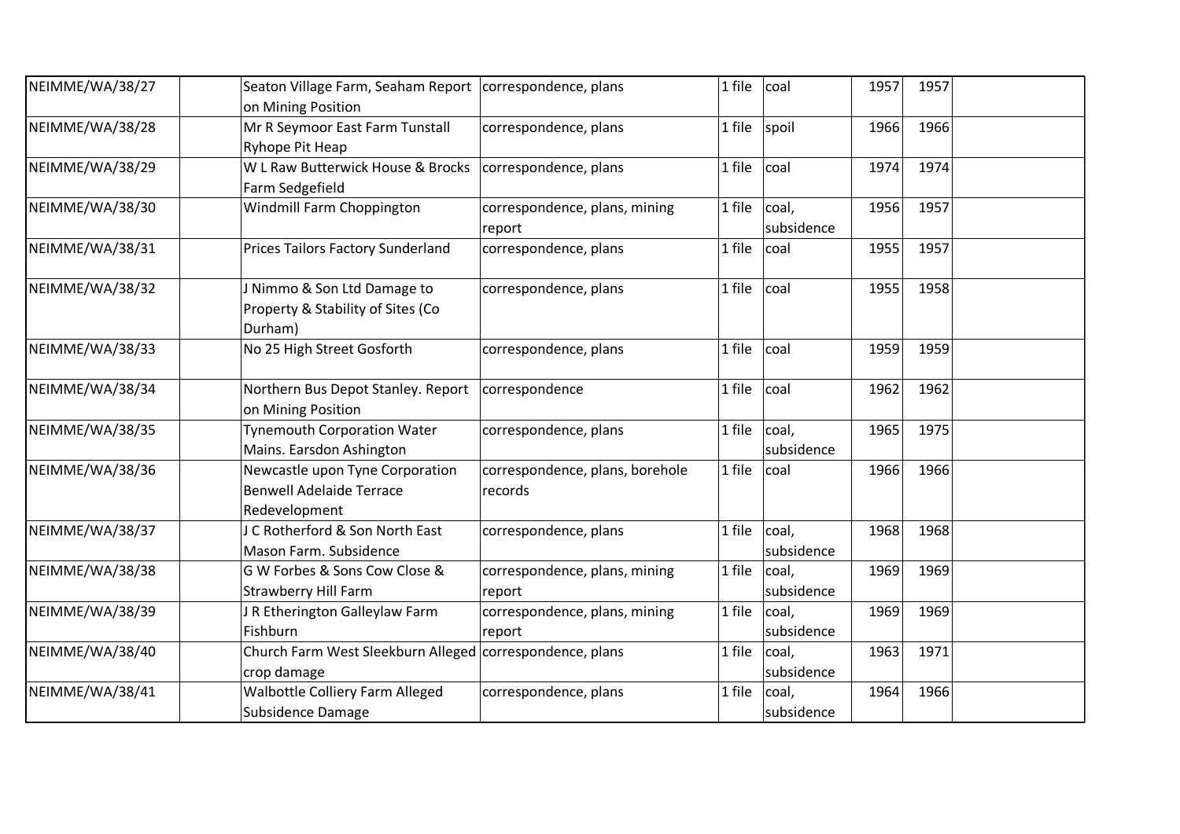| | | | | | | | | |
|---|---|---|---|---|---|---|---|---|
| NEIMME/WA/38/27 | | Seaton Village Farm, Seaham Report on Mining Position | correspondence, plans | 1 file | coal | 1957 | 1957 | |
| NEIMME/WA/38/28 | | Mr R Seymoor East Farm Tunstall Ryhope Pit Heap | correspondence, plans | 1 file | spoil | 1966 | 1966 | |
| NEIMME/WA/38/29 | | W L Raw Butterwick House & Brocks Farm Sedgefield | correspondence, plans | 1 file | coal | 1974 | 1974 | |
| NEIMME/WA/38/30 | | Windmill Farm Choppington | correspondence, plans, mining report | 1 file | coal, subsidence | 1956 | 1957 | |
| NEIMME/WA/38/31 | | Prices Tailors Factory Sunderland | correspondence, plans | 1 file | coal | 1955 | 1957 | |
| NEIMME/WA/38/32 | | J Nimmo & Son Ltd Damage to Property & Stability of Sites (Co Durham) | correspondence, plans | 1 file | coal | 1955 | 1958 | |
| NEIMME/WA/38/33 | | No 25 High Street Gosforth | correspondence, plans | 1 file | coal | 1959 | 1959 | |
| NEIMME/WA/38/34 | | Northern Bus Depot Stanley. Report on Mining Position | correspondence | 1 file | coal | 1962 | 1962 | |
| NEIMME/WA/38/35 | | Tynemouth Corporation Water Mains. Earsdon Ashington | correspondence, plans | 1 file | coal, subsidence | 1965 | 1975 | |
| NEIMME/WA/38/36 | | Newcastle upon Tyne Corporation Benwell Adelaide Terrace Redevelopment | correspondence, plans, borehole records | 1 file | coal | 1966 | 1966 | |
| NEIMME/WA/38/37 | | J C Rotherford & Son North East Mason Farm. Subsidence | correspondence, plans | 1 file | coal, subsidence | 1968 | 1968 | |
| NEIMME/WA/38/38 | | G W Forbes & Sons Cow Close & Strawberry Hill Farm | correspondence, plans, mining report | 1 file | coal, subsidence | 1969 | 1969 | |
| NEIMME/WA/38/39 | | J R Etherington Galleylaw Farm Fishburn | correspondence, plans, mining report | 1 file | coal, subsidence | 1969 | 1969 | |
| NEIMME/WA/38/40 | | Church Farm West Sleekburn Alleged crop damage | correspondence, plans | 1 file | coal, subsidence | 1963 | 1971 | |
| NEIMME/WA/38/41 | | Walbottle Colliery Farm Alleged Subsidence Damage | correspondence, plans | 1 file | coal, subsidence | 1964 | 1966 | |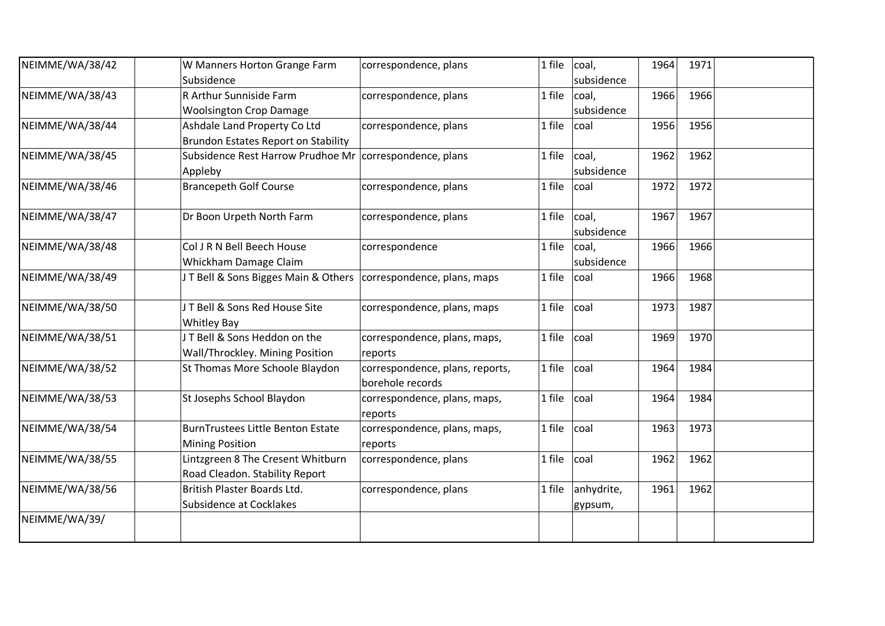| NEIMME/WA/38/42 | | W Manners Horton Grange Farm Subsidence | correspondence, plans | 1 file | coal, subsidence | 1964 | 1971 | |
|---|---|---|---|---|---|---|---|---|
| NEIMME/WA/38/43 | | R Arthur Sunniside Farm Woolsington Crop Damage | correspondence, plans | 1 file | coal, subsidence | 1966 | 1966 | |
| NEIMME/WA/38/44 | | Ashdale Land Property Co Ltd Brundon Estates Report on Stability | correspondence, plans | 1 file | coal | 1956 | 1956 | |
| NEIMME/WA/38/45 | | Subsidence Rest Harrow Prudhoe Mr Appleby | correspondence, plans | 1 file | coal, subsidence | 1962 | 1962 | |
| NEIMME/WA/38/46 | | Brancepeth Golf Course | correspondence, plans | 1 file | coal | 1972 | 1972 | |
| NEIMME/WA/38/47 | | Dr Boon Urpeth North Farm | correspondence, plans | 1 file | coal, subsidence | 1967 | 1967 | |
| NEIMME/WA/38/48 | | Col J R N Bell Beech House Whickham Damage Claim | correspondence | 1 file | coal, subsidence | 1966 | 1966 | |
| NEIMME/WA/38/49 | | J T Bell & Sons Bigges Main & Others | correspondence, plans, maps | 1 file | coal | 1966 | 1968 | |
| NEIMME/WA/38/50 | | J T Bell & Sons Red House Site Whitley Bay | correspondence, plans, maps | 1 file | coal | 1973 | 1987 | |
| NEIMME/WA/38/51 | | J T Bell & Sons Heddon on the Wall/Throckley. Mining Position | correspondence, plans, maps, reports | 1 file | coal | 1969 | 1970 | |
| NEIMME/WA/38/52 | | St Thomas More Schoole Blaydon | correspondence, plans, reports, borehole records | 1 file | coal | 1964 | 1984 | |
| NEIMME/WA/38/53 | | St Josephs School Blaydon | correspondence, plans, maps, reports | 1 file | coal | 1964 | 1984 | |
| NEIMME/WA/38/54 | | BurnTrustees Little Benton Estate Mining Position | correspondence, plans, maps, reports | 1 file | coal | 1963 | 1973 | |
| NEIMME/WA/38/55 | | Lintzgreen 8 The Cresent Whitburn Road Cleadon. Stability Report | correspondence, plans | 1 file | coal | 1962 | 1962 | |
| NEIMME/WA/38/56 | | British Plaster Boards Ltd. Subsidence at Cocklakes | correspondence, plans | 1 file | anhydrite, gypsum, | 1961 | 1962 | |
| NEIMME/WA/39/ | | | | | | | | |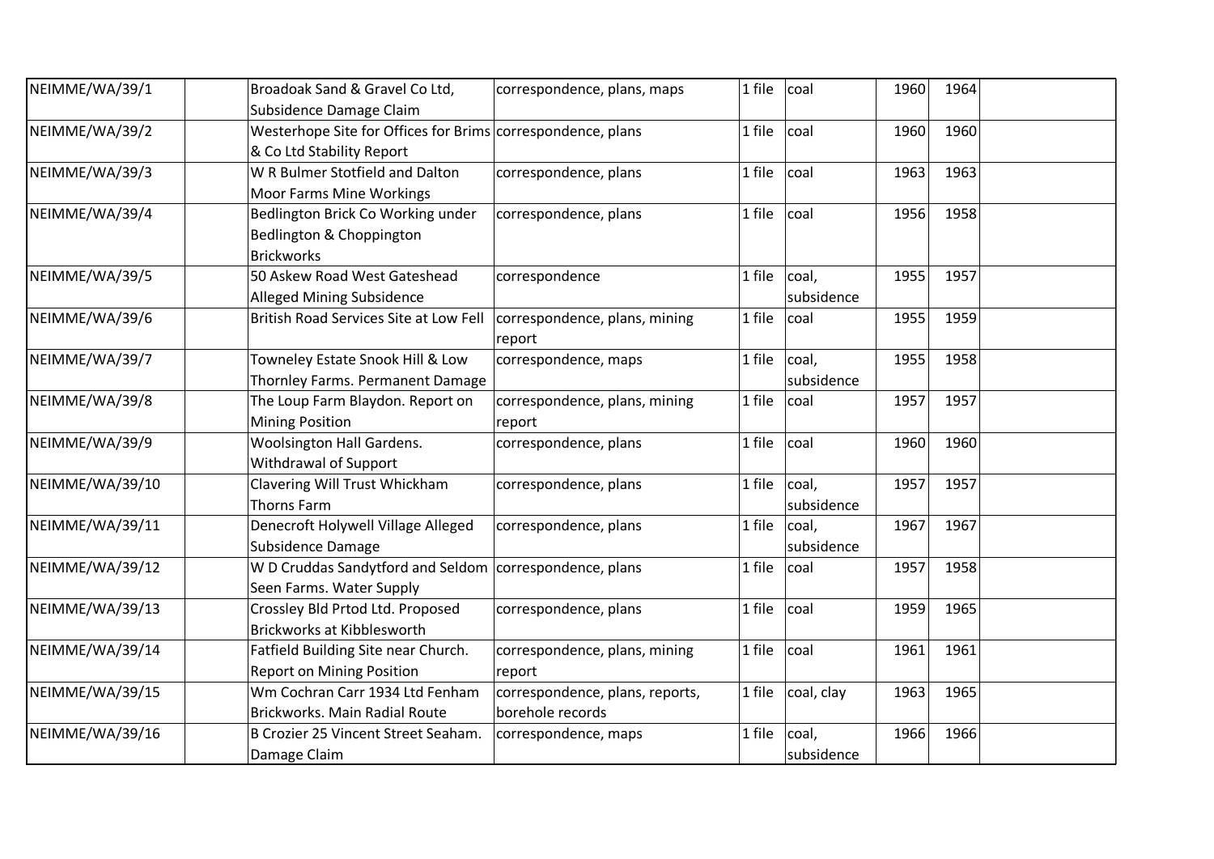| NEIMME/WA/39/1 | | Broadoak Sand & Gravel Co Ltd, Subsidence Damage Claim | correspondence, plans, maps | 1 file | coal | 1960 | 1964 | |
|---|---|---|---|---|---|---|---|---|
| NEIMME/WA/39/2 | | Westerhope Site for Offices for Brims & Co Ltd Stability Report | correspondence, plans | 1 file | coal | 1960 | 1960 | |
| NEIMME/WA/39/3 | | W R Bulmer Stotfield and Dalton Moor Farms Mine Workings | correspondence, plans | 1 file | coal | 1963 | 1963 | |
| NEIMME/WA/39/4 | | Bedlington Brick Co Working under Bedlington & Choppington Brickworks | correspondence, plans | 1 file | coal | 1956 | 1958 | |
| NEIMME/WA/39/5 | | 50 Askew Road West Gateshead Alleged Mining Subsidence | correspondence | 1 file | coal, subsidence | 1955 | 1957 | |
| NEIMME/WA/39/6 | | British Road Services Site at Low Fell | correspondence, plans, mining report | 1 file | coal | 1955 | 1959 | |
| NEIMME/WA/39/7 | | Towneley Estate Snook Hill & Low Thornley Farms. Permanent Damage | correspondence, maps | 1 file | coal, subsidence | 1955 | 1958 | |
| NEIMME/WA/39/8 | | The Loup Farm Blaydon. Report on Mining Position | correspondence, plans, mining report | 1 file | coal | 1957 | 1957 | |
| NEIMME/WA/39/9 | | Woolsington Hall Gardens. Withdrawal of Support | correspondence, plans | 1 file | coal | 1960 | 1960 | |
| NEIMME/WA/39/10 | | Clavering Will Trust Whickham Thorns Farm | correspondence, plans | 1 file | coal, subsidence | 1957 | 1957 | |
| NEIMME/WA/39/11 | | Denecroft Holywell Village Alleged Subsidence Damage | correspondence, plans | 1 file | coal, subsidence | 1967 | 1967 | |
| NEIMME/WA/39/12 | | W D Cruddas Sandytford and Seldom Seen Farms. Water Supply | correspondence, plans | 1 file | coal | 1957 | 1958 | |
| NEIMME/WA/39/13 | | Crossley Bld Prtod Ltd. Proposed Brickworks at Kibblesworth | correspondence, plans | 1 file | coal | 1959 | 1965 | |
| NEIMME/WA/39/14 | | Fatfield Building Site near Church. Report on Mining Position | correspondence, plans, mining report | 1 file | coal | 1961 | 1961 | |
| NEIMME/WA/39/15 | | Wm Cochran Carr 1934 Ltd Fenham Brickworks. Main Radial Route | correspondence, plans, reports, borehole records | 1 file | coal, clay | 1963 | 1965 | |
| NEIMME/WA/39/16 | | B Crozier 25 Vincent Street Seaham. Damage Claim | correspondence, maps | 1 file | coal, subsidence | 1966 | 1966 | |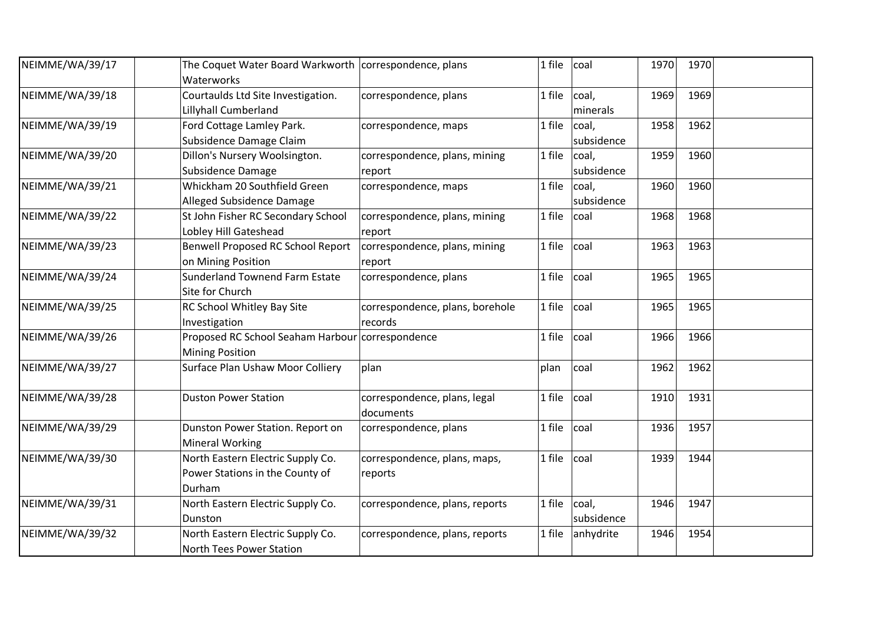| | | | | | | | | |
|---|---|---|---|---|---|---|---|---|
| NEIMME/WA/39/17 | | The Coquet Water Board Warkworth Waterworks | correspondence, plans | 1 file | coal | 1970 | 1970 | |
| NEIMME/WA/39/18 | | Courtaulds Ltd Site Investigation. Lillyhall Cumberland | correspondence, plans | 1 file | coal, minerals | 1969 | 1969 | |
| NEIMME/WA/39/19 | | Ford Cottage Lamley Park. Subsidence Damage Claim | correspondence, maps | 1 file | coal, subsidence | 1958 | 1962 | |
| NEIMME/WA/39/20 | | Dillon's Nursery Woolsington. Subsidence Damage | correspondence, plans, mining report | 1 file | coal, subsidence | 1959 | 1960 | |
| NEIMME/WA/39/21 | | Whickham 20 Southfield Green Alleged Subsidence Damage | correspondence, maps | 1 file | coal, subsidence | 1960 | 1960 | |
| NEIMME/WA/39/22 | | St John Fisher RC Secondary School Lobley Hill Gateshead | correspondence, plans, mining report | 1 file | coal | 1968 | 1968 | |
| NEIMME/WA/39/23 | | Benwell Proposed RC School Report on Mining Position | correspondence, plans, mining report | 1 file | coal | 1963 | 1963 | |
| NEIMME/WA/39/24 | | Sunderland Townend Farm Estate Site for Church | correspondence, plans | 1 file | coal | 1965 | 1965 | |
| NEIMME/WA/39/25 | | RC School Whitley Bay Site Investigation | correspondence, plans, borehole records | 1 file | coal | 1965 | 1965 | |
| NEIMME/WA/39/26 | | Proposed RC School Seaham Harbour Mining Position | correspondence | 1 file | coal | 1966 | 1966 | |
| NEIMME/WA/39/27 | | Surface Plan Ushaw Moor Colliery | plan | plan | coal | 1962 | 1962 | |
| NEIMME/WA/39/28 | | Duston Power Station | correspondence, plans, legal documents | 1 file | coal | 1910 | 1931 | |
| NEIMME/WA/39/29 | | Dunston Power Station. Report on Mineral Working | correspondence, plans | 1 file | coal | 1936 | 1957 | |
| NEIMME/WA/39/30 | | North Eastern Electric Supply Co. Power Stations in the County of Durham | correspondence, plans, maps, reports | 1 file | coal | 1939 | 1944 | |
| NEIMME/WA/39/31 | | North Eastern Electric Supply Co. Dunston | correspondence, plans, reports | 1 file | coal, subsidence | 1946 | 1947 | |
| NEIMME/WA/39/32 | | North Eastern Electric Supply Co. North Tees Power Station | correspondence, plans, reports | 1 file | anhydrite | 1946 | 1954 | |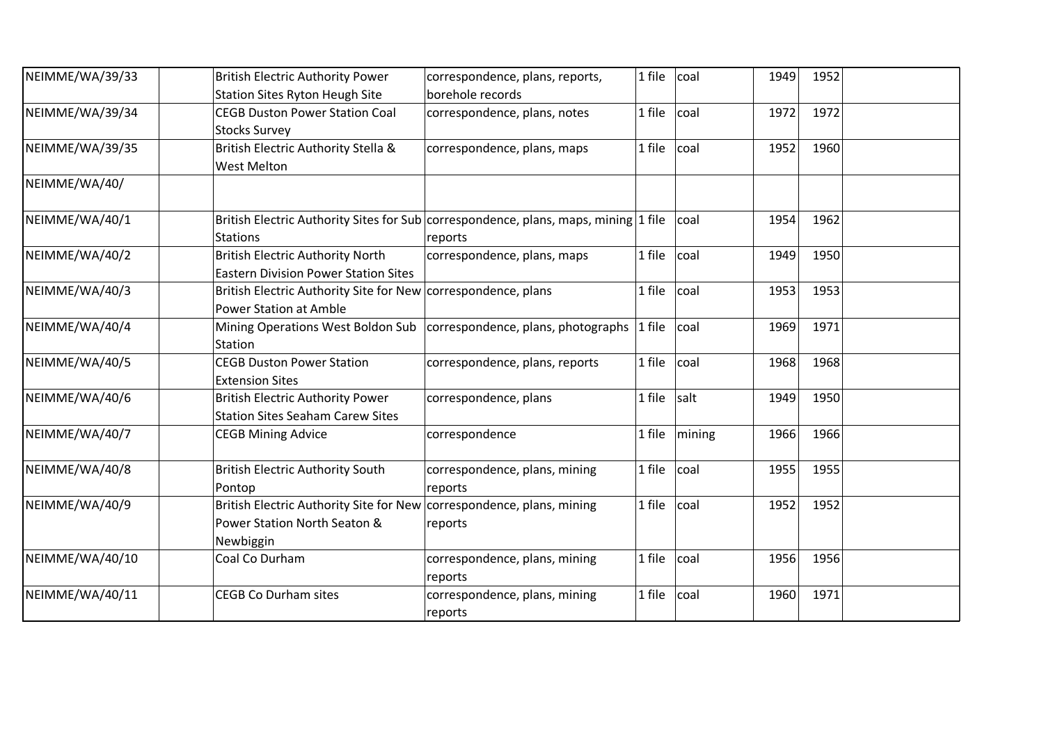| | | | | | | | | |
|---|---|---|---|---|---|---|---|---|
| NEIMME/WA/39/33 | | British Electric Authority Power Station Sites Ryton Heugh Site | correspondence, plans, reports, borehole records | 1 file | coal | 1949 | 1952 | |
| NEIMME/WA/39/34 | | CEGB Duston Power Station Coal Stocks Survey | correspondence, plans, notes | 1 file | coal | 1972 | 1972 | |
| NEIMME/WA/39/35 | | British Electric Authority Stella & West Melton | correspondence, plans, maps | 1 file | coal | 1952 | 1960 | |
| NEIMME/WA/40/ | | | | | | | | |
| NEIMME/WA/40/1 | | British Electric Authority Sites for Sub Stations | correspondence, plans, maps, mining reports | 1 file | coal | 1954 | 1962 | |
| NEIMME/WA/40/2 | | British Electric Authority North Eastern Division Power Station Sites | correspondence, plans, maps | 1 file | coal | 1949 | 1950 | |
| NEIMME/WA/40/3 | | British Electric Authority Site for New Power Station at Amble | correspondence, plans | 1 file | coal | 1953 | 1953 | |
| NEIMME/WA/40/4 | | Mining Operations West Boldon Sub Station | correspondence, plans, photographs | 1 file | coal | 1969 | 1971 | |
| NEIMME/WA/40/5 | | CEGB Duston Power Station Extension Sites | correspondence, plans, reports | 1 file | coal | 1968 | 1968 | |
| NEIMME/WA/40/6 | | British Electric Authority Power Station Sites Seaham Carew Sites | correspondence, plans | 1 file | salt | 1949 | 1950 | |
| NEIMME/WA/40/7 | | CEGB Mining Advice | correspondence | 1 file | mining | 1966 | 1966 | |
| NEIMME/WA/40/8 | | British Electric Authority South Pontop | correspondence, plans, mining reports | 1 file | coal | 1955 | 1955 | |
| NEIMME/WA/40/9 | | British Electric Authority Site for New Power Station North Seaton & Newbiggin | correspondence, plans, mining reports | 1 file | coal | 1952 | 1952 | |
| NEIMME/WA/40/10 | | Coal Co Durham | correspondence, plans, mining reports | 1 file | coal | 1956 | 1956 | |
| NEIMME/WA/40/11 | | CEGB Co Durham sites | correspondence, plans, mining reports | 1 file | coal | 1960 | 1971 | |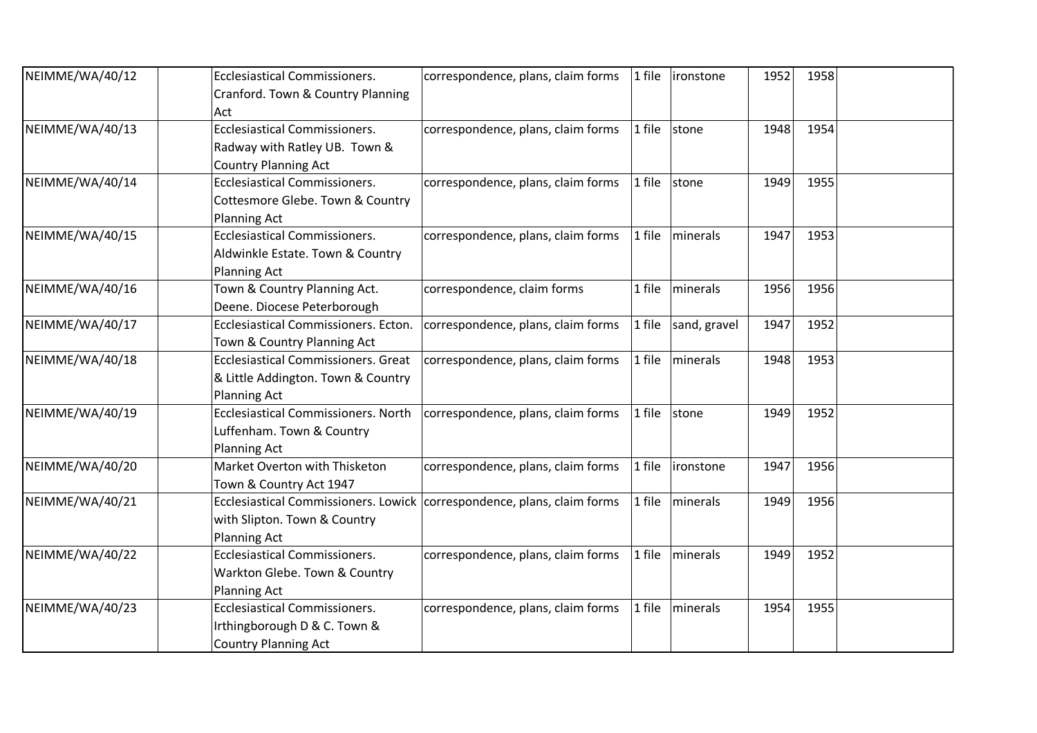| | | | | | | | | |
|---|---|---|---|---|---|---|---|---|
| NEIMME/WA/40/12 | | Ecclesiastical Commissioners. Cranford. Town & Country Planning Act | correspondence, plans, claim forms | 1 file | ironstone | 1952 | 1958 | |
| NEIMME/WA/40/13 | | Ecclesiastical Commissioners. Radway with Ratley UB. Town & Country Planning Act | correspondence, plans, claim forms | 1 file | stone | 1948 | 1954 | |
| NEIMME/WA/40/14 | | Ecclesiastical Commissioners. Cottesmore Glebe. Town & Country Planning Act | correspondence, plans, claim forms | 1 file | stone | 1949 | 1955 | |
| NEIMME/WA/40/15 | | Ecclesiastical Commissioners. Aldwinkle Estate. Town & Country Planning Act | correspondence, plans, claim forms | 1 file | minerals | 1947 | 1953 | |
| NEIMME/WA/40/16 | | Town & Country Planning Act. Deene. Diocese Peterborough | correspondence, claim forms | 1 file | minerals | 1956 | 1956 | |
| NEIMME/WA/40/17 | | Ecclesiastical Commissioners. Ecton. Town & Country Planning Act | correspondence, plans, claim forms | 1 file | sand, gravel | 1947 | 1952 | |
| NEIMME/WA/40/18 | | Ecclesiastical Commissioners. Great & Little Addington. Town & Country Planning Act | correspondence, plans, claim forms | 1 file | minerals | 1948 | 1953 | |
| NEIMME/WA/40/19 | | Ecclesiastical Commissioners. North Luffenham. Town & Country Planning Act | correspondence, plans, claim forms | 1 file | stone | 1949 | 1952 | |
| NEIMME/WA/40/20 | | Market Overton with Thisketon Town & Country Act 1947 | correspondence, plans, claim forms | 1 file | ironstone | 1947 | 1956 | |
| NEIMME/WA/40/21 | | Ecclesiastical Commissioners. Lowick with Slipton. Town & Country Planning Act | correspondence, plans, claim forms | 1 file | minerals | 1949 | 1956 | |
| NEIMME/WA/40/22 | | Ecclesiastical Commissioners. Warkton Glebe. Town & Country Planning Act | correspondence, plans, claim forms | 1 file | minerals | 1949 | 1952 | |
| NEIMME/WA/40/23 | | Ecclesiastical Commissioners. Irthingborough D & C. Town & Country Planning Act | correspondence, plans, claim forms | 1 file | minerals | 1954 | 1955 | |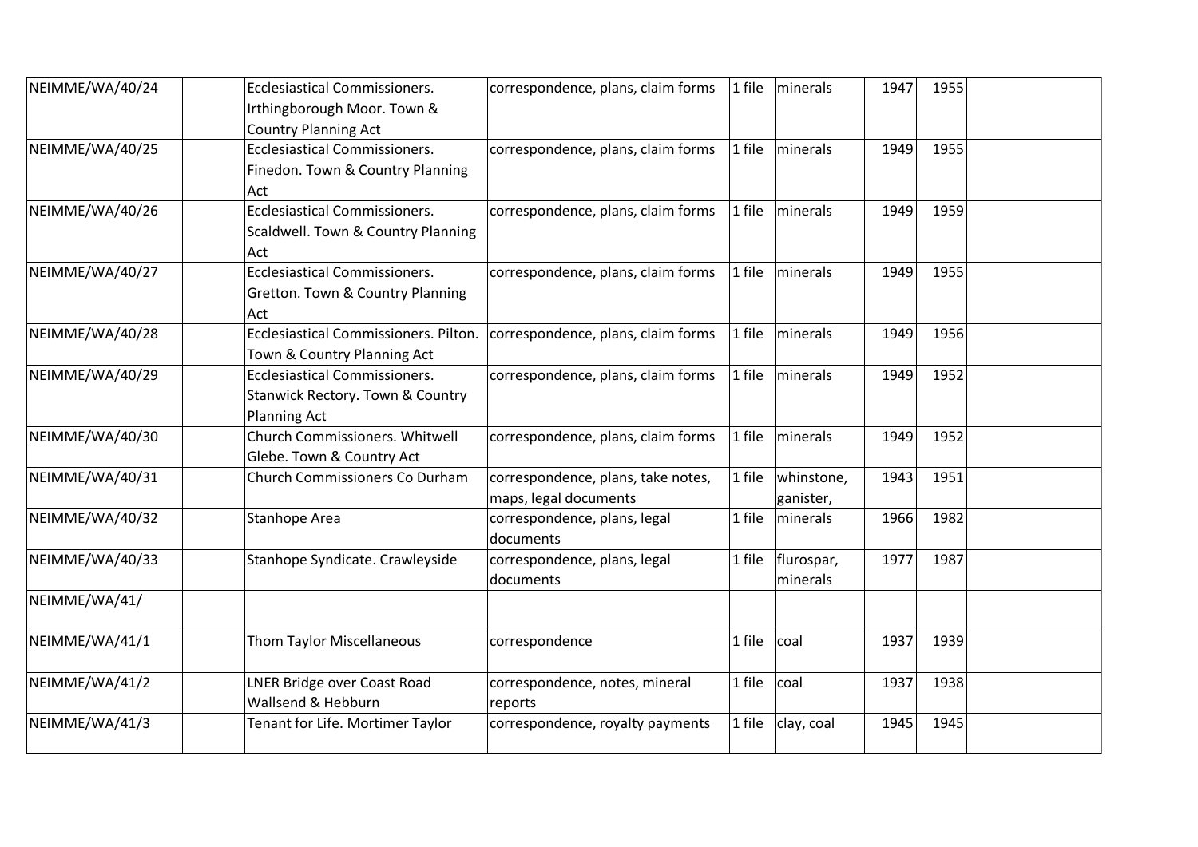| | | | | | | | | |
|---|---|---|---|---|---|---|---|---|
| NEIMME/WA/40/24 | | Ecclesiastical Commissioners. Irthingborough Moor. Town & Country Planning Act | correspondence, plans, claim forms | 1 file | minerals | 1947 | 1955 | |
| NEIMME/WA/40/25 | | Ecclesiastical Commissioners. Finedon. Town & Country Planning Act | correspondence, plans, claim forms | 1 file | minerals | 1949 | 1955 | |
| NEIMME/WA/40/26 | | Ecclesiastical Commissioners. Scaldwell. Town & Country Planning Act | correspondence, plans, claim forms | 1 file | minerals | 1949 | 1959 | |
| NEIMME/WA/40/27 | | Ecclesiastical Commissioners. Gretton. Town & Country Planning Act | correspondence, plans, claim forms | 1 file | minerals | 1949 | 1955 | |
| NEIMME/WA/40/28 | | Ecclesiastical Commissioners. Pilton. Town & Country Planning Act | correspondence, plans, claim forms | 1 file | minerals | 1949 | 1956 | |
| NEIMME/WA/40/29 | | Ecclesiastical Commissioners. Stanwick Rectory. Town & Country Planning Act | correspondence, plans, claim forms | 1 file | minerals | 1949 | 1952 | |
| NEIMME/WA/40/30 | | Church Commissioners. Whitwell Glebe. Town & Country Act | correspondence, plans, claim forms | 1 file | minerals | 1949 | 1952 | |
| NEIMME/WA/40/31 | | Church Commissioners Co Durham | correspondence, plans, take notes, maps, legal documents | 1 file | whinstone, ganister, | 1943 | 1951 | |
| NEIMME/WA/40/32 | | Stanhope Area | correspondence, plans, legal documents | 1 file | minerals | 1966 | 1982 | |
| NEIMME/WA/40/33 | | Stanhope Syndicate. Crawleyside | correspondence, plans, legal documents | 1 file | flurospar, minerals | 1977 | 1987 | |
| NEIMME/WA/41/ | | | | | | | | |
| NEIMME/WA/41/1 | | Thom Taylor Miscellaneous | correspondence | 1 file | coal | 1937 | 1939 | |
| NEIMME/WA/41/2 | | LNER Bridge over Coast Road Wallsend & Hebburn | correspondence, notes, mineral reports | 1 file | coal | 1937 | 1938 | |
| NEIMME/WA/41/3 | | Tenant for Life. Mortimer Taylor | correspondence, royalty payments | 1 file | clay, coal | 1945 | 1945 | |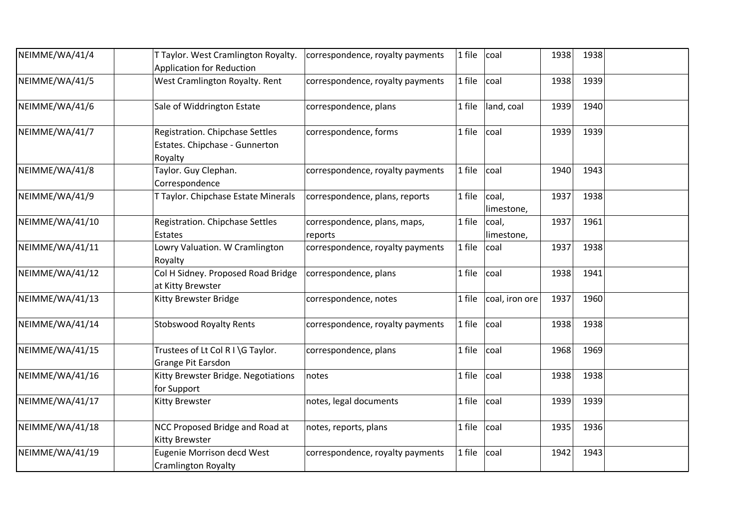| | | | | | | | | |
|---|---|---|---|---|---|---|---|---|
| NEIMME/WA/41/4 | | T Taylor. West Cramlington Royalty. Application for Reduction | correspondence, royalty payments | 1 file | coal | 1938 | 1938 | |
| NEIMME/WA/41/5 | | West Cramlington Royalty. Rent | correspondence, royalty payments | 1 file | coal | 1938 | 1939 | |
| NEIMME/WA/41/6 | | Sale of Widdrington Estate | correspondence, plans | 1 file | land, coal | 1939 | 1940 | |
| NEIMME/WA/41/7 | | Registration. Chipchase Settles Estates. Chipchase - Gunnerton Royalty | correspondence, forms | 1 file | coal | 1939 | 1939 | |
| NEIMME/WA/41/8 | | Taylor. Guy Clephan. Correspondence | correspondence, royalty payments | 1 file | coal | 1940 | 1943 | |
| NEIMME/WA/41/9 | | T Taylor. Chipchase Estate Minerals | correspondence, plans, reports | 1 file | coal, limestone, | 1937 | 1938 | |
| NEIMME/WA/41/10 | | Registration. Chipchase Settles Estates | correspondence, plans, maps, reports | 1 file | coal, limestone, | 1937 | 1961 | |
| NEIMME/WA/41/11 | | Lowry Valuation. W Cramlington Royalty | correspondence, royalty payments | 1 file | coal | 1937 | 1938 | |
| NEIMME/WA/41/12 | | Col H Sidney. Proposed Road Bridge at Kitty Brewster | correspondence, plans | 1 file | coal | 1938 | 1941 | |
| NEIMME/WA/41/13 | | Kitty Brewster Bridge | correspondence, notes | 1 file | coal, iron ore | 1937 | 1960 | |
| NEIMME/WA/41/14 | | Stobswood Royalty Rents | correspondence, royalty payments | 1 file | coal | 1938 | 1938 | |
| NEIMME/WA/41/15 | | Trustees of Lt Col R I \G Taylor. Grange Pit Earsdon | correspondence, plans | 1 file | coal | 1968 | 1969 | |
| NEIMME/WA/41/16 | | Kitty Brewster Bridge. Negotiations for Support | notes | 1 file | coal | 1938 | 1938 | |
| NEIMME/WA/41/17 | | Kitty Brewster | notes, legal documents | 1 file | coal | 1939 | 1939 | |
| NEIMME/WA/41/18 | | NCC Proposed Bridge and Road at Kitty Brewster | notes, reports, plans | 1 file | coal | 1935 | 1936 | |
| NEIMME/WA/41/19 | | Eugenie Morrison decd West Cramlington Royalty | correspondence, royalty payments | 1 file | coal | 1942 | 1943 | |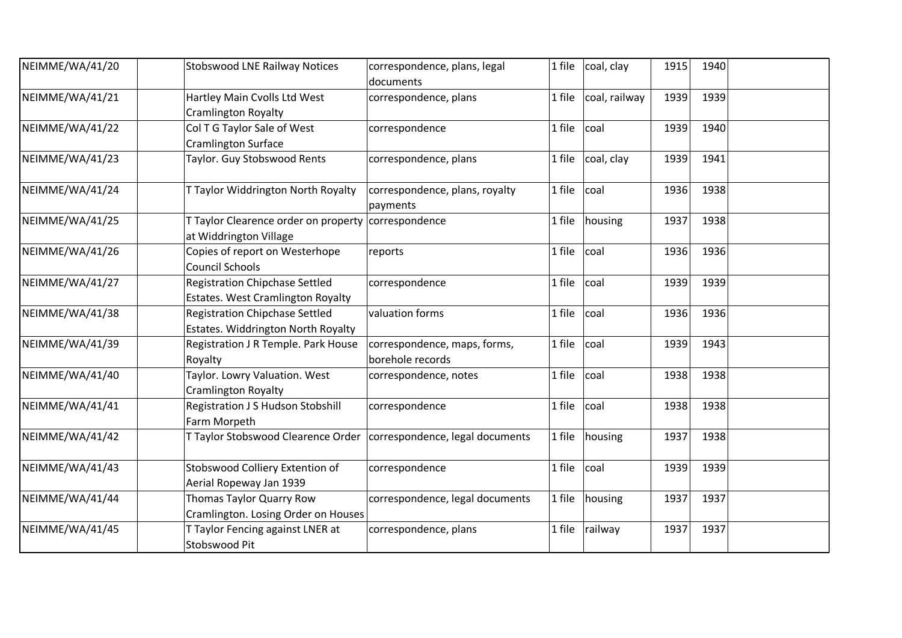| | | | | | | | | |
|---|---|---|---|---|---|---|---|---|
| NEIMME/WA/41/20 | | Stobswood LNE Railway Notices | correspondence, plans, legal documents | 1 file | coal, clay | 1915 | 1940 | |
| NEIMME/WA/41/21 | | Hartley Main Cvolls Ltd West Cramlington Royalty | correspondence, plans | 1 file | coal, railway | 1939 | 1939 | |
| NEIMME/WA/41/22 | | Col T G Taylor Sale of West Cramlington Surface | correspondence | 1 file | coal | 1939 | 1940 | |
| NEIMME/WA/41/23 | | Taylor. Guy Stobswood Rents | correspondence, plans | 1 file | coal, clay | 1939 | 1941 | |
| NEIMME/WA/41/24 | | T Taylor Widdrington North Royalty | correspondence, plans, royalty payments | 1 file | coal | 1936 | 1938 | |
| NEIMME/WA/41/25 | | T Taylor Clearence order on property at Widdrington Village | correspondence | 1 file | housing | 1937 | 1938 | |
| NEIMME/WA/41/26 | | Copies of report on Westerhope Council Schools | reports | 1 file | coal | 1936 | 1936 | |
| NEIMME/WA/41/27 | | Registration Chipchase Settled Estates. West Cramlington Royalty | correspondence | 1 file | coal | 1939 | 1939 | |
| NEIMME/WA/41/38 | | Registration Chipchase Settled Estates. Widdrington North Royalty | valuation forms | 1 file | coal | 1936 | 1936 | |
| NEIMME/WA/41/39 | | Registration J R Temple. Park House Royalty | correspondence, maps, forms, borehole records | 1 file | coal | 1939 | 1943 | |
| NEIMME/WA/41/40 | | Taylor. Lowry Valuation. West Cramlington Royalty | correspondence, notes | 1 file | coal | 1938 | 1938 | |
| NEIMME/WA/41/41 | | Registration J S Hudson Stobshill Farm Morpeth | correspondence | 1 file | coal | 1938 | 1938 | |
| NEIMME/WA/41/42 | | T Taylor Stobswood Clearence Order | correspondence, legal documents | 1 file | housing | 1937 | 1938 | |
| NEIMME/WA/41/43 | | Stobswood Colliery Extention of Aerial Ropeway Jan 1939 | correspondence | 1 file | coal | 1939 | 1939 | |
| NEIMME/WA/41/44 | | Thomas Taylor Quarry Row Cramlington. Losing Order on Houses | correspondence, legal documents | 1 file | housing | 1937 | 1937 | |
| NEIMME/WA/41/45 | | T Taylor Fencing against LNER at Stobswood Pit | correspondence, plans | 1 file | railway | 1937 | 1937 | |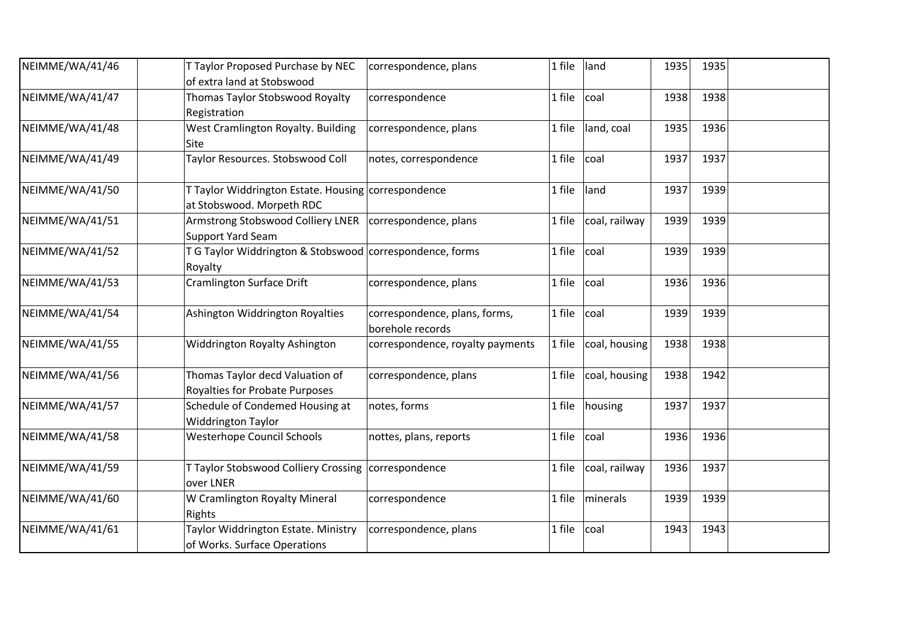| NEIMME/WA/41/46 | | T Taylor Proposed Purchase by NEC of extra land at Stobswood | correspondence, plans | 1 file | land | 1935 | 1935 | |
|---|---|---|---|---|---|---|---|---|
| NEIMME/WA/41/47 | | Thomas Taylor Stobswood Royalty Registration | correspondence | 1 file | coal | 1938 | 1938 | |
| NEIMME/WA/41/48 | | West Cramlington Royalty. Building Site | correspondence, plans | 1 file | land, coal | 1935 | 1936 | |
| NEIMME/WA/41/49 | | Taylor Resources. Stobswood Coll | notes, correspondence | 1 file | coal | 1937 | 1937 | |
| NEIMME/WA/41/50 | | T Taylor Widdrington Estate. Housing at Stobswood. Morpeth RDC | correspondence | 1 file | land | 1937 | 1939 | |
| NEIMME/WA/41/51 | | Armstrong Stobswood Colliery LNER Support Yard Seam | correspondence, plans | 1 file | coal, railway | 1939 | 1939 | |
| NEIMME/WA/41/52 | | T G Taylor Widdrington & Stobswood Royalty | correspondence, forms | 1 file | coal | 1939 | 1939 | |
| NEIMME/WA/41/53 | | Cramlington Surface Drift | correspondence, plans | 1 file | coal | 1936 | 1936 | |
| NEIMME/WA/41/54 | | Ashington Widdrington Royalties | correspondence, plans, forms, borehole records | 1 file | coal | 1939 | 1939 | |
| NEIMME/WA/41/55 | | Widdrington Royalty Ashington | correspondence, royalty payments | 1 file | coal, housing | 1938 | 1938 | |
| NEIMME/WA/41/56 | | Thomas Taylor decd Valuation of Royalties for Probate Purposes | correspondence, plans | 1 file | coal, housing | 1938 | 1942 | |
| NEIMME/WA/41/57 | | Schedule of Condemed Housing at Widdrington Taylor | notes, forms | 1 file | housing | 1937 | 1937 | |
| NEIMME/WA/41/58 | | Westerhope Council Schools | nottes, plans, reports | 1 file | coal | 1936 | 1936 | |
| NEIMME/WA/41/59 | | T Taylor Stobswood Colliery Crossing over LNER | correspondence | 1 file | coal, railway | 1936 | 1937 | |
| NEIMME/WA/41/60 | | W Cramlington Royalty Mineral Rights | correspondence | 1 file | minerals | 1939 | 1939 | |
| NEIMME/WA/41/61 | | Taylor Widdrington Estate. Ministry of Works. Surface Operations | correspondence, plans | 1 file | coal | 1943 | 1943 | |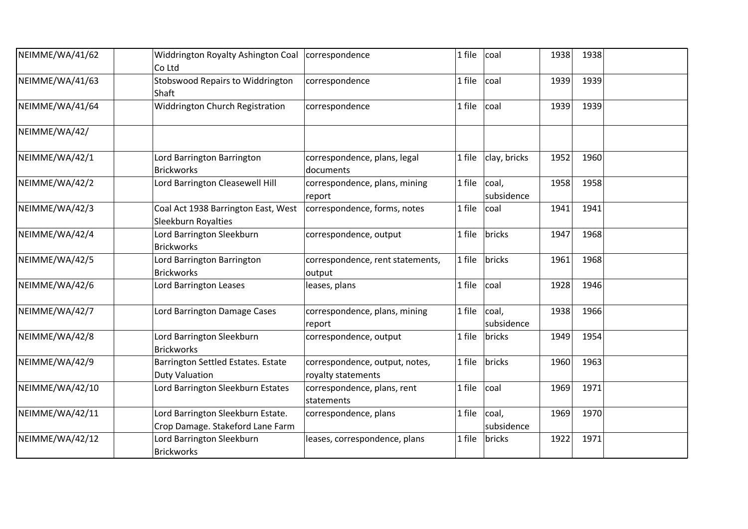| | | | | | | | | |
|---|---|---|---|---|---|---|---|---|
| NEIMME/WA/41/62 | | Widdrington Royalty Ashington Coal Co Ltd | correspondence | 1 file | coal | 1938 | 1938 | |
| NEIMME/WA/41/63 | | Stobswood Repairs to Widdrington Shaft | correspondence | 1 file | coal | 1939 | 1939 | |
| NEIMME/WA/41/64 | | Widdrington Church Registration | correspondence | 1 file | coal | 1939 | 1939 | |
| NEIMME/WA/42/ | | | | | | | | |
| NEIMME/WA/42/1 | | Lord Barrington Barrington Brickworks | correspondence, plans, legal documents | 1 file | clay, bricks | 1952 | 1960 | |
| NEIMME/WA/42/2 | | Lord Barrington Cleasewell Hill | correspondence, plans, mining report | 1 file | coal, subsidence | 1958 | 1958 | |
| NEIMME/WA/42/3 | | Coal Act 1938 Barrington East, West Sleekburn Royalties | correspondence, forms, notes | 1 file | coal | 1941 | 1941 | |
| NEIMME/WA/42/4 | | Lord Barrington Sleekburn Brickworks | correspondence, output | 1 file | bricks | 1947 | 1968 | |
| NEIMME/WA/42/5 | | Lord Barrington Barrington Brickworks | correspondence, rent statements, output | 1 file | bricks | 1961 | 1968 | |
| NEIMME/WA/42/6 | | Lord Barrington Leases | leases, plans | 1 file | coal | 1928 | 1946 | |
| NEIMME/WA/42/7 | | Lord Barrington Damage Cases | correspondence, plans, mining report | 1 file | coal, subsidence | 1938 | 1966 | |
| NEIMME/WA/42/8 | | Lord Barrington Sleekburn Brickworks | correspondence, output | 1 file | bricks | 1949 | 1954 | |
| NEIMME/WA/42/9 | | Barrington Settled Estates. Estate Duty Valuation | correspondence, output, notes, royalty statements | 1 file | bricks | 1960 | 1963 | |
| NEIMME/WA/42/10 | | Lord Barrington Sleekburn Estates | correspondence, plans, rent statements | 1 file | coal | 1969 | 1971 | |
| NEIMME/WA/42/11 | | Lord Barrington Sleekburn Estate. Crop Damage. Stakeford Lane Farm | correspondence, plans | 1 file | coal, subsidence | 1969 | 1970 | |
| NEIMME/WA/42/12 | | Lord Barrington Sleekburn Brickworks | leases, correspondence, plans | 1 file | bricks | 1922 | 1971 | |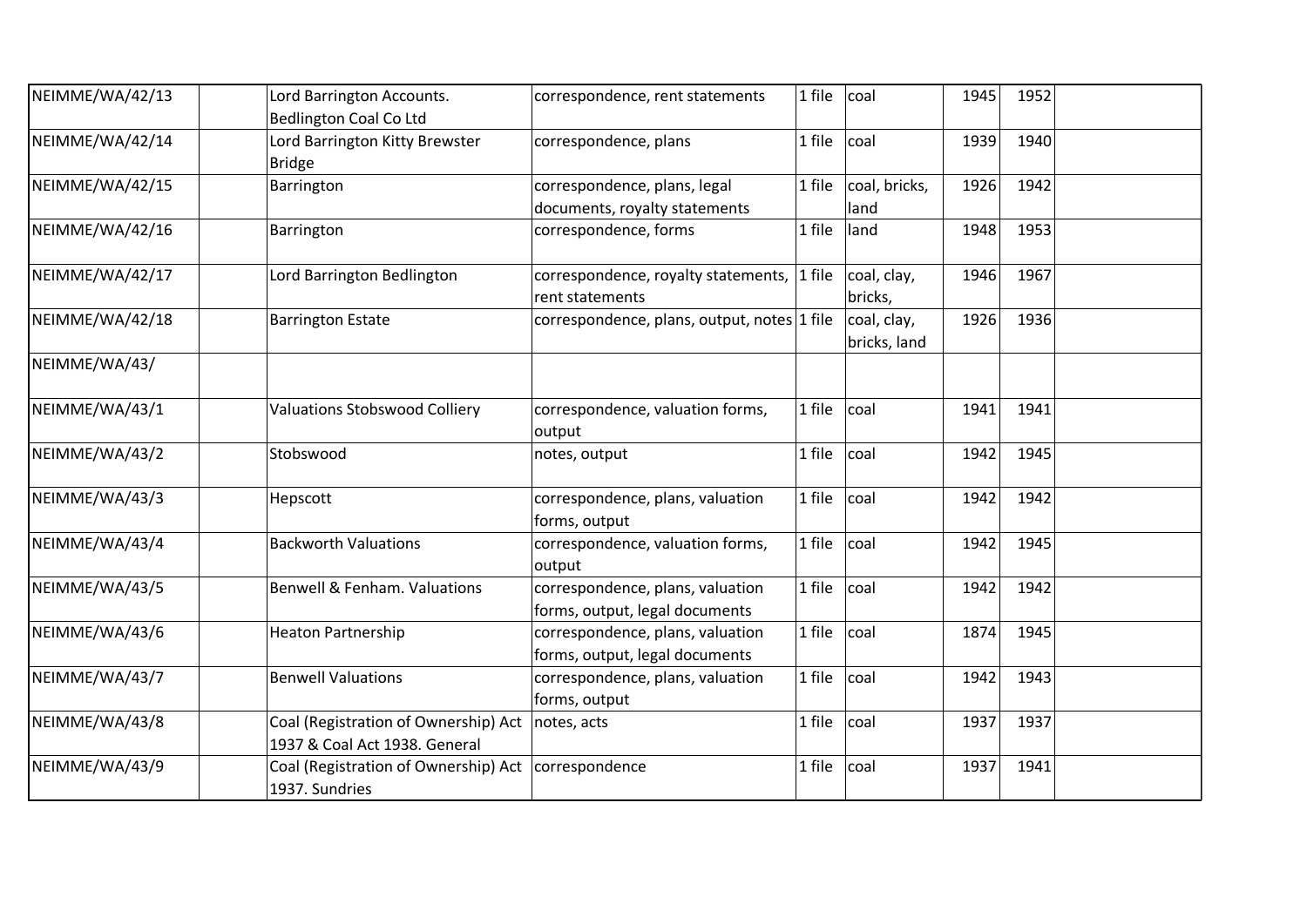| | | | | | | | | |
|---|---|---|---|---|---|---|---|---|
| NEIMME/WA/42/13 | | Lord Barrington Accounts. Bedlington Coal Co Ltd | correspondence, rent statements | 1 file | coal | 1945 | 1952 | |
| NEIMME/WA/42/14 | | Lord Barrington Kitty Brewster Bridge | correspondence, plans | 1 file | coal | 1939 | 1940 | |
| NEIMME/WA/42/15 | | Barrington | correspondence, plans, legal documents, royalty statements | 1 file | coal, bricks, land | 1926 | 1942 | |
| NEIMME/WA/42/16 | | Barrington | correspondence, forms | 1 file | land | 1948 | 1953 | |
| NEIMME/WA/42/17 | | Lord Barrington Bedlington | correspondence, royalty statements, rent statements | 1 file | coal, clay, bricks, | 1946 | 1967 | |
| NEIMME/WA/42/18 | | Barrington Estate | correspondence, plans, output, notes | 1 file | coal, clay, bricks, land | 1926 | 1936 | |
| NEIMME/WA/43/ | | | | | | | | |
| NEIMME/WA/43/1 | | Valuations Stobswood Colliery | correspondence, valuation forms, output | 1 file | coal | 1941 | 1941 | |
| NEIMME/WA/43/2 | | Stobswood | notes, output | 1 file | coal | 1942 | 1945 | |
| NEIMME/WA/43/3 | | Hepscott | correspondence, plans, valuation forms, output | 1 file | coal | 1942 | 1942 | |
| NEIMME/WA/43/4 | | Backworth Valuations | correspondence, valuation forms, output | 1 file | coal | 1942 | 1945 | |
| NEIMME/WA/43/5 | | Benwell & Fenham. Valuations | correspondence, plans, valuation forms, output, legal documents | 1 file | coal | 1942 | 1942 | |
| NEIMME/WA/43/6 | | Heaton Partnership | correspondence, plans, valuation forms, output, legal documents | 1 file | coal | 1874 | 1945 | |
| NEIMME/WA/43/7 | | Benwell Valuations | correspondence, plans, valuation forms, output | 1 file | coal | 1942 | 1943 | |
| NEIMME/WA/43/8 | | Coal (Registration of Ownership) Act 1937 & Coal Act 1938. General | notes, acts | 1 file | coal | 1937 | 1937 | |
| NEIMME/WA/43/9 | | Coal (Registration of Ownership) Act 1937. Sundries | correspondence | 1 file | coal | 1937 | 1941 | |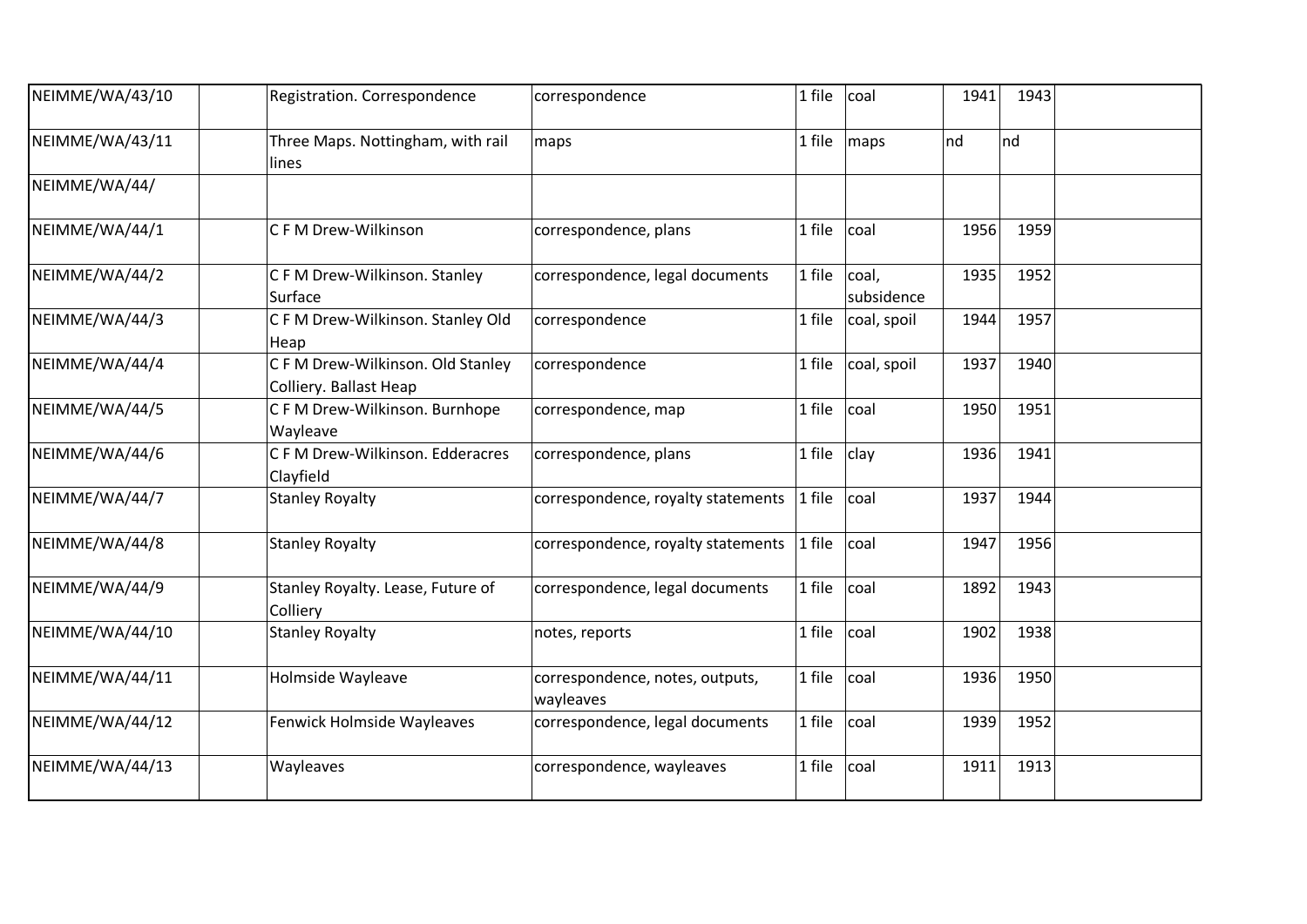| | | | | | | | | |
|---|---|---|---|---|---|---|---|---|
| NEIMME/WA/43/10 | | Registration. Correspondence | correspondence | 1 file | coal | 1941 | 1943 | |
| NEIMME/WA/43/11 | | Three Maps. Nottingham, with rail lines | maps | 1 file | maps | nd | nd | |
| NEIMME/WA/44/ | | | | | | | | |
| NEIMME/WA/44/1 | | C F M Drew-Wilkinson | correspondence, plans | 1 file | coal | 1956 | 1959 | |
| NEIMME/WA/44/2 | | C F M Drew-Wilkinson. Stanley Surface | correspondence, legal documents | 1 file | coal, subsidence | 1935 | 1952 | |
| NEIMME/WA/44/3 | | C F M Drew-Wilkinson. Stanley Old Heap | correspondence | 1 file | coal, spoil | 1944 | 1957 | |
| NEIMME/WA/44/4 | | C F M Drew-Wilkinson. Old Stanley Colliery. Ballast Heap | correspondence | 1 file | coal, spoil | 1937 | 1940 | |
| NEIMME/WA/44/5 | | C F M Drew-Wilkinson. Burnhope Wayleave | correspondence, map | 1 file | coal | 1950 | 1951 | |
| NEIMME/WA/44/6 | | C F M Drew-Wilkinson. Edderacres Clayfield | correspondence, plans | 1 file | clay | 1936 | 1941 | |
| NEIMME/WA/44/7 | | Stanley Royalty | correspondence, royalty statements | 1 file | coal | 1937 | 1944 | |
| NEIMME/WA/44/8 | | Stanley Royalty | correspondence, royalty statements | 1 file | coal | 1947 | 1956 | |
| NEIMME/WA/44/9 | | Stanley Royalty. Lease, Future of Colliery | correspondence, legal documents | 1 file | coal | 1892 | 1943 | |
| NEIMME/WA/44/10 | | Stanley Royalty | notes, reports | 1 file | coal | 1902 | 1938 | |
| NEIMME/WA/44/11 | | Holmside Wayleave | correspondence, notes, outputs, wayleaves | 1 file | coal | 1936 | 1950 | |
| NEIMME/WA/44/12 | | Fenwick Holmside Wayleaves | correspondence, legal documents | 1 file | coal | 1939 | 1952 | |
| NEIMME/WA/44/13 | | Wayleaves | correspondence, wayleaves | 1 file | coal | 1911 | 1913 | |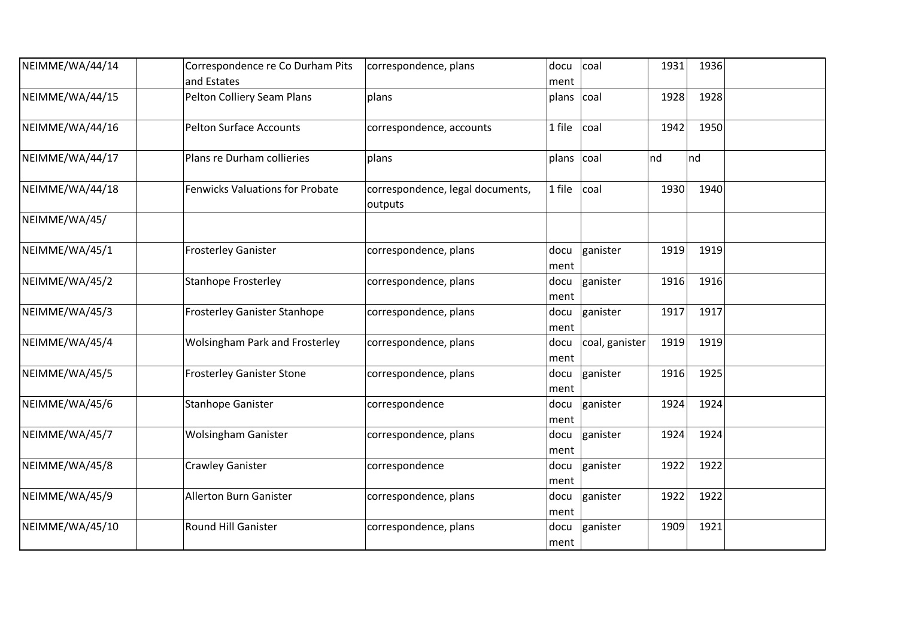| | | | | | | | | |
|---|---|---|---|---|---|---|---|---|
| NEIMME/WA/44/14 | | Correspondence re Co Durham Pits and Estates | correspondence, plans | document | coal | 1931 | 1936 | |
| NEIMME/WA/44/15 | | Pelton Colliery Seam Plans | plans | plans | coal | 1928 | 1928 | |
| NEIMME/WA/44/16 | | Pelton Surface Accounts | correspondence, accounts | 1 file | coal | 1942 | 1950 | |
| NEIMME/WA/44/17 | | Plans re Durham collieries | plans | plans | coal | nd | nd | |
| NEIMME/WA/44/18 | | Fenwicks Valuations for Probate | correspondence, legal documents, outputs | 1 file | coal | 1930 | 1940 | |
| NEIMME/WA/45/ | | | | | | | | |
| NEIMME/WA/45/1 | | Frosterley Ganister | correspondence, plans | document | ganister | 1919 | 1919 | |
| NEIMME/WA/45/2 | | Stanhope Frosterley | correspondence, plans | document | ganister | 1916 | 1916 | |
| NEIMME/WA/45/3 | | Frosterley Ganister Stanhope | correspondence, plans | document | ganister | 1917 | 1917 | |
| NEIMME/WA/45/4 | | Wolsingham Park and Frosterley | correspondence, plans | document | coal, ganister | 1919 | 1919 | |
| NEIMME/WA/45/5 | | Frosterley Ganister Stone | correspondence, plans | document | ganister | 1916 | 1925 | |
| NEIMME/WA/45/6 | | Stanhope Ganister | correspondence | document | ganister | 1924 | 1924 | |
| NEIMME/WA/45/7 | | Wolsingham Ganister | correspondence, plans | document | ganister | 1924 | 1924 | |
| NEIMME/WA/45/8 | | Crawley Ganister | correspondence | document | ganister | 1922 | 1922 | |
| NEIMME/WA/45/9 | | Allerton Burn Ganister | correspondence, plans | document | ganister | 1922 | 1922 | |
| NEIMME/WA/45/10 | | Round Hill Ganister | correspondence, plans | document | ganister | 1909 | 1921 | |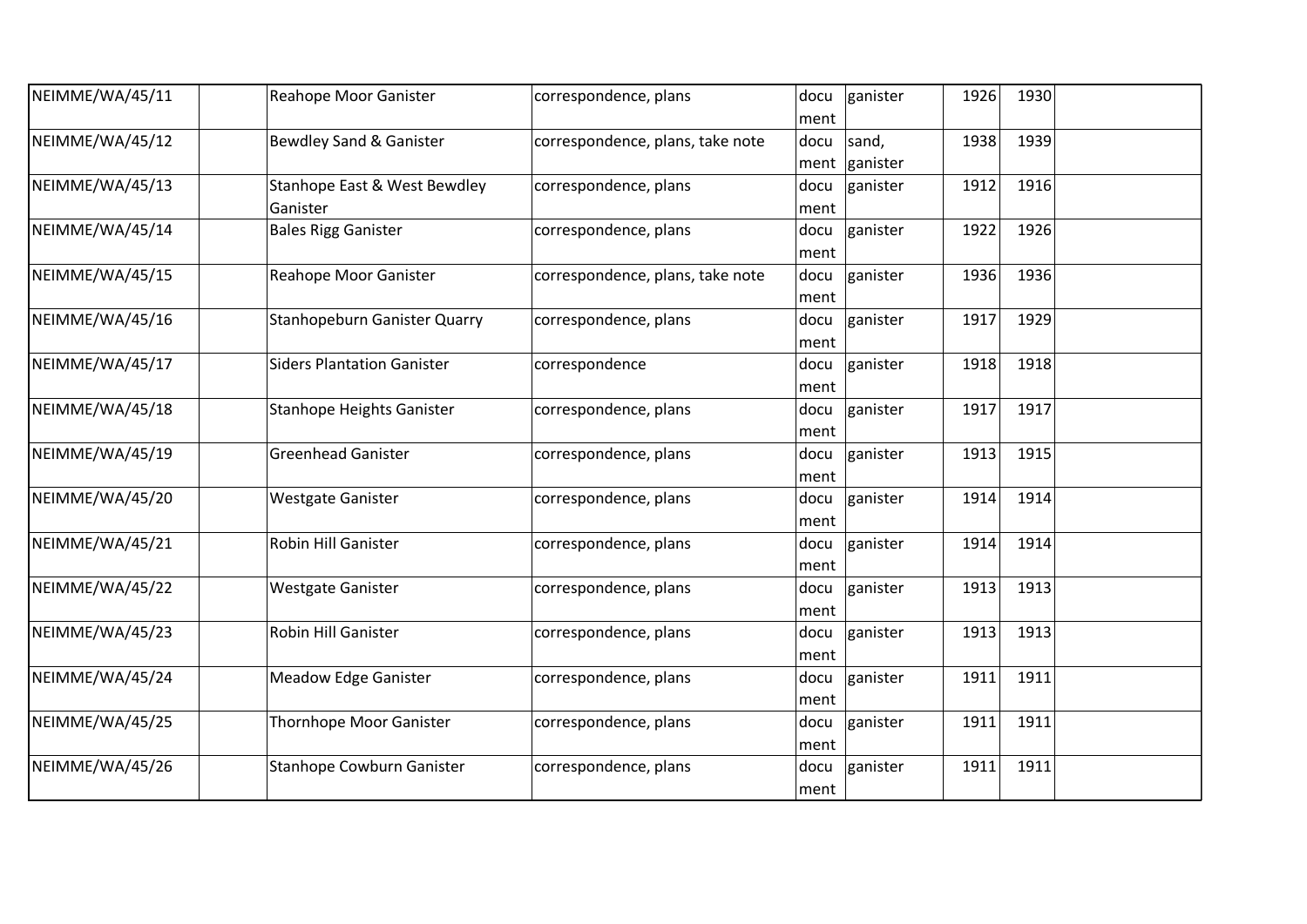| NEIMME/WA/45/11 | | Reahope Moor Ganister | correspondence, plans | document | ganister | 1926 | 1930 | |
|---|---|---|---|---|---|---|---|---|
| NEIMME/WA/45/12 | | Bewdley Sand & Ganister | correspondence, plans, take note | document | sand, ganister | 1938 | 1939 | |
| NEIMME/WA/45/13 | | Stanhope East & West Bewdley Ganister | correspondence, plans | document | ganister | 1912 | 1916 | |
| NEIMME/WA/45/14 | | Bales Rigg Ganister | correspondence, plans | document | ganister | 1922 | 1926 | |
| NEIMME/WA/45/15 | | Reahope Moor Ganister | correspondence, plans, take note | document | ganister | 1936 | 1936 | |
| NEIMME/WA/45/16 | | Stanhopeburn Ganister Quarry | correspondence, plans | document | ganister | 1917 | 1929 | |
| NEIMME/WA/45/17 | | Siders Plantation Ganister | correspondence | document | ganister | 1918 | 1918 | |
| NEIMME/WA/45/18 | | Stanhope Heights Ganister | correspondence, plans | document | ganister | 1917 | 1917 | |
| NEIMME/WA/45/19 | | Greenhead Ganister | correspondence, plans | document | ganister | 1913 | 1915 | |
| NEIMME/WA/45/20 | | Westgate Ganister | correspondence, plans | document | ganister | 1914 | 1914 | |
| NEIMME/WA/45/21 | | Robin Hill Ganister | correspondence, plans | document | ganister | 1914 | 1914 | |
| NEIMME/WA/45/22 | | Westgate Ganister | correspondence, plans | document | ganister | 1913 | 1913 | |
| NEIMME/WA/45/23 | | Robin Hill Ganister | correspondence, plans | document | ganister | 1913 | 1913 | |
| NEIMME/WA/45/24 | | Meadow Edge Ganister | correspondence, plans | document | ganister | 1911 | 1911 | |
| NEIMME/WA/45/25 | | Thornhope Moor Ganister | correspondence, plans | document | ganister | 1911 | 1911 | |
| NEIMME/WA/45/26 | | Stanhope Cowburn Ganister | correspondence, plans | document | ganister | 1911 | 1911 | |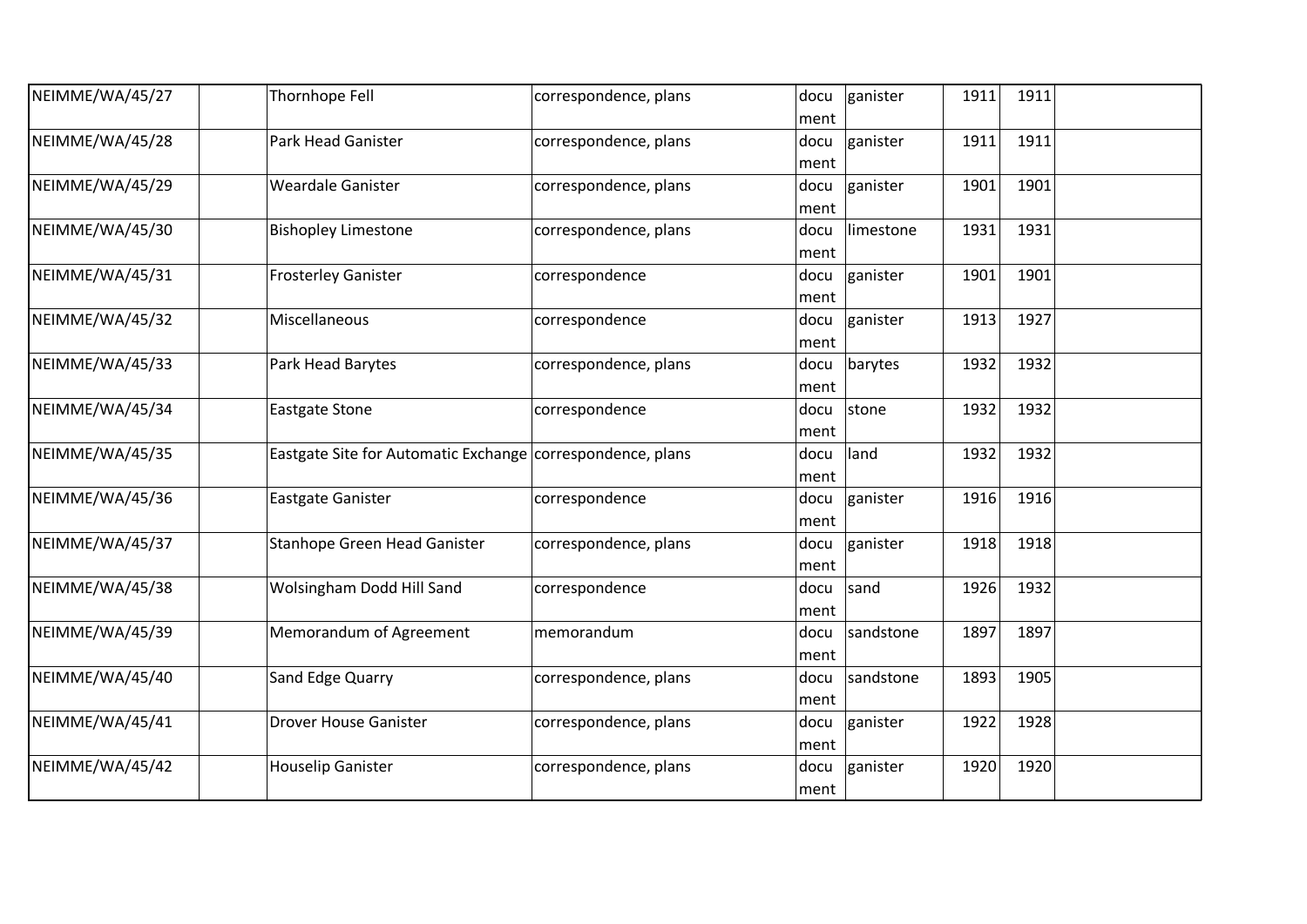| | | | | | | | | |
|---|---|---|---|---|---|---|---|---|
| NEIMME/WA/45/27 | | Thornhope Fell | correspondence, plans | document | ganister | 1911 | 1911 | |
| NEIMME/WA/45/28 | | Park Head Ganister | correspondence, plans | document | ganister | 1911 | 1911 | |
| NEIMME/WA/45/29 | | Weardale Ganister | correspondence, plans | document | ganister | 1901 | 1901 | |
| NEIMME/WA/45/30 | | Bishopley Limestone | correspondence, plans | document | limestone | 1931 | 1931 | |
| NEIMME/WA/45/31 | | Frosterley Ganister | correspondence | document | ganister | 1901 | 1901 | |
| NEIMME/WA/45/32 | | Miscellaneous | correspondence | document | ganister | 1913 | 1927 | |
| NEIMME/WA/45/33 | | Park Head Barytes | correspondence, plans | document | barytes | 1932 | 1932 | |
| NEIMME/WA/45/34 | | Eastgate Stone | correspondence | document | stone | 1932 | 1932 | |
| NEIMME/WA/45/35 | | Eastgate Site for Automatic Exchange | correspondence, plans | document | land | 1932 | 1932 | |
| NEIMME/WA/45/36 | | Eastgate Ganister | correspondence | document | ganister | 1916 | 1916 | |
| NEIMME/WA/45/37 | | Stanhope Green Head Ganister | correspondence, plans | document | ganister | 1918 | 1918 | |
| NEIMME/WA/45/38 | | Wolsingham Dodd Hill Sand | correspondence | document | sand | 1926 | 1932 | |
| NEIMME/WA/45/39 | | Memorandum of Agreement | memorandum | document | sandstone | 1897 | 1897 | |
| NEIMME/WA/45/40 | | Sand Edge Quarry | correspondence, plans | document | sandstone | 1893 | 1905 | |
| NEIMME/WA/45/41 | | Drover House Ganister | correspondence, plans | document | ganister | 1922 | 1928 | |
| NEIMME/WA/45/42 | | Houselip Ganister | correspondence, plans | document | ganister | 1920 | 1920 | |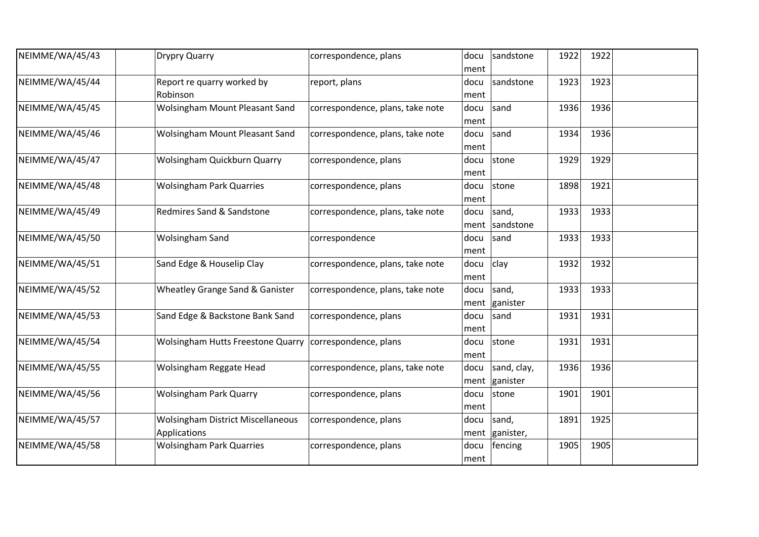| | | | | | | | | |
|---|---|---|---|---|---|---|---|---|
| NEIMME/WA/45/43 | | Drypry Quarry | correspondence, plans | document | sandstone | 1922 | 1922 | |
| NEIMME/WA/45/44 | | Report re quarry worked by Robinson | report, plans | document | sandstone | 1923 | 1923 | |
| NEIMME/WA/45/45 | | Wolsingham Mount Pleasant Sand | correspondence, plans, take note | document | sand | 1936 | 1936 | |
| NEIMME/WA/45/46 | | Wolsingham Mount Pleasant Sand | correspondence, plans, take note | document | sand | 1934 | 1936 | |
| NEIMME/WA/45/47 | | Wolsingham Quickburn Quarry | correspondence, plans | document | stone | 1929 | 1929 | |
| NEIMME/WA/45/48 | | Wolsingham Park Quarries | correspondence, plans | document | stone | 1898 | 1921 | |
| NEIMME/WA/45/49 | | Redmires Sand & Sandstone | correspondence, plans, take note | document | sand, sandstone | 1933 | 1933 | |
| NEIMME/WA/45/50 | | Wolsingham Sand | correspondence | document | sand | 1933 | 1933 | |
| NEIMME/WA/45/51 | | Sand Edge & Houselip Clay | correspondence, plans, take note | document | clay | 1932 | 1932 | |
| NEIMME/WA/45/52 | | Wheatley Grange Sand & Ganister | correspondence, plans, take note | document | sand, ganister | 1933 | 1933 | |
| NEIMME/WA/45/53 | | Sand Edge & Backstone Bank Sand | correspondence, plans | document | sand | 1931 | 1931 | |
| NEIMME/WA/45/54 | | Wolsingham Hutts Freestone Quarry | correspondence, plans | document | stone | 1931 | 1931 | |
| NEIMME/WA/45/55 | | Wolsingham Reggate Head | correspondence, plans, take note | document | sand, clay, ganister | 1936 | 1936 | |
| NEIMME/WA/45/56 | | Wolsingham Park Quarry | correspondence, plans | document | stone | 1901 | 1901 | |
| NEIMME/WA/45/57 | | Wolsingham District Miscellaneous Applications | correspondence, plans | document | sand, ganister, | 1891 | 1925 | |
| NEIMME/WA/45/58 | | Wolsingham Park Quarries | correspondence, plans | document | fencing | 1905 | 1905 | |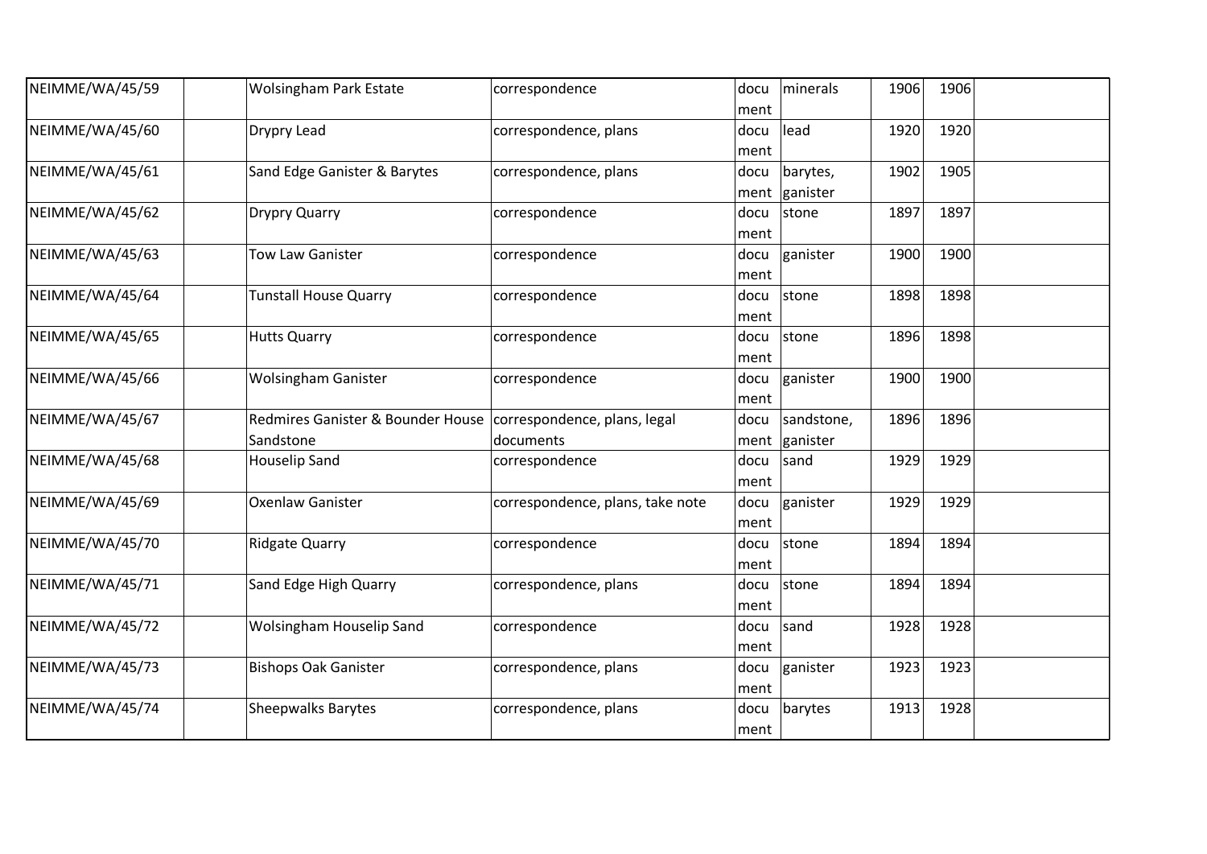| | | | | | | | | |
|---|---|---|---|---|---|---|---|---|
| NEIMME/WA/45/59 | | Wolsingham Park Estate | correspondence | document | minerals | 1906 | 1906 | |
| NEIMME/WA/45/60 | | Drypry Lead | correspondence, plans | document | lead | 1920 | 1920 | |
| NEIMME/WA/45/61 | | Sand Edge Ganister & Barytes | correspondence, plans | document | barytes, ganister | 1902 | 1905 | |
| NEIMME/WA/45/62 | | Drypry Quarry | correspondence | document | stone | 1897 | 1897 | |
| NEIMME/WA/45/63 | | Tow Law Ganister | correspondence | document | ganister | 1900 | 1900 | |
| NEIMME/WA/45/64 | | Tunstall House Quarry | correspondence | document | stone | 1898 | 1898 | |
| NEIMME/WA/45/65 | | Hutts Quarry | correspondence | document | stone | 1896 | 1898 | |
| NEIMME/WA/45/66 | | Wolsingham Ganister | correspondence | document | ganister | 1900 | 1900 | |
| NEIMME/WA/45/67 | | Redmires Ganister & Bounder House Sandstone | correspondence, plans, legal documents | document | sandstone, ganister | 1896 | 1896 | |
| NEIMME/WA/45/68 | | Houselip Sand | correspondence | document | sand | 1929 | 1929 | |
| NEIMME/WA/45/69 | | Oxenlaw Ganister | correspondence, plans, take note | document | ganister | 1929 | 1929 | |
| NEIMME/WA/45/70 | | Ridgate Quarry | correspondence | document | stone | 1894 | 1894 | |
| NEIMME/WA/45/71 | | Sand Edge High Quarry | correspondence, plans | document | stone | 1894 | 1894 | |
| NEIMME/WA/45/72 | | Wolsingham Houselip Sand | correspondence | document | sand | 1928 | 1928 | |
| NEIMME/WA/45/73 | | Bishops Oak Ganister | correspondence, plans | document | ganister | 1923 | 1923 | |
| NEIMME/WA/45/74 | | Sheepwalks Barytes | correspondence, plans | document | barytes | 1913 | 1928 | |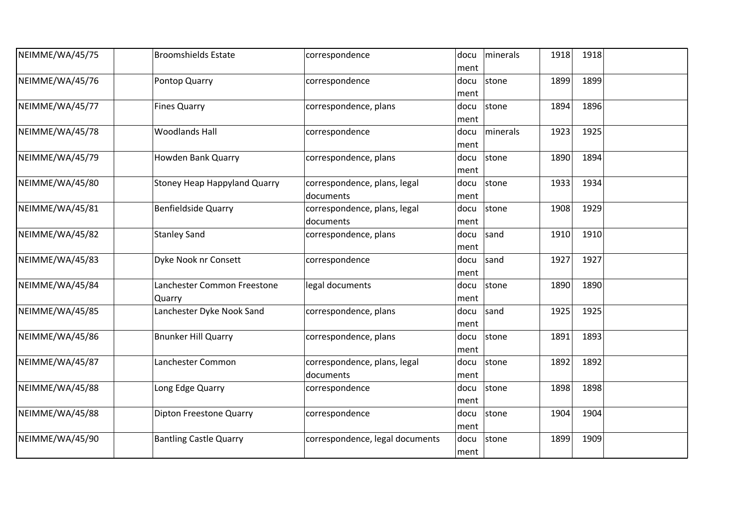| | | | | | | | | |
|---|---|---|---|---|---|---|---|---|
| NEIMME/WA/45/75 | | Broomshields Estate | correspondence | document | minerals | 1918 | 1918 | |
| NEIMME/WA/45/76 | | Pontop Quarry | correspondence | document | stone | 1899 | 1899 | |
| NEIMME/WA/45/77 | | Fines Quarry | correspondence, plans | document | stone | 1894 | 1896 | |
| NEIMME/WA/45/78 | | Woodlands Hall | correspondence | document | minerals | 1923 | 1925 | |
| NEIMME/WA/45/79 | | Howden Bank Quarry | correspondence, plans | document | stone | 1890 | 1894 | |
| NEIMME/WA/45/80 | | Stoney Heap Happyland Quarry | correspondence, plans, legal documents | document | stone | 1933 | 1934 | |
| NEIMME/WA/45/81 | | Benfieldside Quarry | correspondence, plans, legal documents | document | stone | 1908 | 1929 | |
| NEIMME/WA/45/82 | | Stanley Sand | correspondence, plans | document | sand | 1910 | 1910 | |
| NEIMME/WA/45/83 | | Dyke Nook nr Consett | correspondence | document | sand | 1927 | 1927 | |
| NEIMME/WA/45/84 | | Lanchester Common Freestone Quarry | legal documents | document | stone | 1890 | 1890 | |
| NEIMME/WA/45/85 | | Lanchester Dyke Nook Sand | correspondence, plans | document | sand | 1925 | 1925 | |
| NEIMME/WA/45/86 | | Bnunker Hill Quarry | correspondence, plans | document | stone | 1891 | 1893 | |
| NEIMME/WA/45/87 | | Lanchester Common | correspondence, plans, legal documents | document | stone | 1892 | 1892 | |
| NEIMME/WA/45/88 | | Long Edge Quarry | correspondence | document | stone | 1898 | 1898 | |
| NEIMME/WA/45/88 | | Dipton Freestone Quarry | correspondence | document | stone | 1904 | 1904 | |
| NEIMME/WA/45/90 | | Bantling Castle Quarry | correspondence, legal documents | document | stone | 1899 | 1909 | |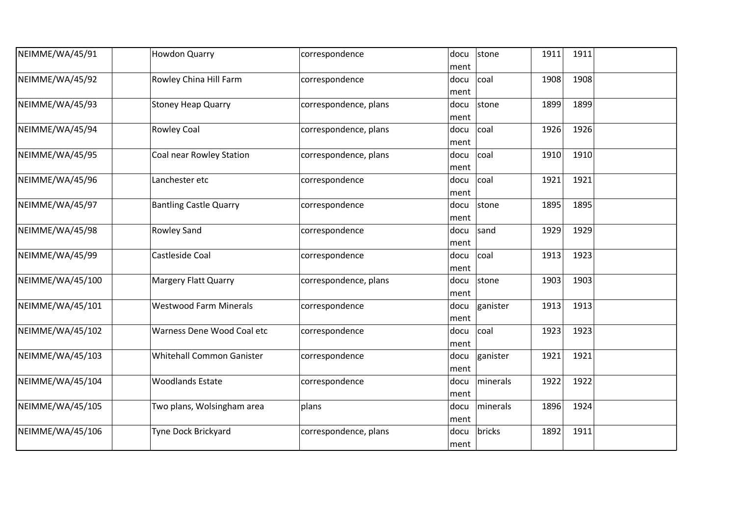| NEIMME/WA/45/91 | | Howdon Quarry | correspondence | document | stone | 1911 | 1911 | |
|---|---|---|---|---|---|---|---|---|
| NEIMME/WA/45/92 | | Rowley China Hill Farm | correspondence | document | coal | 1908 | 1908 | |
| NEIMME/WA/45/93 | | Stoney Heap Quarry | correspondence, plans | document | stone | 1899 | 1899 | |
| NEIMME/WA/45/94 | | Rowley Coal | correspondence, plans | document | coal | 1926 | 1926 | |
| NEIMME/WA/45/95 | | Coal near Rowley Station | correspondence, plans | document | coal | 1910 | 1910 | |
| NEIMME/WA/45/96 | | Lanchester etc | correspondence | document | coal | 1921 | 1921 | |
| NEIMME/WA/45/97 | | Bantling Castle Quarry | correspondence | document | stone | 1895 | 1895 | |
| NEIMME/WA/45/98 | | Rowley Sand | correspondence | document | sand | 1929 | 1929 | |
| NEIMME/WA/45/99 | | Castleside Coal | correspondence | document | coal | 1913 | 1923 | |
| NEIMME/WA/45/100 | | Margery Flatt Quarry | correspondence, plans | document | stone | 1903 | 1903 | |
| NEIMME/WA/45/101 | | Westwood Farm Minerals | correspondence | document | ganister | 1913 | 1913 | |
| NEIMME/WA/45/102 | | Warness Dene Wood Coal etc | correspondence | document | coal | 1923 | 1923 | |
| NEIMME/WA/45/103 | | Whitehall Common Ganister | correspondence | document | ganister | 1921 | 1921 | |
| NEIMME/WA/45/104 | | Woodlands Estate | correspondence | document | minerals | 1922 | 1922 | |
| NEIMME/WA/45/105 | | Two plans, Wolsingham area | plans | document | minerals | 1896 | 1924 | |
| NEIMME/WA/45/106 | | Tyne Dock Brickyard | correspondence, plans | document | bricks | 1892 | 1911 | |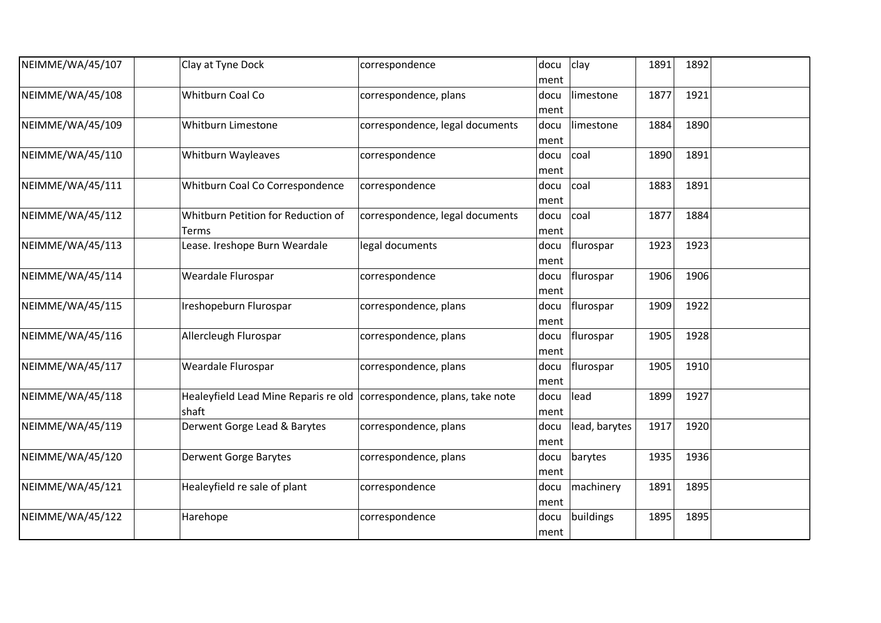| NEIMME/WA/45/107 | | Clay at Tyne Dock | correspondence | document | clay | 1891 | 1892 | |
|---|---|---|---|---|---|---|---|---|
| NEIMME/WA/45/108 | | Whitburn Coal Co | correspondence, plans | document | limestone | 1877 | 1921 | |
| NEIMME/WA/45/109 | | Whitburn Limestone | correspondence, legal documents | document | limestone | 1884 | 1890 | |
| NEIMME/WA/45/110 | | Whitburn Wayleaves | correspondence | document | coal | 1890 | 1891 | |
| NEIMME/WA/45/111 | | Whitburn Coal Co Correspondence | correspondence | document | coal | 1883 | 1891 | |
| NEIMME/WA/45/112 | | Whitburn Petition for Reduction of Terms | correspondence, legal documents | document | coal | 1877 | 1884 | |
| NEIMME/WA/45/113 | | Lease. Ireshope Burn Weardale | legal documents | document | flurospar | 1923 | 1923 | |
| NEIMME/WA/45/114 | | Weardale Flurospar | correspondence | document | flurospar | 1906 | 1906 | |
| NEIMME/WA/45/115 | | Ireshopeburn Flurospar | correspondence, plans | document | flurospar | 1909 | 1922 | |
| NEIMME/WA/45/116 | | Allercleugh Flurospar | correspondence, plans | document | flurospar | 1905 | 1928 | |
| NEIMME/WA/45/117 | | Weardale Flurospar | correspondence, plans | document | flurospar | 1905 | 1910 | |
| NEIMME/WA/45/118 | | Healeyfield Lead Mine Reparis re old shaft | correspondence, plans, take note | document | lead | 1899 | 1927 | |
| NEIMME/WA/45/119 | | Derwent Gorge Lead & Barytes | correspondence, plans | document | lead, barytes | 1917 | 1920 | |
| NEIMME/WA/45/120 | | Derwent Gorge Barytes | correspondence, plans | document | barytes | 1935 | 1936 | |
| NEIMME/WA/45/121 | | Healeyfield re sale of plant | correspondence | document | machinery | 1891 | 1895 | |
| NEIMME/WA/45/122 | | Harehope | correspondence | document | buildings | 1895 | 1895 | |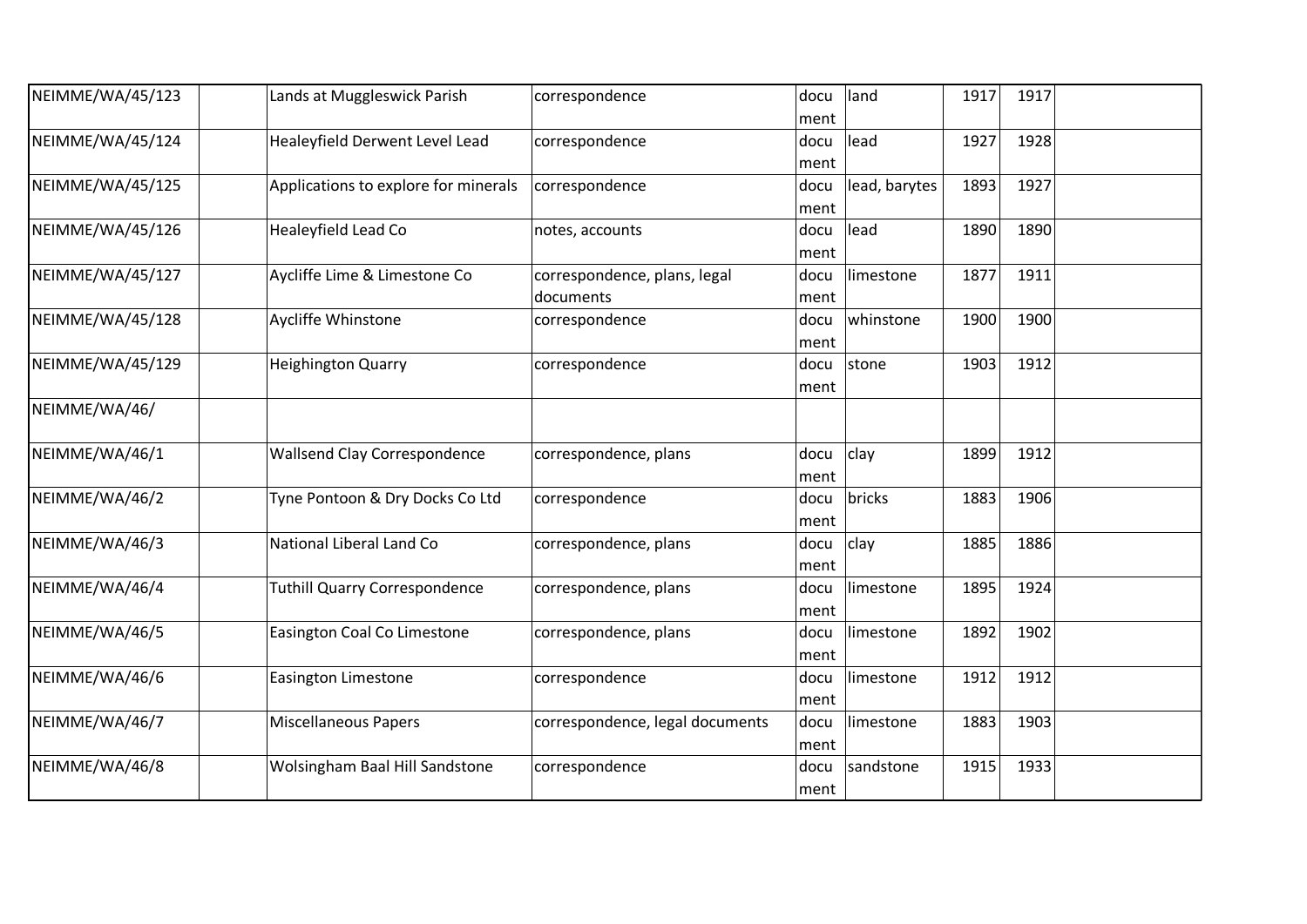| | | | | | | | | |
|---|---|---|---|---|---|---|---|---|
| NEIMME/WA/45/123 | | Lands at Muggleswick Parish | correspondence | document | land | 1917 | 1917 | |
| NEIMME/WA/45/124 | | Healeyfield Derwent Level Lead | correspondence | document | lead | 1927 | 1928 | |
| NEIMME/WA/45/125 | | Applications to explore for minerals | correspondence | document | lead, barytes | 1893 | 1927 | |
| NEIMME/WA/45/126 | | Healeyfield Lead Co | notes, accounts | document | lead | 1890 | 1890 | |
| NEIMME/WA/45/127 | | Aycliffe Lime & Limestone Co | correspondence, plans, legal documents | document | limestone | 1877 | 1911 | |
| NEIMME/WA/45/128 | | Aycliffe Whinstone | correspondence | document | whinstone | 1900 | 1900 | |
| NEIMME/WA/45/129 | | Heighington Quarry | correspondence | document | stone | 1903 | 1912 | |
| NEIMME/WA/46/ | | | | | | | | |
| NEIMME/WA/46/1 | | Wallsend Clay Correspondence | correspondence, plans | document | clay | 1899 | 1912 | |
| NEIMME/WA/46/2 | | Tyne Pontoon & Dry Docks Co Ltd | correspondence | document | bricks | 1883 | 1906 | |
| NEIMME/WA/46/3 | | National Liberal Land Co | correspondence, plans | document | clay | 1885 | 1886 | |
| NEIMME/WA/46/4 | | Tuthill Quarry Correspondence | correspondence, plans | document | limestone | 1895 | 1924 | |
| NEIMME/WA/46/5 | | Easington Coal Co Limestone | correspondence, plans | document | limestone | 1892 | 1902 | |
| NEIMME/WA/46/6 | | Easington Limestone | correspondence | document | limestone | 1912 | 1912 | |
| NEIMME/WA/46/7 | | Miscellaneous Papers | correspondence, legal documents | document | limestone | 1883 | 1903 | |
| NEIMME/WA/46/8 | | Wolsingham Baal Hill Sandstone | correspondence | document | sandstone | 1915 | 1933 | |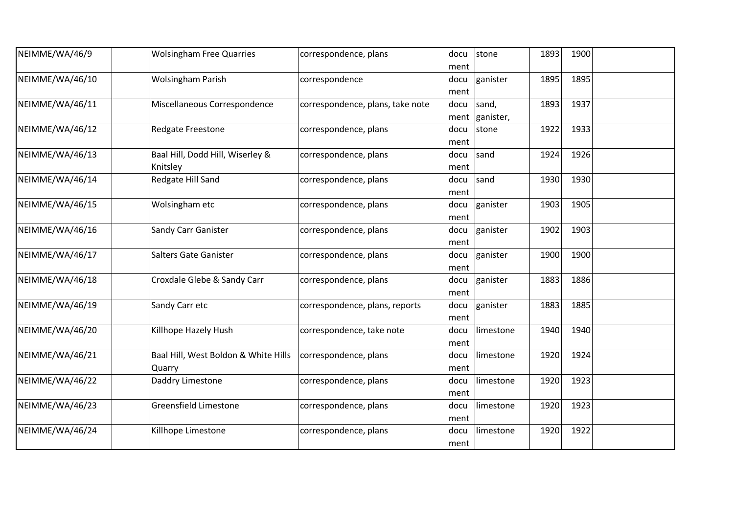| NEIMME/WA/46/9 | | Wolsingham Free Quarries | correspondence, plans | document | stone | 1893 | 1900 | |
|---|---|---|---|---|---|---|---|---|
| NEIMME/WA/46/10 | | Wolsingham Parish | correspondence | document | ganister | 1895 | 1895 | |
| NEIMME/WA/46/11 | | Miscellaneous Correspondence | correspondence, plans, take note | document | sand, ganister, | 1893 | 1937 | |
| NEIMME/WA/46/12 | | Redgate Freestone | correspondence, plans | document | stone | 1922 | 1933 | |
| NEIMME/WA/46/13 | | Baal Hill, Dodd Hill, Wiserley & Knitsley | correspondence, plans | document | sand | 1924 | 1926 | |
| NEIMME/WA/46/14 | | Redgate Hill Sand | correspondence, plans | document | sand | 1930 | 1930 | |
| NEIMME/WA/46/15 | | Wolsingham etc | correspondence, plans | document | ganister | 1903 | 1905 | |
| NEIMME/WA/46/16 | | Sandy Carr Ganister | correspondence, plans | document | ganister | 1902 | 1903 | |
| NEIMME/WA/46/17 | | Salters Gate Ganister | correspondence, plans | document | ganister | 1900 | 1900 | |
| NEIMME/WA/46/18 | | Croxdale Glebe & Sandy Carr | correspondence, plans | document | ganister | 1883 | 1886 | |
| NEIMME/WA/46/19 | | Sandy Carr etc | correspondence, plans, reports | document | ganister | 1883 | 1885 | |
| NEIMME/WA/46/20 | | Killhope Hazely Hush | correspondence, take note | document | limestone | 1940 | 1940 | |
| NEIMME/WA/46/21 | | Baal Hill, West Boldon & White Hills Quarry | correspondence, plans | document | limestone | 1920 | 1924 | |
| NEIMME/WA/46/22 | | Daddry Limestone | correspondence, plans | document | limestone | 1920 | 1923 | |
| NEIMME/WA/46/23 | | Greensfield Limestone | correspondence, plans | document | limestone | 1920 | 1923 | |
| NEIMME/WA/46/24 | | Killhope Limestone | correspondence, plans | document | limestone | 1920 | 1922 | |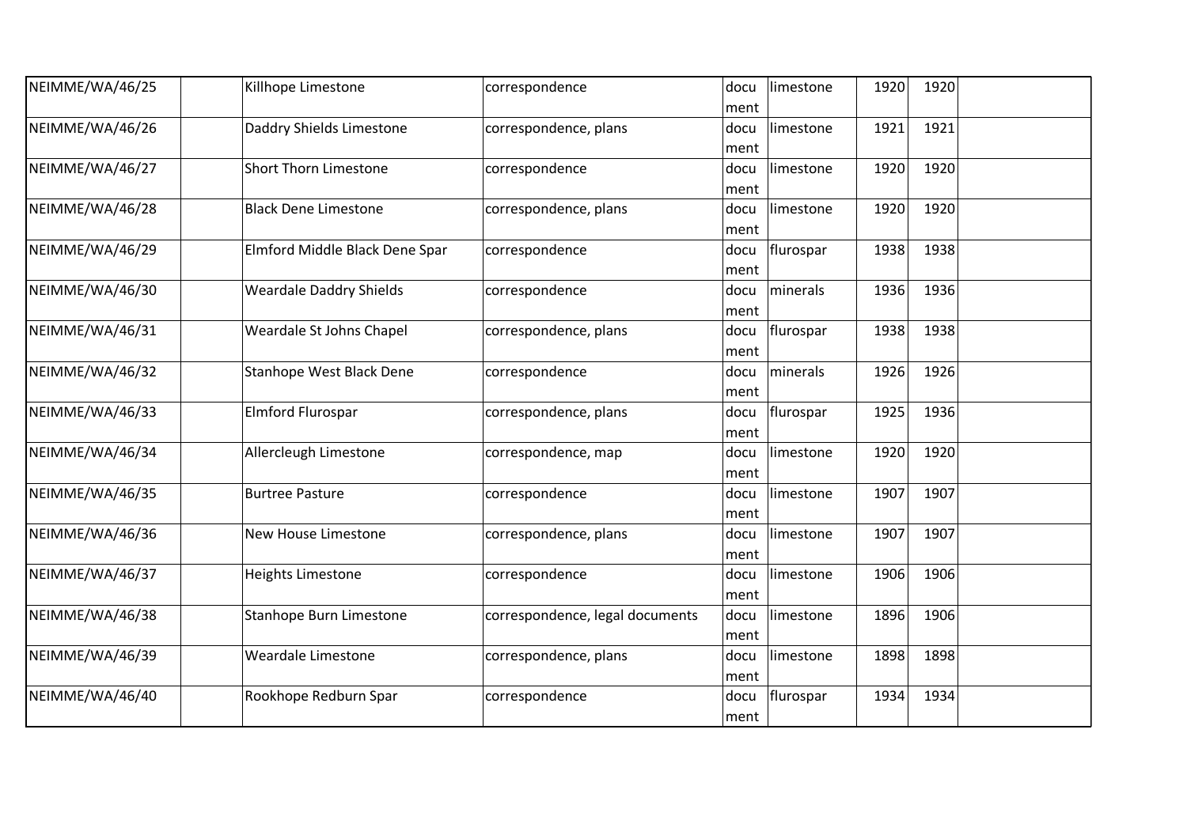| | | | | | | | | |
|---|---|---|---|---|---|---|---|---|
| NEIMME/WA/46/25 | | Killhope Limestone | correspondence | document | limestone | 1920 | 1920 | |
| NEIMME/WA/46/26 | | Daddry Shields Limestone | correspondence, plans | document | limestone | 1921 | 1921 | |
| NEIMME/WA/46/27 | | Short Thorn Limestone | correspondence | document | limestone | 1920 | 1920 | |
| NEIMME/WA/46/28 | | Black Dene Limestone | correspondence, plans | document | limestone | 1920 | 1920 | |
| NEIMME/WA/46/29 | | Elmford Middle Black Dene Spar | correspondence | document | flurospar | 1938 | 1938 | |
| NEIMME/WA/46/30 | | Weardale Daddry Shields | correspondence | document | minerals | 1936 | 1936 | |
| NEIMME/WA/46/31 | | Weardale St Johns Chapel | correspondence, plans | document | flurospar | 1938 | 1938 | |
| NEIMME/WA/46/32 | | Stanhope West Black Dene | correspondence | document | minerals | 1926 | 1926 | |
| NEIMME/WA/46/33 | | Elmford Flurospar | correspondence, plans | document | flurospar | 1925 | 1936 | |
| NEIMME/WA/46/34 | | Allercleugh Limestone | correspondence, map | document | limestone | 1920 | 1920 | |
| NEIMME/WA/46/35 | | Burtree Pasture | correspondence | document | limestone | 1907 | 1907 | |
| NEIMME/WA/46/36 | | New House Limestone | correspondence, plans | document | limestone | 1907 | 1907 | |
| NEIMME/WA/46/37 | | Heights Limestone | correspondence | document | limestone | 1906 | 1906 | |
| NEIMME/WA/46/38 | | Stanhope Burn Limestone | correspondence, legal documents | document | limestone | 1896 | 1906 | |
| NEIMME/WA/46/39 | | Weardale Limestone | correspondence, plans | document | limestone | 1898 | 1898 | |
| NEIMME/WA/46/40 | | Rookhope Redburn Spar | correspondence | document | flurospar | 1934 | 1934 | |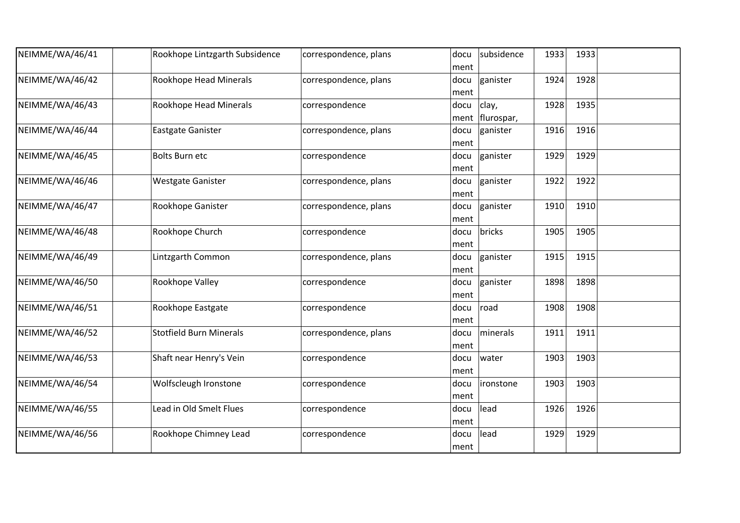| | | | | | | | | |
|---|---|---|---|---|---|---|---|---|
| NEIMME/WA/46/41 | | Rookhope Lintzgarth Subsidence | correspondence, plans | document | subsidence | 1933 | 1933 | |
| NEIMME/WA/46/42 | | Rookhope Head Minerals | correspondence, plans | document | ganister | 1924 | 1928 | |
| NEIMME/WA/46/43 | | Rookhope Head Minerals | correspondence | document | clay, flurospar, | 1928 | 1935 | |
| NEIMME/WA/46/44 | | Eastgate Ganister | correspondence, plans | document | ganister | 1916 | 1916 | |
| NEIMME/WA/46/45 | | Bolts Burn etc | correspondence | document | ganister | 1929 | 1929 | |
| NEIMME/WA/46/46 | | Westgate Ganister | correspondence, plans | document | ganister | 1922 | 1922 | |
| NEIMME/WA/46/47 | | Rookhope Ganister | correspondence, plans | document | ganister | 1910 | 1910 | |
| NEIMME/WA/46/48 | | Rookhope Church | correspondence | document | bricks | 1905 | 1905 | |
| NEIMME/WA/46/49 | | Lintzgarth Common | correspondence, plans | document | ganister | 1915 | 1915 | |
| NEIMME/WA/46/50 | | Rookhope Valley | correspondence | document | ganister | 1898 | 1898 | |
| NEIMME/WA/46/51 | | Rookhope Eastgate | correspondence | document | road | 1908 | 1908 | |
| NEIMME/WA/46/52 | | Stotfield Burn Minerals | correspondence, plans | document | minerals | 1911 | 1911 | |
| NEIMME/WA/46/53 | | Shaft near Henry's Vein | correspondence | document | water | 1903 | 1903 | |
| NEIMME/WA/46/54 | | Wolfscleugh Ironstone | correspondence | document | ironstone | 1903 | 1903 | |
| NEIMME/WA/46/55 | | Lead in Old Smelt Flues | correspondence | document | lead | 1926 | 1926 | |
| NEIMME/WA/46/56 | | Rookhope Chimney Lead | correspondence | document | lead | 1929 | 1929 | |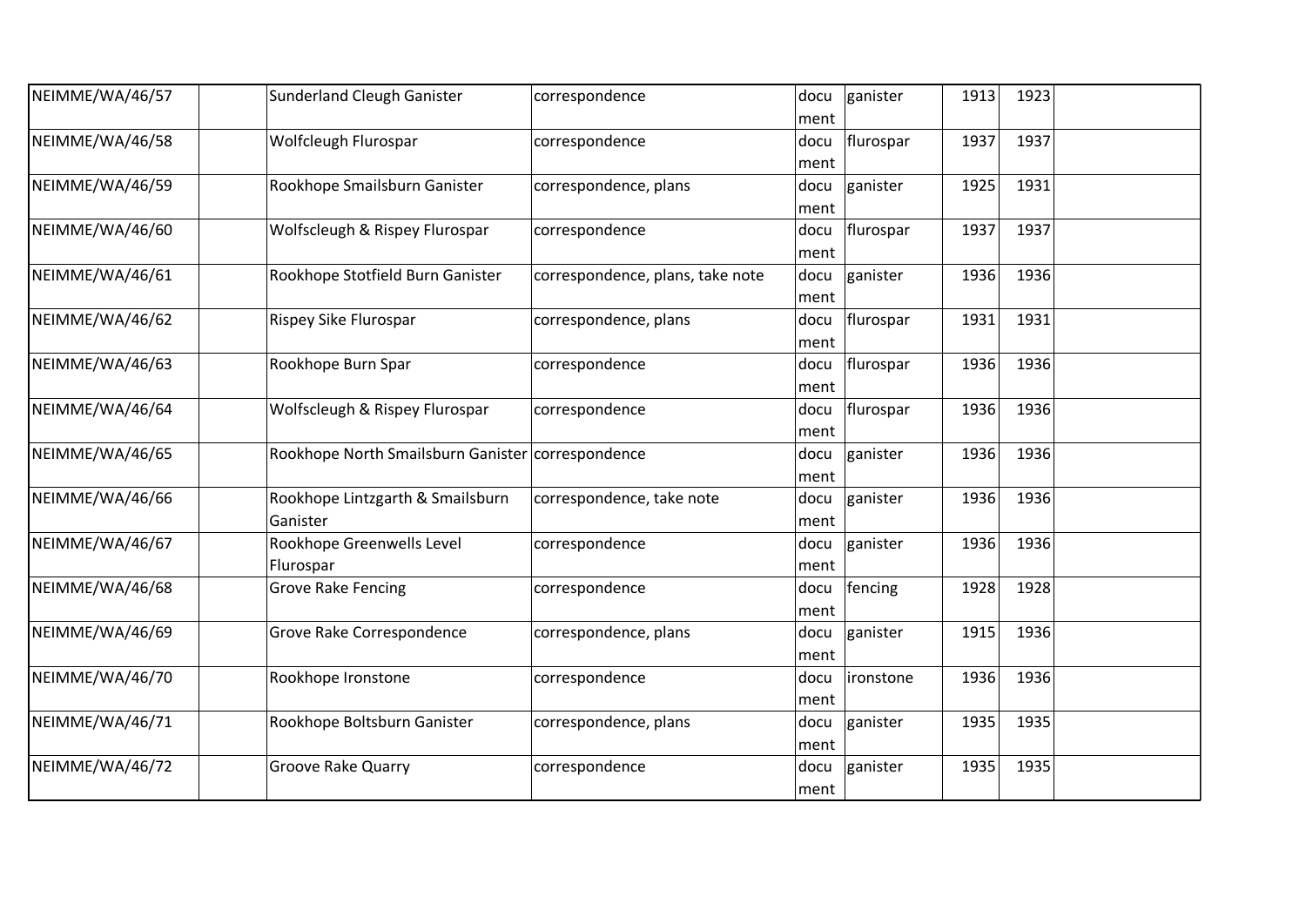| | | | | | | | | |
|---|---|---|---|---|---|---|---|---|
| NEIMME/WA/46/57 | | Sunderland Cleugh Ganister | correspondence | document | ganister | 1913 | 1923 | |
| NEIMME/WA/46/58 | | Wolfcleugh Flurospar | correspondence | document | flurospar | 1937 | 1937 | |
| NEIMME/WA/46/59 | | Rookhope Smailsburn Ganister | correspondence, plans | document | ganister | 1925 | 1931 | |
| NEIMME/WA/46/60 | | Wolfscleugh & Rispey Flurospar | correspondence | document | flurospar | 1937 | 1937 | |
| NEIMME/WA/46/61 | | Rookhope Stotfield Burn Ganister | correspondence, plans, take note | document | ganister | 1936 | 1936 | |
| NEIMME/WA/46/62 | | Rispey Sike Flurospar | correspondence, plans | document | flurospar | 1931 | 1931 | |
| NEIMME/WA/46/63 | | Rookhope Burn Spar | correspondence | document | flurospar | 1936 | 1936 | |
| NEIMME/WA/46/64 | | Wolfscleugh & Rispey Flurospar | correspondence | document | flurospar | 1936 | 1936 | |
| NEIMME/WA/46/65 | | Rookhope North Smailsburn Ganister | correspondence | document | ganister | 1936 | 1936 | |
| NEIMME/WA/46/66 | | Rookhope Lintzgarth & Smailsburn Ganister | correspondence, take note | document | ganister | 1936 | 1936 | |
| NEIMME/WA/46/67 | | Rookhope Greenwells Level Flurospar | correspondence | document | ganister | 1936 | 1936 | |
| NEIMME/WA/46/68 | | Grove Rake Fencing | correspondence | document | fencing | 1928 | 1928 | |
| NEIMME/WA/46/69 | | Grove Rake Correspondence | correspondence, plans | document | ganister | 1915 | 1936 | |
| NEIMME/WA/46/70 | | Rookhope Ironstone | correspondence | document | ironstone | 1936 | 1936 | |
| NEIMME/WA/46/71 | | Rookhope Boltsburn Ganister | correspondence, plans | document | ganister | 1935 | 1935 | |
| NEIMME/WA/46/72 | | Groove Rake Quarry | correspondence | document | ganister | 1935 | 1935 | |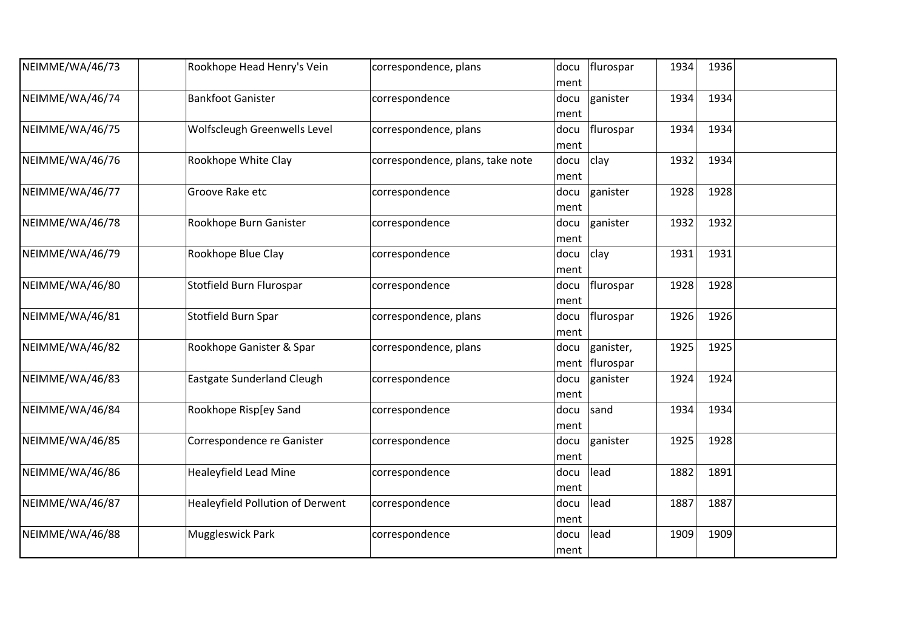| NEIMME/WA/46/73 | | Rookhope Head Henry's Vein | correspondence, plans | document | flurospar | 1934 | 1936 | |
|---|---|---|---|---|---|---|---|---|
| NEIMME/WA/46/74 | | Bankfoot Ganister | correspondence | document | ganister | 1934 | 1934 | |
| NEIMME/WA/46/75 | | Wolfscleugh Greenwells Level | correspondence, plans | document | flurospar | 1934 | 1934 | |
| NEIMME/WA/46/76 | | Rookhope White Clay | correspondence, plans, take note | document | clay | 1932 | 1934 | |
| NEIMME/WA/46/77 | | Groove Rake etc | correspondence | document | ganister | 1928 | 1928 | |
| NEIMME/WA/46/78 | | Rookhope Burn Ganister | correspondence | document | ganister | 1932 | 1932 | |
| NEIMME/WA/46/79 | | Rookhope Blue Clay | correspondence | document | clay | 1931 | 1931 | |
| NEIMME/WA/46/80 | | Stotfield Burn Flurospar | correspondence | document | flurospar | 1928 | 1928 | |
| NEIMME/WA/46/81 | | Stotfield Burn Spar | correspondence, plans | document | flurospar | 1926 | 1926 | |
| NEIMME/WA/46/82 | | Rookhope Ganister & Spar | correspondence, plans | document | ganister, flurospar | 1925 | 1925 | |
| NEIMME/WA/46/83 | | Eastgate Sunderland Cleugh | correspondence | document | ganister | 1924 | 1924 | |
| NEIMME/WA/46/84 | | Rookhope Risp[ey Sand | correspondence | document | sand | 1934 | 1934 | |
| NEIMME/WA/46/85 | | Correspondence re Ganister | correspondence | document | ganister | 1925 | 1928 | |
| NEIMME/WA/46/86 | | Healeyfield Lead Mine | correspondence | document | lead | 1882 | 1891 | |
| NEIMME/WA/46/87 | | Healeyfield Pollution of Derwent | correspondence | document | lead | 1887 | 1887 | |
| NEIMME/WA/46/88 | | Muggleswick Park | correspondence | document | lead | 1909 | 1909 | |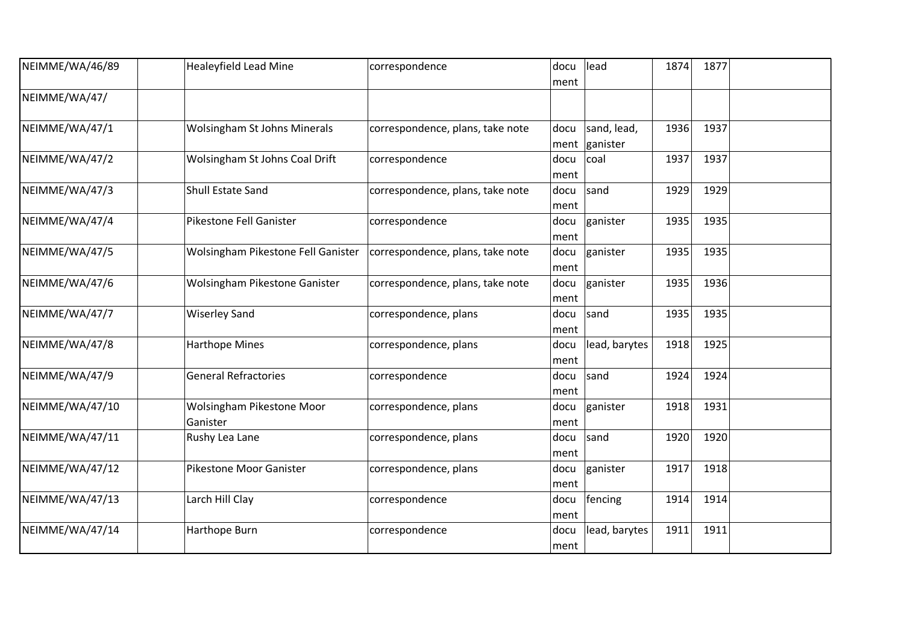| | | | | | | | | |
|---|---|---|---|---|---|---|---|---|
| NEIMME/WA/46/89 | | Healeyfield Lead Mine | correspondence | document | lead | 1874 | 1877 | |
| NEIMME/WA/47/ | | | | | | | | |
| NEIMME/WA/47/1 | | Wolsingham St Johns Minerals | correspondence, plans, take note | document | sand, lead, ganister | 1936 | 1937 | |
| NEIMME/WA/47/2 | | Wolsingham St Johns Coal Drift | correspondence | document | coal | 1937 | 1937 | |
| NEIMME/WA/47/3 | | Shull Estate Sand | correspondence, plans, take note | document | sand | 1929 | 1929 | |
| NEIMME/WA/47/4 | | Pikestone Fell Ganister | correspondence | document | ganister | 1935 | 1935 | |
| NEIMME/WA/47/5 | | Wolsingham Pikestone Fell Ganister | correspondence, plans, take note | document | ganister | 1935 | 1935 | |
| NEIMME/WA/47/6 | | Wolsingham Pikestone Ganister | correspondence, plans, take note | document | ganister | 1935 | 1936 | |
| NEIMME/WA/47/7 | | Wiserley Sand | correspondence, plans | document | sand | 1935 | 1935 | |
| NEIMME/WA/47/8 | | Harthope Mines | correspondence, plans | document | lead, barytes | 1918 | 1925 | |
| NEIMME/WA/47/9 | | General Refractories | correspondence | document | sand | 1924 | 1924 | |
| NEIMME/WA/47/10 | | Wolsingham Pikestone Moor Ganister | correspondence, plans | document | ganister | 1918 | 1931 | |
| NEIMME/WA/47/11 | | Rushy Lea Lane | correspondence, plans | document | sand | 1920 | 1920 | |
| NEIMME/WA/47/12 | | Pikestone Moor Ganister | correspondence, plans | document | ganister | 1917 | 1918 | |
| NEIMME/WA/47/13 | | Larch Hill Clay | correspondence | document | fencing | 1914 | 1914 | |
| NEIMME/WA/47/14 | | Harthope Burn | correspondence | document | lead, barytes | 1911 | 1911 | |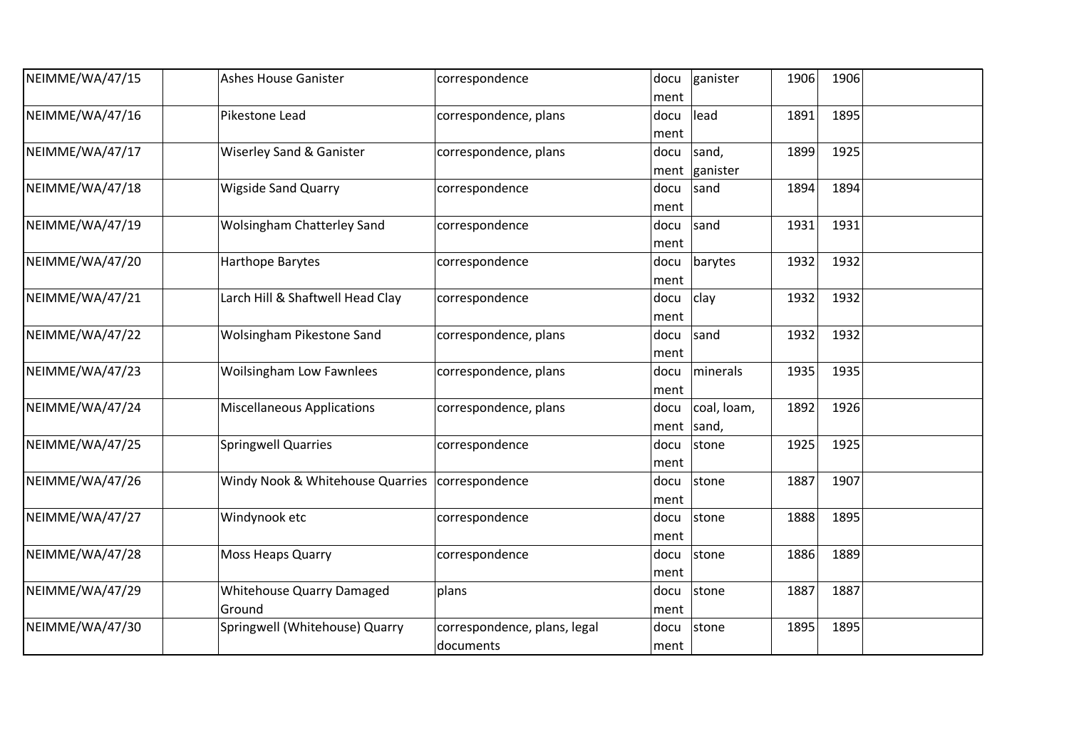| | | | | | | | | |
|---|---|---|---|---|---|---|---|---|
| NEIMME/WA/47/15 | | Ashes House Ganister | correspondence | document | ganister | 1906 | 1906 | |
| NEIMME/WA/47/16 | | Pikestone Lead | correspondence, plans | document | lead | 1891 | 1895 | |
| NEIMME/WA/47/17 | | Wiserley Sand & Ganister | correspondence, plans | document | sand, ganister | 1899 | 1925 | |
| NEIMME/WA/47/18 | | Wigside Sand Quarry | correspondence | document | sand | 1894 | 1894 | |
| NEIMME/WA/47/19 | | Wolsingham Chatterley Sand | correspondence | document | sand | 1931 | 1931 | |
| NEIMME/WA/47/20 | | Harthope Barytes | correspondence | document | barytes | 1932 | 1932 | |
| NEIMME/WA/47/21 | | Larch Hill & Shaftwell Head Clay | correspondence | document | clay | 1932 | 1932 | |
| NEIMME/WA/47/22 | | Wolsingham Pikestone Sand | correspondence, plans | document | sand | 1932 | 1932 | |
| NEIMME/WA/47/23 | | Woilsingham Low Fawnlees | correspondence, plans | document | minerals | 1935 | 1935 | |
| NEIMME/WA/47/24 | | Miscellaneous Applications | correspondence, plans | document | coal, loam, sand, | 1892 | 1926 | |
| NEIMME/WA/47/25 | | Springwell Quarries | correspondence | document | stone | 1925 | 1925 | |
| NEIMME/WA/47/26 | | Windy Nook & Whitehouse Quarries | correspondence | document | stone | 1887 | 1907 | |
| NEIMME/WA/47/27 | | Windynook etc | correspondence | document | stone | 1888 | 1895 | |
| NEIMME/WA/47/28 | | Moss Heaps Quarry | correspondence | document | stone | 1886 | 1889 | |
| NEIMME/WA/47/29 | | Whitehouse Quarry Damaged Ground | plans | document | stone | 1887 | 1887 | |
| NEIMME/WA/47/30 | | Springwell (Whitehouse) Quarry | correspondence, plans, legal documents | document | stone | 1895 | 1895 | |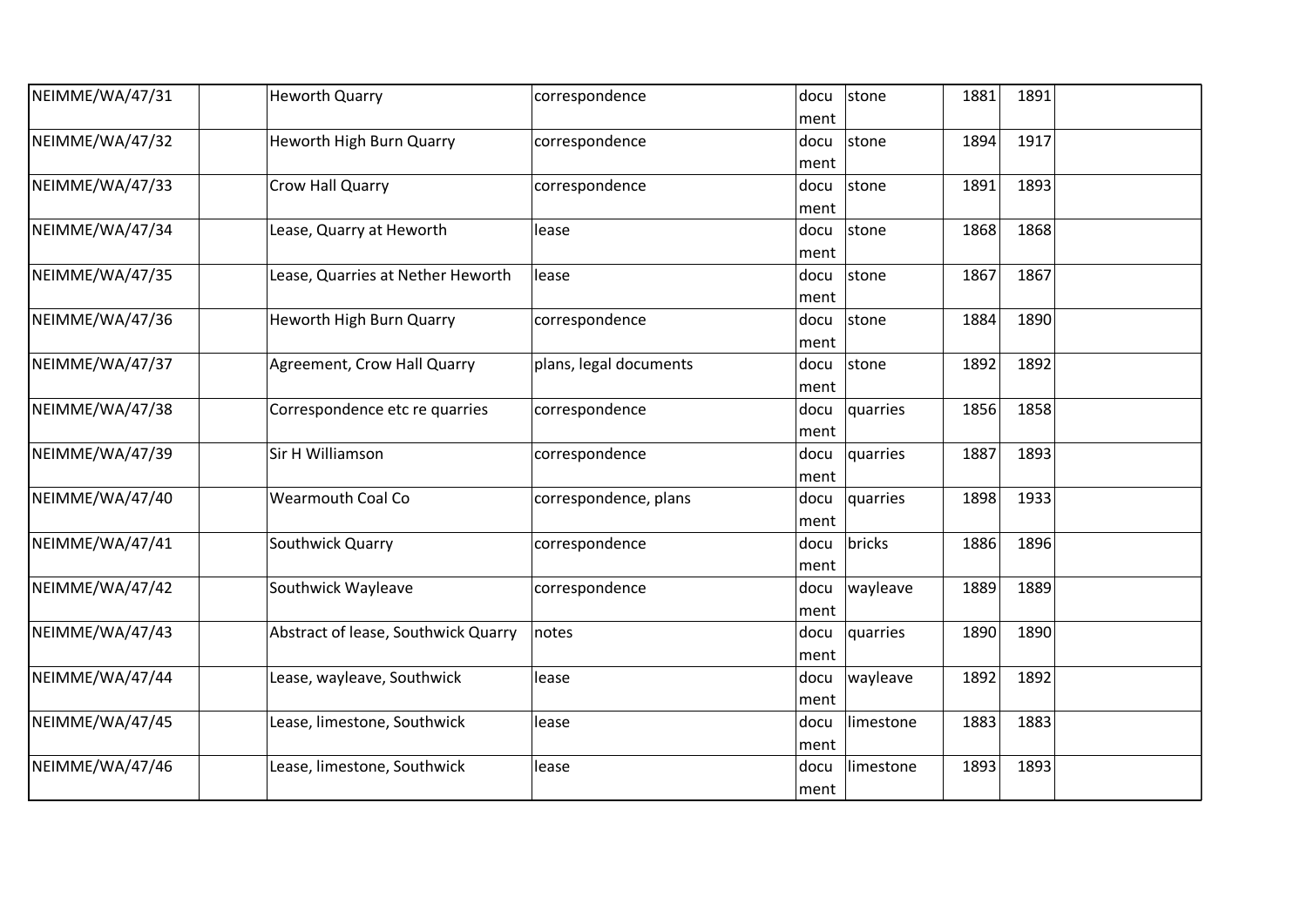| | | | | | | | | |
|---|---|---|---|---|---|---|---|---|
| NEIMME/WA/47/31 | | Heworth Quarry | correspondence | document | stone | 1881 | 1891 | |
| NEIMME/WA/47/32 | | Heworth High Burn Quarry | correspondence | document | stone | 1894 | 1917 | |
| NEIMME/WA/47/33 | | Crow Hall Quarry | correspondence | document | stone | 1891 | 1893 | |
| NEIMME/WA/47/34 | | Lease, Quarry at Heworth | lease | document | stone | 1868 | 1868 | |
| NEIMME/WA/47/35 | | Lease, Quarries at Nether Heworth | lease | document | stone | 1867 | 1867 | |
| NEIMME/WA/47/36 | | Heworth High Burn Quarry | correspondence | document | stone | 1884 | 1890 | |
| NEIMME/WA/47/37 | | Agreement, Crow Hall Quarry | plans, legal documents | document | stone | 1892 | 1892 | |
| NEIMME/WA/47/38 | | Correspondence etc re quarries | correspondence | document | quarries | 1856 | 1858 | |
| NEIMME/WA/47/39 | | Sir H Williamson | correspondence | document | quarries | 1887 | 1893 | |
| NEIMME/WA/47/40 | | Wearmouth Coal Co | correspondence, plans | document | quarries | 1898 | 1933 | |
| NEIMME/WA/47/41 | | Southwick Quarry | correspondence | document | bricks | 1886 | 1896 | |
| NEIMME/WA/47/42 | | Southwick Wayleave | correspondence | document | wayleave | 1889 | 1889 | |
| NEIMME/WA/47/43 | | Abstract of lease, Southwick Quarry | notes | document | quarries | 1890 | 1890 | |
| NEIMME/WA/47/44 | | Lease, wayleave, Southwick | lease | document | wayleave | 1892 | 1892 | |
| NEIMME/WA/47/45 | | Lease, limestone, Southwick | lease | document | limestone | 1883 | 1883 | |
| NEIMME/WA/47/46 | | Lease, limestone, Southwick | lease | document | limestone | 1893 | 1893 | |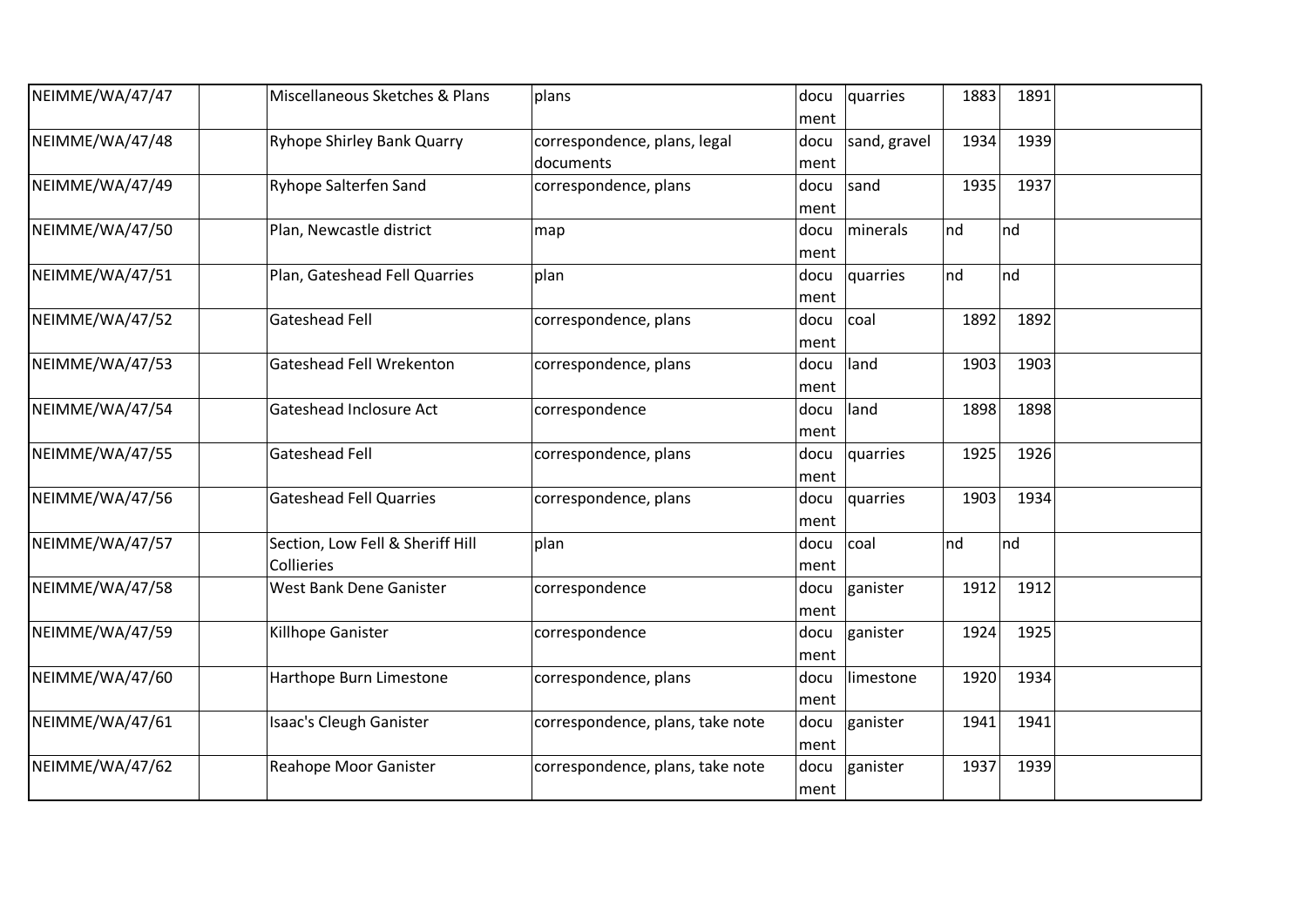| | | | | | | | | |
|---|---|---|---|---|---|---|---|---|
| NEIMME/WA/47/47 | | Miscellaneous Sketches & Plans | plans | document | quarries | 1883 | 1891 | |
| NEIMME/WA/47/48 | | Ryhope Shirley Bank Quarry | correspondence, plans, legal documents | document | sand, gravel | 1934 | 1939 | |
| NEIMME/WA/47/49 | | Ryhope Salterfen Sand | correspondence, plans | document | sand | 1935 | 1937 | |
| NEIMME/WA/47/50 | | Plan, Newcastle district | map | document | minerals | nd | nd | |
| NEIMME/WA/47/51 | | Plan, Gateshead Fell Quarries | plan | document | quarries | nd | nd | |
| NEIMME/WA/47/52 | | Gateshead Fell | correspondence, plans | document | coal | 1892 | 1892 | |
| NEIMME/WA/47/53 | | Gateshead Fell Wrekenton | correspondence, plans | document | land | 1903 | 1903 | |
| NEIMME/WA/47/54 | | Gateshead Inclosure Act | correspondence | document | land | 1898 | 1898 | |
| NEIMME/WA/47/55 | | Gateshead Fell | correspondence, plans | document | quarries | 1925 | 1926 | |
| NEIMME/WA/47/56 | | Gateshead Fell Quarries | correspondence, plans | document | quarries | 1903 | 1934 | |
| NEIMME/WA/47/57 | | Section, Low Fell & Sheriff Hill Collieries | plan | document | coal | nd | nd | |
| NEIMME/WA/47/58 | | West Bank Dene Ganister | correspondence | document | ganister | 1912 | 1912 | |
| NEIMME/WA/47/59 | | Killhope Ganister | correspondence | document | ganister | 1924 | 1925 | |
| NEIMME/WA/47/60 | | Harthope Burn Limestone | correspondence, plans | document | limestone | 1920 | 1934 | |
| NEIMME/WA/47/61 | | Isaac's Cleugh Ganister | correspondence, plans, take note | document | ganister | 1941 | 1941 | |
| NEIMME/WA/47/62 | | Reahope Moor Ganister | correspondence, plans, take note | document | ganister | 1937 | 1939 | |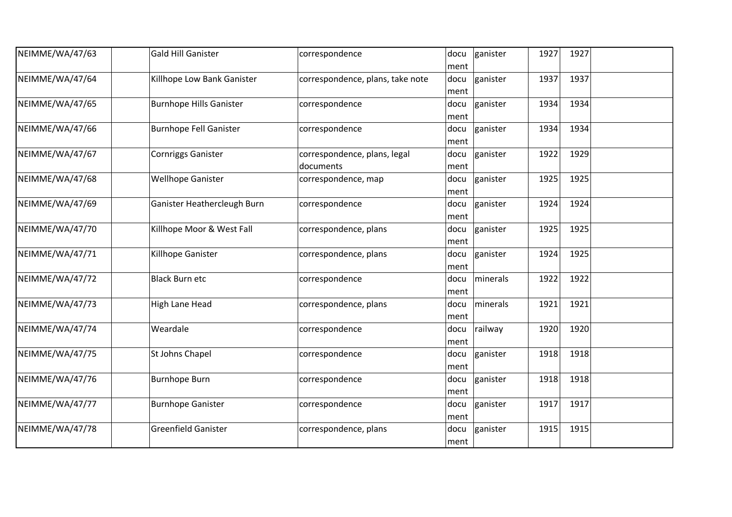| | | | | | | | | |
|---|---|---|---|---|---|---|---|---|
| NEIMME/WA/47/63 | | Gald Hill Ganister | correspondence | document | ganister | 1927 | 1927 | |
| NEIMME/WA/47/64 | | Killhope Low Bank Ganister | correspondence, plans, take note | document | ganister | 1937 | 1937 | |
| NEIMME/WA/47/65 | | Burnhope Hills Ganister | correspondence | document | ganister | 1934 | 1934 | |
| NEIMME/WA/47/66 | | Burnhope Fell Ganister | correspondence | document | ganister | 1934 | 1934 | |
| NEIMME/WA/47/67 | | Cornriggs Ganister | correspondence, plans, legal documents | document | ganister | 1922 | 1929 | |
| NEIMME/WA/47/68 | | Wellhope Ganister | correspondence, map | document | ganister | 1925 | 1925 | |
| NEIMME/WA/47/69 | | Ganister Heathercleugh Burn | correspondence | document | ganister | 1924 | 1924 | |
| NEIMME/WA/47/70 | | Killhope Moor & West Fall | correspondence, plans | document | ganister | 1925 | 1925 | |
| NEIMME/WA/47/71 | | Killhope Ganister | correspondence, plans | document | ganister | 1924 | 1925 | |
| NEIMME/WA/47/72 | | Black Burn etc | correspondence | document | minerals | 1922 | 1922 | |
| NEIMME/WA/47/73 | | High Lane Head | correspondence, plans | document | minerals | 1921 | 1921 | |
| NEIMME/WA/47/74 | | Weardale | correspondence | document | railway | 1920 | 1920 | |
| NEIMME/WA/47/75 | | St Johns Chapel | correspondence | document | ganister | 1918 | 1918 | |
| NEIMME/WA/47/76 | | Burnhope Burn | correspondence | document | ganister | 1918 | 1918 | |
| NEIMME/WA/47/77 | | Burnhope Ganister | correspondence | document | ganister | 1917 | 1917 | |
| NEIMME/WA/47/78 | | Greenfield Ganister | correspondence, plans | document | ganister | 1915 | 1915 | |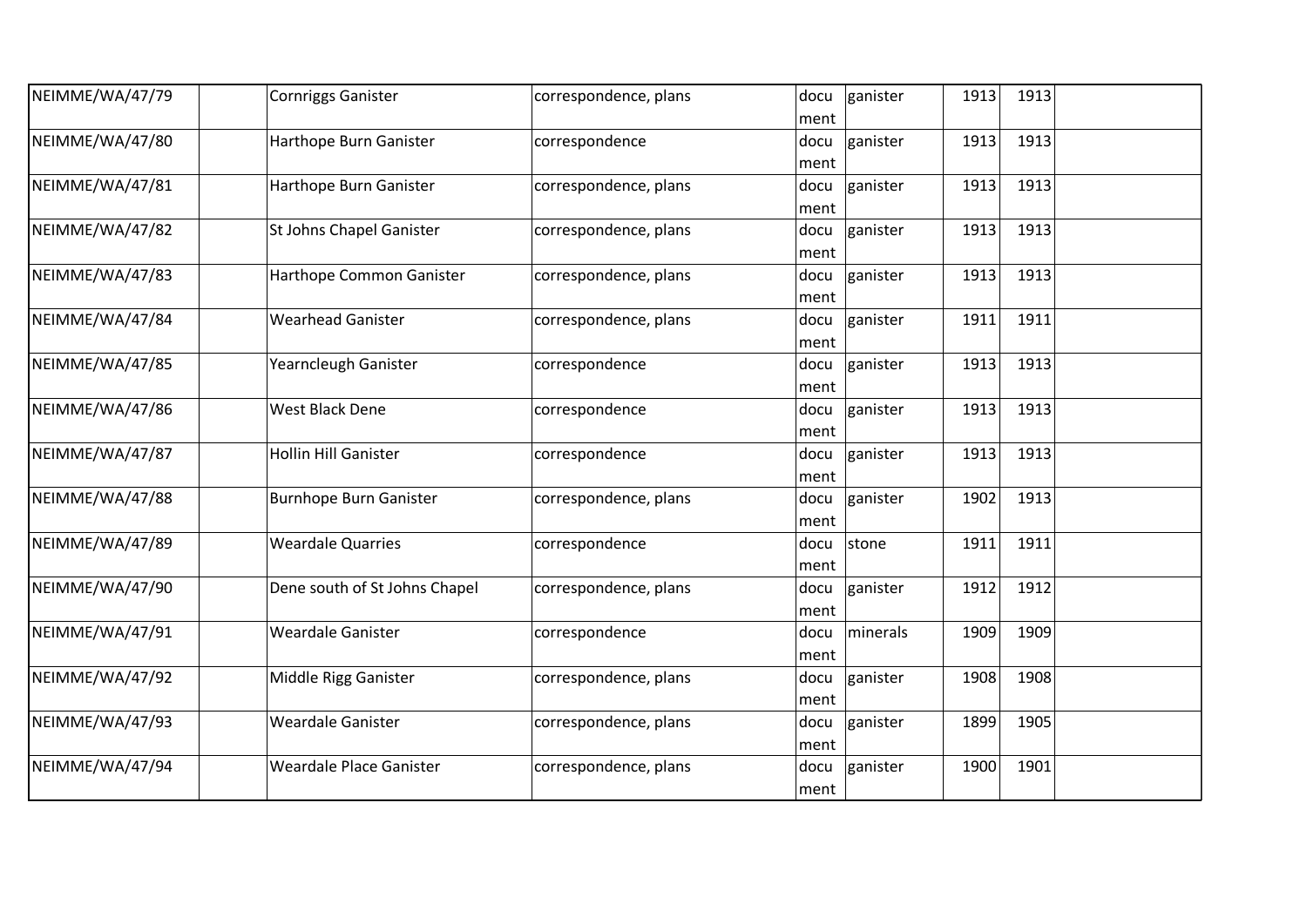| | | | | | | | | |
|---|---|---|---|---|---|---|---|---|
| NEIMME/WA/47/79 | | Cornriggs Ganister | correspondence, plans | document | ganister | 1913 | 1913 | |
| NEIMME/WA/47/80 | | Harthope Burn Ganister | correspondence | document | ganister | 1913 | 1913 | |
| NEIMME/WA/47/81 | | Harthope Burn Ganister | correspondence, plans | document | ganister | 1913 | 1913 | |
| NEIMME/WA/47/82 | | St Johns Chapel Ganister | correspondence, plans | document | ganister | 1913 | 1913 | |
| NEIMME/WA/47/83 | | Harthope Common Ganister | correspondence, plans | document | ganister | 1913 | 1913 | |
| NEIMME/WA/47/84 | | Wearhead Ganister | correspondence, plans | document | ganister | 1911 | 1911 | |
| NEIMME/WA/47/85 | | Yearncleugh Ganister | correspondence | document | ganister | 1913 | 1913 | |
| NEIMME/WA/47/86 | | West Black Dene | correspondence | document | ganister | 1913 | 1913 | |
| NEIMME/WA/47/87 | | Hollin Hill Ganister | correspondence | document | ganister | 1913 | 1913 | |
| NEIMME/WA/47/88 | | Burnhope Burn Ganister | correspondence, plans | document | ganister | 1902 | 1913 | |
| NEIMME/WA/47/89 | | Weardale Quarries | correspondence | document | stone | 1911 | 1911 | |
| NEIMME/WA/47/90 | | Dene south of St Johns Chapel | correspondence, plans | document | ganister | 1912 | 1912 | |
| NEIMME/WA/47/91 | | Weardale Ganister | correspondence | document | minerals | 1909 | 1909 | |
| NEIMME/WA/47/92 | | Middle Rigg Ganister | correspondence, plans | document | ganister | 1908 | 1908 | |
| NEIMME/WA/47/93 | | Weardale Ganister | correspondence, plans | document | ganister | 1899 | 1905 | |
| NEIMME/WA/47/94 | | Weardale Place Ganister | correspondence, plans | document | ganister | 1900 | 1901 | |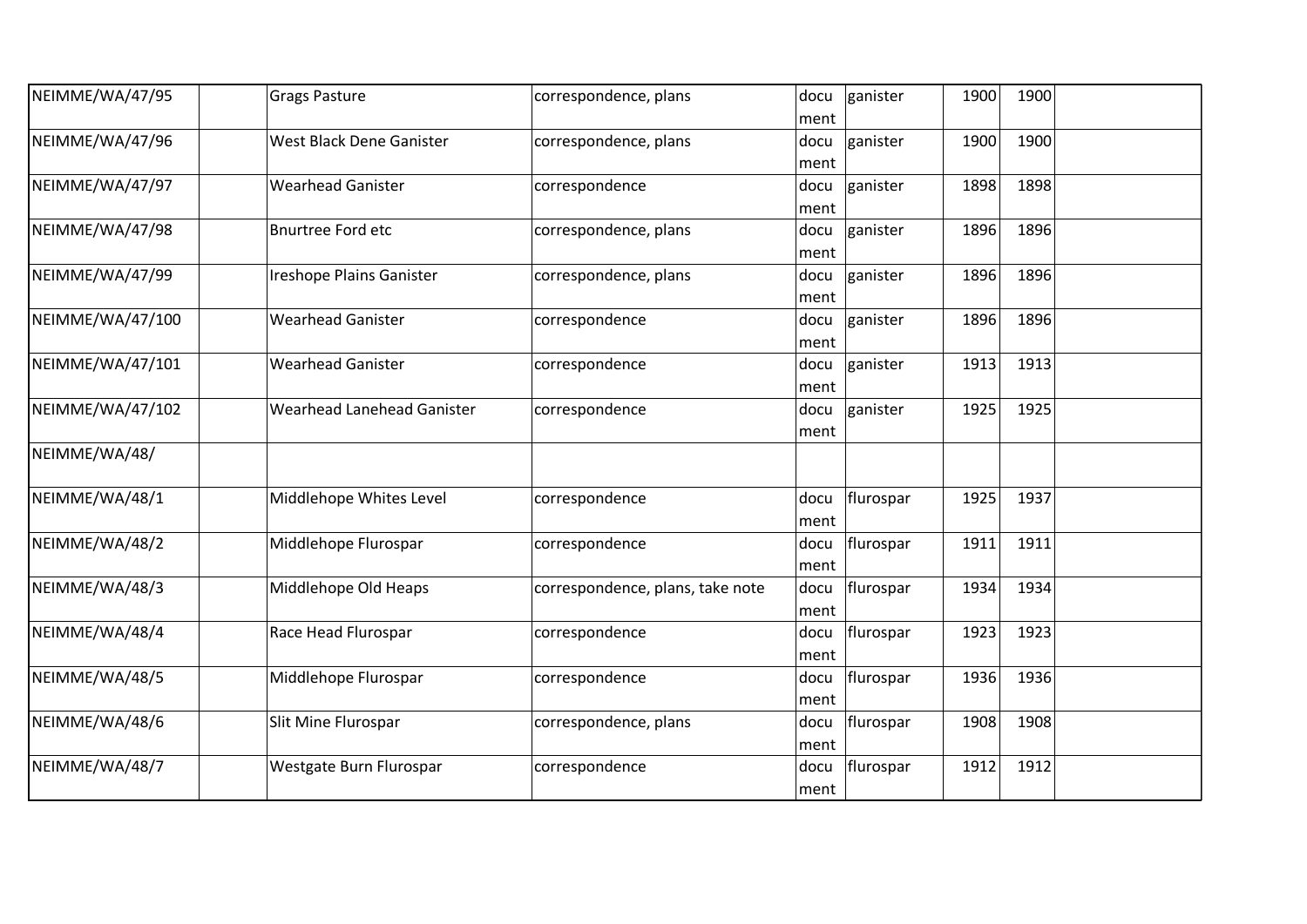| | | | | | | | | |
|---|---|---|---|---|---|---|---|---|
| NEIMME/WA/47/95 | | Grags Pasture | correspondence, plans | document | ganister | 1900 | 1900 | |
| NEIMME/WA/47/96 | | West Black Dene Ganister | correspondence, plans | document | ganister | 1900 | 1900 | |
| NEIMME/WA/47/97 | | Wearhead Ganister | correspondence | document | ganister | 1898 | 1898 | |
| NEIMME/WA/47/98 | | Bnurtree Ford etc | correspondence, plans | document | ganister | 1896 | 1896 | |
| NEIMME/WA/47/99 | | Ireshope Plains Ganister | correspondence, plans | document | ganister | 1896 | 1896 | |
| NEIMME/WA/47/100 | | Wearhead Ganister | correspondence | document | ganister | 1896 | 1896 | |
| NEIMME/WA/47/101 | | Wearhead Ganister | correspondence | document | ganister | 1913 | 1913 | |
| NEIMME/WA/47/102 | | Wearhead Lanehead Ganister | correspondence | document | ganister | 1925 | 1925 | |
| NEIMME/WA/48/ | | | | | | | | |
| NEIMME/WA/48/1 | | Middlehope Whites Level | correspondence | document | flurospar | 1925 | 1937 | |
| NEIMME/WA/48/2 | | Middlehope Flurospar | correspondence | document | flurospar | 1911 | 1911 | |
| NEIMME/WA/48/3 | | Middlehope Old Heaps | correspondence, plans, take note | document | flurospar | 1934 | 1934 | |
| NEIMME/WA/48/4 | | Race Head Flurospar | correspondence | document | flurospar | 1923 | 1923 | |
| NEIMME/WA/48/5 | | Middlehope Flurospar | correspondence | document | flurospar | 1936 | 1936 | |
| NEIMME/WA/48/6 | | Slit Mine Flurospar | correspondence, plans | document | flurospar | 1908 | 1908 | |
| NEIMME/WA/48/7 | | Westgate Burn Flurospar | correspondence | document | flurospar | 1912 | 1912 | |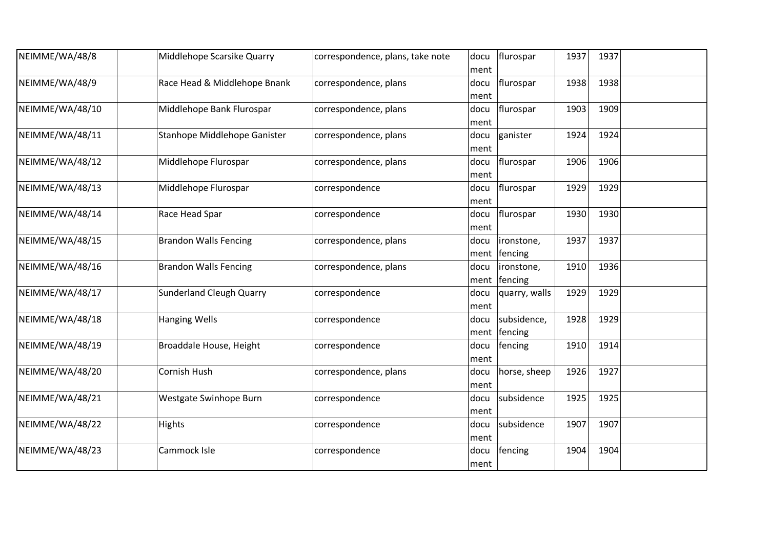| | | | | | | | | |
|---|---|---|---|---|---|---|---|---|
| NEIMME/WA/48/8 | | Middlehope Scarsike Quarry | correspondence, plans, take note | document | flurospar | 1937 | 1937 | |
| NEIMME/WA/48/9 | | Race Head & Middlehope Bnank | correspondence, plans | document | flurospar | 1938 | 1938 | |
| NEIMME/WA/48/10 | | Middlehope Bank Flurospar | correspondence, plans | document | flurospar | 1903 | 1909 | |
| NEIMME/WA/48/11 | | Stanhope Middlehope Ganister | correspondence, plans | document | ganister | 1924 | 1924 | |
| NEIMME/WA/48/12 | | Middlehope Flurospar | correspondence, plans | document | flurospar | 1906 | 1906 | |
| NEIMME/WA/48/13 | | Middlehope Flurospar | correspondence | document | flurospar | 1929 | 1929 | |
| NEIMME/WA/48/14 | | Race Head Spar | correspondence | document | flurospar | 1930 | 1930 | |
| NEIMME/WA/48/15 | | Brandon Walls Fencing | correspondence, plans | document | ironstone, fencing | 1937 | 1937 | |
| NEIMME/WA/48/16 | | Brandon Walls Fencing | correspondence, plans | document | ironstone, fencing | 1910 | 1936 | |
| NEIMME/WA/48/17 | | Sunderland Cleugh Quarry | correspondence | document | quarry, walls | 1929 | 1929 | |
| NEIMME/WA/48/18 | | Hanging Wells | correspondence | document | subsidence, fencing | 1928 | 1929 | |
| NEIMME/WA/48/19 | | Broaddale House, Height | correspondence | document | fencing | 1910 | 1914 | |
| NEIMME/WA/48/20 | | Cornish Hush | correspondence, plans | document | horse, sheep | 1926 | 1927 | |
| NEIMME/WA/48/21 | | Westgate Swinhope Burn | correspondence | document | subsidence | 1925 | 1925 | |
| NEIMME/WA/48/22 | | Hights | correspondence | document | subsidence | 1907 | 1907 | |
| NEIMME/WA/48/23 | | Cammock Isle | correspondence | document | fencing | 1904 | 1904 | |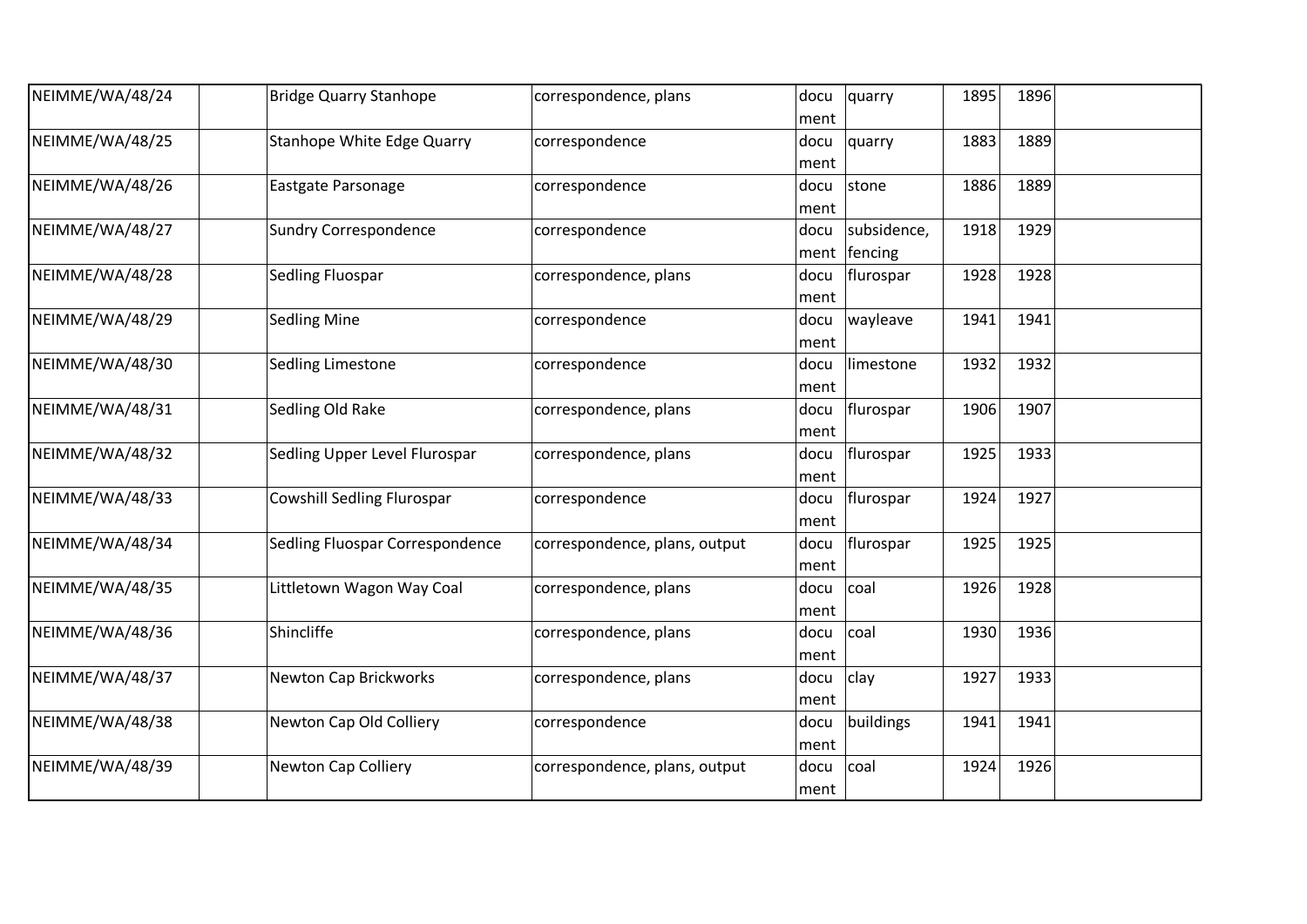| | | | | | | | | |
|---|---|---|---|---|---|---|---|---|
| NEIMME/WA/48/24 | | Bridge Quarry Stanhope | correspondence, plans | document | quarry | 1895 | 1896 | |
| NEIMME/WA/48/25 | | Stanhope White Edge Quarry | correspondence | document | quarry | 1883 | 1889 | |
| NEIMME/WA/48/26 | | Eastgate Parsonage | correspondence | document | stone | 1886 | 1889 | |
| NEIMME/WA/48/27 | | Sundry Correspondence | correspondence | document | subsidence, fencing | 1918 | 1929 | |
| NEIMME/WA/48/28 | | Sedling Fluospar | correspondence, plans | document | flurospar | 1928 | 1928 | |
| NEIMME/WA/48/29 | | Sedling Mine | correspondence | document | wayleave | 1941 | 1941 | |
| NEIMME/WA/48/30 | | Sedling Limestone | correspondence | document | limestone | 1932 | 1932 | |
| NEIMME/WA/48/31 | | Sedling Old Rake | correspondence, plans | document | flurospar | 1906 | 1907 | |
| NEIMME/WA/48/32 | | Sedling Upper Level Flurospar | correspondence, plans | document | flurospar | 1925 | 1933 | |
| NEIMME/WA/48/33 | | Cowshill Sedling Flurospar | correspondence | document | flurospar | 1924 | 1927 | |
| NEIMME/WA/48/34 | | Sedling Fluospar Correspondence | correspondence, plans, output | document | flurospar | 1925 | 1925 | |
| NEIMME/WA/48/35 | | Littletown Wagon Way Coal | correspondence, plans | document | coal | 1926 | 1928 | |
| NEIMME/WA/48/36 | | Shincliffe | correspondence, plans | document | coal | 1930 | 1936 | |
| NEIMME/WA/48/37 | | Newton Cap Brickworks | correspondence, plans | document | clay | 1927 | 1933 | |
| NEIMME/WA/48/38 | | Newton Cap Old Colliery | correspondence | document | buildings | 1941 | 1941 | |
| NEIMME/WA/48/39 | | Newton Cap Colliery | correspondence, plans, output | document | coal | 1924 | 1926 | |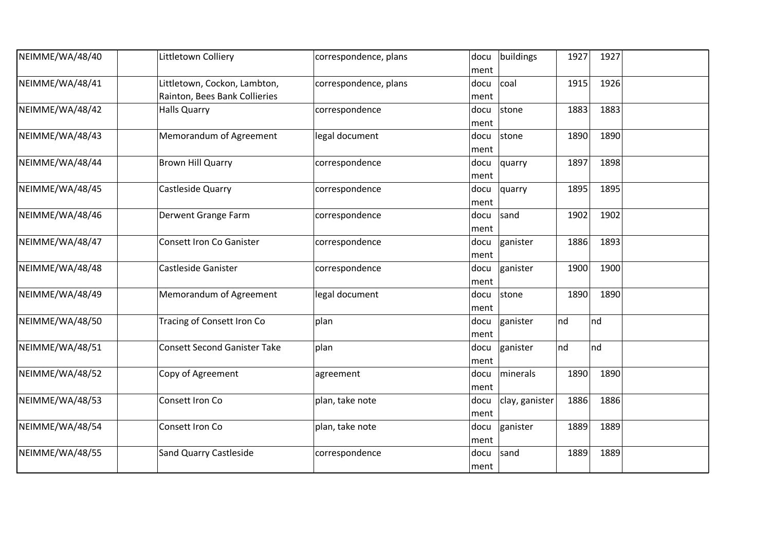| NEIMME/WA/48/40 | | Littletown Colliery | correspondence, plans | document | buildings | 1927 | 1927 | |
|---|---|---|---|---|---|---|---|---|
| NEIMME/WA/48/41 | | Littletown, Cockon, Lambton, Rainton, Bees Bank Collieries | correspondence, plans | document | coal | 1915 | 1926 | |
| NEIMME/WA/48/42 | | Halls Quarry | correspondence | document | stone | 1883 | 1883 | |
| NEIMME/WA/48/43 | | Memorandum of Agreement | legal document | document | stone | 1890 | 1890 | |
| NEIMME/WA/48/44 | | Brown Hill Quarry | correspondence | document | quarry | 1897 | 1898 | |
| NEIMME/WA/48/45 | | Castleside Quarry | correspondence | document | quarry | 1895 | 1895 | |
| NEIMME/WA/48/46 | | Derwent Grange Farm | correspondence | document | sand | 1902 | 1902 | |
| NEIMME/WA/48/47 | | Consett Iron Co Ganister | correspondence | document | ganister | 1886 | 1893 | |
| NEIMME/WA/48/48 | | Castleside Ganister | correspondence | document | ganister | 1900 | 1900 | |
| NEIMME/WA/48/49 | | Memorandum of Agreement | legal document | document | stone | 1890 | 1890 | |
| NEIMME/WA/48/50 | | Tracing of Consett Iron Co | plan | document | ganister | nd | nd | |
| NEIMME/WA/48/51 | | Consett Second Ganister Take | plan | document | ganister | nd | nd | |
| NEIMME/WA/48/52 | | Copy of Agreement | agreement | document | minerals | 1890 | 1890 | |
| NEIMME/WA/48/53 | | Consett Iron Co | plan, take note | document | clay, ganister | 1886 | 1886 | |
| NEIMME/WA/48/54 | | Consett Iron Co | plan, take note | document | ganister | 1889 | 1889 | |
| NEIMME/WA/48/55 | | Sand Quarry Castleside | correspondence | document | sand | 1889 | 1889 | |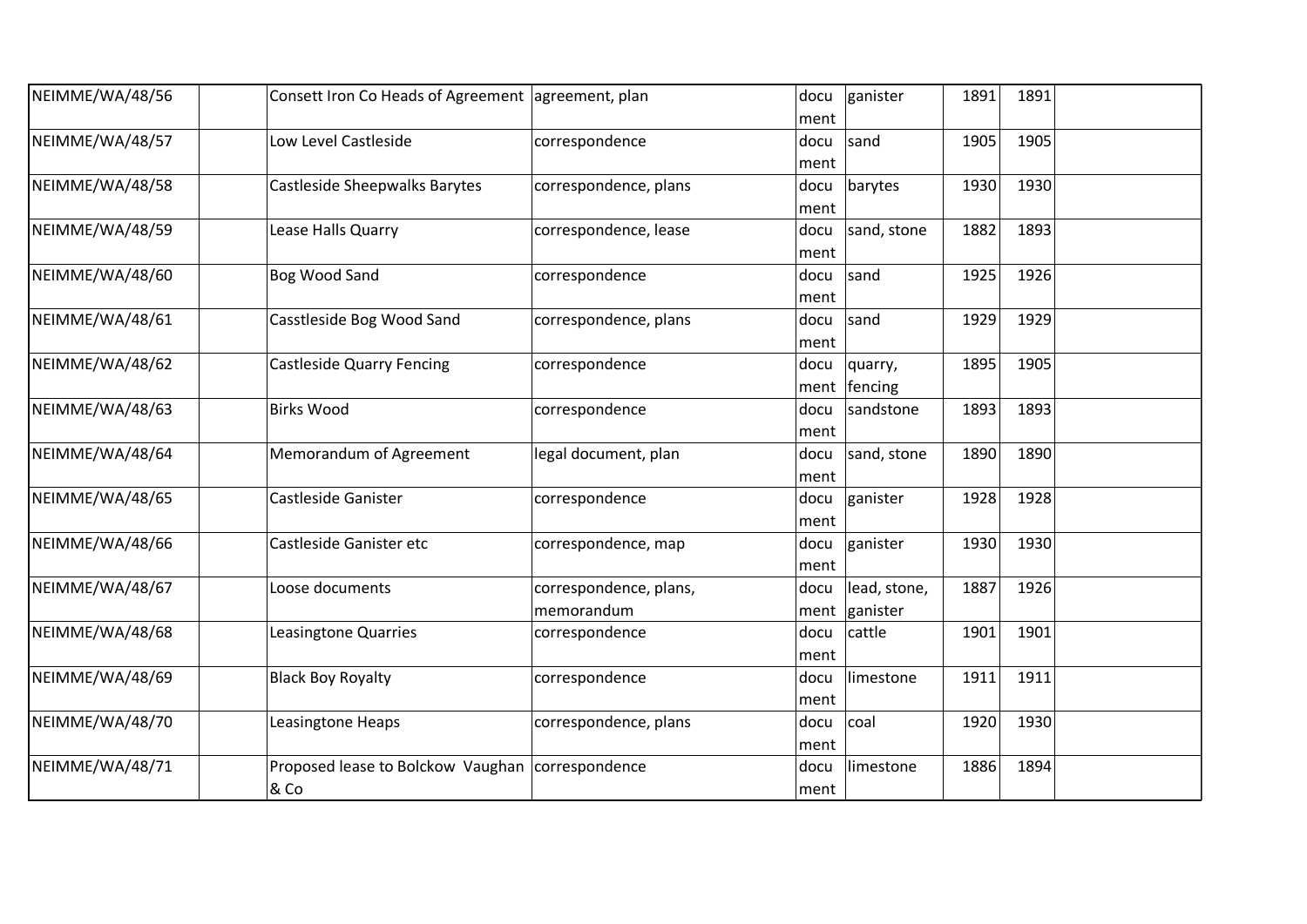| | | | | | | | | |
|---|---|---|---|---|---|---|---|---|
| NEIMME/WA/48/56 | | Consett Iron Co Heads of Agreement | agreement, plan | document | ganister | 1891 | 1891 | |
| NEIMME/WA/48/57 | | Low Level Castleside | correspondence | document | sand | 1905 | 1905 | |
| NEIMME/WA/48/58 | | Castleside Sheepwalks Barytes | correspondence, plans | document | barytes | 1930 | 1930 | |
| NEIMME/WA/48/59 | | Lease Halls Quarry | correspondence, lease | document | sand, stone | 1882 | 1893 | |
| NEIMME/WA/48/60 | | Bog Wood Sand | correspondence | document | sand | 1925 | 1926 | |
| NEIMME/WA/48/61 | | Casstleside Bog Wood Sand | correspondence, plans | document | sand | 1929 | 1929 | |
| NEIMME/WA/48/62 | | Castleside Quarry Fencing | correspondence | document | quarry, fencing | 1895 | 1905 | |
| NEIMME/WA/48/63 | | Birks Wood | correspondence | document | sandstone | 1893 | 1893 | |
| NEIMME/WA/48/64 | | Memorandum of Agreement | legal document, plan | document | sand, stone | 1890 | 1890 | |
| NEIMME/WA/48/65 | | Castleside Ganister | correspondence | document | ganister | 1928 | 1928 | |
| NEIMME/WA/48/66 | | Castleside Ganister etc | correspondence, map | document | ganister | 1930 | 1930 | |
| NEIMME/WA/48/67 | | Loose documents | correspondence, plans, memorandum | document | lead, stone, ganister | 1887 | 1926 | |
| NEIMME/WA/48/68 | | Leasingtone Quarries | correspondence | document | cattle | 1901 | 1901 | |
| NEIMME/WA/48/69 | | Black Boy Royalty | correspondence | document | limestone | 1911 | 1911 | |
| NEIMME/WA/48/70 | | Leasingtone Heaps | correspondence, plans | document | coal | 1920 | 1930 | |
| NEIMME/WA/48/71 | | Proposed lease to Bolckow Vaughan & Co | correspondence | document | limestone | 1886 | 1894 | |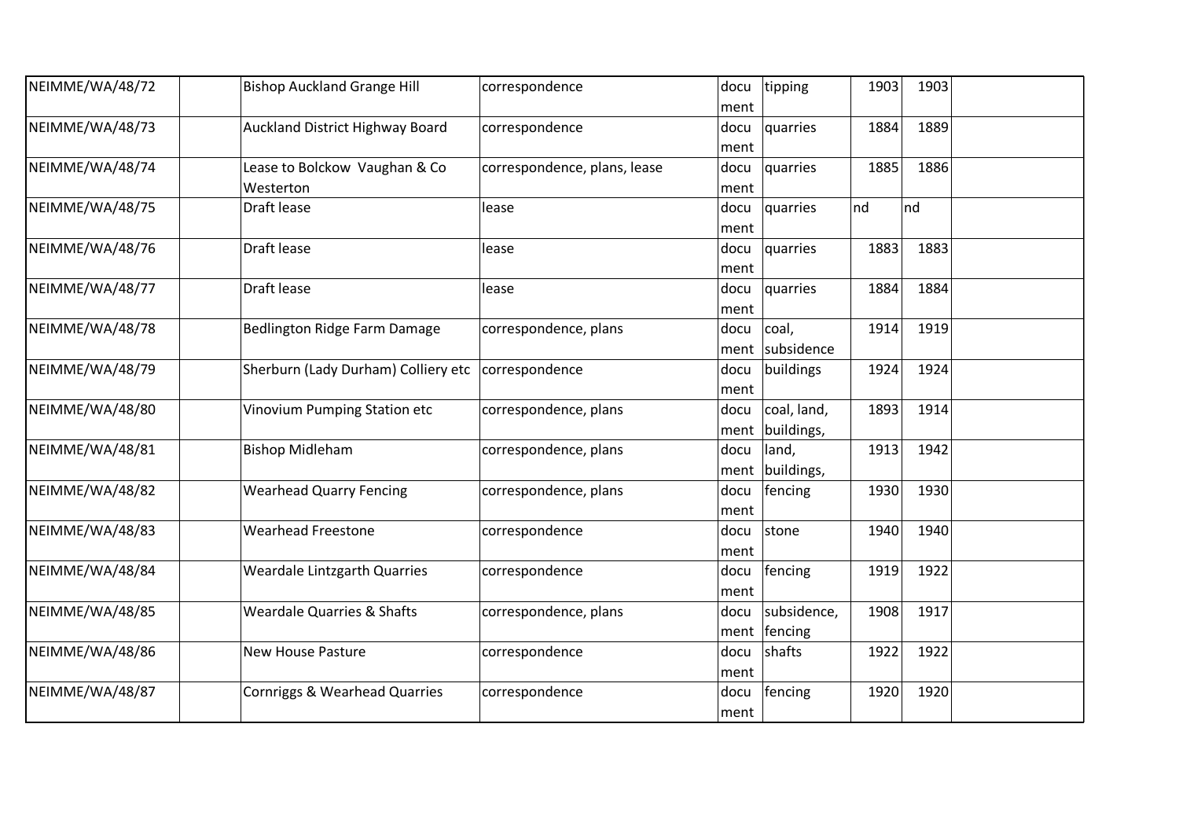| | | | | | | | | |
|---|---|---|---|---|---|---|---|---|
| NEIMME/WA/48/72 | | Bishop Auckland Grange Hill | correspondence | document | tipping | 1903 | 1903 | |
| NEIMME/WA/48/73 | | Auckland District Highway Board | correspondence | document | quarries | 1884 | 1889 | |
| NEIMME/WA/48/74 | | Lease to Bolckow Vaughan & Co Westerton | correspondence, plans, lease | document | quarries | 1885 | 1886 | |
| NEIMME/WA/48/75 | | Draft lease | lease | document | quarries | nd | nd | |
| NEIMME/WA/48/76 | | Draft lease | lease | document | quarries | 1883 | 1883 | |
| NEIMME/WA/48/77 | | Draft lease | lease | document | quarries | 1884 | 1884 | |
| NEIMME/WA/48/78 | | Bedlington Ridge Farm Damage | correspondence, plans | document | coal, subsidence | 1914 | 1919 | |
| NEIMME/WA/48/79 | | Sherburn (Lady Durham) Colliery etc | correspondence | document | buildings | 1924 | 1924 | |
| NEIMME/WA/48/80 | | Vinovium Pumping Station etc | correspondence, plans | document | coal, land, buildings, | 1893 | 1914 | |
| NEIMME/WA/48/81 | | Bishop Midleham | correspondence, plans | document | land, buildings, | 1913 | 1942 | |
| NEIMME/WA/48/82 | | Wearhead Quarry Fencing | correspondence, plans | document | fencing | 1930 | 1930 | |
| NEIMME/WA/48/83 | | Wearhead Freestone | correspondence | document | stone | 1940 | 1940 | |
| NEIMME/WA/48/84 | | Weardale Lintzgarth Quarries | correspondence | document | fencing | 1919 | 1922 | |
| NEIMME/WA/48/85 | | Weardale Quarries & Shafts | correspondence, plans | document | subsidence, fencing | 1908 | 1917 | |
| NEIMME/WA/48/86 | | New House Pasture | correspondence | document | shafts | 1922 | 1922 | |
| NEIMME/WA/48/87 | | Cornriggs & Wearhead Quarries | correspondence | document | fencing | 1920 | 1920 | |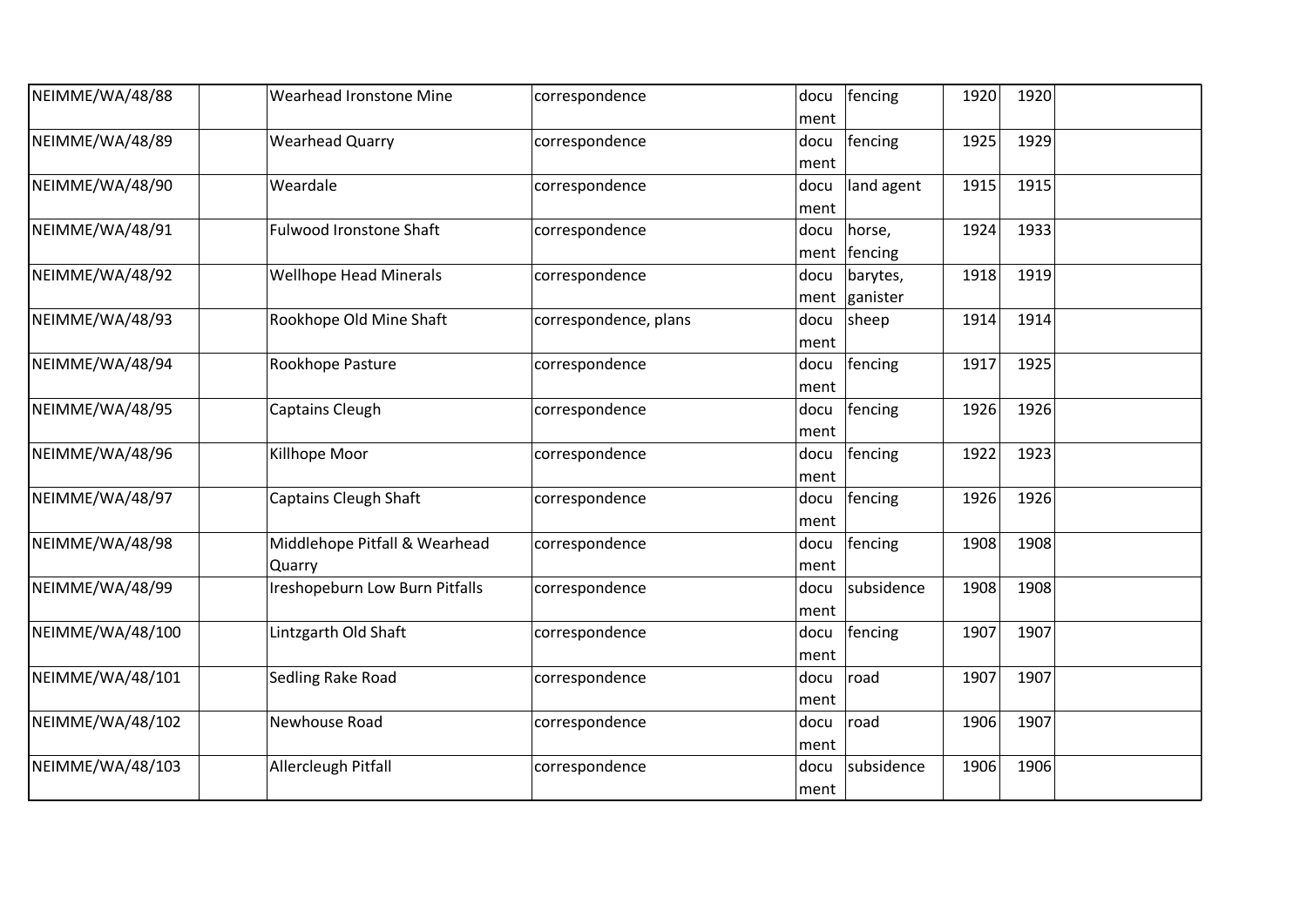| NEIMME/WA/48/88 | | Wearhead Ironstone Mine | correspondence | document | fencing | 1920 | 1920 | |
|---|---|---|---|---|---|---|---|---|
| NEIMME/WA/48/89 | | Wearhead Quarry | correspondence | document | fencing | 1925 | 1929 | |
| NEIMME/WA/48/90 | | Weardale | correspondence | document | land agent | 1915 | 1915 | |
| NEIMME/WA/48/91 | | Fulwood Ironstone Shaft | correspondence | document | horse, fencing | 1924 | 1933 | |
| NEIMME/WA/48/92 | | Wellhope Head Minerals | correspondence | document | barytes, ganister | 1918 | 1919 | |
| NEIMME/WA/48/93 | | Rookhope Old Mine Shaft | correspondence, plans | document | sheep | 1914 | 1914 | |
| NEIMME/WA/48/94 | | Rookhope Pasture | correspondence | document | fencing | 1917 | 1925 | |
| NEIMME/WA/48/95 | | Captains Cleugh | correspondence | document | fencing | 1926 | 1926 | |
| NEIMME/WA/48/96 | | Killhope Moor | correspondence | document | fencing | 1922 | 1923 | |
| NEIMME/WA/48/97 | | Captains Cleugh Shaft | correspondence | document | fencing | 1926 | 1926 | |
| NEIMME/WA/48/98 | | Middlehope Pitfall & Wearhead Quarry | correspondence | document | fencing | 1908 | 1908 | |
| NEIMME/WA/48/99 | | Ireshopeburn Low Burn Pitfalls | correspondence | document | subsidence | 1908 | 1908 | |
| NEIMME/WA/48/100 | | Lintzgarth Old Shaft | correspondence | document | fencing | 1907 | 1907 | |
| NEIMME/WA/48/101 | | Sedling Rake Road | correspondence | document | road | 1907 | 1907 | |
| NEIMME/WA/48/102 | | Newhouse Road | correspondence | document | road | 1906 | 1907 | |
| NEIMME/WA/48/103 | | Allercleugh Pitfall | correspondence | document | subsidence | 1906 | 1906 | |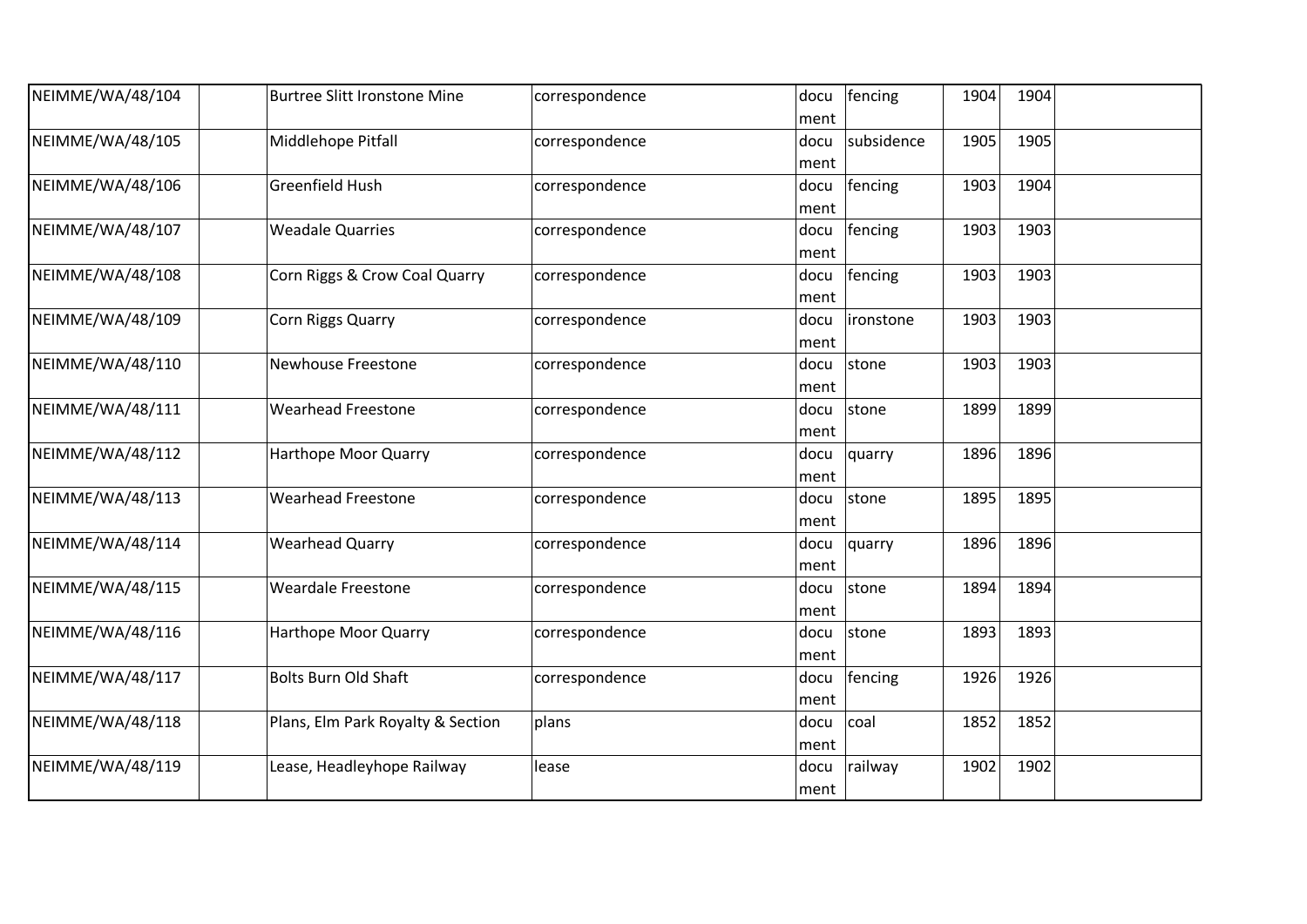| | | | | | | | | |
|---|---|---|---|---|---|---|---|---|
| NEIMME/WA/48/104 | | Burtree Slitt Ironstone Mine | correspondence | document | fencing | 1904 | 1904 | |
| NEIMME/WA/48/105 | | Middlehope Pitfall | correspondence | document | subsidence | 1905 | 1905 | |
| NEIMME/WA/48/106 | | Greenfield Hush | correspondence | document | fencing | 1903 | 1904 | |
| NEIMME/WA/48/107 | | Weadale Quarries | correspondence | document | fencing | 1903 | 1903 | |
| NEIMME/WA/48/108 | | Corn Riggs & Crow Coal Quarry | correspondence | document | fencing | 1903 | 1903 | |
| NEIMME/WA/48/109 | | Corn Riggs Quarry | correspondence | document | ironstone | 1903 | 1903 | |
| NEIMME/WA/48/110 | | Newhouse Freestone | correspondence | document | stone | 1903 | 1903 | |
| NEIMME/WA/48/111 | | Wearhead Freestone | correspondence | document | stone | 1899 | 1899 | |
| NEIMME/WA/48/112 | | Harthope Moor Quarry | correspondence | document | quarry | 1896 | 1896 | |
| NEIMME/WA/48/113 | | Wearhead Freestone | correspondence | document | stone | 1895 | 1895 | |
| NEIMME/WA/48/114 | | Wearhead Quarry | correspondence | document | quarry | 1896 | 1896 | |
| NEIMME/WA/48/115 | | Weardale Freestone | correspondence | document | stone | 1894 | 1894 | |
| NEIMME/WA/48/116 | | Harthope Moor Quarry | correspondence | document | stone | 1893 | 1893 | |
| NEIMME/WA/48/117 | | Bolts Burn Old Shaft | correspondence | document | fencing | 1926 | 1926 | |
| NEIMME/WA/48/118 | | Plans, Elm Park Royalty & Section | plans | document | coal | 1852 | 1852 | |
| NEIMME/WA/48/119 | | Lease, Headleyhope Railway | lease | document | railway | 1902 | 1902 | |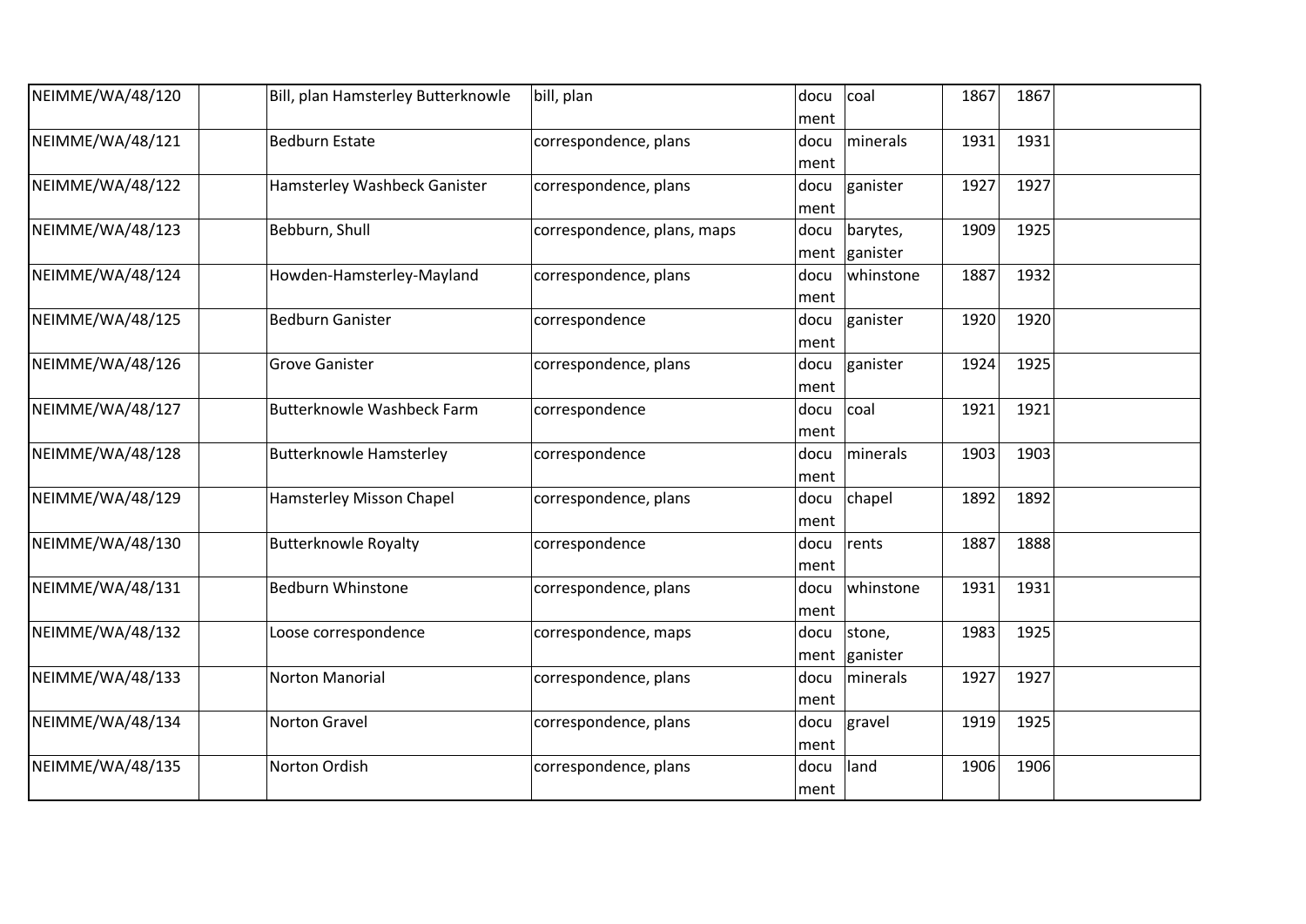| | | | | | | | | |
|---|---|---|---|---|---|---|---|---|
| NEIMME/WA/48/120 | | Bill, plan Hamsterley Butterknowle | bill, plan | document | coal | 1867 | 1867 | |
| NEIMME/WA/48/121 | | Bedburn Estate | correspondence, plans | document | minerals | 1931 | 1931 | |
| NEIMME/WA/48/122 | | Hamsterley Washbeck Ganister | correspondence, plans | document | ganister | 1927 | 1927 | |
| NEIMME/WA/48/123 | | Bebburn, Shull | correspondence, plans, maps | document | barytes, ganister | 1909 | 1925 | |
| NEIMME/WA/48/124 | | Howden-Hamsterley-Mayland | correspondence, plans | document | whinstone | 1887 | 1932 | |
| NEIMME/WA/48/125 | | Bedburn Ganister | correspondence | document | ganister | 1920 | 1920 | |
| NEIMME/WA/48/126 | | Grove Ganister | correspondence, plans | document | ganister | 1924 | 1925 | |
| NEIMME/WA/48/127 | | Butterknowle Washbeck Farm | correspondence | document | coal | 1921 | 1921 | |
| NEIMME/WA/48/128 | | Butterknowle Hamsterley | correspondence | document | minerals | 1903 | 1903 | |
| NEIMME/WA/48/129 | | Hamsterley Misson Chapel | correspondence, plans | document | chapel | 1892 | 1892 | |
| NEIMME/WA/48/130 | | Butterknowle Royalty | correspondence | document | rents | 1887 | 1888 | |
| NEIMME/WA/48/131 | | Bedburn Whinstone | correspondence, plans | document | whinstone | 1931 | 1931 | |
| NEIMME/WA/48/132 | | Loose correspondence | correspondence, maps | document | stone, ganister | 1983 | 1925 | |
| NEIMME/WA/48/133 | | Norton Manorial | correspondence, plans | document | minerals | 1927 | 1927 | |
| NEIMME/WA/48/134 | | Norton Gravel | correspondence, plans | document | gravel | 1919 | 1925 | |
| NEIMME/WA/48/135 | | Norton Ordish | correspondence, plans | document | land | 1906 | 1906 | |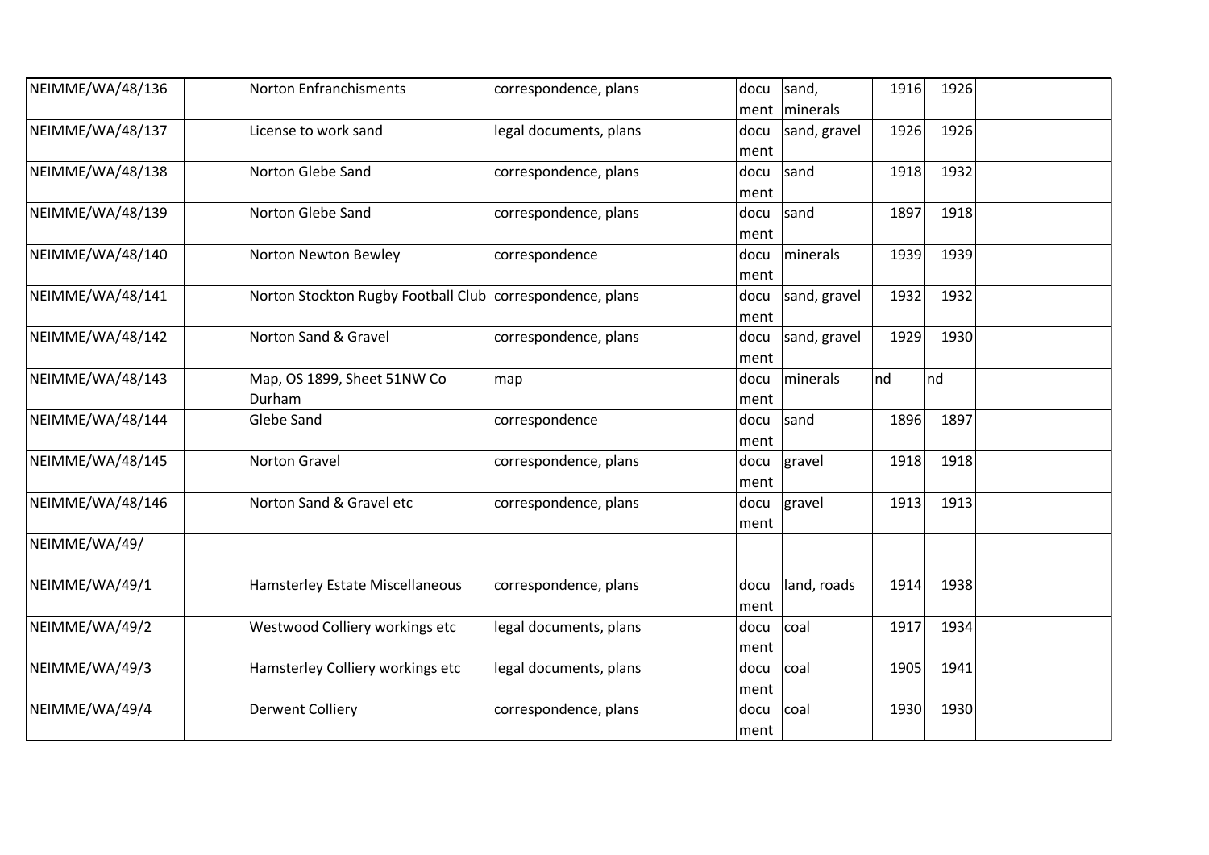| NEIMME/WA/48/136 | | Norton Enfranchisments | correspondence, plans | document | sand, minerals | 1916 | 1926 | |
|---|---|---|---|---|---|---|---|---|
| NEIMME/WA/48/137 | | License to work sand | legal documents, plans | document | sand, gravel | 1926 | 1926 | |
| NEIMME/WA/48/138 | | Norton Glebe Sand | correspondence, plans | document | sand | 1918 | 1932 | |
| NEIMME/WA/48/139 | | Norton Glebe Sand | correspondence, plans | document | sand | 1897 | 1918 | |
| NEIMME/WA/48/140 | | Norton Newton Bewley | correspondence | document | minerals | 1939 | 1939 | |
| NEIMME/WA/48/141 | | Norton Stockton Rugby Football Club | correspondence, plans | document | sand, gravel | 1932 | 1932 | |
| NEIMME/WA/48/142 | | Norton Sand & Gravel | correspondence, plans | document | sand, gravel | 1929 | 1930 | |
| NEIMME/WA/48/143 | | Map, OS 1899, Sheet 51NW Co Durham | map | document | minerals | nd | nd | |
| NEIMME/WA/48/144 | | Glebe Sand | correspondence | document | sand | 1896 | 1897 | |
| NEIMME/WA/48/145 | | Norton Gravel | correspondence, plans | document | gravel | 1918 | 1918 | |
| NEIMME/WA/48/146 | | Norton Sand & Gravel etc | correspondence, plans | document | gravel | 1913 | 1913 | |
| NEIMME/WA/49/ | | | | | | | | |
| NEIMME/WA/49/1 | | Hamsterley Estate Miscellaneous | correspondence, plans | document | land, roads | 1914 | 1938 | |
| NEIMME/WA/49/2 | | Westwood Colliery workings etc | legal documents, plans | document | coal | 1917 | 1934 | |
| NEIMME/WA/49/3 | | Hamsterley Colliery workings etc | legal documents, plans | document | coal | 1905 | 1941 | |
| NEIMME/WA/49/4 | | Derwent Colliery | correspondence, plans | document | coal | 1930 | 1930 | |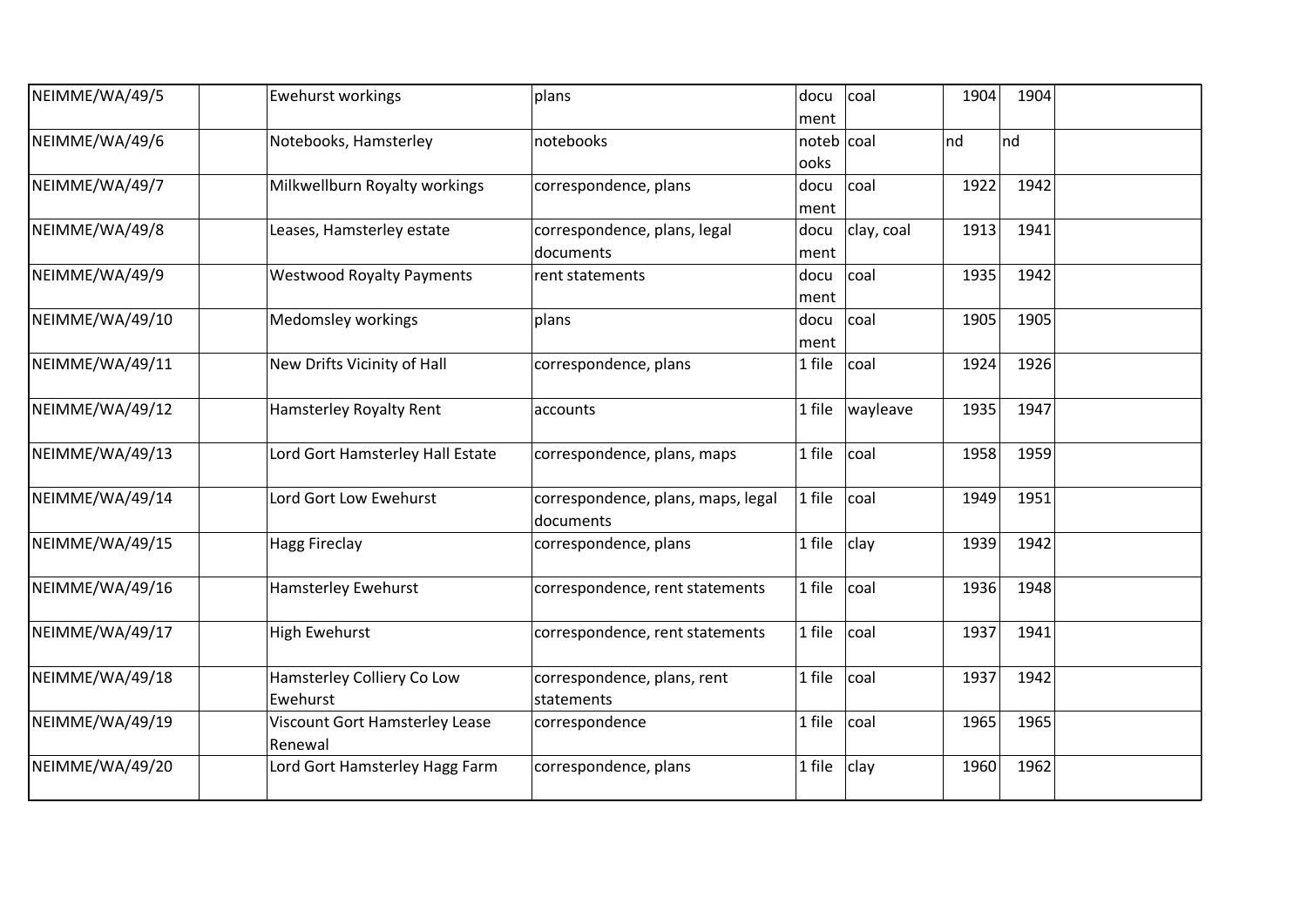| | | | | | | | | |
|---|---|---|---|---|---|---|---|---|
| NEIMME/WA/49/5 | | Ewehurst workings | plans | document | coal | 1904 | 1904 | |
| NEIMME/WA/49/6 | | Notebooks, Hamsterley | notebooks | notebooks | coal | nd | nd | |
| NEIMME/WA/49/7 | | Milkwellburn Royalty workings | correspondence, plans | document | coal | 1922 | 1942 | |
| NEIMME/WA/49/8 | | Leases, Hamsterley estate | correspondence, plans, legal documents | document | clay, coal | 1913 | 1941 | |
| NEIMME/WA/49/9 | | Westwood Royalty Payments | rent statements | document | coal | 1935 | 1942 | |
| NEIMME/WA/49/10 | | Medomsley workings | plans | document | coal | 1905 | 1905 | |
| NEIMME/WA/49/11 | | New Drifts Vicinity of Hall | correspondence, plans | 1 file | coal | 1924 | 1926 | |
| NEIMME/WA/49/12 | | Hamsterley Royalty Rent | accounts | 1 file | wayleave | 1935 | 1947 | |
| NEIMME/WA/49/13 | | Lord Gort Hamsterley Hall Estate | correspondence, plans, maps | 1 file | coal | 1958 | 1959 | |
| NEIMME/WA/49/14 | | Lord Gort Low Ewehurst | correspondence, plans, maps, legal documents | 1 file | coal | 1949 | 1951 | |
| NEIMME/WA/49/15 | | Hagg Fireclay | correspondence, plans | 1 file | clay | 1939 | 1942 | |
| NEIMME/WA/49/16 | | Hamsterley Ewehurst | correspondence, rent statements | 1 file | coal | 1936 | 1948 | |
| NEIMME/WA/49/17 | | High Ewehurst | correspondence, rent statements | 1 file | coal | 1937 | 1941 | |
| NEIMME/WA/49/18 | | Hamsterley Colliery Co Low Ewehurst | correspondence, plans, rent statements | 1 file | coal | 1937 | 1942 | |
| NEIMME/WA/49/19 | | Viscount Gort Hamsterley Lease Renewal | correspondence | 1 file | coal | 1965 | 1965 | |
| NEIMME/WA/49/20 | | Lord Gort Hamsterley Hagg Farm | correspondence, plans | 1 file | clay | 1960 | 1962 | |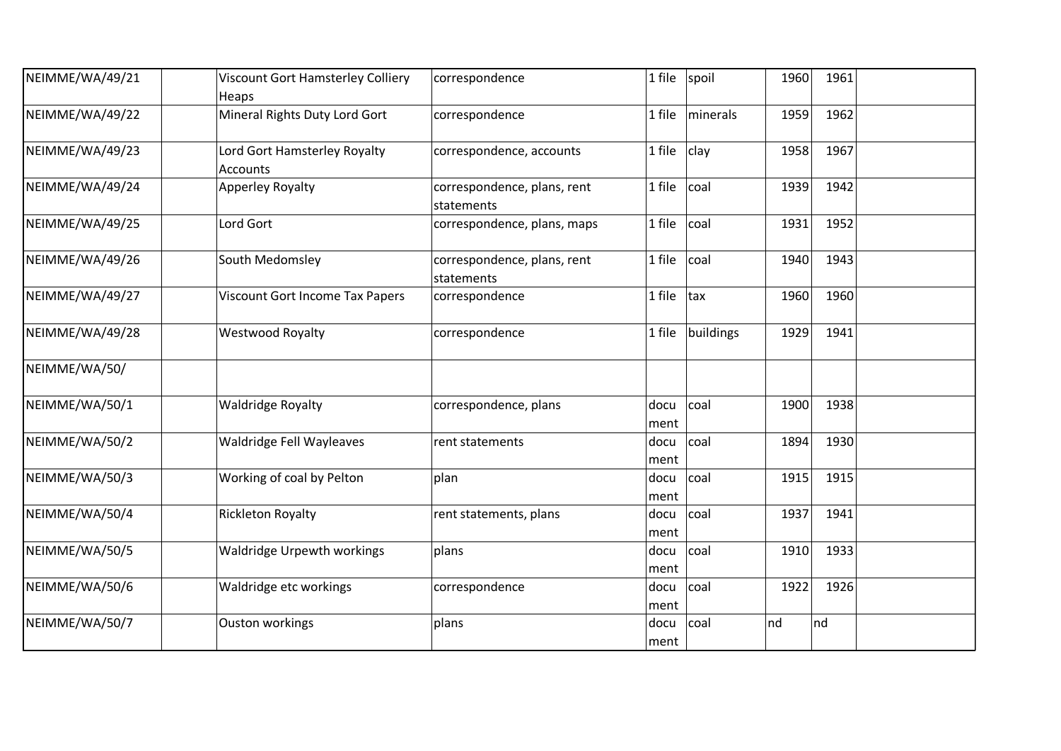| | | | | | | | | |
|---|---|---|---|---|---|---|---|---|
| NEIMME/WA/49/21 | | Viscount Gort Hamsterley Colliery Heaps | correspondence | 1 file | spoil | 1960 | 1961 | |
| NEIMME/WA/49/22 | | Mineral Rights Duty Lord Gort | correspondence | 1 file | minerals | 1959 | 1962 | |
| NEIMME/WA/49/23 | | Lord Gort Hamsterley Royalty Accounts | correspondence, accounts | 1 file | clay | 1958 | 1967 | |
| NEIMME/WA/49/24 | | Apperley Royalty | correspondence, plans, rent statements | 1 file | coal | 1939 | 1942 | |
| NEIMME/WA/49/25 | | Lord Gort | correspondence, plans, maps | 1 file | coal | 1931 | 1952 | |
| NEIMME/WA/49/26 | | South Medomsley | correspondence, plans, rent statements | 1 file | coal | 1940 | 1943 | |
| NEIMME/WA/49/27 | | Viscount Gort Income Tax Papers | correspondence | 1 file | tax | 1960 | 1960 | |
| NEIMME/WA/49/28 | | Westwood Royalty | correspondence | 1 file | buildings | 1929 | 1941 | |
| NEIMME/WA/50/ | | | | | | | | |
| NEIMME/WA/50/1 | | Waldridge Royalty | correspondence, plans | document | coal | 1900 | 1938 | |
| NEIMME/WA/50/2 | | Waldridge Fell Wayleaves | rent statements | document | coal | 1894 | 1930 | |
| NEIMME/WA/50/3 | | Working of coal by Pelton | plan | document | coal | 1915 | 1915 | |
| NEIMME/WA/50/4 | | Rickleton Royalty | rent statements, plans | document | coal | 1937 | 1941 | |
| NEIMME/WA/50/5 | | Waldridge Urpewth workings | plans | document | coal | 1910 | 1933 | |
| NEIMME/WA/50/6 | | Waldridge etc workings | correspondence | document | coal | 1922 | 1926 | |
| NEIMME/WA/50/7 | | Ouston workings | plans | document | coal | nd | nd | |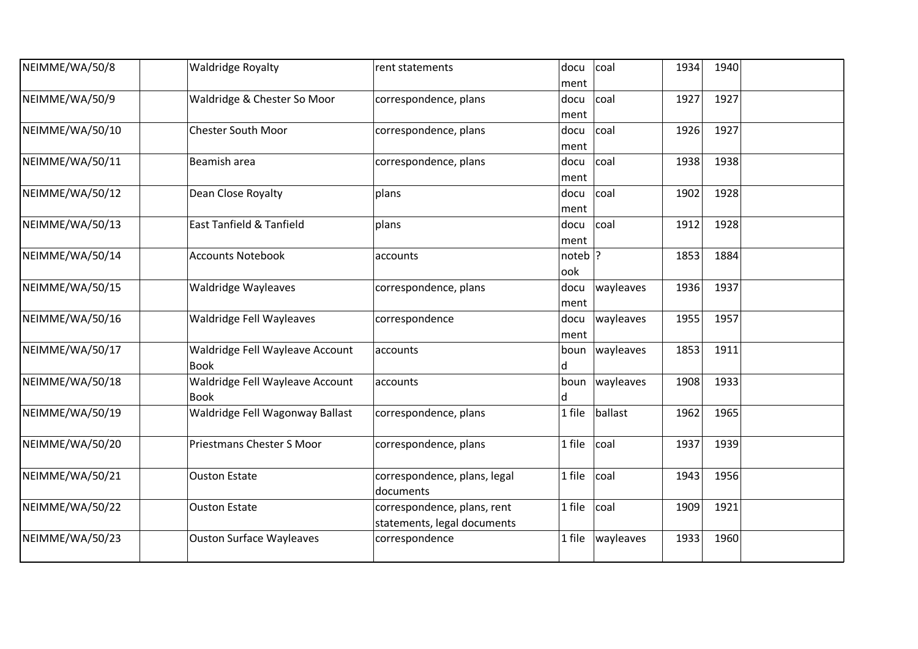| NEIMME/WA/50/8 | | Waldridge Royalty | rent statements | document | coal | 1934 | 1940 | |
|---|---|---|---|---|---|---|---|---|
| NEIMME/WA/50/9 | | Waldridge & Chester So Moor | correspondence, plans | document | coal | 1927 | 1927 | |
| NEIMME/WA/50/10 | | Chester South Moor | correspondence, plans | document | coal | 1926 | 1927 | |
| NEIMME/WA/50/11 | | Beamish area | correspondence, plans | document | coal | 1938 | 1938 | |
| NEIMME/WA/50/12 | | Dean Close Royalty | plans | document | coal | 1902 | 1928 | |
| NEIMME/WA/50/13 | | East Tanfield & Tanfield | plans | document | coal | 1912 | 1928 | |
| NEIMME/WA/50/14 | | Accounts Notebook | accounts | notebook | ? | 1853 | 1884 | |
| NEIMME/WA/50/15 | | Waldridge Wayleaves | correspondence, plans | document | wayleaves | 1936 | 1937 | |
| NEIMME/WA/50/16 | | Waldridge Fell Wayleaves | correspondence | document | wayleaves | 1955 | 1957 | |
| NEIMME/WA/50/17 | | Waldridge Fell Wayleave Account Book | accounts | bound | wayleaves | 1853 | 1911 | |
| NEIMME/WA/50/18 | | Waldridge Fell Wayleave Account Book | accounts | bound | wayleaves | 1908 | 1933 | |
| NEIMME/WA/50/19 | | Waldridge Fell Wagonway Ballast | correspondence, plans | 1 file | ballast | 1962 | 1965 | |
| NEIMME/WA/50/20 | | Priestmans Chester S Moor | correspondence, plans | 1 file | coal | 1937 | 1939 | |
| NEIMME/WA/50/21 | | Ouston Estate | correspondence, plans, legal documents | 1 file | coal | 1943 | 1956 | |
| NEIMME/WA/50/22 | | Ouston Estate | correspondence, plans, rent statements, legal documents | 1 file | coal | 1909 | 1921 | |
| NEIMME/WA/50/23 | | Ouston Surface Wayleaves | correspondence | 1 file | wayleaves | 1933 | 1960 | |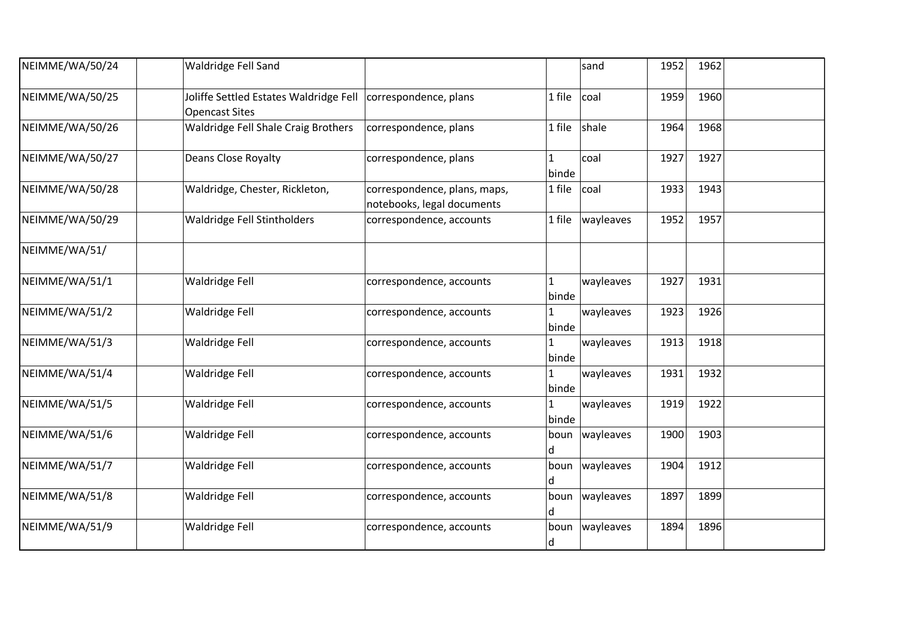| | | | | | | | | |
|---|---|---|---|---|---|---|---|---|
| NEIMME/WA/50/24 | | Waldridge Fell Sand | | | sand | 1952 | 1962 | |
| NEIMME/WA/50/25 | | Joliffe Settled Estates Waldridge Fell Opencast Sites | correspondence, plans | 1 file | coal | 1959 | 1960 | |
| NEIMME/WA/50/26 | | Waldridge Fell Shale Craig Brothers | correspondence, plans | 1 file | shale | 1964 | 1968 | |
| NEIMME/WA/50/27 | | Deans Close Royalty | correspondence, plans | 1 binde | coal | 1927 | 1927 | |
| NEIMME/WA/50/28 | | Waldridge, Chester, Rickleton, | correspondence, plans, maps, notebooks, legal documents | 1 file | coal | 1933 | 1943 | |
| NEIMME/WA/50/29 | | Waldridge Fell Stintholders | correspondence, accounts | 1 file | wayleaves | 1952 | 1957 | |
| NEIMME/WA/51/ | | | | | | | | |
| NEIMME/WA/51/1 | | Waldridge Fell | correspondence, accounts | 1 binde | wayleaves | 1927 | 1931 | |
| NEIMME/WA/51/2 | | Waldridge Fell | correspondence, accounts | 1 binde | wayleaves | 1923 | 1926 | |
| NEIMME/WA/51/3 | | Waldridge Fell | correspondence, accounts | 1 binde | wayleaves | 1913 | 1918 | |
| NEIMME/WA/51/4 | | Waldridge Fell | correspondence, accounts | 1 binde | wayleaves | 1931 | 1932 | |
| NEIMME/WA/51/5 | | Waldridge Fell | correspondence, accounts | 1 binde | wayleaves | 1919 | 1922 | |
| NEIMME/WA/51/6 | | Waldridge Fell | correspondence, accounts | bound | wayleaves | 1900 | 1903 | |
| NEIMME/WA/51/7 | | Waldridge Fell | correspondence, accounts | bound | wayleaves | 1904 | 1912 | |
| NEIMME/WA/51/8 | | Waldridge Fell | correspondence, accounts | bound | wayleaves | 1897 | 1899 | |
| NEIMME/WA/51/9 | | Waldridge Fell | correspondence, accounts | bound | wayleaves | 1894 | 1896 | |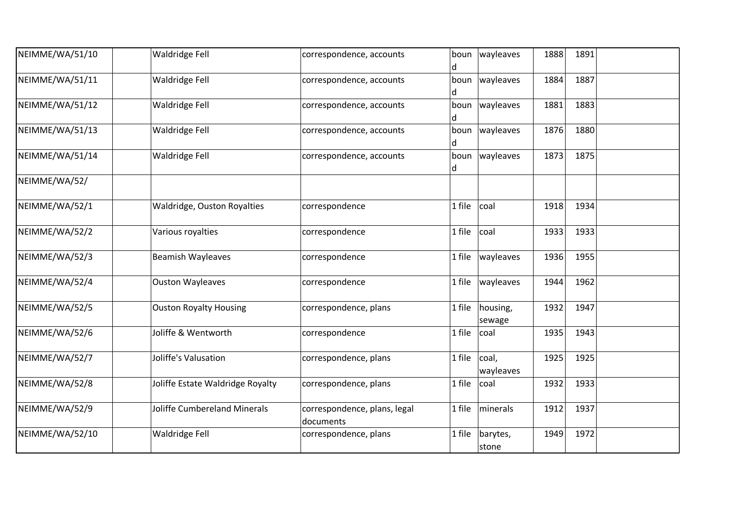| | | | | | | | | |
|---|---|---|---|---|---|---|---|---|
| NEIMME/WA/51/10 | | Waldridge Fell | correspondence, accounts | bound | wayleaves | 1888 | 1891 | |
| NEIMME/WA/51/11 | | Waldridge Fell | correspondence, accounts | bound | wayleaves | 1884 | 1887 | |
| NEIMME/WA/51/12 | | Waldridge Fell | correspondence, accounts | bound | wayleaves | 1881 | 1883 | |
| NEIMME/WA/51/13 | | Waldridge Fell | correspondence, accounts | bound | wayleaves | 1876 | 1880 | |
| NEIMME/WA/51/14 | | Waldridge Fell | correspondence, accounts | bound | wayleaves | 1873 | 1875 | |
| NEIMME/WA/52/ | | | | | | | | |
| NEIMME/WA/52/1 | | Waldridge, Ouston Royalties | correspondence | 1 file | coal | 1918 | 1934 | |
| NEIMME/WA/52/2 | | Various royalties | correspondence | 1 file | coal | 1933 | 1933 | |
| NEIMME/WA/52/3 | | Beamish Wayleaves | correspondence | 1 file | wayleaves | 1936 | 1955 | |
| NEIMME/WA/52/4 | | Ouston Wayleaves | correspondence | 1 file | wayleaves | 1944 | 1962 | |
| NEIMME/WA/52/5 | | Ouston Royalty Housing | correspondence, plans | 1 file | housing, sewage | 1932 | 1947 | |
| NEIMME/WA/52/6 | | Joliffe & Wentworth | correspondence | 1 file | coal | 1935 | 1943 | |
| NEIMME/WA/52/7 | | Joliffe's Valusation | correspondence, plans | 1 file | coal, wayleaves | 1925 | 1925 | |
| NEIMME/WA/52/8 | | Joliffe Estate Waldridge Royalty | correspondence, plans | 1 file | coal | 1932 | 1933 | |
| NEIMME/WA/52/9 | | Joliffe Cumbereland Minerals | correspondence, plans, legal documents | 1 file | minerals | 1912 | 1937 | |
| NEIMME/WA/52/10 | | Waldridge Fell | correspondence, plans | 1 file | barytes, stone | 1949 | 1972 | |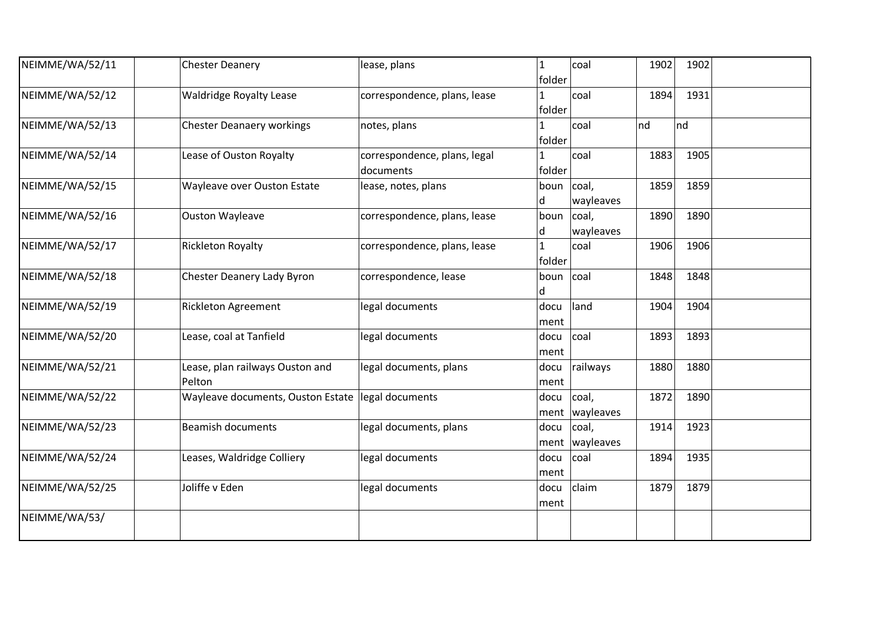| | | | | | | | | |
|---|---|---|---|---|---|---|---|---|
| NEIMME/WA/52/11 | | Chester Deanery | lease, plans | 1 folder | coal | 1902 | 1902 | |
| NEIMME/WA/52/12 | | Waldridge Royalty Lease | correspondence, plans, lease | 1 folder | coal | 1894 | 1931 | |
| NEIMME/WA/52/13 | | Chester Deanaery workings | notes, plans | 1 folder | coal | nd | nd | |
| NEIMME/WA/52/14 | | Lease of Ouston Royalty | correspondence, plans, legal documents | 1 folder | coal | 1883 | 1905 | |
| NEIMME/WA/52/15 | | Wayleave over Ouston Estate | lease, notes, plans | bound | coal, wayleaves | 1859 | 1859 | |
| NEIMME/WA/52/16 | | Ouston Wayleave | correspondence, plans, lease | bound | coal, wayleaves | 1890 | 1890 | |
| NEIMME/WA/52/17 | | Rickleton Royalty | correspondence, plans, lease | 1 folder | coal | 1906 | 1906 | |
| NEIMME/WA/52/18 | | Chester Deanery Lady Byron | correspondence, lease | bound | coal | 1848 | 1848 | |
| NEIMME/WA/52/19 | | Rickleton Agreement | legal documents | document | land | 1904 | 1904 | |
| NEIMME/WA/52/20 | | Lease, coal at Tanfield | legal documents | document | coal | 1893 | 1893 | |
| NEIMME/WA/52/21 | | Lease, plan railways Ouston and Pelton | legal documents, plans | document | railways | 1880 | 1880 | |
| NEIMME/WA/52/22 | | Wayleave documents, Ouston Estate | legal documents | document | coal, wayleaves | 1872 | 1890 | |
| NEIMME/WA/52/23 | | Beamish documents | legal documents, plans | document | coal, wayleaves | 1914 | 1923 | |
| NEIMME/WA/52/24 | | Leases, Waldridge Colliery | legal documents | document | coal | 1894 | 1935 | |
| NEIMME/WA/52/25 | | Joliffe v Eden | legal documents | document | claim | 1879 | 1879 | |
| NEIMME/WA/53/ | | | | | | | | |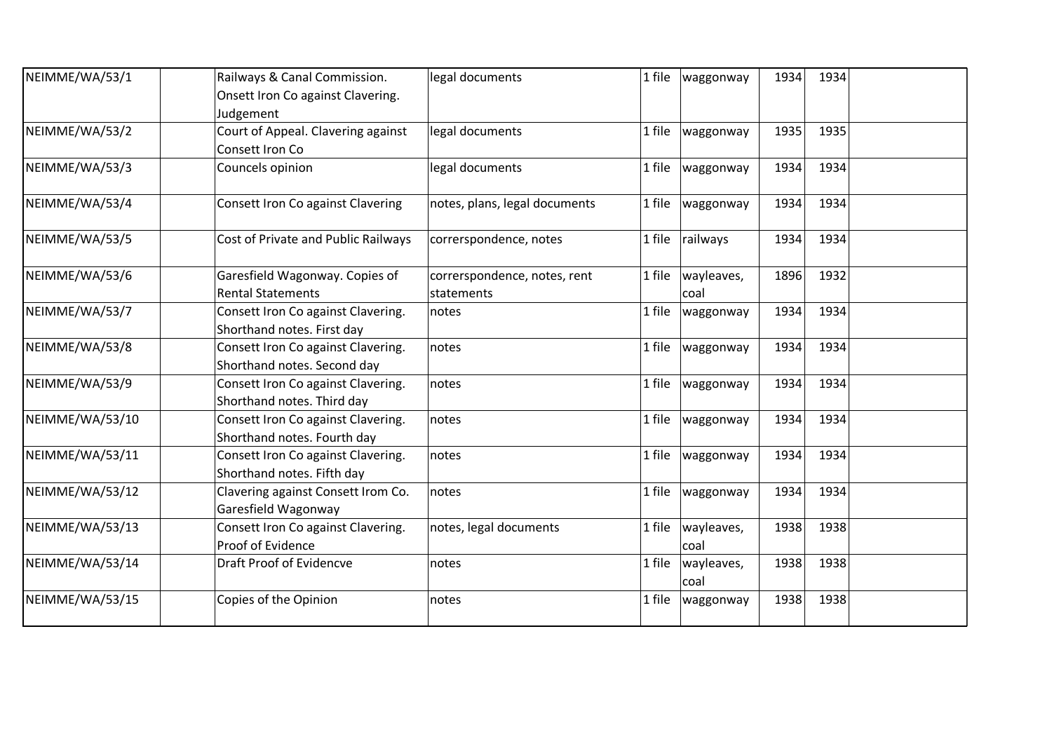| | | | | | | | | |
|---|---|---|---|---|---|---|---|---|
| NEIMME/WA/53/1 | | Railways & Canal Commission. Onsett Iron Co against Clavering. Judgement | legal documents | 1 file | waggonway | 1934 | 1934 | |
| NEIMME/WA/53/2 | | Court of Appeal. Clavering against Consett Iron Co | legal documents | 1 file | waggonway | 1935 | 1935 | |
| NEIMME/WA/53/3 | | Councels opinion | legal documents | 1 file | waggonway | 1934 | 1934 | |
| NEIMME/WA/53/4 | | Consett Iron Co against Clavering | notes, plans, legal documents | 1 file | waggonway | 1934 | 1934 | |
| NEIMME/WA/53/5 | | Cost of Private and Public Railways | correrspondence, notes | 1 file | railways | 1934 | 1934 | |
| NEIMME/WA/53/6 | | Garesfield Wagonway. Copies of Rental Statements | correrspondence, notes, rent statements | 1 file | wayleaves, coal | 1896 | 1932 | |
| NEIMME/WA/53/7 | | Consett Iron Co against Clavering. Shorthand notes. First day | notes | 1 file | waggonway | 1934 | 1934 | |
| NEIMME/WA/53/8 | | Consett Iron Co against Clavering. Shorthand notes. Second day | notes | 1 file | waggonway | 1934 | 1934 | |
| NEIMME/WA/53/9 | | Consett Iron Co against Clavering. Shorthand notes. Third day | notes | 1 file | waggonway | 1934 | 1934 | |
| NEIMME/WA/53/10 | | Consett Iron Co against Clavering. Shorthand notes. Fourth day | notes | 1 file | waggonway | 1934 | 1934 | |
| NEIMME/WA/53/11 | | Consett Iron Co against Clavering. Shorthand notes. Fifth day | notes | 1 file | waggonway | 1934 | 1934 | |
| NEIMME/WA/53/12 | | Clavering against Consett Irom Co. Garesfield Wagonway | notes | 1 file | waggonway | 1934 | 1934 | |
| NEIMME/WA/53/13 | | Consett Iron Co against Clavering. Proof of Evidence | notes, legal documents | 1 file | wayleaves, coal | 1938 | 1938 | |
| NEIMME/WA/53/14 | | Draft Proof of Evidencve | notes | 1 file | wayleaves, coal | 1938 | 1938 | |
| NEIMME/WA/53/15 | | Copies of the Opinion | notes | 1 file | waggonway | 1938 | 1938 | |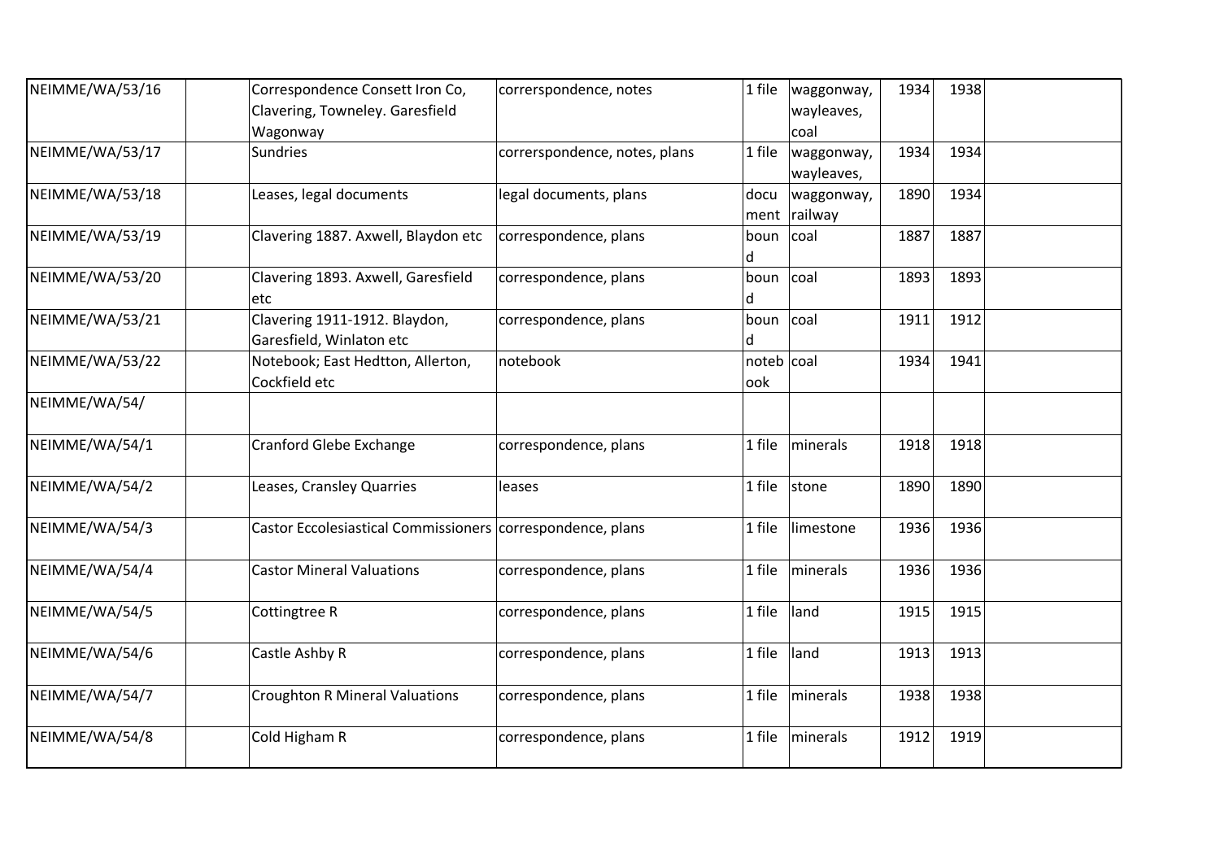| | | | | | | | | |
|---|---|---|---|---|---|---|---|---|
| NEIMME/WA/53/16 | | Correspondence Consett Iron Co, Clavering, Towneley. Garesfield Wagonway | correrspondence, notes | 1 file | waggonway, wayleaves, coal | 1934 | 1938 | |
| NEIMME/WA/53/17 | | Sundries | correrspondence, notes, plans | 1 file | waggonway, wayleaves, | 1934 | 1934 | |
| NEIMME/WA/53/18 | | Leases, legal documents | legal documents, plans | docu ment | waggonway, railway | 1890 | 1934 | |
| NEIMME/WA/53/19 | | Clavering 1887. Axwell, Blaydon etc | correspondence, plans | boun d | coal | 1887 | 1887 | |
| NEIMME/WA/53/20 | | Clavering 1893. Axwell, Garesfield etc | correspondence, plans | boun d | coal | 1893 | 1893 | |
| NEIMME/WA/53/21 | | Clavering 1911-1912. Blaydon, Garesfield, Winlaton etc | correspondence, plans | boun d | coal | 1911 | 1912 | |
| NEIMME/WA/53/22 | | Notebook; East Hedtton, Allerton, Cockfield etc | notebook | noteb ook | coal | 1934 | 1941 | |
| NEIMME/WA/54/ | | | | | | | | |
| NEIMME/WA/54/1 | | Cranford Glebe Exchange | correspondence, plans | 1 file | minerals | 1918 | 1918 | |
| NEIMME/WA/54/2 | | Leases, Cransley Quarries | leases | 1 file | stone | 1890 | 1890 | |
| NEIMME/WA/54/3 | | Castor Eccolesiastical Commissioners | correspondence, plans | 1 file | limestone | 1936 | 1936 | |
| NEIMME/WA/54/4 | | Castor Mineral Valuations | correspondence, plans | 1 file | minerals | 1936 | 1936 | |
| NEIMME/WA/54/5 | | Cottingtree R | correspondence, plans | 1 file | land | 1915 | 1915 | |
| NEIMME/WA/54/6 | | Castle Ashby R | correspondence, plans | 1 file | land | 1913 | 1913 | |
| NEIMME/WA/54/7 | | Croughton R Mineral Valuations | correspondence, plans | 1 file | minerals | 1938 | 1938 | |
| NEIMME/WA/54/8 | | Cold Higham R | correspondence, plans | 1 file | minerals | 1912 | 1919 | |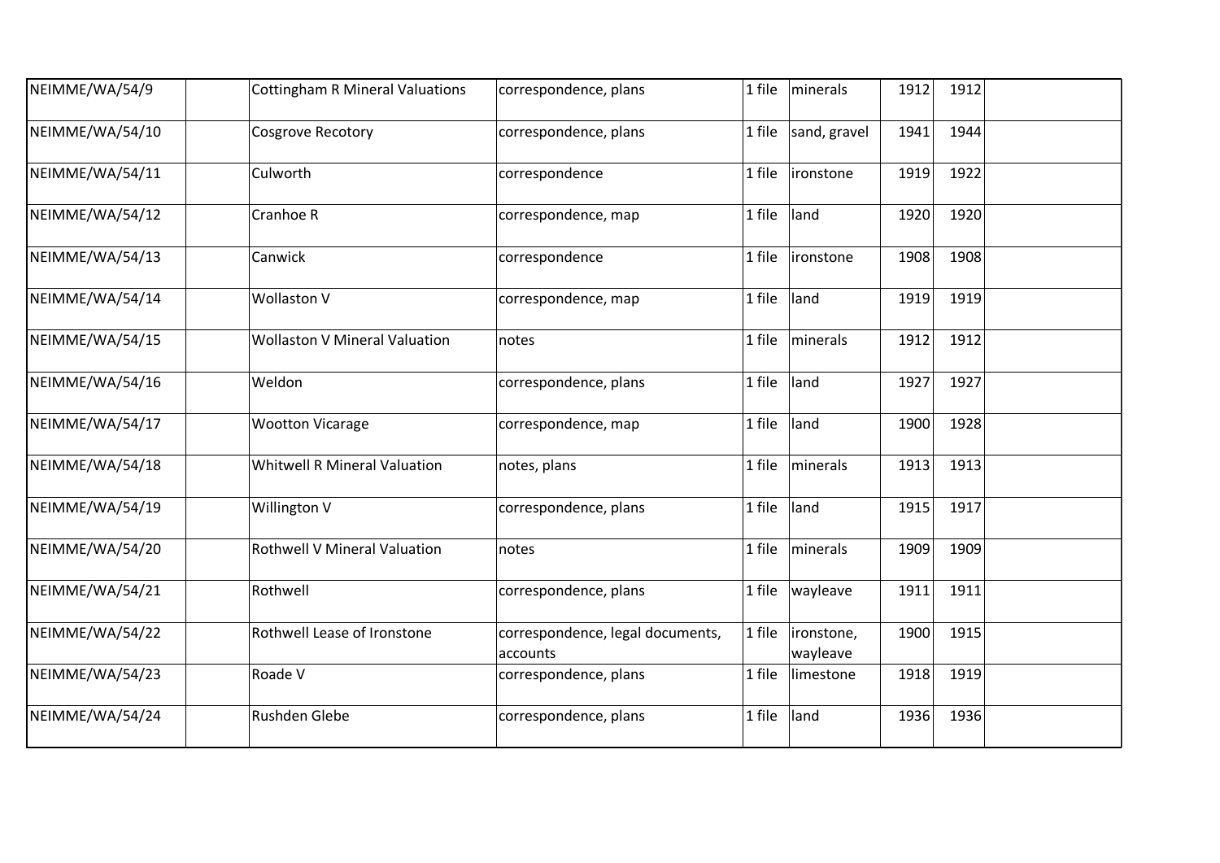| | | | | | | | | |
|---|---|---|---|---|---|---|---|---|
| NEIMME/WA/54/9 | | Cottingham R Mineral Valuations | correspondence, plans | 1 file | minerals | 1912 | 1912 | |
| NEIMME/WA/54/10 | | Cosgrove Recotory | correspondence, plans | 1 file | sand, gravel | 1941 | 1944 | |
| NEIMME/WA/54/11 | | Culworth | correspondence | 1 file | ironstone | 1919 | 1922 | |
| NEIMME/WA/54/12 | | Cranhoe R | correspondence, map | 1 file | land | 1920 | 1920 | |
| NEIMME/WA/54/13 | | Canwick | correspondence | 1 file | ironstone | 1908 | 1908 | |
| NEIMME/WA/54/14 | | Wollaston V | correspondence, map | 1 file | land | 1919 | 1919 | |
| NEIMME/WA/54/15 | | Wollaston V Mineral Valuation | notes | 1 file | minerals | 1912 | 1912 | |
| NEIMME/WA/54/16 | | Weldon | correspondence, plans | 1 file | land | 1927 | 1927 | |
| NEIMME/WA/54/17 | | Wootton Vicarage | correspondence, map | 1 file | land | 1900 | 1928 | |
| NEIMME/WA/54/18 | | Whitwell R Mineral Valuation | notes, plans | 1 file | minerals | 1913 | 1913 | |
| NEIMME/WA/54/19 | | Willington V | correspondence, plans | 1 file | land | 1915 | 1917 | |
| NEIMME/WA/54/20 | | Rothwell V Mineral Valuation | notes | 1 file | minerals | 1909 | 1909 | |
| NEIMME/WA/54/21 | | Rothwell | correspondence, plans | 1 file | wayleave | 1911 | 1911 | |
| NEIMME/WA/54/22 | | Rothwell Lease of Ironstone | correspondence, legal documents, accounts | 1 file | ironstone, wayleave | 1900 | 1915 | |
| NEIMME/WA/54/23 | | Roade V | correspondence, plans | 1 file | limestone | 1918 | 1919 | |
| NEIMME/WA/54/24 | | Rushden Glebe | correspondence, plans | 1 file | land | 1936 | 1936 | |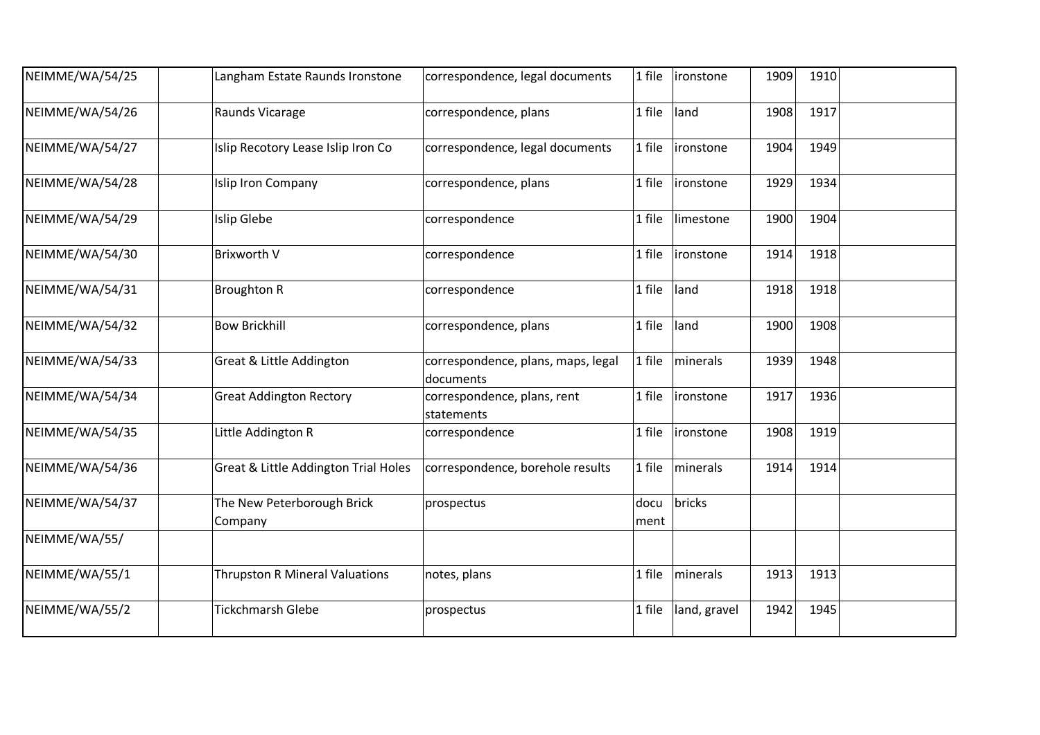| NEIMME/WA/54/25 | | Langham Estate Raunds Ironstone | correspondence, legal documents | 1 file | ironstone | 1909 | 1910 | |
|---|---|---|---|---|---|---|---|---|
| NEIMME/WA/54/26 | | Raunds Vicarage | correspondence, plans | 1 file | land | 1908 | 1917 | |
| NEIMME/WA/54/27 | | Islip Recotory Lease Islip Iron Co | correspondence, legal documents | 1 file | ironstone | 1904 | 1949 | |
| NEIMME/WA/54/28 | | Islip Iron Company | correspondence, plans | 1 file | ironstone | 1929 | 1934 | |
| NEIMME/WA/54/29 | | Islip Glebe | correspondence | 1 file | limestone | 1900 | 1904 | |
| NEIMME/WA/54/30 | | Brixworth V | correspondence | 1 file | ironstone | 1914 | 1918 | |
| NEIMME/WA/54/31 | | Broughton R | correspondence | 1 file | land | 1918 | 1918 | |
| NEIMME/WA/54/32 | | Bow Brickhill | correspondence, plans | 1 file | land | 1900 | 1908 | |
| NEIMME/WA/54/33 | | Great & Little Addington | correspondence, plans, maps, legal documents | 1 file | minerals | 1939 | 1948 | |
| NEIMME/WA/54/34 | | Great Addington Rectory | correspondence, plans, rent statements | 1 file | ironstone | 1917 | 1936 | |
| NEIMME/WA/54/35 | | Little Addington R | correspondence | 1 file | ironstone | 1908 | 1919 | |
| NEIMME/WA/54/36 | | Great & Little Addington Trial Holes | correspondence, borehole results | 1 file | minerals | 1914 | 1914 | |
| NEIMME/WA/54/37 | | The New Peterborough Brick Company | prospectus | document | bricks | | | |
| NEIMME/WA/55/ | | | | | | | | |
| NEIMME/WA/55/1 | | Thrupston R Mineral Valuations | notes, plans | 1 file | minerals | 1913 | 1913 | |
| NEIMME/WA/55/2 | | Tickchmarsh Glebe | prospectus | 1 file | land, gravel | 1942 | 1945 | |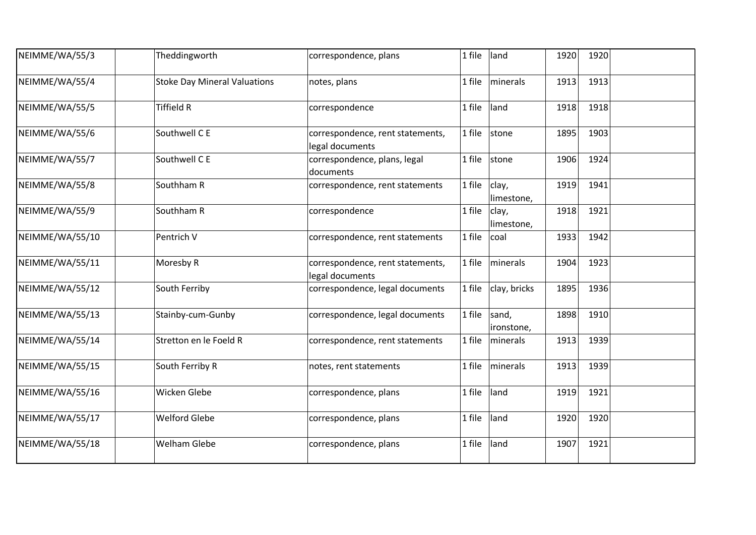| | | | | | | | | |
|---|---|---|---|---|---|---|---|---|
| NEIMME/WA/55/3 | | Theddingworth | correspondence, plans | 1 file | land | 1920 | 1920 | |
| NEIMME/WA/55/4 | | Stoke Day Mineral Valuations | notes, plans | 1 file | minerals | 1913 | 1913 | |
| NEIMME/WA/55/5 | | Tiffield R | correspondence | 1 file | land | 1918 | 1918 | |
| NEIMME/WA/55/6 | | Southwell C E | correspondence, rent statements, legal documents | 1 file | stone | 1895 | 1903 | |
| NEIMME/WA/55/7 | | Southwell C E | correspondence, plans, legal documents | 1 file | stone | 1906 | 1924 | |
| NEIMME/WA/55/8 | | Southham R | correspondence, rent statements | 1 file | clay, limestone, | 1919 | 1941 | |
| NEIMME/WA/55/9 | | Southham R | correspondence | 1 file | clay, limestone, | 1918 | 1921 | |
| NEIMME/WA/55/10 | | Pentrich V | correspondence, rent statements | 1 file | coal | 1933 | 1942 | |
| NEIMME/WA/55/11 | | Moresby R | correspondence, rent statements, legal documents | 1 file | minerals | 1904 | 1923 | |
| NEIMME/WA/55/12 | | South Ferriby | correspondence, legal documents | 1 file | clay, bricks | 1895 | 1936 | |
| NEIMME/WA/55/13 | | Stainby-cum-Gunby | correspondence, legal documents | 1 file | sand, ironstone, | 1898 | 1910 | |
| NEIMME/WA/55/14 | | Stretton en le Foeld R | correspondence, rent statements | 1 file | minerals | 1913 | 1939 | |
| NEIMME/WA/55/15 | | South Ferriby R | notes, rent statements | 1 file | minerals | 1913 | 1939 | |
| NEIMME/WA/55/16 | | Wicken Glebe | correspondence, plans | 1 file | land | 1919 | 1921 | |
| NEIMME/WA/55/17 | | Welford Glebe | correspondence, plans | 1 file | land | 1920 | 1920 | |
| NEIMME/WA/55/18 | | Welham Glebe | correspondence, plans | 1 file | land | 1907 | 1921 | |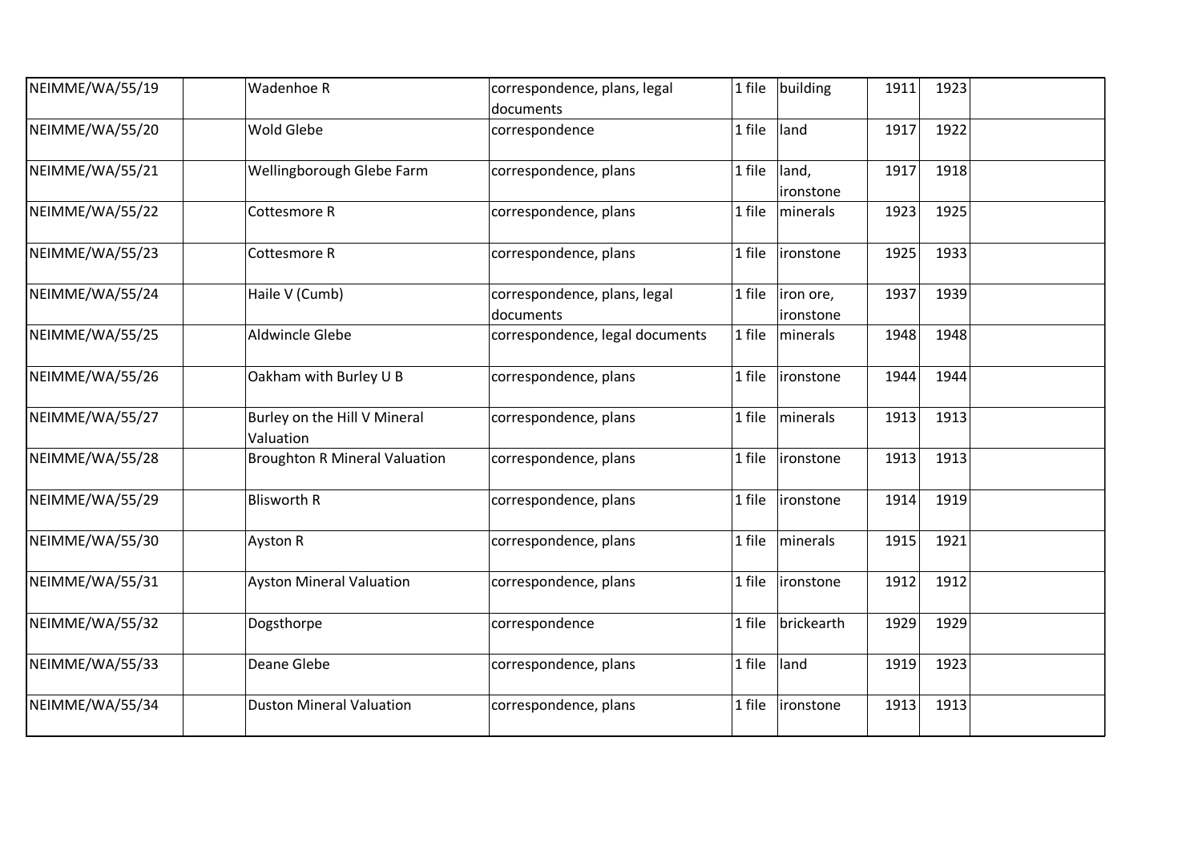| | | | | | | | | |
|---|---|---|---|---|---|---|---|---|
| NEIMME/WA/55/19 | | Wadenhoe R | correspondence, plans, legal documents | 1 file | building | 1911 | 1923 | |
| NEIMME/WA/55/20 | | Wold Glebe | correspondence | 1 file | land | 1917 | 1922 | |
| NEIMME/WA/55/21 | | Wellingborough Glebe Farm | correspondence, plans | 1 file | land, ironstone | 1917 | 1918 | |
| NEIMME/WA/55/22 | | Cottesmore R | correspondence, plans | 1 file | minerals | 1923 | 1925 | |
| NEIMME/WA/55/23 | | Cottesmore R | correspondence, plans | 1 file | ironstone | 1925 | 1933 | |
| NEIMME/WA/55/24 | | Haile V (Cumb) | correspondence, plans, legal documents | 1 file | iron ore, ironstone | 1937 | 1939 | |
| NEIMME/WA/55/25 | | Aldwincle Glebe | correspondence, legal documents | 1 file | minerals | 1948 | 1948 | |
| NEIMME/WA/55/26 | | Oakham with Burley U B | correspondence, plans | 1 file | ironstone | 1944 | 1944 | |
| NEIMME/WA/55/27 | | Burley on the Hill V Mineral Valuation | correspondence, plans | 1 file | minerals | 1913 | 1913 | |
| NEIMME/WA/55/28 | | Broughton R Mineral Valuation | correspondence, plans | 1 file | ironstone | 1913 | 1913 | |
| NEIMME/WA/55/29 | | Blisworth R | correspondence, plans | 1 file | ironstone | 1914 | 1919 | |
| NEIMME/WA/55/30 | | Ayston R | correspondence, plans | 1 file | minerals | 1915 | 1921 | |
| NEIMME/WA/55/31 | | Ayston Mineral Valuation | correspondence, plans | 1 file | ironstone | 1912 | 1912 | |
| NEIMME/WA/55/32 | | Dogsthorpe | correspondence | 1 file | brickearth | 1929 | 1929 | |
| NEIMME/WA/55/33 | | Deane Glebe | correspondence, plans | 1 file | land | 1919 | 1923 | |
| NEIMME/WA/55/34 | | Duston Mineral Valuation | correspondence, plans | 1 file | ironstone | 1913 | 1913 | |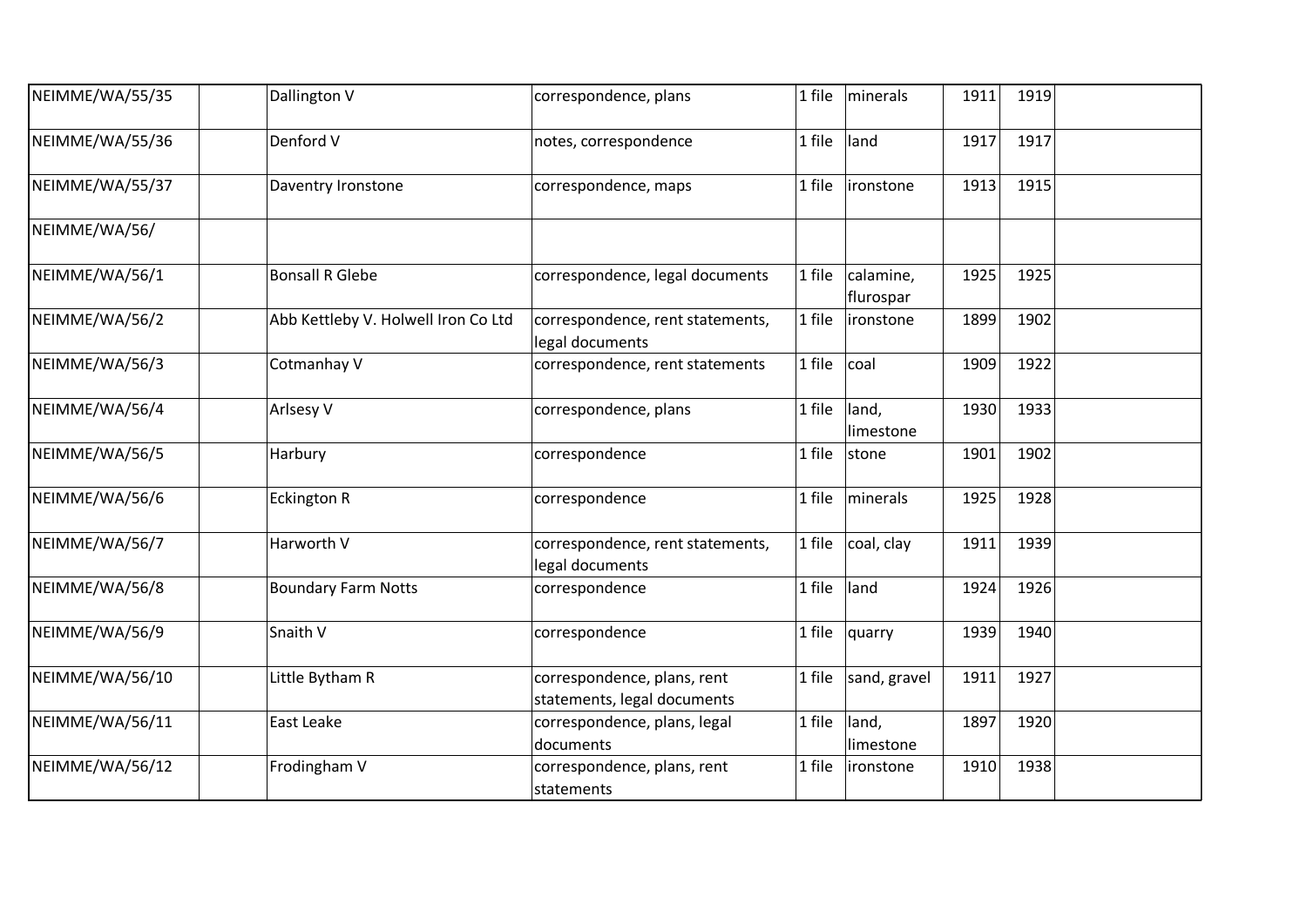| | | | | | | | | |
|---|---|---|---|---|---|---|---|---|
| NEIMME/WA/55/35 | | Dallington V | correspondence, plans | 1 file | minerals | 1911 | 1919 | |
| NEIMME/WA/55/36 | | Denford V | notes, correspondence | 1 file | land | 1917 | 1917 | |
| NEIMME/WA/55/37 | | Daventry Ironstone | correspondence, maps | 1 file | ironstone | 1913 | 1915 | |
| NEIMME/WA/56/ | | | | | | | | |
| NEIMME/WA/56/1 | | Bonsall R Glebe | correspondence, legal documents | 1 file | calamine, flurospar | 1925 | 1925 | |
| NEIMME/WA/56/2 | | Abb Kettleby V. Holwell Iron Co Ltd | correspondence, rent statements, legal documents | 1 file | ironstone | 1899 | 1902 | |
| NEIMME/WA/56/3 | | Cotmanhay V | correspondence, rent statements | 1 file | coal | 1909 | 1922 | |
| NEIMME/WA/56/4 | | Arlsesy V | correspondence, plans | 1 file | land, limestone | 1930 | 1933 | |
| NEIMME/WA/56/5 | | Harbury | correspondence | 1 file | stone | 1901 | 1902 | |
| NEIMME/WA/56/6 | | Eckington R | correspondence | 1 file | minerals | 1925 | 1928 | |
| NEIMME/WA/56/7 | | Harworth V | correspondence, rent statements, legal documents | 1 file | coal, clay | 1911 | 1939 | |
| NEIMME/WA/56/8 | | Boundary Farm Notts | correspondence | 1 file | land | 1924 | 1926 | |
| NEIMME/WA/56/9 | | Snaith V | correspondence | 1 file | quarry | 1939 | 1940 | |
| NEIMME/WA/56/10 | | Little Bytham R | correspondence, plans, rent statements, legal documents | 1 file | sand, gravel | 1911 | 1927 | |
| NEIMME/WA/56/11 | | East Leake | correspondence, plans, legal documents | 1 file | land, limestone | 1897 | 1920 | |
| NEIMME/WA/56/12 | | Frodingham V | correspondence, plans, rent statements | 1 file | ironstone | 1910 | 1938 | |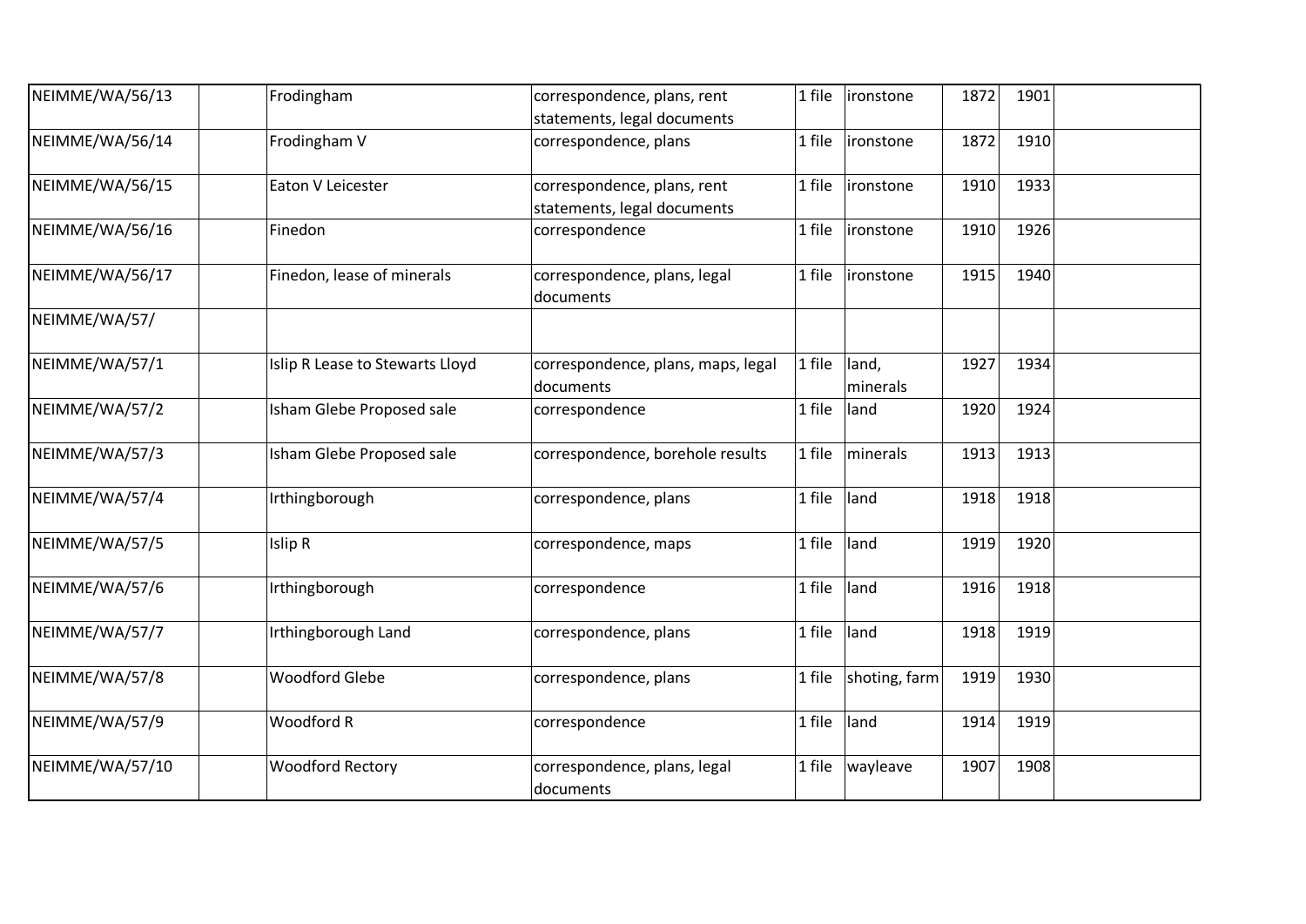| | | | | | | | | |
|---|---|---|---|---|---|---|---|---|
| NEIMME/WA/56/13 | | Frodingham | correspondence, plans, rent statements, legal documents | 1 file | ironstone | 1872 | 1901 | |
| NEIMME/WA/56/14 | | Frodingham V | correspondence, plans | 1 file | ironstone | 1872 | 1910 | |
| NEIMME/WA/56/15 | | Eaton V Leicester | correspondence, plans, rent statements, legal documents | 1 file | ironstone | 1910 | 1933 | |
| NEIMME/WA/56/16 | | Finedon | correspondence | 1 file | ironstone | 1910 | 1926 | |
| NEIMME/WA/56/17 | | Finedon, lease of minerals | correspondence, plans, legal documents | 1 file | ironstone | 1915 | 1940 | |
| NEIMME/WA/57/ | | | | | | | | |
| NEIMME/WA/57/1 | | Islip R Lease to Stewarts Lloyd | correspondence, plans, maps, legal documents | 1 file | land, minerals | 1927 | 1934 | |
| NEIMME/WA/57/2 | | Isham Glebe Proposed sale | correspondence | 1 file | land | 1920 | 1924 | |
| NEIMME/WA/57/3 | | Isham Glebe Proposed sale | correspondence, borehole results | 1 file | minerals | 1913 | 1913 | |
| NEIMME/WA/57/4 | | Irthingborough | correspondence, plans | 1 file | land | 1918 | 1918 | |
| NEIMME/WA/57/5 | | Islip R | correspondence, maps | 1 file | land | 1919 | 1920 | |
| NEIMME/WA/57/6 | | Irthingborough | correspondence | 1 file | land | 1916 | 1918 | |
| NEIMME/WA/57/7 | | Irthingborough Land | correspondence, plans | 1 file | land | 1918 | 1919 | |
| NEIMME/WA/57/8 | | Woodford Glebe | correspondence, plans | 1 file | shoting, farm | 1919 | 1930 | |
| NEIMME/WA/57/9 | | Woodford R | correspondence | 1 file | land | 1914 | 1919 | |
| NEIMME/WA/57/10 | | Woodford Rectory | correspondence, plans, legal documents | 1 file | wayleave | 1907 | 1908 | |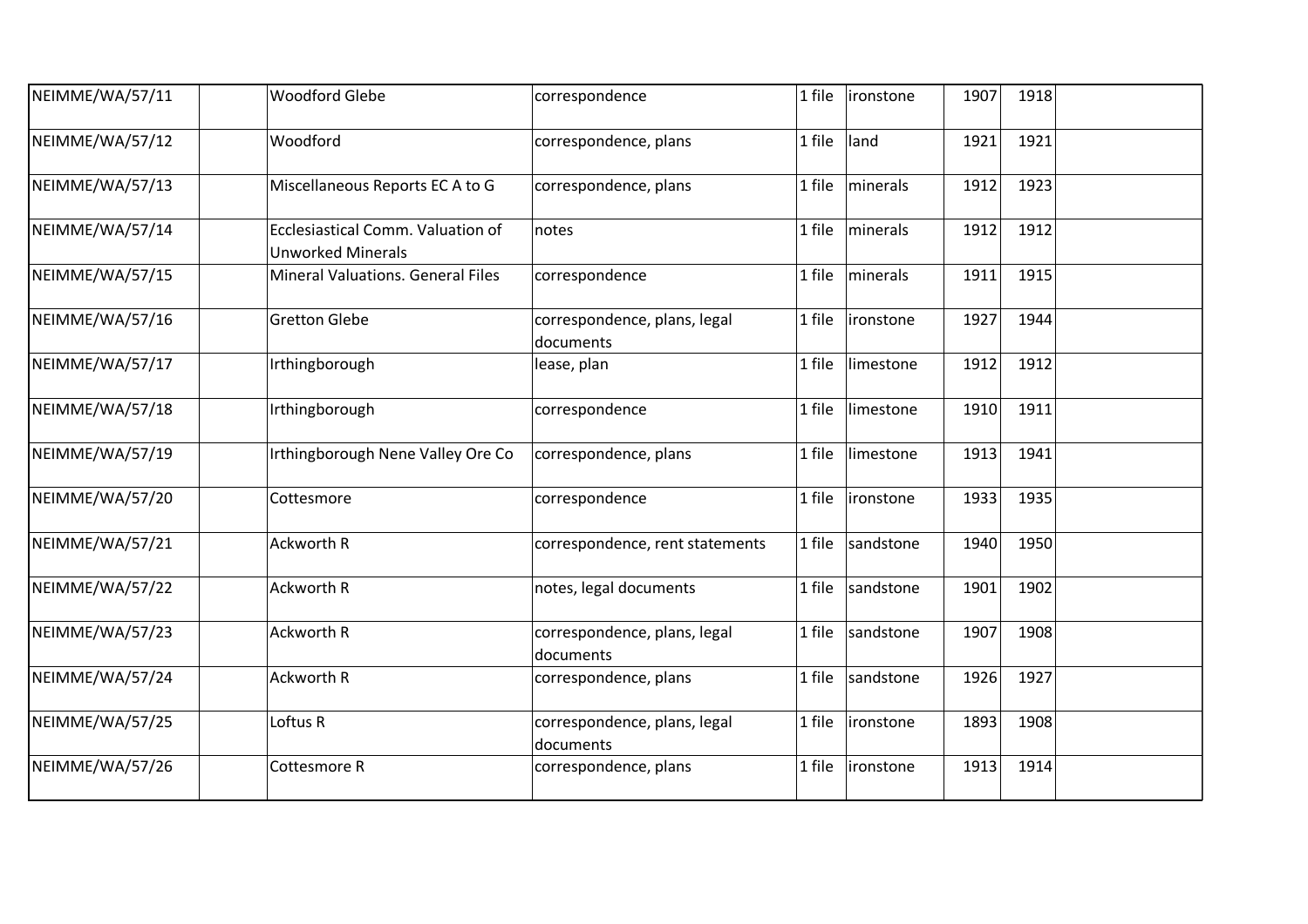| | | | | | | | | |
|---|---|---|---|---|---|---|---|---|
| NEIMME/WA/57/11 | | Woodford Glebe | correspondence | 1 file | ironstone | 1907 | 1918 | |
| NEIMME/WA/57/12 | | Woodford | correspondence, plans | 1 file | land | 1921 | 1921 | |
| NEIMME/WA/57/13 | | Miscellaneous Reports EC A to G | correspondence, plans | 1 file | minerals | 1912 | 1923 | |
| NEIMME/WA/57/14 | | Ecclesiastical Comm. Valuation of Unworked Minerals | notes | 1 file | minerals | 1912 | 1912 | |
| NEIMME/WA/57/15 | | Mineral Valuations. General Files | correspondence | 1 file | minerals | 1911 | 1915 | |
| NEIMME/WA/57/16 | | Gretton Glebe | correspondence, plans, legal documents | 1 file | ironstone | 1927 | 1944 | |
| NEIMME/WA/57/17 | | Irthingborough | lease, plan | 1 file | limestone | 1912 | 1912 | |
| NEIMME/WA/57/18 | | Irthingborough | correspondence | 1 file | limestone | 1910 | 1911 | |
| NEIMME/WA/57/19 | | Irthingborough Nene Valley Ore Co | correspondence, plans | 1 file | limestone | 1913 | 1941 | |
| NEIMME/WA/57/20 | | Cottesmore | correspondence | 1 file | ironstone | 1933 | 1935 | |
| NEIMME/WA/57/21 | | Ackworth R | correspondence, rent statements | 1 file | sandstone | 1940 | 1950 | |
| NEIMME/WA/57/22 | | Ackworth R | notes, legal documents | 1 file | sandstone | 1901 | 1902 | |
| NEIMME/WA/57/23 | | Ackworth R | correspondence, plans, legal documents | 1 file | sandstone | 1907 | 1908 | |
| NEIMME/WA/57/24 | | Ackworth R | correspondence, plans | 1 file | sandstone | 1926 | 1927 | |
| NEIMME/WA/57/25 | | Loftus R | correspondence, plans, legal documents | 1 file | ironstone | 1893 | 1908 | |
| NEIMME/WA/57/26 | | Cottesmore R | correspondence, plans | 1 file | ironstone | 1913 | 1914 | |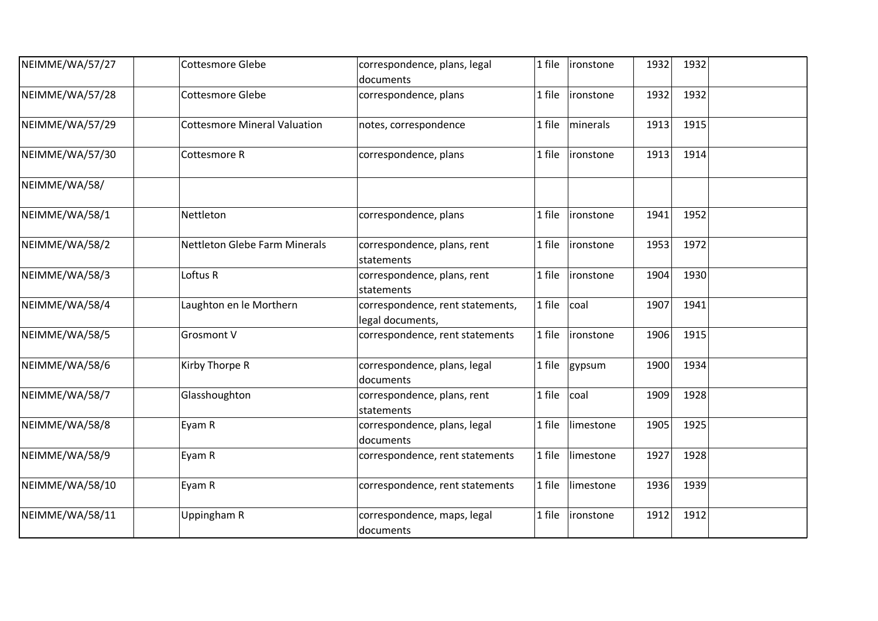| | | | | | | | | |
|---|---|---|---|---|---|---|---|---|
| NEIMME/WA/57/27 | | Cottesmore Glebe | correspondence, plans, legal documents | 1 file | ironstone | 1932 | 1932 | |
| NEIMME/WA/57/28 | | Cottesmore Glebe | correspondence, plans | 1 file | ironstone | 1932 | 1932 | |
| NEIMME/WA/57/29 | | Cottesmore Mineral Valuation | notes, correspondence | 1 file | minerals | 1913 | 1915 | |
| NEIMME/WA/57/30 | | Cottesmore R | correspondence, plans | 1 file | ironstone | 1913 | 1914 | |
| NEIMME/WA/58/ | | | | | | | | |
| NEIMME/WA/58/1 | | Nettleton | correspondence, plans | 1 file | ironstone | 1941 | 1952 | |
| NEIMME/WA/58/2 | | Nettleton Glebe Farm Minerals | correspondence, plans, rent statements | 1 file | ironstone | 1953 | 1972 | |
| NEIMME/WA/58/3 | | Loftus R | correspondence, plans, rent statements | 1 file | ironstone | 1904 | 1930 | |
| NEIMME/WA/58/4 | | Laughton en le Morthern | correspondence, rent statements, legal documents, | 1 file | coal | 1907 | 1941 | |
| NEIMME/WA/58/5 | | Grosmont V | correspondence, rent statements | 1 file | ironstone | 1906 | 1915 | |
| NEIMME/WA/58/6 | | Kirby Thorpe R | correspondence, plans, legal documents | 1 file | gypsum | 1900 | 1934 | |
| NEIMME/WA/58/7 | | Glasshoughton | correspondence, plans, rent statements | 1 file | coal | 1909 | 1928 | |
| NEIMME/WA/58/8 | | Eyam R | correspondence, plans, legal documents | 1 file | limestone | 1905 | 1925 | |
| NEIMME/WA/58/9 | | Eyam R | correspondence, rent statements | 1 file | limestone | 1927 | 1928 | |
| NEIMME/WA/58/10 | | Eyam R | correspondence, rent statements | 1 file | limestone | 1936 | 1939 | |
| NEIMME/WA/58/11 | | Uppingham R | correspondence, maps, legal documents | 1 file | ironstone | 1912 | 1912 | |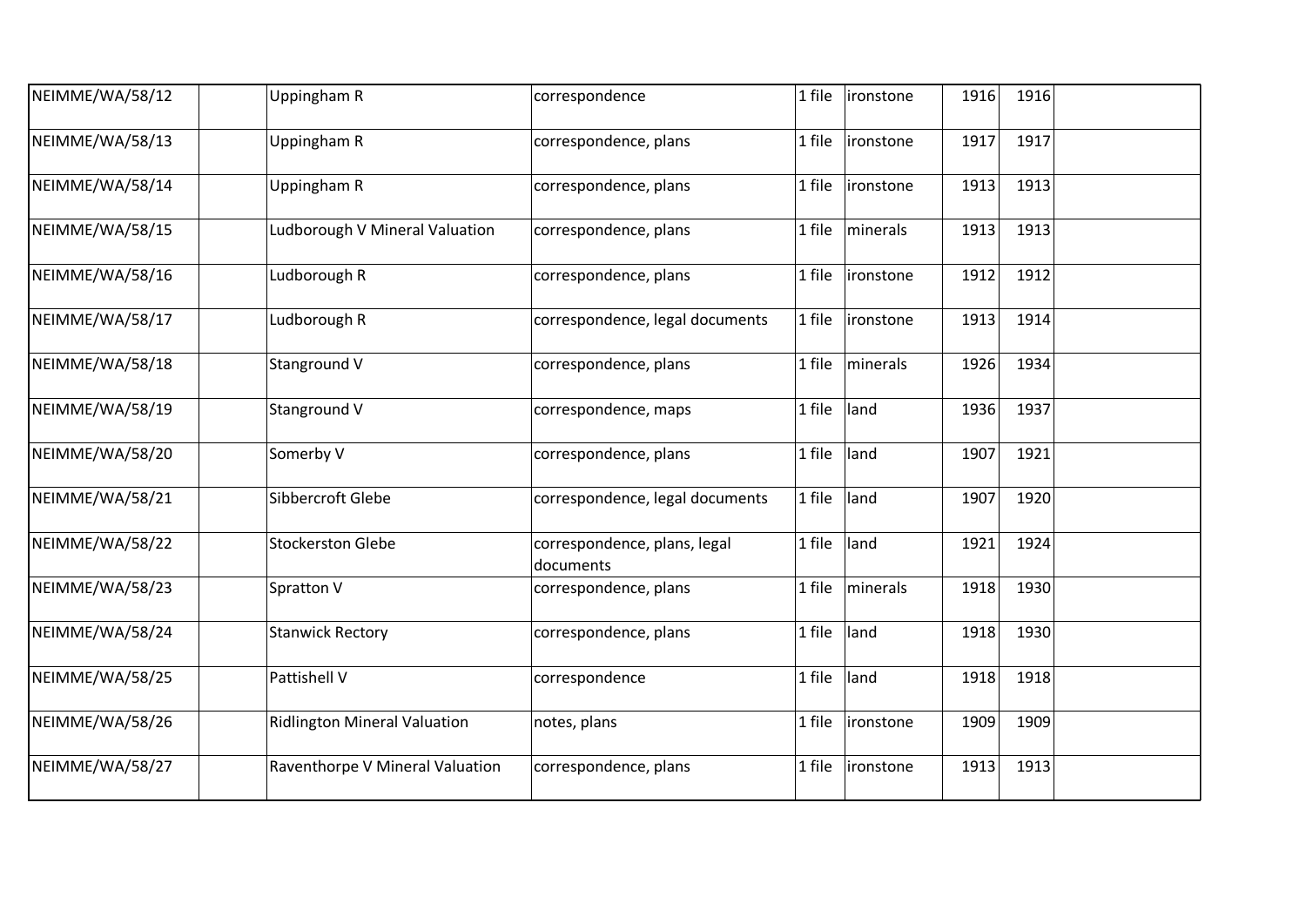| | | | | | | | | |
|---|---|---|---|---|---|---|---|---|
| NEIMME/WA/58/12 | | Uppingham R | correspondence | 1 file | ironstone | 1916 | 1916 | |
| NEIMME/WA/58/13 | | Uppingham R | correspondence, plans | 1 file | ironstone | 1917 | 1917 | |
| NEIMME/WA/58/14 | | Uppingham R | correspondence, plans | 1 file | ironstone | 1913 | 1913 | |
| NEIMME/WA/58/15 | | Ludborough V Mineral Valuation | correspondence, plans | 1 file | minerals | 1913 | 1913 | |
| NEIMME/WA/58/16 | | Ludborough R | correspondence, plans | 1 file | ironstone | 1912 | 1912 | |
| NEIMME/WA/58/17 | | Ludborough R | correspondence, legal documents | 1 file | ironstone | 1913 | 1914 | |
| NEIMME/WA/58/18 | | Stanground V | correspondence, plans | 1 file | minerals | 1926 | 1934 | |
| NEIMME/WA/58/19 | | Stanground V | correspondence, maps | 1 file | land | 1936 | 1937 | |
| NEIMME/WA/58/20 | | Somerby V | correspondence, plans | 1 file | land | 1907 | 1921 | |
| NEIMME/WA/58/21 | | Sibbercroft Glebe | correspondence, legal documents | 1 file | land | 1907 | 1920 | |
| NEIMME/WA/58/22 | | Stockerston Glebe | correspondence, plans, legal documents | 1 file | land | 1921 | 1924 | |
| NEIMME/WA/58/23 | | Spratton V | correspondence, plans | 1 file | minerals | 1918 | 1930 | |
| NEIMME/WA/58/24 | | Stanwick Rectory | correspondence, plans | 1 file | land | 1918 | 1930 | |
| NEIMME/WA/58/25 | | Pattishell V | correspondence | 1 file | land | 1918 | 1918 | |
| NEIMME/WA/58/26 | | Ridlington Mineral Valuation | notes, plans | 1 file | ironstone | 1909 | 1909 | |
| NEIMME/WA/58/27 | | Raventhorpe V Mineral Valuation | correspondence, plans | 1 file | ironstone | 1913 | 1913 | |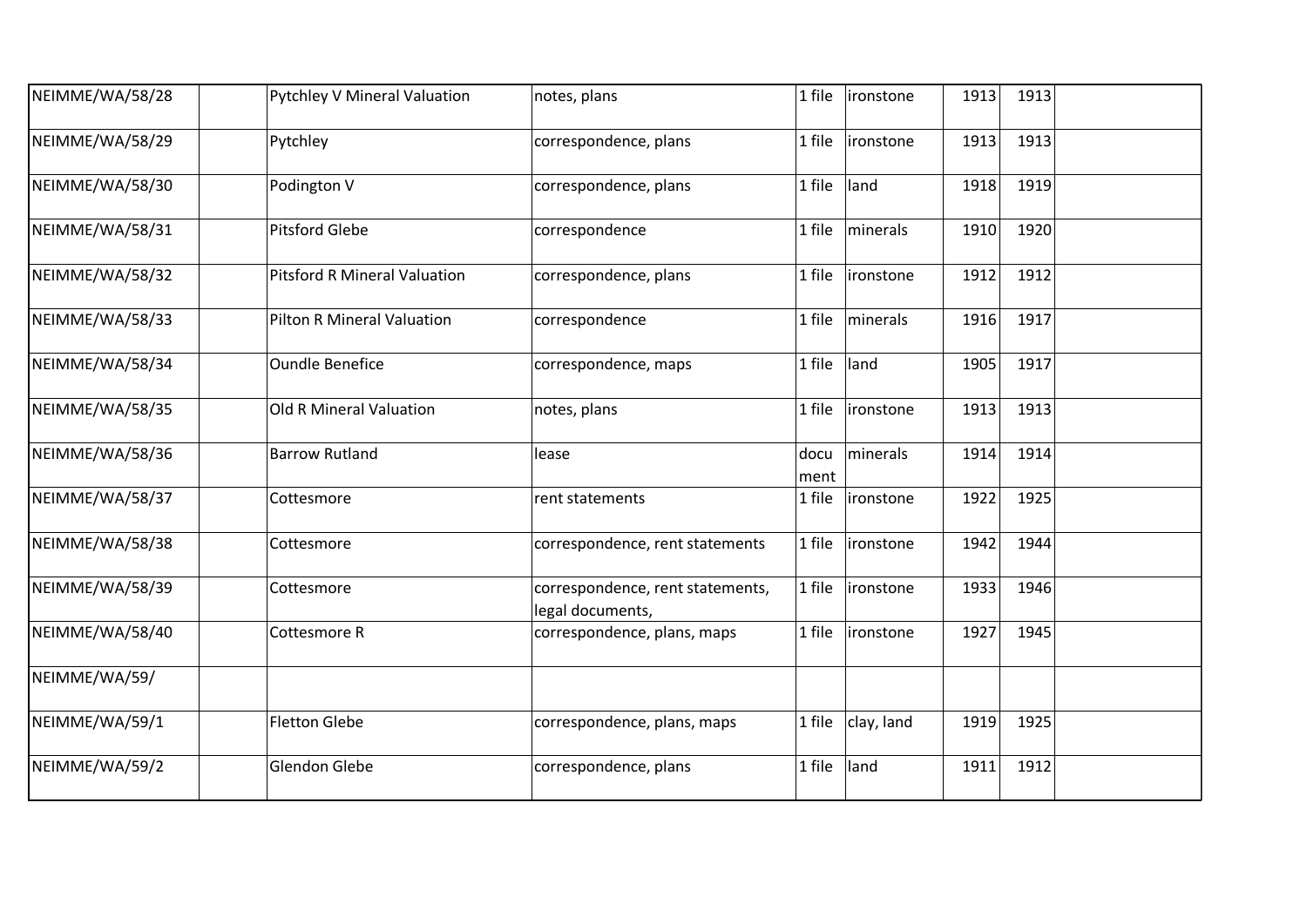| | | | | | | | | |
|---|---|---|---|---|---|---|---|---|
| NEIMME/WA/58/28 | | Pytchley V Mineral Valuation | notes, plans | 1 file | ironstone | 1913 | 1913 | |
| NEIMME/WA/58/29 | | Pytchley | correspondence, plans | 1 file | ironstone | 1913 | 1913 | |
| NEIMME/WA/58/30 | | Podington V | correspondence, plans | 1 file | land | 1918 | 1919 | |
| NEIMME/WA/58/31 | | Pitsford Glebe | correspondence | 1 file | minerals | 1910 | 1920 | |
| NEIMME/WA/58/32 | | Pitsford R Mineral Valuation | correspondence, plans | 1 file | ironstone | 1912 | 1912 | |
| NEIMME/WA/58/33 | | Pilton R Mineral Valuation | correspondence | 1 file | minerals | 1916 | 1917 | |
| NEIMME/WA/58/34 | | Oundle Benefice | correspondence, maps | 1 file | land | 1905 | 1917 | |
| NEIMME/WA/58/35 | | Old R Mineral Valuation | notes, plans | 1 file | ironstone | 1913 | 1913 | |
| NEIMME/WA/58/36 | | Barrow Rutland | lease | document | minerals | 1914 | 1914 | |
| NEIMME/WA/58/37 | | Cottesmore | rent statements | 1 file | ironstone | 1922 | 1925 | |
| NEIMME/WA/58/38 | | Cottesmore | correspondence, rent statements | 1 file | ironstone | 1942 | 1944 | |
| NEIMME/WA/58/39 | | Cottesmore | correspondence, rent statements, legal documents, | 1 file | ironstone | 1933 | 1946 | |
| NEIMME/WA/58/40 | | Cottesmore R | correspondence, plans, maps | 1 file | ironstone | 1927 | 1945 | |
| NEIMME/WA/59/ | | | | | | | | |
| NEIMME/WA/59/1 | | Fletton Glebe | correspondence, plans, maps | 1 file | clay, land | 1919 | 1925 | |
| NEIMME/WA/59/2 | | Glendon Glebe | correspondence, plans | 1 file | land | 1911 | 1912 | |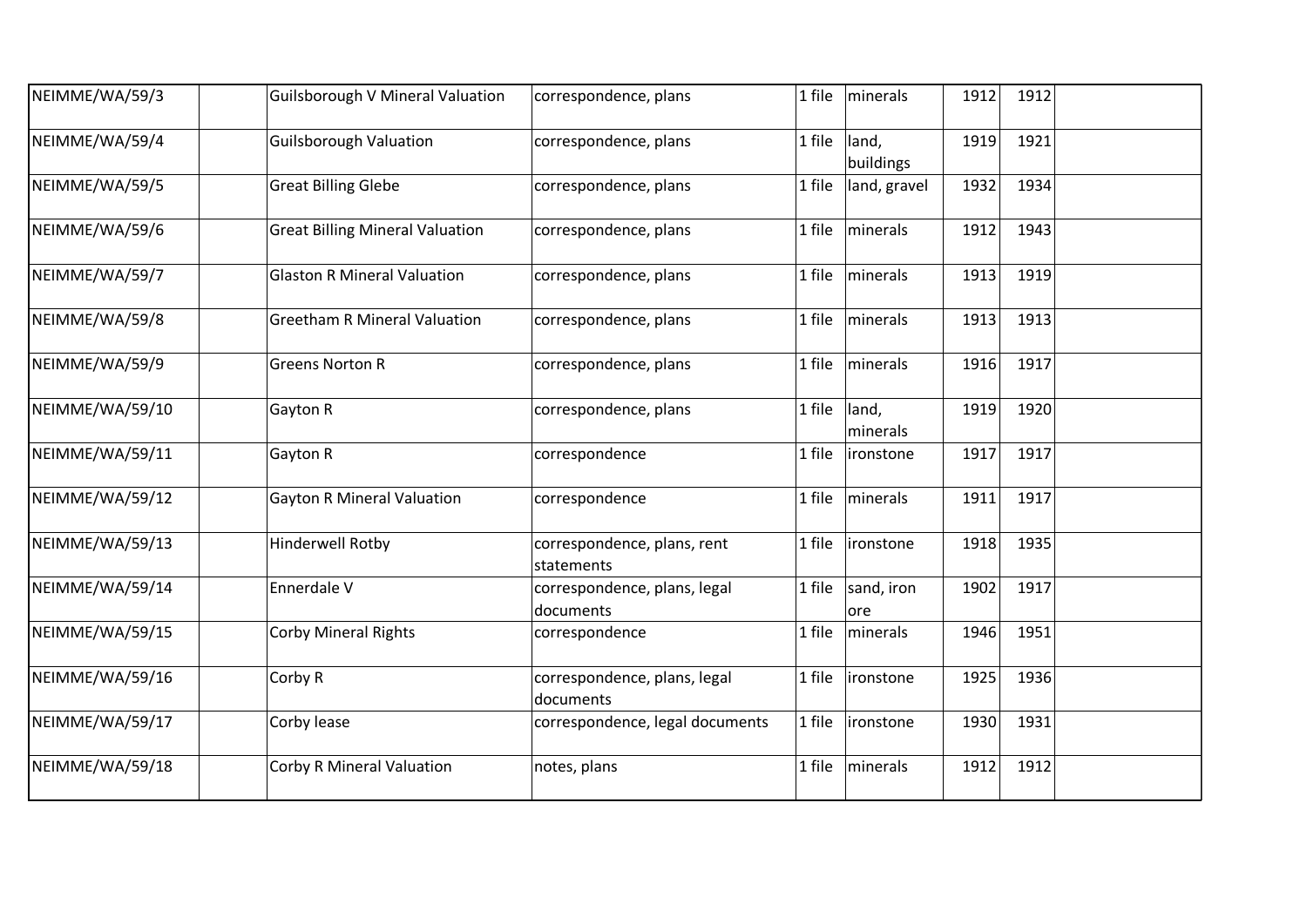| | | | | | | | | |
|---|---|---|---|---|---|---|---|---|
| NEIMME/WA/59/3 | | Guilsborough V Mineral Valuation | correspondence, plans | 1 file | minerals | 1912 | 1912 | |
| NEIMME/WA/59/4 | | Guilsborough Valuation | correspondence, plans | 1 file | land, buildings | 1919 | 1921 | |
| NEIMME/WA/59/5 | | Great Billing Glebe | correspondence, plans | 1 file | land, gravel | 1932 | 1934 | |
| NEIMME/WA/59/6 | | Great Billing Mineral Valuation | correspondence, plans | 1 file | minerals | 1912 | 1943 | |
| NEIMME/WA/59/7 | | Glaston R Mineral Valuation | correspondence, plans | 1 file | minerals | 1913 | 1919 | |
| NEIMME/WA/59/8 | | Greetham R Mineral Valuation | correspondence, plans | 1 file | minerals | 1913 | 1913 | |
| NEIMME/WA/59/9 | | Greens Norton R | correspondence, plans | 1 file | minerals | 1916 | 1917 | |
| NEIMME/WA/59/10 | | Gayton R | correspondence, plans | 1 file | land, minerals | 1919 | 1920 | |
| NEIMME/WA/59/11 | | Gayton R | correspondence | 1 file | ironstone | 1917 | 1917 | |
| NEIMME/WA/59/12 | | Gayton R Mineral Valuation | correspondence | 1 file | minerals | 1911 | 1917 | |
| NEIMME/WA/59/13 | | Hinderwell Rotby | correspondence, plans, rent statements | 1 file | ironstone | 1918 | 1935 | |
| NEIMME/WA/59/14 | | Ennerdale V | correspondence, plans, legal documents | 1 file | sand, iron ore | 1902 | 1917 | |
| NEIMME/WA/59/15 | | Corby Mineral Rights | correspondence | 1 file | minerals | 1946 | 1951 | |
| NEIMME/WA/59/16 | | Corby R | correspondence, plans, legal documents | 1 file | ironstone | 1925 | 1936 | |
| NEIMME/WA/59/17 | | Corby lease | correspondence, legal documents | 1 file | ironstone | 1930 | 1931 | |
| NEIMME/WA/59/18 | | Corby R Mineral Valuation | notes, plans | 1 file | minerals | 1912 | 1912 | |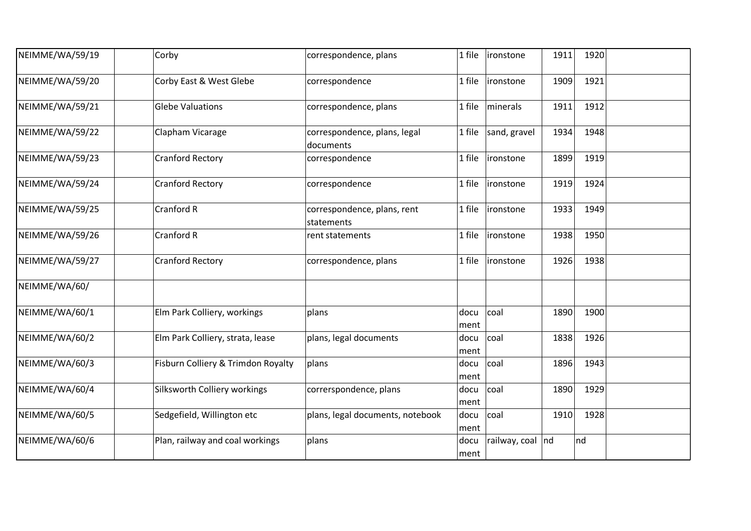| | | | | | | | | |
|---|---|---|---|---|---|---|---|---|
| NEIMME/WA/59/19 | | Corby | correspondence, plans | 1 file | ironstone | 1911 | 1920 | |
| NEIMME/WA/59/20 | | Corby East & West Glebe | correspondence | 1 file | ironstone | 1909 | 1921 | |
| NEIMME/WA/59/21 | | Glebe Valuations | correspondence, plans | 1 file | minerals | 1911 | 1912 | |
| NEIMME/WA/59/22 | | Clapham Vicarage | correspondence, plans, legal documents | 1 file | sand, gravel | 1934 | 1948 | |
| NEIMME/WA/59/23 | | Cranford Rectory | correspondence | 1 file | ironstone | 1899 | 1919 | |
| NEIMME/WA/59/24 | | Cranford Rectory | correspondence | 1 file | ironstone | 1919 | 1924 | |
| NEIMME/WA/59/25 | | Cranford R | correspondence, plans, rent statements | 1 file | ironstone | 1933 | 1949 | |
| NEIMME/WA/59/26 | | Cranford R | rent statements | 1 file | ironstone | 1938 | 1950 | |
| NEIMME/WA/59/27 | | Cranford Rectory | correspondence, plans | 1 file | ironstone | 1926 | 1938 | |
| NEIMME/WA/60/ | | | | | | | | |
| NEIMME/WA/60/1 | | Elm Park Colliery, workings | plans | document | coal | 1890 | 1900 | |
| NEIMME/WA/60/2 | | Elm Park Colliery, strata, lease | plans, legal documents | document | coal | 1838 | 1926 | |
| NEIMME/WA/60/3 | | Fisburn Colliery & Trimdon Royalty | plans | document | coal | 1896 | 1943 | |
| NEIMME/WA/60/4 | | Silksworth Colliery workings | correrspondence, plans | document | coal | 1890 | 1929 | |
| NEIMME/WA/60/5 | | Sedgefield, Willington etc | plans, legal documents, notebook | document | coal | 1910 | 1928 | |
| NEIMME/WA/60/6 | | Plan, railway and coal workings | plans | document | railway, coal | nd | nd | |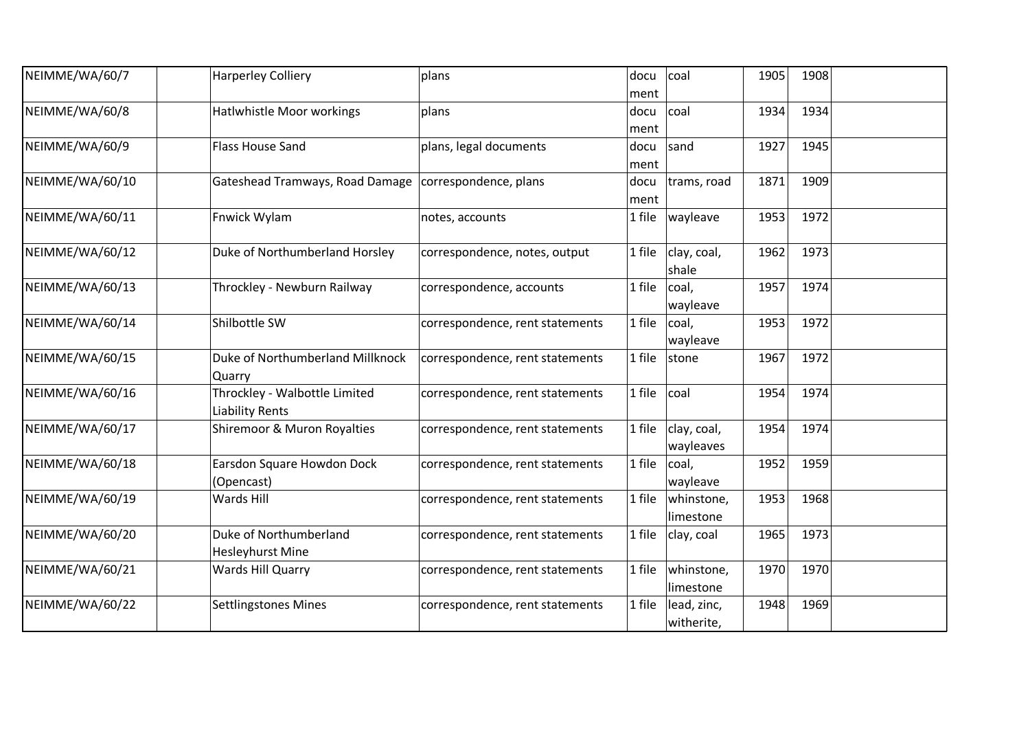| | | | | | | | | |
|---|---|---|---|---|---|---|---|---|
| NEIMME/WA/60/7 | | Harperley Colliery | plans | document | coal | 1905 | 1908 | |
| NEIMME/WA/60/8 | | Hatlwhistle Moor workings | plans | document | coal | 1934 | 1934 | |
| NEIMME/WA/60/9 | | Flass House Sand | plans, legal documents | document | sand | 1927 | 1945 | |
| NEIMME/WA/60/10 | | Gateshead Tramways, Road Damage | correspondence, plans | document | trams, road | 1871 | 1909 | |
| NEIMME/WA/60/11 | | Fnwick Wylam | notes, accounts | 1 file | wayleave | 1953 | 1972 | |
| NEIMME/WA/60/12 | | Duke of Northumberland Horsley | correspondence, notes, output | 1 file | clay, coal, shale | 1962 | 1973 | |
| NEIMME/WA/60/13 | | Throckley - Newburn Railway | correspondence, accounts | 1 file | coal, wayleave | 1957 | 1974 | |
| NEIMME/WA/60/14 | | Shilbottle SW | correspondence, rent statements | 1 file | coal, wayleave | 1953 | 1972 | |
| NEIMME/WA/60/15 | | Duke of Northumberland Millknock Quarry | correspondence, rent statements | 1 file | stone | 1967 | 1972 | |
| NEIMME/WA/60/16 | | Throckley - Walbottle Limited Liability Rents | correspondence, rent statements | 1 file | coal | 1954 | 1974 | |
| NEIMME/WA/60/17 | | Shiremoor & Muron Royalties | correspondence, rent statements | 1 file | clay, coal, wayleaves | 1954 | 1974 | |
| NEIMME/WA/60/18 | | Earsdon Square Howdon Dock (Opencast) | correspondence, rent statements | 1 file | coal, wayleave | 1952 | 1959 | |
| NEIMME/WA/60/19 | | Wards Hill | correspondence, rent statements | 1 file | whinstone, limestone | 1953 | 1968 | |
| NEIMME/WA/60/20 | | Duke of Northumberland Hesleyhurst Mine | correspondence, rent statements | 1 file | clay, coal | 1965 | 1973 | |
| NEIMME/WA/60/21 | | Wards Hill Quarry | correspondence, rent statements | 1 file | whinstone, limestone | 1970 | 1970 | |
| NEIMME/WA/60/22 | | Settlingstones Mines | correspondence, rent statements | 1 file | lead, zinc, witherite, | 1948 | 1969 | |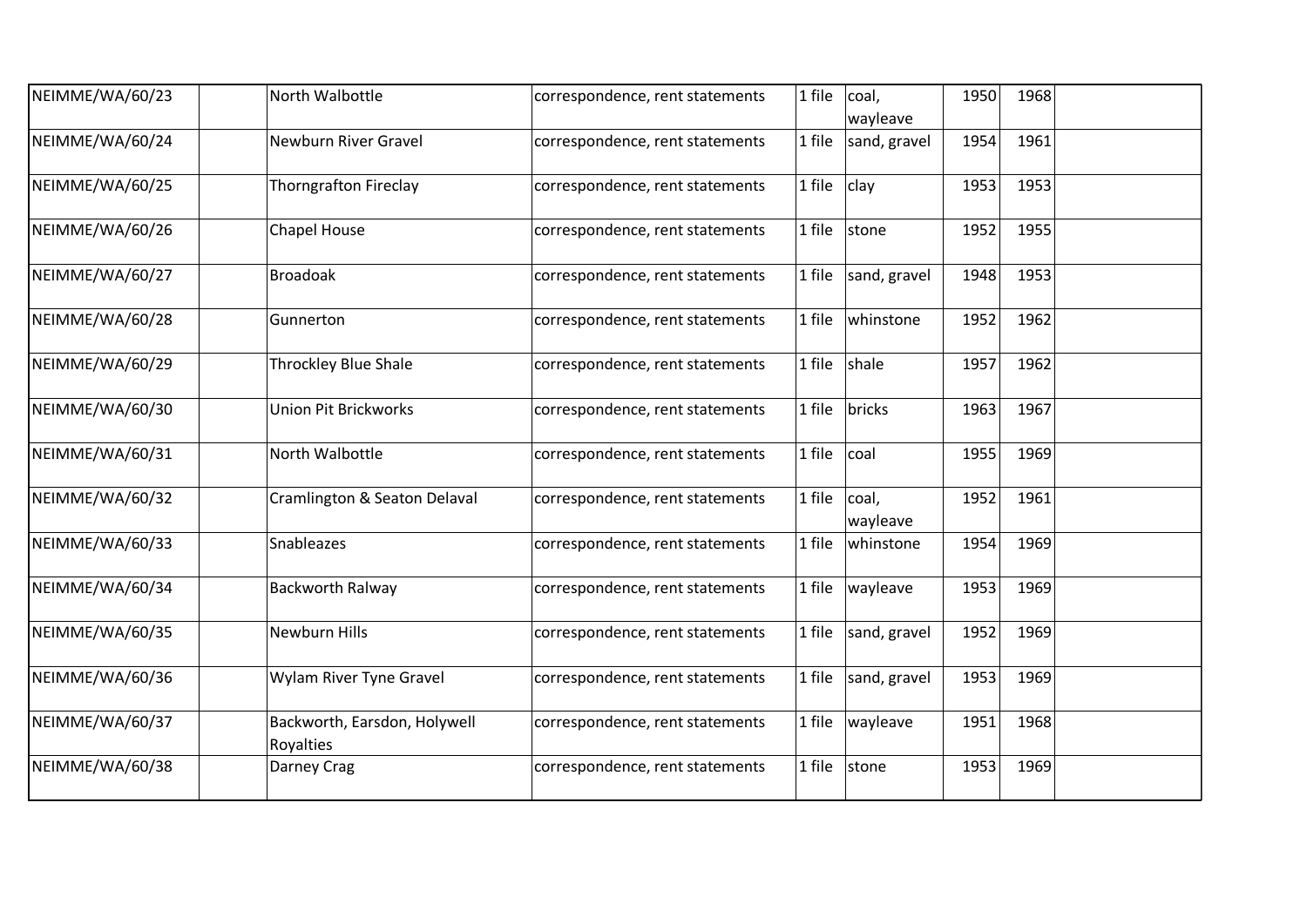| | | | | | | | | |
|---|---|---|---|---|---|---|---|---|
| NEIMME/WA/60/23 | | North Walbottle | correspondence, rent statements | 1 file | coal, wayleave | 1950 | 1968 | |
| NEIMME/WA/60/24 | | Newburn River Gravel | correspondence, rent statements | 1 file | sand, gravel | 1954 | 1961 | |
| NEIMME/WA/60/25 | | Thorngrafton Fireclay | correspondence, rent statements | 1 file | clay | 1953 | 1953 | |
| NEIMME/WA/60/26 | | Chapel House | correspondence, rent statements | 1 file | stone | 1952 | 1955 | |
| NEIMME/WA/60/27 | | Broadoak | correspondence, rent statements | 1 file | sand, gravel | 1948 | 1953 | |
| NEIMME/WA/60/28 | | Gunnerton | correspondence, rent statements | 1 file | whinstone | 1952 | 1962 | |
| NEIMME/WA/60/29 | | Throckley Blue Shale | correspondence, rent statements | 1 file | shale | 1957 | 1962 | |
| NEIMME/WA/60/30 | | Union Pit Brickworks | correspondence, rent statements | 1 file | bricks | 1963 | 1967 | |
| NEIMME/WA/60/31 | | North Walbottle | correspondence, rent statements | 1 file | coal | 1955 | 1969 | |
| NEIMME/WA/60/32 | | Cramlington & Seaton Delaval | correspondence, rent statements | 1 file | coal, wayleave | 1952 | 1961 | |
| NEIMME/WA/60/33 | | Snableazes | correspondence, rent statements | 1 file | whinstone | 1954 | 1969 | |
| NEIMME/WA/60/34 | | Backworth Ralway | correspondence, rent statements | 1 file | wayleave | 1953 | 1969 | |
| NEIMME/WA/60/35 | | Newburn Hills | correspondence, rent statements | 1 file | sand, gravel | 1952 | 1969 | |
| NEIMME/WA/60/36 | | Wylam River Tyne Gravel | correspondence, rent statements | 1 file | sand, gravel | 1953 | 1969 | |
| NEIMME/WA/60/37 | | Backworth, Earsdon, Holywell Royalties | correspondence, rent statements | 1 file | wayleave | 1951 | 1968 | |
| NEIMME/WA/60/38 | | Darney Crag | correspondence, rent statements | 1 file | stone | 1953 | 1969 | |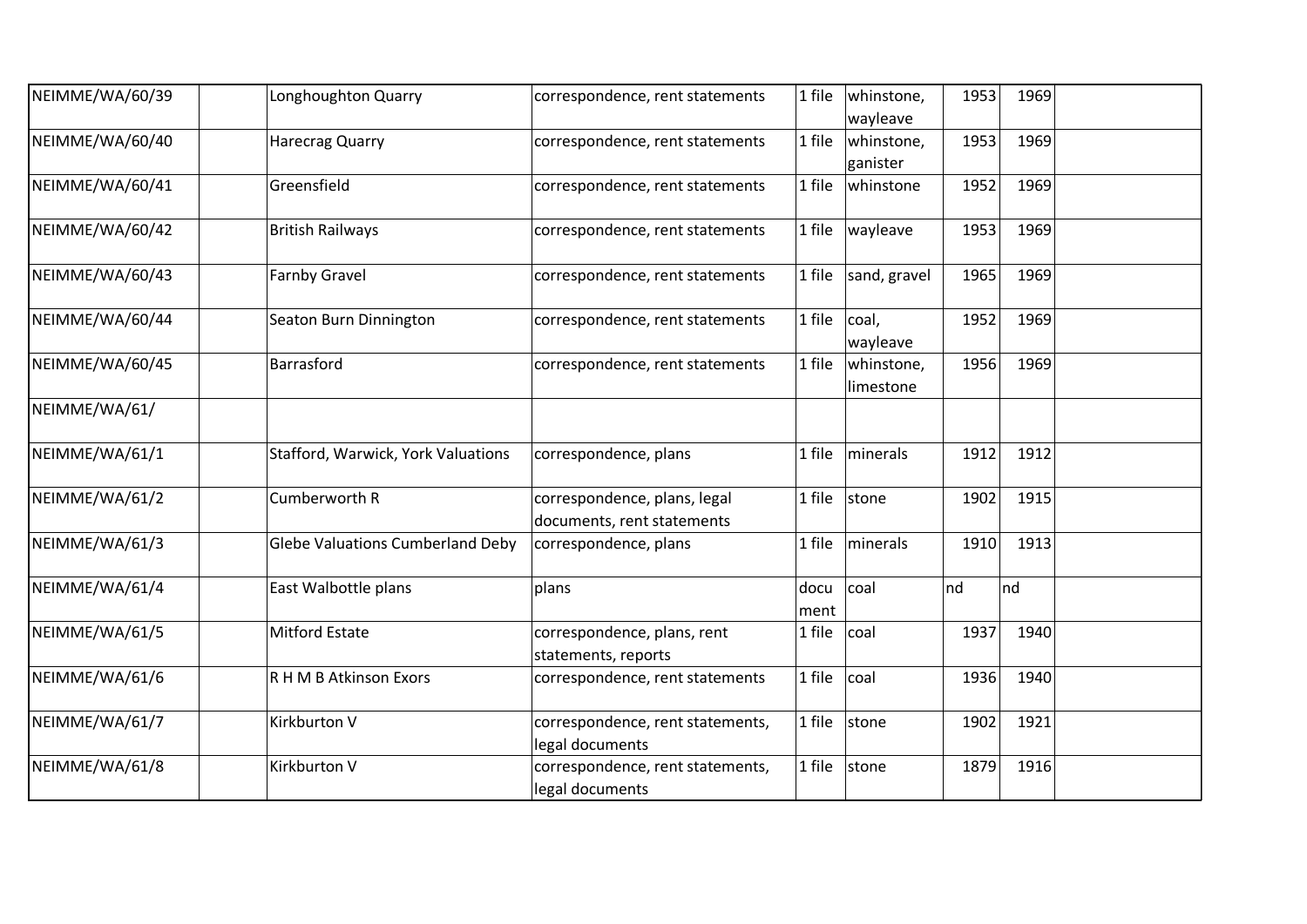| NEIMME/WA/60/39 | | Longhoughton Quarry | correspondence, rent statements | 1 file | whinstone, wayleave | 1953 | 1969 | |
|---|---|---|---|---|---|---|---|---|
| NEIMME/WA/60/40 | | Harecrag Quarry | correspondence, rent statements | 1 file | whinstone, ganister | 1953 | 1969 | |
| NEIMME/WA/60/41 | | Greensfield | correspondence, rent statements | 1 file | whinstone | 1952 | 1969 | |
| NEIMME/WA/60/42 | | British Railways | correspondence, rent statements | 1 file | wayleave | 1953 | 1969 | |
| NEIMME/WA/60/43 | | Farnby Gravel | correspondence, rent statements | 1 file | sand, gravel | 1965 | 1969 | |
| NEIMME/WA/60/44 | | Seaton Burn Dinnington | correspondence, rent statements | 1 file | coal, wayleave | 1952 | 1969 | |
| NEIMME/WA/60/45 | | Barrasford | correspondence, rent statements | 1 file | whinstone, limestone | 1956 | 1969 | |
| NEIMME/WA/61/ | | | | | | | | |
| NEIMME/WA/61/1 | | Stafford, Warwick, York Valuations | correspondence, plans | 1 file | minerals | 1912 | 1912 | |
| NEIMME/WA/61/2 | | Cumberworth R | correspondence, plans, legal documents, rent statements | 1 file | stone | 1902 | 1915 | |
| NEIMME/WA/61/3 | | Glebe Valuations Cumberland Deby | correspondence, plans | 1 file | minerals | 1910 | 1913 | |
| NEIMME/WA/61/4 | | East Walbottle plans | plans | document | coal | nd | nd | |
| NEIMME/WA/61/5 | | Mitford Estate | correspondence, plans, rent statements, reports | 1 file | coal | 1937 | 1940 | |
| NEIMME/WA/61/6 | | R H M B Atkinson Exors | correspondence, rent statements | 1 file | coal | 1936 | 1940 | |
| NEIMME/WA/61/7 | | Kirkburton V | correspondence, rent statements, legal documents | 1 file | stone | 1902 | 1921 | |
| NEIMME/WA/61/8 | | Kirkburton V | correspondence, rent statements, legal documents | 1 file | stone | 1879 | 1916 | |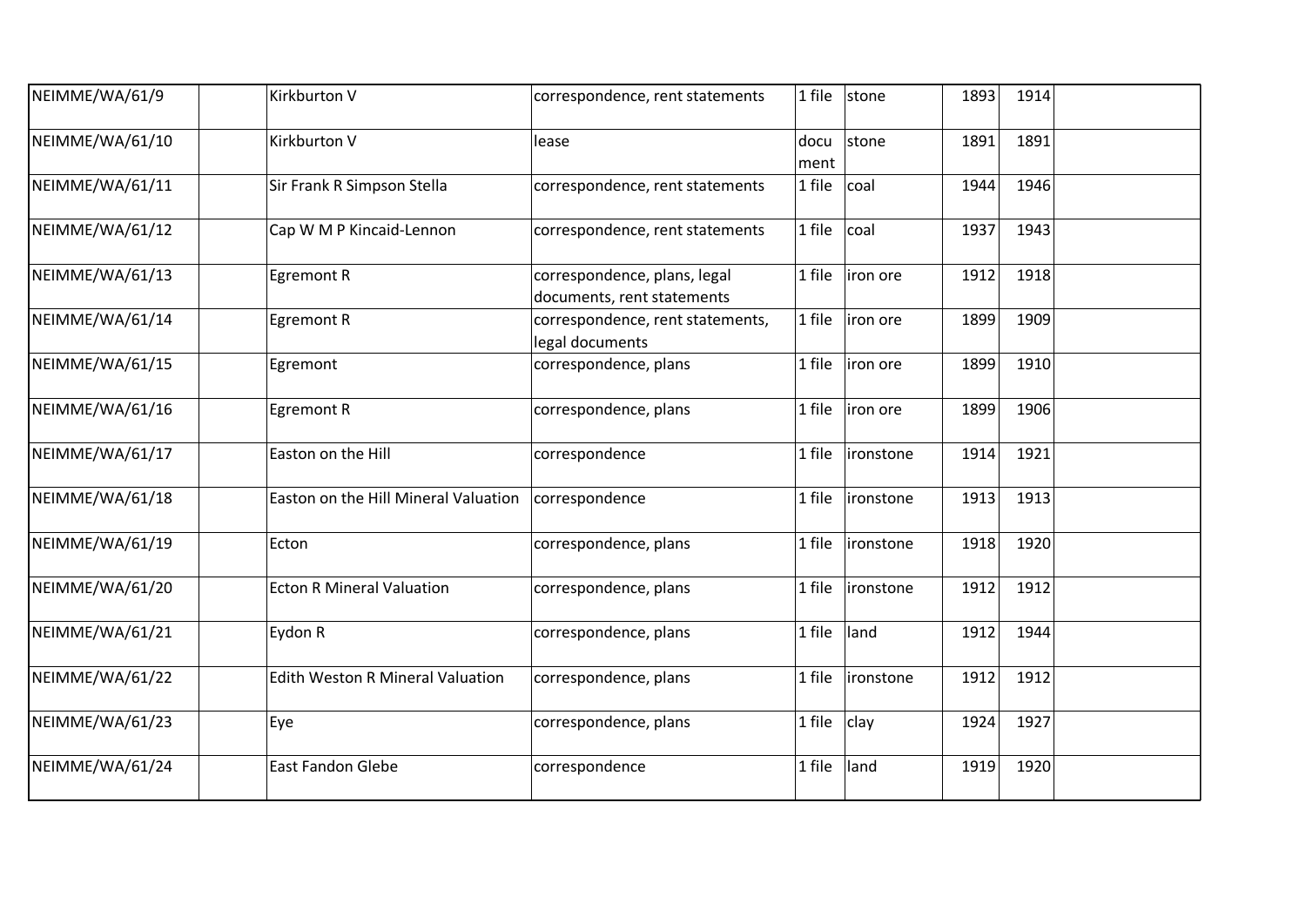| | | | | | | | | |
|---|---|---|---|---|---|---|---|---|
| NEIMME/WA/61/9 | | Kirkburton V | correspondence, rent statements | 1 file | stone | 1893 | 1914 | |
| NEIMME/WA/61/10 | | Kirkburton V | lease | document | stone | 1891 | 1891 | |
| NEIMME/WA/61/11 | | Sir Frank R Simpson Stella | correspondence, rent statements | 1 file | coal | 1944 | 1946 | |
| NEIMME/WA/61/12 | | Cap W M P Kincaid-Lennon | correspondence, rent statements | 1 file | coal | 1937 | 1943 | |
| NEIMME/WA/61/13 | | Egremont R | correspondence, plans, legal documents, rent statements | 1 file | iron ore | 1912 | 1918 | |
| NEIMME/WA/61/14 | | Egremont R | correspondence, rent statements, legal documents | 1 file | iron ore | 1899 | 1909 | |
| NEIMME/WA/61/15 | | Egremont | correspondence, plans | 1 file | iron ore | 1899 | 1910 | |
| NEIMME/WA/61/16 | | Egremont R | correspondence, plans | 1 file | iron ore | 1899 | 1906 | |
| NEIMME/WA/61/17 | | Easton on the Hill | correspondence | 1 file | ironstone | 1914 | 1921 | |
| NEIMME/WA/61/18 | | Easton on the Hill Mineral Valuation | correspondence | 1 file | ironstone | 1913 | 1913 | |
| NEIMME/WA/61/19 | | Ecton | correspondence, plans | 1 file | ironstone | 1918 | 1920 | |
| NEIMME/WA/61/20 | | Ecton R Mineral Valuation | correspondence, plans | 1 file | ironstone | 1912 | 1912 | |
| NEIMME/WA/61/21 | | Eydon R | correspondence, plans | 1 file | land | 1912 | 1944 | |
| NEIMME/WA/61/22 | | Edith Weston R Mineral Valuation | correspondence, plans | 1 file | ironstone | 1912 | 1912 | |
| NEIMME/WA/61/23 | | Eye | correspondence, plans | 1 file | clay | 1924 | 1927 | |
| NEIMME/WA/61/24 | | East Fandon Glebe | correspondence | 1 file | land | 1919 | 1920 | |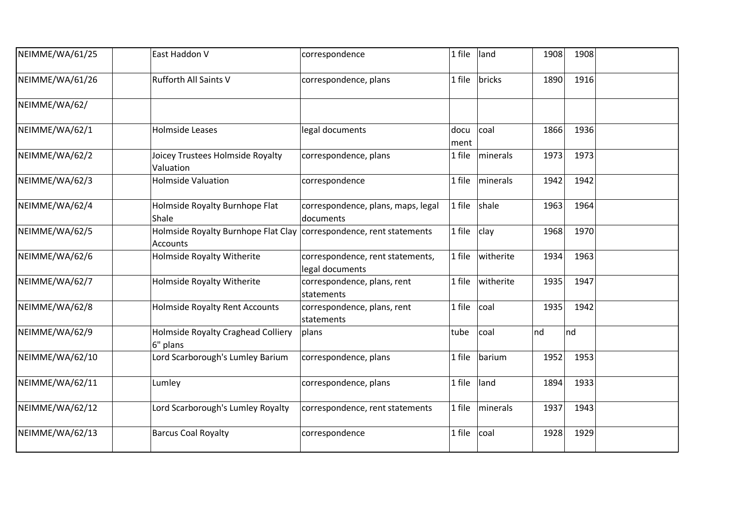| | | | | | | | | |
|---|---|---|---|---|---|---|---|---|
| NEIMME/WA/61/25 | | East Haddon V | correspondence | 1 file | land | 1908 | 1908 | |
| NEIMME/WA/61/26 | | Rufforth All Saints V | correspondence, plans | 1 file | bricks | 1890 | 1916 | |
| NEIMME/WA/62/ | | | | | | | | |
| NEIMME/WA/62/1 | | Holmside Leases | legal documents | document | coal | 1866 | 1936 | |
| NEIMME/WA/62/2 | | Joicey Trustees Holmside Royalty Valuation | correspondence, plans | 1 file | minerals | 1973 | 1973 | |
| NEIMME/WA/62/3 | | Holmside Valuation | correspondence | 1 file | minerals | 1942 | 1942 | |
| NEIMME/WA/62/4 | | Holmside Royalty Burnhope Flat Shale | correspondence, plans, maps, legal documents | 1 file | shale | 1963 | 1964 | |
| NEIMME/WA/62/5 | | Holmside Royalty Burnhope Flat Clay Accounts | correspondence, rent statements | 1 file | clay | 1968 | 1970 | |
| NEIMME/WA/62/6 | | Holmside Royalty Witherite | correspondence, rent statements, legal documents | 1 file | witherite | 1934 | 1963 | |
| NEIMME/WA/62/7 | | Holmside Royalty Witherite | correspondence, plans, rent statements | 1 file | witherite | 1935 | 1947 | |
| NEIMME/WA/62/8 | | Holmside Royalty Rent Accounts | correspondence, plans, rent statements | 1 file | coal | 1935 | 1942 | |
| NEIMME/WA/62/9 | | Holmside Royalty Craghead Colliery 6" plans | plans | tube | coal | nd | nd | |
| NEIMME/WA/62/10 | | Lord Scarborough's Lumley Barium | correspondence, plans | 1 file | barium | 1952 | 1953 | |
| NEIMME/WA/62/11 | | Lumley | correspondence, plans | 1 file | land | 1894 | 1933 | |
| NEIMME/WA/62/12 | | Lord Scarborough's Lumley Royalty | correspondence, rent statements | 1 file | minerals | 1937 | 1943 | |
| NEIMME/WA/62/13 | | Barcus Coal Royalty | correspondence | 1 file | coal | 1928 | 1929 | |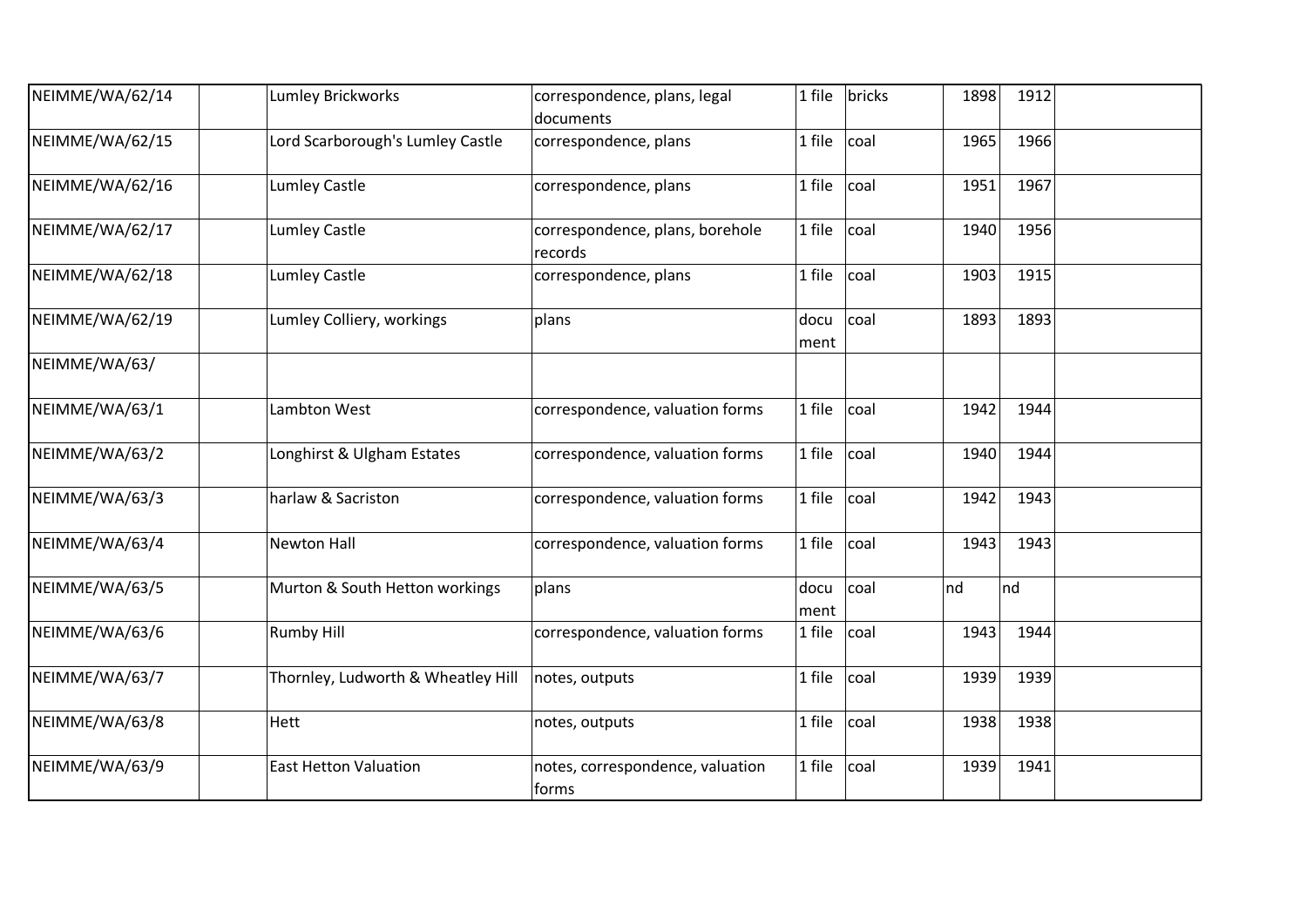| | | | | | | | | |
|---|---|---|---|---|---|---|---|---|
| NEIMME/WA/62/14 | | Lumley Brickworks | correspondence, plans, legal documents | 1 file | bricks | 1898 | 1912 | |
| NEIMME/WA/62/15 | | Lord Scarborough's Lumley Castle | correspondence, plans | 1 file | coal | 1965 | 1966 | |
| NEIMME/WA/62/16 | | Lumley Castle | correspondence, plans | 1 file | coal | 1951 | 1967 | |
| NEIMME/WA/62/17 | | Lumley Castle | correspondence, plans, borehole records | 1 file | coal | 1940 | 1956 | |
| NEIMME/WA/62/18 | | Lumley Castle | correspondence, plans | 1 file | coal | 1903 | 1915 | |
| NEIMME/WA/62/19 | | Lumley Colliery, workings | plans | document | coal | 1893 | 1893 | |
| NEIMME/WA/63/ | | | | | | | | |
| NEIMME/WA/63/1 | | Lambton West | correspondence, valuation forms | 1 file | coal | 1942 | 1944 | |
| NEIMME/WA/63/2 | | Longhirst & Ulgham Estates | correspondence, valuation forms | 1 file | coal | 1940 | 1944 | |
| NEIMME/WA/63/3 | | harlaw & Sacriston | correspondence, valuation forms | 1 file | coal | 1942 | 1943 | |
| NEIMME/WA/63/4 | | Newton Hall | correspondence, valuation forms | 1 file | coal | 1943 | 1943 | |
| NEIMME/WA/63/5 | | Murton & South Hetton workings | plans | document | coal | nd | nd | |
| NEIMME/WA/63/6 | | Rumby Hill | correspondence, valuation forms | 1 file | coal | 1943 | 1944 | |
| NEIMME/WA/63/7 | | Thornley, Ludworth & Wheatley Hill | notes, outputs | 1 file | coal | 1939 | 1939 | |
| NEIMME/WA/63/8 | | Hett | notes, outputs | 1 file | coal | 1938 | 1938 | |
| NEIMME/WA/63/9 | | East Hetton Valuation | notes, correspondence, valuation forms | 1 file | coal | 1939 | 1941 | |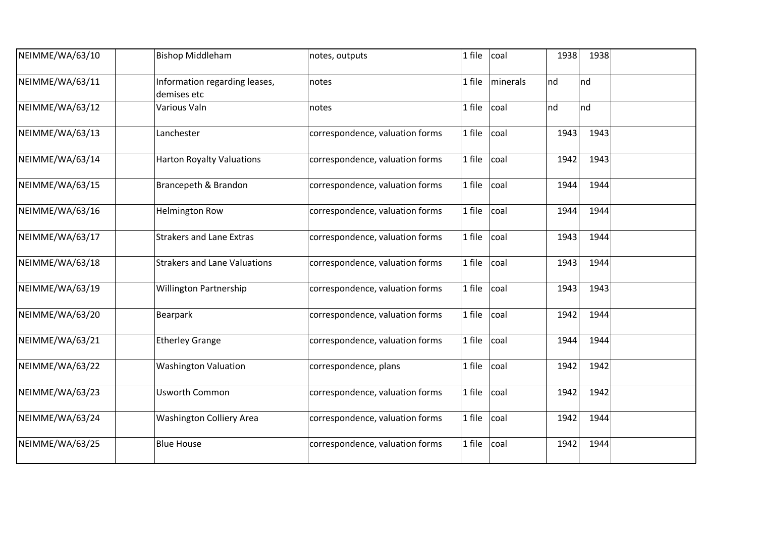| NEIMME/WA/63/10 | | Bishop Middleham | notes, outputs | 1 file | coal | 1938 | 1938 | |
|---|---|---|---|---|---|---|---|---|
| NEIMME/WA/63/11 | | Information regarding leases, demises etc | notes | 1 file | minerals | nd | nd | |
| NEIMME/WA/63/12 | | Various Valn | notes | 1 file | coal | nd | nd | |
| NEIMME/WA/63/13 | | Lanchester | correspondence, valuation forms | 1 file | coal | 1943 | 1943 | |
| NEIMME/WA/63/14 | | Harton Royalty Valuations | correspondence, valuation forms | 1 file | coal | 1942 | 1943 | |
| NEIMME/WA/63/15 | | Brancepeth & Brandon | correspondence, valuation forms | 1 file | coal | 1944 | 1944 | |
| NEIMME/WA/63/16 | | Helmington Row | correspondence, valuation forms | 1 file | coal | 1944 | 1944 | |
| NEIMME/WA/63/17 | | Strakers and Lane Extras | correspondence, valuation forms | 1 file | coal | 1943 | 1944 | |
| NEIMME/WA/63/18 | | Strakers and Lane Valuations | correspondence, valuation forms | 1 file | coal | 1943 | 1944 | |
| NEIMME/WA/63/19 | | Willington Partnership | correspondence, valuation forms | 1 file | coal | 1943 | 1943 | |
| NEIMME/WA/63/20 | | Bearpark | correspondence, valuation forms | 1 file | coal | 1942 | 1944 | |
| NEIMME/WA/63/21 | | Etherley Grange | correspondence, valuation forms | 1 file | coal | 1944 | 1944 | |
| NEIMME/WA/63/22 | | Washington Valuation | correspondence, plans | 1 file | coal | 1942 | 1942 | |
| NEIMME/WA/63/23 | | Usworth Common | correspondence, valuation forms | 1 file | coal | 1942 | 1942 | |
| NEIMME/WA/63/24 | | Washington Colliery Area | correspondence, valuation forms | 1 file | coal | 1942 | 1944 | |
| NEIMME/WA/63/25 | | Blue House | correspondence, valuation forms | 1 file | coal | 1942 | 1944 | |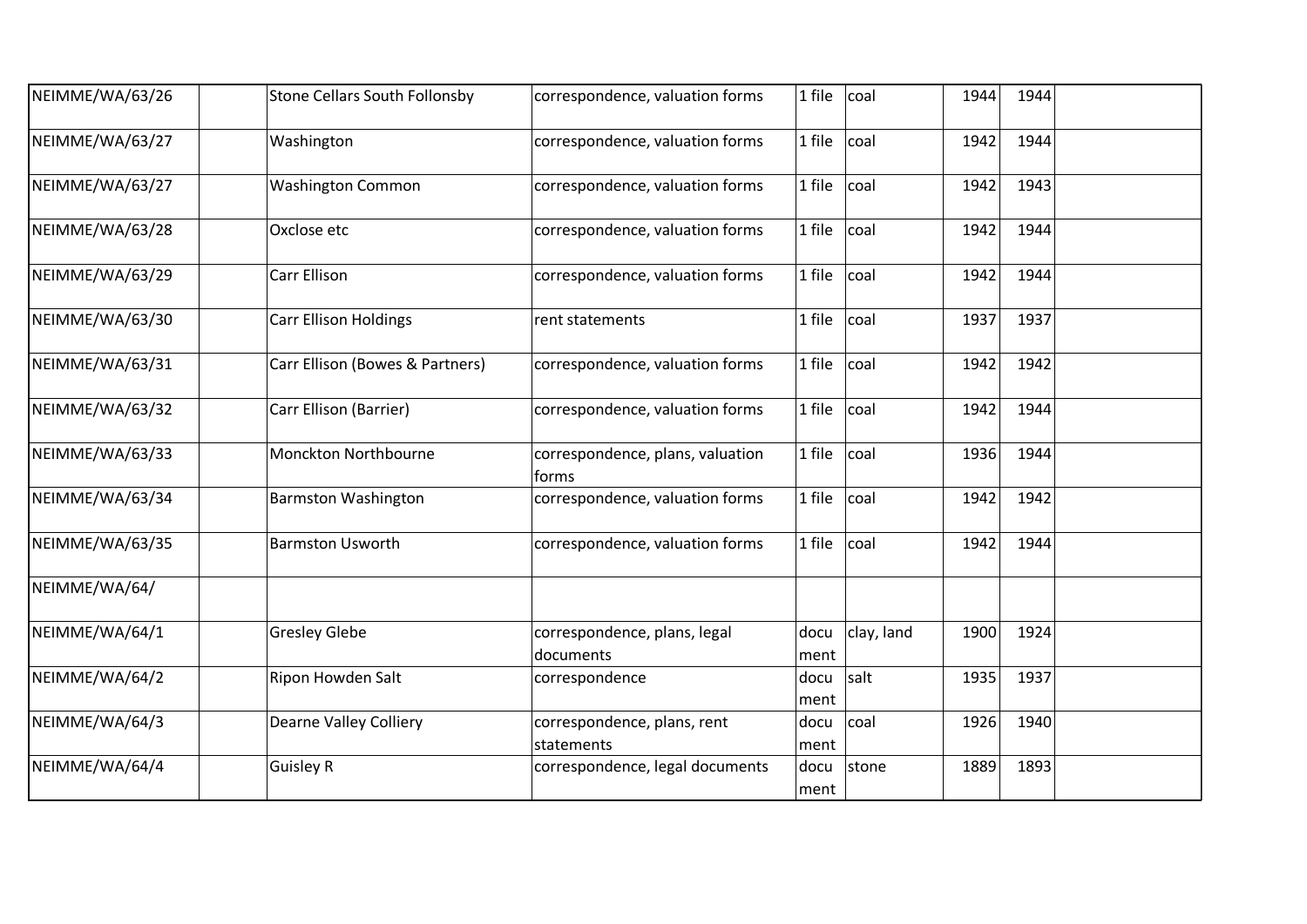| NEIMME/WA/63/26 | | Stone Cellars South Follonsby | correspondence, valuation forms | 1 file | coal | 1944 | 1944 | |
|---|---|---|---|---|---|---|---|---|
| NEIMME/WA/63/27 | | Washington | correspondence, valuation forms | 1 file | coal | 1942 | 1944 | |
| NEIMME/WA/63/27 | | Washington Common | correspondence, valuation forms | 1 file | coal | 1942 | 1943 | |
| NEIMME/WA/63/28 | | Oxclose etc | correspondence, valuation forms | 1 file | coal | 1942 | 1944 | |
| NEIMME/WA/63/29 | | Carr Ellison | correspondence, valuation forms | 1 file | coal | 1942 | 1944 | |
| NEIMME/WA/63/30 | | Carr Ellison Holdings | rent statements | 1 file | coal | 1937 | 1937 | |
| NEIMME/WA/63/31 | | Carr Ellison (Bowes & Partners) | correspondence, valuation forms | 1 file | coal | 1942 | 1942 | |
| NEIMME/WA/63/32 | | Carr Ellison (Barrier) | correspondence, valuation forms | 1 file | coal | 1942 | 1944 | |
| NEIMME/WA/63/33 | | Monckton Northbourne | correspondence, plans, valuation forms | 1 file | coal | 1936 | 1944 | |
| NEIMME/WA/63/34 | | Barmston Washington | correspondence, valuation forms | 1 file | coal | 1942 | 1942 | |
| NEIMME/WA/63/35 | | Barmston Usworth | correspondence, valuation forms | 1 file | coal | 1942 | 1944 | |
| NEIMME/WA/64/ | | | | | | | | |
| NEIMME/WA/64/1 | | Gresley Glebe | correspondence, plans, legal documents | document | clay, land | 1900 | 1924 | |
| NEIMME/WA/64/2 | | Ripon Howden Salt | correspondence | document | salt | 1935 | 1937 | |
| NEIMME/WA/64/3 | | Dearne Valley Colliery | correspondence, plans, rent statements | document | coal | 1926 | 1940 | |
| NEIMME/WA/64/4 | | Guisley R | correspondence, legal documents | document | stone | 1889 | 1893 | |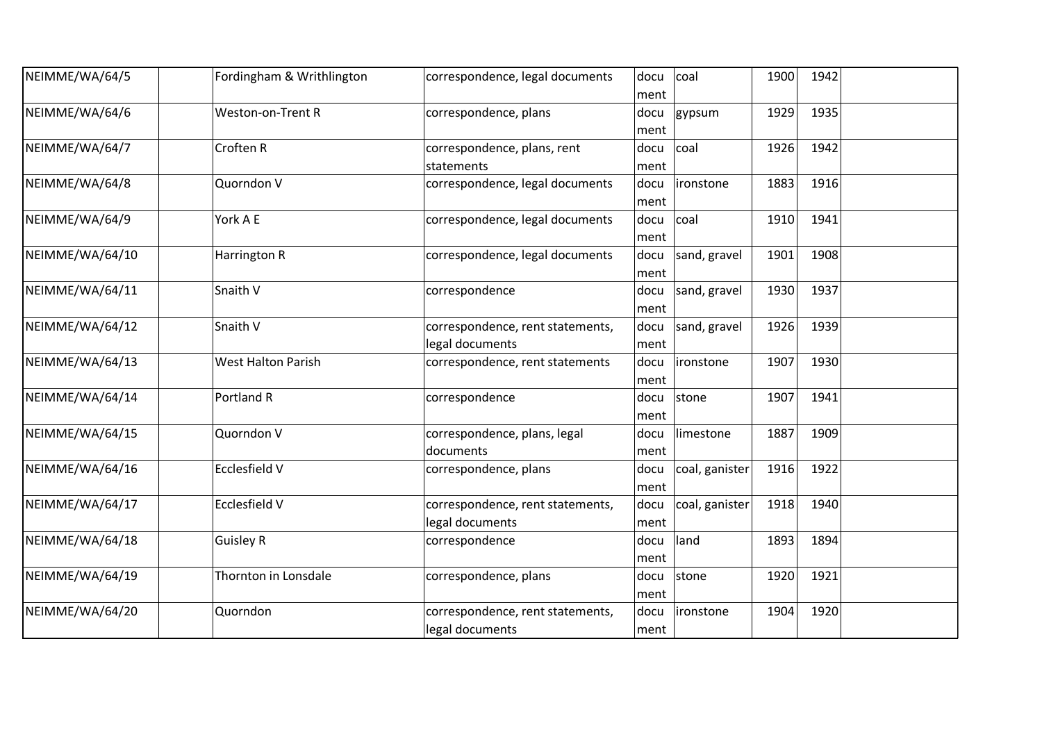| | | | | | | | | |
|---|---|---|---|---|---|---|---|---|
| NEIMME/WA/64/5 | | Fordingham & Writhlington | correspondence, legal documents | document | coal | 1900 | 1942 | |
| NEIMME/WA/64/6 | | Weston-on-Trent R | correspondence, plans | document | gypsum | 1929 | 1935 | |
| NEIMME/WA/64/7 | | Croften R | correspondence, plans, rent statements | document | coal | 1926 | 1942 | |
| NEIMME/WA/64/8 | | Quorndon V | correspondence, legal documents | document | ironstone | 1883 | 1916 | |
| NEIMME/WA/64/9 | | York A E | correspondence, legal documents | document | coal | 1910 | 1941 | |
| NEIMME/WA/64/10 | | Harrington R | correspondence, legal documents | document | sand, gravel | 1901 | 1908 | |
| NEIMME/WA/64/11 | | Snaith V | correspondence | document | sand, gravel | 1930 | 1937 | |
| NEIMME/WA/64/12 | | Snaith V | correspondence, rent statements, legal documents | document | sand, gravel | 1926 | 1939 | |
| NEIMME/WA/64/13 | | West Halton Parish | correspondence, rent statements | document | ironstone | 1907 | 1930 | |
| NEIMME/WA/64/14 | | Portland R | correspondence | document | stone | 1907 | 1941 | |
| NEIMME/WA/64/15 | | Quorndon V | correspondence, plans, legal documents | document | limestone | 1887 | 1909 | |
| NEIMME/WA/64/16 | | Ecclesfield V | correspondence, plans | document | coal, ganister | 1916 | 1922 | |
| NEIMME/WA/64/17 | | Ecclesfield V | correspondence, rent statements, legal documents | document | coal, ganister | 1918 | 1940 | |
| NEIMME/WA/64/18 | | Guisley R | correspondence | document | land | 1893 | 1894 | |
| NEIMME/WA/64/19 | | Thornton in Lonsdale | correspondence, plans | document | stone | 1920 | 1921 | |
| NEIMME/WA/64/20 | | Quorndon | correspondence, rent statements, legal documents | document | ironstone | 1904 | 1920 | |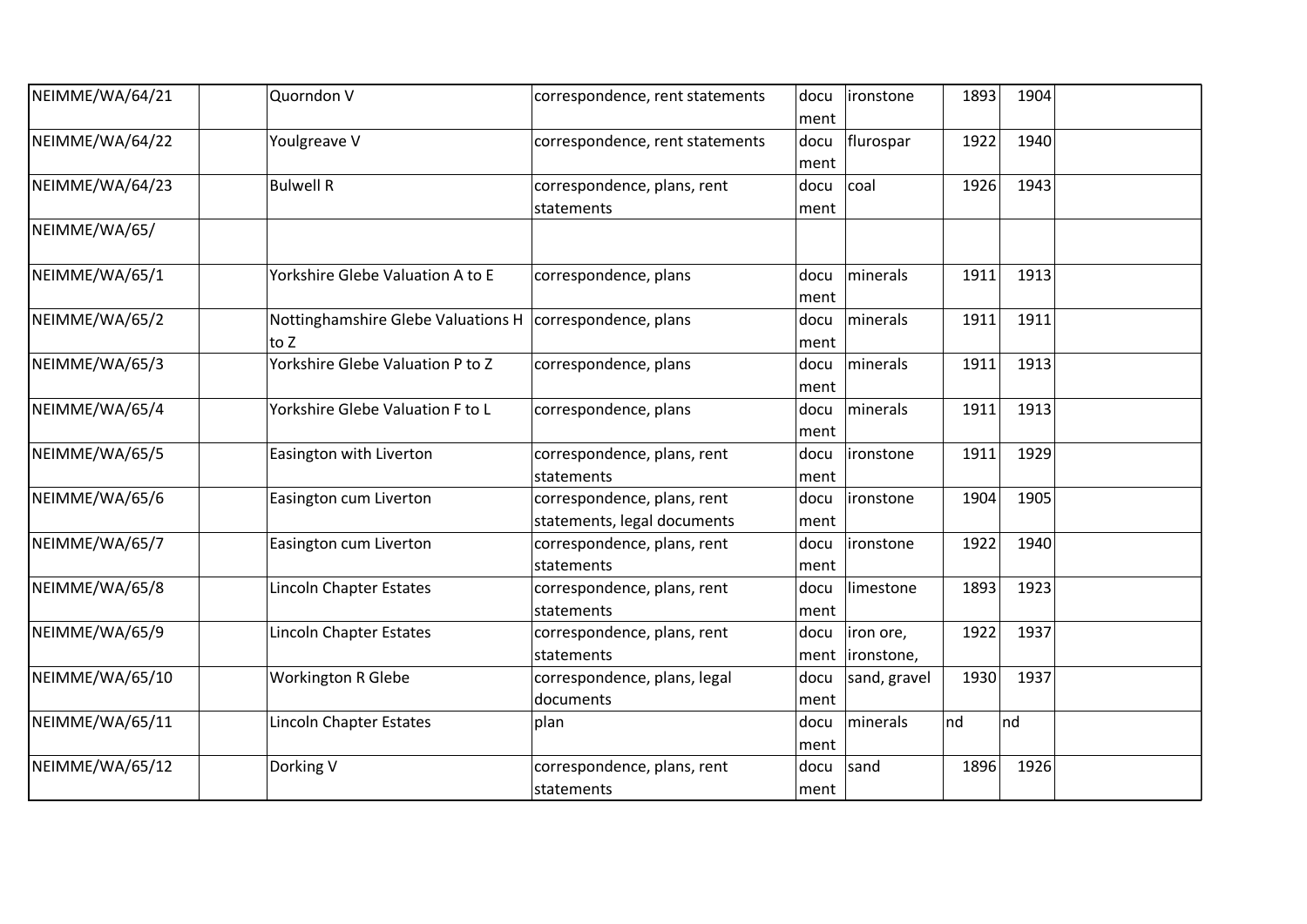| | | | | | | | | |
|---|---|---|---|---|---|---|---|---|
| NEIMME/WA/64/21 | | Quorndon V | correspondence, rent statements | document | ironstone | 1893 | 1904 | |
| NEIMME/WA/64/22 | | Youlgreave V | correspondence, rent statements | document | flurospar | 1922 | 1940 | |
| NEIMME/WA/64/23 | | Bulwell R | correspondence, plans, rent statements | document | coal | 1926 | 1943 | |
| NEIMME/WA/65/ | | | | | | | | |
| NEIMME/WA/65/1 | | Yorkshire Glebe Valuation A to E | correspondence, plans | document | minerals | 1911 | 1913 | |
| NEIMME/WA/65/2 | | Nottinghamshire Glebe Valuations H to Z | correspondence, plans | document | minerals | 1911 | 1911 | |
| NEIMME/WA/65/3 | | Yorkshire Glebe Valuation P to Z | correspondence, plans | document | minerals | 1911 | 1913 | |
| NEIMME/WA/65/4 | | Yorkshire Glebe Valuation F to L | correspondence, plans | document | minerals | 1911 | 1913 | |
| NEIMME/WA/65/5 | | Easington with Liverton | correspondence, plans, rent statements | document | ironstone | 1911 | 1929 | |
| NEIMME/WA/65/6 | | Easington cum Liverton | correspondence, plans, rent statements, legal documents | document | ironstone | 1904 | 1905 | |
| NEIMME/WA/65/7 | | Easington cum Liverton | correspondence, plans, rent statements | document | ironstone | 1922 | 1940 | |
| NEIMME/WA/65/8 | | Lincoln Chapter Estates | correspondence, plans, rent statements | document | limestone | 1893 | 1923 | |
| NEIMME/WA/65/9 | | Lincoln Chapter Estates | correspondence, plans, rent statements | document | iron ore, ironstone, | 1922 | 1937 | |
| NEIMME/WA/65/10 | | Workington R Glebe | correspondence, plans, legal documents | document | sand, gravel | 1930 | 1937 | |
| NEIMME/WA/65/11 | | Lincoln Chapter Estates | plan | document | minerals | nd | nd | |
| NEIMME/WA/65/12 | | Dorking V | correspondence, plans, rent statements | document | sand | 1896 | 1926 | |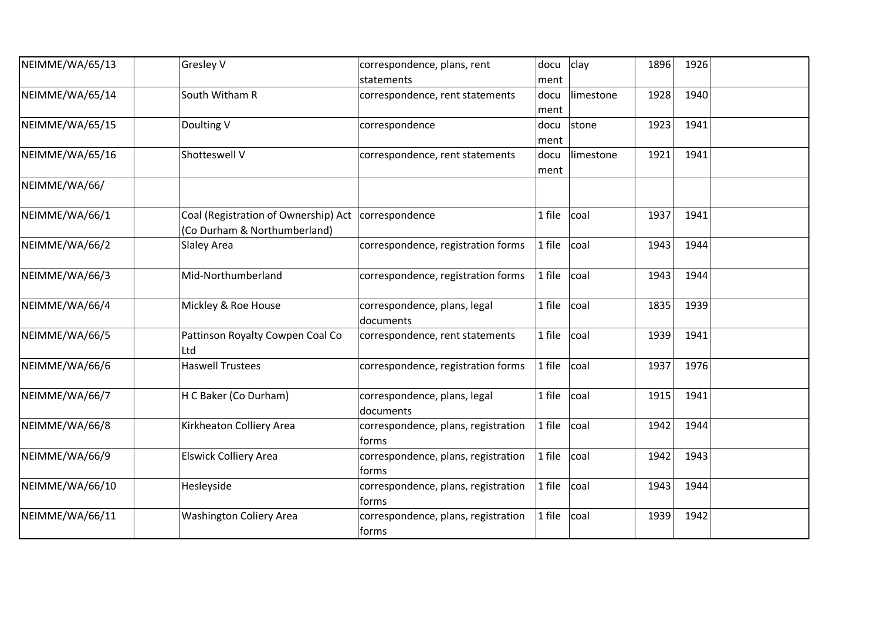| NEIMME/WA/65/13 | | Gresley V | correspondence, plans, rent statements | document | clay | 1896 | 1926 | |
|---|---|---|---|---|---|---|---|---|
| NEIMME/WA/65/14 | | South Witham R | correspondence, rent statements | document | limestone | 1928 | 1940 | |
| NEIMME/WA/65/15 | | Doulting V | correspondence | document | stone | 1923 | 1941 | |
| NEIMME/WA/65/16 | | Shotteswell V | correspondence, rent statements | document | limestone | 1921 | 1941 | |
| NEIMME/WA/66/ | | | | | | | | |
| NEIMME/WA/66/1 | | Coal (Registration of Ownership) Act (Co Durham & Northumberland) | correspondence | 1 file | coal | 1937 | 1941 | |
| NEIMME/WA/66/2 | | Slaley Area | correspondence, registration forms | 1 file | coal | 1943 | 1944 | |
| NEIMME/WA/66/3 | | Mid-Northumberland | correspondence, registration forms | 1 file | coal | 1943 | 1944 | |
| NEIMME/WA/66/4 | | Mickley & Roe House | correspondence, plans, legal documents | 1 file | coal | 1835 | 1939 | |
| NEIMME/WA/66/5 | | Pattinson Royalty Cowpen Coal Co Ltd | correspondence, rent statements | 1 file | coal | 1939 | 1941 | |
| NEIMME/WA/66/6 | | Haswell Trustees | correspondence, registration forms | 1 file | coal | 1937 | 1976 | |
| NEIMME/WA/66/7 | | H C Baker (Co Durham) | correspondence, plans, legal documents | 1 file | coal | 1915 | 1941 | |
| NEIMME/WA/66/8 | | Kirkheaton Colliery Area | correspondence, plans, registration forms | 1 file | coal | 1942 | 1944 | |
| NEIMME/WA/66/9 | | Elswick Colliery Area | correspondence, plans, registration forms | 1 file | coal | 1942 | 1943 | |
| NEIMME/WA/66/10 | | Hesleyside | correspondence, plans, registration forms | 1 file | coal | 1943 | 1944 | |
| NEIMME/WA/66/11 | | Washington Coliery Area | correspondence, plans, registration forms | 1 file | coal | 1939 | 1942 | |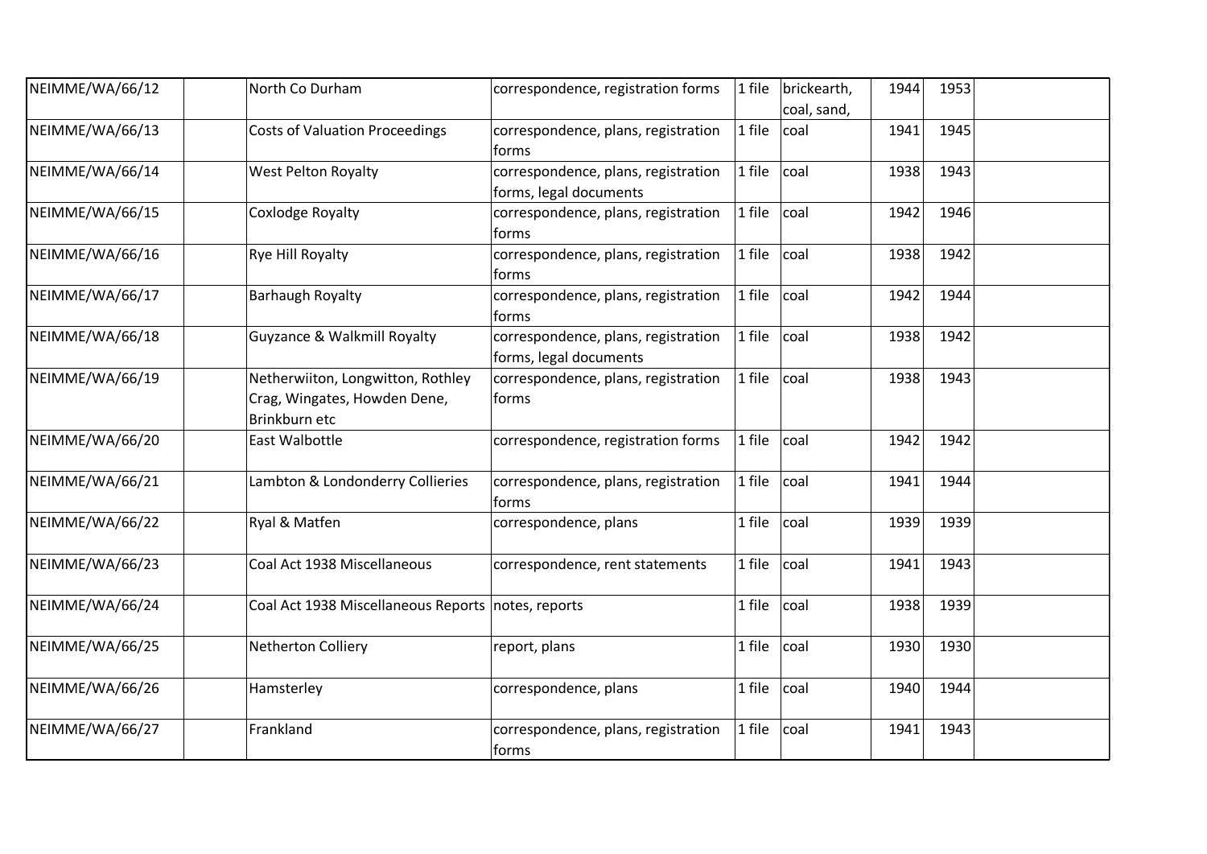| | | | | | | | | |
|---|---|---|---|---|---|---|---|---|
| NEIMME/WA/66/12 | | North Co Durham | correspondence, registration forms | 1 file | brickearth, coal, sand, | 1944 | 1953 | |
| NEIMME/WA/66/13 | | Costs of Valuation Proceedings | correspondence, plans, registration forms | 1 file | coal | 1941 | 1945 | |
| NEIMME/WA/66/14 | | West Pelton Royalty | correspondence, plans, registration forms, legal documents | 1 file | coal | 1938 | 1943 | |
| NEIMME/WA/66/15 | | Coxlodge Royalty | correspondence, plans, registration forms | 1 file | coal | 1942 | 1946 | |
| NEIMME/WA/66/16 | | Rye Hill Royalty | correspondence, plans, registration forms | 1 file | coal | 1938 | 1942 | |
| NEIMME/WA/66/17 | | Barhaugh Royalty | correspondence, plans, registration forms | 1 file | coal | 1942 | 1944 | |
| NEIMME/WA/66/18 | | Guyzance & Walkmill Royalty | correspondence, plans, registration forms, legal documents | 1 file | coal | 1938 | 1942 | |
| NEIMME/WA/66/19 | | Netherwiiton, Longwitton, Rothley Crag, Wingates, Howden Dene, Brinkburn etc | correspondence, plans, registration forms | 1 file | coal | 1938 | 1943 | |
| NEIMME/WA/66/20 | | East Walbottle | correspondence, registration forms | 1 file | coal | 1942 | 1942 | |
| NEIMME/WA/66/21 | | Lambton & Londonderry Collieries | correspondence, plans, registration forms | 1 file | coal | 1941 | 1944 | |
| NEIMME/WA/66/22 | | Ryal & Matfen | correspondence, plans | 1 file | coal | 1939 | 1939 | |
| NEIMME/WA/66/23 | | Coal Act 1938 Miscellaneous | correspondence, rent statements | 1 file | coal | 1941 | 1943 | |
| NEIMME/WA/66/24 | | Coal Act 1938 Miscellaneous Reports | notes, reports | 1 file | coal | 1938 | 1939 | |
| NEIMME/WA/66/25 | | Netherton Colliery | report, plans | 1 file | coal | 1930 | 1930 | |
| NEIMME/WA/66/26 | | Hamsterley | correspondence, plans | 1 file | coal | 1940 | 1944 | |
| NEIMME/WA/66/27 | | Frankland | correspondence, plans, registration forms | 1 file | coal | 1941 | 1943 | |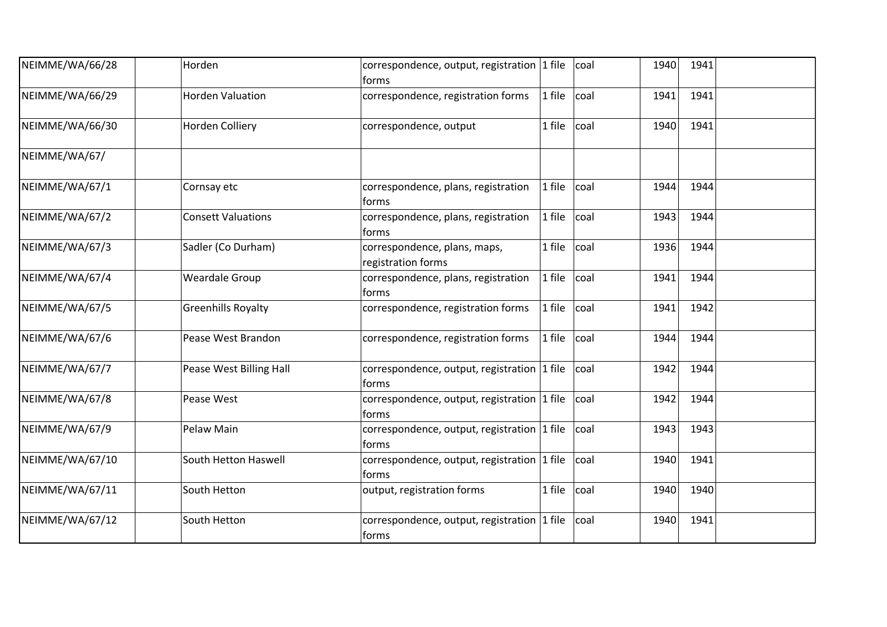| | | | | | | | | |
|---|---|---|---|---|---|---|---|---|
| NEIMME/WA/66/28 | | Horden | correspondence, output, registration forms | 1 file | coal | 1940 | 1941 | |
| NEIMME/WA/66/29 | | Horden Valuation | correspondence, registration forms | 1 file | coal | 1941 | 1941 | |
| NEIMME/WA/66/30 | | Horden Colliery | correspondence, output | 1 file | coal | 1940 | 1941 | |
| NEIMME/WA/67/ | | | | | | | | |
| NEIMME/WA/67/1 | | Cornsay etc | correspondence, plans, registration forms | 1 file | coal | 1944 | 1944 | |
| NEIMME/WA/67/2 | | Consett Valuations | correspondence, plans, registration forms | 1 file | coal | 1943 | 1944 | |
| NEIMME/WA/67/3 | | Sadler (Co Durham) | correspondence, plans, maps, registration forms | 1 file | coal | 1936 | 1944 | |
| NEIMME/WA/67/4 | | Weardale Group | correspondence, plans, registration forms | 1 file | coal | 1941 | 1944 | |
| NEIMME/WA/67/5 | | Greenhills Royalty | correspondence, registration forms | 1 file | coal | 1941 | 1942 | |
| NEIMME/WA/67/6 | | Pease West Brandon | correspondence, registration forms | 1 file | coal | 1944 | 1944 | |
| NEIMME/WA/67/7 | | Pease West Billing Hall | correspondence, output, registration forms | 1 file | coal | 1942 | 1944 | |
| NEIMME/WA/67/8 | | Pease West | correspondence, output, registration forms | 1 file | coal | 1942 | 1944 | |
| NEIMME/WA/67/9 | | Pelaw Main | correspondence, output, registration forms | 1 file | coal | 1943 | 1943 | |
| NEIMME/WA/67/10 | | South Hetton Haswell | correspondence, output, registration forms | 1 file | coal | 1940 | 1941 | |
| NEIMME/WA/67/11 | | South Hetton | output, registration forms | 1 file | coal | 1940 | 1940 | |
| NEIMME/WA/67/12 | | South Hetton | correspondence, output, registration forms | 1 file | coal | 1940 | 1941 | |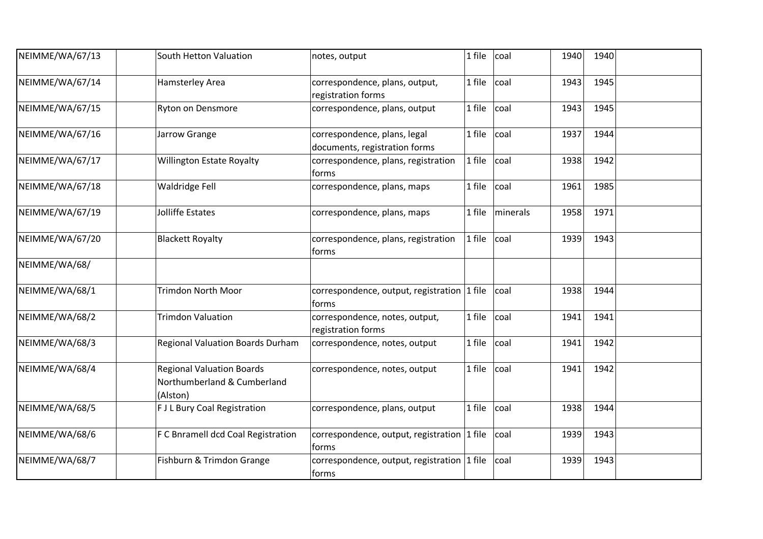| | | | | | | | | |
|---|---|---|---|---|---|---|---|---|
| NEIMME/WA/67/13 | | South Hetton Valuation | notes, output | 1 file | coal | 1940 | 1940 | |
| NEIMME/WA/67/14 | | Hamsterley Area | correspondence, plans, output, registration forms | 1 file | coal | 1943 | 1945 | |
| NEIMME/WA/67/15 | | Ryton on Densmore | correspondence, plans, output | 1 file | coal | 1943 | 1945 | |
| NEIMME/WA/67/16 | | Jarrow Grange | correspondence, plans, legal documents, registration forms | 1 file | coal | 1937 | 1944 | |
| NEIMME/WA/67/17 | | Willington Estate Royalty | correspondence, plans, registration forms | 1 file | coal | 1938 | 1942 | |
| NEIMME/WA/67/18 | | Waldridge Fell | correspondence, plans, maps | 1 file | coal | 1961 | 1985 | |
| NEIMME/WA/67/19 | | Jolliffe Estates | correspondence, plans, maps | 1 file | minerals | 1958 | 1971 | |
| NEIMME/WA/67/20 | | Blackett Royalty | correspondence, plans, registration forms | 1 file | coal | 1939 | 1943 | |
| NEIMME/WA/68/ | | | | | | | | |
| NEIMME/WA/68/1 | | Trimdon North Moor | correspondence, output, registration forms | 1 file | coal | 1938 | 1944 | |
| NEIMME/WA/68/2 | | Trimdon Valuation | correspondence, notes, output, registration forms | 1 file | coal | 1941 | 1941 | |
| NEIMME/WA/68/3 | | Regional Valuation Boards Durham | correspondence, notes, output | 1 file | coal | 1941 | 1942 | |
| NEIMME/WA/68/4 | | Regional Valuation Boards Northumberland & Cumberland (Alston) | correspondence, notes, output | 1 file | coal | 1941 | 1942 | |
| NEIMME/WA/68/5 | | F J L Bury Coal Registration | correspondence, plans, output | 1 file | coal | 1938 | 1944 | |
| NEIMME/WA/68/6 | | F C Bnramell dcd Coal Registration | correspondence, output, registration forms | 1 file | coal | 1939 | 1943 | |
| NEIMME/WA/68/7 | | Fishburn & Trimdon Grange | correspondence, output, registration forms | 1 file | coal | 1939 | 1943 | |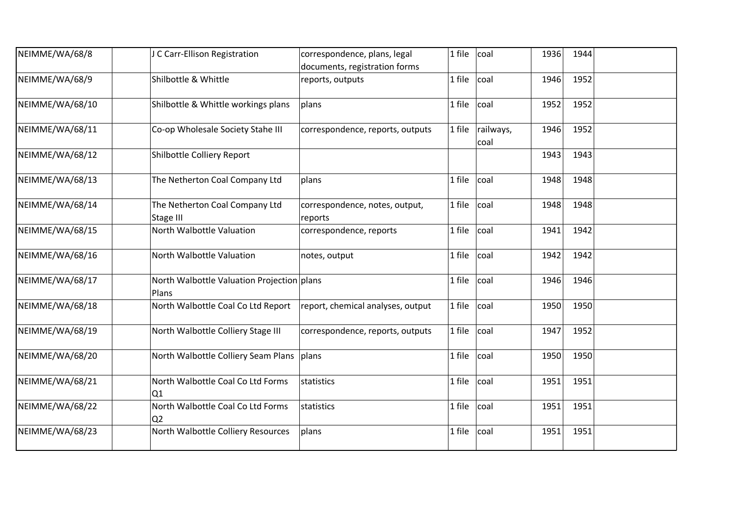| | | | | | | | | |
|---|---|---|---|---|---|---|---|---|
| NEIMME/WA/68/8 | | J C Carr-Ellison Registration | correspondence, plans, legal documents, registration forms | 1 file | coal | 1936 | 1944 | |
| NEIMME/WA/68/9 | | Shilbottle & Whittle | reports, outputs | 1 file | coal | 1946 | 1952 | |
| NEIMME/WA/68/10 | | Shilbottle & Whittle workings plans | plans | 1 file | coal | 1952 | 1952 | |
| NEIMME/WA/68/11 | | Co-op Wholesale Society Stahe III | correspondence, reports, outputs | 1 file | railways, coal | 1946 | 1952 | |
| NEIMME/WA/68/12 | | Shilbottle Colliery Report | | | | 1943 | 1943 | |
| NEIMME/WA/68/13 | | The Netherton Coal Company Ltd | plans | 1 file | coal | 1948 | 1948 | |
| NEIMME/WA/68/14 | | The Netherton Coal Company Ltd Stage III | correspondence, notes, output, reports | 1 file | coal | 1948 | 1948 | |
| NEIMME/WA/68/15 | | North Walbottle Valuation | correspondence, reports | 1 file | coal | 1941 | 1942 | |
| NEIMME/WA/68/16 | | North Walbottle Valuation | notes, output | 1 file | coal | 1942 | 1942 | |
| NEIMME/WA/68/17 | | North Walbottle Valuation Projection Plans | plans | 1 file | coal | 1946 | 1946 | |
| NEIMME/WA/68/18 | | North Walbottle Coal Co Ltd Report | report, chemical analyses, output | 1 file | coal | 1950 | 1950 | |
| NEIMME/WA/68/19 | | North Walbottle Colliery Stage III | correspondence, reports, outputs | 1 file | coal | 1947 | 1952 | |
| NEIMME/WA/68/20 | | North Walbottle Colliery Seam Plans | plans | 1 file | coal | 1950 | 1950 | |
| NEIMME/WA/68/21 | | North Walbottle Coal Co Ltd Forms Q1 | statistics | 1 file | coal | 1951 | 1951 | |
| NEIMME/WA/68/22 | | North Walbottle Coal Co Ltd Forms Q2 | statistics | 1 file | coal | 1951 | 1951 | |
| NEIMME/WA/68/23 | | North Walbottle Colliery Resources | plans | 1 file | coal | 1951 | 1951 | |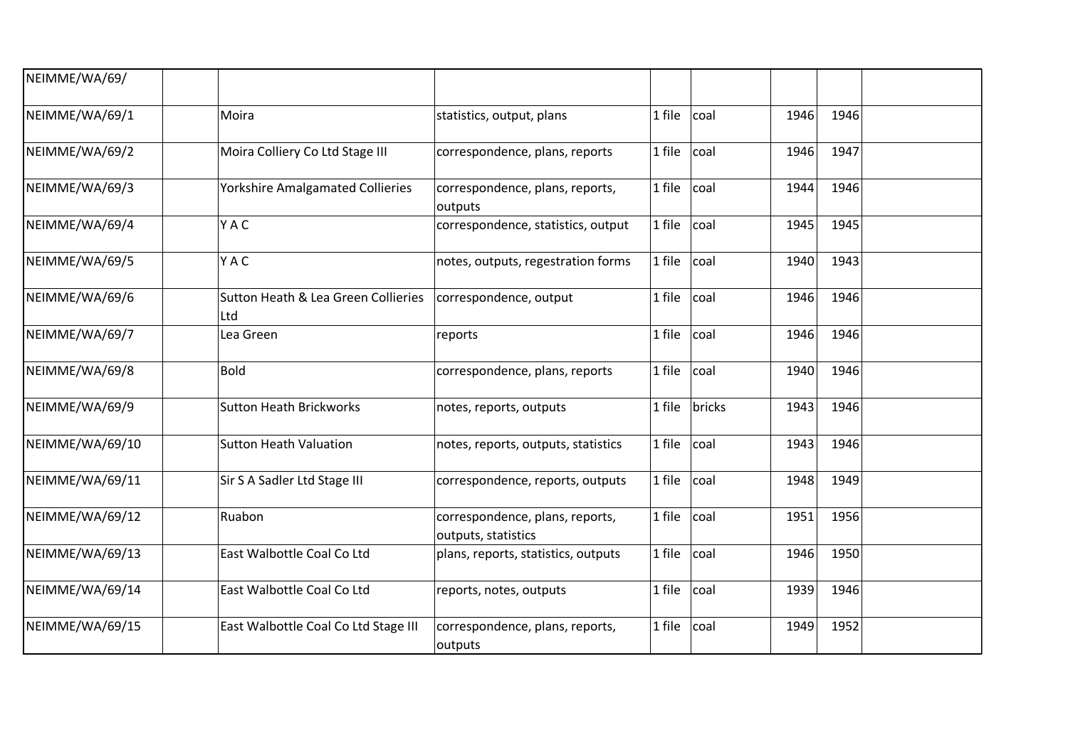| NEIMME/WA/69/ | | | | | | | | |
|---|---|---|---|---|---|---|---|---|
| NEIMME/WA/69/1 | | Moira | statistics, output, plans | 1 file | coal | 1946 | 1946 | |
| NEIMME/WA/69/2 | | Moira Colliery Co Ltd Stage III | correspondence, plans, reports | 1 file | coal | 1946 | 1947 | |
| NEIMME/WA/69/3 | | Yorkshire Amalgamated Collieries | correspondence, plans, reports, outputs | 1 file | coal | 1944 | 1946 | |
| NEIMME/WA/69/4 | | Y A C | correspondence, statistics, output | 1 file | coal | 1945 | 1945 | |
| NEIMME/WA/69/5 | | Y A C | notes, outputs, regestration forms | 1 file | coal | 1940 | 1943 | |
| NEIMME/WA/69/6 | | Sutton Heath & Lea Green Collieries Ltd | correspondence, output | 1 file | coal | 1946 | 1946 | |
| NEIMME/WA/69/7 | | Lea Green | reports | 1 file | coal | 1946 | 1946 | |
| NEIMME/WA/69/8 | | Bold | correspondence, plans, reports | 1 file | coal | 1940 | 1946 | |
| NEIMME/WA/69/9 | | Sutton Heath Brickworks | notes, reports, outputs | 1 file | bricks | 1943 | 1946 | |
| NEIMME/WA/69/10 | | Sutton Heath Valuation | notes, reports, outputs, statistics | 1 file | coal | 1943 | 1946 | |
| NEIMME/WA/69/11 | | Sir S A Sadler Ltd Stage III | correspondence, reports, outputs | 1 file | coal | 1948 | 1949 | |
| NEIMME/WA/69/12 | | Ruabon | correspondence, plans, reports, outputs, statistics | 1 file | coal | 1951 | 1956 | |
| NEIMME/WA/69/13 | | East Walbottle Coal Co Ltd | plans, reports, statistics, outputs | 1 file | coal | 1946 | 1950 | |
| NEIMME/WA/69/14 | | East Walbottle Coal Co Ltd | reports, notes, outputs | 1 file | coal | 1939 | 1946 | |
| NEIMME/WA/69/15 | | East Walbottle Coal Co Ltd Stage III | correspondence, plans, reports, outputs | 1 file | coal | 1949 | 1952 | |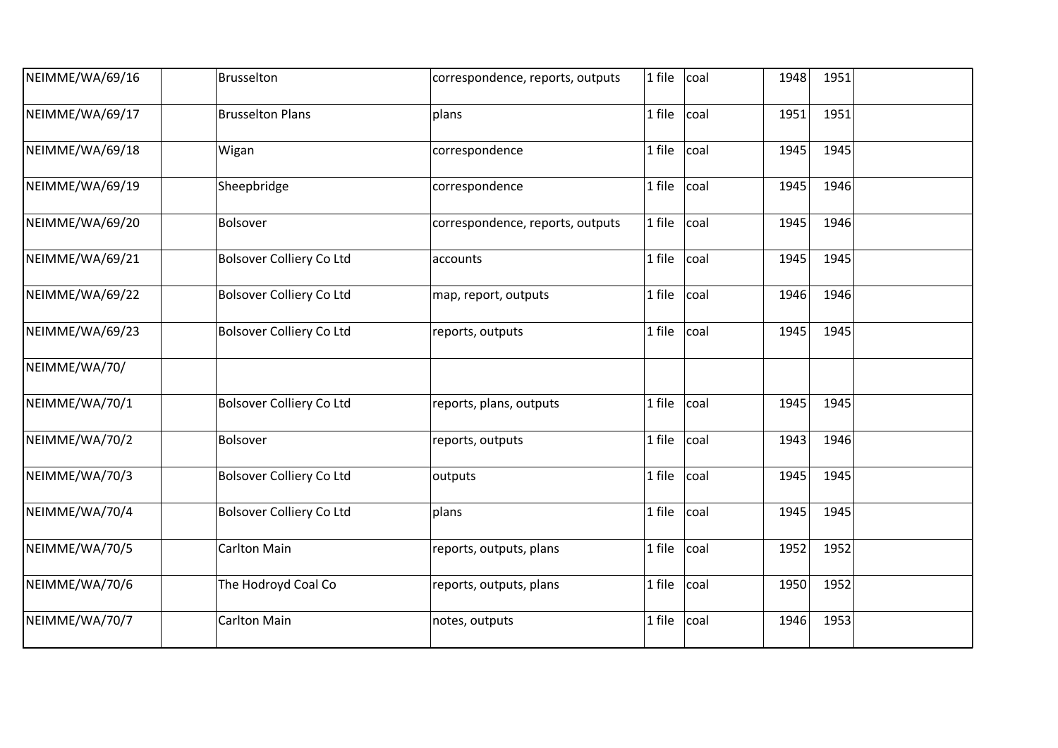| | | | | | | | | |
|---|---|---|---|---|---|---|---|---|
| NEIMME/WA/69/16 | | Brusselton | correspondence, reports, outputs | 1 file | coal | 1948 | 1951 | |
| NEIMME/WA/69/17 | | Brusselton Plans | plans | 1 file | coal | 1951 | 1951 | |
| NEIMME/WA/69/18 | | Wigan | correspondence | 1 file | coal | 1945 | 1945 | |
| NEIMME/WA/69/19 | | Sheepbridge | correspondence | 1 file | coal | 1945 | 1946 | |
| NEIMME/WA/69/20 | | Bolsover | correspondence, reports, outputs | 1 file | coal | 1945 | 1946 | |
| NEIMME/WA/69/21 | | Bolsover Colliery Co Ltd | accounts | 1 file | coal | 1945 | 1945 | |
| NEIMME/WA/69/22 | | Bolsover Colliery Co Ltd | map, report, outputs | 1 file | coal | 1946 | 1946 | |
| NEIMME/WA/69/23 | | Bolsover Colliery Co Ltd | reports, outputs | 1 file | coal | 1945 | 1945 | |
| NEIMME/WA/70/ | | | | | | | | |
| NEIMME/WA/70/1 | | Bolsover Colliery Co Ltd | reports, plans, outputs | 1 file | coal | 1945 | 1945 | |
| NEIMME/WA/70/2 | | Bolsover | reports, outputs | 1 file | coal | 1943 | 1946 | |
| NEIMME/WA/70/3 | | Bolsover Colliery Co Ltd | outputs | 1 file | coal | 1945 | 1945 | |
| NEIMME/WA/70/4 | | Bolsover Colliery Co Ltd | plans | 1 file | coal | 1945 | 1945 | |
| NEIMME/WA/70/5 | | Carlton Main | reports, outputs, plans | 1 file | coal | 1952 | 1952 | |
| NEIMME/WA/70/6 | | The Hodroyd Coal Co | reports, outputs, plans | 1 file | coal | 1950 | 1952 | |
| NEIMME/WA/70/7 | | Carlton Main | notes, outputs | 1 file | coal | 1946 | 1953 | |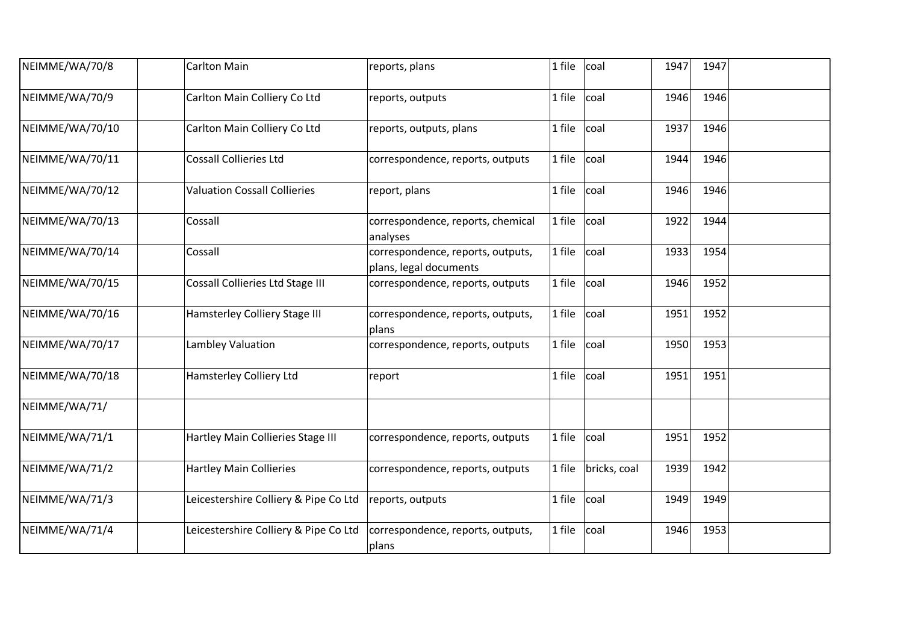| | | | | | | | | |
|---|---|---|---|---|---|---|---|---|
| NEIMME/WA/70/8 | | Carlton Main | reports, plans | 1 file | coal | 1947 | 1947 | |
| NEIMME/WA/70/9 | | Carlton Main Colliery Co Ltd | reports, outputs | 1 file | coal | 1946 | 1946 | |
| NEIMME/WA/70/10 | | Carlton Main Colliery Co Ltd | reports, outputs, plans | 1 file | coal | 1937 | 1946 | |
| NEIMME/WA/70/11 | | Cossall Collieries Ltd | correspondence, reports, outputs | 1 file | coal | 1944 | 1946 | |
| NEIMME/WA/70/12 | | Valuation Cossall Collieries | report, plans | 1 file | coal | 1946 | 1946 | |
| NEIMME/WA/70/13 | | Cossall | correspondence, reports, chemical analyses | 1 file | coal | 1922 | 1944 | |
| NEIMME/WA/70/14 | | Cossall | correspondence, reports, outputs, plans, legal documents | 1 file | coal | 1933 | 1954 | |
| NEIMME/WA/70/15 | | Cossall Collieries Ltd Stage III | correspondence, reports, outputs | 1 file | coal | 1946 | 1952 | |
| NEIMME/WA/70/16 | | Hamsterley Colliery Stage III | correspondence, reports, outputs, plans | 1 file | coal | 1951 | 1952 | |
| NEIMME/WA/70/17 | | Lambley Valuation | correspondence, reports, outputs | 1 file | coal | 1950 | 1953 | |
| NEIMME/WA/70/18 | | Hamsterley Colliery Ltd | report | 1 file | coal | 1951 | 1951 | |
| NEIMME/WA/71/ | | | | | | | | |
| NEIMME/WA/71/1 | | Hartley Main Collieries Stage III | correspondence, reports, outputs | 1 file | coal | 1951 | 1952 | |
| NEIMME/WA/71/2 | | Hartley Main Collieries | correspondence, reports, outputs | 1 file | bricks, coal | 1939 | 1942 | |
| NEIMME/WA/71/3 | | Leicestershire Colliery & Pipe Co Ltd | reports, outputs | 1 file | coal | 1949 | 1949 | |
| NEIMME/WA/71/4 | | Leicestershire Colliery & Pipe Co Ltd | correspondence, reports, outputs, plans | 1 file | coal | 1946 | 1953 | |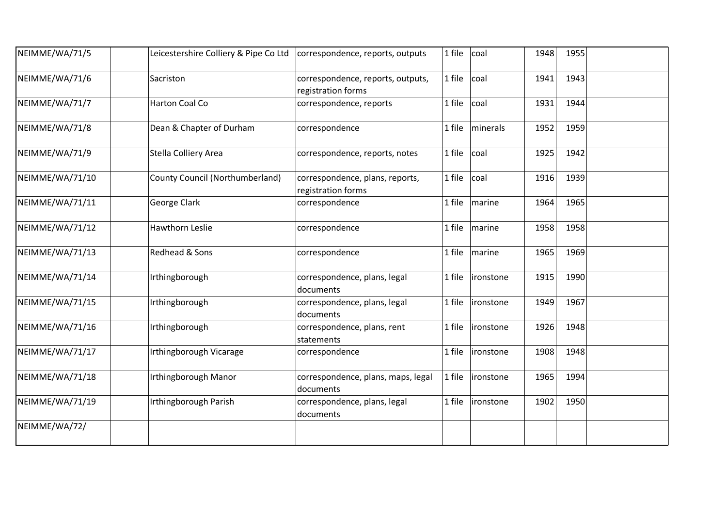| | | | | | | | | |
|---|---|---|---|---|---|---|---|---|
| NEIMME/WA/71/5 | | Leicestershire Colliery & Pipe Co Ltd | correspondence, reports, outputs | 1 file | coal | 1948 | 1955 | |
| NEIMME/WA/71/6 | | Sacriston | correspondence, reports, outputs, registration forms | 1 file | coal | 1941 | 1943 | |
| NEIMME/WA/71/7 | | Harton Coal Co | correspondence, reports | 1 file | coal | 1931 | 1944 | |
| NEIMME/WA/71/8 | | Dean & Chapter of Durham | correspondence | 1 file | minerals | 1952 | 1959 | |
| NEIMME/WA/71/9 | | Stella Colliery Area | correspondence, reports, notes | 1 file | coal | 1925 | 1942 | |
| NEIMME/WA/71/10 | | County Council (Northumberland) | correspondence, plans, reports, registration forms | 1 file | coal | 1916 | 1939 | |
| NEIMME/WA/71/11 | | George Clark | correspondence | 1 file | marine | 1964 | 1965 | |
| NEIMME/WA/71/12 | | Hawthorn Leslie | correspondence | 1 file | marine | 1958 | 1958 | |
| NEIMME/WA/71/13 | | Redhead & Sons | correspondence | 1 file | marine | 1965 | 1969 | |
| NEIMME/WA/71/14 | | Irthingborough | correspondence, plans, legal documents | 1 file | ironstone | 1915 | 1990 | |
| NEIMME/WA/71/15 | | Irthingborough | correspondence, plans, legal documents | 1 file | ironstone | 1949 | 1967 | |
| NEIMME/WA/71/16 | | Irthingborough | correspondence, plans, rent statements | 1 file | ironstone | 1926 | 1948 | |
| NEIMME/WA/71/17 | | Irthingborough Vicarage | correspondence | 1 file | ironstone | 1908 | 1948 | |
| NEIMME/WA/71/18 | | Irthingborough Manor | correspondence, plans, maps, legal documents | 1 file | ironstone | 1965 | 1994 | |
| NEIMME/WA/71/19 | | Irthingborough Parish | correspondence, plans, legal documents | 1 file | ironstone | 1902 | 1950 | |
| NEIMME/WA/72/ | | | | | | | | |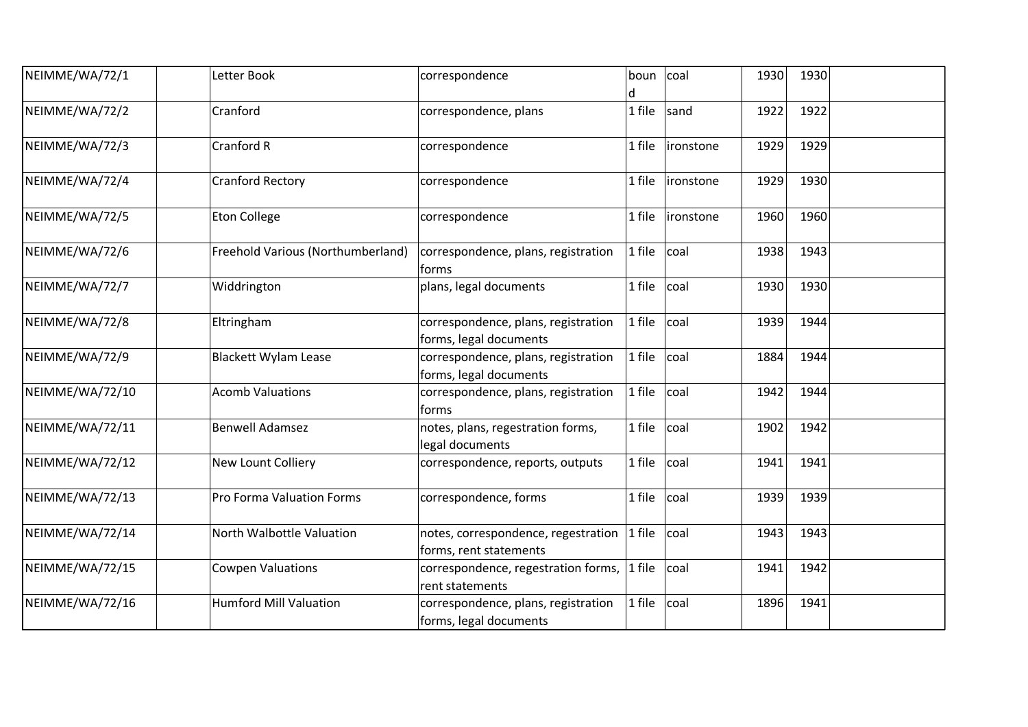| | | | | | | | | |
|---|---|---|---|---|---|---|---|---|
| NEIMME/WA/72/1 | | Letter Book | correspondence | bound | coal | 1930 | 1930 | |
| NEIMME/WA/72/2 | | Cranford | correspondence, plans | 1 file | sand | 1922 | 1922 | |
| NEIMME/WA/72/3 | | Cranford R | correspondence | 1 file | ironstone | 1929 | 1929 | |
| NEIMME/WA/72/4 | | Cranford Rectory | correspondence | 1 file | ironstone | 1929 | 1930 | |
| NEIMME/WA/72/5 | | Eton College | correspondence | 1 file | ironstone | 1960 | 1960 | |
| NEIMME/WA/72/6 | | Freehold Various (Northumberland) | correspondence, plans, registration forms | 1 file | coal | 1938 | 1943 | |
| NEIMME/WA/72/7 | | Widdrington | plans, legal documents | 1 file | coal | 1930 | 1930 | |
| NEIMME/WA/72/8 | | Eltringham | correspondence, plans, registration forms, legal documents | 1 file | coal | 1939 | 1944 | |
| NEIMME/WA/72/9 | | Blackett Wylam Lease | correspondence, plans, registration forms, legal documents | 1 file | coal | 1884 | 1944 | |
| NEIMME/WA/72/10 | | Acomb Valuations | correspondence, plans, registration forms | 1 file | coal | 1942 | 1944 | |
| NEIMME/WA/72/11 | | Benwell Adamsez | notes, plans, regestration forms, legal documents | 1 file | coal | 1902 | 1942 | |
| NEIMME/WA/72/12 | | New Lount Colliery | correspondence, reports, outputs | 1 file | coal | 1941 | 1941 | |
| NEIMME/WA/72/13 | | Pro Forma Valuation Forms | correspondence, forms | 1 file | coal | 1939 | 1939 | |
| NEIMME/WA/72/14 | | North Walbottle Valuation | notes, correspondence, regestration forms, rent statements | 1 file | coal | 1943 | 1943 | |
| NEIMME/WA/72/15 | | Cowpen Valuations | correspondence, regestration forms, rent statements | 1 file | coal | 1941 | 1942 | |
| NEIMME/WA/72/16 | | Humford Mill Valuation | correspondence, plans, registration forms, legal documents | 1 file | coal | 1896 | 1941 | |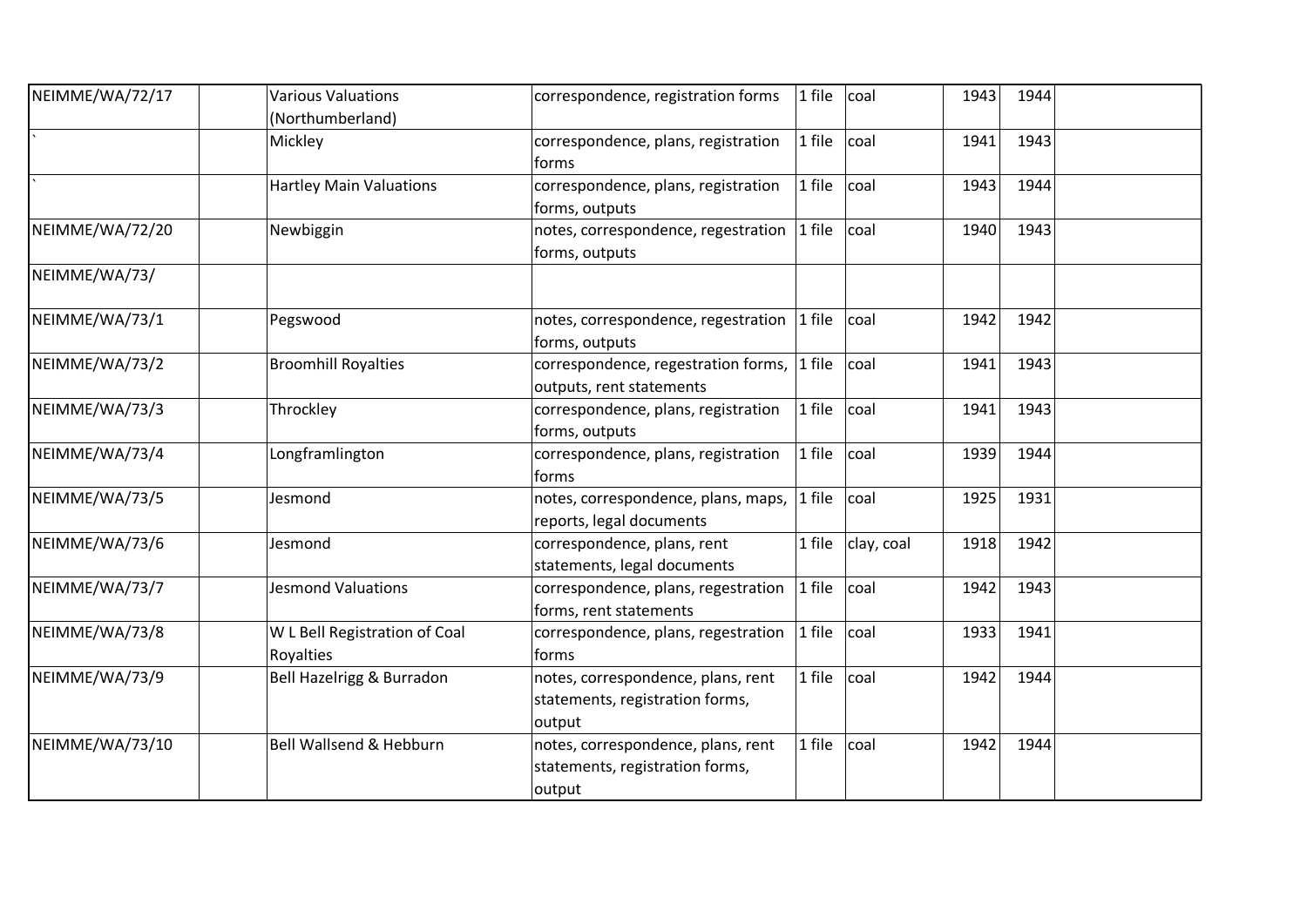| | | | | | | | | |
|---|---|---|---|---|---|---|---|---|
| NEIMME/WA/72/17 | | Various Valuations (Northumberland) | correspondence, registration forms | 1 file | coal | 1943 | 1944 | |
| ` | | Mickley | correspondence, plans, registration forms | 1 file | coal | 1941 | 1943 | |
| ` | | Hartley Main Valuations | correspondence, plans, registration forms, outputs | 1 file | coal | 1943 | 1944 | |
| NEIMME/WA/72/20 | | Newbiggin | notes, correspondence, regestration forms, outputs | 1 file | coal | 1940 | 1943 | |
| NEIMME/WA/73/ | | | | | | | | |
| NEIMME/WA/73/1 | | Pegswood | notes, correspondence, regestration forms, outputs | 1 file | coal | 1942 | 1942 | |
| NEIMME/WA/73/2 | | Broomhill Royalties | correspondence, regestration forms, outputs, rent statements | 1 file | coal | 1941 | 1943 | |
| NEIMME/WA/73/3 | | Throckley | correspondence, plans, registration forms, outputs | 1 file | coal | 1941 | 1943 | |
| NEIMME/WA/73/4 | | Longframlington | correspondence, plans, registration forms | 1 file | coal | 1939 | 1944 | |
| NEIMME/WA/73/5 | | Jesmond | notes, correspondence, plans, maps, reports, legal documents | 1 file | coal | 1925 | 1931 | |
| NEIMME/WA/73/6 | | Jesmond | correspondence, plans, rent statements, legal documents | 1 file | clay, coal | 1918 | 1942 | |
| NEIMME/WA/73/7 | | Jesmond Valuations | correspondence, plans, regestration forms, rent statements | 1 file | coal | 1942 | 1943 | |
| NEIMME/WA/73/8 | | W L Bell Registration of Coal Royalties | correspondence, plans, regestration forms | 1 file | coal | 1933 | 1941 | |
| NEIMME/WA/73/9 | | Bell Hazelrigg & Burradon | notes, correspondence, plans, rent statements, registration forms, output | 1 file | coal | 1942 | 1944 | |
| NEIMME/WA/73/10 | | Bell Wallsend & Hebburn | notes, correspondence, plans, rent statements, registration forms, output | 1 file | coal | 1942 | 1944 | |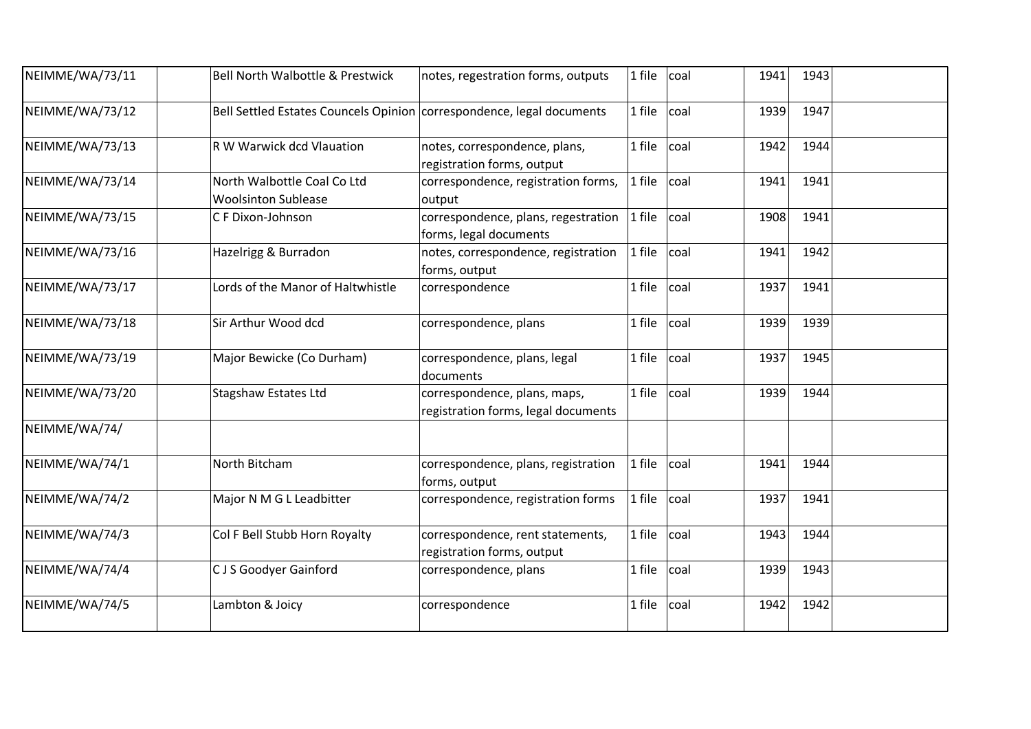| | | | | | | | | |
|---|---|---|---|---|---|---|---|---|
| NEIMME/WA/73/11 | | Bell North Walbottle & Prestwick | notes, regestration forms, outputs | 1 file | coal | 1941 | 1943 | |
| NEIMME/WA/73/12 | | Bell Settled Estates Councels Opinion | correspondence, legal documents | 1 file | coal | 1939 | 1947 | |
| NEIMME/WA/73/13 | | R W Warwick dcd Vlauation | notes, correspondence, plans, registration forms, output | 1 file | coal | 1942 | 1944 | |
| NEIMME/WA/73/14 | | North Walbottle Coal Co Ltd Woolsinton Sublease | correspondence, registration forms, output | 1 file | coal | 1941 | 1941 | |
| NEIMME/WA/73/15 | | C F Dixon-Johnson | correspondence, plans, regestration forms, legal documents | 1 file | coal | 1908 | 1941 | |
| NEIMME/WA/73/16 | | Hazelrigg & Burradon | notes, correspondence, registration forms, output | 1 file | coal | 1941 | 1942 | |
| NEIMME/WA/73/17 | | Lords of the Manor of Haltwhistle | correspondence | 1 file | coal | 1937 | 1941 | |
| NEIMME/WA/73/18 | | Sir Arthur Wood dcd | correspondence, plans | 1 file | coal | 1939 | 1939 | |
| NEIMME/WA/73/19 | | Major Bewicke (Co Durham) | correspondence, plans, legal documents | 1 file | coal | 1937 | 1945 | |
| NEIMME/WA/73/20 | | Stagshaw Estates Ltd | correspondence, plans, maps, registration forms, legal documents | 1 file | coal | 1939 | 1944 | |
| NEIMME/WA/74/ | | | | | | | | |
| NEIMME/WA/74/1 | | North Bitcham | correspondence, plans, registration forms, output | 1 file | coal | 1941 | 1944 | |
| NEIMME/WA/74/2 | | Major N M G L Leadbitter | correspondence, registration forms | 1 file | coal | 1937 | 1941 | |
| NEIMME/WA/74/3 | | Col F Bell Stubb Horn Royalty | correspondence, rent statements, registration forms, output | 1 file | coal | 1943 | 1944 | |
| NEIMME/WA/74/4 | | C J S Goodyer Gainford | correspondence, plans | 1 file | coal | 1939 | 1943 | |
| NEIMME/WA/74/5 | | Lambton & Joicy | correspondence | 1 file | coal | 1942 | 1942 | |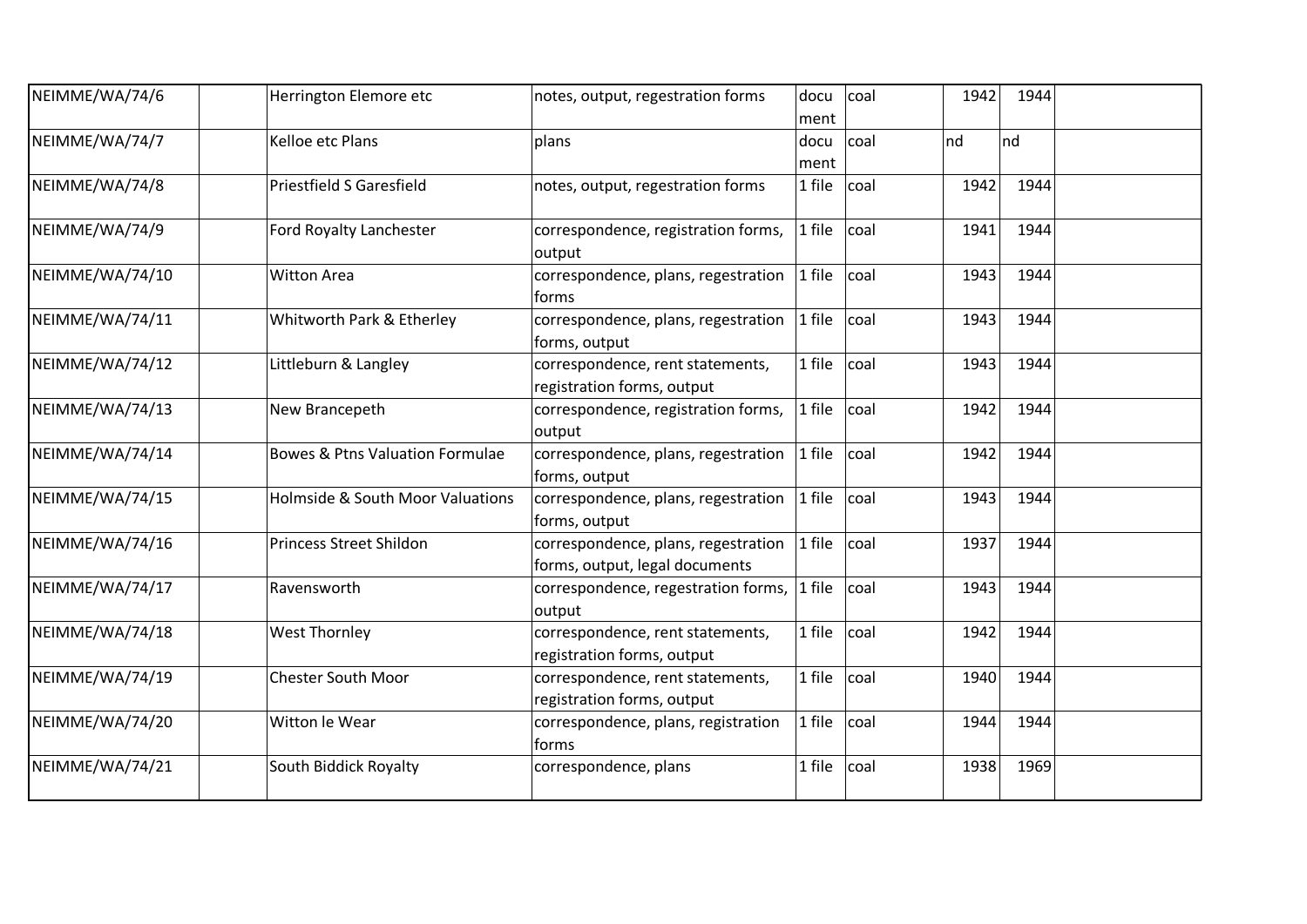| | | | | | | | | |
|---|---|---|---|---|---|---|---|---|
| NEIMME/WA/74/6 | | Herrington Elemore etc | notes, output, regestration forms | document | coal | 1942 | 1944 | |
| NEIMME/WA/74/7 | | Kelloe etc Plans | plans | document | coal | nd | nd | |
| NEIMME/WA/74/8 | | Priestfield S Garesfield | notes, output, regestration forms | 1 file | coal | 1942 | 1944 | |
| NEIMME/WA/74/9 | | Ford Royalty Lanchester | correspondence, registration forms, output | 1 file | coal | 1941 | 1944 | |
| NEIMME/WA/74/10 | | Witton Area | correspondence, plans, regestration forms | 1 file | coal | 1943 | 1944 | |
| NEIMME/WA/74/11 | | Whitworth Park & Etherley | correspondence, plans, regestration forms, output | 1 file | coal | 1943 | 1944 | |
| NEIMME/WA/74/12 | | Littleburn & Langley | correspondence, rent statements, registration forms, output | 1 file | coal | 1943 | 1944 | |
| NEIMME/WA/74/13 | | New Brancepeth | correspondence, registration forms, output | 1 file | coal | 1942 | 1944 | |
| NEIMME/WA/74/14 | | Bowes & Ptns Valuation Formulae | correspondence, plans, regestration forms, output | 1 file | coal | 1942 | 1944 | |
| NEIMME/WA/74/15 | | Holmside & South Moor Valuations | correspondence, plans, regestration forms, output | 1 file | coal | 1943 | 1944 | |
| NEIMME/WA/74/16 | | Princess Street Shildon | correspondence, plans, regestration forms, output, legal documents | 1 file | coal | 1937 | 1944 | |
| NEIMME/WA/74/17 | | Ravensworth | correspondence, regestration forms, output | 1 file | coal | 1943 | 1944 | |
| NEIMME/WA/74/18 | | West Thornley | correspondence, rent statements, registration forms, output | 1 file | coal | 1942 | 1944 | |
| NEIMME/WA/74/19 | | Chester South Moor | correspondence, rent statements, registration forms, output | 1 file | coal | 1940 | 1944 | |
| NEIMME/WA/74/20 | | Witton le Wear | correspondence, plans, registration forms | 1 file | coal | 1944 | 1944 | |
| NEIMME/WA/74/21 | | South Biddick Royalty | correspondence, plans | 1 file | coal | 1938 | 1969 | |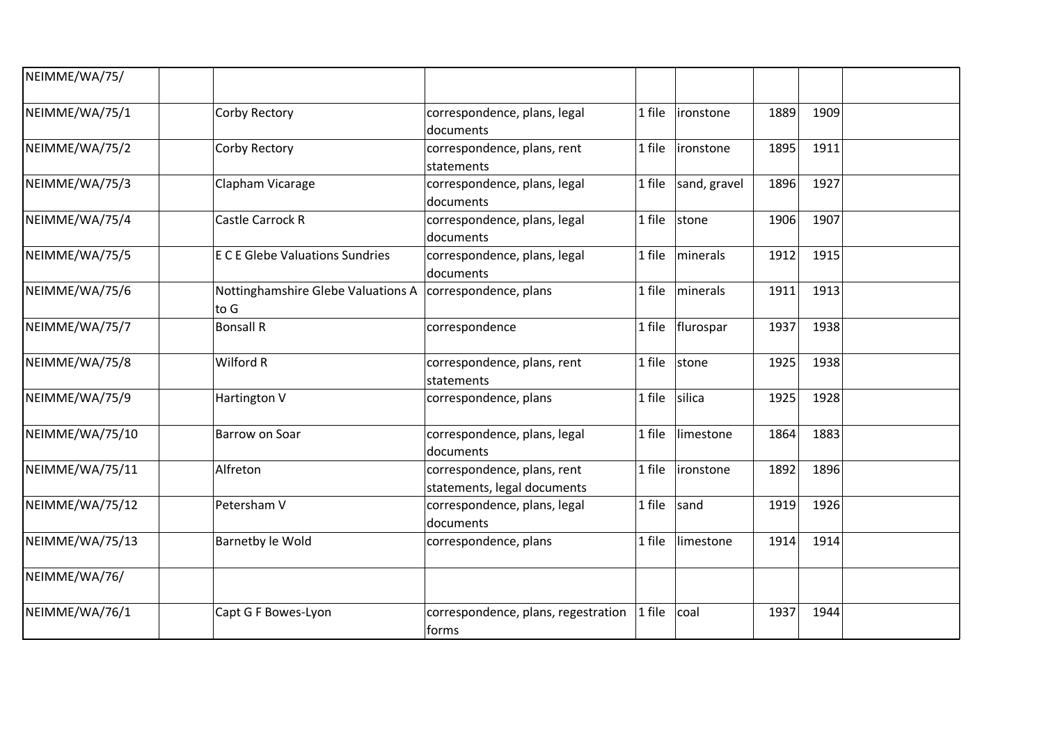| | | | | | | | | |
|---|---|---|---|---|---|---|---|---|
| NEIMME/WA/75/ | | | | | | | | |
| NEIMME/WA/75/1 | | Corby Rectory | correspondence, plans, legal documents | 1 file | ironstone | 1889 | 1909 | |
| NEIMME/WA/75/2 | | Corby Rectory | correspondence, plans, rent statements | 1 file | ironstone | 1895 | 1911 | |
| NEIMME/WA/75/3 | | Clapham Vicarage | correspondence, plans, legal documents | 1 file | sand, gravel | 1896 | 1927 | |
| NEIMME/WA/75/4 | | Castle Carrock R | correspondence, plans, legal documents | 1 file | stone | 1906 | 1907 | |
| NEIMME/WA/75/5 | | E C E Glebe Valuations Sundries | correspondence, plans, legal documents | 1 file | minerals | 1912 | 1915 | |
| NEIMME/WA/75/6 | | Nottinghamshire Glebe Valuations A to G | correspondence, plans | 1 file | minerals | 1911 | 1913 | |
| NEIMME/WA/75/7 | | Bonsall R | correspondence | 1 file | flurospar | 1937 | 1938 | |
| NEIMME/WA/75/8 | | Wilford R | correspondence, plans, rent statements | 1 file | stone | 1925 | 1938 | |
| NEIMME/WA/75/9 | | Hartington V | correspondence, plans | 1 file | silica | 1925 | 1928 | |
| NEIMME/WA/75/10 | | Barrow on Soar | correspondence, plans, legal documents | 1 file | limestone | 1864 | 1883 | |
| NEIMME/WA/75/11 | | Alfreton | correspondence, plans, rent statements, legal documents | 1 file | ironstone | 1892 | 1896 | |
| NEIMME/WA/75/12 | | Petersham V | correspondence, plans, legal documents | 1 file | sand | 1919 | 1926 | |
| NEIMME/WA/75/13 | | Barnetby le Wold | correspondence, plans | 1 file | limestone | 1914 | 1914 | |
| NEIMME/WA/76/ | | | | | | | | |
| NEIMME/WA/76/1 | | Capt G F Bowes-Lyon | correspondence, plans, regestration forms | 1 file | coal | 1937 | 1944 | |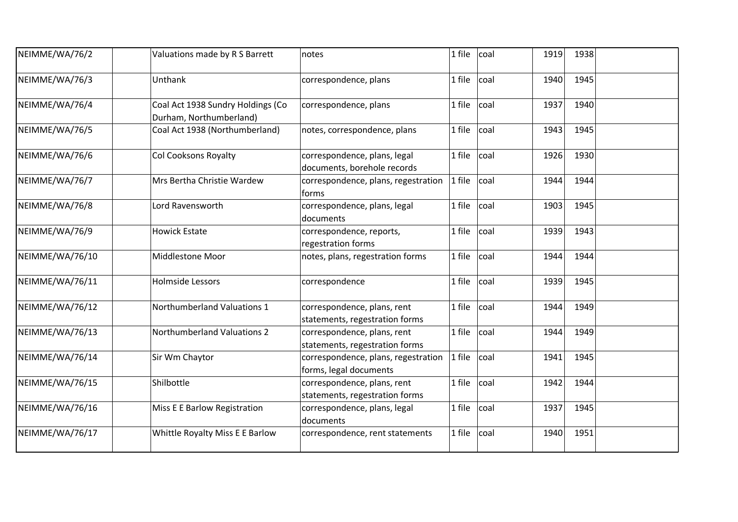| | | | | | | | | |
|---|---|---|---|---|---|---|---|---|
| NEIMME/WA/76/2 | | Valuations made by R S Barrett | notes | 1 file | coal | 1919 | 1938 | |
| NEIMME/WA/76/3 | | Unthank | correspondence, plans | 1 file | coal | 1940 | 1945 | |
| NEIMME/WA/76/4 | | Coal Act 1938 Sundry Holdings (Co Durham, Northumberland) | correspondence, plans | 1 file | coal | 1937 | 1940 | |
| NEIMME/WA/76/5 | | Coal Act 1938 (Northumberland) | notes, correspondence, plans | 1 file | coal | 1943 | 1945 | |
| NEIMME/WA/76/6 | | Col Cooksons Royalty | correspondence, plans, legal documents, borehole records | 1 file | coal | 1926 | 1930 | |
| NEIMME/WA/76/7 | | Mrs Bertha Christie Wardew | correspondence, plans, regestration forms | 1 file | coal | 1944 | 1944 | |
| NEIMME/WA/76/8 | | Lord Ravensworth | correspondence, plans, legal documents | 1 file | coal | 1903 | 1945 | |
| NEIMME/WA/76/9 | | Howick Estate | correspondence, reports, regestration forms | 1 file | coal | 1939 | 1943 | |
| NEIMME/WA/76/10 | | Middlestone Moor | notes, plans, regestration forms | 1 file | coal | 1944 | 1944 | |
| NEIMME/WA/76/11 | | Holmside Lessors | correspondence | 1 file | coal | 1939 | 1945 | |
| NEIMME/WA/76/12 | | Northumberland Valuations 1 | correspondence, plans, rent statements, regestration forms | 1 file | coal | 1944 | 1949 | |
| NEIMME/WA/76/13 | | Northumberland Valuations 2 | correspondence, plans, rent statements, regestration forms | 1 file | coal | 1944 | 1949 | |
| NEIMME/WA/76/14 | | Sir Wm Chaytor | correspondence, plans, regestration forms, legal documents | 1 file | coal | 1941 | 1945 | |
| NEIMME/WA/76/15 | | Shilbottle | correspondence, plans, rent statements, regestration forms | 1 file | coal | 1942 | 1944 | |
| NEIMME/WA/76/16 | | Miss E E Barlow Registration | correspondence, plans, legal documents | 1 file | coal | 1937 | 1945 | |
| NEIMME/WA/76/17 | | Whittle Royalty Miss E E Barlow | correspondence, rent statements | 1 file | coal | 1940 | 1951 | |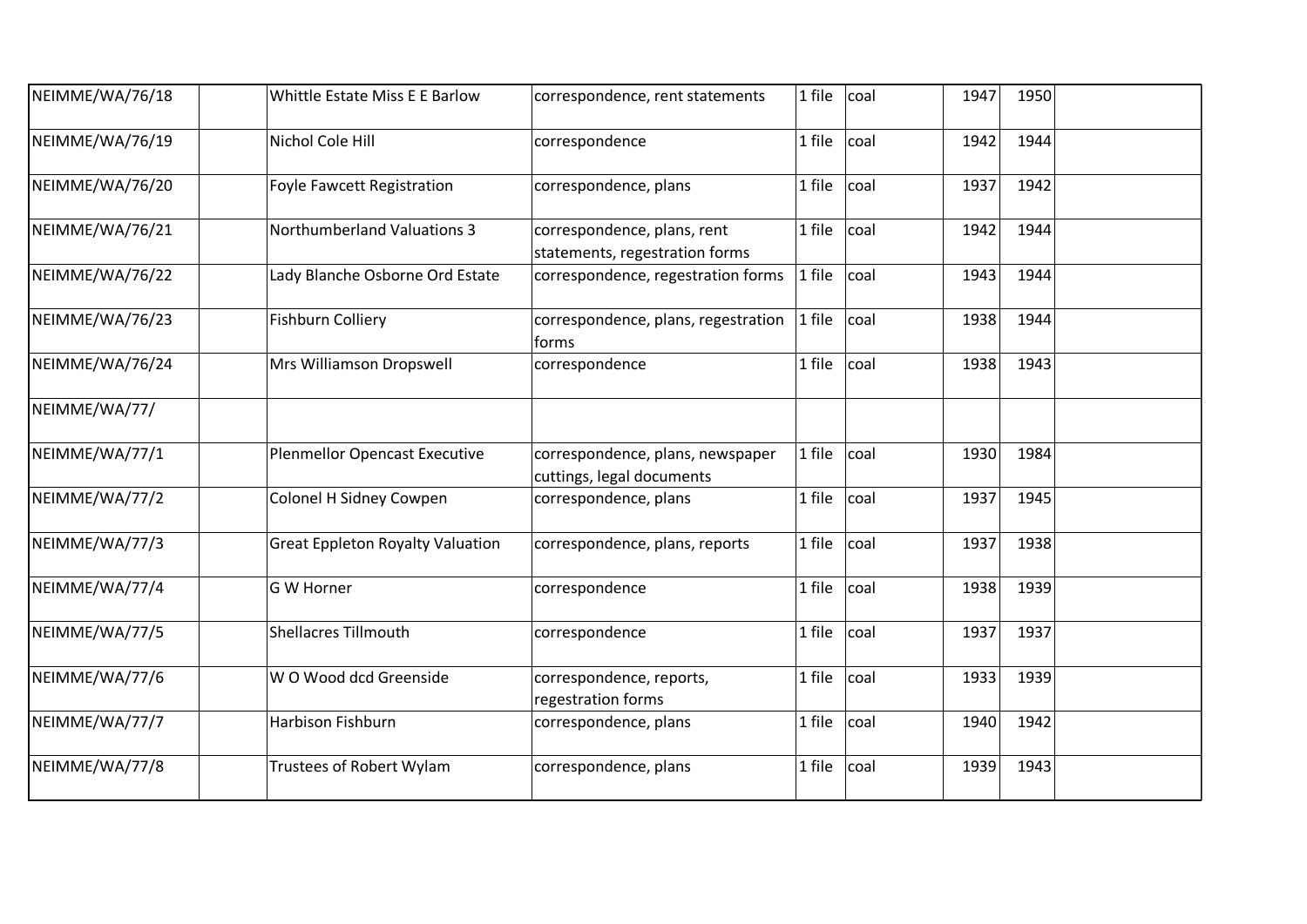| | | | | | | | | |
|---|---|---|---|---|---|---|---|---|
| NEIMME/WA/76/18 | | Whittle Estate Miss E E Barlow | correspondence, rent statements | 1 file | coal | 1947 | 1950 | |
| NEIMME/WA/76/19 | | Nichol Cole Hill | correspondence | 1 file | coal | 1942 | 1944 | |
| NEIMME/WA/76/20 | | Foyle Fawcett Registration | correspondence, plans | 1 file | coal | 1937 | 1942 | |
| NEIMME/WA/76/21 | | Northumberland Valuations 3 | correspondence, plans, rent statements, regestration forms | 1 file | coal | 1942 | 1944 | |
| NEIMME/WA/76/22 | | Lady Blanche Osborne Ord Estate | correspondence, regestration forms | 1 file | coal | 1943 | 1944 | |
| NEIMME/WA/76/23 | | Fishburn Colliery | correspondence, plans, regestration forms | 1 file | coal | 1938 | 1944 | |
| NEIMME/WA/76/24 | | Mrs Williamson Dropswell | correspondence | 1 file | coal | 1938 | 1943 | |
| NEIMME/WA/77/ | | | | | | | | |
| NEIMME/WA/77/1 | | Plenmellor Opencast Executive | correspondence, plans, newspaper cuttings, legal documents | 1 file | coal | 1930 | 1984 | |
| NEIMME/WA/77/2 | | Colonel H Sidney Cowpen | correspondence, plans | 1 file | coal | 1937 | 1945 | |
| NEIMME/WA/77/3 | | Great Eppleton Royalty Valuation | correspondence, plans, reports | 1 file | coal | 1937 | 1938 | |
| NEIMME/WA/77/4 | | G W Horner | correspondence | 1 file | coal | 1938 | 1939 | |
| NEIMME/WA/77/5 | | Shellacres Tillmouth | correspondence | 1 file | coal | 1937 | 1937 | |
| NEIMME/WA/77/6 | | W O Wood dcd Greenside | correspondence, reports, regestration forms | 1 file | coal | 1933 | 1939 | |
| NEIMME/WA/77/7 | | Harbison Fishburn | correspondence, plans | 1 file | coal | 1940 | 1942 | |
| NEIMME/WA/77/8 | | Trustees of Robert Wylam | correspondence, plans | 1 file | coal | 1939 | 1943 | |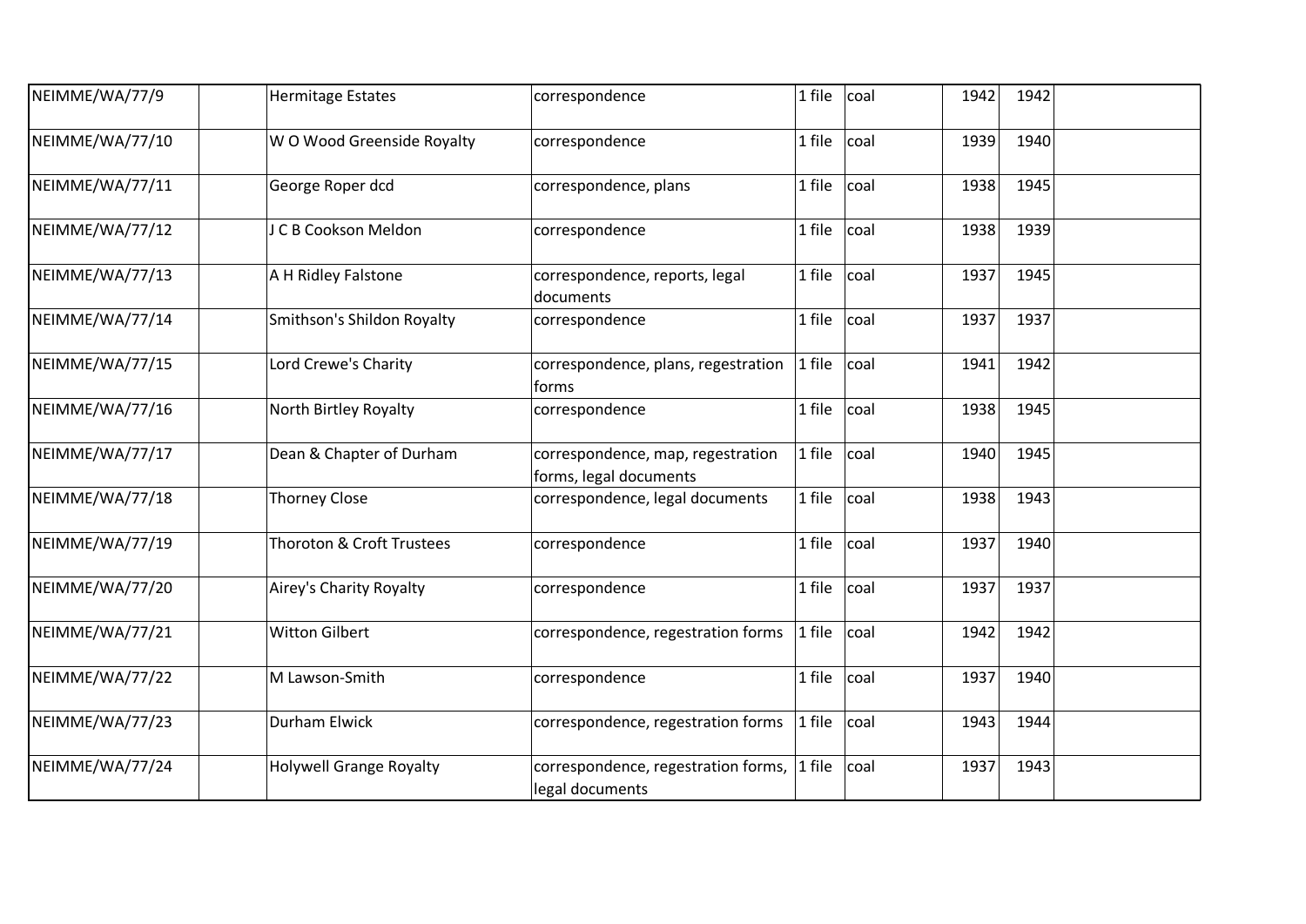| | | | | | | | | |
|---|---|---|---|---|---|---|---|---|
| NEIMME/WA/77/9 | | Hermitage Estates | correspondence | 1 file | coal | 1942 | 1942 | |
| NEIMME/WA/77/10 | | W O Wood Greenside Royalty | correspondence | 1 file | coal | 1939 | 1940 | |
| NEIMME/WA/77/11 | | George Roper dcd | correspondence, plans | 1 file | coal | 1938 | 1945 | |
| NEIMME/WA/77/12 | | J C B Cookson Meldon | correspondence | 1 file | coal | 1938 | 1939 | |
| NEIMME/WA/77/13 | | A H Ridley Falstone | correspondence, reports, legal documents | 1 file | coal | 1937 | 1945 | |
| NEIMME/WA/77/14 | | Smithson's Shildon Royalty | correspondence | 1 file | coal | 1937 | 1937 | |
| NEIMME/WA/77/15 | | Lord Crewe's Charity | correspondence, plans, regestration forms | 1 file | coal | 1941 | 1942 | |
| NEIMME/WA/77/16 | | North Birtley Royalty | correspondence | 1 file | coal | 1938 | 1945 | |
| NEIMME/WA/77/17 | | Dean & Chapter of Durham | correspondence, map, regestration forms, legal documents | 1 file | coal | 1940 | 1945 | |
| NEIMME/WA/77/18 | | Thorney Close | correspondence, legal documents | 1 file | coal | 1938 | 1943 | |
| NEIMME/WA/77/19 | | Thoroton & Croft Trustees | correspondence | 1 file | coal | 1937 | 1940 | |
| NEIMME/WA/77/20 | | Airey's Charity Royalty | correspondence | 1 file | coal | 1937 | 1937 | |
| NEIMME/WA/77/21 | | Witton Gilbert | correspondence, regestration forms | 1 file | coal | 1942 | 1942 | |
| NEIMME/WA/77/22 | | M Lawson-Smith | correspondence | 1 file | coal | 1937 | 1940 | |
| NEIMME/WA/77/23 | | Durham Elwick | correspondence, regestration forms | 1 file | coal | 1943 | 1944 | |
| NEIMME/WA/77/24 | | Holywell Grange Royalty | correspondence, regestration forms, legal documents | 1 file | coal | 1937 | 1943 | |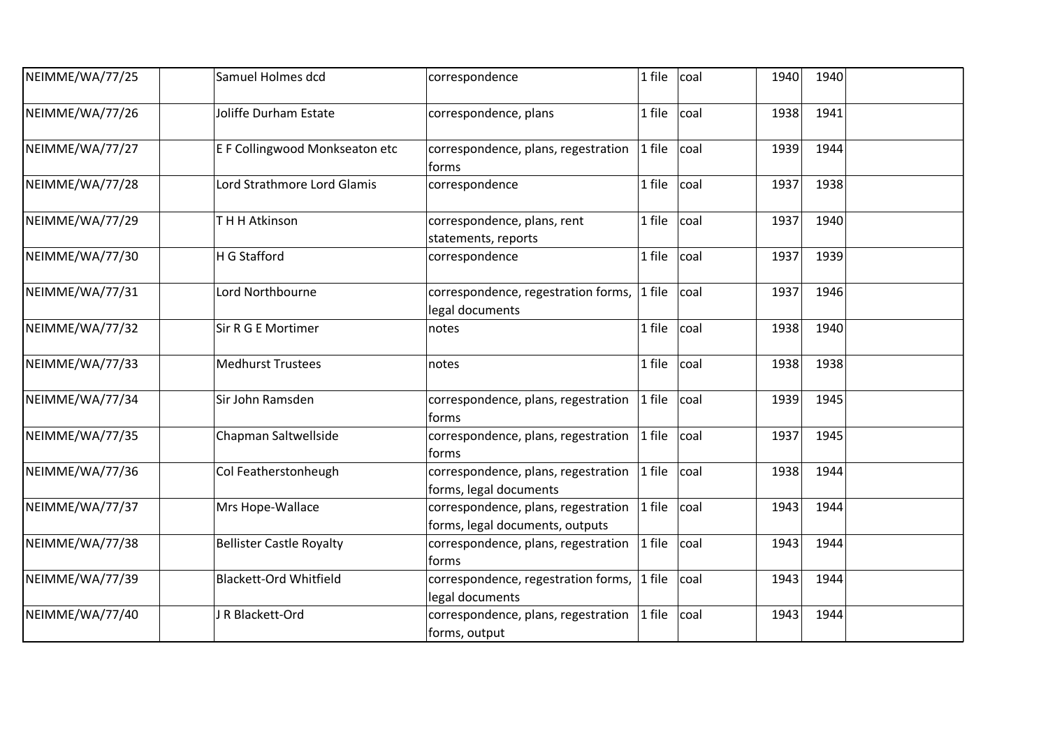| | | | | | | | | |
|---|---|---|---|---|---|---|---|---|
| NEIMME/WA/77/25 | | Samuel Holmes dcd | correspondence | 1 file | coal | 1940 | 1940 | |
| NEIMME/WA/77/26 | | Joliffe Durham Estate | correspondence, plans | 1 file | coal | 1938 | 1941 | |
| NEIMME/WA/77/27 | | E F Collingwood Monkseaton etc | correspondence, plans, regestration forms | 1 file | coal | 1939 | 1944 | |
| NEIMME/WA/77/28 | | Lord Strathmore Lord Glamis | correspondence | 1 file | coal | 1937 | 1938 | |
| NEIMME/WA/77/29 | | T H H Atkinson | correspondence, plans, rent statements, reports | 1 file | coal | 1937 | 1940 | |
| NEIMME/WA/77/30 | | H G Stafford | correspondence | 1 file | coal | 1937 | 1939 | |
| NEIMME/WA/77/31 | | Lord Northbourne | correspondence, regestration forms, legal documents | 1 file | coal | 1937 | 1946 | |
| NEIMME/WA/77/32 | | Sir R G E Mortimer | notes | 1 file | coal | 1938 | 1940 | |
| NEIMME/WA/77/33 | | Medhurst Trustees | notes | 1 file | coal | 1938 | 1938 | |
| NEIMME/WA/77/34 | | Sir John Ramsden | correspondence, plans, regestration forms | 1 file | coal | 1939 | 1945 | |
| NEIMME/WA/77/35 | | Chapman Saltwellside | correspondence, plans, regestration forms | 1 file | coal | 1937 | 1945 | |
| NEIMME/WA/77/36 | | Col Featherstonheugh | correspondence, plans, regestration forms, legal documents | 1 file | coal | 1938 | 1944 | |
| NEIMME/WA/77/37 | | Mrs Hope-Wallace | correspondence, plans, regestration forms, legal documents, outputs | 1 file | coal | 1943 | 1944 | |
| NEIMME/WA/77/38 | | Bellister Castle Royalty | correspondence, plans, regestration forms | 1 file | coal | 1943 | 1944 | |
| NEIMME/WA/77/39 | | Blackett-Ord Whitfield | correspondence, regestration forms, legal documents | 1 file | coal | 1943 | 1944 | |
| NEIMME/WA/77/40 | | J R Blackett-Ord | correspondence, plans, regestration forms, output | 1 file | coal | 1943 | 1944 | |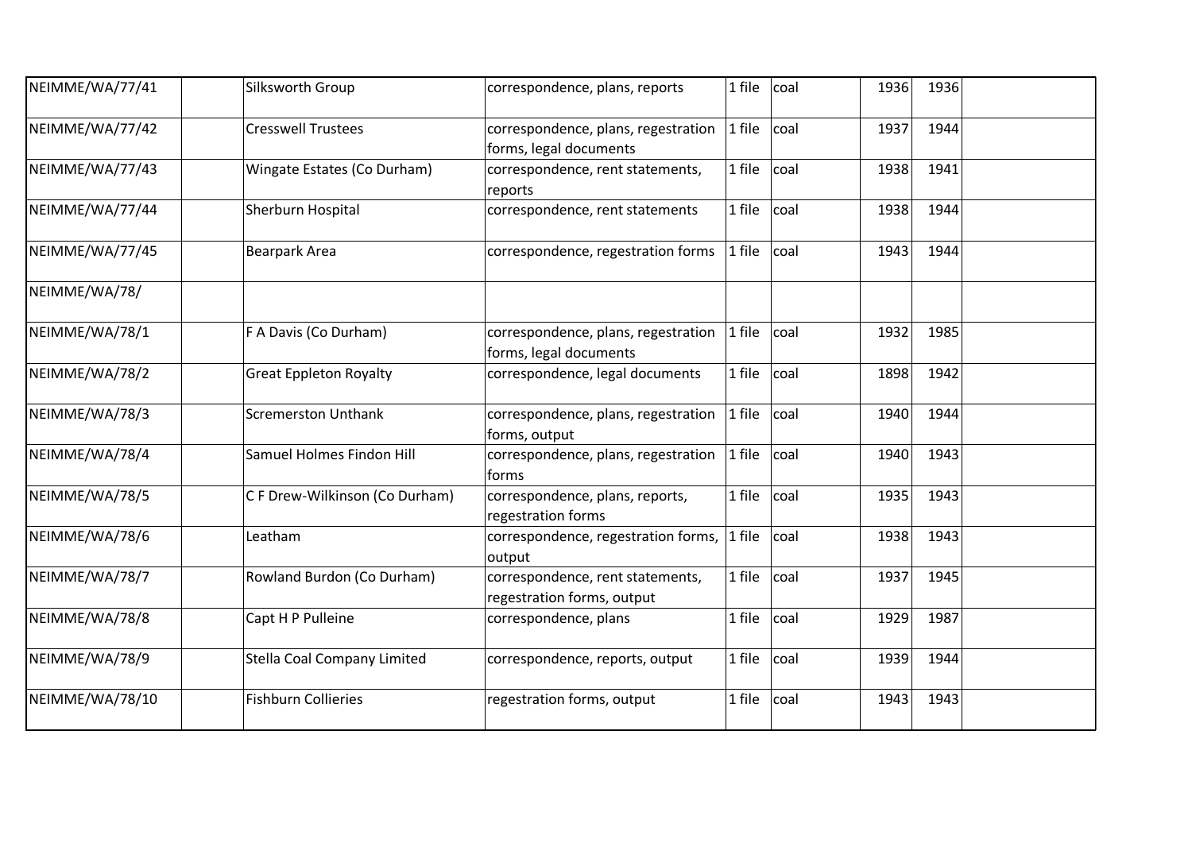| | | | | | | | | |
|---|---|---|---|---|---|---|---|---|
| NEIMME/WA/77/41 | | Silksworth Group | correspondence, plans, reports | 1 file | coal | 1936 | 1936 | |
| NEIMME/WA/77/42 | | Cresswell Trustees | correspondence, plans, registration forms, legal documents | 1 file | coal | 1937 | 1944 | |
| NEIMME/WA/77/43 | | Wingate Estates (Co Durham) | correspondence, rent statements, reports | 1 file | coal | 1938 | 1941 | |
| NEIMME/WA/77/44 | | Sherburn Hospital | correspondence, rent statements | 1 file | coal | 1938 | 1944 | |
| NEIMME/WA/77/45 | | Bearpark Area | correspondence, regestration forms | 1 file | coal | 1943 | 1944 | |
| NEIMME/WA/78/ | | | | | | | | |
| NEIMME/WA/78/1 | | F A Davis (Co Durham) | correspondence, plans, registration forms, legal documents | 1 file | coal | 1932 | 1985 | |
| NEIMME/WA/78/2 | | Great Eppleton Royalty | correspondence, legal documents | 1 file | coal | 1898 | 1942 | |
| NEIMME/WA/78/3 | | Scremerston Unthank | correspondence, plans, registration forms, output | 1 file | coal | 1940 | 1944 | |
| NEIMME/WA/78/4 | | Samuel Holmes Findon Hill | correspondence, plans, registration forms | 1 file | coal | 1940 | 1943 | |
| NEIMME/WA/78/5 | | C F Drew-Wilkinson (Co Durham) | correspondence, plans, reports, regestration forms | 1 file | coal | 1935 | 1943 | |
| NEIMME/WA/78/6 | | Leatham | correspondence, regestration forms, output | 1 file | coal | 1938 | 1943 | |
| NEIMME/WA/78/7 | | Rowland Burdon (Co Durham) | correspondence, rent statements, regestration forms, output | 1 file | coal | 1937 | 1945 | |
| NEIMME/WA/78/8 | | Capt H P Pulleine | correspondence, plans | 1 file | coal | 1929 | 1987 | |
| NEIMME/WA/78/9 | | Stella Coal Company Limited | correspondence, reports, output | 1 file | coal | 1939 | 1944 | |
| NEIMME/WA/78/10 | | Fishburn Collieries | regestration forms, output | 1 file | coal | 1943 | 1943 | |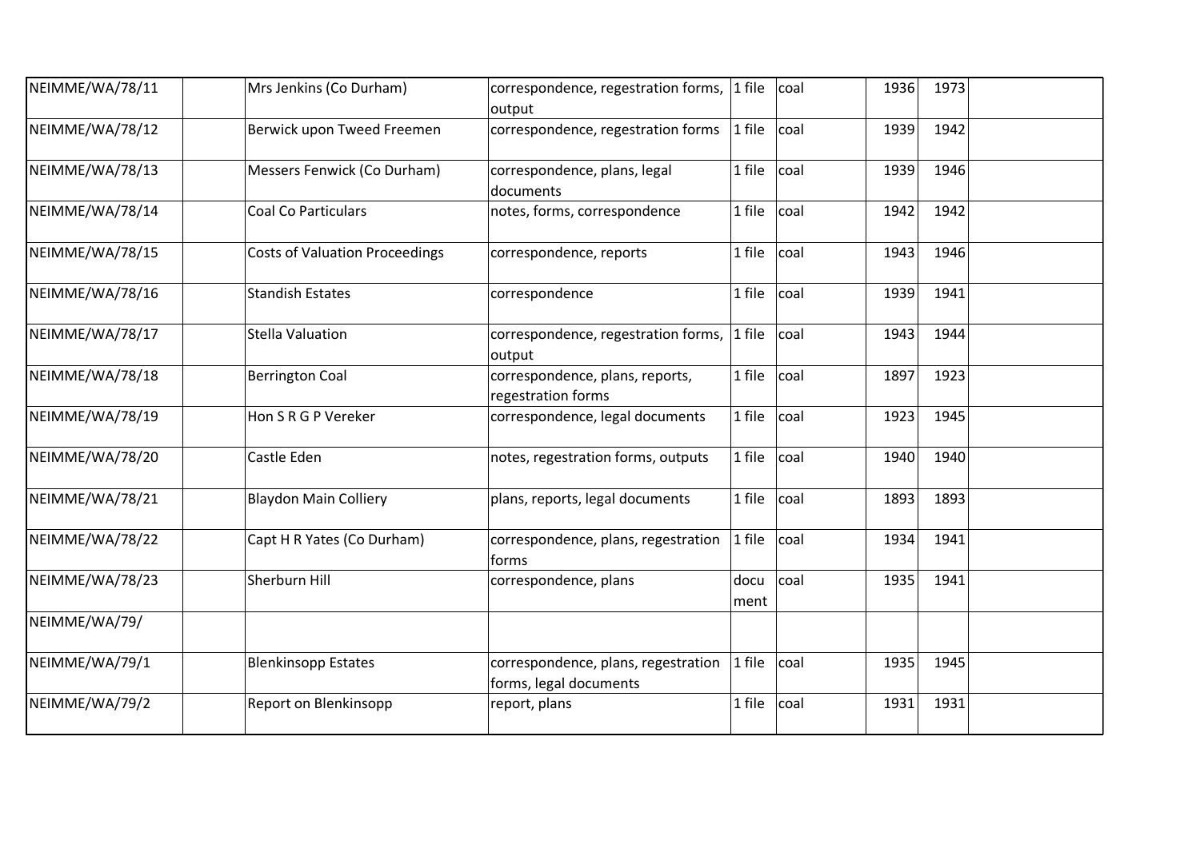| | | | | | | | | |
|---|---|---|---|---|---|---|---|---|
| NEIMME/WA/78/11 | | Mrs Jenkins (Co Durham) | correspondence, regestration forms, output | 1 file | coal | 1936 | 1973 | |
| NEIMME/WA/78/12 | | Berwick upon Tweed Freemen | correspondence, regestration forms | 1 file | coal | 1939 | 1942 | |
| NEIMME/WA/78/13 | | Messers Fenwick (Co Durham) | correspondence, plans, legal documents | 1 file | coal | 1939 | 1946 | |
| NEIMME/WA/78/14 | | Coal Co Particulars | notes, forms, correspondence | 1 file | coal | 1942 | 1942 | |
| NEIMME/WA/78/15 | | Costs of Valuation Proceedings | correspondence, reports | 1 file | coal | 1943 | 1946 | |
| NEIMME/WA/78/16 | | Standish Estates | correspondence | 1 file | coal | 1939 | 1941 | |
| NEIMME/WA/78/17 | | Stella Valuation | correspondence, regestration forms, output | 1 file | coal | 1943 | 1944 | |
| NEIMME/WA/78/18 | | Berrington Coal | correspondence, plans, reports, regestration forms | 1 file | coal | 1897 | 1923 | |
| NEIMME/WA/78/19 | | Hon S R G P Vereker | correspondence, legal documents | 1 file | coal | 1923 | 1945 | |
| NEIMME/WA/78/20 | | Castle Eden | notes, regestration forms, outputs | 1 file | coal | 1940 | 1940 | |
| NEIMME/WA/78/21 | | Blaydon Main Colliery | plans, reports, legal documents | 1 file | coal | 1893 | 1893 | |
| NEIMME/WA/78/22 | | Capt H R Yates (Co Durham) | correspondence, plans, regestration forms | 1 file | coal | 1934 | 1941 | |
| NEIMME/WA/78/23 | | Sherburn Hill | correspondence, plans | document | coal | 1935 | 1941 | |
| NEIMME/WA/79/ | | | | | | | | |
| NEIMME/WA/79/1 | | Blenkinsopp Estates | correspondence, plans, regestration forms, legal documents | 1 file | coal | 1935 | 1945 | |
| NEIMME/WA/79/2 | | Report on Blenkinsopp | report, plans | 1 file | coal | 1931 | 1931 | |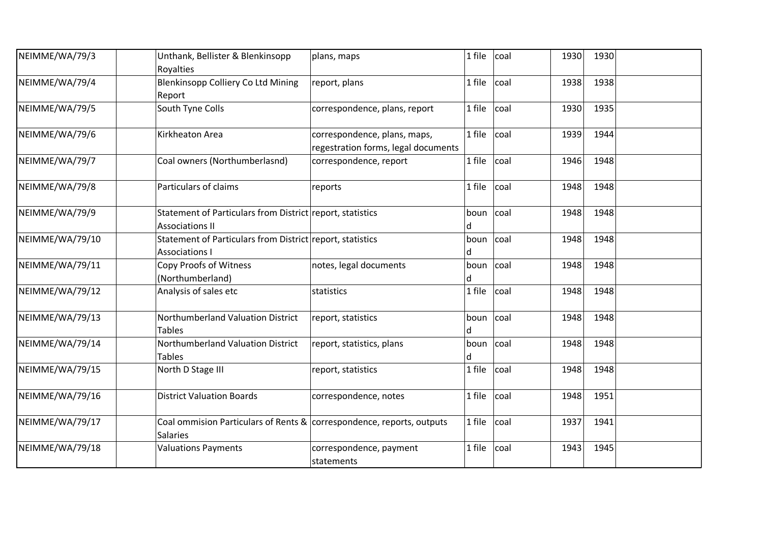| NEIMME/WA/79/3 | | Unthank, Bellister & Blenkinsopp Royalties | plans, maps | 1 file | coal | 1930 | 1930 | |
|---|---|---|---|---|---|---|---|---|
| NEIMME/WA/79/4 | | Blenkinsopp Colliery Co Ltd Mining Report | report, plans | 1 file | coal | 1938 | 1938 | |
| NEIMME/WA/79/5 | | South Tyne Colls | correspondence, plans, report | 1 file | coal | 1930 | 1935 | |
| NEIMME/WA/79/6 | | Kirkheaton Area | correspondence, plans, maps, regestration forms, legal documents | 1 file | coal | 1939 | 1944 | |
| NEIMME/WA/79/7 | | Coal owners (Northumberlasnd) | correspondence, report | 1 file | coal | 1946 | 1948 | |
| NEIMME/WA/79/8 | | Particulars of claims | reports | 1 file | coal | 1948 | 1948 | |
| NEIMME/WA/79/9 | | Statement of Particulars from District Associations II | report, statistics | bound | coal | 1948 | 1948 | |
| NEIMME/WA/79/10 | | Statement of Particulars from District Associations I | report, statistics | bound | coal | 1948 | 1948 | |
| NEIMME/WA/79/11 | | Copy Proofs of Witness (Northumberland) | notes, legal documents | bound | coal | 1948 | 1948 | |
| NEIMME/WA/79/12 | | Analysis of sales etc | statistics | 1 file | coal | 1948 | 1948 | |
| NEIMME/WA/79/13 | | Northumberland Valuation District Tables | report, statistics | bound | coal | 1948 | 1948 | |
| NEIMME/WA/79/14 | | Northumberland Valuation District Tables | report, statistics, plans | bound | coal | 1948 | 1948 | |
| NEIMME/WA/79/15 | | North D Stage III | report, statistics | 1 file | coal | 1948 | 1948 | |
| NEIMME/WA/79/16 | | District Valuation Boards | correspondence, notes | 1 file | coal | 1948 | 1951 | |
| NEIMME/WA/79/17 | | Coal ommision Particulars of Rents & Salaries | correspondence, reports, outputs | 1 file | coal | 1937 | 1941 | |
| NEIMME/WA/79/18 | | Valuations Payments | correspondence, payment statements | 1 file | coal | 1943 | 1945 | |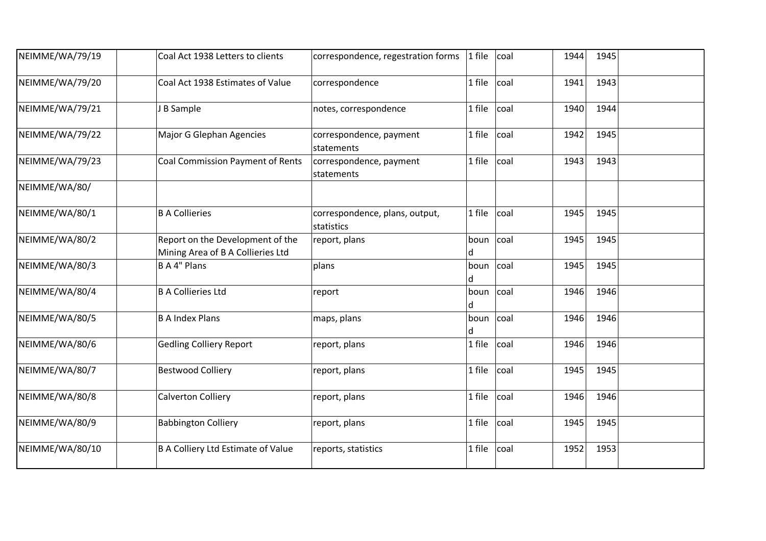| | | | | | | | | |
|---|---|---|---|---|---|---|---|---|
| NEIMME/WA/79/19 | | Coal Act 1938 Letters to clients | correspondence, regestration forms | 1 file | coal | 1944 | 1945 | |
| NEIMME/WA/79/20 | | Coal Act 1938 Estimates of Value | correspondence | 1 file | coal | 1941 | 1943 | |
| NEIMME/WA/79/21 | | J B Sample | notes, correspondence | 1 file | coal | 1940 | 1944 | |
| NEIMME/WA/79/22 | | Major G Glephan Agencies | correspondence, payment statements | 1 file | coal | 1942 | 1945 | |
| NEIMME/WA/79/23 | | Coal Commission Payment of Rents | correspondence, payment statements | 1 file | coal | 1943 | 1943 | |
| NEIMME/WA/80/ | | | | | | | | |
| NEIMME/WA/80/1 | | B A Collieries | correspondence, plans, output, statistics | 1 file | coal | 1945 | 1945 | |
| NEIMME/WA/80/2 | | Report on the Development of the Mining Area of B A Collieries Ltd | report, plans | bound | coal | 1945 | 1945 | |
| NEIMME/WA/80/3 | | B A 4" Plans | plans | bound | coal | 1945 | 1945 | |
| NEIMME/WA/80/4 | | B A Collieries Ltd | report | bound | coal | 1946 | 1946 | |
| NEIMME/WA/80/5 | | B A Index Plans | maps, plans | bound | coal | 1946 | 1946 | |
| NEIMME/WA/80/6 | | Gedling Colliery Report | report, plans | 1 file | coal | 1946 | 1946 | |
| NEIMME/WA/80/7 | | Bestwood Colliery | report, plans | 1 file | coal | 1945 | 1945 | |
| NEIMME/WA/80/8 | | Calverton Colliery | report, plans | 1 file | coal | 1946 | 1946 | |
| NEIMME/WA/80/9 | | Babbington Colliery | report, plans | 1 file | coal | 1945 | 1945 | |
| NEIMME/WA/80/10 | | B A Colliery Ltd Estimate of Value | reports, statistics | 1 file | coal | 1952 | 1953 | |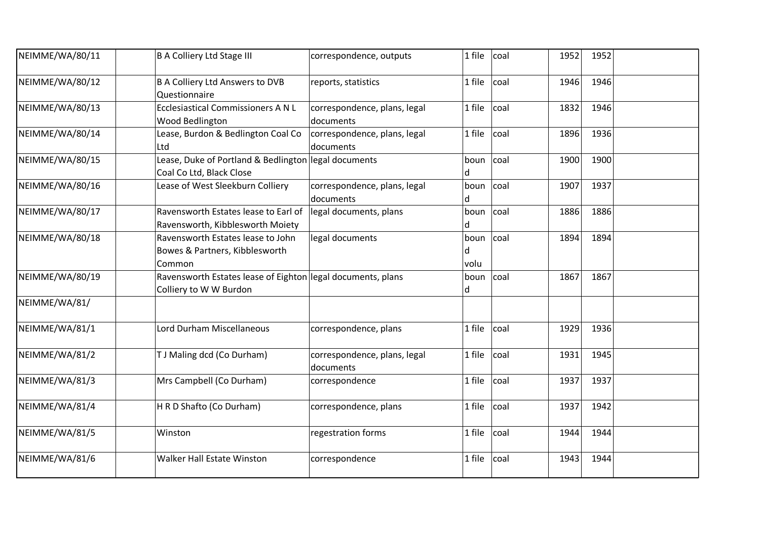| | | | | | | | | |
|---|---|---|---|---|---|---|---|---|
| NEIMME/WA/80/11 | | B A Colliery Ltd Stage III | correspondence, outputs | 1 file | coal | 1952 | 1952 | |
| NEIMME/WA/80/12 | | B A Colliery Ltd Answers to DVB Questionnaire | reports, statistics | 1 file | coal | 1946 | 1946 | |
| NEIMME/WA/80/13 | | Ecclesiastical Commissioners A N L Wood Bedlington | correspondence, plans, legal documents | 1 file | coal | 1832 | 1946 | |
| NEIMME/WA/80/14 | | Lease, Burdon & Bedlington Coal Co Ltd | correspondence, plans, legal documents | 1 file | coal | 1896 | 1936 | |
| NEIMME/WA/80/15 | | Lease, Duke of Portland & Bedlington Coal Co Ltd, Black Close | legal documents | bound | coal | 1900 | 1900 | |
| NEIMME/WA/80/16 | | Lease of West Sleekburn Colliery | correspondence, plans, legal documents | bound | coal | 1907 | 1937 | |
| NEIMME/WA/80/17 | | Ravensworth Estates lease to Earl of Ravensworth, Kibblesworth Moiety | legal documents, plans | bound | coal | 1886 | 1886 | |
| NEIMME/WA/80/18 | | Ravensworth Estates lease to John Bowes & Partners, Kibblesworth Common | legal documents | bound volu | coal | 1894 | 1894 | |
| NEIMME/WA/80/19 | | Ravensworth Estates lease of Eighton Colliery to W W Burdon | legal documents, plans | bound | coal | 1867 | 1867 | |
| NEIMME/WA/81/ | | | | | | | | |
| NEIMME/WA/81/1 | | Lord Durham Miscellaneous | correspondence, plans | 1 file | coal | 1929 | 1936 | |
| NEIMME/WA/81/2 | | T J Maling dcd (Co Durham) | correspondence, plans, legal documents | 1 file | coal | 1931 | 1945 | |
| NEIMME/WA/81/3 | | Mrs Campbell (Co Durham) | correspondence | 1 file | coal | 1937 | 1937 | |
| NEIMME/WA/81/4 | | H R D Shafto (Co Durham) | correspondence, plans | 1 file | coal | 1937 | 1942 | |
| NEIMME/WA/81/5 | | Winston | regestration forms | 1 file | coal | 1944 | 1944 | |
| NEIMME/WA/81/6 | | Walker Hall Estate Winston | correspondence | 1 file | coal | 1943 | 1944 | |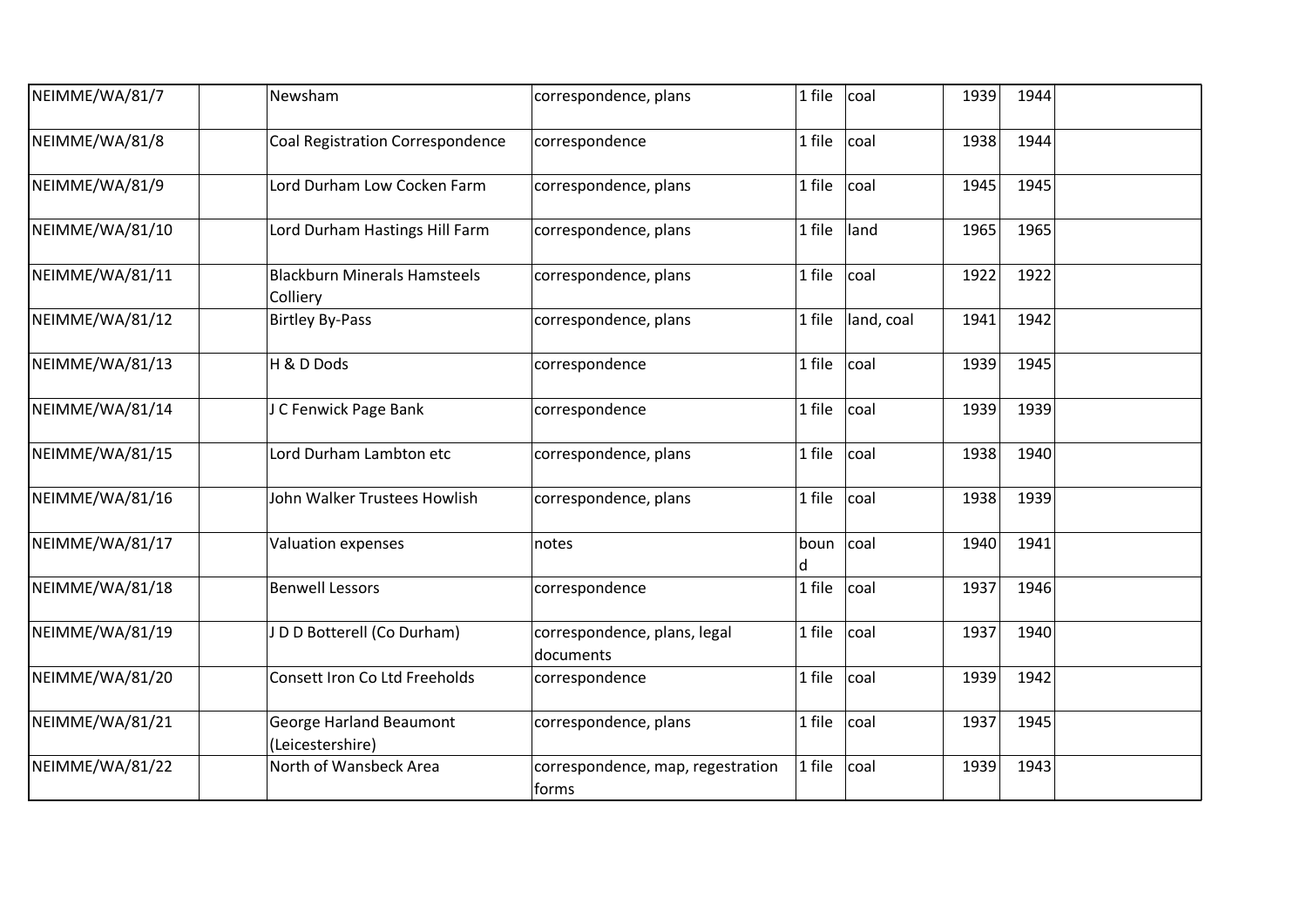| | | | | | | | | |
|---|---|---|---|---|---|---|---|---|
| NEIMME/WA/81/7 | | Newsham | correspondence, plans | 1 file | coal | 1939 | 1944 | |
| NEIMME/WA/81/8 | | Coal Registration Correspondence | correspondence | 1 file | coal | 1938 | 1944 | |
| NEIMME/WA/81/9 | | Lord Durham Low Cocken Farm | correspondence, plans | 1 file | coal | 1945 | 1945 | |
| NEIMME/WA/81/10 | | Lord Durham Hastings Hill Farm | correspondence, plans | 1 file | land | 1965 | 1965 | |
| NEIMME/WA/81/11 | | Blackburn Minerals Hamsteels Colliery | correspondence, plans | 1 file | coal | 1922 | 1922 | |
| NEIMME/WA/81/12 | | Birtley By-Pass | correspondence, plans | 1 file | land, coal | 1941 | 1942 | |
| NEIMME/WA/81/13 | | H & D Dods | correspondence | 1 file | coal | 1939 | 1945 | |
| NEIMME/WA/81/14 | | J C Fenwick Page Bank | correspondence | 1 file | coal | 1939 | 1939 | |
| NEIMME/WA/81/15 | | Lord Durham Lambton etc | correspondence, plans | 1 file | coal | 1938 | 1940 | |
| NEIMME/WA/81/16 | | John Walker Trustees Howlish | correspondence, plans | 1 file | coal | 1938 | 1939 | |
| NEIMME/WA/81/17 | | Valuation expenses | notes | bound | coal | 1940 | 1941 | |
| NEIMME/WA/81/18 | | Benwell Lessors | correspondence | 1 file | coal | 1937 | 1946 | |
| NEIMME/WA/81/19 | | J D D Botterell (Co Durham) | correspondence, plans, legal documents | 1 file | coal | 1937 | 1940 | |
| NEIMME/WA/81/20 | | Consett Iron Co Ltd Freeholds | correspondence | 1 file | coal | 1939 | 1942 | |
| NEIMME/WA/81/21 | | George Harland Beaumont (Leicestershire) | correspondence, plans | 1 file | coal | 1937 | 1945 | |
| NEIMME/WA/81/22 | | North of Wansbeck Area | correspondence, map, regestration forms | 1 file | coal | 1939 | 1943 | |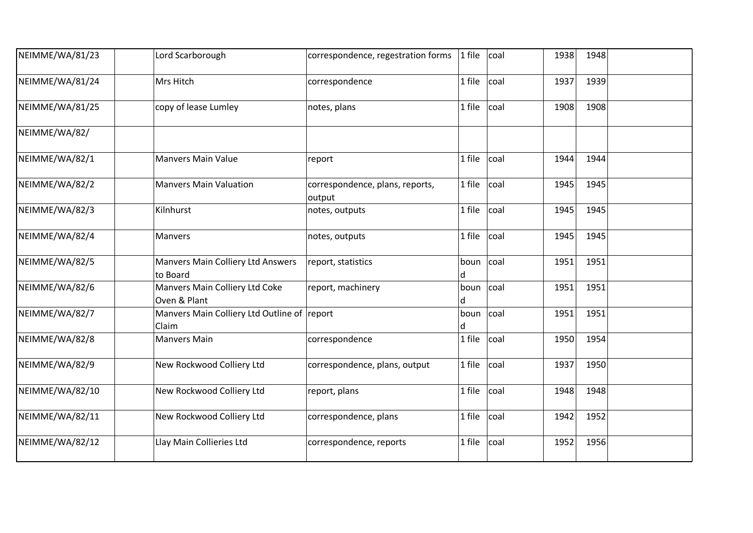| | | | | | | | | |
|---|---|---|---|---|---|---|---|---|
| NEIMME/WA/81/23 | | Lord Scarborough | correspondence, regestration forms | 1 file | coal | 1938 | 1948 | |
| NEIMME/WA/81/24 | | Mrs Hitch | correspondence | 1 file | coal | 1937 | 1939 | |
| NEIMME/WA/81/25 | | copy of lease Lumley | notes, plans | 1 file | coal | 1908 | 1908 | |
| NEIMME/WA/82/ | | | | | | | | |
| NEIMME/WA/82/1 | | Manvers Main Value | report | 1 file | coal | 1944 | 1944 | |
| NEIMME/WA/82/2 | | Manvers Main Valuation | correspondence, plans, reports, output | 1 file | coal | 1945 | 1945 | |
| NEIMME/WA/82/3 | | Kilnhurst | notes, outputs | 1 file | coal | 1945 | 1945 | |
| NEIMME/WA/82/4 | | Manvers | notes, outputs | 1 file | coal | 1945 | 1945 | |
| NEIMME/WA/82/5 | | Manvers Main Colliery Ltd Answers to Board | report, statistics | bound | coal | 1951 | 1951 | |
| NEIMME/WA/82/6 | | Manvers Main Colliery Ltd Coke Oven & Plant | report, machinery | bound | coal | 1951 | 1951 | |
| NEIMME/WA/82/7 | | Manvers Main Colliery Ltd Outline of Claim | report | bound | coal | 1951 | 1951 | |
| NEIMME/WA/82/8 | | Manvers Main | correspondence | 1 file | coal | 1950 | 1954 | |
| NEIMME/WA/82/9 | | New Rockwood Colliery Ltd | correspondence, plans, output | 1 file | coal | 1937 | 1950 | |
| NEIMME/WA/82/10 | | New Rockwood Colliery Ltd | report, plans | 1 file | coal | 1948 | 1948 | |
| NEIMME/WA/82/11 | | New Rockwood Colliery Ltd | correspondence, plans | 1 file | coal | 1942 | 1952 | |
| NEIMME/WA/82/12 | | Llay Main Collieries Ltd | correspondence, reports | 1 file | coal | 1952 | 1956 | |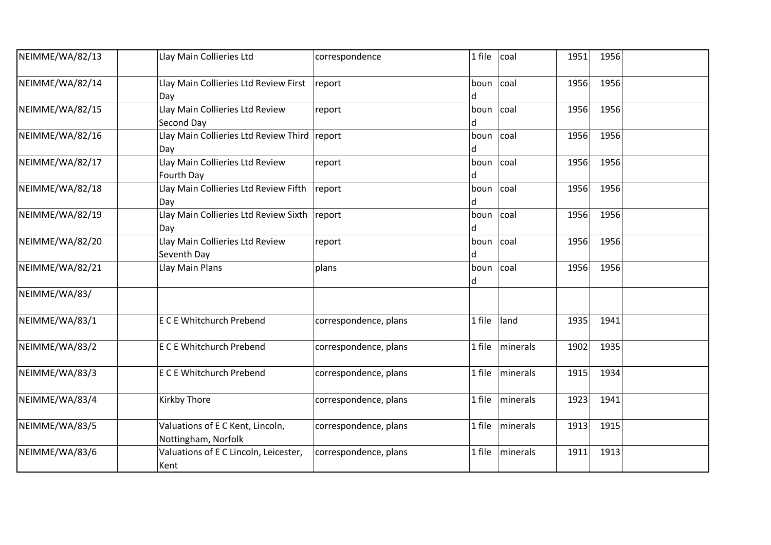| | | | | | | | | |
|---|---|---|---|---|---|---|---|---|
| NEIMME/WA/82/13 | | Llay Main Collieries Ltd | correspondence | 1 file | coal | 1951 | 1956 | |
| NEIMME/WA/82/14 | | Llay Main Collieries Ltd Review First Day | report | bound | coal | 1956 | 1956 | |
| NEIMME/WA/82/15 | | Llay Main Collieries Ltd Review Second Day | report | bound | coal | 1956 | 1956 | |
| NEIMME/WA/82/16 | | Llay Main Collieries Ltd Review Third Day | report | bound | coal | 1956 | 1956 | |
| NEIMME/WA/82/17 | | Llay Main Collieries Ltd Review Fourth Day | report | bound | coal | 1956 | 1956 | |
| NEIMME/WA/82/18 | | Llay Main Collieries Ltd Review Fifth Day | report | bound | coal | 1956 | 1956 | |
| NEIMME/WA/82/19 | | Llay Main Collieries Ltd Review Sixth Day | report | bound | coal | 1956 | 1956 | |
| NEIMME/WA/82/20 | | Llay Main Collieries Ltd Review Seventh Day | report | bound | coal | 1956 | 1956 | |
| NEIMME/WA/82/21 | | Llay Main Plans | plans | bound | coal | 1956 | 1956 | |
| NEIMME/WA/83/ | | | | | | | | |
| NEIMME/WA/83/1 | | E C E Whitchurch Prebend | correspondence, plans | 1 file | land | 1935 | 1941 | |
| NEIMME/WA/83/2 | | E C E Whitchurch Prebend | correspondence, plans | 1 file | minerals | 1902 | 1935 | |
| NEIMME/WA/83/3 | | E C E Whitchurch Prebend | correspondence, plans | 1 file | minerals | 1915 | 1934 | |
| NEIMME/WA/83/4 | | Kirkby Thore | correspondence, plans | 1 file | minerals | 1923 | 1941 | |
| NEIMME/WA/83/5 | | Valuations of E C Kent, Lincoln, Nottingham, Norfolk | correspondence, plans | 1 file | minerals | 1913 | 1915 | |
| NEIMME/WA/83/6 | | Valuations of E C Lincoln, Leicester, Kent | correspondence, plans | 1 file | minerals | 1911 | 1913 | |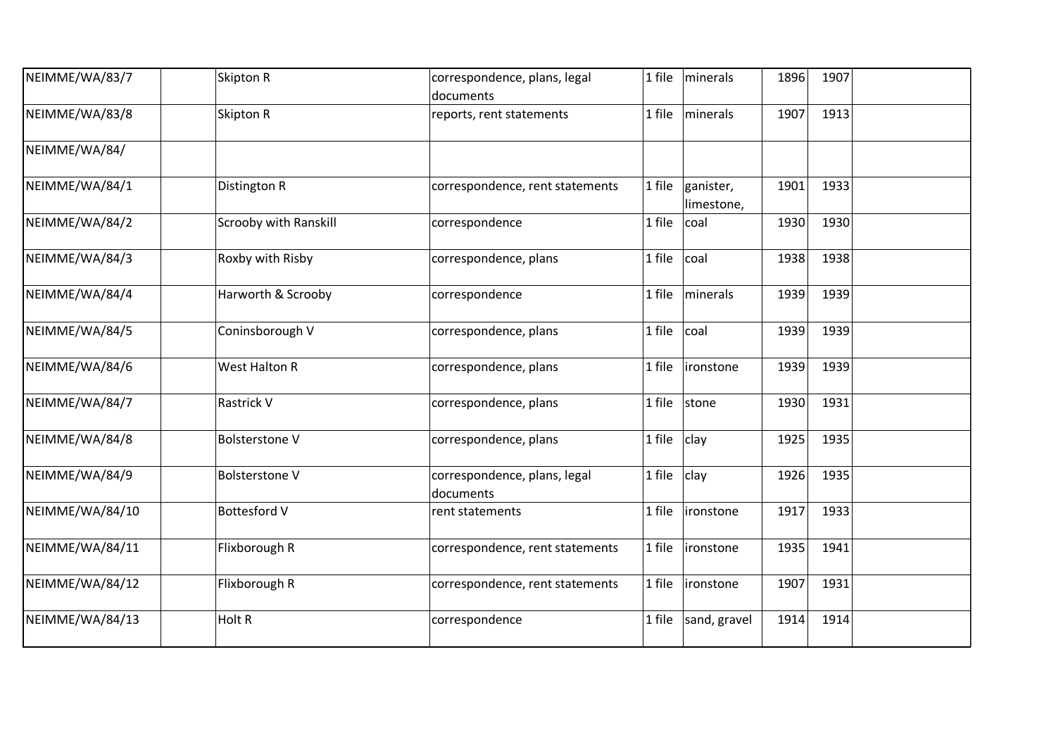| | | | | | | | | |
|---|---|---|---|---|---|---|---|---|
| NEIMME/WA/83/7 | | Skipton R | correspondence, plans, legal documents | 1 file | minerals | 1896 | 1907 | |
| NEIMME/WA/83/8 | | Skipton R | reports, rent statements | 1 file | minerals | 1907 | 1913 | |
| NEIMME/WA/84/ | | | | | | | | |
| NEIMME/WA/84/1 | | Distington R | correspondence, rent statements | 1 file | ganister, limestone, | 1901 | 1933 | |
| NEIMME/WA/84/2 | | Scrooby with Ranskill | correspondence | 1 file | coal | 1930 | 1930 | |
| NEIMME/WA/84/3 | | Roxby with Risby | correspondence, plans | 1 file | coal | 1938 | 1938 | |
| NEIMME/WA/84/4 | | Harworth & Scrooby | correspondence | 1 file | minerals | 1939 | 1939 | |
| NEIMME/WA/84/5 | | Coninsborough V | correspondence, plans | 1 file | coal | 1939 | 1939 | |
| NEIMME/WA/84/6 | | West Halton R | correspondence, plans | 1 file | ironstone | 1939 | 1939 | |
| NEIMME/WA/84/7 | | Rastrick V | correspondence, plans | 1 file | stone | 1930 | 1931 | |
| NEIMME/WA/84/8 | | Bolsterstone V | correspondence, plans | 1 file | clay | 1925 | 1935 | |
| NEIMME/WA/84/9 | | Bolsterstone V | correspondence, plans, legal documents | 1 file | clay | 1926 | 1935 | |
| NEIMME/WA/84/10 | | Bottesford V | rent statements | 1 file | ironstone | 1917 | 1933 | |
| NEIMME/WA/84/11 | | Flixborough R | correspondence, rent statements | 1 file | ironstone | 1935 | 1941 | |
| NEIMME/WA/84/12 | | Flixborough R | correspondence, rent statements | 1 file | ironstone | 1907 | 1931 | |
| NEIMME/WA/84/13 | | Holt R | correspondence | 1 file | sand, gravel | 1914 | 1914 | |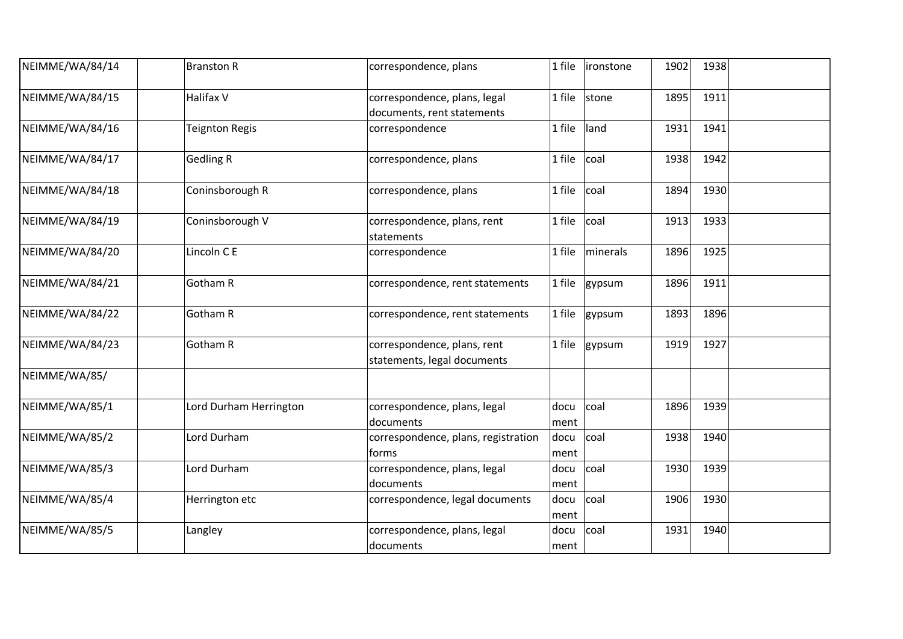| | | | | | | | | |
|---|---|---|---|---|---|---|---|---|
| NEIMME/WA/84/14 | | Branston R | correspondence, plans | 1 file | ironstone | 1902 | 1938 | |
| NEIMME/WA/84/15 | | Halifax V | correspondence, plans, legal documents, rent statements | 1 file | stone | 1895 | 1911 | |
| NEIMME/WA/84/16 | | Teignton Regis | correspondence | 1 file | land | 1931 | 1941 | |
| NEIMME/WA/84/17 | | Gedling R | correspondence, plans | 1 file | coal | 1938 | 1942 | |
| NEIMME/WA/84/18 | | Coninsborough R | correspondence, plans | 1 file | coal | 1894 | 1930 | |
| NEIMME/WA/84/19 | | Coninsborough V | correspondence, plans, rent statements | 1 file | coal | 1913 | 1933 | |
| NEIMME/WA/84/20 | | Lincoln C E | correspondence | 1 file | minerals | 1896 | 1925 | |
| NEIMME/WA/84/21 | | Gotham R | correspondence, rent statements | 1 file | gypsum | 1896 | 1911 | |
| NEIMME/WA/84/22 | | Gotham R | correspondence, rent statements | 1 file | gypsum | 1893 | 1896 | |
| NEIMME/WA/84/23 | | Gotham R | correspondence, plans, rent statements, legal documents | 1 file | gypsum | 1919 | 1927 | |
| NEIMME/WA/85/ | | | | | | | | |
| NEIMME/WA/85/1 | | Lord Durham Herrington | correspondence, plans, legal documents | document | coal | 1896 | 1939 | |
| NEIMME/WA/85/2 | | Lord Durham | correspondence, plans, registration forms | document | coal | 1938 | 1940 | |
| NEIMME/WA/85/3 | | Lord Durham | correspondence, plans, legal documents | document | coal | 1930 | 1939 | |
| NEIMME/WA/85/4 | | Herrington etc | correspondence, legal documents | document | coal | 1906 | 1930 | |
| NEIMME/WA/85/5 | | Langley | correspondence, plans, legal documents | document | coal | 1931 | 1940 | |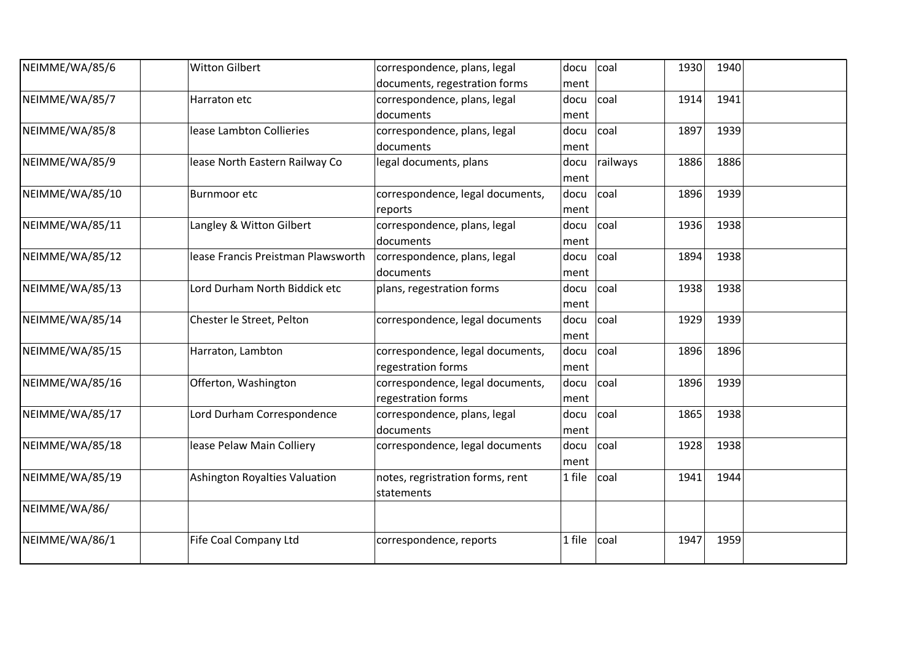| | | | | | | | | |
|---|---|---|---|---|---|---|---|---|
| NEIMME/WA/85/6 | | Witton Gilbert | correspondence, plans, legal documents, regestration forms | document | coal | 1930 | 1940 | |
| NEIMME/WA/85/7 | | Harraton etc | correspondence, plans, legal documents | document | coal | 1914 | 1941 | |
| NEIMME/WA/85/8 | | lease Lambton Collieries | correspondence, plans, legal documents | document | coal | 1897 | 1939 | |
| NEIMME/WA/85/9 | | lease North Eastern Railway Co | legal documents, plans | document | railways | 1886 | 1886 | |
| NEIMME/WA/85/10 | | Burnmoor etc | correspondence, legal documents, reports | document | coal | 1896 | 1939 | |
| NEIMME/WA/85/11 | | Langley & Witton Gilbert | correspondence, plans, legal documents | document | coal | 1936 | 1938 | |
| NEIMME/WA/85/12 | | lease Francis Preistman Plawsworth | correspondence, plans, legal documents | document | coal | 1894 | 1938 | |
| NEIMME/WA/85/13 | | Lord Durham North Biddick etc | plans, regestration forms | document | coal | 1938 | 1938 | |
| NEIMME/WA/85/14 | | Chester le Street, Pelton | correspondence, legal documents | document | coal | 1929 | 1939 | |
| NEIMME/WA/85/15 | | Harraton, Lambton | correspondence, legal documents, regestration forms | document | coal | 1896 | 1896 | |
| NEIMME/WA/85/16 | | Offerton, Washington | correspondence, legal documents, regestration forms | document | coal | 1896 | 1939 | |
| NEIMME/WA/85/17 | | Lord Durham Correspondence | correspondence, plans, legal documents | document | coal | 1865 | 1938 | |
| NEIMME/WA/85/18 | | lease Pelaw Main Colliery | correspondence, legal documents | document | coal | 1928 | 1938 | |
| NEIMME/WA/85/19 | | Ashington Royalties Valuation | notes, regristration forms, rent statements | 1 file | coal | 1941 | 1944 | |
| NEIMME/WA/86/ | | | | | | | | |
| NEIMME/WA/86/1 | | Fife Coal Company Ltd | correspondence, reports | 1 file | coal | 1947 | 1959 | |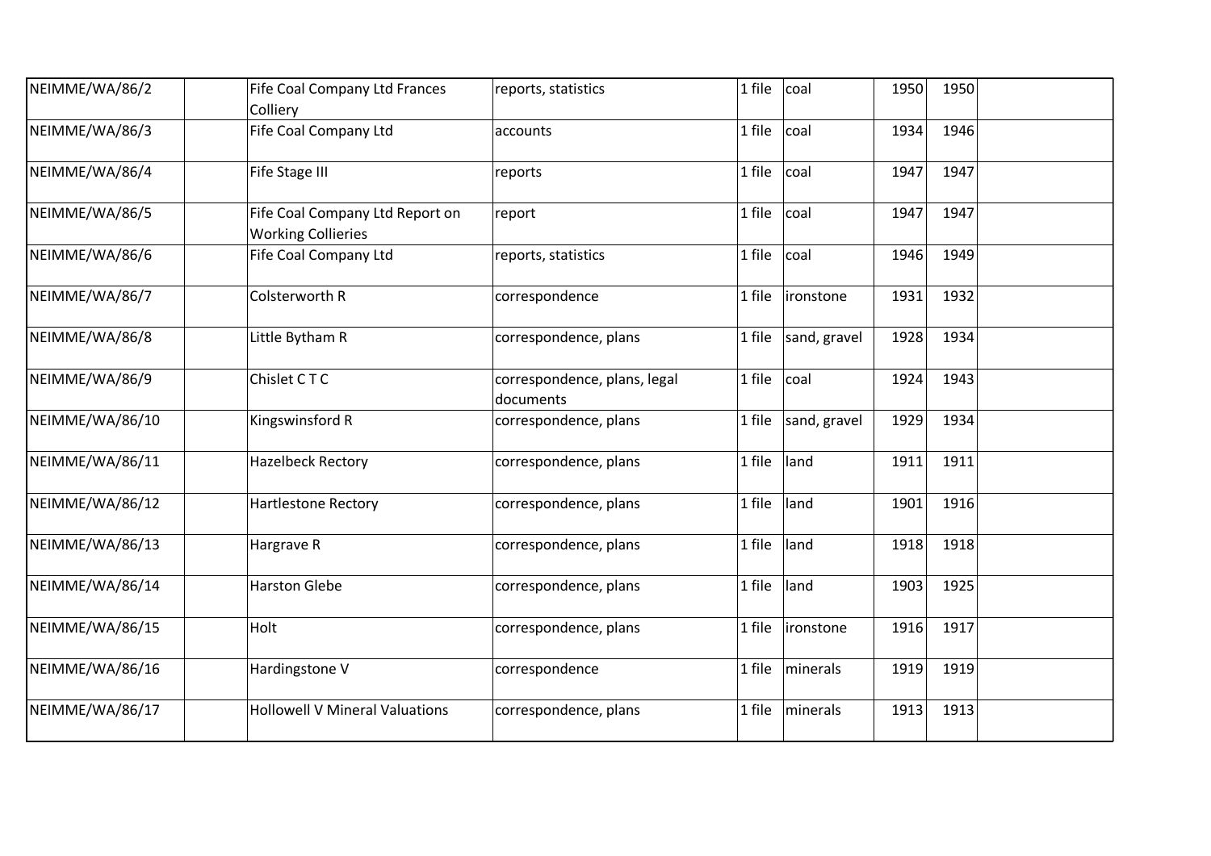| | | | | | | | | |
|---|---|---|---|---|---|---|---|---|
| NEIMME/WA/86/2 | | Fife Coal Company Ltd Frances Colliery | reports, statistics | 1 file | coal | 1950 | 1950 | |
| NEIMME/WA/86/3 | | Fife Coal Company Ltd | accounts | 1 file | coal | 1934 | 1946 | |
| NEIMME/WA/86/4 | | Fife Stage III | reports | 1 file | coal | 1947 | 1947 | |
| NEIMME/WA/86/5 | | Fife Coal Company Ltd Report on Working Collieries | report | 1 file | coal | 1947 | 1947 | |
| NEIMME/WA/86/6 | | Fife Coal Company Ltd | reports, statistics | 1 file | coal | 1946 | 1949 | |
| NEIMME/WA/86/7 | | Colsterworth R | correspondence | 1 file | ironstone | 1931 | 1932 | |
| NEIMME/WA/86/8 | | Little Bytham R | correspondence, plans | 1 file | sand, gravel | 1928 | 1934 | |
| NEIMME/WA/86/9 | | Chislet C T C | correspondence, plans, legal documents | 1 file | coal | 1924 | 1943 | |
| NEIMME/WA/86/10 | | Kingswinsford R | correspondence, plans | 1 file | sand, gravel | 1929 | 1934 | |
| NEIMME/WA/86/11 | | Hazelbeck Rectory | correspondence, plans | 1 file | land | 1911 | 1911 | |
| NEIMME/WA/86/12 | | Hartlestone Rectory | correspondence, plans | 1 file | land | 1901 | 1916 | |
| NEIMME/WA/86/13 | | Hargrave R | correspondence, plans | 1 file | land | 1918 | 1918 | |
| NEIMME/WA/86/14 | | Harston Glebe | correspondence, plans | 1 file | land | 1903 | 1925 | |
| NEIMME/WA/86/15 | | Holt | correspondence, plans | 1 file | ironstone | 1916 | 1917 | |
| NEIMME/WA/86/16 | | Hardingstone V | correspondence | 1 file | minerals | 1919 | 1919 | |
| NEIMME/WA/86/17 | | Hollowell V Mineral Valuations | correspondence, plans | 1 file | minerals | 1913 | 1913 | |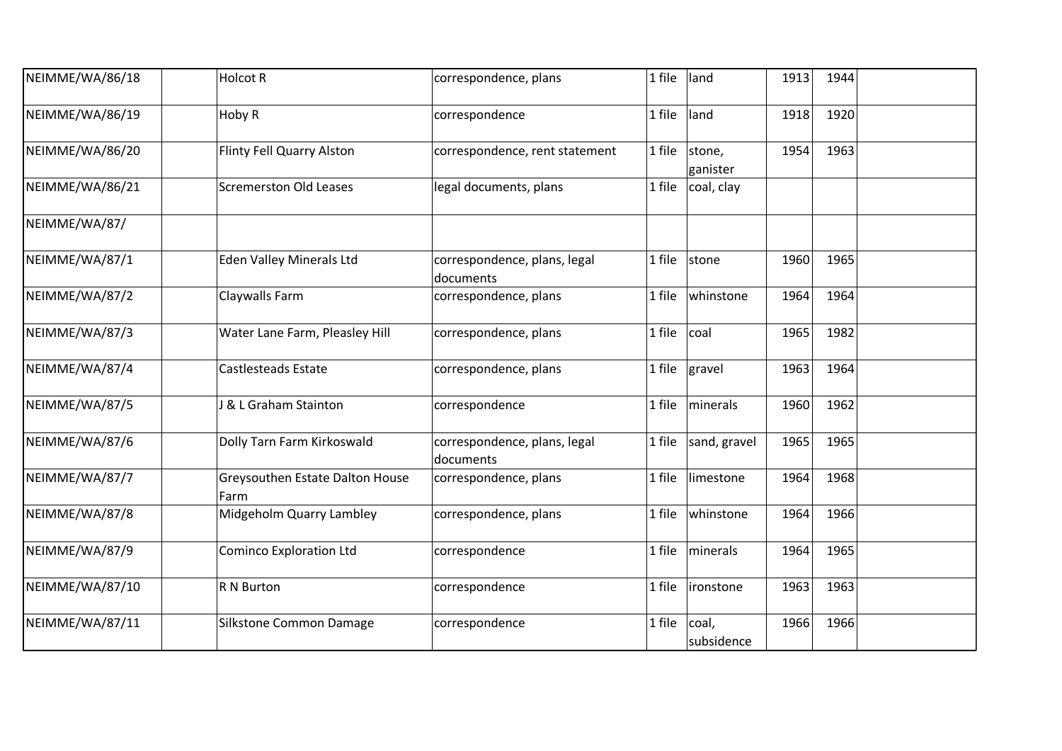| | | | | | | | | |
|---|---|---|---|---|---|---|---|---|
| NEIMME/WA/86/18 | | Holcot R | correspondence, plans | 1 file | land | 1913 | 1944 | |
| NEIMME/WA/86/19 | | Hoby R | correspondence | 1 file | land | 1918 | 1920 | |
| NEIMME/WA/86/20 | | Flinty Fell Quarry Alston | correspondence, rent statement | 1 file | stone, ganister | 1954 | 1963 | |
| NEIMME/WA/86/21 | | Scremerston Old Leases | legal documents, plans | 1 file | coal, clay | | | |
| NEIMME/WA/87/ | | | | | | | | |
| NEIMME/WA/87/1 | | Eden Valley Minerals Ltd | correspondence, plans, legal documents | 1 file | stone | 1960 | 1965 | |
| NEIMME/WA/87/2 | | Claywalls Farm | correspondence, plans | 1 file | whinstone | 1964 | 1964 | |
| NEIMME/WA/87/3 | | Water Lane Farm, Pleasley Hill | correspondence, plans | 1 file | coal | 1965 | 1982 | |
| NEIMME/WA/87/4 | | Castlesteads Estate | correspondence, plans | 1 file | gravel | 1963 | 1964 | |
| NEIMME/WA/87/5 | | J & L Graham Stainton | correspondence | 1 file | minerals | 1960 | 1962 | |
| NEIMME/WA/87/6 | | Dolly Tarn Farm Kirkoswald | correspondence, plans, legal documents | 1 file | sand, gravel | 1965 | 1965 | |
| NEIMME/WA/87/7 | | Greysouthen Estate Dalton House Farm | correspondence, plans | 1 file | limestone | 1964 | 1968 | |
| NEIMME/WA/87/8 | | Midgeholm Quarry Lambley | correspondence, plans | 1 file | whinstone | 1964 | 1966 | |
| NEIMME/WA/87/9 | | Cominco Exploration Ltd | correspondence | 1 file | minerals | 1964 | 1965 | |
| NEIMME/WA/87/10 | | R N Burton | correspondence | 1 file | ironstone | 1963 | 1963 | |
| NEIMME/WA/87/11 | | Silkstone Common Damage | correspondence | 1 file | coal, subsidence | 1966 | 1966 | |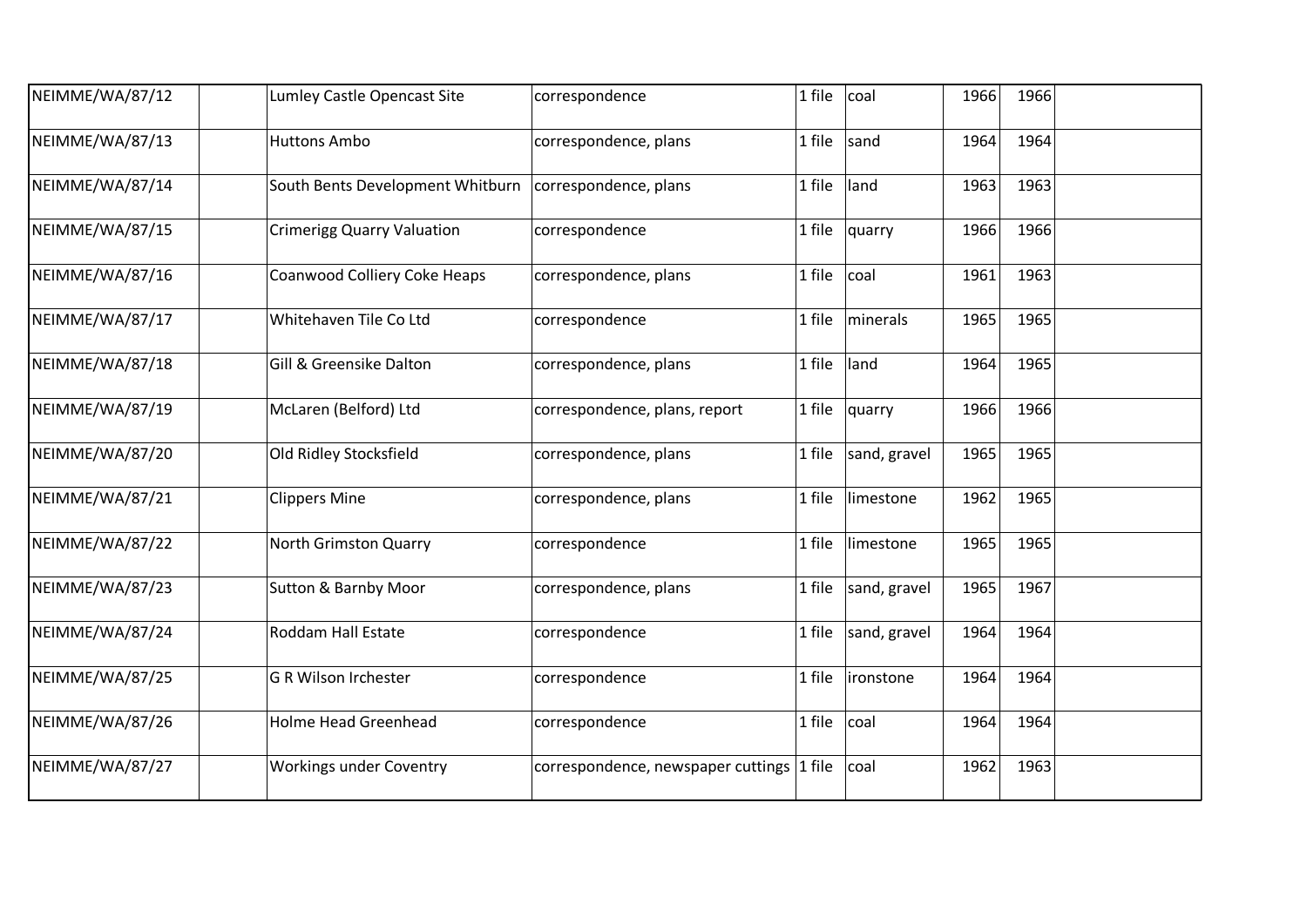| | | | | | | | | |
|---|---|---|---|---|---|---|---|---|
| NEIMME/WA/87/12 | | Lumley Castle Opencast Site | correspondence | 1 file | coal | 1966 | 1966 | |
| NEIMME/WA/87/13 | | Huttons Ambo | correspondence, plans | 1 file | sand | 1964 | 1964 | |
| NEIMME/WA/87/14 | | South Bents Development Whitburn | correspondence, plans | 1 file | land | 1963 | 1963 | |
| NEIMME/WA/87/15 | | Crimerigg Quarry Valuation | correspondence | 1 file | quarry | 1966 | 1966 | |
| NEIMME/WA/87/16 | | Coanwood Colliery Coke Heaps | correspondence, plans | 1 file | coal | 1961 | 1963 | |
| NEIMME/WA/87/17 | | Whitehaven Tile Co Ltd | correspondence | 1 file | minerals | 1965 | 1965 | |
| NEIMME/WA/87/18 | | Gill & Greensike Dalton | correspondence, plans | 1 file | land | 1964 | 1965 | |
| NEIMME/WA/87/19 | | McLaren (Belford) Ltd | correspondence, plans, report | 1 file | quarry | 1966 | 1966 | |
| NEIMME/WA/87/20 | | Old Ridley Stocksfield | correspondence, plans | 1 file | sand, gravel | 1965 | 1965 | |
| NEIMME/WA/87/21 | | Clippers Mine | correspondence, plans | 1 file | limestone | 1962 | 1965 | |
| NEIMME/WA/87/22 | | North Grimston Quarry | correspondence | 1 file | limestone | 1965 | 1965 | |
| NEIMME/WA/87/23 | | Sutton & Barnby Moor | correspondence, plans | 1 file | sand, gravel | 1965 | 1967 | |
| NEIMME/WA/87/24 | | Roddam Hall Estate | correspondence | 1 file | sand, gravel | 1964 | 1964 | |
| NEIMME/WA/87/25 | | G R Wilson Irchester | correspondence | 1 file | ironstone | 1964 | 1964 | |
| NEIMME/WA/87/26 | | Holme Head Greenhead | correspondence | 1 file | coal | 1964 | 1964 | |
| NEIMME/WA/87/27 | | Workings under Coventry | correspondence, newspaper cuttings | 1 file | coal | 1962 | 1963 | |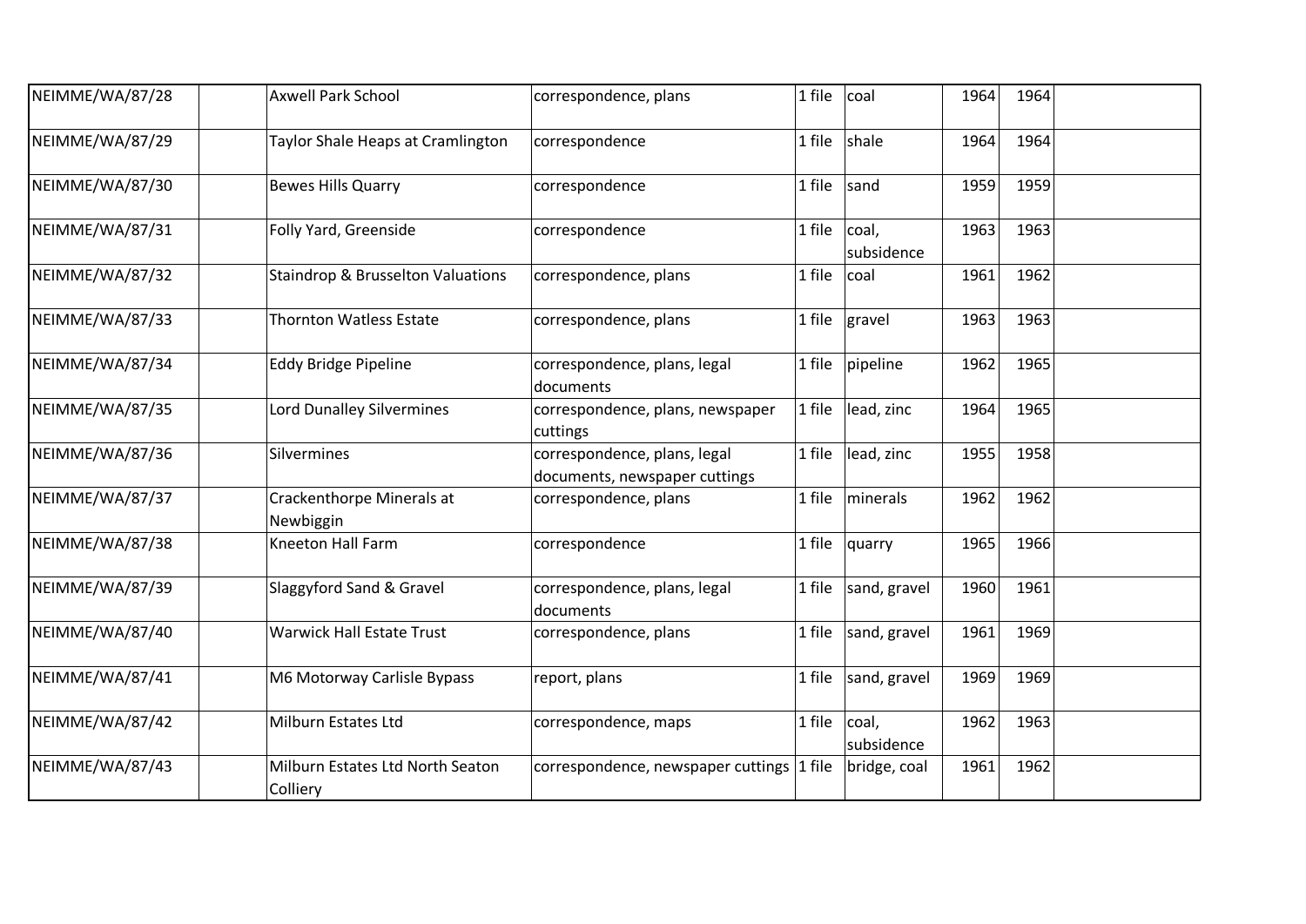| NEIMME/WA/87/28 | | Axwell Park School | correspondence, plans | 1 file | coal | 1964 | 1964 | |
|---|---|---|---|---|---|---|---|---|
| NEIMME/WA/87/29 | | Taylor Shale Heaps at Cramlington | correspondence | 1 file | shale | 1964 | 1964 | |
| NEIMME/WA/87/30 | | Bewes Hills Quarry | correspondence | 1 file | sand | 1959 | 1959 | |
| NEIMME/WA/87/31 | | Folly Yard, Greenside | correspondence | 1 file | coal, subsidence | 1963 | 1963 | |
| NEIMME/WA/87/32 | | Staindrop & Brusselton Valuations | correspondence, plans | 1 file | coal | 1961 | 1962 | |
| NEIMME/WA/87/33 | | Thornton Watless Estate | correspondence, plans | 1 file | gravel | 1963 | 1963 | |
| NEIMME/WA/87/34 | | Eddy Bridge Pipeline | correspondence, plans, legal documents | 1 file | pipeline | 1962 | 1965 | |
| NEIMME/WA/87/35 | | Lord Dunalley Silvermines | correspondence, plans, newspaper cuttings | 1 file | lead, zinc | 1964 | 1965 | |
| NEIMME/WA/87/36 | | Silvermines | correspondence, plans, legal documents, newspaper cuttings | 1 file | lead, zinc | 1955 | 1958 | |
| NEIMME/WA/87/37 | | Crackenthorpe Minerals at Newbiggin | correspondence, plans | 1 file | minerals | 1962 | 1962 | |
| NEIMME/WA/87/38 | | Kneeton Hall Farm | correspondence | 1 file | quarry | 1965 | 1966 | |
| NEIMME/WA/87/39 | | Slaggyford Sand & Gravel | correspondence, plans, legal documents | 1 file | sand, gravel | 1960 | 1961 | |
| NEIMME/WA/87/40 | | Warwick Hall Estate Trust | correspondence, plans | 1 file | sand, gravel | 1961 | 1969 | |
| NEIMME/WA/87/41 | | M6 Motorway Carlisle Bypass | report, plans | 1 file | sand, gravel | 1969 | 1969 | |
| NEIMME/WA/87/42 | | Milburn Estates Ltd | correspondence, maps | 1 file | coal, subsidence | 1962 | 1963 | |
| NEIMME/WA/87/43 | | Milburn Estates Ltd North Seaton Colliery | correspondence, newspaper cuttings | 1 file | bridge, coal | 1961 | 1962 | |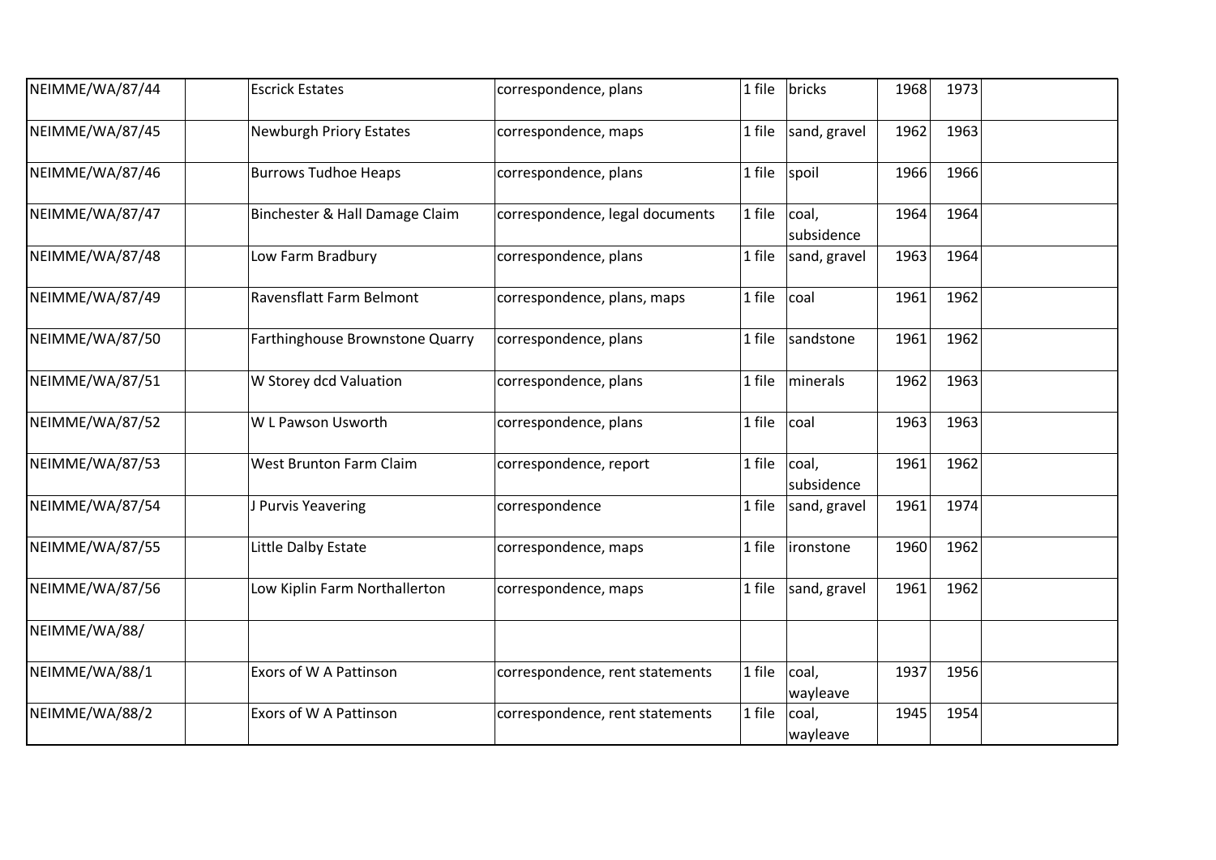| | | | | | | | | |
|---|---|---|---|---|---|---|---|---|
| NEIMME/WA/87/44 | | Escrick Estates | correspondence, plans | 1 file | bricks | 1968 | 1973 | |
| NEIMME/WA/87/45 | | Newburgh Priory Estates | correspondence, maps | 1 file | sand, gravel | 1962 | 1963 | |
| NEIMME/WA/87/46 | | Burrows Tudhoe Heaps | correspondence, plans | 1 file | spoil | 1966 | 1966 | |
| NEIMME/WA/87/47 | | Binchester & Hall Damage Claim | correspondence, legal documents | 1 file | coal, subsidence | 1964 | 1964 | |
| NEIMME/WA/87/48 | | Low Farm Bradbury | correspondence, plans | 1 file | sand, gravel | 1963 | 1964 | |
| NEIMME/WA/87/49 | | Ravensflatt Farm Belmont | correspondence, plans, maps | 1 file | coal | 1961 | 1962 | |
| NEIMME/WA/87/50 | | Farthinghouse Brownstone Quarry | correspondence, plans | 1 file | sandstone | 1961 | 1962 | |
| NEIMME/WA/87/51 | | W Storey dcd Valuation | correspondence, plans | 1 file | minerals | 1962 | 1963 | |
| NEIMME/WA/87/52 | | W L Pawson Usworth | correspondence, plans | 1 file | coal | 1963 | 1963 | |
| NEIMME/WA/87/53 | | West Brunton Farm Claim | correspondence, report | 1 file | coal, subsidence | 1961 | 1962 | |
| NEIMME/WA/87/54 | | J Purvis Yeavering | correspondence | 1 file | sand, gravel | 1961 | 1974 | |
| NEIMME/WA/87/55 | | Little Dalby Estate | correspondence, maps | 1 file | ironstone | 1960 | 1962 | |
| NEIMME/WA/87/56 | | Low Kiplin Farm Northallerton | correspondence, maps | 1 file | sand, gravel | 1961 | 1962 | |
| NEIMME/WA/88/ | | | | | | | | |
| NEIMME/WA/88/1 | | Exors of W A Pattinson | correspondence, rent statements | 1 file | coal, wayleave | 1937 | 1956 | |
| NEIMME/WA/88/2 | | Exors of W A Pattinson | correspondence, rent statements | 1 file | coal, wayleave | 1945 | 1954 | |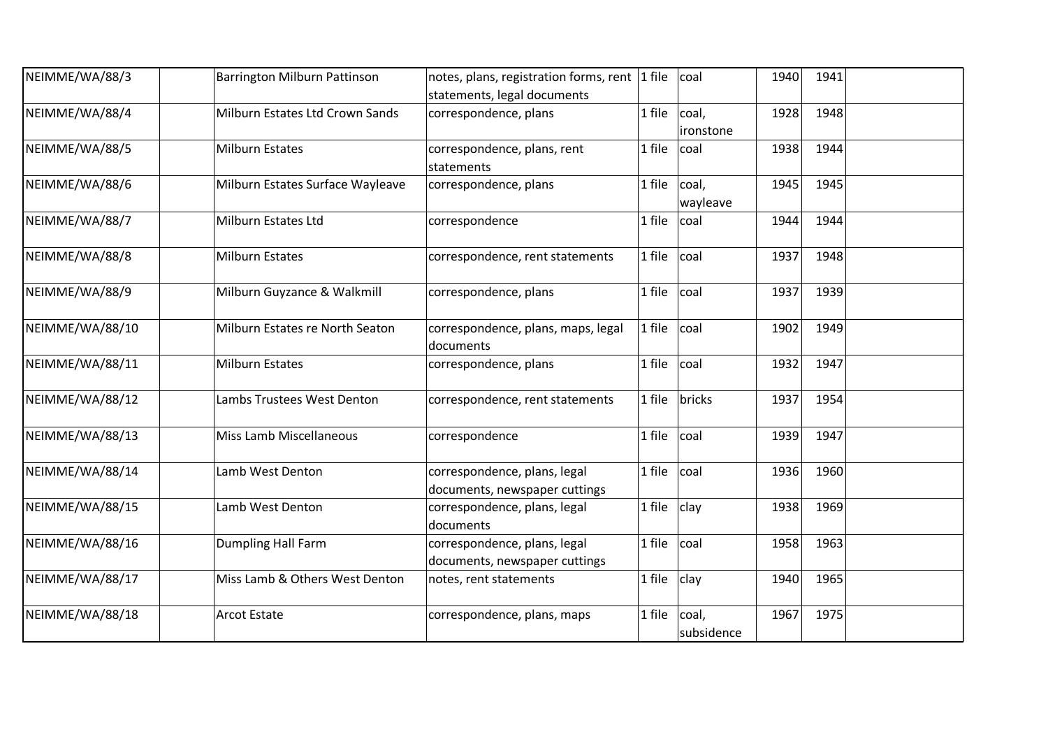| | | | | | | | | |
|---|---|---|---|---|---|---|---|---|
| NEIMME/WA/88/3 | | Barrington Milburn Pattinson | notes, plans, registration forms, rent statements, legal documents | 1 file | coal | 1940 | 1941 | |
| NEIMME/WA/88/4 | | Milburn Estates Ltd Crown Sands | correspondence, plans | 1 file | coal, ironstone | 1928 | 1948 | |
| NEIMME/WA/88/5 | | Milburn Estates | correspondence, plans, rent statements | 1 file | coal | 1938 | 1944 | |
| NEIMME/WA/88/6 | | Milburn Estates Surface Wayleave | correspondence, plans | 1 file | coal, wayleave | 1945 | 1945 | |
| NEIMME/WA/88/7 | | Milburn Estates Ltd | correspondence | 1 file | coal | 1944 | 1944 | |
| NEIMME/WA/88/8 | | Milburn Estates | correspondence, rent statements | 1 file | coal | 1937 | 1948 | |
| NEIMME/WA/88/9 | | Milburn Guyzance & Walkmill | correspondence, plans | 1 file | coal | 1937 | 1939 | |
| NEIMME/WA/88/10 | | Milburn Estates re North Seaton | correspondence, plans, maps, legal documents | 1 file | coal | 1902 | 1949 | |
| NEIMME/WA/88/11 | | Milburn Estates | correspondence, plans | 1 file | coal | 1932 | 1947 | |
| NEIMME/WA/88/12 | | Lambs Trustees West Denton | correspondence, rent statements | 1 file | bricks | 1937 | 1954 | |
| NEIMME/WA/88/13 | | Miss Lamb Miscellaneous | correspondence | 1 file | coal | 1939 | 1947 | |
| NEIMME/WA/88/14 | | Lamb West Denton | correspondence, plans, legal documents, newspaper cuttings | 1 file | coal | 1936 | 1960 | |
| NEIMME/WA/88/15 | | Lamb West Denton | correspondence, plans, legal documents | 1 file | clay | 1938 | 1969 | |
| NEIMME/WA/88/16 | | Dumpling Hall Farm | correspondence, plans, legal documents, newspaper cuttings | 1 file | coal | 1958 | 1963 | |
| NEIMME/WA/88/17 | | Miss Lamb & Others West Denton | notes, rent statements | 1 file | clay | 1940 | 1965 | |
| NEIMME/WA/88/18 | | Arcot Estate | correspondence, plans, maps | 1 file | coal, subsidence | 1967 | 1975 | |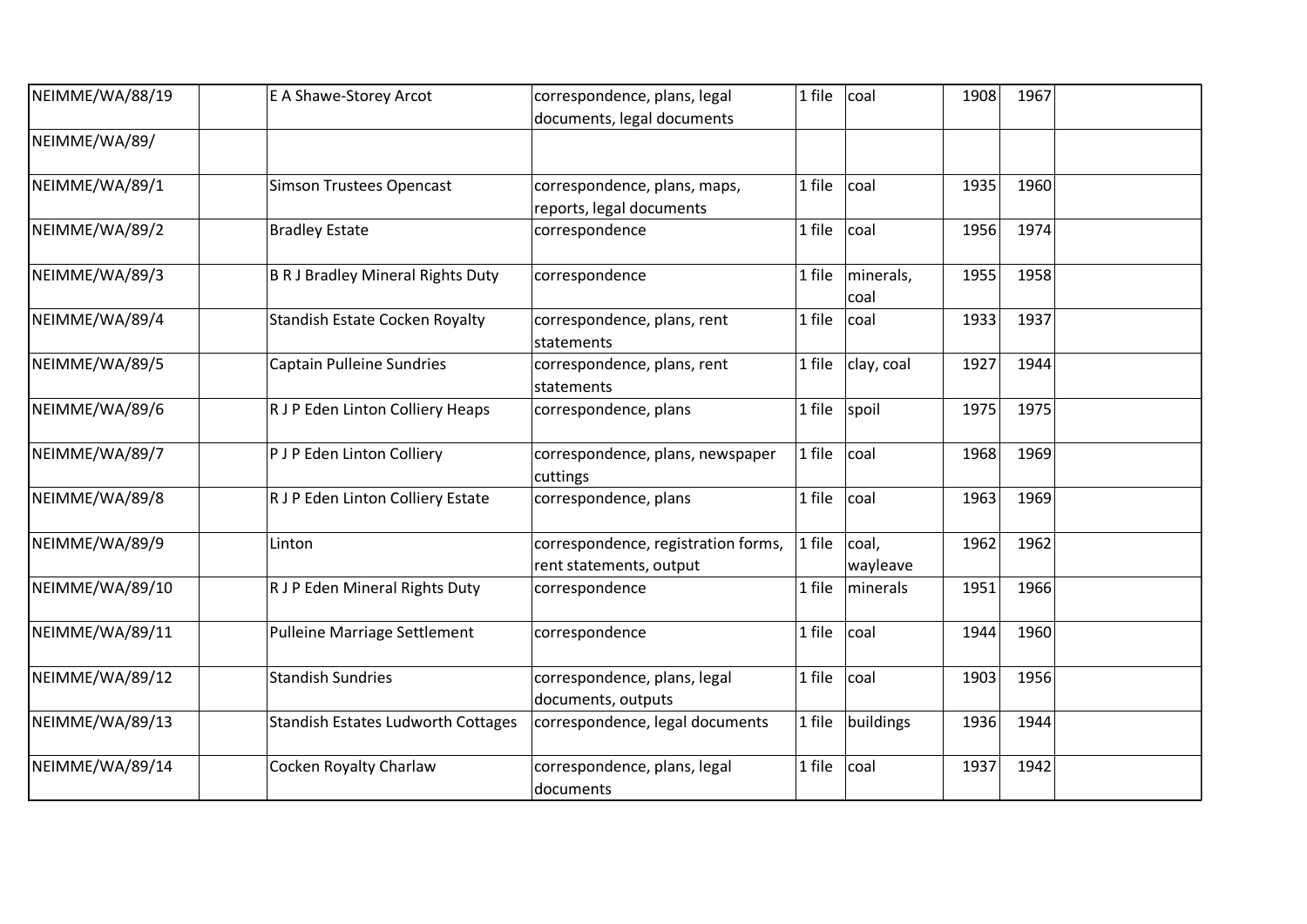| | | | | | | | | |
|---|---|---|---|---|---|---|---|---|
| NEIMME/WA/88/19 | | E A Shawe-Storey Arcot | correspondence, plans, legal documents, legal documents | 1 file | coal | 1908 | 1967 | |
| NEIMME/WA/89/ | | | | | | | | |
| NEIMME/WA/89/1 | | Simson Trustees Opencast | correspondence, plans, maps, reports, legal documents | 1 file | coal | 1935 | 1960 | |
| NEIMME/WA/89/2 | | Bradley Estate | correspondence | 1 file | coal | 1956 | 1974 | |
| NEIMME/WA/89/3 | | B R J Bradley Mineral Rights Duty | correspondence | 1 file | minerals, coal | 1955 | 1958 | |
| NEIMME/WA/89/4 | | Standish Estate Cocken Royalty | correspondence, plans, rent statements | 1 file | coal | 1933 | 1937 | |
| NEIMME/WA/89/5 | | Captain Pulleine Sundries | correspondence, plans, rent statements | 1 file | clay, coal | 1927 | 1944 | |
| NEIMME/WA/89/6 | | R J P Eden Linton Colliery Heaps | correspondence, plans | 1 file | spoil | 1975 | 1975 | |
| NEIMME/WA/89/7 | | P J P Eden Linton Colliery | correspondence, plans, newspaper cuttings | 1 file | coal | 1968 | 1969 | |
| NEIMME/WA/89/8 | | R J P Eden Linton Colliery Estate | correspondence, plans | 1 file | coal | 1963 | 1969 | |
| NEIMME/WA/89/9 | | Linton | correspondence, registration forms, rent statements, output | 1 file | coal, wayleave | 1962 | 1962 | |
| NEIMME/WA/89/10 | | R J P Eden Mineral Rights Duty | correspondence | 1 file | minerals | 1951 | 1966 | |
| NEIMME/WA/89/11 | | Pulleine Marriage Settlement | correspondence | 1 file | coal | 1944 | 1960 | |
| NEIMME/WA/89/12 | | Standish Sundries | correspondence, plans, legal documents, outputs | 1 file | coal | 1903 | 1956 | |
| NEIMME/WA/89/13 | | Standish Estates Ludworth Cottages | correspondence, legal documents | 1 file | buildings | 1936 | 1944 | |
| NEIMME/WA/89/14 | | Cocken Royalty Charlaw | correspondence, plans, legal documents | 1 file | coal | 1937 | 1942 | |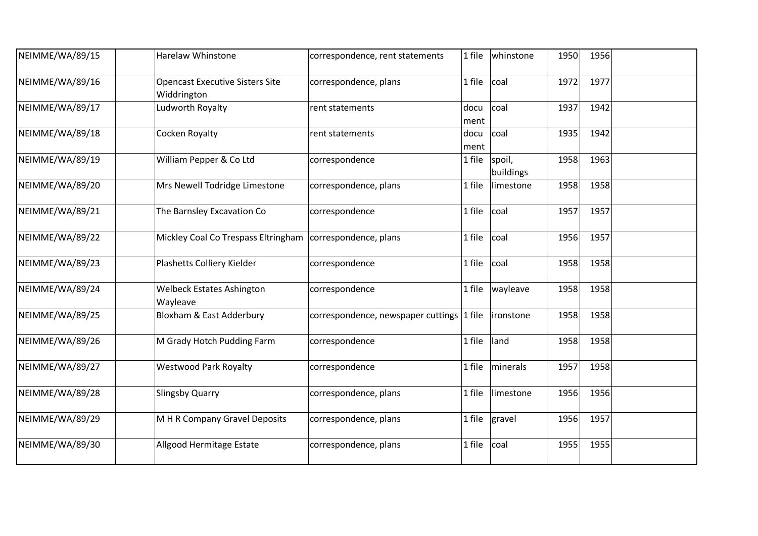| | | | | | | | | |
|---|---|---|---|---|---|---|---|---|
| NEIMME/WA/89/15 | | Harelaw Whinstone | correspondence, rent statements | 1 file | whinstone | 1950 | 1956 | |
| NEIMME/WA/89/16 | | Opencast Executive Sisters Site Widdrington | correspondence, plans | 1 file | coal | 1972 | 1977 | |
| NEIMME/WA/89/17 | | Ludworth Royalty | rent statements | document | coal | 1937 | 1942 | |
| NEIMME/WA/89/18 | | Cocken Royalty | rent statements | document | coal | 1935 | 1942 | |
| NEIMME/WA/89/19 | | William Pepper & Co Ltd | correspondence | 1 file | spoil, buildings | 1958 | 1963 | |
| NEIMME/WA/89/20 | | Mrs Newell Todridge Limestone | correspondence, plans | 1 file | limestone | 1958 | 1958 | |
| NEIMME/WA/89/21 | | The Barnsley Excavation Co | correspondence | 1 file | coal | 1957 | 1957 | |
| NEIMME/WA/89/22 | | Mickley Coal Co Trespass Eltringham | correspondence, plans | 1 file | coal | 1956 | 1957 | |
| NEIMME/WA/89/23 | | Plashetts Colliery Kielder | correspondence | 1 file | coal | 1958 | 1958 | |
| NEIMME/WA/89/24 | | Welbeck Estates Ashington Wayleave | correspondence | 1 file | wayleave | 1958 | 1958 | |
| NEIMME/WA/89/25 | | Bloxham & East Adderbury | correspondence, newspaper cuttings | 1 file | ironstone | 1958 | 1958 | |
| NEIMME/WA/89/26 | | M Grady Hotch Pudding Farm | correspondence | 1 file | land | 1958 | 1958 | |
| NEIMME/WA/89/27 | | Westwood Park Royalty | correspondence | 1 file | minerals | 1957 | 1958 | |
| NEIMME/WA/89/28 | | Slingsby Quarry | correspondence, plans | 1 file | limestone | 1956 | 1956 | |
| NEIMME/WA/89/29 | | M H R Company Gravel Deposits | correspondence, plans | 1 file | gravel | 1956 | 1957 | |
| NEIMME/WA/89/30 | | Allgood Hermitage Estate | correspondence, plans | 1 file | coal | 1955 | 1955 | |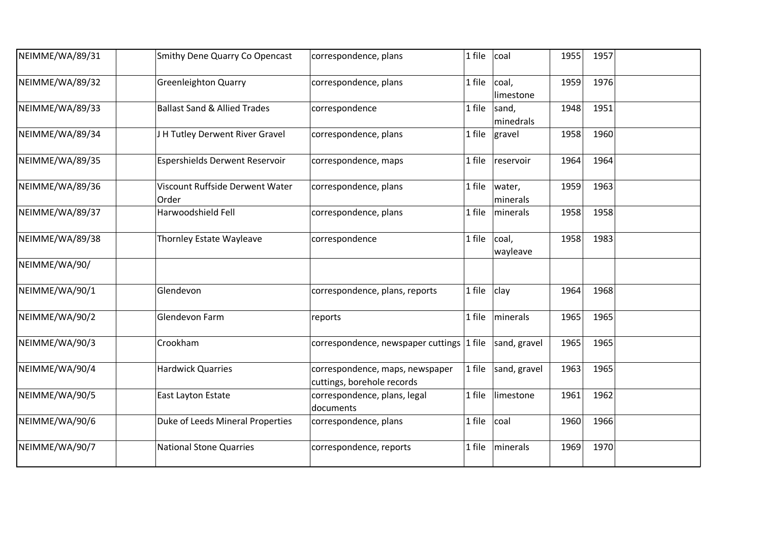| | | | | | | | | |
|---|---|---|---|---|---|---|---|---|
| NEIMME/WA/89/31 | | Smithy Dene Quarry Co Opencast | correspondence, plans | 1 file | coal | 1955 | 1957 | |
| NEIMME/WA/89/32 | | Greenleighton Quarry | correspondence, plans | 1 file | coal, limestone | 1959 | 1976 | |
| NEIMME/WA/89/33 | | Ballast Sand & Allied Trades | correspondence | 1 file | sand, minedrals | 1948 | 1951 | |
| NEIMME/WA/89/34 | | J H Tutley Derwent River Gravel | correspondence, plans | 1 file | gravel | 1958 | 1960 | |
| NEIMME/WA/89/35 | | Espershields Derwent Reservoir | correspondence, maps | 1 file | reservoir | 1964 | 1964 | |
| NEIMME/WA/89/36 | | Viscount Ruffside Derwent Water Order | correspondence, plans | 1 file | water, minerals | 1959 | 1963 | |
| NEIMME/WA/89/37 | | Harwoodshield Fell | correspondence, plans | 1 file | minerals | 1958 | 1958 | |
| NEIMME/WA/89/38 | | Thornley Estate Wayleave | correspondence | 1 file | coal, wayleave | 1958 | 1983 | |
| NEIMME/WA/90/ | | | | | | | | |
| NEIMME/WA/90/1 | | Glendevon | correspondence, plans, reports | 1 file | clay | 1964 | 1968 | |
| NEIMME/WA/90/2 | | Glendevon Farm | reports | 1 file | minerals | 1965 | 1965 | |
| NEIMME/WA/90/3 | | Crookham | correspondence, newspaper cuttings | 1 file | sand, gravel | 1965 | 1965 | |
| NEIMME/WA/90/4 | | Hardwick Quarries | correspondence, maps, newspaper cuttings, borehole records | 1 file | sand, gravel | 1963 | 1965 | |
| NEIMME/WA/90/5 | | East Layton Estate | correspondence, plans, legal documents | 1 file | limestone | 1961 | 1962 | |
| NEIMME/WA/90/6 | | Duke of Leeds Mineral Properties | correspondence, plans | 1 file | coal | 1960 | 1966 | |
| NEIMME/WA/90/7 | | National Stone Quarries | correspondence, reports | 1 file | minerals | 1969 | 1970 | |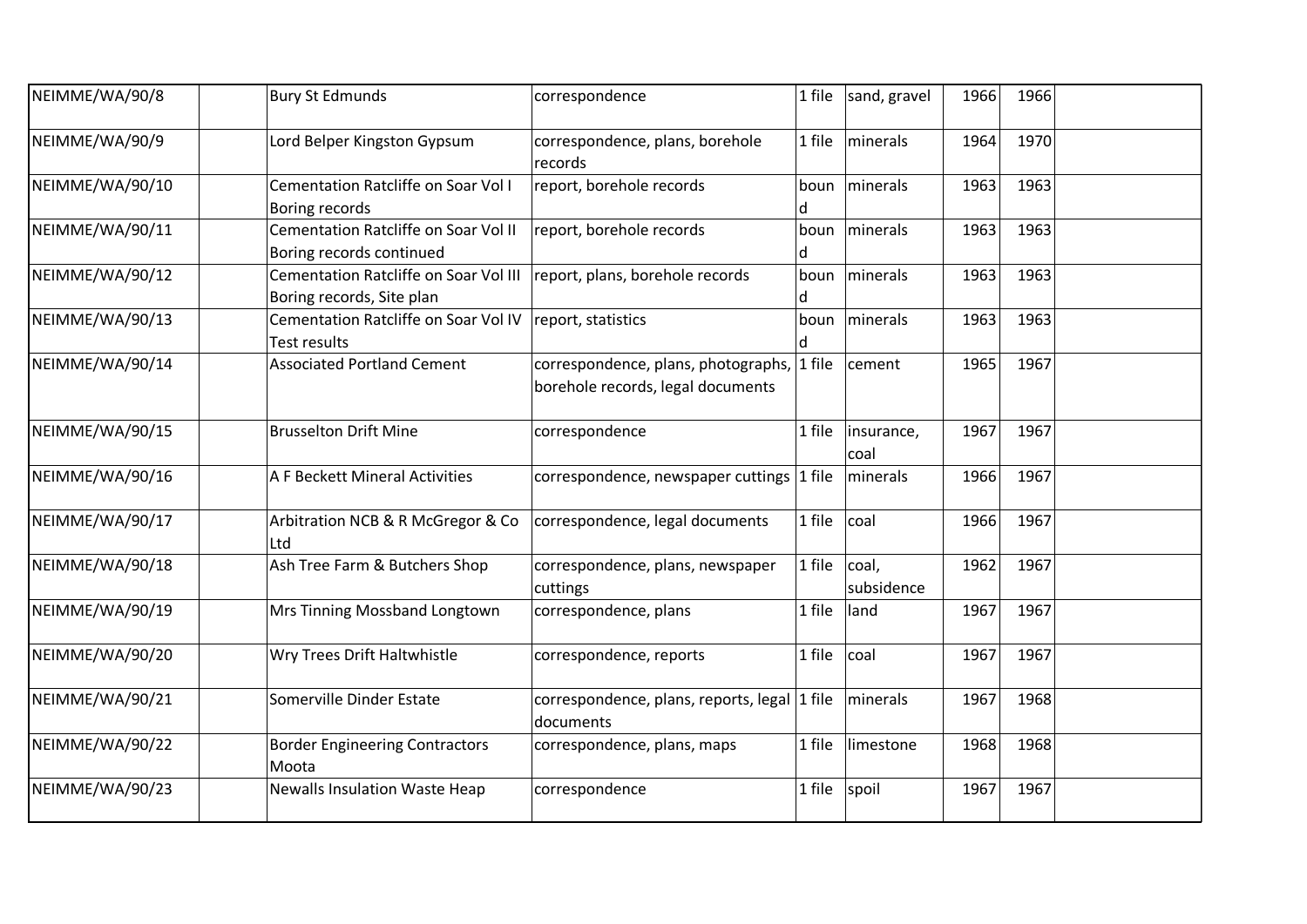| | | | | | | | | |
|---|---|---|---|---|---|---|---|---|
| NEIMME/WA/90/8 | | Bury St Edmunds | correspondence | 1 file | sand, gravel | 1966 | 1966 | |
| NEIMME/WA/90/9 | | Lord Belper Kingston Gypsum | correspondence, plans, borehole records | 1 file | minerals | 1964 | 1970 | |
| NEIMME/WA/90/10 | | Cementation Ratcliffe on Soar Vol I Boring records | report, borehole records | bound | minerals | 1963 | 1963 | |
| NEIMME/WA/90/11 | | Cementation Ratcliffe on Soar Vol II Boring records continued | report, borehole records | bound | minerals | 1963 | 1963 | |
| NEIMME/WA/90/12 | | Cementation Ratcliffe on Soar Vol III Boring records, Site plan | report, plans, borehole records | bound | minerals | 1963 | 1963 | |
| NEIMME/WA/90/13 | | Cementation Ratcliffe on Soar Vol IV Test results | report, statistics | bound | minerals | 1963 | 1963 | |
| NEIMME/WA/90/14 | | Associated Portland Cement | correspondence, plans, photographs, borehole records, legal documents | 1 file | cement | 1965 | 1967 | |
| NEIMME/WA/90/15 | | Brusselton Drift Mine | correspondence | 1 file | insurance, coal | 1967 | 1967 | |
| NEIMME/WA/90/16 | | A F Beckett Mineral Activities | correspondence, newspaper cuttings | 1 file | minerals | 1966 | 1967 | |
| NEIMME/WA/90/17 | | Arbitration NCB & R McGregor & Co Ltd | correspondence, legal documents | 1 file | coal | 1966 | 1967 | |
| NEIMME/WA/90/18 | | Ash Tree Farm & Butchers Shop | correspondence, plans, newspaper cuttings | 1 file | coal, subsidence | 1962 | 1967 | |
| NEIMME/WA/90/19 | | Mrs Tinning Mossband Longtown | correspondence, plans | 1 file | land | 1967 | 1967 | |
| NEIMME/WA/90/20 | | Wry Trees Drift Haltwhistle | correspondence, reports | 1 file | coal | 1967 | 1967 | |
| NEIMME/WA/90/21 | | Somerville Dinder Estate | correspondence, plans, reports, legal documents | 1 file | minerals | 1967 | 1968 | |
| NEIMME/WA/90/22 | | Border Engineering Contractors Moota | correspondence, plans, maps | 1 file | limestone | 1968 | 1968 | |
| NEIMME/WA/90/23 | | Newalls Insulation Waste Heap | correspondence | 1 file | spoil | 1967 | 1967 | |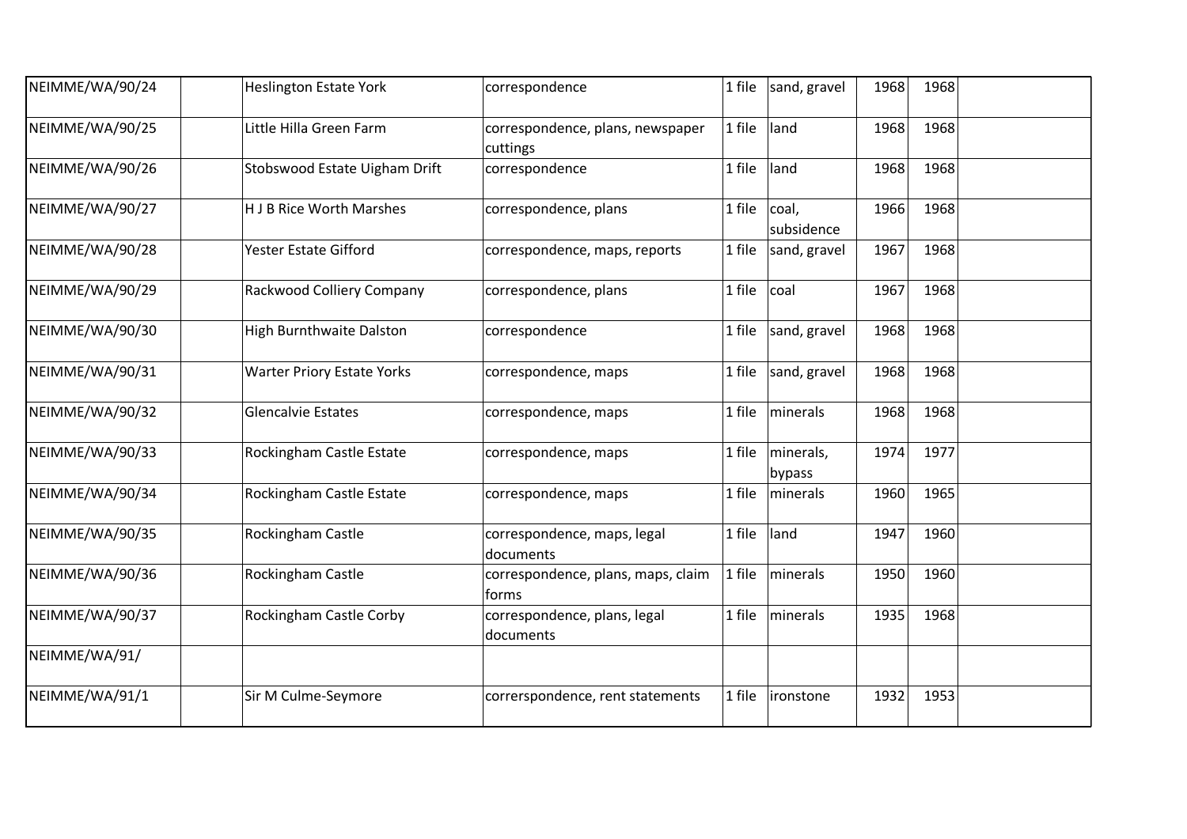| | | | | | | | | |
|---|---|---|---|---|---|---|---|---|
| NEIMME/WA/90/24 | | Heslington Estate York | correspondence | 1 file | sand, gravel | 1968 | 1968 | |
| NEIMME/WA/90/25 | | Little Hilla Green Farm | correspondence, plans, newspaper cuttings | 1 file | land | 1968 | 1968 | |
| NEIMME/WA/90/26 | | Stobswood Estate Uigham Drift | correspondence | 1 file | land | 1968 | 1968 | |
| NEIMME/WA/90/27 | | H J B Rice Worth Marshes | correspondence, plans | 1 file | coal, subsidence | 1966 | 1968 | |
| NEIMME/WA/90/28 | | Yester Estate Gifford | correspondence, maps, reports | 1 file | sand, gravel | 1967 | 1968 | |
| NEIMME/WA/90/29 | | Rackwood Colliery Company | correspondence, plans | 1 file | coal | 1967 | 1968 | |
| NEIMME/WA/90/30 | | High Burnthwaite Dalston | correspondence | 1 file | sand, gravel | 1968 | 1968 | |
| NEIMME/WA/90/31 | | Warter Priory Estate Yorks | correspondence, maps | 1 file | sand, gravel | 1968 | 1968 | |
| NEIMME/WA/90/32 | | Glencalvie Estates | correspondence, maps | 1 file | minerals | 1968 | 1968 | |
| NEIMME/WA/90/33 | | Rockingham Castle Estate | correspondence, maps | 1 file | minerals, bypass | 1974 | 1977 | |
| NEIMME/WA/90/34 | | Rockingham Castle Estate | correspondence, maps | 1 file | minerals | 1960 | 1965 | |
| NEIMME/WA/90/35 | | Rockingham Castle | correspondence, maps, legal documents | 1 file | land | 1947 | 1960 | |
| NEIMME/WA/90/36 | | Rockingham Castle | correspondence, plans, maps, claim forms | 1 file | minerals | 1950 | 1960 | |
| NEIMME/WA/90/37 | | Rockingham Castle Corby | correspondence, plans, legal documents | 1 file | minerals | 1935 | 1968 | |
| NEIMME/WA/91/ | | | | | | | | |
| NEIMME/WA/91/1 | | Sir M Culme-Seymore | correrspondence, rent statements | 1 file | ironstone | 1932 | 1953 | |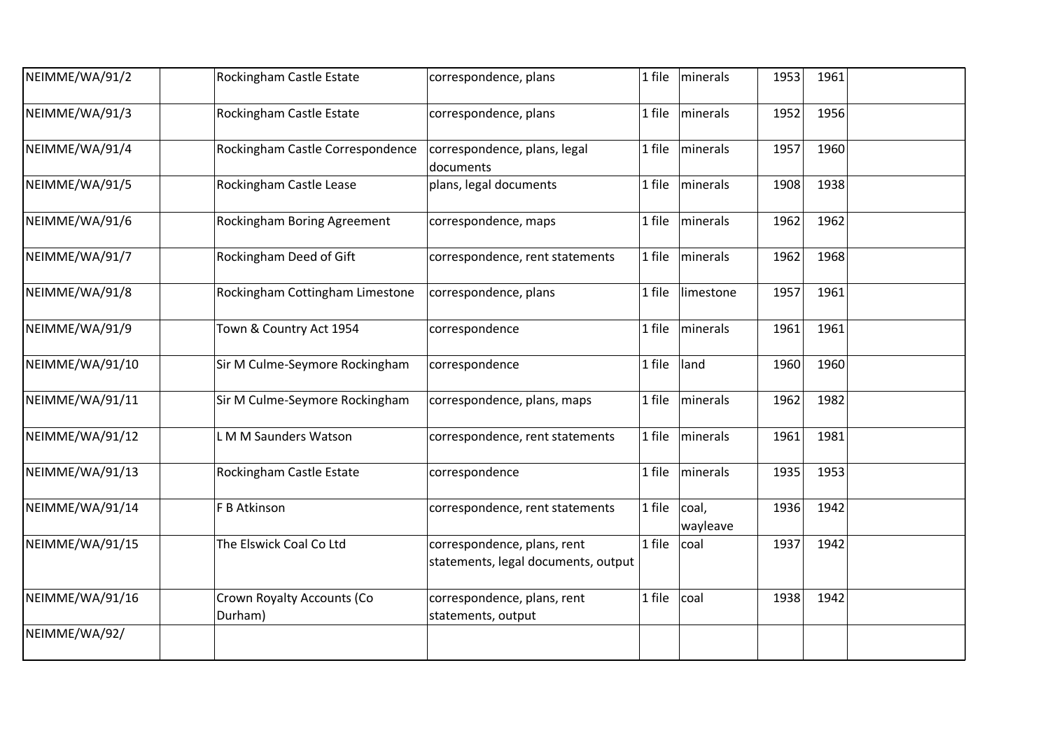| | | | | | | | | |
|---|---|---|---|---|---|---|---|---|
| NEIMME/WA/91/2 | | Rockingham Castle Estate | correspondence, plans | 1 file | minerals | 1953 | 1961 | |
| NEIMME/WA/91/3 | | Rockingham Castle Estate | correspondence, plans | 1 file | minerals | 1952 | 1956 | |
| NEIMME/WA/91/4 | | Rockingham Castle Correspondence | correspondence, plans, legal documents | 1 file | minerals | 1957 | 1960 | |
| NEIMME/WA/91/5 | | Rockingham Castle Lease | plans, legal documents | 1 file | minerals | 1908 | 1938 | |
| NEIMME/WA/91/6 | | Rockingham Boring Agreement | correspondence, maps | 1 file | minerals | 1962 | 1962 | |
| NEIMME/WA/91/7 | | Rockingham Deed of Gift | correspondence, rent statements | 1 file | minerals | 1962 | 1968 | |
| NEIMME/WA/91/8 | | Rockingham Cottingham Limestone | correspondence, plans | 1 file | limestone | 1957 | 1961 | |
| NEIMME/WA/91/9 | | Town & Country Act 1954 | correspondence | 1 file | minerals | 1961 | 1961 | |
| NEIMME/WA/91/10 | | Sir M Culme-Seymore Rockingham | correspondence | 1 file | land | 1960 | 1960 | |
| NEIMME/WA/91/11 | | Sir M Culme-Seymore Rockingham | correspondence, plans, maps | 1 file | minerals | 1962 | 1982 | |
| NEIMME/WA/91/12 | | L M M Saunders Watson | correspondence, rent statements | 1 file | minerals | 1961 | 1981 | |
| NEIMME/WA/91/13 | | Rockingham Castle Estate | correspondence | 1 file | minerals | 1935 | 1953 | |
| NEIMME/WA/91/14 | | F B Atkinson | correspondence, rent statements | 1 file | coal, wayleave | 1936 | 1942 | |
| NEIMME/WA/91/15 | | The Elswick Coal Co Ltd | correspondence, plans, rent statements, legal documents, output | 1 file | coal | 1937 | 1942 | |
| NEIMME/WA/91/16 | | Crown Royalty Accounts (Co Durham) | correspondence, plans, rent statements, output | 1 file | coal | 1938 | 1942 | |
| NEIMME/WA/92/ | | | | | | | | |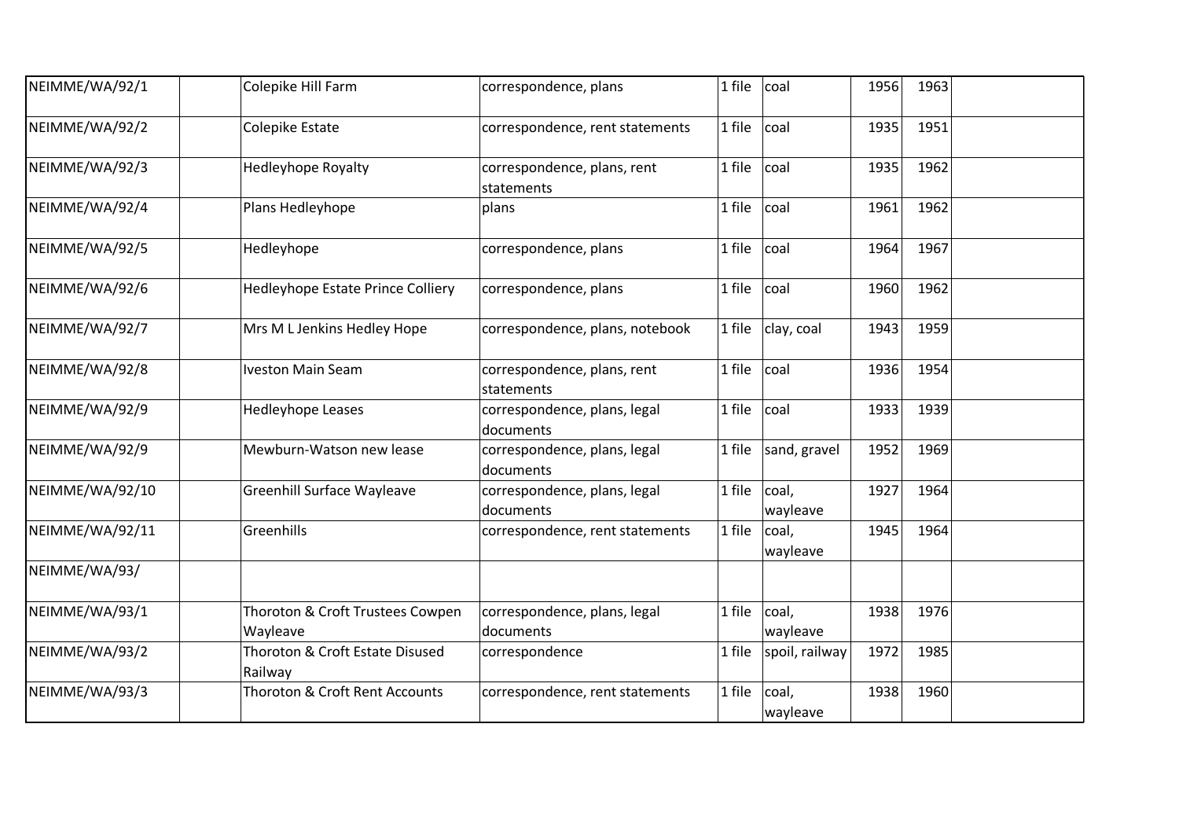| | | | | | | | | |
|---|---|---|---|---|---|---|---|---|
| NEIMME/WA/92/1 | | Colepike Hill Farm | correspondence, plans | 1 file | coal | 1956 | 1963 | |
| NEIMME/WA/92/2 | | Colepike Estate | correspondence, rent statements | 1 file | coal | 1935 | 1951 | |
| NEIMME/WA/92/3 | | Hedleyhope Royalty | correspondence, plans, rent statements | 1 file | coal | 1935 | 1962 | |
| NEIMME/WA/92/4 | | Plans Hedleyhope | plans | 1 file | coal | 1961 | 1962 | |
| NEIMME/WA/92/5 | | Hedleyhope | correspondence, plans | 1 file | coal | 1964 | 1967 | |
| NEIMME/WA/92/6 | | Hedleyhope Estate Prince Colliery | correspondence, plans | 1 file | coal | 1960 | 1962 | |
| NEIMME/WA/92/7 | | Mrs M L Jenkins Hedley Hope | correspondence, plans, notebook | 1 file | clay, coal | 1943 | 1959 | |
| NEIMME/WA/92/8 | | Iveston Main Seam | correspondence, plans, rent statements | 1 file | coal | 1936 | 1954 | |
| NEIMME/WA/92/9 | | Hedleyhope Leases | correspondence, plans, legal documents | 1 file | coal | 1933 | 1939 | |
| NEIMME/WA/92/9 | | Mewburn-Watson new lease | correspondence, plans, legal documents | 1 file | sand, gravel | 1952 | 1969 | |
| NEIMME/WA/92/10 | | Greenhill Surface Wayleave | correspondence, plans, legal documents | 1 file | coal, wayleave | 1927 | 1964 | |
| NEIMME/WA/92/11 | | Greenhills | correspondence, rent statements | 1 file | coal, wayleave | 1945 | 1964 | |
| NEIMME/WA/93/ | | | | | | | | |
| NEIMME/WA/93/1 | | Thoroton & Croft Trustees Cowpen Wayleave | correspondence, plans, legal documents | 1 file | coal, wayleave | 1938 | 1976 | |
| NEIMME/WA/93/2 | | Thoroton & Croft Estate Disused Railway | correspondence | 1 file | spoil, railway | 1972 | 1985 | |
| NEIMME/WA/93/3 | | Thoroton & Croft Rent Accounts | correspondence, rent statements | 1 file | coal, wayleave | 1938 | 1960 | |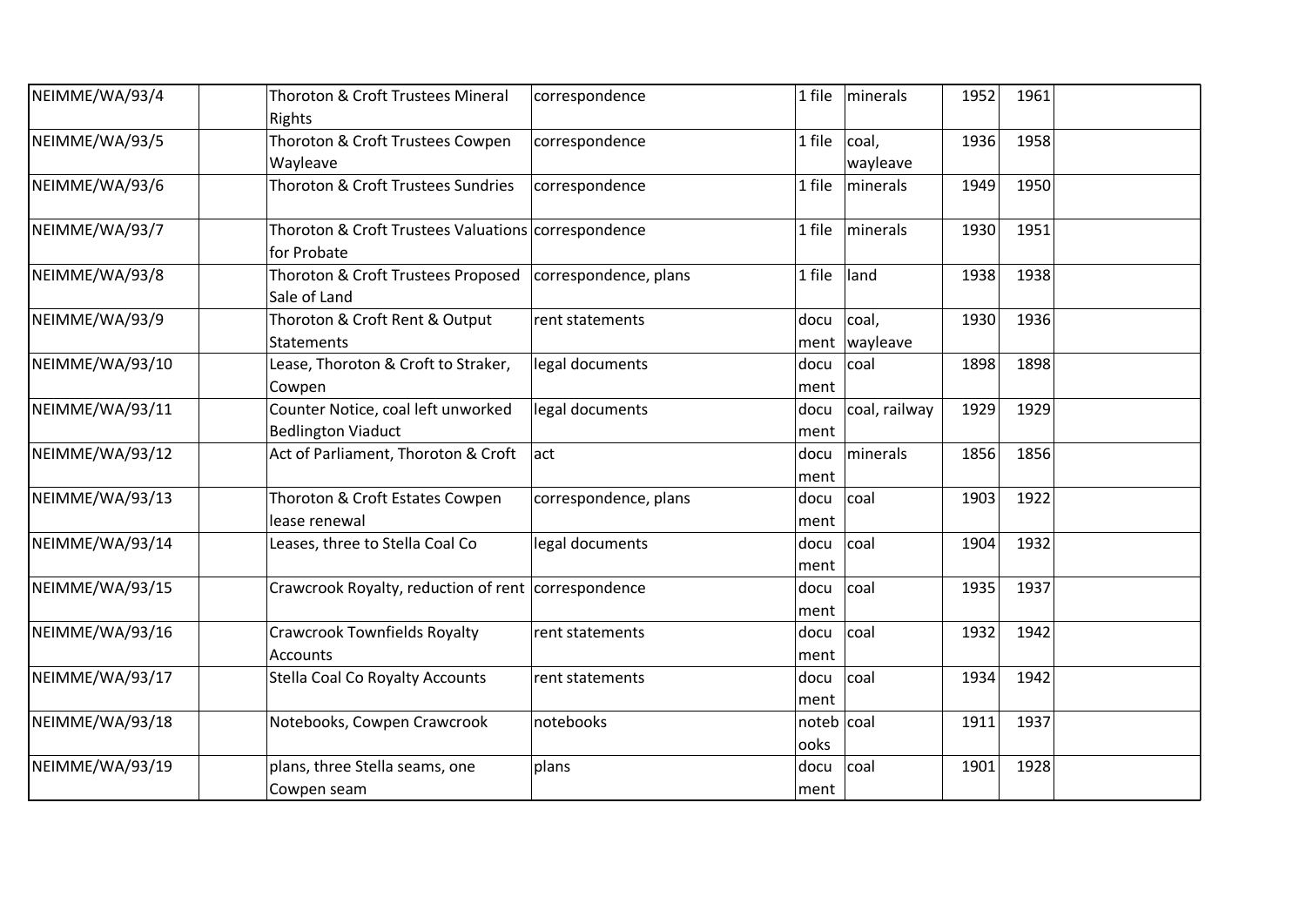| | | | | | | | | |
|---|---|---|---|---|---|---|---|---|
| NEIMME/WA/93/4 | | Thoroton & Croft Trustees Mineral Rights | correspondence | 1 file | minerals | 1952 | 1961 | |
| NEIMME/WA/93/5 | | Thoroton & Croft Trustees Cowpen Wayleave | correspondence | 1 file | coal, wayleave | 1936 | 1958 | |
| NEIMME/WA/93/6 | | Thoroton & Croft Trustees Sundries | correspondence | 1 file | minerals | 1949 | 1950 | |
| NEIMME/WA/93/7 | | Thoroton & Croft Trustees Valuations for Probate | correspondence | 1 file | minerals | 1930 | 1951 | |
| NEIMME/WA/93/8 | | Thoroton & Croft Trustees Proposed Sale of Land | correspondence, plans | 1 file | land | 1938 | 1938 | |
| NEIMME/WA/93/9 | | Thoroton & Croft Rent & Output Statements | rent statements | document | coal, wayleave | 1930 | 1936 | |
| NEIMME/WA/93/10 | | Lease, Thoroton & Croft to Straker, Cowpen | legal documents | document | coal | 1898 | 1898 | |
| NEIMME/WA/93/11 | | Counter Notice, coal left unworked Bedlington Viaduct | legal documents | document | coal, railway | 1929 | 1929 | |
| NEIMME/WA/93/12 | | Act of Parliament, Thoroton & Croft | act | document | minerals | 1856 | 1856 | |
| NEIMME/WA/93/13 | | Thoroton & Croft Estates Cowpen lease renewal | correspondence, plans | document | coal | 1903 | 1922 | |
| NEIMME/WA/93/14 | | Leases, three to Stella Coal Co | legal documents | document | coal | 1904 | 1932 | |
| NEIMME/WA/93/15 | | Crawcrook Royalty, reduction of rent | correspondence | document | coal | 1935 | 1937 | |
| NEIMME/WA/93/16 | | Crawcrook Townfields Royalty Accounts | rent statements | document | coal | 1932 | 1942 | |
| NEIMME/WA/93/17 | | Stella Coal Co Royalty Accounts | rent statements | document | coal | 1934 | 1942 | |
| NEIMME/WA/93/18 | | Notebooks, Cowpen Crawcrook | notebooks | notebooks | coal | 1911 | 1937 | |
| NEIMME/WA/93/19 | | plans, three Stella seams, one Cowpen seam | plans | document | coal | 1901 | 1928 | |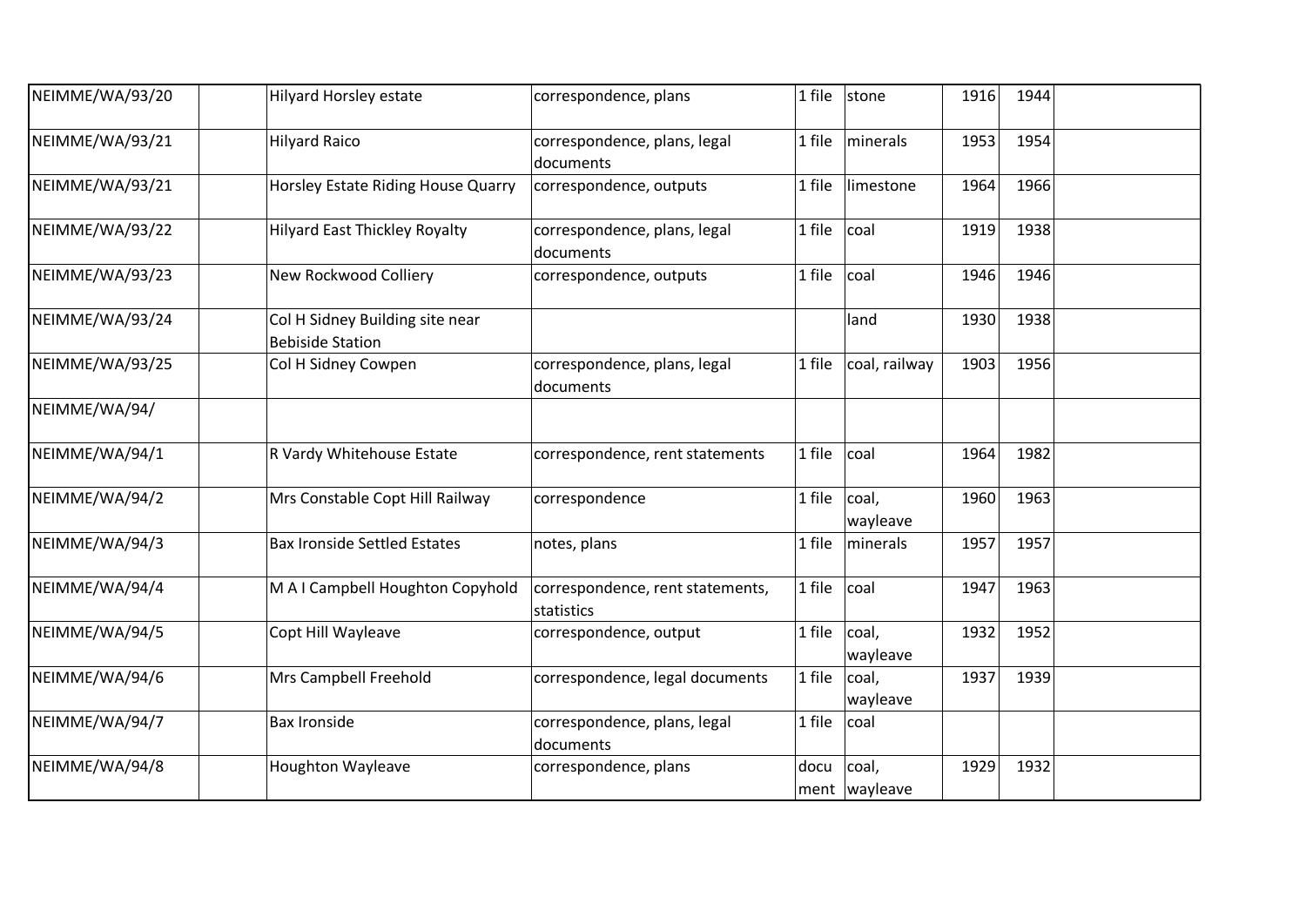| NEIMME/WA/93/20 | | Hilyard Horsley estate | correspondence, plans | 1 file | stone | 1916 | 1944 | |
|---|---|---|---|---|---|---|---|---|
| NEIMME/WA/93/21 | | Hilyard Raico | correspondence, plans, legal documents | 1 file | minerals | 1953 | 1954 | |
| NEIMME/WA/93/21 | | Horsley Estate Riding House Quarry | correspondence, outputs | 1 file | limestone | 1964 | 1966 | |
| NEIMME/WA/93/22 | | Hilyard East Thickley Royalty | correspondence, plans, legal documents | 1 file | coal | 1919 | 1938 | |
| NEIMME/WA/93/23 | | New Rockwood Colliery | correspondence, outputs | 1 file | coal | 1946 | 1946 | |
| NEIMME/WA/93/24 | | Col H Sidney Building site near Bebiside Station | | | land | 1930 | 1938 | |
| NEIMME/WA/93/25 | | Col H Sidney Cowpen | correspondence, plans, legal documents | 1 file | coal, railway | 1903 | 1956 | |
| NEIMME/WA/94/ | | | | | | | | |
| NEIMME/WA/94/1 | | R Vardy Whitehouse Estate | correspondence, rent statements | 1 file | coal | 1964 | 1982 | |
| NEIMME/WA/94/2 | | Mrs Constable Copt Hill Railway | correspondence | 1 file | coal, wayleave | 1960 | 1963 | |
| NEIMME/WA/94/3 | | Bax Ironside Settled Estates | notes, plans | 1 file | minerals | 1957 | 1957 | |
| NEIMME/WA/94/4 | | M A I Campbell Houghton Copyhold | correspondence, rent statements, statistics | 1 file | coal | 1947 | 1963 | |
| NEIMME/WA/94/5 | | Copt Hill Wayleave | correspondence, output | 1 file | coal, wayleave | 1932 | 1952 | |
| NEIMME/WA/94/6 | | Mrs Campbell Freehold | correspondence, legal documents | 1 file | coal, wayleave | 1937 | 1939 | |
| NEIMME/WA/94/7 | | Bax Ironside | correspondence, plans, legal documents | 1 file | coal | | | |
| NEIMME/WA/94/8 | | Houghton Wayleave | correspondence, plans | document | coal, wayleave | 1929 | 1932 | |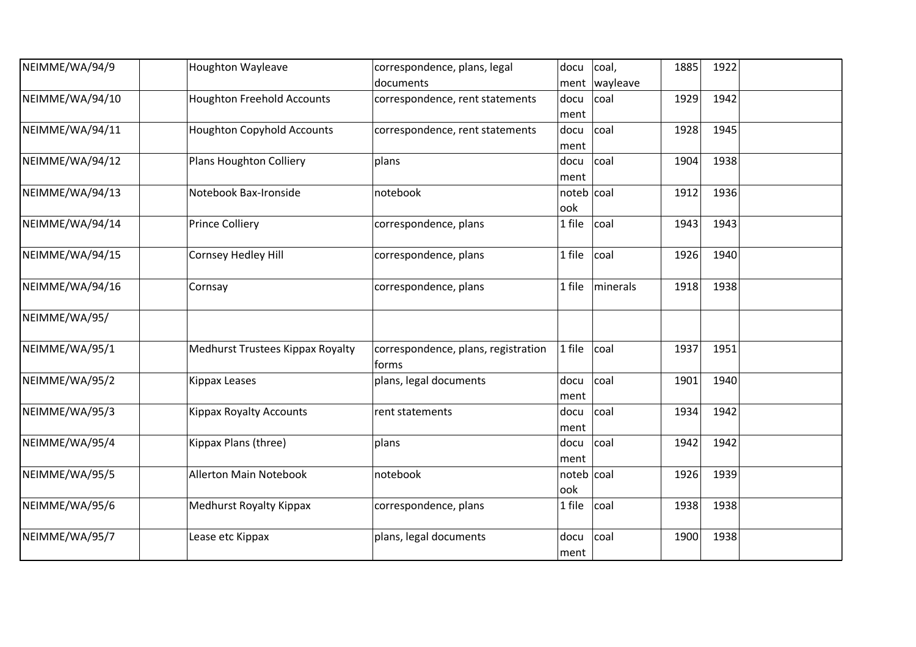| | | | | | | | | |
|---|---|---|---|---|---|---|---|---|
| NEIMME/WA/94/9 | | Houghton Wayleave | correspondence, plans, legal documents | document | coal, wayleave | 1885 | 1922 | |
| NEIMME/WA/94/10 | | Houghton Freehold Accounts | correspondence, rent statements | document | coal | 1929 | 1942 | |
| NEIMME/WA/94/11 | | Houghton Copyhold Accounts | correspondence, rent statements | document | coal | 1928 | 1945 | |
| NEIMME/WA/94/12 | | Plans Houghton Colliery | plans | document | coal | 1904 | 1938 | |
| NEIMME/WA/94/13 | | Notebook Bax-Ironside | notebook | notebook | coal | 1912 | 1936 | |
| NEIMME/WA/94/14 | | Prince Colliery | correspondence, plans | 1 file | coal | 1943 | 1943 | |
| NEIMME/WA/94/15 | | Cornsey Hedley Hill | correspondence, plans | 1 file | coal | 1926 | 1940 | |
| NEIMME/WA/94/16 | | Cornsay | correspondence, plans | 1 file | minerals | 1918 | 1938 | |
| NEIMME/WA/95/ | | | | | | | | |
| NEIMME/WA/95/1 | | Medhurst Trustees Kippax Royalty | correspondence, plans, registration forms | 1 file | coal | 1937 | 1951 | |
| NEIMME/WA/95/2 | | Kippax Leases | plans, legal documents | document | coal | 1901 | 1940 | |
| NEIMME/WA/95/3 | | Kippax Royalty Accounts | rent statements | document | coal | 1934 | 1942 | |
| NEIMME/WA/95/4 | | Kippax Plans (three) | plans | document | coal | 1942 | 1942 | |
| NEIMME/WA/95/5 | | Allerton Main Notebook | notebook | notebook | coal | 1926 | 1939 | |
| NEIMME/WA/95/6 | | Medhurst Royalty Kippax | correspondence, plans | 1 file | coal | 1938 | 1938 | |
| NEIMME/WA/95/7 | | Lease etc Kippax | plans, legal documents | document | coal | 1900 | 1938 | |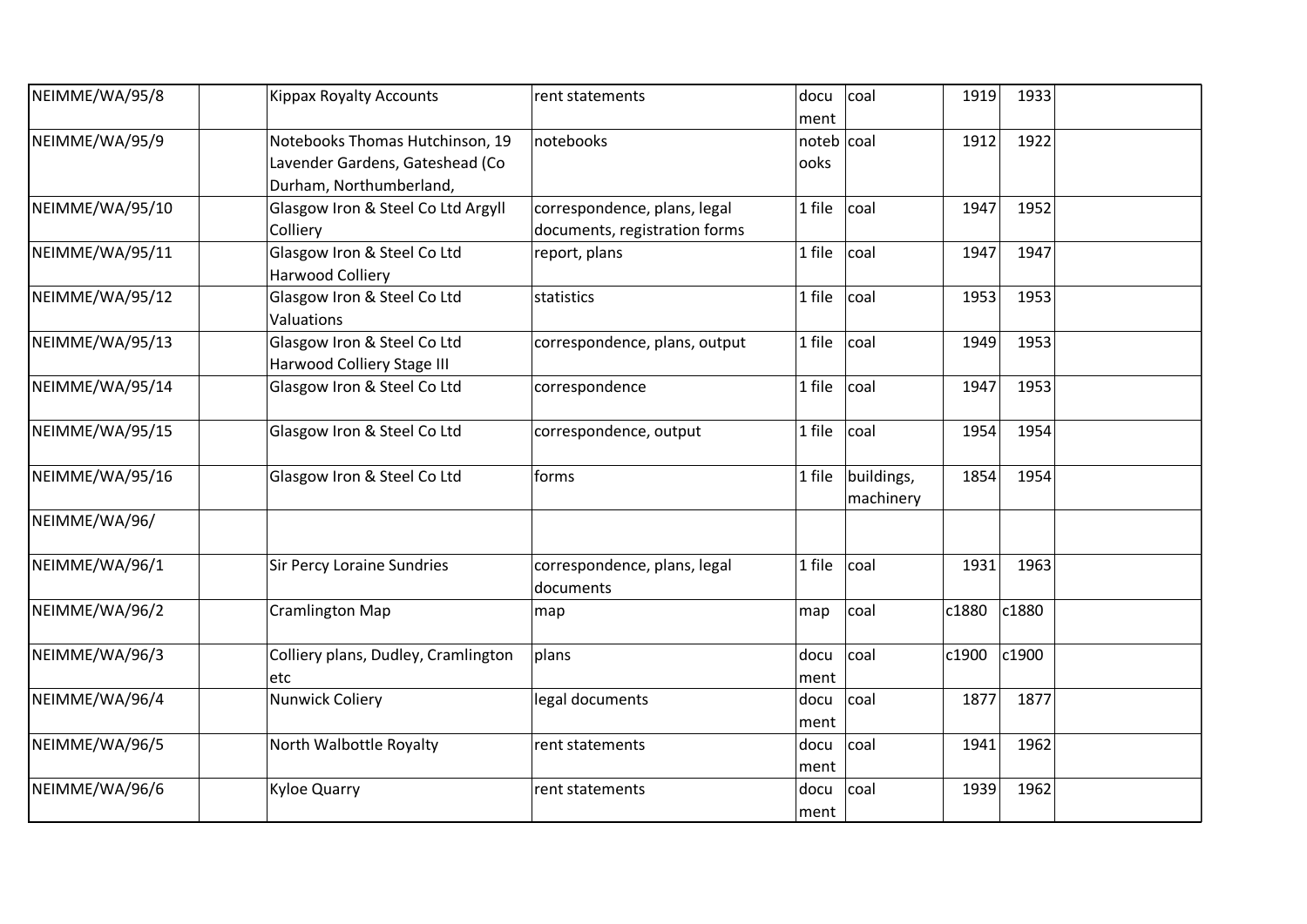| | | | | | | | | |
|---|---|---|---|---|---|---|---|---|
| NEIMME/WA/95/8 | | Kippax Royalty Accounts | rent statements | docu ment | coal | 1919 | 1933 | |
| NEIMME/WA/95/9 | | Notebooks Thomas Hutchinson, 19 Lavender Gardens, Gateshead (Co Durham, Northumberland, | notebooks | noteb ooks | coal | 1912 | 1922 | |
| NEIMME/WA/95/10 | | Glasgow Iron & Steel Co Ltd Argyll Colliery | correspondence, plans, legal documents, registration forms | 1 file | coal | 1947 | 1952 | |
| NEIMME/WA/95/11 | | Glasgow Iron & Steel Co Ltd Harwood Colliery | report, plans | 1 file | coal | 1947 | 1947 | |
| NEIMME/WA/95/12 | | Glasgow Iron & Steel Co Ltd Valuations | statistics | 1 file | coal | 1953 | 1953 | |
| NEIMME/WA/95/13 | | Glasgow Iron & Steel Co Ltd Harwood Colliery Stage III | correspondence, plans, output | 1 file | coal | 1949 | 1953 | |
| NEIMME/WA/95/14 | | Glasgow Iron & Steel Co Ltd | correspondence | 1 file | coal | 1947 | 1953 | |
| NEIMME/WA/95/15 | | Glasgow Iron & Steel Co Ltd | correspondence, output | 1 file | coal | 1954 | 1954 | |
| NEIMME/WA/95/16 | | Glasgow Iron & Steel Co Ltd | forms | 1 file | buildings, machinery | 1854 | 1954 | |
| NEIMME/WA/96/ | | | | | | | | |
| NEIMME/WA/96/1 | | Sir Percy Loraine Sundries | correspondence, plans, legal documents | 1 file | coal | 1931 | 1963 | |
| NEIMME/WA/96/2 | | Cramlington Map | map | map | coal | c1880 | c1880 | |
| NEIMME/WA/96/3 | | Colliery plans, Dudley, Cramlington etc | plans | docu ment | coal | c1900 | c1900 | |
| NEIMME/WA/96/4 | | Nunwick Coliery | legal documents | docu ment | coal | 1877 | 1877 | |
| NEIMME/WA/96/5 | | North Walbottle Royalty | rent statements | docu ment | coal | 1941 | 1962 | |
| NEIMME/WA/96/6 | | Kyloe Quarry | rent statements | docu ment | coal | 1939 | 1962 | |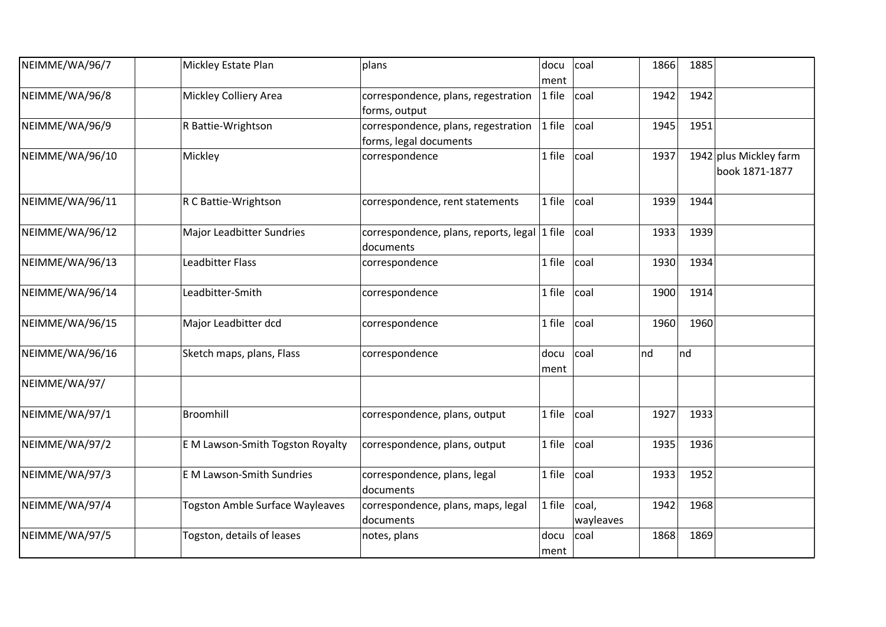| | | | | | | | | |
|---|---|---|---|---|---|---|---|---|
| NEIMME/WA/96/7 | | Mickley Estate Plan | plans | document | coal | 1866 | 1885 | |
| NEIMME/WA/96/8 | | Mickley Colliery Area | correspondence, plans, regestration forms, output | 1 file | coal | 1942 | 1942 | |
| NEIMME/WA/96/9 | | R Battie-Wrightson | correspondence, plans, regestration forms, legal documents | 1 file | coal | 1945 | 1951 | |
| NEIMME/WA/96/10 | | Mickley | correspondence | 1 file | coal | 1937 | 1942 | plus Mickley farm book 1871-1877 |
| NEIMME/WA/96/11 | | R C Battie-Wrightson | correspondence, rent statements | 1 file | coal | 1939 | 1944 | |
| NEIMME/WA/96/12 | | Major Leadbitter Sundries | correspondence, plans, reports, legal documents | 1 file | coal | 1933 | 1939 | |
| NEIMME/WA/96/13 | | Leadbitter Flass | correspondence | 1 file | coal | 1930 | 1934 | |
| NEIMME/WA/96/14 | | Leadbitter-Smith | correspondence | 1 file | coal | 1900 | 1914 | |
| NEIMME/WA/96/15 | | Major Leadbitter dcd | correspondence | 1 file | coal | 1960 | 1960 | |
| NEIMME/WA/96/16 | | Sketch maps, plans, Flass | correspondence | document | coal | nd | nd | |
| NEIMME/WA/97/ | | | | | | | | |
| NEIMME/WA/97/1 | | Broomhill | correspondence, plans, output | 1 file | coal | 1927 | 1933 | |
| NEIMME/WA/97/2 | | E M Lawson-Smith Togston Royalty | correspondence, plans, output | 1 file | coal | 1935 | 1936 | |
| NEIMME/WA/97/3 | | E M Lawson-Smith Sundries | correspondence, plans, legal documents | 1 file | coal | 1933 | 1952 | |
| NEIMME/WA/97/4 | | Togston Amble Surface Wayleaves | correspondence, plans, maps, legal documents | 1 file | coal, wayleaves | 1942 | 1968 | |
| NEIMME/WA/97/5 | | Togston, details of leases | notes, plans | document | coal | 1868 | 1869 | |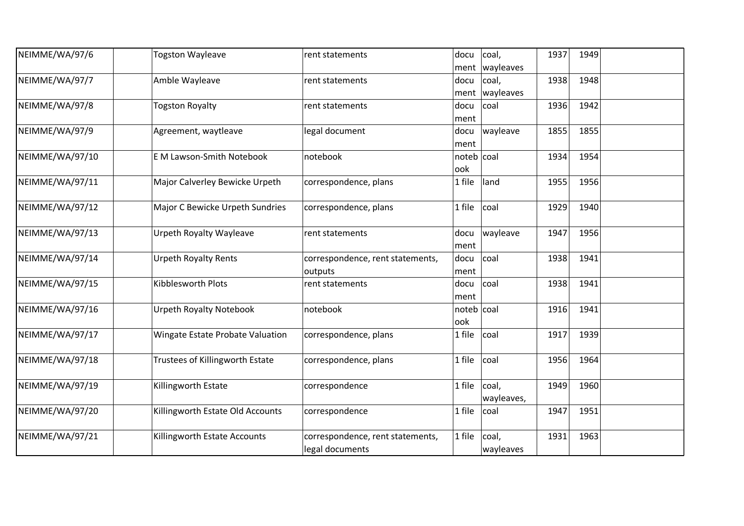| | | | | | | | | |
|---|---|---|---|---|---|---|---|---|
| NEIMME/WA/97/6 | | Togston Wayleave | rent statements | document | coal, wayleaves | 1937 | 1949 | |
| NEIMME/WA/97/7 | | Amble Wayleave | rent statements | document | coal, wayleaves | 1938 | 1948 | |
| NEIMME/WA/97/8 | | Togston Royalty | rent statements | document | coal | 1936 | 1942 | |
| NEIMME/WA/97/9 | | Agreement, waytleave | legal document | document | wayleave | 1855 | 1855 | |
| NEIMME/WA/97/10 | | E M Lawson-Smith Notebook | notebook | notebook | coal | 1934 | 1954 | |
| NEIMME/WA/97/11 | | Major Calverley Bewicke Urpeth | correspondence, plans | 1 file | land | 1955 | 1956 | |
| NEIMME/WA/97/12 | | Major C Bewicke Urpeth Sundries | correspondence, plans | 1 file | coal | 1929 | 1940 | |
| NEIMME/WA/97/13 | | Urpeth Royalty Wayleave | rent statements | document | wayleave | 1947 | 1956 | |
| NEIMME/WA/97/14 | | Urpeth Royalty Rents | correspondence, rent statements, outputs | document | coal | 1938 | 1941 | |
| NEIMME/WA/97/15 | | Kibblesworth Plots | rent statements | document | coal | 1938 | 1941 | |
| NEIMME/WA/97/16 | | Urpeth Royalty Notebook | notebook | notebook | coal | 1916 | 1941 | |
| NEIMME/WA/97/17 | | Wingate Estate Probate Valuation | correspondence, plans | 1 file | coal | 1917 | 1939 | |
| NEIMME/WA/97/18 | | Trustees of Killingworth Estate | correspondence, plans | 1 file | coal | 1956 | 1964 | |
| NEIMME/WA/97/19 | | Killingworth Estate | correspondence | 1 file | coal, wayleaves, | 1949 | 1960 | |
| NEIMME/WA/97/20 | | Killingworth Estate Old Accounts | correspondence | 1 file | coal | 1947 | 1951 | |
| NEIMME/WA/97/21 | | Killingworth Estate Accounts | correspondence, rent statements, legal documents | 1 file | coal, wayleaves | 1931 | 1963 | |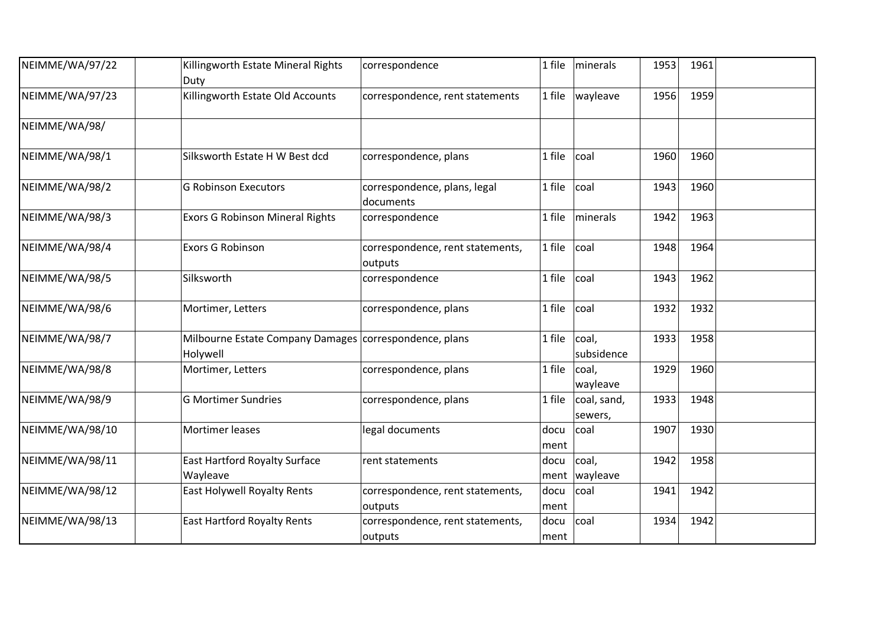| | | | | | | | | |
|---|---|---|---|---|---|---|---|---|
| NEIMME/WA/97/22 | | Killingworth Estate Mineral Rights Duty | correspondence | 1 file | minerals | 1953 | 1961 | |
| NEIMME/WA/97/23 | | Killingworth Estate Old Accounts | correspondence, rent statements | 1 file | wayleave | 1956 | 1959 | |
| NEIMME/WA/98/ | | | | | | | | |
| NEIMME/WA/98/1 | | Silksworth Estate H W Best dcd | correspondence, plans | 1 file | coal | 1960 | 1960 | |
| NEIMME/WA/98/2 | | G Robinson Executors | correspondence, plans, legal documents | 1 file | coal | 1943 | 1960 | |
| NEIMME/WA/98/3 | | Exors G Robinson Mineral Rights | correspondence | 1 file | minerals | 1942 | 1963 | |
| NEIMME/WA/98/4 | | Exors G Robinson | correspondence, rent statements, outputs | 1 file | coal | 1948 | 1964 | |
| NEIMME/WA/98/5 | | Silksworth | correspondence | 1 file | coal | 1943 | 1962 | |
| NEIMME/WA/98/6 | | Mortimer, Letters | correspondence, plans | 1 file | coal | 1932 | 1932 | |
| NEIMME/WA/98/7 | | Milbourne Estate Company Damages Holywell | correspondence, plans | 1 file | coal, subsidence | 1933 | 1958 | |
| NEIMME/WA/98/8 | | Mortimer, Letters | correspondence, plans | 1 file | coal, wayleave | 1929 | 1960 | |
| NEIMME/WA/98/9 | | G Mortimer Sundries | correspondence, plans | 1 file | coal, sand, sewers, | 1933 | 1948 | |
| NEIMME/WA/98/10 | | Mortimer leases | legal documents | document | coal | 1907 | 1930 | |
| NEIMME/WA/98/11 | | East Hartford Royalty Surface Wayleave | rent statements | document | coal, wayleave | 1942 | 1958 | |
| NEIMME/WA/98/12 | | East Holywell Royalty Rents | correspondence, rent statements, outputs | document | coal | 1941 | 1942 | |
| NEIMME/WA/98/13 | | East Hartford Royalty Rents | correspondence, rent statements, outputs | document | coal | 1934 | 1942 | |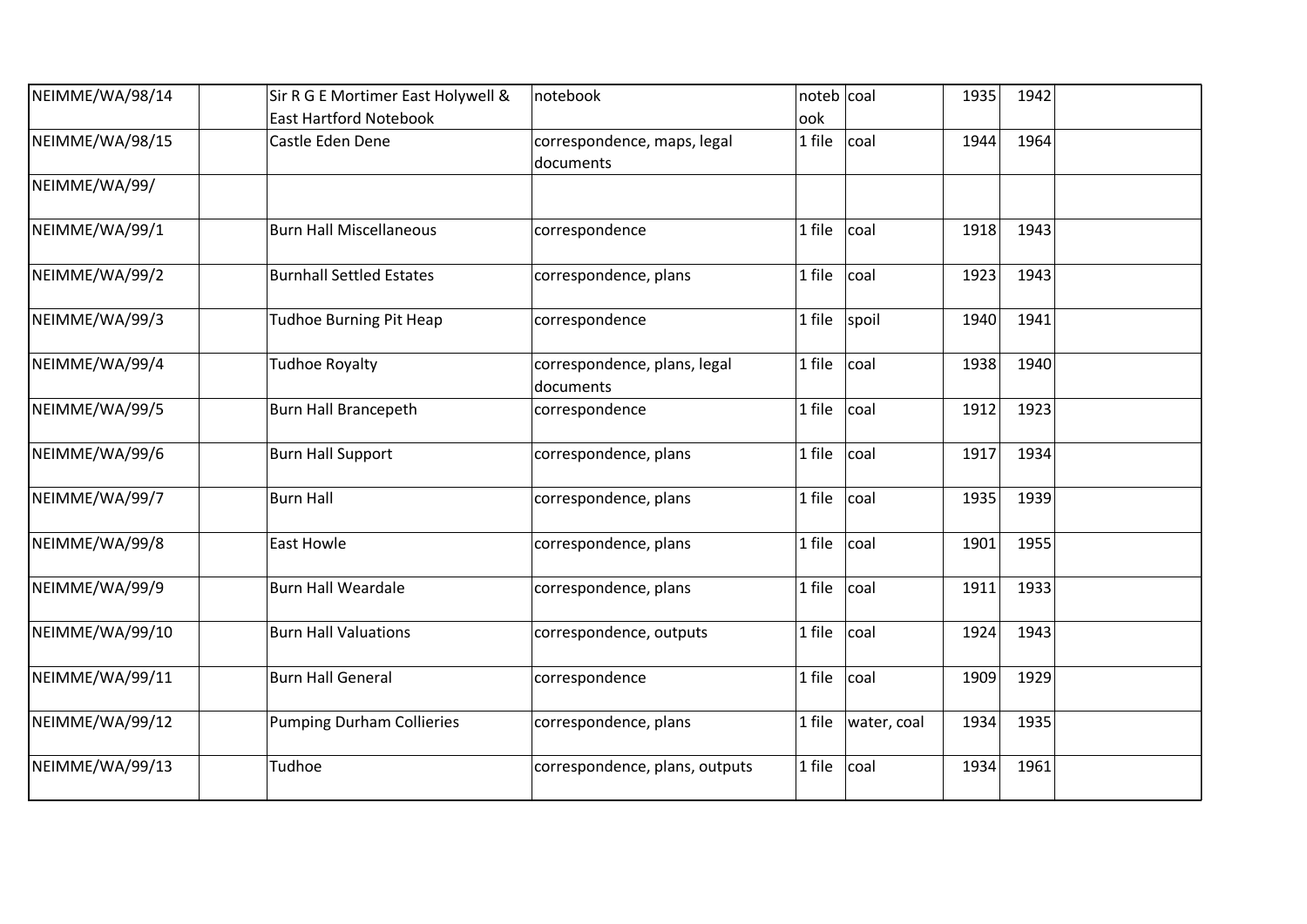| | | | | | | | | |
|---|---|---|---|---|---|---|---|---|
| NEIMME/WA/98/14 | | Sir R G E Mortimer East Holywell & East Hartford Notebook | notebook | notebook | coal | 1935 | 1942 | |
| NEIMME/WA/98/15 | | Castle Eden Dene | correspondence, maps, legal documents | 1 file | coal | 1944 | 1964 | |
| NEIMME/WA/99/ | | | | | | | | |
| NEIMME/WA/99/1 | | Burn Hall Miscellaneous | correspondence | 1 file | coal | 1918 | 1943 | |
| NEIMME/WA/99/2 | | Burnhall Settled Estates | correspondence, plans | 1 file | coal | 1923 | 1943 | |
| NEIMME/WA/99/3 | | Tudhoe Burning Pit Heap | correspondence | 1 file | spoil | 1940 | 1941 | |
| NEIMME/WA/99/4 | | Tudhoe Royalty | correspondence, plans, legal documents | 1 file | coal | 1938 | 1940 | |
| NEIMME/WA/99/5 | | Burn Hall Brancepeth | correspondence | 1 file | coal | 1912 | 1923 | |
| NEIMME/WA/99/6 | | Burn Hall Support | correspondence, plans | 1 file | coal | 1917 | 1934 | |
| NEIMME/WA/99/7 | | Burn Hall | correspondence, plans | 1 file | coal | 1935 | 1939 | |
| NEIMME/WA/99/8 | | East Howle | correspondence, plans | 1 file | coal | 1901 | 1955 | |
| NEIMME/WA/99/9 | | Burn Hall Weardale | correspondence, plans | 1 file | coal | 1911 | 1933 | |
| NEIMME/WA/99/10 | | Burn Hall Valuations | correspondence, outputs | 1 file | coal | 1924 | 1943 | |
| NEIMME/WA/99/11 | | Burn Hall General | correspondence | 1 file | coal | 1909 | 1929 | |
| NEIMME/WA/99/12 | | Pumping Durham Collieries | correspondence, plans | 1 file | water, coal | 1934 | 1935 | |
| NEIMME/WA/99/13 | | Tudhoe | correspondence, plans, outputs | 1 file | coal | 1934 | 1961 | |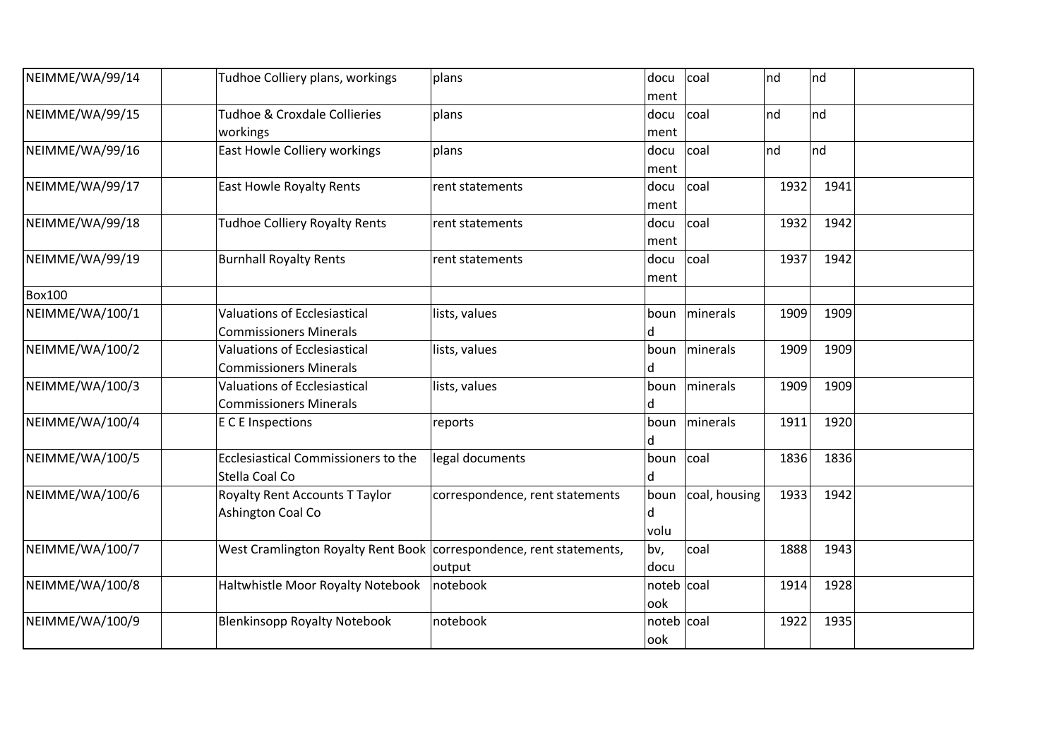| NEIMME/WA/99/14 | | Tudhoe Colliery plans, workings | plans | document | coal | nd | nd | |
|---|---|---|---|---|---|---|---|---|
| NEIMME/WA/99/15 | | Tudhoe & Croxdale Collieries workings | plans | document | coal | nd | nd | |
| NEIMME/WA/99/16 | | East Howle Colliery workings | plans | document | coal | nd | nd | |
| NEIMME/WA/99/17 | | East Howle Royalty Rents | rent statements | document | coal | 1932 | 1941 | |
| NEIMME/WA/99/18 | | Tudhoe Colliery Royalty Rents | rent statements | document | coal | 1932 | 1942 | |
| NEIMME/WA/99/19 | | Burnhall Royalty Rents | rent statements | document | coal | 1937 | 1942 | |
| Box100 | | | | | | | | |
| NEIMME/WA/100/1 | | Valuations of Ecclesiastical Commissioners Minerals | lists, values | bound | minerals | 1909 | 1909 | |
| NEIMME/WA/100/2 | | Valuations of Ecclesiastical Commissioners Minerals | lists, values | bound | minerals | 1909 | 1909 | |
| NEIMME/WA/100/3 | | Valuations of Ecclesiastical Commissioners Minerals | lists, values | bound | minerals | 1909 | 1909 | |
| NEIMME/WA/100/4 | | E C E Inspections | reports | bound | minerals | 1911 | 1920 | |
| NEIMME/WA/100/5 | | Ecclesiastical Commissioners to the Stella Coal Co | legal documents | bound | coal | 1836 | 1836 | |
| NEIMME/WA/100/6 | | Royalty Rent Accounts T Taylor Ashington Coal Co | correspondence, rent statements | bound volu | coal, housing | 1933 | 1942 | |
| NEIMME/WA/100/7 | | West Cramlington Royalty Rent Book | correspondence, rent statements, output | bv, docu | coal | 1888 | 1943 | |
| NEIMME/WA/100/8 | | Haltwhistle Moor Royalty Notebook | notebook | notebook | coal | 1914 | 1928 | |
| NEIMME/WA/100/9 | | Blenkinsopp Royalty Notebook | notebook | notebook | coal | 1922 | 1935 | |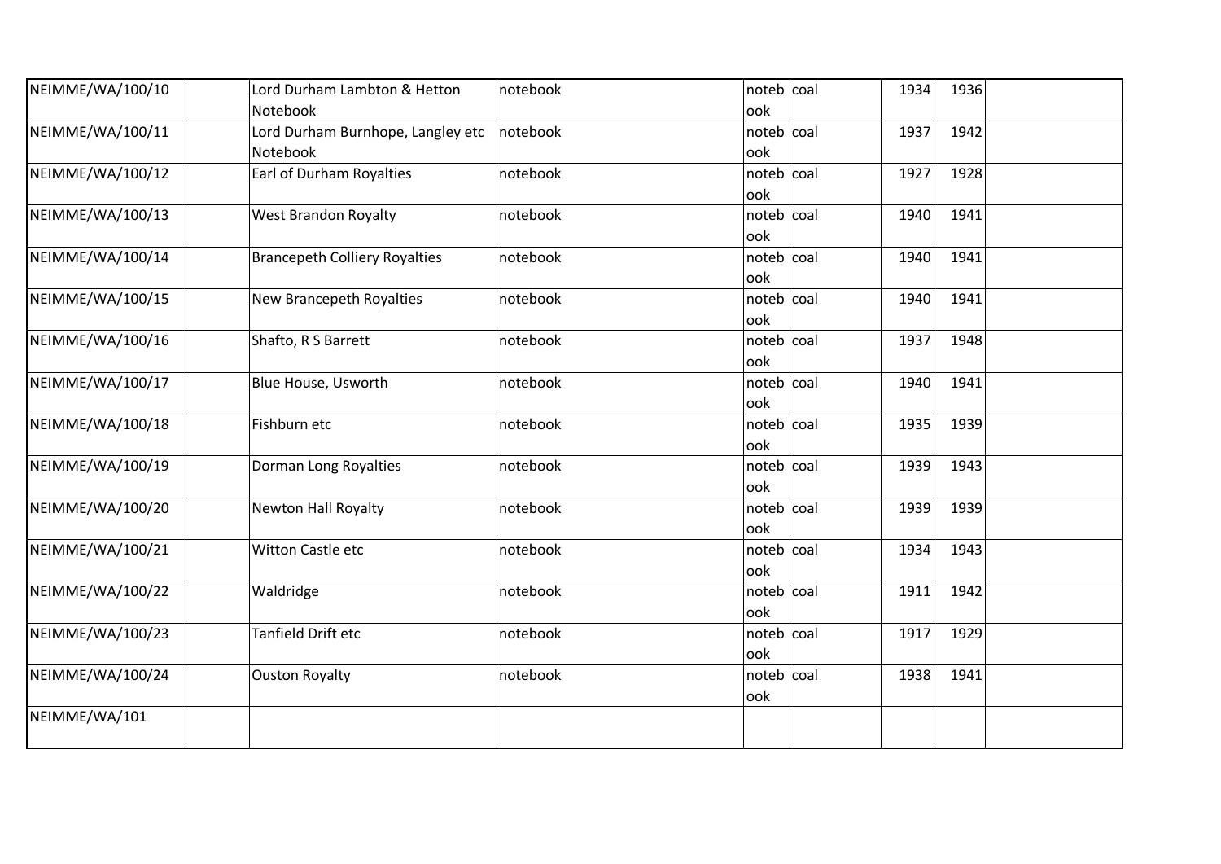| | | | | | | | | |
|---|---|---|---|---|---|---|---|---|
| NEIMME/WA/100/10 | | Lord Durham Lambton & Hetton Notebook | notebook | notebook | coal | 1934 | 1936 | |
| NEIMME/WA/100/11 | | Lord Durham Burnhope, Langley etc Notebook | notebook | notebook | coal | 1937 | 1942 | |
| NEIMME/WA/100/12 | | Earl of Durham Royalties | notebook | notebook | coal | 1927 | 1928 | |
| NEIMME/WA/100/13 | | West Brandon Royalty | notebook | notebook | coal | 1940 | 1941 | |
| NEIMME/WA/100/14 | | Brancepeth Colliery Royalties | notebook | notebook | coal | 1940 | 1941 | |
| NEIMME/WA/100/15 | | New Brancepeth Royalties | notebook | notebook | coal | 1940 | 1941 | |
| NEIMME/WA/100/16 | | Shafto, R S Barrett | notebook | notebook | coal | 1937 | 1948 | |
| NEIMME/WA/100/17 | | Blue House, Usworth | notebook | notebook | coal | 1940 | 1941 | |
| NEIMME/WA/100/18 | | Fishburn etc | notebook | notebook | coal | 1935 | 1939 | |
| NEIMME/WA/100/19 | | Dorman Long Royalties | notebook | notebook | coal | 1939 | 1943 | |
| NEIMME/WA/100/20 | | Newton Hall Royalty | notebook | notebook | coal | 1939 | 1939 | |
| NEIMME/WA/100/21 | | Witton Castle etc | notebook | notebook | coal | 1934 | 1943 | |
| NEIMME/WA/100/22 | | Waldridge | notebook | notebook | coal | 1911 | 1942 | |
| NEIMME/WA/100/23 | | Tanfield Drift etc | notebook | notebook | coal | 1917 | 1929 | |
| NEIMME/WA/100/24 | | Ouston Royalty | notebook | notebook | coal | 1938 | 1941 | |
| NEIMME/WA/101 | | | | | | | | |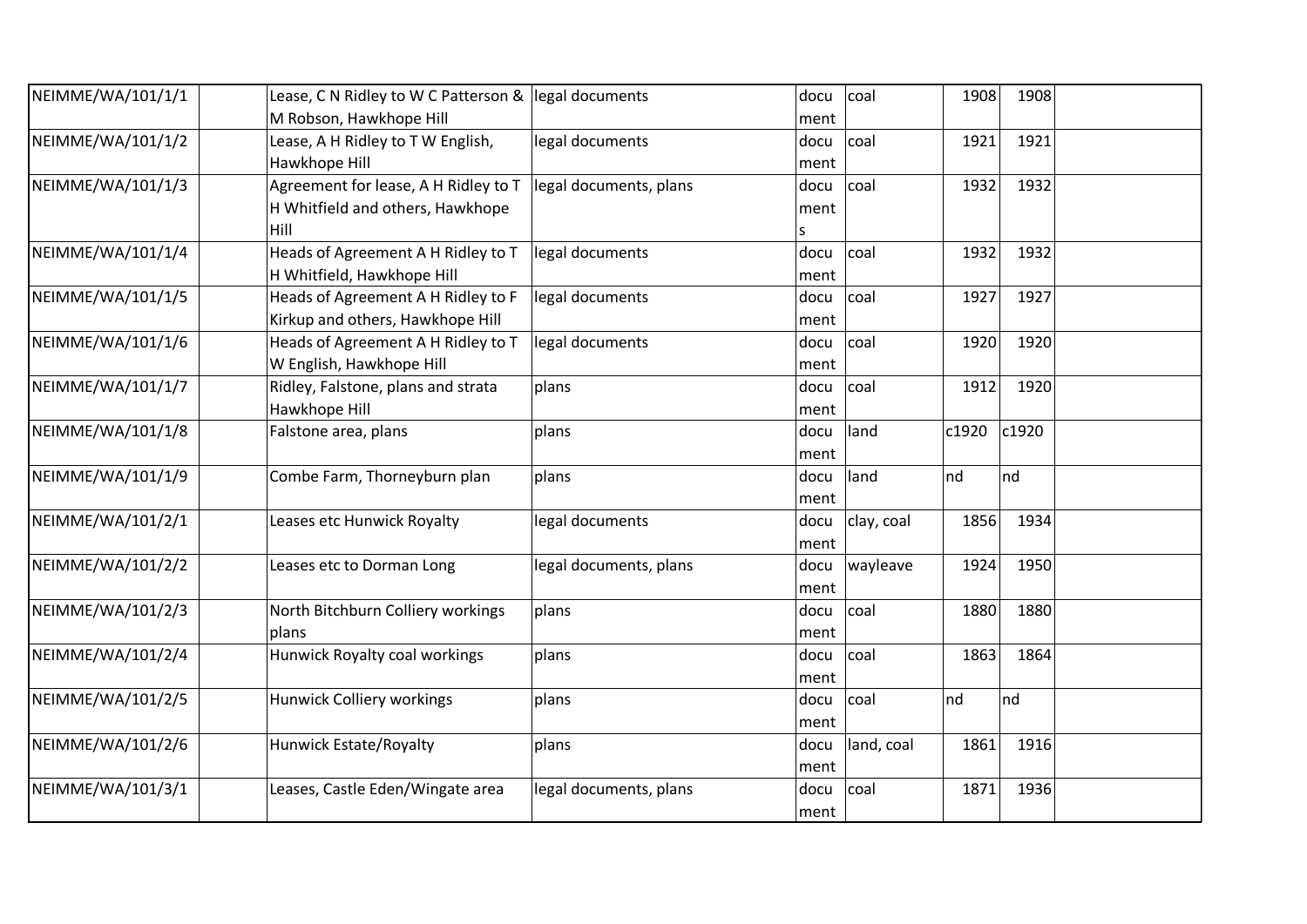| | | | | | | | | |
|---|---|---|---|---|---|---|---|---|
| NEIMME/WA/101/1/1 | | Lease, C N Ridley to W C Patterson & M Robson, Hawkhope Hill | legal documents | document | coal | 1908 | 1908 | |
| NEIMME/WA/101/1/2 | | Lease, A H Ridley to T W English, Hawkhope Hill | legal documents | document | coal | 1921 | 1921 | |
| NEIMME/WA/101/1/3 | | Agreement for lease, A H Ridley to T H Whitfield and others, Hawkhope Hill | legal documents, plans | documents | coal | 1932 | 1932 | |
| NEIMME/WA/101/1/4 | | Heads of Agreement A H Ridley to T H Whitfield, Hawkhope Hill | legal documents | document | coal | 1932 | 1932 | |
| NEIMME/WA/101/1/5 | | Heads of Agreement A H Ridley to F Kirkup and others, Hawkhope Hill | legal documents | document | coal | 1927 | 1927 | |
| NEIMME/WA/101/1/6 | | Heads of Agreement A H Ridley to T W English, Hawkhope Hill | legal documents | document | coal | 1920 | 1920 | |
| NEIMME/WA/101/1/7 | | Ridley, Falstone, plans and strata Hawkhope Hill | plans | document | coal | 1912 | 1920 | |
| NEIMME/WA/101/1/8 | | Falstone area, plans | plans | document | land | c1920 | c1920 | |
| NEIMME/WA/101/1/9 | | Combe Farm, Thorneyburn plan | plans | document | land | nd | nd | |
| NEIMME/WA/101/2/1 | | Leases etc Hunwick Royalty | legal documents | document | clay, coal | 1856 | 1934 | |
| NEIMME/WA/101/2/2 | | Leases etc to Dorman Long | legal documents, plans | document | wayleave | 1924 | 1950 | |
| NEIMME/WA/101/2/3 | | North Bitchburn Colliery workings plans | plans | document | coal | 1880 | 1880 | |
| NEIMME/WA/101/2/4 | | Hunwick Royalty coal workings | plans | document | coal | 1863 | 1864 | |
| NEIMME/WA/101/2/5 | | Hunwick Colliery workings | plans | document | coal | nd | nd | |
| NEIMME/WA/101/2/6 | | Hunwick Estate/Royalty | plans | document | land, coal | 1861 | 1916 | |
| NEIMME/WA/101/3/1 | | Leases, Castle Eden/Wingate area | legal documents, plans | document | coal | 1871 | 1936 | |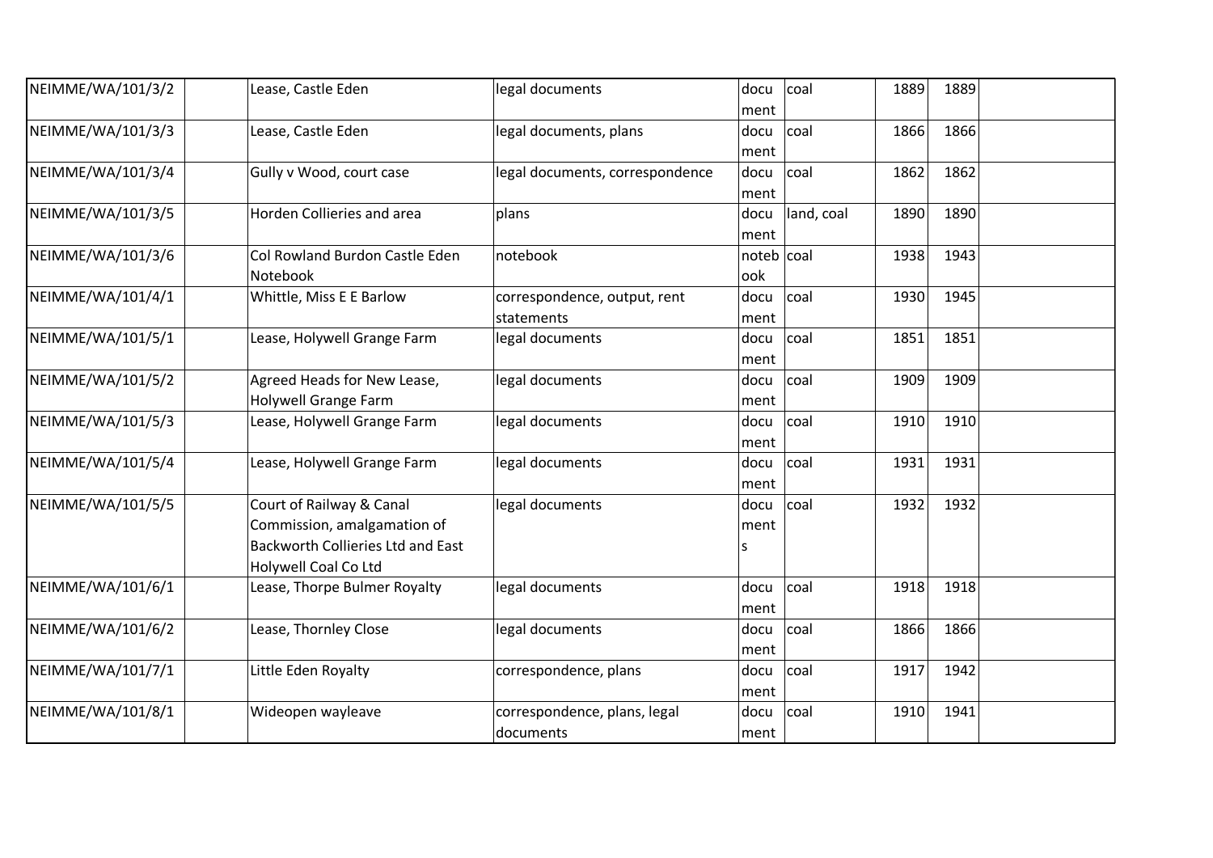| | | | | | | | | |
|---|---|---|---|---|---|---|---|---|
| NEIMME/WA/101/3/2 | | Lease, Castle Eden | legal documents | document | coal | 1889 | 1889 | |
| NEIMME/WA/101/3/3 | | Lease, Castle Eden | legal documents, plans | document | coal | 1866 | 1866 | |
| NEIMME/WA/101/3/4 | | Gully v Wood, court case | legal documents, correspondence | document | coal | 1862 | 1862 | |
| NEIMME/WA/101/3/5 | | Horden Collieries and area | plans | document | land, coal | 1890 | 1890 | |
| NEIMME/WA/101/3/6 | | Col Rowland Burdon Castle Eden Notebook | notebook | notebook | coal | 1938 | 1943 | |
| NEIMME/WA/101/4/1 | | Whittle, Miss E E Barlow | correspondence, output, rent statements | document | coal | 1930 | 1945 | |
| NEIMME/WA/101/5/1 | | Lease, Holywell Grange Farm | legal documents | document | coal | 1851 | 1851 | |
| NEIMME/WA/101/5/2 | | Agreed Heads for New Lease, Holywell Grange Farm | legal documents | document | coal | 1909 | 1909 | |
| NEIMME/WA/101/5/3 | | Lease, Holywell Grange Farm | legal documents | document | coal | 1910 | 1910 | |
| NEIMME/WA/101/5/4 | | Lease, Holywell Grange Farm | legal documents | document | coal | 1931 | 1931 | |
| NEIMME/WA/101/5/5 | | Court of Railway & Canal Commission, amalgamation of Backworth Collieries Ltd and East Holywell Coal Co Ltd | legal documents | documents | coal | 1932 | 1932 | |
| NEIMME/WA/101/6/1 | | Lease, Thorpe Bulmer Royalty | legal documents | document | coal | 1918 | 1918 | |
| NEIMME/WA/101/6/2 | | Lease, Thornley Close | legal documents | document | coal | 1866 | 1866 | |
| NEIMME/WA/101/7/1 | | Little Eden Royalty | correspondence, plans | document | coal | 1917 | 1942 | |
| NEIMME/WA/101/8/1 | | Wideopen wayleave | correspondence, plans, legal documents | document | coal | 1910 | 1941 | |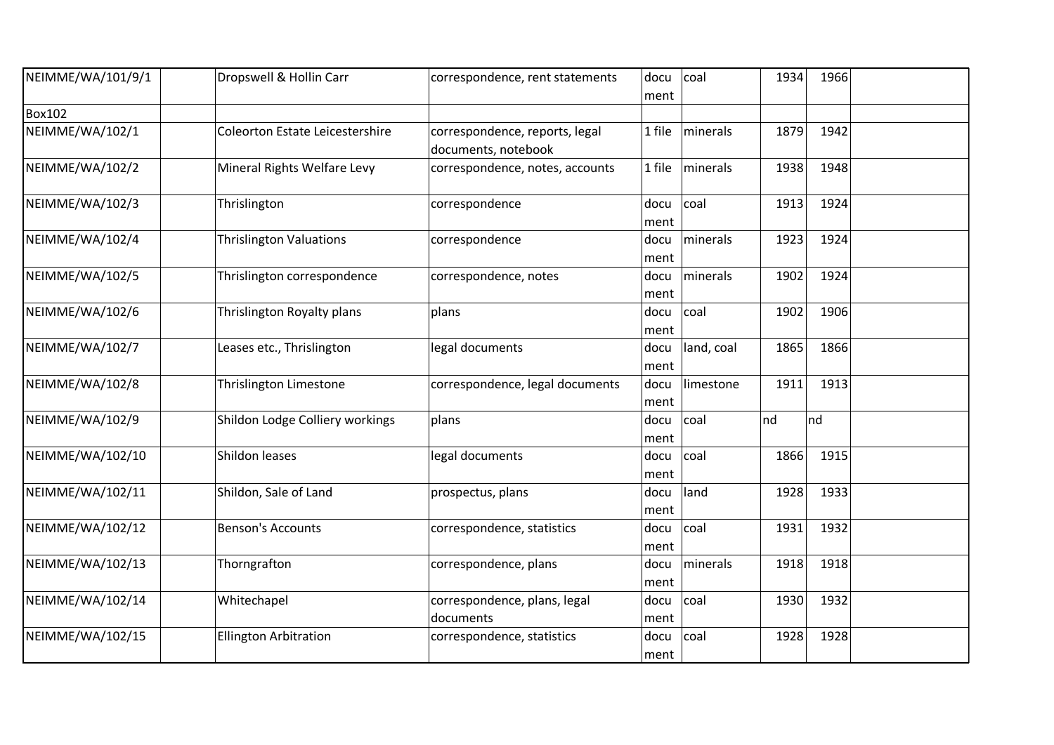| | | | | | | | | |
|---|---|---|---|---|---|---|---|---|
| NEIMME/WA/101/9/1 | | Dropswell & Hollin Carr | correspondence, rent statements | document | coal | 1934 | 1966 | |
| Box102 | | | | | | | | |
| NEIMME/WA/102/1 | | Coleorton Estate Leicestershire | correspondence, reports, legal documents, notebook | 1 file | minerals | 1879 | 1942 | |
| NEIMME/WA/102/2 | | Mineral Rights Welfare Levy | correspondence, notes, accounts | 1 file | minerals | 1938 | 1948 | |
| NEIMME/WA/102/3 | | Thrislington | correspondence | document | coal | 1913 | 1924 | |
| NEIMME/WA/102/4 | | Thrislington Valuations | correspondence | document | minerals | 1923 | 1924 | |
| NEIMME/WA/102/5 | | Thrislington correspondence | correspondence, notes | document | minerals | 1902 | 1924 | |
| NEIMME/WA/102/6 | | Thrislington Royalty plans | plans | document | coal | 1902 | 1906 | |
| NEIMME/WA/102/7 | | Leases etc., Thrislington | legal documents | document | land, coal | 1865 | 1866 | |
| NEIMME/WA/102/8 | | Thrislington Limestone | correspondence, legal documents | document | limestone | 1911 | 1913 | |
| NEIMME/WA/102/9 | | Shildon Lodge Colliery workings | plans | document | coal | nd | nd | |
| NEIMME/WA/102/10 | | Shildon leases | legal documents | document | coal | 1866 | 1915 | |
| NEIMME/WA/102/11 | | Shildon, Sale of Land | prospectus, plans | document | land | 1928 | 1933 | |
| NEIMME/WA/102/12 | | Benson's Accounts | correspondence, statistics | document | coal | 1931 | 1932 | |
| NEIMME/WA/102/13 | | Thorngrafton | correspondence, plans | document | minerals | 1918 | 1918 | |
| NEIMME/WA/102/14 | | Whitechapel | correspondence, plans, legal documents | document | coal | 1930 | 1932 | |
| NEIMME/WA/102/15 | | Ellington Arbitration | correspondence, statistics | document | coal | 1928 | 1928 | |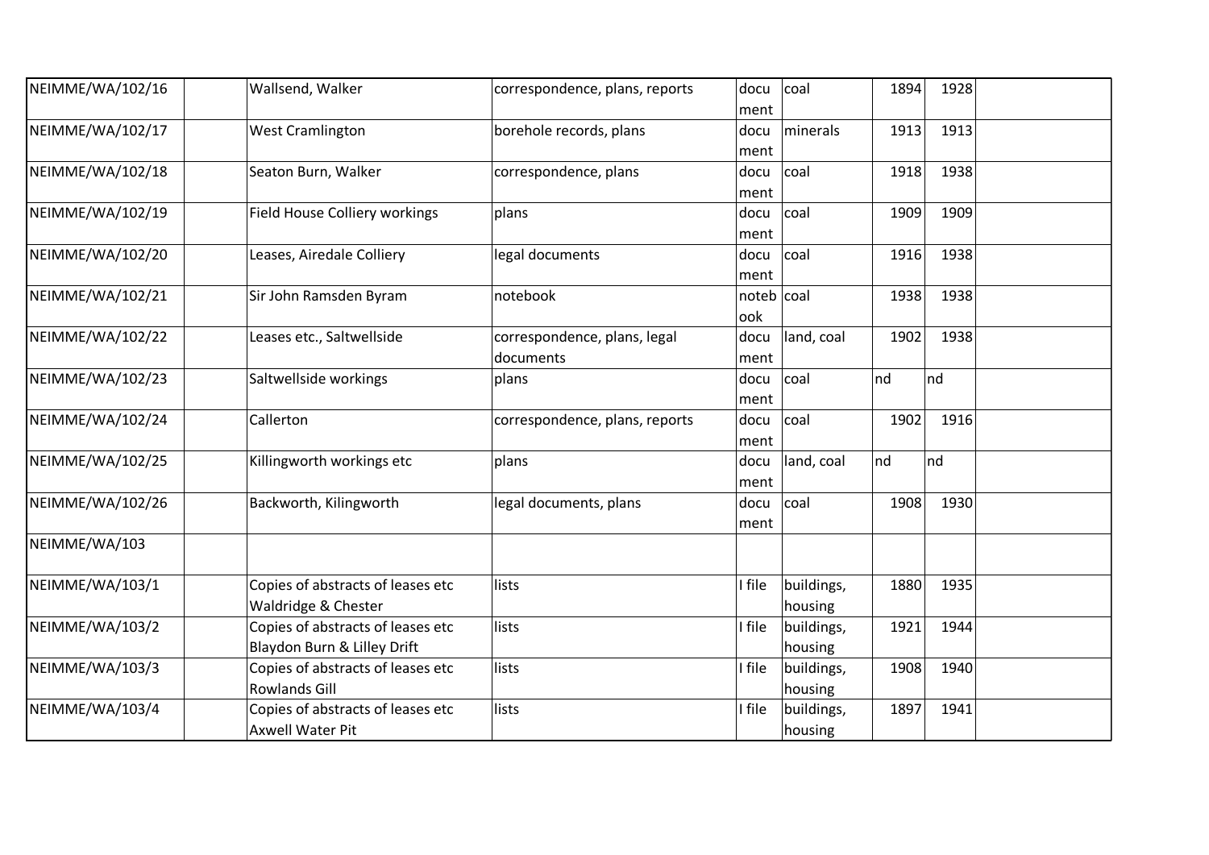| | | | | | | | | |
|---|---|---|---|---|---|---|---|---|
| NEIMME/WA/102/16 | | Wallsend, Walker | correspondence, plans, reports | document | coal | 1894 | 1928 | |
| NEIMME/WA/102/17 | | West Cramlington | borehole records, plans | document | minerals | 1913 | 1913 | |
| NEIMME/WA/102/18 | | Seaton Burn, Walker | correspondence, plans | document | coal | 1918 | 1938 | |
| NEIMME/WA/102/19 | | Field House Colliery workings | plans | document | coal | 1909 | 1909 | |
| NEIMME/WA/102/20 | | Leases, Airedale Colliery | legal documents | document | coal | 1916 | 1938 | |
| NEIMME/WA/102/21 | | Sir John Ramsden Byram | notebook | notebook | coal | 1938 | 1938 | |
| NEIMME/WA/102/22 | | Leases etc., Saltwellside | correspondence, plans, legal documents | document | land, coal | 1902 | 1938 | |
| NEIMME/WA/102/23 | | Saltwellside workings | plans | document | coal | nd | nd | |
| NEIMME/WA/102/24 | | Callerton | correspondence, plans, reports | document | coal | 1902 | 1916 | |
| NEIMME/WA/102/25 | | Killingworth workings etc | plans | document | land, coal | nd | nd | |
| NEIMME/WA/102/26 | | Backworth, Kilingworth | legal documents, plans | document | coal | 1908 | 1930 | |
| NEIMME/WA/103 | | | | | | | | |
| NEIMME/WA/103/1 | | Copies of abstracts of leases etc Waldridge & Chester | lists | I file | buildings, housing | 1880 | 1935 | |
| NEIMME/WA/103/2 | | Copies of abstracts of leases etc Blaydon Burn & Lilley Drift | lists | I file | buildings, housing | 1921 | 1944 | |
| NEIMME/WA/103/3 | | Copies of abstracts of leases etc Rowlands Gill | lists | I file | buildings, housing | 1908 | 1940 | |
| NEIMME/WA/103/4 | | Copies of abstracts of leases etc Axwell Water Pit | lists | I file | buildings, housing | 1897 | 1941 | |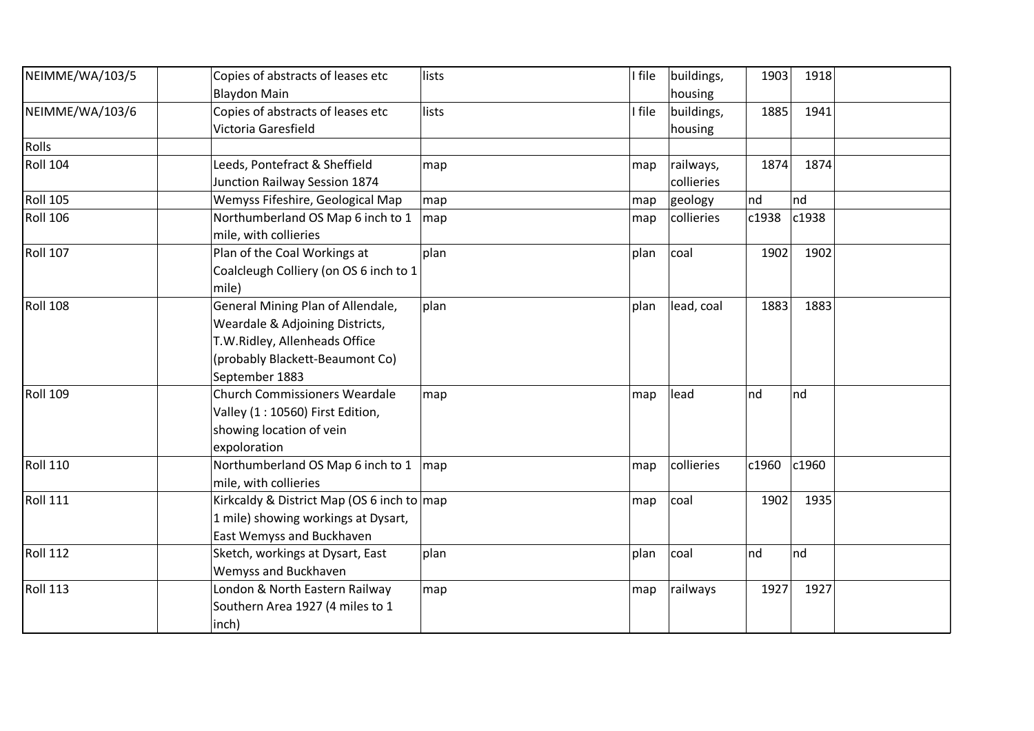| | | | | | | | | |
|---|---|---|---|---|---|---|---|---|
| NEIMME/WA/103/5 | | Copies of abstracts of leases etc Blaydon Main | lists | I file | buildings, housing | 1903 | 1918 | |
| NEIMME/WA/103/6 | | Copies of abstracts of leases etc Victoria Garesfield | lists | I file | buildings, housing | 1885 | 1941 | |
| Rolls | | | | | | | | |
| Roll 104 | | Leeds, Pontefract & Sheffield Junction Railway Session 1874 | map | map | railways, collieries | 1874 | 1874 | |
| Roll 105 | | Wemyss Fifeshire, Geological Map | map | map | geology | nd | nd | |
| Roll 106 | | Northumberland OS Map 6 inch to 1 mile, with collieries | map | map | collieries | c1938 | c1938 | |
| Roll 107 | | Plan of the Coal Workings at Coalcleugh Colliery (on OS 6 inch to 1 mile) | plan | plan | coal | 1902 | 1902 | |
| Roll 108 | | General Mining Plan of Allendale, Weardale & Adjoining Districts, T.W.Ridley, Allenheads Office (probably Blackett-Beaumont Co) September 1883 | plan | plan | lead, coal | 1883 | 1883 | |
| Roll 109 | | Church Commissioners Weardale Valley (1 : 10560) First Edition, showing location of vein expoloration | map | map | lead | nd | nd | |
| Roll 110 | | Northumberland OS Map 6 inch to 1 mile, with collieries | map | map | collieries | c1960 | c1960 | |
| Roll 111 | | Kirkcaldy & District Map (OS 6 inch to 1 mile) showing workings at Dysart, East Wemyss and Buckhaven | map | map | coal | 1902 | 1935 | |
| Roll 112 | | Sketch, workings at Dysart, East Wemyss and Buckhaven | plan | plan | coal | nd | nd | |
| Roll 113 | | London & North Eastern Railway Southern Area 1927 (4 miles to 1 inch) | map | map | railways | 1927 | 1927 | |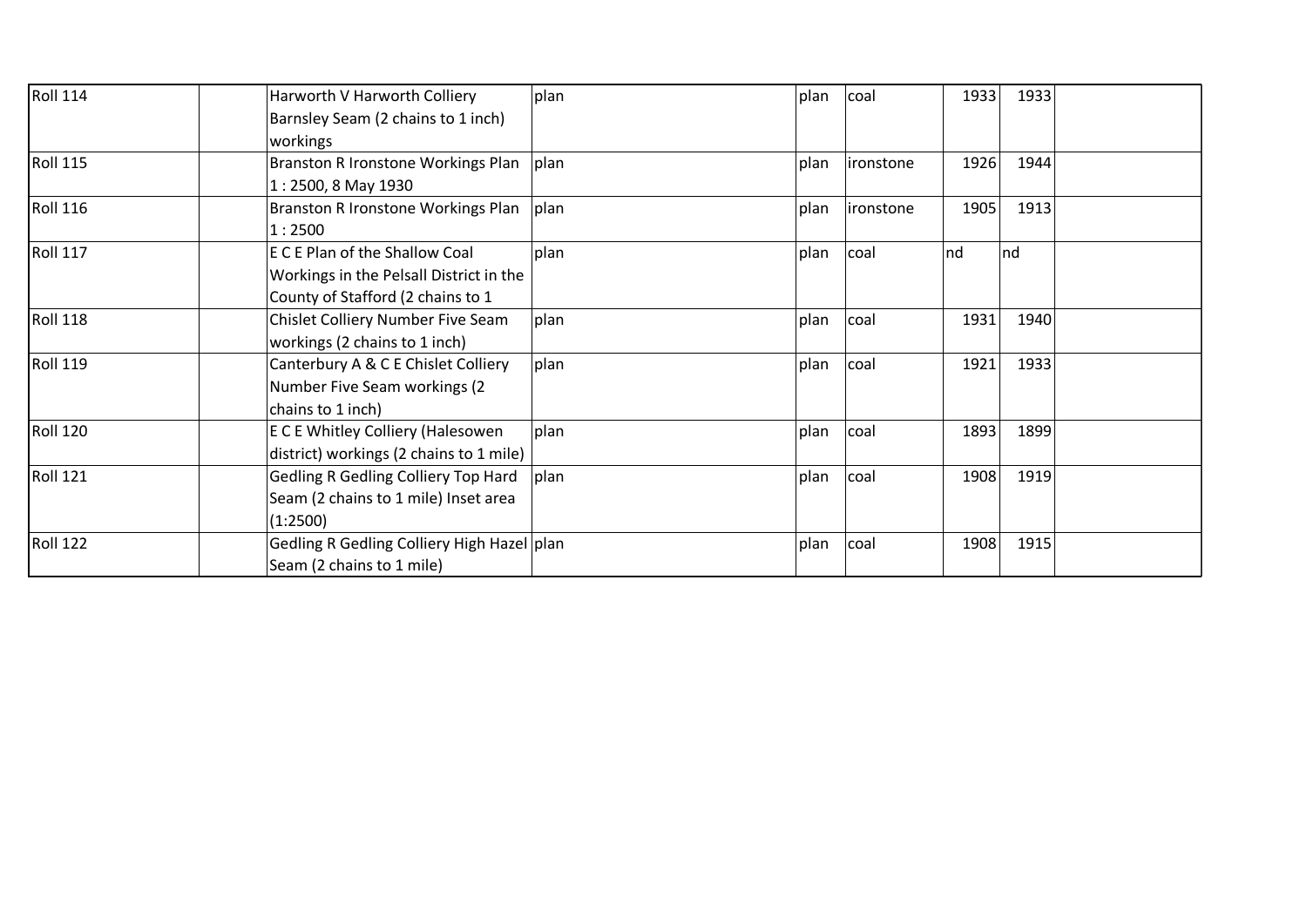| | | | | | | | | |
|---|---|---|---|---|---|---|---|---|
| Roll 114 | | Harworth V Harworth Colliery Barnsley Seam (2 chains to 1 inch) workings | plan | plan | coal | 1933 | 1933 | |
| Roll 115 | | Branston R Ironstone Workings Plan 1 : 2500, 8 May 1930 | plan | plan | ironstone | 1926 | 1944 | |
| Roll 116 | | Branston R Ironstone Workings Plan 1 : 2500 | plan | plan | ironstone | 1905 | 1913 | |
| Roll 117 | | E C E Plan of the Shallow Coal Workings in the Pelsall District in the County of Stafford (2 chains to 1 | plan | plan | coal | nd | nd | |
| Roll 118 | | Chislet Colliery Number Five Seam workings (2 chains to 1 inch) | plan | plan | coal | 1931 | 1940 | |
| Roll 119 | | Canterbury A & C E Chislet Colliery Number Five Seam workings (2 chains to 1 inch) | plan | plan | coal | 1921 | 1933 | |
| Roll 120 | | E C E Whitley Colliery (Halesowen district) workings (2 chains to 1 mile) | plan | plan | coal | 1893 | 1899 | |
| Roll 121 | | Gedling R Gedling Colliery Top Hard Seam (2 chains to 1 mile) Inset area (1:2500) | plan | plan | coal | 1908 | 1919 | |
| Roll 122 | | Gedling R Gedling Colliery High Hazel Seam (2 chains to 1 mile) | plan | plan | coal | 1908 | 1915 | |